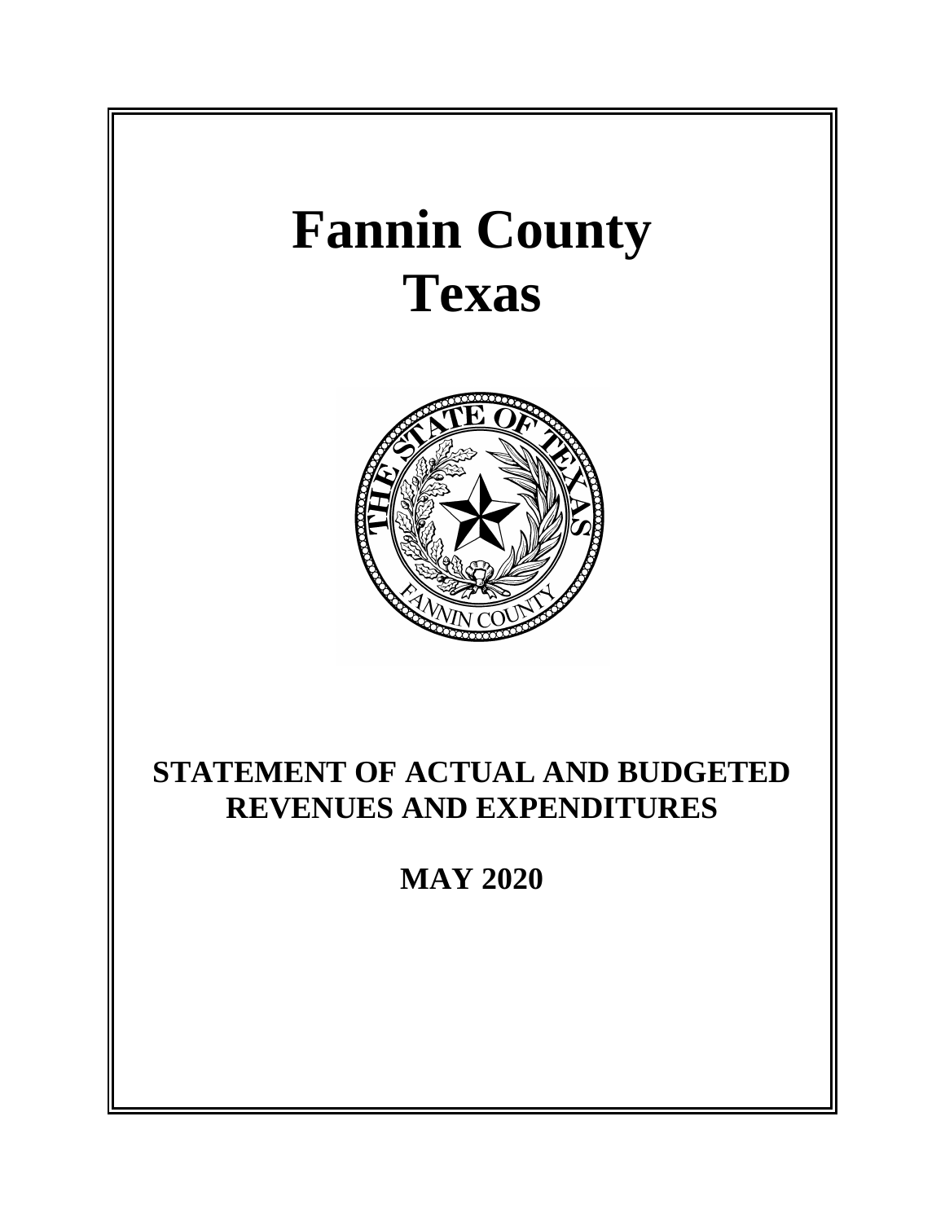# Fannin County
# Texas

## STATEMENT OF ACTUAL AND BUDGETED REVENUES AND EXPENDITURES

## MAY 2020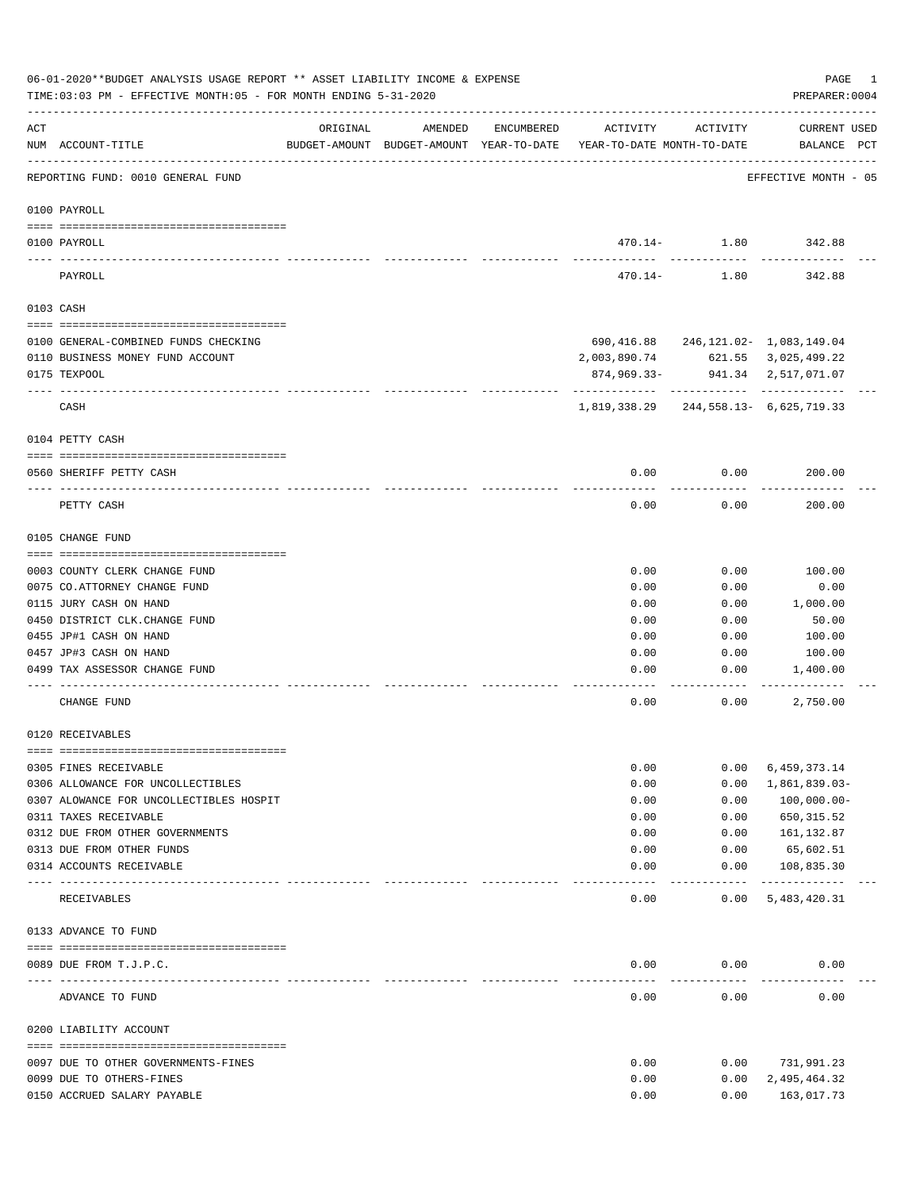06-01-2020**BUDGET ANALYSIS USAGE REPORT ** ASSET LIABILITY INCOME & EXPENSE

TIME:03:03 PM - EFFECTIVE MONTH:05 - FOR MONTH ENDING 5-31-2020

PREPARER:0004

| ACT NUM | ACCOUNT-TITLE | ORIGINAL BUDGET-AMOUNT | AMENDED BUDGET-AMOUNT | ENCUMBERED YEAR-TO-DATE | ACTIVITY YEAR-TO-DATE | ACTIVITY MONTH-TO-DATE | CURRENT BALANCE | USED PCT |
|---|---|---|---|---|---|---|---|---|
| | REPORTING FUND: 0010 GENERAL FUND | | | | | | EFFECTIVE MONTH - 05 | |
| | **0100 PAYROLL** | | | | | | | |
| 0100 | PAYROLL | | | | 470.14- | 1.80 | 342.88 | |
| | PAYROLL | | | | 470.14- | 1.80 | 342.88 | |
| | **0103 CASH** | | | | | | | |
| 0100 | GENERAL-COMBINED FUNDS CHECKING | | | | 690,416.88 | 246,121.02- | 1,083,149.04 | |
| 0110 | BUSINESS MONEY FUND ACCOUNT | | | | 2,003,890.74 | 621.55 | 3,025,499.22 | |
| 0175 | TEXPOOL | | | | 874,969.33- | 941.34 | 2,517,071.07 | |
| | CASH | | | | 1,819,338.29 | 244,558.13- | 6,625,719.33 | |
| | **0104 PETTY CASH** | | | | | | | |
| 0560 | SHERIFF PETTY CASH | | | | 0.00 | 0.00 | 200.00 | |
| | PETTY CASH | | | | 0.00 | 0.00 | 200.00 | |
| | **0105 CHANGE FUND** | | | | | | | |
| 0003 | COUNTY CLERK CHANGE FUND | | | | 0.00 | 0.00 | 100.00 | |
| 0075 | CO.ATTORNEY CHANGE FUND | | | | 0.00 | 0.00 | 0.00 | |
| 0115 | JURY CASH ON HAND | | | | 0.00 | 0.00 | 1,000.00 | |
| 0450 | DISTRICT CLK.CHANGE FUND | | | | 0.00 | 0.00 | 50.00 | |
| 0455 | JP#1 CASH ON HAND | | | | 0.00 | 0.00 | 100.00 | |
| 0457 | JP#3 CASH ON HAND | | | | 0.00 | 0.00 | 100.00 | |
| 0499 | TAX ASSESSOR CHANGE FUND | | | | 0.00 | 0.00 | 1,400.00 | |
| | CHANGE FUND | | | | 0.00 | 0.00 | 2,750.00 | |
| | **0120 RECEIVABLES** | | | | | | | |
| 0305 | FINES RECEIVABLE | | | | 0.00 | 0.00 | 6,459,373.14 | |
| 0306 | ALLOWANCE FOR UNCOLLECTIBLES | | | | 0.00 | 0.00 | 1,861,839.03- | |
| 0307 | ALOWANCE FOR UNCOLLECTIBLES HOSPIT | | | | 0.00 | 0.00 | 100,000.00- | |
| 0311 | TAXES RECEIVABLE | | | | 0.00 | 0.00 | 650,315.52 | |
| 0312 | DUE FROM OTHER GOVERNMENTS | | | | 0.00 | 0.00 | 161,132.87 | |
| 0313 | DUE FROM OTHER FUNDS | | | | 0.00 | 0.00 | 65,602.51 | |
| 0314 | ACCOUNTS RECEIVABLE | | | | 0.00 | 0.00 | 108,835.30 | |
| | RECEIVABLES | | | | 0.00 | 0.00 | 5,483,420.31 | |
| | **0133 ADVANCE TO FUND** | | | | | | | |
| 0089 | DUE FROM T.J.P.C. | | | | 0.00 | 0.00 | 0.00 | |
| | ADVANCE TO FUND | | | | 0.00 | 0.00 | 0.00 | |
| | **0200 LIABILITY ACCOUNT** | | | | | | | |
| 0097 | DUE TO OTHER GOVERNMENTS-FINES | | | | 0.00 | 0.00 | 731,991.23 | |
| 0099 | DUE TO OTHERS-FINES | | | | 0.00 | 0.00 | 2,495,464.32 | |
| 0150 | ACCRUED SALARY PAYABLE | | | | 0.00 | 0.00 | 163,017.73 | |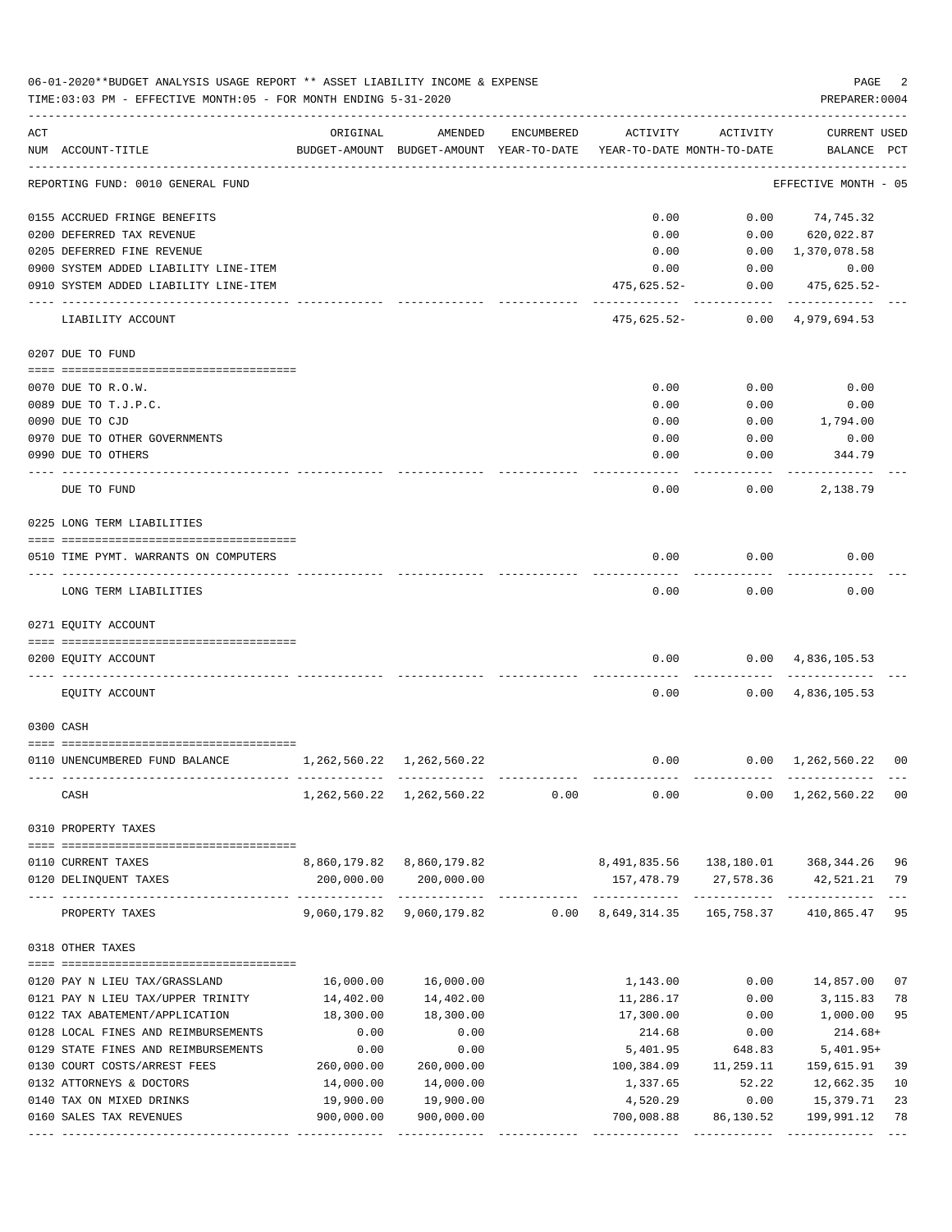06-01-2020**BUDGET ANALYSIS USAGE REPORT ** ASSET LIABILITY INCOME & EXPENSE

TIME:03:03 PM - EFFECTIVE MONTH:05 - FOR MONTH ENDING 5-31-2020

PREPARER:0004

| ACT NUM | ACCOUNT-TITLE | ORIGINAL BUDGET-AMOUNT | AMENDED BUDGET-AMOUNT | ENCUMBERED YEAR-TO-DATE | ACTIVITY YEAR-TO-DATE | ACTIVITY MONTH-TO-DATE | CURRENT BALANCE | USED PCT |
|---|---|---|---|---|---|---|---|---|
| | REPORTING FUND: 0010 GENERAL FUND | | | | | | EFFECTIVE MONTH - 05 | |
| 0155 | ACCRUED FRINGE BENEFITS | | | | 0.00 | 0.00 | 74,745.32 | |
| 0200 | DEFERRED TAX REVENUE | | | | 0.00 | 0.00 | 620,022.87 | |
| 0205 | DEFERRED FINE REVENUE | | | | 0.00 | 0.00 | 1,370,078.58 | |
| 0900 | SYSTEM ADDED LIABILITY LINE-ITEM | | | | 0.00 | 0.00 | 0.00 | |
| 0910 | SYSTEM ADDED LIABILITY LINE-ITEM | | | | 475,625.52- | 0.00 | 475,625.52- | |
| | LIABILITY ACCOUNT | | | | 475,625.52- | 0.00 | 4,979,694.53 | |
| | 0207 DUE TO FUND | | | | | | | |
| 0070 | DUE TO R.O.W. | | | | 0.00 | 0.00 | 0.00 | |
| 0089 | DUE TO T.J.P.C. | | | | 0.00 | 0.00 | 0.00 | |
| 0090 | DUE TO CJD | | | | 0.00 | 0.00 | 1,794.00 | |
| 0970 | DUE TO OTHER GOVERNMENTS | | | | 0.00 | 0.00 | 0.00 | |
| 0990 | DUE TO OTHERS | | | | 0.00 | 0.00 | 344.79 | |
| | DUE TO FUND | | | | 0.00 | 0.00 | 2,138.79 | |
| | 0225 LONG TERM LIABILITIES | | | | | | | |
| 0510 | TIME PYMT. WARRANTS ON COMPUTERS | | | | 0.00 | 0.00 | 0.00 | |
| | LONG TERM LIABILITIES | | | | 0.00 | 0.00 | 0.00 | |
| | 0271 EQUITY ACCOUNT | | | | | | | |
| 0200 | EQUITY ACCOUNT | | | | 0.00 | 0.00 | 4,836,105.53 | |
| | EQUITY ACCOUNT | | | | 0.00 | 0.00 | 4,836,105.53 | |
| | 0300 CASH | | | | | | | |
| 0110 | UNENCUMBERED FUND BALANCE | 1,262,560.22 | 1,262,560.22 | | 0.00 | 0.00 | 1,262,560.22 | 00 |
| | CASH | 1,262,560.22 | 1,262,560.22 | 0.00 | 0.00 | 0.00 | 1,262,560.22 | 00 |
| | 0310 PROPERTY TAXES | | | | | | | |
| 0110 | CURRENT TAXES | 8,860,179.82 | 8,860,179.82 | | 8,491,835.56 | 138,180.01 | 368,344.26 | 96 |
| 0120 | DELINQUENT TAXES | 200,000.00 | 200,000.00 | | 157,478.79 | 27,578.36 | 42,521.21 | 79 |
| | PROPERTY TAXES | 9,060,179.82 | 9,060,179.82 | 0.00 | 8,649,314.35 | 165,758.37 | 410,865.47 | 95 |
| | 0318 OTHER TAXES | | | | | | | |
| 0120 | PAY N LIEU TAX/GRASSLAND | 16,000.00 | 16,000.00 | | 1,143.00 | 0.00 | 14,857.00 | 07 |
| 0121 | PAY N LIEU TAX/UPPER TRINITY | 14,402.00 | 14,402.00 | | 11,286.17 | 0.00 | 3,115.83 | 78 |
| 0122 | TAX ABATEMENT/APPLICATION | 18,300.00 | 18,300.00 | | 17,300.00 | 0.00 | 1,000.00 | 95 |
| 0128 | LOCAL FINES AND REIMBURSEMENTS | 0.00 | 0.00 | | 214.68 | 0.00 | 214.68+ | |
| 0129 | STATE FINES AND REIMBURSEMENTS | 0.00 | 0.00 | | 5,401.95 | 648.83 | 5,401.95+ | |
| 0130 | COURT COSTS/ARREST FEES | 260,000.00 | 260,000.00 | | 100,384.09 | 11,259.11 | 159,615.91 | 39 |
| 0132 | ATTORNEYS & DOCTORS | 14,000.00 | 14,000.00 | | 1,337.65 | 52.22 | 12,662.35 | 10 |
| 0140 | TAX ON MIXED DRINKS | 19,900.00 | 19,900.00 | | 4,520.29 | 0.00 | 15,379.71 | 23 |
| 0160 | SALES TAX REVENUES | 900,000.00 | 900,000.00 | | 700,008.88 | 86,130.52 | 199,991.12 | 78 |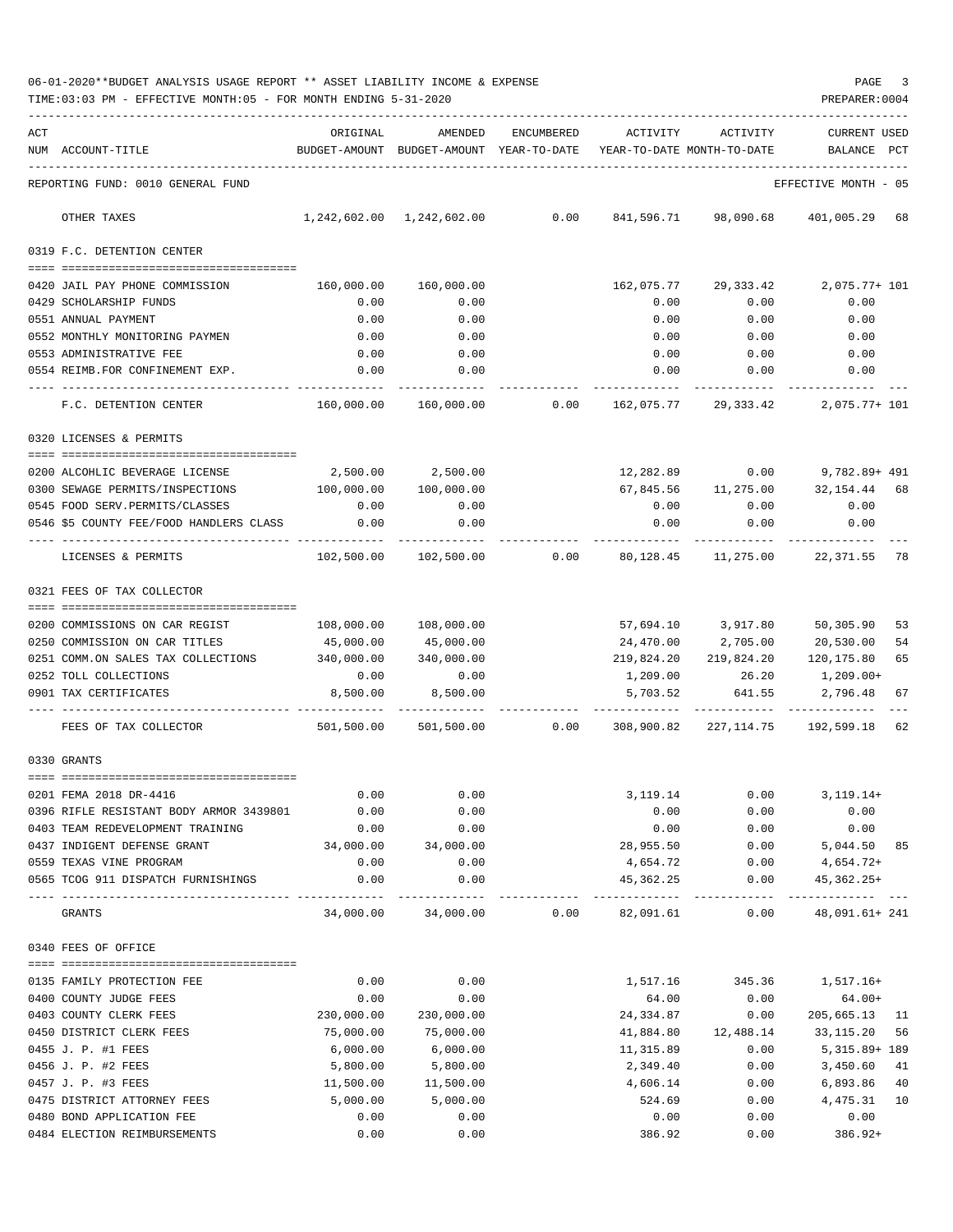06-01-2020**BUDGET ANALYSIS USAGE REPORT ** ASSET LIABILITY INCOME & EXPENSE

TIME:03:03 PM - EFFECTIVE MONTH:05 - FOR MONTH ENDING 5-31-2020

PREPARER:0004

REPORTING FUND: 0010 GENERAL FUND — EFFECTIVE MONTH - 05

| ACT NUM | ACCOUNT-TITLE | ORIGINAL BUDGET-AMOUNT | AMENDED BUDGET-AMOUNT | ENCUMBERED YEAR-TO-DATE | ACTIVITY YEAR-TO-DATE | ACTIVITY MONTH-TO-DATE | CURRENT BALANCE | USED PCT |
|---|---|---|---|---|---|---|---|---|
| | OTHER TAXES | 1,242,602.00 | 1,242,602.00 | 0.00 | 841,596.71 | 98,090.68 | 401,005.29 | 68 |
| | **0319 F.C. DETENTION CENTER** | | | | | | | |
| 0420 | JAIL PAY PHONE COMMISSION | 160,000.00 | 160,000.00 | | 162,075.77 | 29,333.42 | 2,075.77+ | 101 |
| 0429 | SCHOLARSHIP FUNDS | 0.00 | 0.00 | | 0.00 | 0.00 | 0.00 | |
| 0551 | ANNUAL PAYMENT | 0.00 | 0.00 | | 0.00 | 0.00 | 0.00 | |
| 0552 | MONTHLY MONITORING PAYMEN | 0.00 | 0.00 | | 0.00 | 0.00 | 0.00 | |
| 0553 | ADMINISTRATIVE FEE | 0.00 | 0.00 | | 0.00 | 0.00 | 0.00 | |
| 0554 | REIMB.FOR CONFINEMENT EXP. | 0.00 | 0.00 | | 0.00 | 0.00 | 0.00 | |
| | F.C. DETENTION CENTER | 160,000.00 | 160,000.00 | 0.00 | 162,075.77 | 29,333.42 | 2,075.77+ | 101 |
| | **0320 LICENSES & PERMITS** | | | | | | | |
| 0200 | ALCOHLIC BEVERAGE LICENSE | 2,500.00 | 2,500.00 | | 12,282.89 | 0.00 | 9,782.89+ | 491 |
| 0300 | SEWAGE PERMITS/INSPECTIONS | 100,000.00 | 100,000.00 | | 67,845.56 | 11,275.00 | 32,154.44 | 68 |
| 0545 | FOOD SERV.PERMITS/CLASSES | 0.00 | 0.00 | | 0.00 | 0.00 | 0.00 | |
| 0546 | $5 COUNTY FEE/FOOD HANDLERS CLASS | 0.00 | 0.00 | | 0.00 | 0.00 | 0.00 | |
| | LICENSES & PERMITS | 102,500.00 | 102,500.00 | 0.00 | 80,128.45 | 11,275.00 | 22,371.55 | 78 |
| | **0321 FEES OF TAX COLLECTOR** | | | | | | | |
| 0200 | COMMISSIONS ON CAR REGIST | 108,000.00 | 108,000.00 | | 57,694.10 | 3,917.80 | 50,305.90 | 53 |
| 0250 | COMMISSION ON CAR TITLES | 45,000.00 | 45,000.00 | | 24,470.00 | 2,705.00 | 20,530.00 | 54 |
| 0251 | COMM.ON SALES TAX COLLECTIONS | 340,000.00 | 340,000.00 | | 219,824.20 | 219,824.20 | 120,175.80 | 65 |
| 0252 | TOLL COLLECTIONS | 0.00 | 0.00 | | 1,209.00 | 26.20 | 1,209.00+ | |
| 0901 | TAX CERTIFICATES | 8,500.00 | 8,500.00 | | 5,703.52 | 641.55 | 2,796.48 | 67 |
| | FEES OF TAX COLLECTOR | 501,500.00 | 501,500.00 | 0.00 | 308,900.82 | 227,114.75 | 192,599.18 | 62 |
| | **0330 GRANTS** | | | | | | | |
| 0201 | FEMA 2018 DR-4416 | 0.00 | 0.00 | | 3,119.14 | 0.00 | 3,119.14+ | |
| 0396 | RIFLE RESISTANT BODY ARMOR 3439801 | 0.00 | 0.00 | | 0.00 | 0.00 | 0.00 | |
| 0403 | TEAM REDEVELOPMENT TRAINING | 0.00 | 0.00 | | 0.00 | 0.00 | 0.00 | |
| 0437 | INDIGENT DEFENSE GRANT | 34,000.00 | 34,000.00 | | 28,955.50 | 0.00 | 5,044.50 | 85 |
| 0559 | TEXAS VINE PROGRAM | 0.00 | 0.00 | | 4,654.72 | 0.00 | 4,654.72+ | |
| 0565 | TCOG 911 DISPATCH FURNISHINGS | 0.00 | 0.00 | | 45,362.25 | 0.00 | 45,362.25+ | |
| | GRANTS | 34,000.00 | 34,000.00 | 0.00 | 82,091.61 | 0.00 | 48,091.61+ | 241 |
| | **0340 FEES OF OFFICE** | | | | | | | |
| 0135 | FAMILY PROTECTION FEE | 0.00 | 0.00 | | 1,517.16 | 345.36 | 1,517.16+ | |
| 0400 | COUNTY JUDGE FEES | 0.00 | 0.00 | | 64.00 | 0.00 | 64.00+ | |
| 0403 | COUNTY CLERK FEES | 230,000.00 | 230,000.00 | | 24,334.87 | 0.00 | 205,665.13 | 11 |
| 0450 | DISTRICT CLERK FEES | 75,000.00 | 75,000.00 | | 41,884.80 | 12,488.14 | 33,115.20 | 56 |
| 0455 | J. P. #1 FEES | 6,000.00 | 6,000.00 | | 11,315.89 | 0.00 | 5,315.89+ | 189 |
| 0456 | J. P. #2 FEES | 5,800.00 | 5,800.00 | | 2,349.40 | 0.00 | 3,450.60 | 41 |
| 0457 | J. P. #3 FEES | 11,500.00 | 11,500.00 | | 4,606.14 | 0.00 | 6,893.86 | 40 |
| 0475 | DISTRICT ATTORNEY FEES | 5,000.00 | 5,000.00 | | 524.69 | 0.00 | 4,475.31 | 10 |
| 0480 | BOND APPLICATION FEE | 0.00 | 0.00 | | 0.00 | 0.00 | 0.00 | |
| 0484 | ELECTION REIMBURSEMENTS | 0.00 | 0.00 | | 386.92 | 0.00 | 386.92+ | |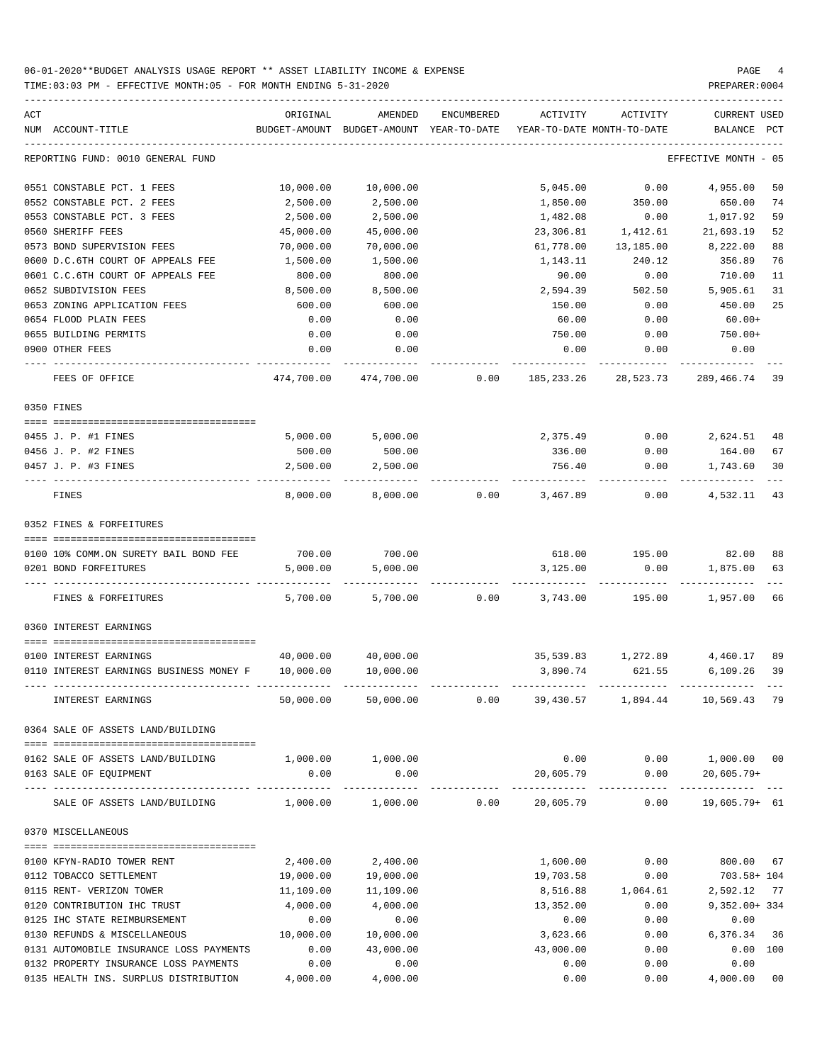06-01-2020**BUDGET ANALYSIS USAGE REPORT ** ASSET LIABILITY INCOME & EXPENSE

TIME:03:03 PM - EFFECTIVE MONTH:05 - FOR MONTH ENDING 5-31-2020

PREPARER:0004

REPORTING FUND: 0010 GENERAL FUND — EFFECTIVE MONTH - 05

| ACT NUM | ACCOUNT-TITLE | ORIGINAL BUDGET-AMOUNT | AMENDED BUDGET-AMOUNT | ENCUMBERED YEAR-TO-DATE | ACTIVITY YEAR-TO-DATE | ACTIVITY MONTH-TO-DATE | CURRENT BALANCE | USED PCT |
|---|---|---|---|---|---|---|---|---|
| 0551 | CONSTABLE PCT. 1 FEES | 10,000.00 | 10,000.00 | | 5,045.00 | 0.00 | 4,955.00 | 50 |
| 0552 | CONSTABLE PCT. 2 FEES | 2,500.00 | 2,500.00 | | 1,850.00 | 350.00 | 650.00 | 74 |
| 0553 | CONSTABLE PCT. 3 FEES | 2,500.00 | 2,500.00 | | 1,482.08 | 0.00 | 1,017.92 | 59 |
| 0560 | SHERIFF FEES | 45,000.00 | 45,000.00 | | 23,306.81 | 1,412.61 | 21,693.19 | 52 |
| 0573 | BOND SUPERVISION FEES | 70,000.00 | 70,000.00 | | 61,778.00 | 13,185.00 | 8,222.00 | 88 |
| 0600 | D.C.6TH COURT OF APPEALS FEE | 1,500.00 | 1,500.00 | | 1,143.11 | 240.12 | 356.89 | 76 |
| 0601 | C.C.6TH COURT OF APPEALS FEE | 800.00 | 800.00 | | 90.00 | 0.00 | 710.00 | 11 |
| 0652 | SUBDIVISION FEES | 8,500.00 | 8,500.00 | | 2,594.39 | 502.50 | 5,905.61 | 31 |
| 0653 | ZONING APPLICATION FEES | 600.00 | 600.00 | | 150.00 | 0.00 | 450.00 | 25 |
| 0654 | FLOOD PLAIN FEES | 0.00 | 0.00 | | 60.00 | 0.00 | 60.00+ | |
| 0655 | BUILDING PERMITS | 0.00 | 0.00 | | 750.00 | 0.00 | 750.00+ | |
| 0900 | OTHER FEES | 0.00 | 0.00 | | 0.00 | 0.00 | 0.00 | |
| | FEES OF OFFICE | 474,700.00 | 474,700.00 | 0.00 | 185,233.26 | 28,523.73 | 289,466.74 | 39 |
| 0350 | FINES | | | | | | | |
| 0455 | J. P. #1 FINES | 5,000.00 | 5,000.00 | | 2,375.49 | 0.00 | 2,624.51 | 48 |
| 0456 | J. P. #2 FINES | 500.00 | 500.00 | | 336.00 | 0.00 | 164.00 | 67 |
| 0457 | J. P. #3 FINES | 2,500.00 | 2,500.00 | | 756.40 | 0.00 | 1,743.60 | 30 |
| | FINES | 8,000.00 | 8,000.00 | 0.00 | 3,467.89 | 0.00 | 4,532.11 | 43 |
| 0352 | FINES & FORFEITURES | | | | | | | |
| 0100 | 10% COMM.ON SURETY BAIL BOND FEE | 700.00 | 700.00 | | 618.00 | 195.00 | 82.00 | 88 |
| 0201 | BOND FORFEITURES | 5,000.00 | 5,000.00 | | 3,125.00 | 0.00 | 1,875.00 | 63 |
| | FINES & FORFEITURES | 5,700.00 | 5,700.00 | 0.00 | 3,743.00 | 195.00 | 1,957.00 | 66 |
| 0360 | INTEREST EARNINGS | | | | | | | |
| 0100 | INTEREST EARNINGS | 40,000.00 | 40,000.00 | | 35,539.83 | 1,272.89 | 4,460.17 | 89 |
| 0110 | INTEREST EARNINGS BUSINESS MONEY F | 10,000.00 | 10,000.00 | | 3,890.74 | 621.55 | 6,109.26 | 39 |
| | INTEREST EARNINGS | 50,000.00 | 50,000.00 | 0.00 | 39,430.57 | 1,894.44 | 10,569.43 | 79 |
| 0364 | SALE OF ASSETS LAND/BUILDING | | | | | | | |
| 0162 | SALE OF ASSETS LAND/BUILDING | 1,000.00 | 1,000.00 | | 0.00 | 0.00 | 1,000.00 | 00 |
| 0163 | SALE OF EQUIPMENT | 0.00 | 0.00 | | 20,605.79 | 0.00 | 20,605.79+ | |
| | SALE OF ASSETS LAND/BUILDING | 1,000.00 | 1,000.00 | 0.00 | 20,605.79 | 0.00 | 19,605.79+ | 61 |
| 0370 | MISCELLANEOUS | | | | | | | |
| 0100 | KFYN-RADIO TOWER RENT | 2,400.00 | 2,400.00 | | 1,600.00 | 0.00 | 800.00 | 67 |
| 0112 | TOBACCO SETTLEMENT | 19,000.00 | 19,000.00 | | 19,703.58 | 0.00 | 703.58+ | 104 |
| 0115 | RENT- VERIZON TOWER | 11,109.00 | 11,109.00 | | 8,516.88 | 1,064.61 | 2,592.12 | 77 |
| 0120 | CONTRIBUTION IHC TRUST | 4,000.00 | 4,000.00 | | 13,352.00 | 0.00 | 9,352.00+ | 334 |
| 0125 | IHC STATE REIMBURSEMENT | 0.00 | 0.00 | | 0.00 | 0.00 | 0.00 | |
| 0130 | REFUNDS & MISCELLANEOUS | 10,000.00 | 10,000.00 | | 3,623.66 | 0.00 | 6,376.34 | 36 |
| 0131 | AUTOMOBILE INSURANCE LOSS PAYMENTS | 0.00 | 43,000.00 | | 43,000.00 | 0.00 | 0.00 | 100 |
| 0132 | PROPERTY INSURANCE LOSS PAYMENTS | 0.00 | 0.00 | | 0.00 | 0.00 | 0.00 | |
| 0135 | HEALTH INS. SURPLUS DISTRIBUTION | 4,000.00 | 4,000.00 | | 0.00 | 0.00 | 4,000.00 | 00 |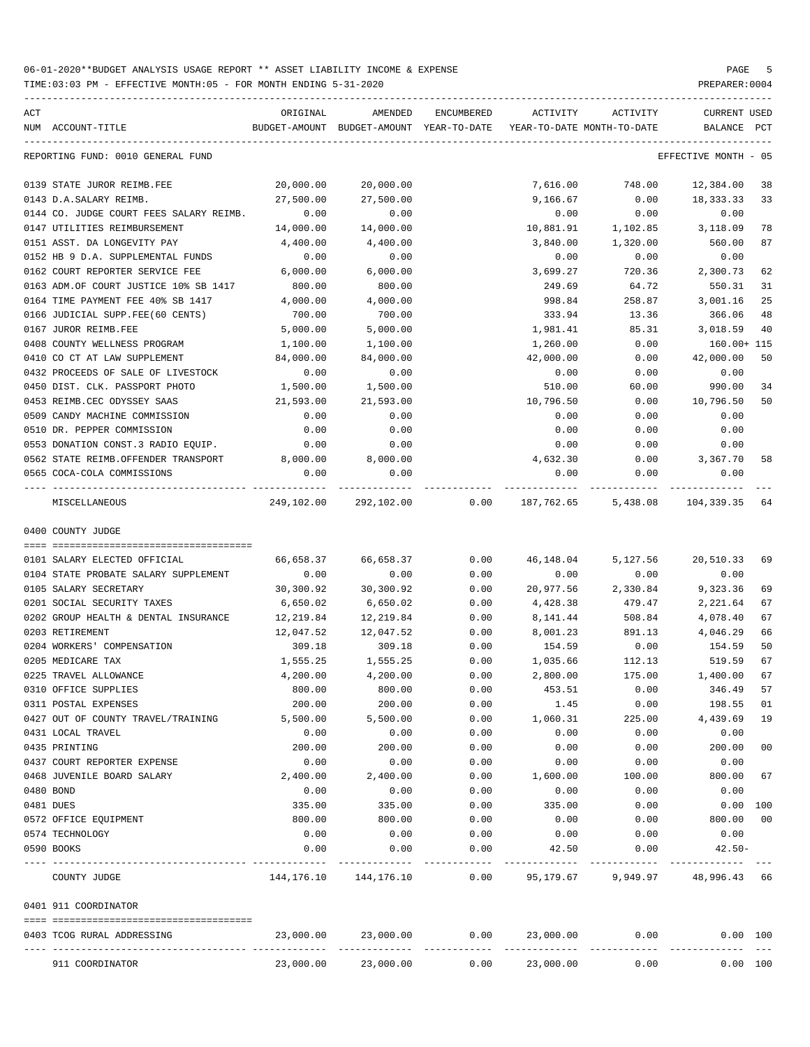06-01-2020**BUDGET ANALYSIS USAGE REPORT ** ASSET LIABILITY INCOME & EXPENSE

TIME:03:03 PM - EFFECTIVE MONTH:05 - FOR MONTH ENDING 5-31-2020

PREPARER:0004

REPORTING FUND: 0010 GENERAL FUND — EFFECTIVE MONTH - 05

| ACT NUM | ACCOUNT-TITLE | ORIGINAL BUDGET-AMOUNT | AMENDED BUDGET-AMOUNT | ENCUMBERED YEAR-TO-DATE | ACTIVITY YEAR-TO-DATE | ACTIVITY MONTH-TO-DATE | CURRENT BALANCE | USED PCT |
|---|---|---|---|---|---|---|---|---|
| 0139 | STATE JUROR REIMB.FEE | 20,000.00 | 20,000.00 | | 7,616.00 | 748.00 | 12,384.00 | 38 |
| 0143 | D.A.SALARY REIMB. | 27,500.00 | 27,500.00 | | 9,166.67 | 0.00 | 18,333.33 | 33 |
| 0144 | CO. JUDGE COURT FEES SALARY REIMB. | 0.00 | 0.00 | | 0.00 | 0.00 | 0.00 | |
| 0147 | UTILITIES REIMBURSEMENT | 14,000.00 | 14,000.00 | | 10,881.91 | 1,102.85 | 3,118.09 | 78 |
| 0151 | ASST. DA LONGEVITY PAY | 4,400.00 | 4,400.00 | | 3,840.00 | 1,320.00 | 560.00 | 87 |
| 0152 | HB 9 D.A. SUPPLEMENTAL FUNDS | 0.00 | 0.00 | | 0.00 | 0.00 | 0.00 | |
| 0162 | COURT REPORTER SERVICE FEE | 6,000.00 | 6,000.00 | | 3,699.27 | 720.36 | 2,300.73 | 62 |
| 0163 | ADM.OF COURT JUSTICE 10% SB 1417 | 800.00 | 800.00 | | 249.69 | 64.72 | 550.31 | 31 |
| 0164 | TIME PAYMENT FEE 40% SB 1417 | 4,000.00 | 4,000.00 | | 998.84 | 258.87 | 3,001.16 | 25 |
| 0166 | JUDICIAL SUPP.FEE(60 CENTS) | 700.00 | 700.00 | | 333.94 | 13.36 | 366.06 | 48 |
| 0167 | JUROR REIMB.FEE | 5,000.00 | 5,000.00 | | 1,981.41 | 85.31 | 3,018.59 | 40 |
| 0408 | COUNTY WELLNESS PROGRAM | 1,100.00 | 1,100.00 | | 1,260.00 | 0.00 | 160.00+ | 115 |
| 0410 | CO CT AT LAW SUPPLEMENT | 84,000.00 | 84,000.00 | | 42,000.00 | 0.00 | 42,000.00 | 50 |
| 0432 | PROCEEDS OF SALE OF LIVESTOCK | 0.00 | 0.00 | | 0.00 | 0.00 | 0.00 | |
| 0450 | DIST. CLK. PASSPORT PHOTO | 1,500.00 | 1,500.00 | | 510.00 | 60.00 | 990.00 | 34 |
| 0453 | REIMB.CEC ODYSSEY SAAS | 21,593.00 | 21,593.00 | | 10,796.50 | 0.00 | 10,796.50 | 50 |
| 0509 | CANDY MACHINE COMMISSION | 0.00 | 0.00 | | 0.00 | 0.00 | 0.00 | |
| 0510 | DR. PEPPER COMMISSION | 0.00 | 0.00 | | 0.00 | 0.00 | 0.00 | |
| 0553 | DONATION CONST.3 RADIO EQUIP. | 0.00 | 0.00 | | 0.00 | 0.00 | 0.00 | |
| 0562 | STATE REIMB.OFFENDER TRANSPORT | 8,000.00 | 8,000.00 | | 4,632.30 | 0.00 | 3,367.70 | 58 |
| 0565 | COCA-COLA COMMISSIONS | 0.00 | 0.00 | | 0.00 | 0.00 | 0.00 | |
| | MISCELLANEOUS | 249,102.00 | 292,102.00 | 0.00 | 187,762.65 | 5,438.08 | 104,339.35 | 64 |

0400 COUNTY JUDGE

| ACT NUM | ACCOUNT-TITLE | ORIGINAL BUDGET-AMOUNT | AMENDED BUDGET-AMOUNT | ENCUMBERED YEAR-TO-DATE | ACTIVITY YEAR-TO-DATE | ACTIVITY MONTH-TO-DATE | CURRENT BALANCE | USED PCT |
|---|---|---|---|---|---|---|---|---|
| 0101 | SALARY ELECTED OFFICIAL | 66,658.37 | 66,658.37 | 0.00 | 46,148.04 | 5,127.56 | 20,510.33 | 69 |
| 0104 | STATE PROBATE SALARY SUPPLEMENT | 0.00 | 0.00 | 0.00 | 0.00 | 0.00 | 0.00 | |
| 0105 | SALARY SECRETARY | 30,300.92 | 30,300.92 | 0.00 | 20,977.56 | 2,330.84 | 9,323.36 | 69 |
| 0201 | SOCIAL SECURITY TAXES | 6,650.02 | 6,650.02 | 0.00 | 4,428.38 | 479.47 | 2,221.64 | 67 |
| 0202 | GROUP HEALTH & DENTAL INSURANCE | 12,219.84 | 12,219.84 | 0.00 | 8,141.44 | 508.84 | 4,078.40 | 67 |
| 0203 | RETIREMENT | 12,047.52 | 12,047.52 | 0.00 | 8,001.23 | 891.13 | 4,046.29 | 66 |
| 0204 | WORKERS' COMPENSATION | 309.18 | 309.18 | 0.00 | 154.59 | 0.00 | 154.59 | 50 |
| 0205 | MEDICARE TAX | 1,555.25 | 1,555.25 | 0.00 | 1,035.66 | 112.13 | 519.59 | 67 |
| 0225 | TRAVEL ALLOWANCE | 4,200.00 | 4,200.00 | 0.00 | 2,800.00 | 175.00 | 1,400.00 | 67 |
| 0310 | OFFICE SUPPLIES | 800.00 | 800.00 | 0.00 | 453.51 | 0.00 | 346.49 | 57 |
| 0311 | POSTAL EXPENSES | 200.00 | 200.00 | 0.00 | 1.45 | 0.00 | 198.55 | 01 |
| 0427 | OUT OF COUNTY TRAVEL/TRAINING | 5,500.00 | 5,500.00 | 0.00 | 1,060.31 | 225.00 | 4,439.69 | 19 |
| 0431 | LOCAL TRAVEL | 0.00 | 0.00 | 0.00 | 0.00 | 0.00 | 0.00 | |
| 0435 | PRINTING | 200.00 | 200.00 | 0.00 | 0.00 | 0.00 | 200.00 | 00 |
| 0437 | COURT REPORTER EXPENSE | 0.00 | 0.00 | 0.00 | 0.00 | 0.00 | 0.00 | |
| 0468 | JUVENILE BOARD SALARY | 2,400.00 | 2,400.00 | 0.00 | 1,600.00 | 100.00 | 800.00 | 67 |
| 0480 | BOND | 0.00 | 0.00 | 0.00 | 0.00 | 0.00 | 0.00 | |
| 0481 | DUES | 335.00 | 335.00 | 0.00 | 335.00 | 0.00 | 0.00 | 100 |
| 0572 | OFFICE EQUIPMENT | 800.00 | 800.00 | 0.00 | 0.00 | 0.00 | 800.00 | 00 |
| 0574 | TECHNOLOGY | 0.00 | 0.00 | 0.00 | 0.00 | 0.00 | 0.00 | |
| 0590 | BOOKS | 0.00 | 0.00 | 0.00 | 42.50 | 0.00 | 42.50- | |
| | COUNTY JUDGE | 144,176.10 | 144,176.10 | 0.00 | 95,179.67 | 9,949.97 | 48,996.43 | 66 |

0401 911 COORDINATOR

| ACT NUM | ACCOUNT-TITLE | ORIGINAL BUDGET-AMOUNT | AMENDED BUDGET-AMOUNT | ENCUMBERED YEAR-TO-DATE | ACTIVITY YEAR-TO-DATE | ACTIVITY MONTH-TO-DATE | CURRENT BALANCE | USED PCT |
|---|---|---|---|---|---|---|---|---|
| 0403 | TCOG RURAL ADDRESSING | 23,000.00 | 23,000.00 | 0.00 | 23,000.00 | 0.00 | 0.00 | 100 |
| | 911 COORDINATOR | 23,000.00 | 23,000.00 | 0.00 | 23,000.00 | 0.00 | 0.00 | 100 |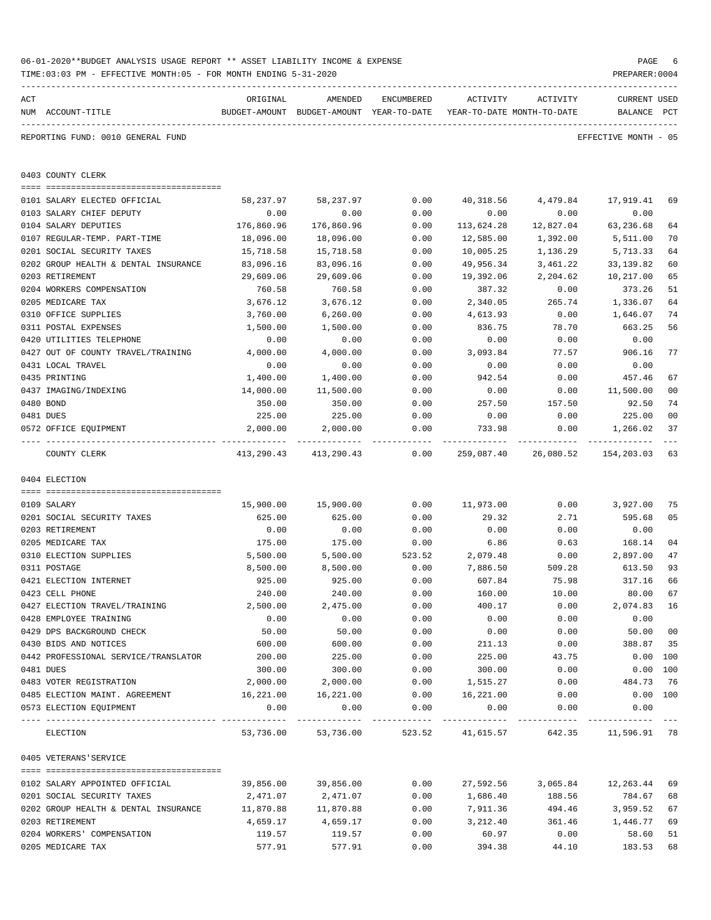06-01-2020**BUDGET ANALYSIS USAGE REPORT ** ASSET LIABILITY INCOME & EXPENSE

TIME:03:03 PM - EFFECTIVE MONTH:05 - FOR MONTH ENDING 5-31-2020

REPORTING FUND: 0010 GENERAL FUND — EFFECTIVE MONTH - 05

## 0403 COUNTY CLERK

| ACT NUM | ACCOUNT-TITLE | ORIGINAL BUDGET-AMOUNT | AMENDED BUDGET-AMOUNT | ENCUMBERED YEAR-TO-DATE | ACTIVITY YEAR-TO-DATE | ACTIVITY MONTH-TO-DATE | CURRENT BALANCE | USED PCT |
|---|---|---|---|---|---|---|---|---|
| 0101 | SALARY ELECTED OFFICIAL | 58,237.97 | 58,237.97 | 0.00 | 40,318.56 | 4,479.84 | 17,919.41 | 69 |
| 0103 | SALARY CHIEF DEPUTY | 0.00 | 0.00 | 0.00 | 0.00 | 0.00 | 0.00 | |
| 0104 | SALARY DEPUTIES | 176,860.96 | 176,860.96 | 0.00 | 113,624.28 | 12,827.04 | 63,236.68 | 64 |
| 0107 | REGULAR-TEMP. PART-TIME | 18,096.00 | 18,096.00 | 0.00 | 12,585.00 | 1,392.00 | 5,511.00 | 70 |
| 0201 | SOCIAL SECURITY TAXES | 15,718.58 | 15,718.58 | 0.00 | 10,005.25 | 1,136.29 | 5,713.33 | 64 |
| 0202 | GROUP HEALTH & DENTAL INSURANCE | 83,096.16 | 83,096.16 | 0.00 | 49,956.34 | 3,461.22 | 33,139.82 | 60 |
| 0203 | RETIREMENT | 29,609.06 | 29,609.06 | 0.00 | 19,392.06 | 2,204.62 | 10,217.00 | 65 |
| 0204 | WORKERS COMPENSATION | 760.58 | 760.58 | 0.00 | 387.32 | 0.00 | 373.26 | 51 |
| 0205 | MEDICARE TAX | 3,676.12 | 3,676.12 | 0.00 | 2,340.05 | 265.74 | 1,336.07 | 64 |
| 0310 | OFFICE SUPPLIES | 3,760.00 | 6,260.00 | 0.00 | 4,613.93 | 0.00 | 1,646.07 | 74 |
| 0311 | POSTAL EXPENSES | 1,500.00 | 1,500.00 | 0.00 | 836.75 | 78.70 | 663.25 | 56 |
| 0420 | UTILITIES TELEPHONE | 0.00 | 0.00 | 0.00 | 0.00 | 0.00 | 0.00 | |
| 0427 | OUT OF COUNTY TRAVEL/TRAINING | 4,000.00 | 4,000.00 | 0.00 | 3,093.84 | 77.57 | 906.16 | 77 |
| 0431 | LOCAL TRAVEL | 0.00 | 0.00 | 0.00 | 0.00 | 0.00 | 0.00 | |
| 0435 | PRINTING | 1,400.00 | 1,400.00 | 0.00 | 942.54 | 0.00 | 457.46 | 67 |
| 0437 | IMAGING/INDEXING | 14,000.00 | 11,500.00 | 0.00 | 0.00 | 0.00 | 11,500.00 | 00 |
| 0480 | BOND | 350.00 | 350.00 | 0.00 | 257.50 | 157.50 | 92.50 | 74 |
| 0481 | DUES | 225.00 | 225.00 | 0.00 | 0.00 | 0.00 | 225.00 | 00 |
| 0572 | OFFICE EQUIPMENT | 2,000.00 | 2,000.00 | 0.00 | 733.98 | 0.00 | 1,266.02 | 37 |
| | COUNTY CLERK | 413,290.43 | 413,290.43 | 0.00 | 259,087.40 | 26,080.52 | 154,203.03 | 63 |

## 0404 ELECTION

| ACT NUM | ACCOUNT-TITLE | ORIGINAL BUDGET-AMOUNT | AMENDED BUDGET-AMOUNT | ENCUMBERED YEAR-TO-DATE | ACTIVITY YEAR-TO-DATE | ACTIVITY MONTH-TO-DATE | CURRENT BALANCE | USED PCT |
|---|---|---|---|---|---|---|---|---|
| 0109 | SALARY | 15,900.00 | 15,900.00 | 0.00 | 11,973.00 | 0.00 | 3,927.00 | 75 |
| 0201 | SOCIAL SECURITY TAXES | 625.00 | 625.00 | 0.00 | 29.32 | 2.71 | 595.68 | 05 |
| 0203 | RETIREMENT | 0.00 | 0.00 | 0.00 | 0.00 | 0.00 | 0.00 | |
| 0205 | MEDICARE TAX | 175.00 | 175.00 | 0.00 | 6.86 | 0.63 | 168.14 | 04 |
| 0310 | ELECTION SUPPLIES | 5,500.00 | 5,500.00 | 523.52 | 2,079.48 | 0.00 | 2,897.00 | 47 |
| 0311 | POSTAGE | 8,500.00 | 8,500.00 | 0.00 | 7,886.50 | 509.28 | 613.50 | 93 |
| 0421 | ELECTION INTERNET | 925.00 | 925.00 | 0.00 | 607.84 | 75.98 | 317.16 | 66 |
| 0423 | CELL PHONE | 240.00 | 240.00 | 0.00 | 160.00 | 10.00 | 80.00 | 67 |
| 0427 | ELECTION TRAVEL/TRAINING | 2,500.00 | 2,475.00 | 0.00 | 400.17 | 0.00 | 2,074.83 | 16 |
| 0428 | EMPLOYEE TRAINING | 0.00 | 0.00 | 0.00 | 0.00 | 0.00 | 0.00 | |
| 0429 | DPS BACKGROUND CHECK | 50.00 | 50.00 | 0.00 | 0.00 | 0.00 | 50.00 | 00 |
| 0430 | BIDS AND NOTICES | 600.00 | 600.00 | 0.00 | 211.13 | 0.00 | 388.87 | 35 |
| 0442 | PROFESSIONAL SERVICE/TRANSLATOR | 200.00 | 225.00 | 0.00 | 225.00 | 43.75 | 0.00 | 100 |
| 0481 | DUES | 300.00 | 300.00 | 0.00 | 300.00 | 0.00 | 0.00 | 100 |
| 0483 | VOTER REGISTRATION | 2,000.00 | 2,000.00 | 0.00 | 1,515.27 | 0.00 | 484.73 | 76 |
| 0485 | ELECTION MAINT. AGREEMENT | 16,221.00 | 16,221.00 | 0.00 | 16,221.00 | 0.00 | 0.00 | 100 |
| 0573 | ELECTION EQUIPMENT | 0.00 | 0.00 | 0.00 | 0.00 | 0.00 | 0.00 | |
| | ELECTION | 53,736.00 | 53,736.00 | 523.52 | 41,615.57 | 642.35 | 11,596.91 | 78 |

## 0405 VETERANS'SERVICE

| ACT NUM | ACCOUNT-TITLE | ORIGINAL BUDGET-AMOUNT | AMENDED BUDGET-AMOUNT | ENCUMBERED YEAR-TO-DATE | ACTIVITY YEAR-TO-DATE | ACTIVITY MONTH-TO-DATE | CURRENT BALANCE | USED PCT |
|---|---|---|---|---|---|---|---|---|
| 0102 | SALARY APPOINTED OFFICIAL | 39,856.00 | 39,856.00 | 0.00 | 27,592.56 | 3,065.84 | 12,263.44 | 69 |
| 0201 | SOCIAL SECURITY TAXES | 2,471.07 | 2,471.07 | 0.00 | 1,686.40 | 188.56 | 784.67 | 68 |
| 0202 | GROUP HEALTH & DENTAL INSURANCE | 11,870.88 | 11,870.88 | 0.00 | 7,911.36 | 494.46 | 3,959.52 | 67 |
| 0203 | RETIREMENT | 4,659.17 | 4,659.17 | 0.00 | 3,212.40 | 361.46 | 1,446.77 | 69 |
| 0204 | WORKERS' COMPENSATION | 119.57 | 119.57 | 0.00 | 60.97 | 0.00 | 58.60 | 51 |
| 0205 | MEDICARE TAX | 577.91 | 577.91 | 0.00 | 394.38 | 44.10 | 183.53 | 68 |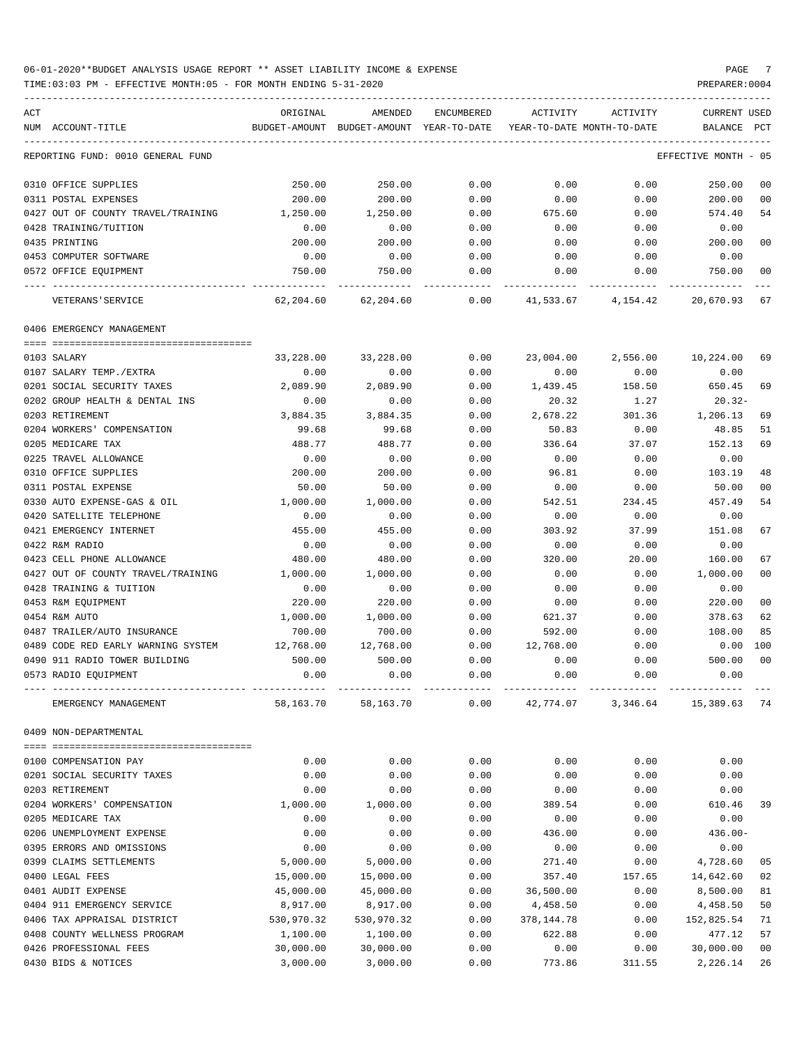06-01-2020**BUDGET ANALYSIS USAGE REPORT ** ASSET LIABILITY INCOME & EXPENSE

TIME:03:03 PM - EFFECTIVE MONTH:05 - FOR MONTH ENDING 5-31-2020

| ACT NUM | ACCOUNT-TITLE | ORIGINAL BUDGET-AMOUNT | AMENDED BUDGET-AMOUNT | ENCUMBERED YEAR-TO-DATE | ACTIVITY YEAR-TO-DATE | ACTIVITY MONTH-TO-DATE | CURRENT USED BALANCE | PCT |
|---|---|---|---|---|---|---|---|---|
| | REPORTING FUND: 0010 GENERAL FUND | | | | | | EFFECTIVE MONTH - 05 | |
| 0310 | OFFICE SUPPLIES | 250.00 | 250.00 | 0.00 | 0.00 | 0.00 | 250.00 | 00 |
| 0311 | POSTAL EXPENSES | 200.00 | 200.00 | 0.00 | 0.00 | 0.00 | 200.00 | 00 |
| 0427 | OUT OF COUNTY TRAVEL/TRAINING | 1,250.00 | 1,250.00 | 0.00 | 675.60 | 0.00 | 574.40 | 54 |
| 0428 | TRAINING/TUITION | 0.00 | 0.00 | 0.00 | 0.00 | 0.00 | 0.00 | |
| 0435 | PRINTING | 200.00 | 200.00 | 0.00 | 0.00 | 0.00 | 200.00 | 00 |
| 0453 | COMPUTER SOFTWARE | 0.00 | 0.00 | 0.00 | 0.00 | 0.00 | 0.00 | |
| 0572 | OFFICE EQUIPMENT | 750.00 | 750.00 | 0.00 | 0.00 | 0.00 | 750.00 | 00 |
| | VETERANS'SERVICE | 62,204.60 | 62,204.60 | 0.00 | 41,533.67 | 4,154.42 | 20,670.93 | 67 |
| | 0406 EMERGENCY MANAGEMENT | | | | | | | |
| 0103 | SALARY | 33,228.00 | 33,228.00 | 0.00 | 23,004.00 | 2,556.00 | 10,224.00 | 69 |
| 0107 | SALARY TEMP./EXTRA | 0.00 | 0.00 | 0.00 | 0.00 | 0.00 | 0.00 | |
| 0201 | SOCIAL SECURITY TAXES | 2,089.90 | 2,089.90 | 0.00 | 1,439.45 | 158.50 | 650.45 | 69 |
| 0202 | GROUP HEALTH & DENTAL INS | 0.00 | 0.00 | 0.00 | 20.32 | 1.27 | 20.32- | |
| 0203 | RETIREMENT | 3,884.35 | 3,884.35 | 0.00 | 2,678.22 | 301.36 | 1,206.13 | 69 |
| 0204 | WORKERS' COMPENSATION | 99.68 | 99.68 | 0.00 | 50.83 | 0.00 | 48.85 | 51 |
| 0205 | MEDICARE TAX | 488.77 | 488.77 | 0.00 | 336.64 | 37.07 | 152.13 | 69 |
| 0225 | TRAVEL ALLOWANCE | 0.00 | 0.00 | 0.00 | 0.00 | 0.00 | 0.00 | |
| 0310 | OFFICE SUPPLIES | 200.00 | 200.00 | 0.00 | 96.81 | 0.00 | 103.19 | 48 |
| 0311 | POSTAL EXPENSE | 50.00 | 50.00 | 0.00 | 0.00 | 0.00 | 50.00 | 00 |
| 0330 | AUTO EXPENSE-GAS & OIL | 1,000.00 | 1,000.00 | 0.00 | 542.51 | 234.45 | 457.49 | 54 |
| 0420 | SATELLITE TELEPHONE | 0.00 | 0.00 | 0.00 | 0.00 | 0.00 | 0.00 | |
| 0421 | EMERGENCY INTERNET | 455.00 | 455.00 | 0.00 | 303.92 | 37.99 | 151.08 | 67 |
| 0422 | R&M RADIO | 0.00 | 0.00 | 0.00 | 0.00 | 0.00 | 0.00 | |
| 0423 | CELL PHONE ALLOWANCE | 480.00 | 480.00 | 0.00 | 320.00 | 20.00 | 160.00 | 67 |
| 0427 | OUT OF COUNTY TRAVEL/TRAINING | 1,000.00 | 1,000.00 | 0.00 | 0.00 | 0.00 | 1,000.00 | 00 |
| 0428 | TRAINING & TUITION | 0.00 | 0.00 | 0.00 | 0.00 | 0.00 | 0.00 | |
| 0453 | R&M EQUIPMENT | 220.00 | 220.00 | 0.00 | 0.00 | 0.00 | 220.00 | 00 |
| 0454 | R&M AUTO | 1,000.00 | 1,000.00 | 0.00 | 621.37 | 0.00 | 378.63 | 62 |
| 0487 | TRAILER/AUTO INSURANCE | 700.00 | 700.00 | 0.00 | 592.00 | 0.00 | 108.00 | 85 |
| 0489 | CODE RED EARLY WARNING SYSTEM | 12,768.00 | 12,768.00 | 0.00 | 12,768.00 | 0.00 | 0.00 | 100 |
| 0490 | 911 RADIO TOWER BUILDING | 500.00 | 500.00 | 0.00 | 0.00 | 0.00 | 500.00 | 00 |
| 0573 | RADIO EQUIPMENT | 0.00 | 0.00 | 0.00 | 0.00 | 0.00 | 0.00 | |
| | EMERGENCY MANAGEMENT | 58,163.70 | 58,163.70 | 0.00 | 42,774.07 | 3,346.64 | 15,389.63 | 74 |
| | 0409 NON-DEPARTMENTAL | | | | | | | |
| 0100 | COMPENSATION PAY | 0.00 | 0.00 | 0.00 | 0.00 | 0.00 | 0.00 | |
| 0201 | SOCIAL SECURITY TAXES | 0.00 | 0.00 | 0.00 | 0.00 | 0.00 | 0.00 | |
| 0203 | RETIREMENT | 0.00 | 0.00 | 0.00 | 0.00 | 0.00 | 0.00 | |
| 0204 | WORKERS' COMPENSATION | 1,000.00 | 1,000.00 | 0.00 | 389.54 | 0.00 | 610.46 | 39 |
| 0205 | MEDICARE TAX | 0.00 | 0.00 | 0.00 | 0.00 | 0.00 | 0.00 | |
| 0206 | UNEMPLOYMENT EXPENSE | 0.00 | 0.00 | 0.00 | 436.00 | 0.00 | 436.00- | |
| 0395 | ERRORS AND OMISSIONS | 0.00 | 0.00 | 0.00 | 0.00 | 0.00 | 0.00 | |
| 0399 | CLAIMS SETTLEMENTS | 5,000.00 | 5,000.00 | 0.00 | 271.40 | 0.00 | 4,728.60 | 05 |
| 0400 | LEGAL FEES | 15,000.00 | 15,000.00 | 0.00 | 357.40 | 157.65 | 14,642.60 | 02 |
| 0401 | AUDIT EXPENSE | 45,000.00 | 45,000.00 | 0.00 | 36,500.00 | 0.00 | 8,500.00 | 81 |
| 0404 | 911 EMERGENCY SERVICE | 8,917.00 | 8,917.00 | 0.00 | 4,458.50 | 0.00 | 4,458.50 | 50 |
| 0406 | TAX APPRAISAL DISTRICT | 530,970.32 | 530,970.32 | 0.00 | 378,144.78 | 0.00 | 152,825.54 | 71 |
| 0408 | COUNTY WELLNESS PROGRAM | 1,100.00 | 1,100.00 | 0.00 | 622.88 | 0.00 | 477.12 | 57 |
| 0426 | PROFESSIONAL FEES | 30,000.00 | 30,000.00 | 0.00 | 0.00 | 0.00 | 30,000.00 | 00 |
| 0430 | BIDS & NOTICES | 3,000.00 | 3,000.00 | 0.00 | 773.86 | 311.55 | 2,226.14 | 26 |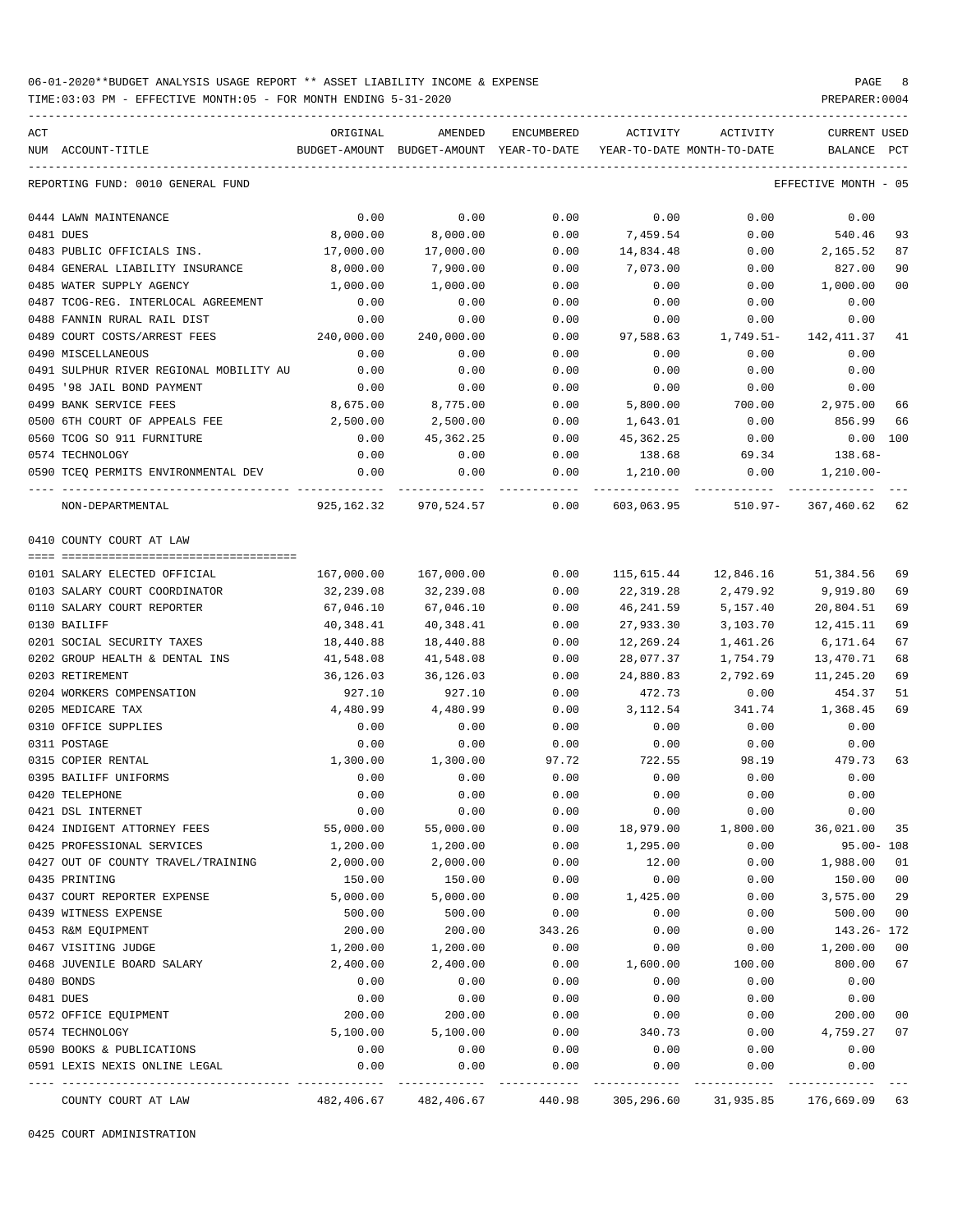06-01-2020**BUDGET ANALYSIS USAGE REPORT ** ASSET LIABILITY INCOME & EXPENSE

TIME:03:03 PM - EFFECTIVE MONTH:05 - FOR MONTH ENDING 5-31-2020

PREPARER:0004

REPORTING FUND: 0010 GENERAL FUND — EFFECTIVE MONTH - 05

| ACT NUM | ACCOUNT-TITLE | ORIGINAL BUDGET-AMOUNT | AMENDED BUDGET-AMOUNT | ENCUMBERED YEAR-TO-DATE | ACTIVITY YEAR-TO-DATE | ACTIVITY MONTH-TO-DATE | CURRENT BALANCE | USED PCT |
|---|---|---|---|---|---|---|---|---|
| 0444 | LAWN MAINTENANCE | 0.00 | 0.00 | 0.00 | 0.00 | 0.00 | 0.00 | |
| 0481 | DUES | 8,000.00 | 8,000.00 | 0.00 | 7,459.54 | 0.00 | 540.46 | 93 |
| 0483 | PUBLIC OFFICIALS INS. | 17,000.00 | 17,000.00 | 0.00 | 14,834.48 | 0.00 | 2,165.52 | 87 |
| 0484 | GENERAL LIABILITY INSURANCE | 8,000.00 | 7,900.00 | 0.00 | 7,073.00 | 0.00 | 827.00 | 90 |
| 0485 | WATER SUPPLY AGENCY | 1,000.00 | 1,000.00 | 0.00 | 0.00 | 0.00 | 1,000.00 | 00 |
| 0487 | TCOG-REG. INTERLOCAL AGREEMENT | 0.00 | 0.00 | 0.00 | 0.00 | 0.00 | 0.00 | |
| 0488 | FANNIN RURAL RAIL DIST | 0.00 | 0.00 | 0.00 | 0.00 | 0.00 | 0.00 | |
| 0489 | COURT COSTS/ARREST FEES | 240,000.00 | 240,000.00 | 0.00 | 97,588.63 | 1,749.51- | 142,411.37 | 41 |
| 0490 | MISCELLANEOUS | 0.00 | 0.00 | 0.00 | 0.00 | 0.00 | 0.00 | |
| 0491 | SULPHUR RIVER REGIONAL MOBILITY AU | 0.00 | 0.00 | 0.00 | 0.00 | 0.00 | 0.00 | |
| 0495 | '98 JAIL BOND PAYMENT | 0.00 | 0.00 | 0.00 | 0.00 | 0.00 | 0.00 | |
| 0499 | BANK SERVICE FEES | 8,675.00 | 8,775.00 | 0.00 | 5,800.00 | 700.00 | 2,975.00 | 66 |
| 0500 | 6TH COURT OF APPEALS FEE | 2,500.00 | 2,500.00 | 0.00 | 1,643.01 | 0.00 | 856.99 | 66 |
| 0560 | TCOG SO 911 FURNITURE | 0.00 | 45,362.25 | 0.00 | 45,362.25 | 0.00 | 0.00 | 100 |
| 0574 | TECHNOLOGY | 0.00 | 0.00 | 0.00 | 138.68 | 69.34 | 138.68- | |
| 0590 | TCEQ PERMITS ENVIRONMENTAL DEV | 0.00 | 0.00 | 0.00 | 1,210.00 | 0.00 | 1,210.00- | |
| | NON-DEPARTMENTAL | 925,162.32 | 970,524.57 | 0.00 | 603,063.95 | 510.97- | 367,460.62 | 62 |

0410 COUNTY COURT AT LAW

| ACT NUM | ACCOUNT-TITLE | ORIGINAL BUDGET-AMOUNT | AMENDED BUDGET-AMOUNT | ENCUMBERED YEAR-TO-DATE | ACTIVITY YEAR-TO-DATE | ACTIVITY MONTH-TO-DATE | CURRENT BALANCE | USED PCT |
|---|---|---|---|---|---|---|---|---|
| 0101 | SALARY ELECTED OFFICIAL | 167,000.00 | 167,000.00 | 0.00 | 115,615.44 | 12,846.16 | 51,384.56 | 69 |
| 0103 | SALARY COURT COORDINATOR | 32,239.08 | 32,239.08 | 0.00 | 22,319.28 | 2,479.92 | 9,919.80 | 69 |
| 0110 | SALARY COURT REPORTER | 67,046.10 | 67,046.10 | 0.00 | 46,241.59 | 5,157.40 | 20,804.51 | 69 |
| 0130 | BAILIFF | 40,348.41 | 40,348.41 | 0.00 | 27,933.30 | 3,103.70 | 12,415.11 | 69 |
| 0201 | SOCIAL SECURITY TAXES | 18,440.88 | 18,440.88 | 0.00 | 12,269.24 | 1,461.26 | 6,171.64 | 67 |
| 0202 | GROUP HEALTH & DENTAL INS | 41,548.08 | 41,548.08 | 0.00 | 28,077.37 | 1,754.79 | 13,470.71 | 68 |
| 0203 | RETIREMENT | 36,126.03 | 36,126.03 | 0.00 | 24,880.83 | 2,792.69 | 11,245.20 | 69 |
| 0204 | WORKERS COMPENSATION | 927.10 | 927.10 | 0.00 | 472.73 | 0.00 | 454.37 | 51 |
| 0205 | MEDICARE TAX | 4,480.99 | 4,480.99 | 0.00 | 3,112.54 | 341.74 | 1,368.45 | 69 |
| 0310 | OFFICE SUPPLIES | 0.00 | 0.00 | 0.00 | 0.00 | 0.00 | 0.00 | |
| 0311 | POSTAGE | 0.00 | 0.00 | 0.00 | 0.00 | 0.00 | 0.00 | |
| 0315 | COPIER RENTAL | 1,300.00 | 1,300.00 | 97.72 | 722.55 | 98.19 | 479.73 | 63 |
| 0395 | BAILIFF UNIFORMS | 0.00 | 0.00 | 0.00 | 0.00 | 0.00 | 0.00 | |
| 0420 | TELEPHONE | 0.00 | 0.00 | 0.00 | 0.00 | 0.00 | 0.00 | |
| 0421 | DSL INTERNET | 0.00 | 0.00 | 0.00 | 0.00 | 0.00 | 0.00 | |
| 0424 | INDIGENT ATTORNEY FEES | 55,000.00 | 55,000.00 | 0.00 | 18,979.00 | 1,800.00 | 36,021.00 | 35 |
| 0425 | PROFESSIONAL SERVICES | 1,200.00 | 1,200.00 | 0.00 | 1,295.00 | 0.00 | 95.00- | 108 |
| 0427 | OUT OF COUNTY TRAVEL/TRAINING | 2,000.00 | 2,000.00 | 0.00 | 12.00 | 0.00 | 1,988.00 | 01 |
| 0435 | PRINTING | 150.00 | 150.00 | 0.00 | 0.00 | 0.00 | 150.00 | 00 |
| 0437 | COURT REPORTER EXPENSE | 5,000.00 | 5,000.00 | 0.00 | 1,425.00 | 0.00 | 3,575.00 | 29 |
| 0439 | WITNESS EXPENSE | 500.00 | 500.00 | 0.00 | 0.00 | 0.00 | 500.00 | 00 |
| 0453 | R&M EQUIPMENT | 200.00 | 200.00 | 343.26 | 0.00 | 0.00 | 143.26- | 172 |
| 0467 | VISITING JUDGE | 1,200.00 | 1,200.00 | 0.00 | 0.00 | 0.00 | 1,200.00 | 00 |
| 0468 | JUVENILE BOARD SALARY | 2,400.00 | 2,400.00 | 0.00 | 1,600.00 | 100.00 | 800.00 | 67 |
| 0480 | BONDS | 0.00 | 0.00 | 0.00 | 0.00 | 0.00 | 0.00 | |
| 0481 | DUES | 0.00 | 0.00 | 0.00 | 0.00 | 0.00 | 0.00 | |
| 0572 | OFFICE EQUIPMENT | 200.00 | 200.00 | 0.00 | 0.00 | 0.00 | 200.00 | 00 |
| 0574 | TECHNOLOGY | 5,100.00 | 5,100.00 | 0.00 | 340.73 | 0.00 | 4,759.27 | 07 |
| 0590 | BOOKS & PUBLICATIONS | 0.00 | 0.00 | 0.00 | 0.00 | 0.00 | 0.00 | |
| 0591 | LEXIS NEXIS ONLINE LEGAL | 0.00 | 0.00 | 0.00 | 0.00 | 0.00 | 0.00 | |
| | COUNTY COURT AT LAW | 482,406.67 | 482,406.67 | 440.98 | 305,296.60 | 31,935.85 | 176,669.09 | 63 |

0425 COURT ADMINISTRATION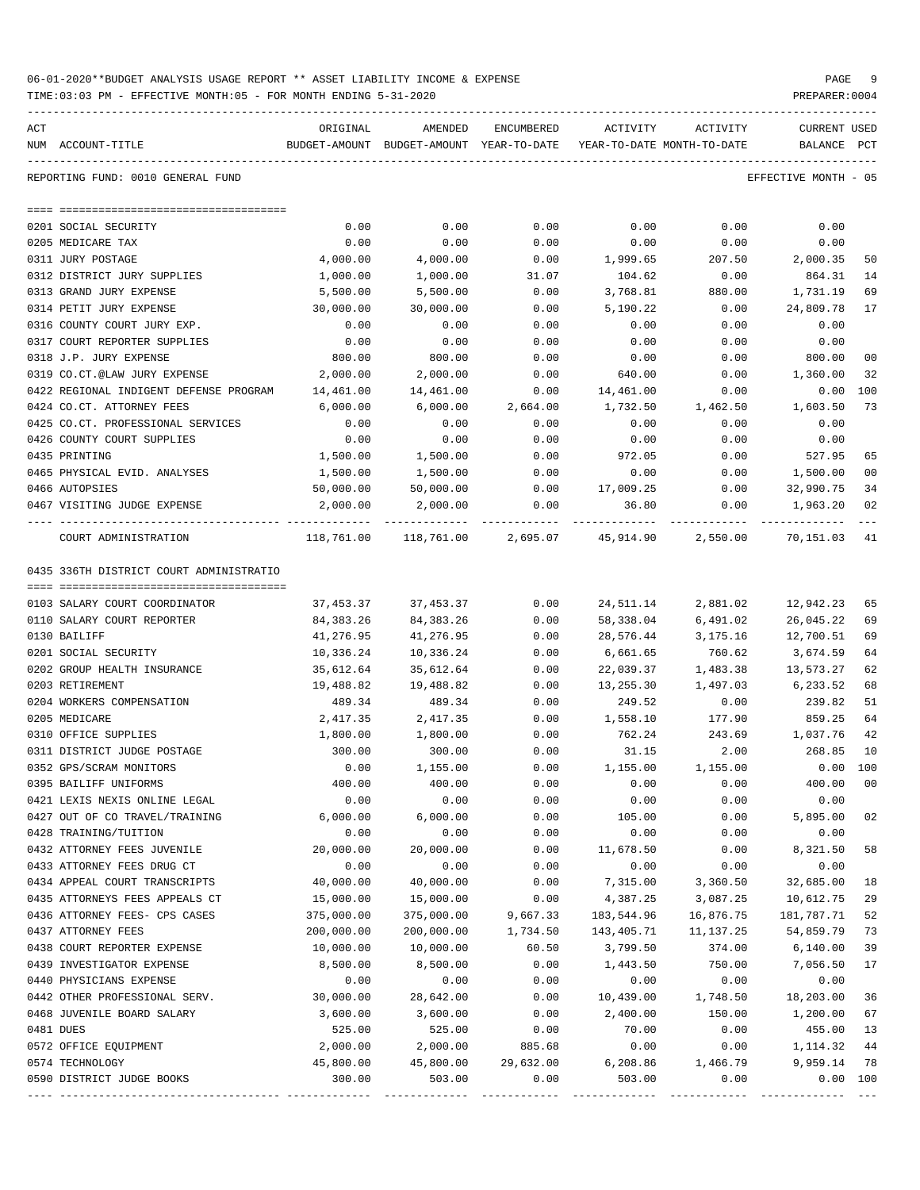06-01-2020**BUDGET ANALYSIS USAGE REPORT ** ASSET LIABILITY INCOME & EXPENSE

TIME:03:03 PM - EFFECTIVE MONTH:05 - FOR MONTH ENDING 5-31-2020

REPORTING FUND: 0010 GENERAL FUND — EFFECTIVE MONTH - 05

| ACT NUM | ACCOUNT-TITLE | ORIGINAL BUDGET-AMOUNT | AMENDED BUDGET-AMOUNT | ENCUMBERED YEAR-TO-DATE | ACTIVITY YEAR-TO-DATE | ACTIVITY MONTH-TO-DATE | CURRENT BALANCE | USED PCT |
|---|---|---|---|---|---|---|---|---|
| 0201 | SOCIAL SECURITY | 0.00 | 0.00 | 0.00 | 0.00 | 0.00 | 0.00 | |
| 0205 | MEDICARE TAX | 0.00 | 0.00 | 0.00 | 0.00 | 0.00 | 0.00 | |
| 0311 | JURY POSTAGE | 4,000.00 | 4,000.00 | 0.00 | 1,999.65 | 207.50 | 2,000.35 | 50 |
| 0312 | DISTRICT JURY SUPPLIES | 1,000.00 | 1,000.00 | 31.07 | 104.62 | 0.00 | 864.31 | 14 |
| 0313 | GRAND JURY EXPENSE | 5,500.00 | 5,500.00 | 0.00 | 3,768.81 | 880.00 | 1,731.19 | 69 |
| 0314 | PETIT JURY EXPENSE | 30,000.00 | 30,000.00 | 0.00 | 5,190.22 | 0.00 | 24,809.78 | 17 |
| 0316 | COUNTY COURT JURY EXP. | 0.00 | 0.00 | 0.00 | 0.00 | 0.00 | 0.00 | |
| 0317 | COURT REPORTER SUPPLIES | 0.00 | 0.00 | 0.00 | 0.00 | 0.00 | 0.00 | |
| 0318 | J.P. JURY EXPENSE | 800.00 | 800.00 | 0.00 | 0.00 | 0.00 | 800.00 | 00 |
| 0319 | CO.CT.@LAW JURY EXPENSE | 2,000.00 | 2,000.00 | 0.00 | 640.00 | 0.00 | 1,360.00 | 32 |
| 0422 | REGIONAL INDIGENT DEFENSE PROGRAM | 14,461.00 | 14,461.00 | 0.00 | 14,461.00 | 0.00 | 0.00 | 100 |
| 0424 | CO.CT. ATTORNEY FEES | 6,000.00 | 6,000.00 | 2,664.00 | 1,732.50 | 1,462.50 | 1,603.50 | 73 |
| 0425 | CO.CT. PROFESSIONAL SERVICES | 0.00 | 0.00 | 0.00 | 0.00 | 0.00 | 0.00 | |
| 0426 | COUNTY COURT SUPPLIES | 0.00 | 0.00 | 0.00 | 0.00 | 0.00 | 0.00 | |
| 0435 | PRINTING | 1,500.00 | 1,500.00 | 0.00 | 972.05 | 0.00 | 527.95 | 65 |
| 0465 | PHYSICAL EVID. ANALYSES | 1,500.00 | 1,500.00 | 0.00 | 0.00 | 0.00 | 1,500.00 | 00 |
| 0466 | AUTOPSIES | 50,000.00 | 50,000.00 | 0.00 | 17,009.25 | 0.00 | 32,990.75 | 34 |
| 0467 | VISITING JUDGE EXPENSE | 2,000.00 | 2,000.00 | 0.00 | 36.80 | 0.00 | 1,963.20 | 02 |
| | COURT ADMINISTRATION | 118,761.00 | 118,761.00 | 2,695.07 | 45,914.90 | 2,550.00 | 70,151.03 | 41 |

0435 336TH DISTRICT COURT ADMINISTRATIO

| ACT NUM | ACCOUNT-TITLE | ORIGINAL BUDGET-AMOUNT | AMENDED BUDGET-AMOUNT | ENCUMBERED YEAR-TO-DATE | ACTIVITY YEAR-TO-DATE | ACTIVITY MONTH-TO-DATE | CURRENT BALANCE | USED PCT |
|---|---|---|---|---|---|---|---|---|
| 0103 | SALARY COURT COORDINATOR | 37,453.37 | 37,453.37 | 0.00 | 24,511.14 | 2,881.02 | 12,942.23 | 65 |
| 0110 | SALARY COURT REPORTER | 84,383.26 | 84,383.26 | 0.00 | 58,338.04 | 6,491.02 | 26,045.22 | 69 |
| 0130 | BAILIFF | 41,276.95 | 41,276.95 | 0.00 | 28,576.44 | 3,175.16 | 12,700.51 | 69 |
| 0201 | SOCIAL SECURITY | 10,336.24 | 10,336.24 | 0.00 | 6,661.65 | 760.62 | 3,674.59 | 64 |
| 0202 | GROUP HEALTH INSURANCE | 35,612.64 | 35,612.64 | 0.00 | 22,039.37 | 1,483.38 | 13,573.27 | 62 |
| 0203 | RETIREMENT | 19,488.82 | 19,488.82 | 0.00 | 13,255.30 | 1,497.03 | 6,233.52 | 68 |
| 0204 | WORKERS COMPENSATION | 489.34 | 489.34 | 0.00 | 249.52 | 0.00 | 239.82 | 51 |
| 0205 | MEDICARE | 2,417.35 | 2,417.35 | 0.00 | 1,558.10 | 177.90 | 859.25 | 64 |
| 0310 | OFFICE SUPPLIES | 1,800.00 | 1,800.00 | 0.00 | 762.24 | 243.69 | 1,037.76 | 42 |
| 0311 | DISTRICT JUDGE POSTAGE | 300.00 | 300.00 | 0.00 | 31.15 | 2.00 | 268.85 | 10 |
| 0352 | GPS/SCRAM MONITORS | 0.00 | 1,155.00 | 0.00 | 1,155.00 | 1,155.00 | 0.00 | 100 |
| 0395 | BAILIFF UNIFORMS | 400.00 | 400.00 | 0.00 | 0.00 | 0.00 | 400.00 | 00 |
| 0421 | LEXIS NEXIS ONLINE LEGAL | 0.00 | 0.00 | 0.00 | 0.00 | 0.00 | 0.00 | |
| 0427 | OUT OF CO TRAVEL/TRAINING | 6,000.00 | 6,000.00 | 0.00 | 105.00 | 0.00 | 5,895.00 | 02 |
| 0428 | TRAINING/TUITION | 0.00 | 0.00 | 0.00 | 0.00 | 0.00 | 0.00 | |
| 0432 | ATTORNEY FEES JUVENILE | 20,000.00 | 20,000.00 | 0.00 | 11,678.50 | 0.00 | 8,321.50 | 58 |
| 0433 | ATTORNEY FEES DRUG CT | 0.00 | 0.00 | 0.00 | 0.00 | 0.00 | 0.00 | |
| 0434 | APPEAL COURT TRANSCRIPTS | 40,000.00 | 40,000.00 | 0.00 | 7,315.00 | 3,360.50 | 32,685.00 | 18 |
| 0435 | ATTORNEYS FEES APPEALS CT | 15,000.00 | 15,000.00 | 0.00 | 4,387.25 | 3,087.25 | 10,612.75 | 29 |
| 0436 | ATTORNEY FEES- CPS CASES | 375,000.00 | 375,000.00 | 9,667.33 | 183,544.96 | 16,876.75 | 181,787.71 | 52 |
| 0437 | ATTORNEY FEES | 200,000.00 | 200,000.00 | 1,734.50 | 143,405.71 | 11,137.25 | 54,859.79 | 73 |
| 0438 | COURT REPORTER EXPENSE | 10,000.00 | 10,000.00 | 60.50 | 3,799.50 | 374.00 | 6,140.00 | 39 |
| 0439 | INVESTIGATOR EXPENSE | 8,500.00 | 8,500.00 | 0.00 | 1,443.50 | 750.00 | 7,056.50 | 17 |
| 0440 | PHYSICIANS EXPENSE | 0.00 | 0.00 | 0.00 | 0.00 | 0.00 | 0.00 | |
| 0442 | OTHER PROFESSIONAL SERV. | 30,000.00 | 28,642.00 | 0.00 | 10,439.00 | 1,748.50 | 18,203.00 | 36 |
| 0468 | JUVENILE BOARD SALARY | 3,600.00 | 3,600.00 | 0.00 | 2,400.00 | 150.00 | 1,200.00 | 67 |
| 0481 | DUES | 525.00 | 525.00 | 0.00 | 70.00 | 0.00 | 455.00 | 13 |
| 0572 | OFFICE EQUIPMENT | 2,000.00 | 2,000.00 | 885.68 | 0.00 | 0.00 | 1,114.32 | 44 |
| 0574 | TECHNOLOGY | 45,800.00 | 45,800.00 | 29,632.00 | 6,208.86 | 1,466.79 | 9,959.14 | 78 |
| 0590 | DISTRICT JUDGE BOOKS | 300.00 | 503.00 | 0.00 | 503.00 | 0.00 | 0.00 | 100 |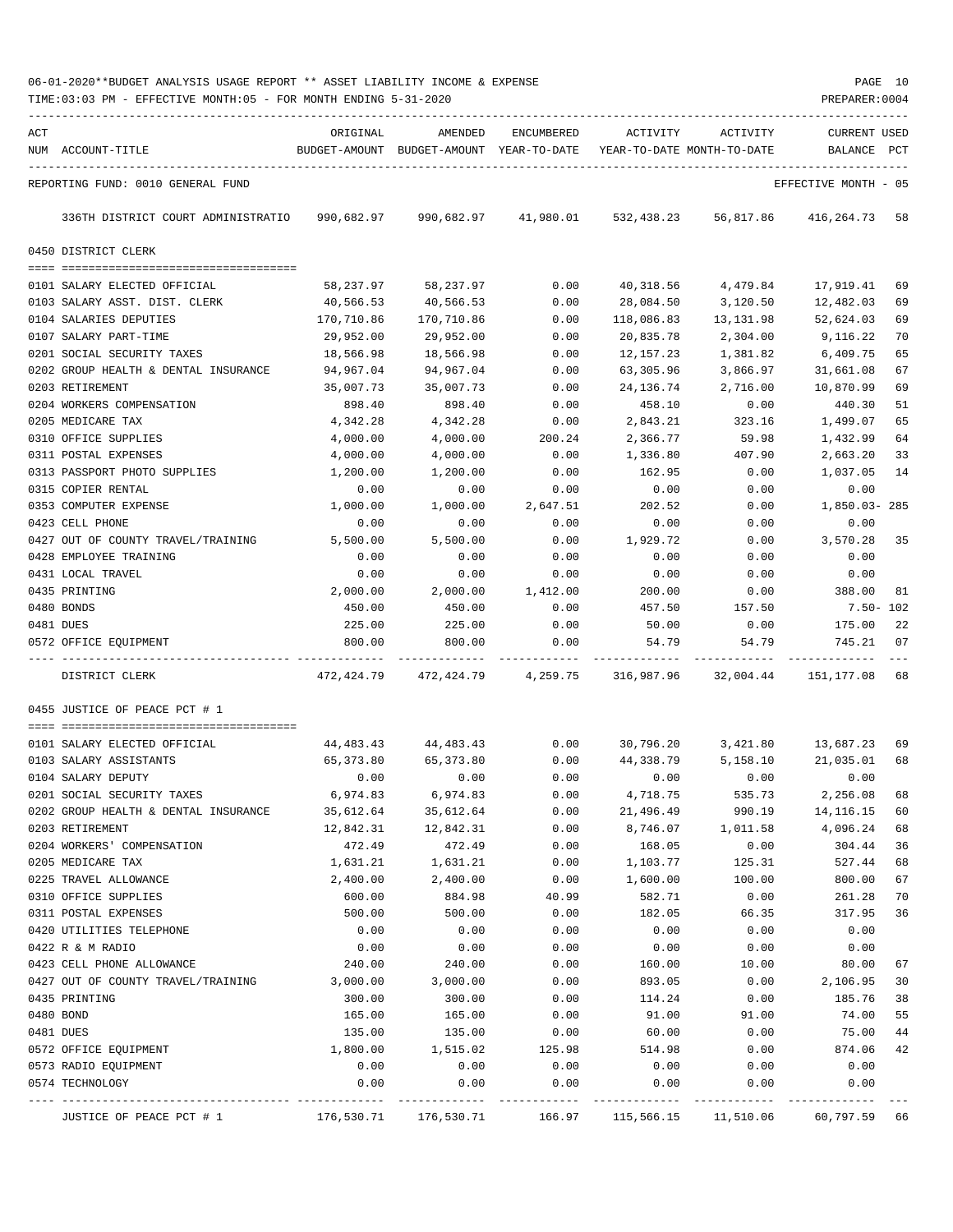06-01-2020**BUDGET ANALYSIS USAGE REPORT ** ASSET LIABILITY INCOME & EXPENSE

TIME:03:03 PM - EFFECTIVE MONTH:05 - FOR MONTH ENDING 5-31-2020

REPORTING FUND: 0010 GENERAL FUND — EFFECTIVE MONTH - 05

| ACT NUM | ACCOUNT-TITLE | ORIGINAL BUDGET-AMOUNT | AMENDED BUDGET-AMOUNT | ENCUMBERED YEAR-TO-DATE | ACTIVITY YEAR-TO-DATE | ACTIVITY MONTH-TO-DATE | CURRENT BALANCE | USED PCT |
|---|---|---|---|---|---|---|---|---|
| | 336TH DISTRICT COURT ADMINISTRATIO | 990,682.97 | 990,682.97 | 41,980.01 | 532,438.23 | 56,817.86 | 416,264.73 | 58 |
| | **0450 DISTRICT CLERK** | | | | | | | |
| 0101 | SALARY ELECTED OFFICIAL | 58,237.97 | 58,237.97 | 0.00 | 40,318.56 | 4,479.84 | 17,919.41 | 69 |
| 0103 | SALARY ASST. DIST. CLERK | 40,566.53 | 40,566.53 | 0.00 | 28,084.50 | 3,120.50 | 12,482.03 | 69 |
| 0104 | SALARIES DEPUTIES | 170,710.86 | 170,710.86 | 0.00 | 118,086.83 | 13,131.98 | 52,624.03 | 69 |
| 0107 | SALARY PART-TIME | 29,952.00 | 29,952.00 | 0.00 | 20,835.78 | 2,304.00 | 9,116.22 | 70 |
| 0201 | SOCIAL SECURITY TAXES | 18,566.98 | 18,566.98 | 0.00 | 12,157.23 | 1,381.82 | 6,409.75 | 65 |
| 0202 | GROUP HEALTH & DENTAL INSURANCE | 94,967.04 | 94,967.04 | 0.00 | 63,305.96 | 3,866.97 | 31,661.08 | 67 |
| 0203 | RETIREMENT | 35,007.73 | 35,007.73 | 0.00 | 24,136.74 | 2,716.00 | 10,870.99 | 69 |
| 0204 | WORKERS COMPENSATION | 898.40 | 898.40 | 0.00 | 458.10 | 0.00 | 440.30 | 51 |
| 0205 | MEDICARE TAX | 4,342.28 | 4,342.28 | 0.00 | 2,843.21 | 323.16 | 1,499.07 | 65 |
| 0310 | OFFICE SUPPLIES | 4,000.00 | 4,000.00 | 200.24 | 2,366.77 | 59.98 | 1,432.99 | 64 |
| 0311 | POSTAL EXPENSES | 4,000.00 | 4,000.00 | 0.00 | 1,336.80 | 407.90 | 2,663.20 | 33 |
| 0313 | PASSPORT PHOTO SUPPLIES | 1,200.00 | 1,200.00 | 0.00 | 162.95 | 0.00 | 1,037.05 | 14 |
| 0315 | COPIER RENTAL | 0.00 | 0.00 | 0.00 | 0.00 | 0.00 | 0.00 | |
| 0353 | COMPUTER EXPENSE | 1,000.00 | 1,000.00 | 2,647.51 | 202.52 | 0.00 | 1,850.03- | 285 |
| 0423 | CELL PHONE | 0.00 | 0.00 | 0.00 | 0.00 | 0.00 | 0.00 | |
| 0427 | OUT OF COUNTY TRAVEL/TRAINING | 5,500.00 | 5,500.00 | 0.00 | 1,929.72 | 0.00 | 3,570.28 | 35 |
| 0428 | EMPLOYEE TRAINING | 0.00 | 0.00 | 0.00 | 0.00 | 0.00 | 0.00 | |
| 0431 | LOCAL TRAVEL | 0.00 | 0.00 | 0.00 | 0.00 | 0.00 | 0.00 | |
| 0435 | PRINTING | 2,000.00 | 2,000.00 | 1,412.00 | 200.00 | 0.00 | 388.00 | 81 |
| 0480 | BONDS | 450.00 | 450.00 | 0.00 | 457.50 | 157.50 | 7.50- | 102 |
| 0481 | DUES | 225.00 | 225.00 | 0.00 | 50.00 | 0.00 | 175.00 | 22 |
| 0572 | OFFICE EQUIPMENT | 800.00 | 800.00 | 0.00 | 54.79 | 54.79 | 745.21 | 07 |
| | DISTRICT CLERK | 472,424.79 | 472,424.79 | 4,259.75 | 316,987.96 | 32,004.44 | 151,177.08 | 68 |
| | **0455 JUSTICE OF PEACE PCT # 1** | | | | | | | |
| 0101 | SALARY ELECTED OFFICIAL | 44,483.43 | 44,483.43 | 0.00 | 30,796.20 | 3,421.80 | 13,687.23 | 69 |
| 0103 | SALARY ASSISTANTS | 65,373.80 | 65,373.80 | 0.00 | 44,338.79 | 5,158.10 | 21,035.01 | 68 |
| 0104 | SALARY DEPUTY | 0.00 | 0.00 | 0.00 | 0.00 | 0.00 | 0.00 | |
| 0201 | SOCIAL SECURITY TAXES | 6,974.83 | 6,974.83 | 0.00 | 4,718.75 | 535.73 | 2,256.08 | 68 |
| 0202 | GROUP HEALTH & DENTAL INSURANCE | 35,612.64 | 35,612.64 | 0.00 | 21,496.49 | 990.19 | 14,116.15 | 60 |
| 0203 | RETIREMENT | 12,842.31 | 12,842.31 | 0.00 | 8,746.07 | 1,011.58 | 4,096.24 | 68 |
| 0204 | WORKERS' COMPENSATION | 472.49 | 472.49 | 0.00 | 168.05 | 0.00 | 304.44 | 36 |
| 0205 | MEDICARE TAX | 1,631.21 | 1,631.21 | 0.00 | 1,103.77 | 125.31 | 527.44 | 68 |
| 0225 | TRAVEL ALLOWANCE | 2,400.00 | 2,400.00 | 0.00 | 1,600.00 | 100.00 | 800.00 | 67 |
| 0310 | OFFICE SUPPLIES | 600.00 | 884.98 | 40.99 | 582.71 | 0.00 | 261.28 | 70 |
| 0311 | POSTAL EXPENSES | 500.00 | 500.00 | 0.00 | 182.05 | 66.35 | 317.95 | 36 |
| 0420 | UTILITIES TELEPHONE | 0.00 | 0.00 | 0.00 | 0.00 | 0.00 | 0.00 | |
| 0422 | R & M RADIO | 0.00 | 0.00 | 0.00 | 0.00 | 0.00 | 0.00 | |
| 0423 | CELL PHONE ALLOWANCE | 240.00 | 240.00 | 0.00 | 160.00 | 10.00 | 80.00 | 67 |
| 0427 | OUT OF COUNTY TRAVEL/TRAINING | 3,000.00 | 3,000.00 | 0.00 | 893.05 | 0.00 | 2,106.95 | 30 |
| 0435 | PRINTING | 300.00 | 300.00 | 0.00 | 114.24 | 0.00 | 185.76 | 38 |
| 0480 | BOND | 165.00 | 165.00 | 0.00 | 91.00 | 91.00 | 74.00 | 55 |
| 0481 | DUES | 135.00 | 135.00 | 0.00 | 60.00 | 0.00 | 75.00 | 44 |
| 0572 | OFFICE EQUIPMENT | 1,800.00 | 1,515.02 | 125.98 | 514.98 | 0.00 | 874.06 | 42 |
| 0573 | RADIO EQUIPMENT | 0.00 | 0.00 | 0.00 | 0.00 | 0.00 | 0.00 | |
| 0574 | TECHNOLOGY | 0.00 | 0.00 | 0.00 | 0.00 | 0.00 | 0.00 | |
| | JUSTICE OF PEACE PCT # 1 | 176,530.71 | 176,530.71 | 166.97 | 115,566.15 | 11,510.06 | 60,797.59 | 66 |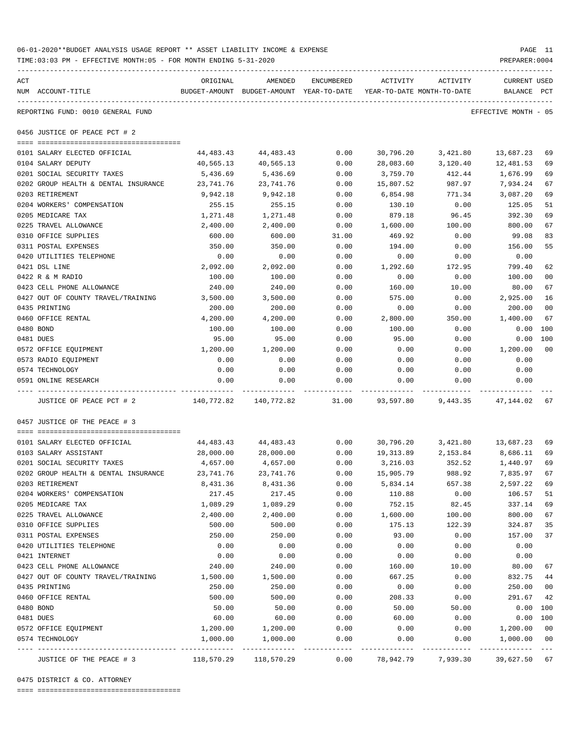06-01-2020**BUDGET ANALYSIS USAGE REPORT ** ASSET LIABILITY INCOME & EXPENSE

TIME:03:03 PM - EFFECTIVE MONTH:05 - FOR MONTH ENDING 5-31-2020

PREPARER:0004

REPORTING FUND: 0010 GENERAL FUND — EFFECTIVE MONTH - 05

## 0456 JUSTICE OF PEACE PCT # 2

| ACT NUM | ACCOUNT-TITLE | ORIGINAL BUDGET-AMOUNT | AMENDED BUDGET-AMOUNT | ENCUMBERED YEAR-TO-DATE | ACTIVITY YEAR-TO-DATE | ACTIVITY MONTH-TO-DATE | CURRENT BALANCE | USED PCT |
|---|---|---|---|---|---|---|---|---|
| 0101 | SALARY ELECTED OFFICIAL | 44,483.43 | 44,483.43 | 0.00 | 30,796.20 | 3,421.80 | 13,687.23 | 69 |
| 0104 | SALARY DEPUTY | 40,565.13 | 40,565.13 | 0.00 | 28,083.60 | 3,120.40 | 12,481.53 | 69 |
| 0201 | SOCIAL SECURITY TAXES | 5,436.69 | 5,436.69 | 0.00 | 3,759.70 | 412.44 | 1,676.99 | 69 |
| 0202 | GROUP HEALTH & DENTAL INSURANCE | 23,741.76 | 23,741.76 | 0.00 | 15,807.52 | 987.97 | 7,934.24 | 67 |
| 0203 | RETIREMENT | 9,942.18 | 9,942.18 | 0.00 | 6,854.98 | 771.34 | 3,087.20 | 69 |
| 0204 | WORKERS' COMPENSATION | 255.15 | 255.15 | 0.00 | 130.10 | 0.00 | 125.05 | 51 |
| 0205 | MEDICARE TAX | 1,271.48 | 1,271.48 | 0.00 | 879.18 | 96.45 | 392.30 | 69 |
| 0225 | TRAVEL ALLOWANCE | 2,400.00 | 2,400.00 | 0.00 | 1,600.00 | 100.00 | 800.00 | 67 |
| 0310 | OFFICE SUPPLIES | 600.00 | 600.00 | 31.00 | 469.92 | 0.00 | 99.08 | 83 |
| 0311 | POSTAL EXPENSES | 350.00 | 350.00 | 0.00 | 194.00 | 0.00 | 156.00 | 55 |
| 0420 | UTILITIES TELEPHONE | 0.00 | 0.00 | 0.00 | 0.00 | 0.00 | 0.00 | |
| 0421 | DSL LINE | 2,092.00 | 2,092.00 | 0.00 | 1,292.60 | 172.95 | 799.40 | 62 |
| 0422 | R & M RADIO | 100.00 | 100.00 | 0.00 | 0.00 | 0.00 | 100.00 | 00 |
| 0423 | CELL PHONE ALLOWANCE | 240.00 | 240.00 | 0.00 | 160.00 | 10.00 | 80.00 | 67 |
| 0427 | OUT OF COUNTY TRAVEL/TRAINING | 3,500.00 | 3,500.00 | 0.00 | 575.00 | 0.00 | 2,925.00 | 16 |
| 0435 | PRINTING | 200.00 | 200.00 | 0.00 | 0.00 | 0.00 | 200.00 | 00 |
| 0460 | OFFICE RENTAL | 4,200.00 | 4,200.00 | 0.00 | 2,800.00 | 350.00 | 1,400.00 | 67 |
| 0480 | BOND | 100.00 | 100.00 | 0.00 | 100.00 | 0.00 | 0.00 | 100 |
| 0481 | DUES | 95.00 | 95.00 | 0.00 | 95.00 | 0.00 | 0.00 | 100 |
| 0572 | OFFICE EQUIPMENT | 1,200.00 | 1,200.00 | 0.00 | 0.00 | 0.00 | 1,200.00 | 00 |
| 0573 | RADIO EQUIPMENT | 0.00 | 0.00 | 0.00 | 0.00 | 0.00 | 0.00 | |
| 0574 | TECHNOLOGY | 0.00 | 0.00 | 0.00 | 0.00 | 0.00 | 0.00 | |
| 0591 | ONLINE RESEARCH | 0.00 | 0.00 | 0.00 | 0.00 | 0.00 | 0.00 | |
| | JUSTICE OF PEACE PCT # 2 | 140,772.82 | 140,772.82 | 31.00 | 93,597.80 | 9,443.35 | 47,144.02 | 67 |

## 0457 JUSTICE OF THE PEACE # 3

| ACT NUM | ACCOUNT-TITLE | ORIGINAL BUDGET-AMOUNT | AMENDED BUDGET-AMOUNT | ENCUMBERED YEAR-TO-DATE | ACTIVITY YEAR-TO-DATE | ACTIVITY MONTH-TO-DATE | CURRENT BALANCE | USED PCT |
|---|---|---|---|---|---|---|---|---|
| 0101 | SALARY ELECTED OFFICIAL | 44,483.43 | 44,483.43 | 0.00 | 30,796.20 | 3,421.80 | 13,687.23 | 69 |
| 0103 | SALARY ASSISTANT | 28,000.00 | 28,000.00 | 0.00 | 19,313.89 | 2,153.84 | 8,686.11 | 69 |
| 0201 | SOCIAL SECURITY TAXES | 4,657.00 | 4,657.00 | 0.00 | 3,216.03 | 352.52 | 1,440.97 | 69 |
| 0202 | GROUP HEALTH & DENTAL INSURANCE | 23,741.76 | 23,741.76 | 0.00 | 15,905.79 | 988.92 | 7,835.97 | 67 |
| 0203 | RETIREMENT | 8,431.36 | 8,431.36 | 0.00 | 5,834.14 | 657.38 | 2,597.22 | 69 |
| 0204 | WORKERS' COMPENSATION | 217.45 | 217.45 | 0.00 | 110.88 | 0.00 | 106.57 | 51 |
| 0205 | MEDICARE TAX | 1,089.29 | 1,089.29 | 0.00 | 752.15 | 82.45 | 337.14 | 69 |
| 0225 | TRAVEL ALLOWANCE | 2,400.00 | 2,400.00 | 0.00 | 1,600.00 | 100.00 | 800.00 | 67 |
| 0310 | OFFICE SUPPLIES | 500.00 | 500.00 | 0.00 | 175.13 | 122.39 | 324.87 | 35 |
| 0311 | POSTAL EXPENSES | 250.00 | 250.00 | 0.00 | 93.00 | 0.00 | 157.00 | 37 |
| 0420 | UTILITIES TELEPHONE | 0.00 | 0.00 | 0.00 | 0.00 | 0.00 | 0.00 | |
| 0421 | INTERNET | 0.00 | 0.00 | 0.00 | 0.00 | 0.00 | 0.00 | |
| 0423 | CELL PHONE ALLOWANCE | 240.00 | 240.00 | 0.00 | 160.00 | 10.00 | 80.00 | 67 |
| 0427 | OUT OF COUNTY TRAVEL/TRAINING | 1,500.00 | 1,500.00 | 0.00 | 667.25 | 0.00 | 832.75 | 44 |
| 0435 | PRINTING | 250.00 | 250.00 | 0.00 | 0.00 | 0.00 | 250.00 | 00 |
| 0460 | OFFICE RENTAL | 500.00 | 500.00 | 0.00 | 208.33 | 0.00 | 291.67 | 42 |
| 0480 | BOND | 50.00 | 50.00 | 0.00 | 50.00 | 50.00 | 0.00 | 100 |
| 0481 | DUES | 60.00 | 60.00 | 0.00 | 60.00 | 0.00 | 0.00 | 100 |
| 0572 | OFFICE EQUIPMENT | 1,200.00 | 1,200.00 | 0.00 | 0.00 | 0.00 | 1,200.00 | 00 |
| 0574 | TECHNOLOGY | 1,000.00 | 1,000.00 | 0.00 | 0.00 | 0.00 | 1,000.00 | 00 |
| | JUSTICE OF THE PEACE # 3 | 118,570.29 | 118,570.29 | 0.00 | 78,942.79 | 7,939.30 | 39,627.50 | 67 |

## 0475 DISTRICT & CO. ATTORNEY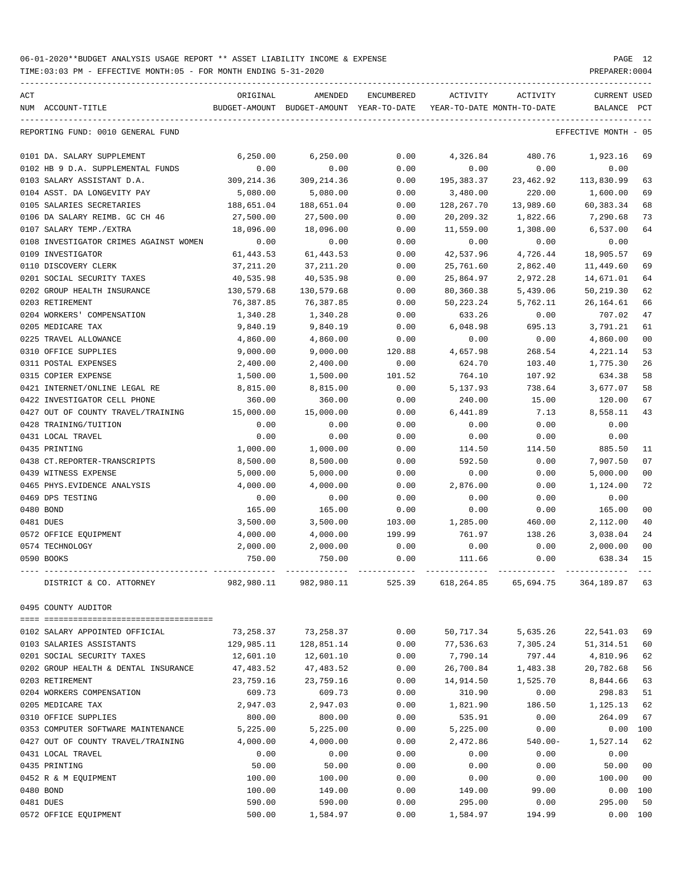06-01-2020**BUDGET ANALYSIS USAGE REPORT ** ASSET LIABILITY INCOME & EXPENSE

TIME:03:03 PM - EFFECTIVE MONTH:05 - FOR MONTH ENDING 5-31-2020

PREPARER:0004

| ACT NUM | ACCOUNT-TITLE | ORIGINAL BUDGET-AMOUNT | AMENDED BUDGET-AMOUNT | ENCUMBERED YEAR-TO-DATE | ACTIVITY YEAR-TO-DATE | ACTIVITY MONTH-TO-DATE | CURRENT BALANCE | USED PCT |
|---|---|---|---|---|---|---|---|---|
| | REPORTING FUND: 0010 GENERAL FUND | | | | | | EFFECTIVE MONTH - 05 | |
| 0101 | DA. SALARY SUPPLEMENT | 6,250.00 | 6,250.00 | 0.00 | 4,326.84 | 480.76 | 1,923.16 | 69 |
| 0102 | HB 9 D.A. SUPPLEMENTAL FUNDS | 0.00 | 0.00 | 0.00 | 0.00 | 0.00 | 0.00 | |
| 0103 | SALARY ASSISTANT D.A. | 309,214.36 | 309,214.36 | 0.00 | 195,383.37 | 23,462.92 | 113,830.99 | 63 |
| 0104 | ASST. DA LONGEVITY PAY | 5,080.00 | 5,080.00 | 0.00 | 3,480.00 | 220.00 | 1,600.00 | 69 |
| 0105 | SALARIES SECRETARIES | 188,651.04 | 188,651.04 | 0.00 | 128,267.70 | 13,989.60 | 60,383.34 | 68 |
| 0106 | DA SALARY REIMB. GC CH 46 | 27,500.00 | 27,500.00 | 0.00 | 20,209.32 | 1,822.66 | 7,290.68 | 73 |
| 0107 | SALARY TEMP./EXTRA | 18,096.00 | 18,096.00 | 0.00 | 11,559.00 | 1,308.00 | 6,537.00 | 64 |
| 0108 | INVESTIGATOR CRIMES AGAINST WOMEN | 0.00 | 0.00 | 0.00 | 0.00 | 0.00 | 0.00 | |
| 0109 | INVESTIGATOR | 61,443.53 | 61,443.53 | 0.00 | 42,537.96 | 4,726.44 | 18,905.57 | 69 |
| 0110 | DISCOVERY CLERK | 37,211.20 | 37,211.20 | 0.00 | 25,761.60 | 2,862.40 | 11,449.60 | 69 |
| 0201 | SOCIAL SECURITY TAXES | 40,535.98 | 40,535.98 | 0.00 | 25,864.97 | 2,972.28 | 14,671.01 | 64 |
| 0202 | GROUP HEALTH INSURANCE | 130,579.68 | 130,579.68 | 0.00 | 80,360.38 | 5,439.06 | 50,219.30 | 62 |
| 0203 | RETIREMENT | 76,387.85 | 76,387.85 | 0.00 | 50,223.24 | 5,762.11 | 26,164.61 | 66 |
| 0204 | WORKERS' COMPENSATION | 1,340.28 | 1,340.28 | 0.00 | 633.26 | 0.00 | 707.02 | 47 |
| 0205 | MEDICARE TAX | 9,840.19 | 9,840.19 | 0.00 | 6,048.98 | 695.13 | 3,791.21 | 61 |
| 0225 | TRAVEL ALLOWANCE | 4,860.00 | 4,860.00 | 0.00 | 0.00 | 0.00 | 4,860.00 | 00 |
| 0310 | OFFICE SUPPLIES | 9,000.00 | 9,000.00 | 120.88 | 4,657.98 | 268.54 | 4,221.14 | 53 |
| 0311 | POSTAL EXPENSES | 2,400.00 | 2,400.00 | 0.00 | 624.70 | 103.40 | 1,775.30 | 26 |
| 0315 | COPIER EXPENSE | 1,500.00 | 1,500.00 | 101.52 | 764.10 | 107.92 | 634.38 | 58 |
| 0421 | INTERNET/ONLINE LEGAL RE | 8,815.00 | 8,815.00 | 0.00 | 5,137.93 | 738.64 | 3,677.07 | 58 |
| 0422 | INVESTIGATOR CELL PHONE | 360.00 | 360.00 | 0.00 | 240.00 | 15.00 | 120.00 | 67 |
| 0427 | OUT OF COUNTY TRAVEL/TRAINING | 15,000.00 | 15,000.00 | 0.00 | 6,441.89 | 7.13 | 8,558.11 | 43 |
| 0428 | TRAINING/TUITION | 0.00 | 0.00 | 0.00 | 0.00 | 0.00 | 0.00 | |
| 0431 | LOCAL TRAVEL | 0.00 | 0.00 | 0.00 | 0.00 | 0.00 | 0.00 | |
| 0435 | PRINTING | 1,000.00 | 1,000.00 | 0.00 | 114.50 | 114.50 | 885.50 | 11 |
| 0438 | CT.REPORTER-TRANSCRIPTS | 8,500.00 | 8,500.00 | 0.00 | 592.50 | 0.00 | 7,907.50 | 07 |
| 0439 | WITNESS EXPENSE | 5,000.00 | 5,000.00 | 0.00 | 0.00 | 0.00 | 5,000.00 | 00 |
| 0465 | PHYS.EVIDENCE ANALYSIS | 4,000.00 | 4,000.00 | 0.00 | 2,876.00 | 0.00 | 1,124.00 | 72 |
| 0469 | DPS TESTING | 0.00 | 0.00 | 0.00 | 0.00 | 0.00 | 0.00 | |
| 0480 | BOND | 165.00 | 165.00 | 0.00 | 0.00 | 0.00 | 165.00 | 00 |
| 0481 | DUES | 3,500.00 | 3,500.00 | 103.00 | 1,285.00 | 460.00 | 2,112.00 | 40 |
| 0572 | OFFICE EQUIPMENT | 4,000.00 | 4,000.00 | 199.99 | 761.97 | 138.26 | 3,038.04 | 24 |
| 0574 | TECHNOLOGY | 2,000.00 | 2,000.00 | 0.00 | 0.00 | 0.00 | 2,000.00 | 00 |
| 0590 | BOOKS | 750.00 | 750.00 | 0.00 | 111.66 | 0.00 | 638.34 | 15 |
| | DISTRICT & CO. ATTORNEY | 982,980.11 | 982,980.11 | 525.39 | 618,264.85 | 65,694.75 | 364,189.87 | 63 |
| | 0495 COUNTY AUDITOR | | | | | | | |
| 0102 | SALARY APPOINTED OFFICIAL | 73,258.37 | 73,258.37 | 0.00 | 50,717.34 | 5,635.26 | 22,541.03 | 69 |
| 0103 | SALARIES ASSISTANTS | 129,985.11 | 128,851.14 | 0.00 | 77,536.63 | 7,305.24 | 51,314.51 | 60 |
| 0201 | SOCIAL SECURITY TAXES | 12,601.10 | 12,601.10 | 0.00 | 7,790.14 | 797.44 | 4,810.96 | 62 |
| 0202 | GROUP HEALTH & DENTAL INSURANCE | 47,483.52 | 47,483.52 | 0.00 | 26,700.84 | 1,483.38 | 20,782.68 | 56 |
| 0203 | RETIREMENT | 23,759.16 | 23,759.16 | 0.00 | 14,914.50 | 1,525.70 | 8,844.66 | 63 |
| 0204 | WORKERS COMPENSATION | 609.73 | 609.73 | 0.00 | 310.90 | 0.00 | 298.83 | 51 |
| 0205 | MEDICARE TAX | 2,947.03 | 2,947.03 | 0.00 | 1,821.90 | 186.50 | 1,125.13 | 62 |
| 0310 | OFFICE SUPPLIES | 800.00 | 800.00 | 0.00 | 535.91 | 0.00 | 264.09 | 67 |
| 0353 | COMPUTER SOFTWARE MAINTENANCE | 5,225.00 | 5,225.00 | 0.00 | 5,225.00 | 0.00 | 0.00 | 100 |
| 0427 | OUT OF COUNTY TRAVEL/TRAINING | 4,000.00 | 4,000.00 | 0.00 | 2,472.86 | 540.00- | 1,527.14 | 62 |
| 0431 | LOCAL TRAVEL | 0.00 | 0.00 | 0.00 | 0.00 | 0.00 | 0.00 | |
| 0435 | PRINTING | 50.00 | 50.00 | 0.00 | 0.00 | 0.00 | 50.00 | 00 |
| 0452 | R & M EQUIPMENT | 100.00 | 100.00 | 0.00 | 0.00 | 0.00 | 100.00 | 00 |
| 0480 | BOND | 100.00 | 149.00 | 0.00 | 149.00 | 99.00 | 0.00 | 100 |
| 0481 | DUES | 590.00 | 590.00 | 0.00 | 295.00 | 0.00 | 295.00 | 50 |
| 0572 | OFFICE EQUIPMENT | 500.00 | 1,584.97 | 0.00 | 1,584.97 | 194.99 | 0.00 | 100 |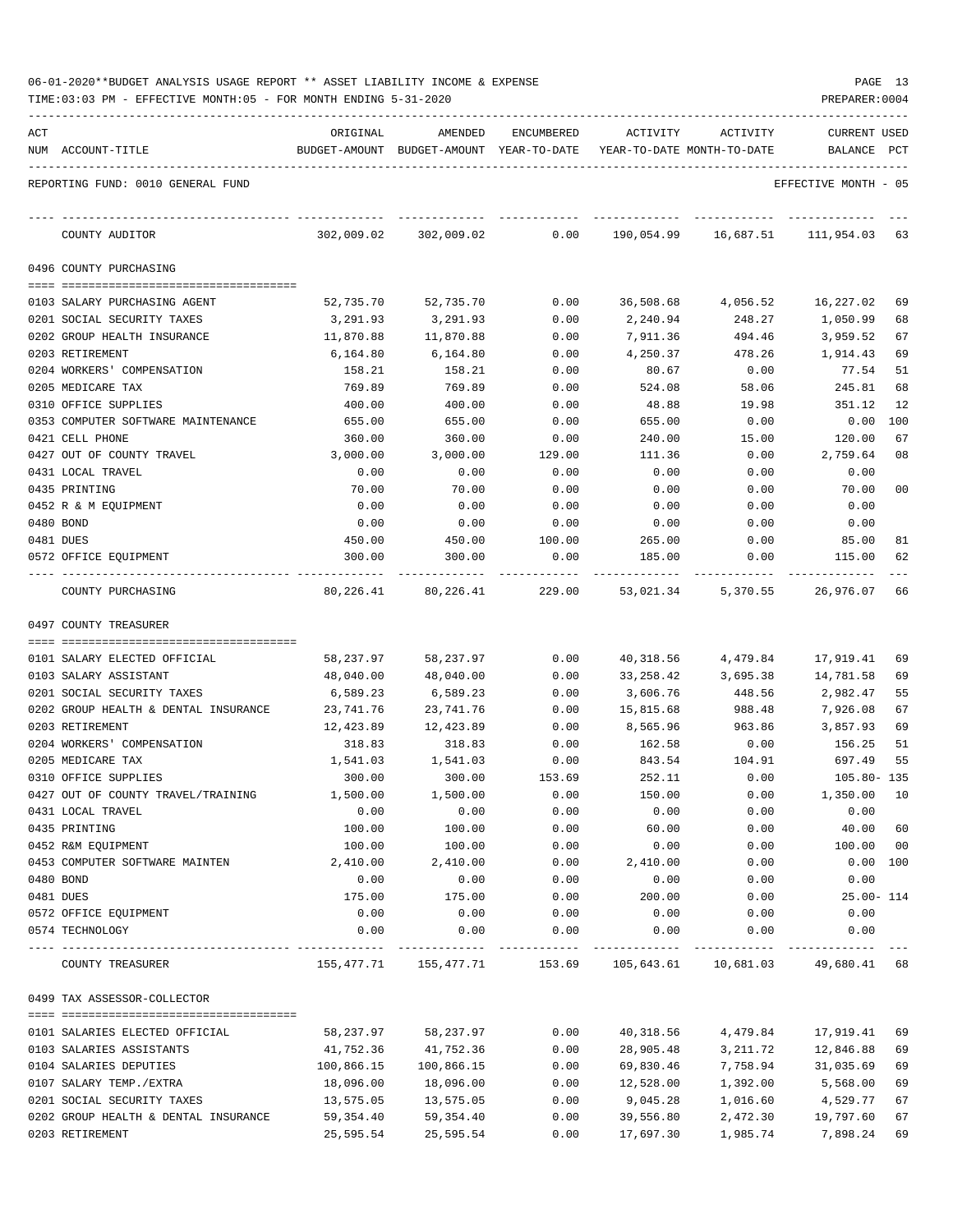06-01-2020**BUDGET ANALYSIS USAGE REPORT ** ASSET LIABILITY INCOME & EXPENSE

TIME:03:03 PM - EFFECTIVE MONTH:05 - FOR MONTH ENDING 5-31-2020

PREPARER:0004

REPORTING FUND: 0010 GENERAL FUND — EFFECTIVE MONTH - 05

| ACT NUM | ACCOUNT-TITLE | ORIGINAL BUDGET-AMOUNT | AMENDED BUDGET-AMOUNT | ENCUMBERED YEAR-TO-DATE | ACTIVITY YEAR-TO-DATE | ACTIVITY MONTH-TO-DATE | CURRENT BALANCE | USED PCT |
|---|---|---|---|---|---|---|---|---|
| | COUNTY AUDITOR | 302,009.02 | 302,009.02 | 0.00 | 190,054.99 | 16,687.51 | 111,954.03 | 63 |
| | **0496 COUNTY PURCHASING** | | | | | | | |
| 0103 | SALARY PURCHASING AGENT | 52,735.70 | 52,735.70 | 0.00 | 36,508.68 | 4,056.52 | 16,227.02 | 69 |
| 0201 | SOCIAL SECURITY TAXES | 3,291.93 | 3,291.93 | 0.00 | 2,240.94 | 248.27 | 1,050.99 | 68 |
| 0202 | GROUP HEALTH INSURANCE | 11,870.88 | 11,870.88 | 0.00 | 7,911.36 | 494.46 | 3,959.52 | 67 |
| 0203 | RETIREMENT | 6,164.80 | 6,164.80 | 0.00 | 4,250.37 | 478.26 | 1,914.43 | 69 |
| 0204 | WORKERS' COMPENSATION | 158.21 | 158.21 | 0.00 | 80.67 | 0.00 | 77.54 | 51 |
| 0205 | MEDICARE TAX | 769.89 | 769.89 | 0.00 | 524.08 | 58.06 | 245.81 | 68 |
| 0310 | OFFICE SUPPLIES | 400.00 | 400.00 | 0.00 | 48.88 | 19.98 | 351.12 | 12 |
| 0353 | COMPUTER SOFTWARE MAINTENANCE | 655.00 | 655.00 | 0.00 | 655.00 | 0.00 | 0.00 | 100 |
| 0421 | CELL PHONE | 360.00 | 360.00 | 0.00 | 240.00 | 15.00 | 120.00 | 67 |
| 0427 | OUT OF COUNTY TRAVEL | 3,000.00 | 3,000.00 | 129.00 | 111.36 | 0.00 | 2,759.64 | 08 |
| 0431 | LOCAL TRAVEL | 0.00 | 0.00 | 0.00 | 0.00 | 0.00 | 0.00 | |
| 0435 | PRINTING | 70.00 | 70.00 | 0.00 | 0.00 | 0.00 | 70.00 | 00 |
| 0452 | R & M EQUIPMENT | 0.00 | 0.00 | 0.00 | 0.00 | 0.00 | 0.00 | |
| 0480 | BOND | 0.00 | 0.00 | 0.00 | 0.00 | 0.00 | 0.00 | |
| 0481 | DUES | 450.00 | 450.00 | 100.00 | 265.00 | 0.00 | 85.00 | 81 |
| 0572 | OFFICE EQUIPMENT | 300.00 | 300.00 | 0.00 | 185.00 | 0.00 | 115.00 | 62 |
| | COUNTY PURCHASING | 80,226.41 | 80,226.41 | 229.00 | 53,021.34 | 5,370.55 | 26,976.07 | 66 |
| | **0497 COUNTY TREASURER** | | | | | | | |
| 0101 | SALARY ELECTED OFFICIAL | 58,237.97 | 58,237.97 | 0.00 | 40,318.56 | 4,479.84 | 17,919.41 | 69 |
| 0103 | SALARY ASSISTANT | 48,040.00 | 48,040.00 | 0.00 | 33,258.42 | 3,695.38 | 14,781.58 | 69 |
| 0201 | SOCIAL SECURITY TAXES | 6,589.23 | 6,589.23 | 0.00 | 3,606.76 | 448.56 | 2,982.47 | 55 |
| 0202 | GROUP HEALTH & DENTAL INSURANCE | 23,741.76 | 23,741.76 | 0.00 | 15,815.68 | 988.48 | 7,926.08 | 67 |
| 0203 | RETIREMENT | 12,423.89 | 12,423.89 | 0.00 | 8,565.96 | 963.86 | 3,857.93 | 69 |
| 0204 | WORKERS' COMPENSATION | 318.83 | 318.83 | 0.00 | 162.58 | 0.00 | 156.25 | 51 |
| 0205 | MEDICARE TAX | 1,541.03 | 1,541.03 | 0.00 | 843.54 | 104.91 | 697.49 | 55 |
| 0310 | OFFICE SUPPLIES | 300.00 | 300.00 | 153.69 | 252.11 | 0.00 | 105.80- | 135 |
| 0427 | OUT OF COUNTY TRAVEL/TRAINING | 1,500.00 | 1,500.00 | 0.00 | 150.00 | 0.00 | 1,350.00 | 10 |
| 0431 | LOCAL TRAVEL | 0.00 | 0.00 | 0.00 | 0.00 | 0.00 | 0.00 | |
| 0435 | PRINTING | 100.00 | 100.00 | 0.00 | 60.00 | 0.00 | 40.00 | 60 |
| 0452 | R&M EQUIPMENT | 100.00 | 100.00 | 0.00 | 0.00 | 0.00 | 100.00 | 00 |
| 0453 | COMPUTER SOFTWARE MAINTEN | 2,410.00 | 2,410.00 | 0.00 | 2,410.00 | 0.00 | 0.00 | 100 |
| 0480 | BOND | 0.00 | 0.00 | 0.00 | 0.00 | 0.00 | 0.00 | |
| 0481 | DUES | 175.00 | 175.00 | 0.00 | 200.00 | 0.00 | 25.00- | 114 |
| 0572 | OFFICE EQUIPMENT | 0.00 | 0.00 | 0.00 | 0.00 | 0.00 | 0.00 | |
| 0574 | TECHNOLOGY | 0.00 | 0.00 | 0.00 | 0.00 | 0.00 | 0.00 | |
| | COUNTY TREASURER | 155,477.71 | 155,477.71 | 153.69 | 105,643.61 | 10,681.03 | 49,680.41 | 68 |
| | **0499 TAX ASSESSOR-COLLECTOR** | | | | | | | |
| 0101 | SALARIES ELECTED OFFICIAL | 58,237.97 | 58,237.97 | 0.00 | 40,318.56 | 4,479.84 | 17,919.41 | 69 |
| 0103 | SALARIES ASSISTANTS | 41,752.36 | 41,752.36 | 0.00 | 28,905.48 | 3,211.72 | 12,846.88 | 69 |
| 0104 | SALARIES DEPUTIES | 100,866.15 | 100,866.15 | 0.00 | 69,830.46 | 7,758.94 | 31,035.69 | 69 |
| 0107 | SALARY TEMP./EXTRA | 18,096.00 | 18,096.00 | 0.00 | 12,528.00 | 1,392.00 | 5,568.00 | 69 |
| 0201 | SOCIAL SECURITY TAXES | 13,575.05 | 13,575.05 | 0.00 | 9,045.28 | 1,016.60 | 4,529.77 | 67 |
| 0202 | GROUP HEALTH & DENTAL INSURANCE | 59,354.40 | 59,354.40 | 0.00 | 39,556.80 | 2,472.30 | 19,797.60 | 67 |
| 0203 | RETIREMENT | 25,595.54 | 25,595.54 | 0.00 | 17,697.30 | 1,985.74 | 7,898.24 | 69 |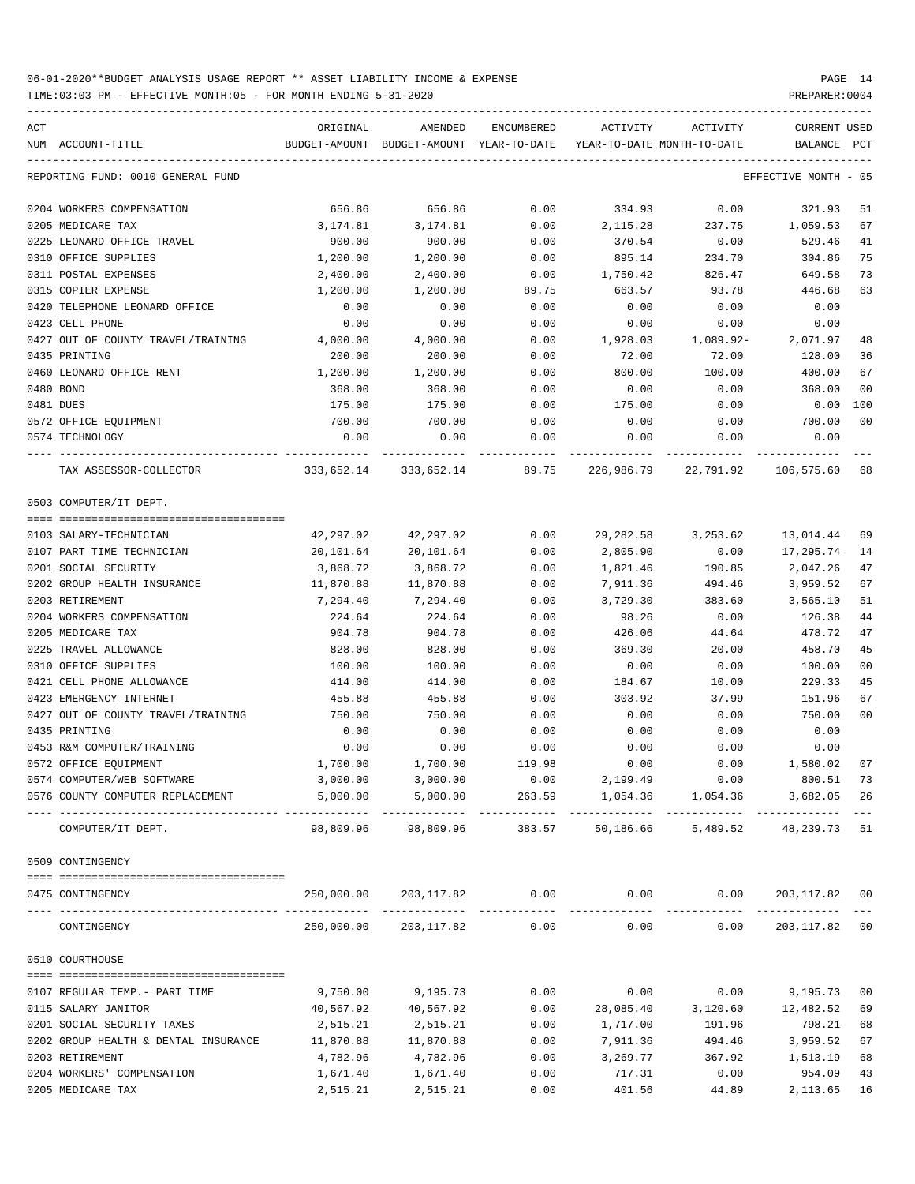06-01-2020**BUDGET ANALYSIS USAGE REPORT ** ASSET LIABILITY INCOME & EXPENSE

TIME:03:03 PM - EFFECTIVE MONTH:05 - FOR MONTH ENDING 5-31-2020

PREPARER:0004

| ACT NUM | ACCOUNT-TITLE | ORIGINAL BUDGET-AMOUNT | AMENDED BUDGET-AMOUNT | ENCUMBERED YEAR-TO-DATE | ACTIVITY YEAR-TO-DATE | ACTIVITY MONTH-TO-DATE | CURRENT BALANCE | USED PCT |
|---|---|---|---|---|---|---|---|---|
| | REPORTING FUND: 0010 GENERAL FUND | | | | | | EFFECTIVE MONTH - 05 | |
| 0204 | WORKERS COMPENSATION | 656.86 | 656.86 | 0.00 | 334.93 | 0.00 | 321.93 | 51 |
| 0205 | MEDICARE TAX | 3,174.81 | 3,174.81 | 0.00 | 2,115.28 | 237.75 | 1,059.53 | 67 |
| 0225 | LEONARD OFFICE TRAVEL | 900.00 | 900.00 | 0.00 | 370.54 | 0.00 | 529.46 | 41 |
| 0310 | OFFICE SUPPLIES | 1,200.00 | 1,200.00 | 0.00 | 895.14 | 234.70 | 304.86 | 75 |
| 0311 | POSTAL EXPENSES | 2,400.00 | 2,400.00 | 0.00 | 1,750.42 | 826.47 | 649.58 | 73 |
| 0315 | COPIER EXPENSE | 1,200.00 | 1,200.00 | 89.75 | 663.57 | 93.78 | 446.68 | 63 |
| 0420 | TELEPHONE LEONARD OFFICE | 0.00 | 0.00 | 0.00 | 0.00 | 0.00 | 0.00 | |
| 0423 | CELL PHONE | 0.00 | 0.00 | 0.00 | 0.00 | 0.00 | 0.00 | |
| 0427 | OUT OF COUNTY TRAVEL/TRAINING | 4,000.00 | 4,000.00 | 0.00 | 1,928.03 | 1,089.92- | 2,071.97 | 48 |
| 0435 | PRINTING | 200.00 | 200.00 | 0.00 | 72.00 | 72.00 | 128.00 | 36 |
| 0460 | LEONARD OFFICE RENT | 1,200.00 | 1,200.00 | 0.00 | 800.00 | 100.00 | 400.00 | 67 |
| 0480 | BOND | 368.00 | 368.00 | 0.00 | 0.00 | 0.00 | 368.00 | 00 |
| 0481 | DUES | 175.00 | 175.00 | 0.00 | 175.00 | 0.00 | 0.00 | 100 |
| 0572 | OFFICE EQUIPMENT | 700.00 | 700.00 | 0.00 | 0.00 | 0.00 | 700.00 | 00 |
| 0574 | TECHNOLOGY | 0.00 | 0.00 | 0.00 | 0.00 | 0.00 | 0.00 | |
| | TAX ASSESSOR-COLLECTOR | 333,652.14 | 333,652.14 | 89.75 | 226,986.79 | 22,791.92 | 106,575.60 | 68 |
| | 0503 COMPUTER/IT DEPT. | | | | | | | |
| 0103 | SALARY-TECHNICIAN | 42,297.02 | 42,297.02 | 0.00 | 29,282.58 | 3,253.62 | 13,014.44 | 69 |
| 0107 | PART TIME TECHNICIAN | 20,101.64 | 20,101.64 | 0.00 | 2,805.90 | 0.00 | 17,295.74 | 14 |
| 0201 | SOCIAL SECURITY | 3,868.72 | 3,868.72 | 0.00 | 1,821.46 | 190.85 | 2,047.26 | 47 |
| 0202 | GROUP HEALTH INSURANCE | 11,870.88 | 11,870.88 | 0.00 | 7,911.36 | 494.46 | 3,959.52 | 67 |
| 0203 | RETIREMENT | 7,294.40 | 7,294.40 | 0.00 | 3,729.30 | 383.60 | 3,565.10 | 51 |
| 0204 | WORKERS COMPENSATION | 224.64 | 224.64 | 0.00 | 98.26 | 0.00 | 126.38 | 44 |
| 0205 | MEDICARE TAX | 904.78 | 904.78 | 0.00 | 426.06 | 44.64 | 478.72 | 47 |
| 0225 | TRAVEL ALLOWANCE | 828.00 | 828.00 | 0.00 | 369.30 | 20.00 | 458.70 | 45 |
| 0310 | OFFICE SUPPLIES | 100.00 | 100.00 | 0.00 | 0.00 | 0.00 | 100.00 | 00 |
| 0421 | CELL PHONE ALLOWANCE | 414.00 | 414.00 | 0.00 | 184.67 | 10.00 | 229.33 | 45 |
| 0423 | EMERGENCY INTERNET | 455.88 | 455.88 | 0.00 | 303.92 | 37.99 | 151.96 | 67 |
| 0427 | OUT OF COUNTY TRAVEL/TRAINING | 750.00 | 750.00 | 0.00 | 0.00 | 0.00 | 750.00 | 00 |
| 0435 | PRINTING | 0.00 | 0.00 | 0.00 | 0.00 | 0.00 | 0.00 | |
| 0453 | R&M COMPUTER/TRAINING | 0.00 | 0.00 | 0.00 | 0.00 | 0.00 | 0.00 | |
| 0572 | OFFICE EQUIPMENT | 1,700.00 | 1,700.00 | 119.98 | 0.00 | 0.00 | 1,580.02 | 07 |
| 0574 | COMPUTER/WEB SOFTWARE | 3,000.00 | 3,000.00 | 0.00 | 2,199.49 | 0.00 | 800.51 | 73 |
| 0576 | COUNTY COMPUTER REPLACEMENT | 5,000.00 | 5,000.00 | 263.59 | 1,054.36 | 1,054.36 | 3,682.05 | 26 |
| | COMPUTER/IT DEPT. | 98,809.96 | 98,809.96 | 383.57 | 50,186.66 | 5,489.52 | 48,239.73 | 51 |
| | 0509 CONTINGENCY | | | | | | | |
| 0475 | CONTINGENCY | 250,000.00 | 203,117.82 | 0.00 | 0.00 | 0.00 | 203,117.82 | 00 |
| | CONTINGENCY | 250,000.00 | 203,117.82 | 0.00 | 0.00 | 0.00 | 203,117.82 | 00 |
| | 0510 COURTHOUSE | | | | | | | |
| 0107 | REGULAR TEMP.- PART TIME | 9,750.00 | 9,195.73 | 0.00 | 0.00 | 0.00 | 9,195.73 | 00 |
| 0115 | SALARY JANITOR | 40,567.92 | 40,567.92 | 0.00 | 28,085.40 | 3,120.60 | 12,482.52 | 69 |
| 0201 | SOCIAL SECURITY TAXES | 2,515.21 | 2,515.21 | 0.00 | 1,717.00 | 191.96 | 798.21 | 68 |
| 0202 | GROUP HEALTH & DENTAL INSURANCE | 11,870.88 | 11,870.88 | 0.00 | 7,911.36 | 494.46 | 3,959.52 | 67 |
| 0203 | RETIREMENT | 4,782.96 | 4,782.96 | 0.00 | 3,269.77 | 367.92 | 1,513.19 | 68 |
| 0204 | WORKERS' COMPENSATION | 1,671.40 | 1,671.40 | 0.00 | 717.31 | 0.00 | 954.09 | 43 |
| 0205 | MEDICARE TAX | 2,515.21 | 2,515.21 | 0.00 | 401.56 | 44.89 | 2,113.65 | 16 |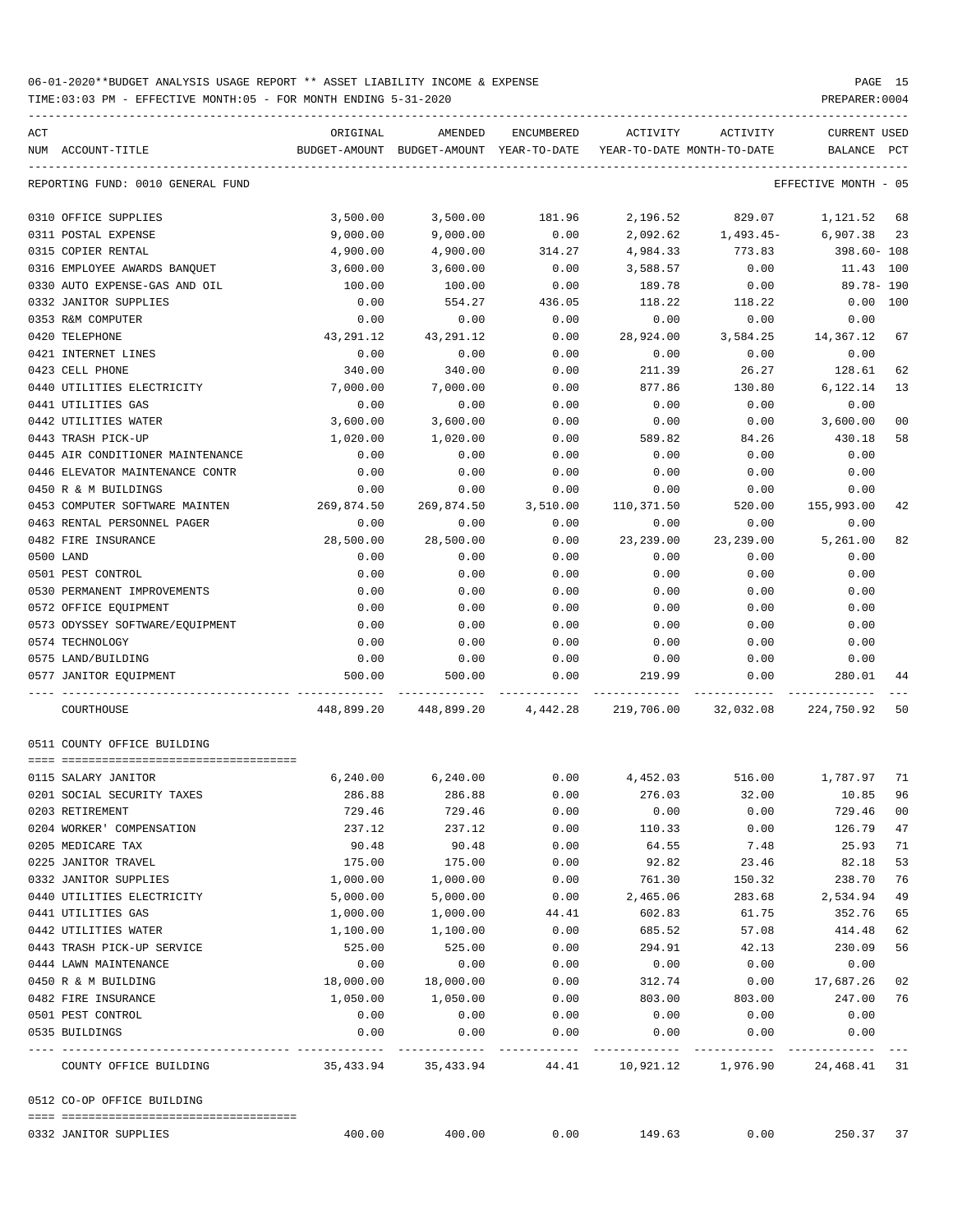06-01-2020**BUDGET ANALYSIS USAGE REPORT ** ASSET LIABILITY INCOME & EXPENSE

TIME:03:03 PM - EFFECTIVE MONTH:05 - FOR MONTH ENDING 5-31-2020

REPORTING FUND: 0010 GENERAL FUND — EFFECTIVE MONTH - 05

| ACT NUM | ACCOUNT-TITLE | ORIGINAL BUDGET-AMOUNT | AMENDED BUDGET-AMOUNT | ENCUMBERED YEAR-TO-DATE | ACTIVITY YEAR-TO-DATE | ACTIVITY MONTH-TO-DATE | CURRENT BALANCE | USED PCT |
|---|---|---|---|---|---|---|---|---|
| 0310 | OFFICE SUPPLIES | 3,500.00 | 3,500.00 | 181.96 | 2,196.52 | 829.07 | 1,121.52 | 68 |
| 0311 | POSTAL EXPENSE | 9,000.00 | 9,000.00 | 0.00 | 2,092.62 | 1,493.45- | 6,907.38 | 23 |
| 0315 | COPIER RENTAL | 4,900.00 | 4,900.00 | 314.27 | 4,984.33 | 773.83 | 398.60- | 108 |
| 0316 | EMPLOYEE AWARDS BANQUET | 3,600.00 | 3,600.00 | 0.00 | 3,588.57 | 0.00 | 11.43 | 100 |
| 0330 | AUTO EXPENSE-GAS AND OIL | 100.00 | 100.00 | 0.00 | 189.78 | 0.00 | 89.78- | 190 |
| 0332 | JANITOR SUPPLIES | 0.00 | 554.27 | 436.05 | 118.22 | 118.22 | 0.00 | 100 |
| 0353 | R&M COMPUTER | 0.00 | 0.00 | 0.00 | 0.00 | 0.00 | 0.00 | |
| 0420 | TELEPHONE | 43,291.12 | 43,291.12 | 0.00 | 28,924.00 | 3,584.25 | 14,367.12 | 67 |
| 0421 | INTERNET LINES | 0.00 | 0.00 | 0.00 | 0.00 | 0.00 | 0.00 | |
| 0423 | CELL PHONE | 340.00 | 340.00 | 0.00 | 211.39 | 26.27 | 128.61 | 62 |
| 0440 | UTILITIES ELECTRICITY | 7,000.00 | 7,000.00 | 0.00 | 877.86 | 130.80 | 6,122.14 | 13 |
| 0441 | UTILITIES GAS | 0.00 | 0.00 | 0.00 | 0.00 | 0.00 | 0.00 | |
| 0442 | UTILITIES WATER | 3,600.00 | 3,600.00 | 0.00 | 0.00 | 0.00 | 3,600.00 | 00 |
| 0443 | TRASH PICK-UP | 1,020.00 | 1,020.00 | 0.00 | 589.82 | 84.26 | 430.18 | 58 |
| 0445 | AIR CONDITIONER MAINTENANCE | 0.00 | 0.00 | 0.00 | 0.00 | 0.00 | 0.00 | |
| 0446 | ELEVATOR MAINTENANCE CONTR | 0.00 | 0.00 | 0.00 | 0.00 | 0.00 | 0.00 | |
| 0450 | R & M BUILDINGS | 0.00 | 0.00 | 0.00 | 0.00 | 0.00 | 0.00 | |
| 0453 | COMPUTER SOFTWARE MAINTEN | 269,874.50 | 269,874.50 | 3,510.00 | 110,371.50 | 520.00 | 155,993.00 | 42 |
| 0463 | RENTAL PERSONNEL PAGER | 0.00 | 0.00 | 0.00 | 0.00 | 0.00 | 0.00 | |
| 0482 | FIRE INSURANCE | 28,500.00 | 28,500.00 | 0.00 | 23,239.00 | 23,239.00 | 5,261.00 | 82 |
| 0500 | LAND | 0.00 | 0.00 | 0.00 | 0.00 | 0.00 | 0.00 | |
| 0501 | PEST CONTROL | 0.00 | 0.00 | 0.00 | 0.00 | 0.00 | 0.00 | |
| 0530 | PERMANENT IMPROVEMENTS | 0.00 | 0.00 | 0.00 | 0.00 | 0.00 | 0.00 | |
| 0572 | OFFICE EQUIPMENT | 0.00 | 0.00 | 0.00 | 0.00 | 0.00 | 0.00 | |
| 0573 | ODYSSEY SOFTWARE/EQUIPMENT | 0.00 | 0.00 | 0.00 | 0.00 | 0.00 | 0.00 | |
| 0574 | TECHNOLOGY | 0.00 | 0.00 | 0.00 | 0.00 | 0.00 | 0.00 | |
| 0575 | LAND/BUILDING | 0.00 | 0.00 | 0.00 | 0.00 | 0.00 | 0.00 | |
| 0577 | JANITOR EQUIPMENT | 500.00 | 500.00 | 0.00 | 219.99 | 0.00 | 280.01 | 44 |
| | COURTHOUSE | 448,899.20 | 448,899.20 | 4,442.28 | 219,706.00 | 32,032.08 | 224,750.92 | 50 |

0511 COUNTY OFFICE BUILDING

| ACT NUM | ACCOUNT-TITLE | ORIGINAL BUDGET-AMOUNT | AMENDED BUDGET-AMOUNT | ENCUMBERED YEAR-TO-DATE | ACTIVITY YEAR-TO-DATE | ACTIVITY MONTH-TO-DATE | CURRENT BALANCE | USED PCT |
|---|---|---|---|---|---|---|---|---|
| 0115 | SALARY JANITOR | 6,240.00 | 6,240.00 | 0.00 | 4,452.03 | 516.00 | 1,787.97 | 71 |
| 0201 | SOCIAL SECURITY TAXES | 286.88 | 286.88 | 0.00 | 276.03 | 32.00 | 10.85 | 96 |
| 0203 | RETIREMENT | 729.46 | 729.46 | 0.00 | 0.00 | 0.00 | 729.46 | 00 |
| 0204 | WORKER' COMPENSATION | 237.12 | 237.12 | 0.00 | 110.33 | 0.00 | 126.79 | 47 |
| 0205 | MEDICARE TAX | 90.48 | 90.48 | 0.00 | 64.55 | 7.48 | 25.93 | 71 |
| 0225 | JANITOR TRAVEL | 175.00 | 175.00 | 0.00 | 92.82 | 23.46 | 82.18 | 53 |
| 0332 | JANITOR SUPPLIES | 1,000.00 | 1,000.00 | 0.00 | 761.30 | 150.32 | 238.70 | 76 |
| 0440 | UTILITIES ELECTRICITY | 5,000.00 | 5,000.00 | 0.00 | 2,465.06 | 283.68 | 2,534.94 | 49 |
| 0441 | UTILITIES GAS | 1,000.00 | 1,000.00 | 44.41 | 602.83 | 61.75 | 352.76 | 65 |
| 0442 | UTILITIES WATER | 1,100.00 | 1,100.00 | 0.00 | 685.52 | 57.08 | 414.48 | 62 |
| 0443 | TRASH PICK-UP SERVICE | 525.00 | 525.00 | 0.00 | 294.91 | 42.13 | 230.09 | 56 |
| 0444 | LAWN MAINTENANCE | 0.00 | 0.00 | 0.00 | 0.00 | 0.00 | 0.00 | |
| 0450 | R & M BUILDING | 18,000.00 | 18,000.00 | 0.00 | 312.74 | 0.00 | 17,687.26 | 02 |
| 0482 | FIRE INSURANCE | 1,050.00 | 1,050.00 | 0.00 | 803.00 | 803.00 | 247.00 | 76 |
| 0501 | PEST CONTROL | 0.00 | 0.00 | 0.00 | 0.00 | 0.00 | 0.00 | |
| 0535 | BUILDINGS | 0.00 | 0.00 | 0.00 | 0.00 | 0.00 | 0.00 | |
| | COUNTY OFFICE BUILDING | 35,433.94 | 35,433.94 | 44.41 | 10,921.12 | 1,976.90 | 24,468.41 | 31 |

0512 CO-OP OFFICE BUILDING

| ACT NUM | ACCOUNT-TITLE | ORIGINAL BUDGET-AMOUNT | AMENDED BUDGET-AMOUNT | ENCUMBERED YEAR-TO-DATE | ACTIVITY YEAR-TO-DATE | ACTIVITY MONTH-TO-DATE | CURRENT BALANCE | USED PCT |
|---|---|---|---|---|---|---|---|---|
| 0332 | JANITOR SUPPLIES | 400.00 | 400.00 | 0.00 | 149.63 | 0.00 | 250.37 | 37 |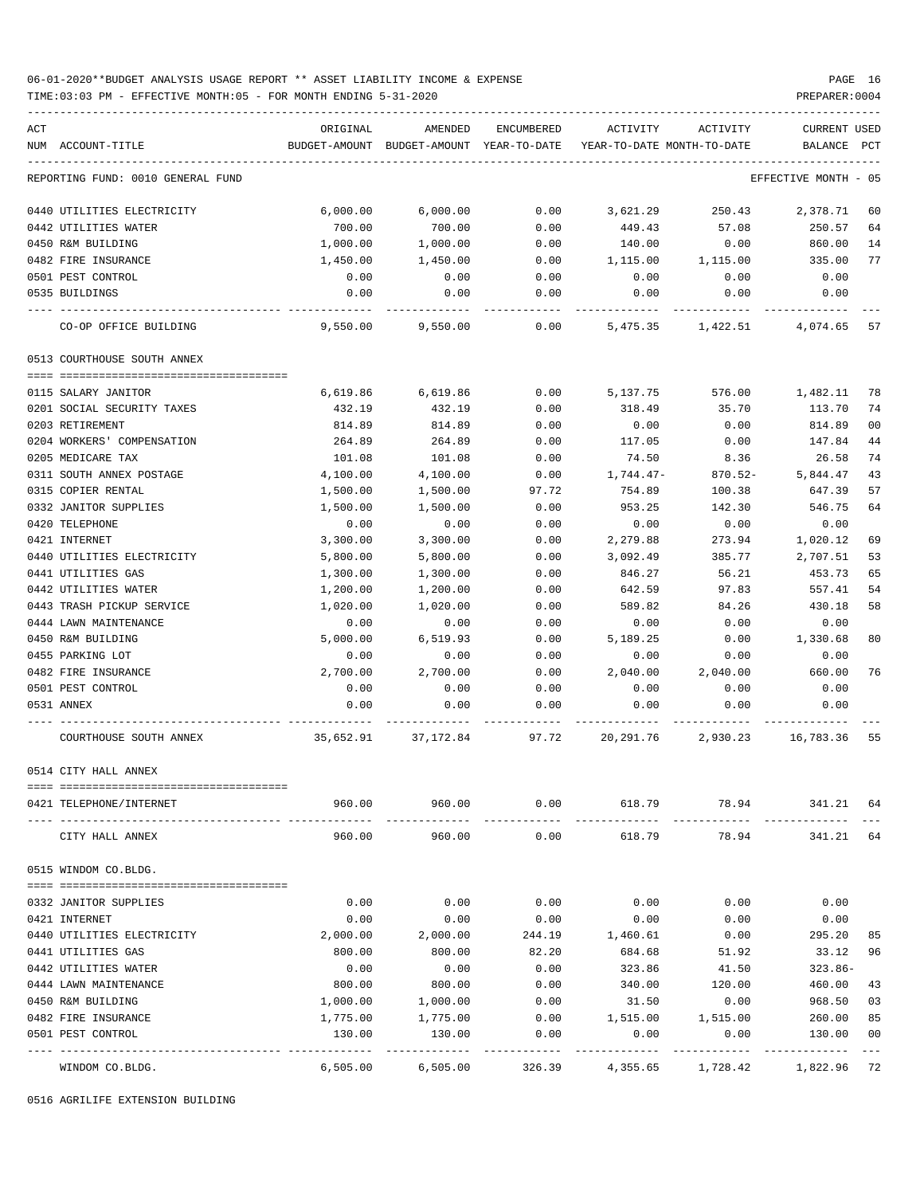06-01-2020**BUDGET ANALYSIS USAGE REPORT ** ASSET LIABILITY INCOME & EXPENSE

TIME:03:03 PM - EFFECTIVE MONTH:05 - FOR MONTH ENDING 5-31-2020

PREPARER:0004

| ACT NUM | ACCOUNT-TITLE | ORIGINAL BUDGET-AMOUNT | AMENDED BUDGET-AMOUNT | ENCUMBERED YEAR-TO-DATE | ACTIVITY YEAR-TO-DATE | ACTIVITY MONTH-TO-DATE | CURRENT BALANCE | USED PCT |
|---|---|---|---|---|---|---|---|---|
| | REPORTING FUND: 0010 GENERAL FUND | | | | | | EFFECTIVE MONTH - 05 | |
| 0440 | UTILITIES ELECTRICITY | 6,000.00 | 6,000.00 | 0.00 | 3,621.29 | 250.43 | 2,378.71 | 60 |
| 0442 | UTILITIES WATER | 700.00 | 700.00 | 0.00 | 449.43 | 57.08 | 250.57 | 64 |
| 0450 | R&M BUILDING | 1,000.00 | 1,000.00 | 0.00 | 140.00 | 0.00 | 860.00 | 14 |
| 0482 | FIRE INSURANCE | 1,450.00 | 1,450.00 | 0.00 | 1,115.00 | 1,115.00 | 335.00 | 77 |
| 0501 | PEST CONTROL | 0.00 | 0.00 | 0.00 | 0.00 | 0.00 | 0.00 | |
| 0535 | BUILDINGS | 0.00 | 0.00 | 0.00 | 0.00 | 0.00 | 0.00 | |
| | CO-OP OFFICE BUILDING | 9,550.00 | 9,550.00 | 0.00 | 5,475.35 | 1,422.51 | 4,074.65 | 57 |
| | **0513 COURTHOUSE SOUTH ANNEX** | | | | | | | |
| 0115 | SALARY JANITOR | 6,619.86 | 6,619.86 | 0.00 | 5,137.75 | 576.00 | 1,482.11 | 78 |
| 0201 | SOCIAL SECURITY TAXES | 432.19 | 432.19 | 0.00 | 318.49 | 35.70 | 113.70 | 74 |
| 0203 | RETIREMENT | 814.89 | 814.89 | 0.00 | 0.00 | 0.00 | 814.89 | 00 |
| 0204 | WORKERS' COMPENSATION | 264.89 | 264.89 | 0.00 | 117.05 | 0.00 | 147.84 | 44 |
| 0205 | MEDICARE TAX | 101.08 | 101.08 | 0.00 | 74.50 | 8.36 | 26.58 | 74 |
| 0311 | SOUTH ANNEX POSTAGE | 4,100.00 | 4,100.00 | 0.00 | 1,744.47- | 870.52- | 5,844.47 | 43 |
| 0315 | COPIER RENTAL | 1,500.00 | 1,500.00 | 97.72 | 754.89 | 100.38 | 647.39 | 57 |
| 0332 | JANITOR SUPPLIES | 1,500.00 | 1,500.00 | 0.00 | 953.25 | 142.30 | 546.75 | 64 |
| 0420 | TELEPHONE | 0.00 | 0.00 | 0.00 | 0.00 | 0.00 | 0.00 | |
| 0421 | INTERNET | 3,300.00 | 3,300.00 | 0.00 | 2,279.88 | 273.94 | 1,020.12 | 69 |
| 0440 | UTILITIES ELECTRICITY | 5,800.00 | 5,800.00 | 0.00 | 3,092.49 | 385.77 | 2,707.51 | 53 |
| 0441 | UTILITIES GAS | 1,300.00 | 1,300.00 | 0.00 | 846.27 | 56.21 | 453.73 | 65 |
| 0442 | UTILITIES WATER | 1,200.00 | 1,200.00 | 0.00 | 642.59 | 97.83 | 557.41 | 54 |
| 0443 | TRASH PICKUP SERVICE | 1,020.00 | 1,020.00 | 0.00 | 589.82 | 84.26 | 430.18 | 58 |
| 0444 | LAWN MAINTENANCE | 0.00 | 0.00 | 0.00 | 0.00 | 0.00 | 0.00 | |
| 0450 | R&M BUILDING | 5,000.00 | 6,519.93 | 0.00 | 5,189.25 | 0.00 | 1,330.68 | 80 |
| 0455 | PARKING LOT | 0.00 | 0.00 | 0.00 | 0.00 | 0.00 | 0.00 | |
| 0482 | FIRE INSURANCE | 2,700.00 | 2,700.00 | 0.00 | 2,040.00 | 2,040.00 | 660.00 | 76 |
| 0501 | PEST CONTROL | 0.00 | 0.00 | 0.00 | 0.00 | 0.00 | 0.00 | |
| 0531 | ANNEX | 0.00 | 0.00 | 0.00 | 0.00 | 0.00 | 0.00 | |
| | COURTHOUSE SOUTH ANNEX | 35,652.91 | 37,172.84 | 97.72 | 20,291.76 | 2,930.23 | 16,783.36 | 55 |
| | **0514 CITY HALL ANNEX** | | | | | | | |
| 0421 | TELEPHONE/INTERNET | 960.00 | 960.00 | 0.00 | 618.79 | 78.94 | 341.21 | 64 |
| | CITY HALL ANNEX | 960.00 | 960.00 | 0.00 | 618.79 | 78.94 | 341.21 | 64 |
| | **0515 WINDOM CO.BLDG.** | | | | | | | |
| 0332 | JANITOR SUPPLIES | 0.00 | 0.00 | 0.00 | 0.00 | 0.00 | 0.00 | |
| 0421 | INTERNET | 0.00 | 0.00 | 0.00 | 0.00 | 0.00 | 0.00 | |
| 0440 | UTILITIES ELECTRICITY | 2,000.00 | 2,000.00 | 244.19 | 1,460.61 | 0.00 | 295.20 | 85 |
| 0441 | UTILITIES GAS | 800.00 | 800.00 | 82.20 | 684.68 | 51.92 | 33.12 | 96 |
| 0442 | UTILITIES WATER | 0.00 | 0.00 | 0.00 | 323.86 | 41.50 | 323.86- | |
| 0444 | LAWN MAINTENANCE | 800.00 | 800.00 | 0.00 | 340.00 | 120.00 | 460.00 | 43 |
| 0450 | R&M BUILDING | 1,000.00 | 1,000.00 | 0.00 | 31.50 | 0.00 | 968.50 | 03 |
| 0482 | FIRE INSURANCE | 1,775.00 | 1,775.00 | 0.00 | 1,515.00 | 1,515.00 | 260.00 | 85 |
| 0501 | PEST CONTROL | 130.00 | 130.00 | 0.00 | 0.00 | 0.00 | 130.00 | 00 |
| | WINDOM CO.BLDG. | 6,505.00 | 6,505.00 | 326.39 | 4,355.65 | 1,728.42 | 1,822.96 | 72 |

0516 AGRILIFE EXTENSION BUILDING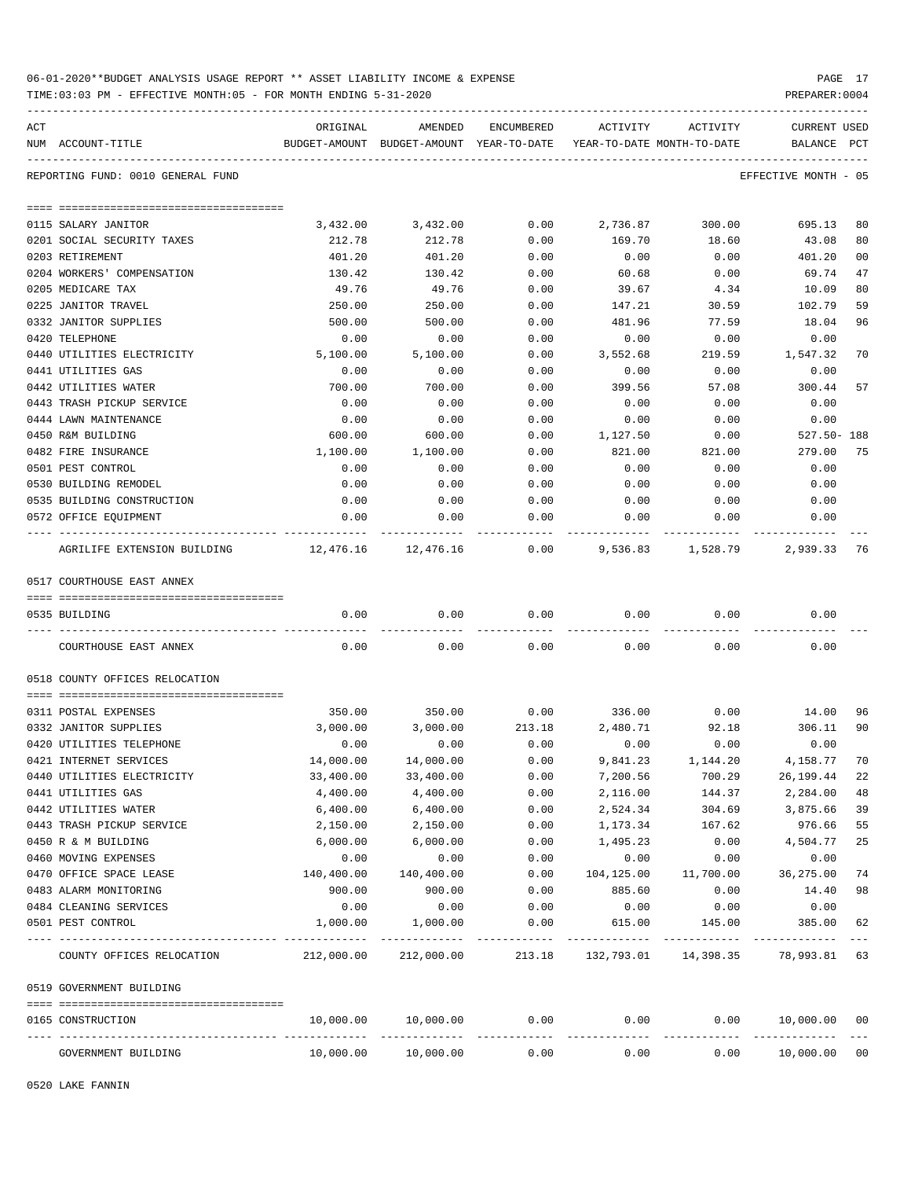06-01-2020**BUDGET ANALYSIS USAGE REPORT ** ASSET LIABILITY INCOME & EXPENSE

TIME:03:03 PM - EFFECTIVE MONTH:05 - FOR MONTH ENDING 5-31-2020

REPORTING FUND: 0010 GENERAL FUND — EFFECTIVE MONTH - 05

| ACT NUM | ACCOUNT-TITLE | ORIGINAL BUDGET-AMOUNT | AMENDED BUDGET-AMOUNT | ENCUMBERED YEAR-TO-DATE | ACTIVITY YEAR-TO-DATE | ACTIVITY MONTH-TO-DATE | CURRENT BALANCE | USED PCT |
|---|---|---|---|---|---|---|---|---|
| 0115 | SALARY JANITOR | 3,432.00 | 3,432.00 | 0.00 | 2,736.87 | 300.00 | 695.13 | 80 |
| 0201 | SOCIAL SECURITY TAXES | 212.78 | 212.78 | 0.00 | 169.70 | 18.60 | 43.08 | 80 |
| 0203 | RETIREMENT | 401.20 | 401.20 | 0.00 | 0.00 | 0.00 | 401.20 | 00 |
| 0204 | WORKERS' COMPENSATION | 130.42 | 130.42 | 0.00 | 60.68 | 0.00 | 69.74 | 47 |
| 0205 | MEDICARE TAX | 49.76 | 49.76 | 0.00 | 39.67 | 4.34 | 10.09 | 80 |
| 0225 | JANITOR TRAVEL | 250.00 | 250.00 | 0.00 | 147.21 | 30.59 | 102.79 | 59 |
| 0332 | JANITOR SUPPLIES | 500.00 | 500.00 | 0.00 | 481.96 | 77.59 | 18.04 | 96 |
| 0420 | TELEPHONE | 0.00 | 0.00 | 0.00 | 0.00 | 0.00 | 0.00 | |
| 0440 | UTILITIES ELECTRICITY | 5,100.00 | 5,100.00 | 0.00 | 3,552.68 | 219.59 | 1,547.32 | 70 |
| 0441 | UTILITIES GAS | 0.00 | 0.00 | 0.00 | 0.00 | 0.00 | 0.00 | |
| 0442 | UTILITIES WATER | 700.00 | 700.00 | 0.00 | 399.56 | 57.08 | 300.44 | 57 |
| 0443 | TRASH PICKUP SERVICE | 0.00 | 0.00 | 0.00 | 0.00 | 0.00 | 0.00 | |
| 0444 | LAWN MAINTENANCE | 0.00 | 0.00 | 0.00 | 0.00 | 0.00 | 0.00 | |
| 0450 | R&M BUILDING | 600.00 | 600.00 | 0.00 | 1,127.50 | 0.00 | 527.50- | 188 |
| 0482 | FIRE INSURANCE | 1,100.00 | 1,100.00 | 0.00 | 821.00 | 821.00 | 279.00 | 75 |
| 0501 | PEST CONTROL | 0.00 | 0.00 | 0.00 | 0.00 | 0.00 | 0.00 | |
| 0530 | BUILDING REMODEL | 0.00 | 0.00 | 0.00 | 0.00 | 0.00 | 0.00 | |
| 0535 | BUILDING CONSTRUCTION | 0.00 | 0.00 | 0.00 | 0.00 | 0.00 | 0.00 | |
| 0572 | OFFICE EQUIPMENT | 0.00 | 0.00 | 0.00 | 0.00 | 0.00 | 0.00 | |
| | AGRILIFE EXTENSION BUILDING | 12,476.16 | 12,476.16 | 0.00 | 9,536.83 | 1,528.79 | 2,939.33 | 76 |

0517 COURTHOUSE EAST ANNEX

| ACT NUM | ACCOUNT-TITLE | ORIGINAL BUDGET-AMOUNT | AMENDED BUDGET-AMOUNT | ENCUMBERED YEAR-TO-DATE | ACTIVITY YEAR-TO-DATE | ACTIVITY MONTH-TO-DATE | CURRENT BALANCE | USED PCT |
|---|---|---|---|---|---|---|---|---|
| 0535 | BUILDING | 0.00 | 0.00 | 0.00 | 0.00 | 0.00 | 0.00 | |
| | COURTHOUSE EAST ANNEX | 0.00 | 0.00 | 0.00 | 0.00 | 0.00 | 0.00 | |

0518 COUNTY OFFICES RELOCATION

| ACT NUM | ACCOUNT-TITLE | ORIGINAL BUDGET-AMOUNT | AMENDED BUDGET-AMOUNT | ENCUMBERED YEAR-TO-DATE | ACTIVITY YEAR-TO-DATE | ACTIVITY MONTH-TO-DATE | CURRENT BALANCE | USED PCT |
|---|---|---|---|---|---|---|---|---|
| 0311 | POSTAL EXPENSES | 350.00 | 350.00 | 0.00 | 336.00 | 0.00 | 14.00 | 96 |
| 0332 | JANITOR SUPPLIES | 3,000.00 | 3,000.00 | 213.18 | 2,480.71 | 92.18 | 306.11 | 90 |
| 0420 | UTILITIES TELEPHONE | 0.00 | 0.00 | 0.00 | 0.00 | 0.00 | 0.00 | |
| 0421 | INTERNET SERVICES | 14,000.00 | 14,000.00 | 0.00 | 9,841.23 | 1,144.20 | 4,158.77 | 70 |
| 0440 | UTILITIES ELECTRICITY | 33,400.00 | 33,400.00 | 0.00 | 7,200.56 | 700.29 | 26,199.44 | 22 |
| 0441 | UTILITIES GAS | 4,400.00 | 4,400.00 | 0.00 | 2,116.00 | 144.37 | 2,284.00 | 48 |
| 0442 | UTILITIES WATER | 6,400.00 | 6,400.00 | 0.00 | 2,524.34 | 304.69 | 3,875.66 | 39 |
| 0443 | TRASH PICKUP SERVICE | 2,150.00 | 2,150.00 | 0.00 | 1,173.34 | 167.62 | 976.66 | 55 |
| 0450 | R & M BUILDING | 6,000.00 | 6,000.00 | 0.00 | 1,495.23 | 0.00 | 4,504.77 | 25 |
| 0460 | MOVING EXPENSES | 0.00 | 0.00 | 0.00 | 0.00 | 0.00 | 0.00 | |
| 0470 | OFFICE SPACE LEASE | 140,400.00 | 140,400.00 | 0.00 | 104,125.00 | 11,700.00 | 36,275.00 | 74 |
| 0483 | ALARM MONITORING | 900.00 | 900.00 | 0.00 | 885.60 | 0.00 | 14.40 | 98 |
| 0484 | CLEANING SERVICES | 0.00 | 0.00 | 0.00 | 0.00 | 0.00 | 0.00 | |
| 0501 | PEST CONTROL | 1,000.00 | 1,000.00 | 0.00 | 615.00 | 145.00 | 385.00 | 62 |
| | COUNTY OFFICES RELOCATION | 212,000.00 | 212,000.00 | 213.18 | 132,793.01 | 14,398.35 | 78,993.81 | 63 |

0519 GOVERNMENT BUILDING

| ACT NUM | ACCOUNT-TITLE | ORIGINAL BUDGET-AMOUNT | AMENDED BUDGET-AMOUNT | ENCUMBERED YEAR-TO-DATE | ACTIVITY YEAR-TO-DATE | ACTIVITY MONTH-TO-DATE | CURRENT BALANCE | USED PCT |
|---|---|---|---|---|---|---|---|---|
| 0165 | CONSTRUCTION | 10,000.00 | 10,000.00 | 0.00 | 0.00 | 0.00 | 10,000.00 | 00 |
| | GOVERNMENT BUILDING | 10,000.00 | 10,000.00 | 0.00 | 0.00 | 0.00 | 10,000.00 | 00 |

0520 LAKE FANNIN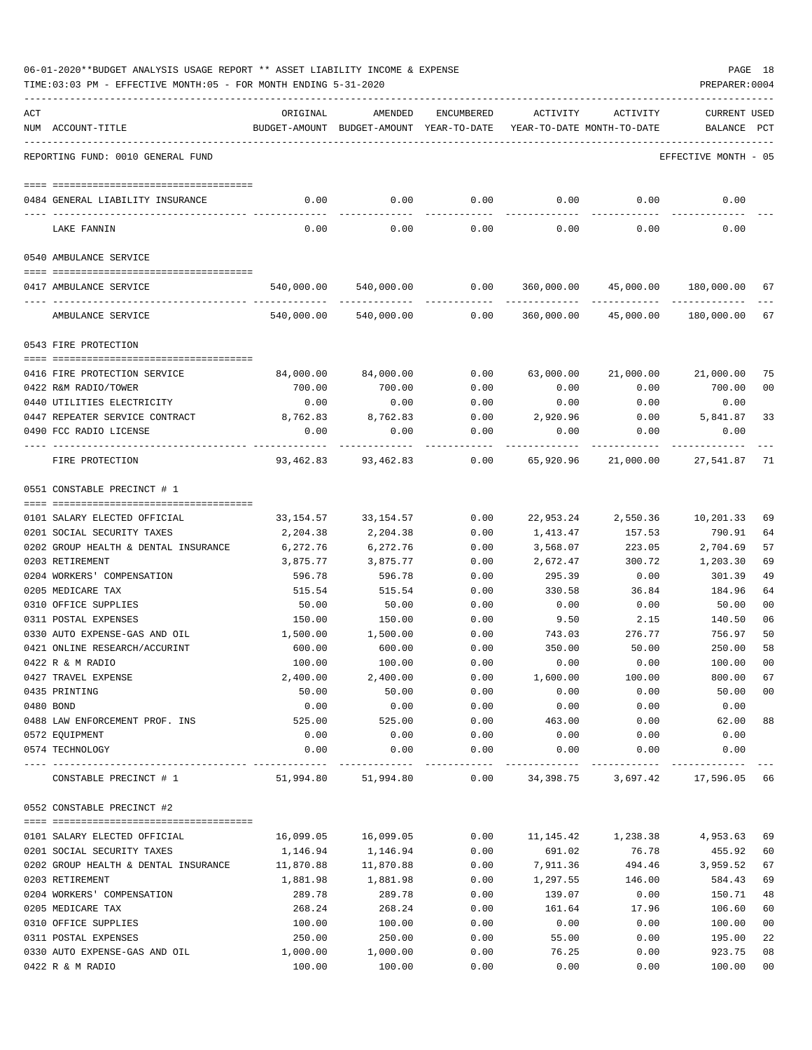06-01-2020**BUDGET ANALYSIS USAGE REPORT ** ASSET LIABILITY INCOME & EXPENSE

TIME:03:03 PM - EFFECTIVE MONTH:05 - FOR MONTH ENDING 5-31-2020

PREPARER:0004

REPORTING FUND: 0010 GENERAL FUND — EFFECTIVE MONTH - 05

| ACT NUM | ACCOUNT-TITLE | ORIGINAL BUDGET-AMOUNT | AMENDED BUDGET-AMOUNT | ENCUMBERED YEAR-TO-DATE | ACTIVITY YEAR-TO-DATE | ACTIVITY MONTH-TO-DATE | CURRENT BALANCE | USED PCT |
|---|---|---|---|---|---|---|---|---|
| 0484 | GENERAL LIABILITY INSURANCE | 0.00 | 0.00 | 0.00 | 0.00 | 0.00 | 0.00 | |
| | LAKE FANNIN | 0.00 | 0.00 | 0.00 | 0.00 | 0.00 | 0.00 | |
| | **0540 AMBULANCE SERVICE** | | | | | | | |
| 0417 | AMBULANCE SERVICE | 540,000.00 | 540,000.00 | 0.00 | 360,000.00 | 45,000.00 | 180,000.00 | 67 |
| | AMBULANCE SERVICE | 540,000.00 | 540,000.00 | 0.00 | 360,000.00 | 45,000.00 | 180,000.00 | 67 |
| | **0543 FIRE PROTECTION** | | | | | | | |
| 0416 | FIRE PROTECTION SERVICE | 84,000.00 | 84,000.00 | 0.00 | 63,000.00 | 21,000.00 | 21,000.00 | 75 |
| 0422 | R&M RADIO/TOWER | 700.00 | 700.00 | 0.00 | 0.00 | 0.00 | 700.00 | 00 |
| 0440 | UTILITIES ELECTRICITY | 0.00 | 0.00 | 0.00 | 0.00 | 0.00 | 0.00 | |
| 0447 | REPEATER SERVICE CONTRACT | 8,762.83 | 8,762.83 | 0.00 | 2,920.96 | 0.00 | 5,841.87 | 33 |
| 0490 | FCC RADIO LICENSE | 0.00 | 0.00 | 0.00 | 0.00 | 0.00 | 0.00 | |
| | FIRE PROTECTION | 93,462.83 | 93,462.83 | 0.00 | 65,920.96 | 21,000.00 | 27,541.87 | 71 |
| | **0551 CONSTABLE PRECINCT # 1** | | | | | | | |
| 0101 | SALARY ELECTED OFFICIAL | 33,154.57 | 33,154.57 | 0.00 | 22,953.24 | 2,550.36 | 10,201.33 | 69 |
| 0201 | SOCIAL SECURITY TAXES | 2,204.38 | 2,204.38 | 0.00 | 1,413.47 | 157.53 | 790.91 | 64 |
| 0202 | GROUP HEALTH & DENTAL INSURANCE | 6,272.76 | 6,272.76 | 0.00 | 3,568.07 | 223.05 | 2,704.69 | 57 |
| 0203 | RETIREMENT | 3,875.77 | 3,875.77 | 0.00 | 2,672.47 | 300.72 | 1,203.30 | 69 |
| 0204 | WORKERS' COMPENSATION | 596.78 | 596.78 | 0.00 | 295.39 | 0.00 | 301.39 | 49 |
| 0205 | MEDICARE TAX | 515.54 | 515.54 | 0.00 | 330.58 | 36.84 | 184.96 | 64 |
| 0310 | OFFICE SUPPLIES | 50.00 | 50.00 | 0.00 | 0.00 | 0.00 | 50.00 | 00 |
| 0311 | POSTAL EXPENSES | 150.00 | 150.00 | 0.00 | 9.50 | 2.15 | 140.50 | 06 |
| 0330 | AUTO EXPENSE-GAS AND OIL | 1,500.00 | 1,500.00 | 0.00 | 743.03 | 276.77 | 756.97 | 50 |
| 0421 | ONLINE RESEARCH/ACCURINT | 600.00 | 600.00 | 0.00 | 350.00 | 50.00 | 250.00 | 58 |
| 0422 | R & M RADIO | 100.00 | 100.00 | 0.00 | 0.00 | 0.00 | 100.00 | 00 |
| 0427 | TRAVEL EXPENSE | 2,400.00 | 2,400.00 | 0.00 | 1,600.00 | 100.00 | 800.00 | 67 |
| 0435 | PRINTING | 50.00 | 50.00 | 0.00 | 0.00 | 0.00 | 50.00 | 00 |
| 0480 | BOND | 0.00 | 0.00 | 0.00 | 0.00 | 0.00 | 0.00 | |
| 0488 | LAW ENFORCEMENT PROF. INS | 525.00 | 525.00 | 0.00 | 463.00 | 0.00 | 62.00 | 88 |
| 0572 | EQUIPMENT | 0.00 | 0.00 | 0.00 | 0.00 | 0.00 | 0.00 | |
| 0574 | TECHNOLOGY | 0.00 | 0.00 | 0.00 | 0.00 | 0.00 | 0.00 | |
| | CONSTABLE PRECINCT # 1 | 51,994.80 | 51,994.80 | 0.00 | 34,398.75 | 3,697.42 | 17,596.05 | 66 |
| | **0552 CONSTABLE PRECINCT #2** | | | | | | | |
| 0101 | SALARY ELECTED OFFICIAL | 16,099.05 | 16,099.05 | 0.00 | 11,145.42 | 1,238.38 | 4,953.63 | 69 |
| 0201 | SOCIAL SECURITY TAXES | 1,146.94 | 1,146.94 | 0.00 | 691.02 | 76.78 | 455.92 | 60 |
| 0202 | GROUP HEALTH & DENTAL INSURANCE | 11,870.88 | 11,870.88 | 0.00 | 7,911.36 | 494.46 | 3,959.52 | 67 |
| 0203 | RETIREMENT | 1,881.98 | 1,881.98 | 0.00 | 1,297.55 | 146.00 | 584.43 | 69 |
| 0204 | WORKERS' COMPENSATION | 289.78 | 289.78 | 0.00 | 139.07 | 0.00 | 150.71 | 48 |
| 0205 | MEDICARE TAX | 268.24 | 268.24 | 0.00 | 161.64 | 17.96 | 106.60 | 60 |
| 0310 | OFFICE SUPPLIES | 100.00 | 100.00 | 0.00 | 0.00 | 0.00 | 100.00 | 00 |
| 0311 | POSTAL EXPENSES | 250.00 | 250.00 | 0.00 | 55.00 | 0.00 | 195.00 | 22 |
| 0330 | AUTO EXPENSE-GAS AND OIL | 1,000.00 | 1,000.00 | 0.00 | 76.25 | 0.00 | 923.75 | 08 |
| 0422 | R & M RADIO | 100.00 | 100.00 | 0.00 | 0.00 | 0.00 | 100.00 | 00 |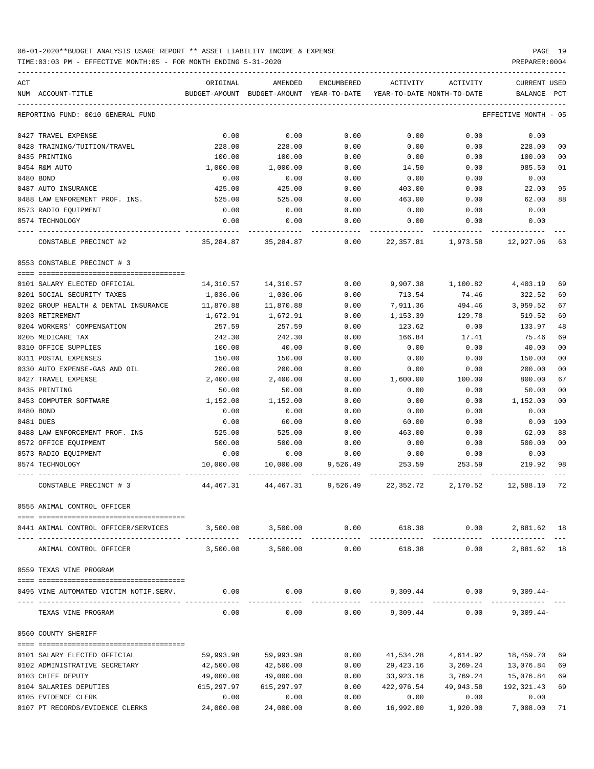06-01-2020**BUDGET ANALYSIS USAGE REPORT ** ASSET LIABILITY INCOME & EXPENSE

TIME:03:03 PM - EFFECTIVE MONTH:05 - FOR MONTH ENDING 5-31-2020

REPORTING FUND: 0010 GENERAL FUND — EFFECTIVE MONTH - 05

| ACT NUM | ACCOUNT-TITLE | ORIGINAL BUDGET-AMOUNT | AMENDED BUDGET-AMOUNT | ENCUMBERED YEAR-TO-DATE | ACTIVITY YEAR-TO-DATE | ACTIVITY MONTH-TO-DATE | CURRENT BALANCE | USED PCT |
|---|---|---|---|---|---|---|---|---|
| 0427 | TRAVEL EXPENSE | 0.00 | 0.00 | 0.00 | 0.00 | 0.00 | 0.00 | |
| 0428 | TRAINING/TUITION/TRAVEL | 228.00 | 228.00 | 0.00 | 0.00 | 0.00 | 228.00 | 00 |
| 0435 | PRINTING | 100.00 | 100.00 | 0.00 | 0.00 | 0.00 | 100.00 | 00 |
| 0454 | R&M AUTO | 1,000.00 | 1,000.00 | 0.00 | 14.50 | 0.00 | 985.50 | 01 |
| 0480 | BOND | 0.00 | 0.00 | 0.00 | 0.00 | 0.00 | 0.00 | |
| 0487 | AUTO INSURANCE | 425.00 | 425.00 | 0.00 | 403.00 | 0.00 | 22.00 | 95 |
| 0488 | LAW ENFOREMENT PROF. INS. | 525.00 | 525.00 | 0.00 | 463.00 | 0.00 | 62.00 | 88 |
| 0573 | RADIO EQUIPMENT | 0.00 | 0.00 | 0.00 | 0.00 | 0.00 | 0.00 | |
| 0574 | TECHNOLOGY | 0.00 | 0.00 | 0.00 | 0.00 | 0.00 | 0.00 | |
| | CONSTABLE PRECINCT #2 | 35,284.87 | 35,284.87 | 0.00 | 22,357.81 | 1,973.58 | 12,927.06 | 63 |
| | **0553 CONSTABLE PRECINCT # 3** | | | | | | | |
| 0101 | SALARY ELECTED OFFICIAL | 14,310.57 | 14,310.57 | 0.00 | 9,907.38 | 1,100.82 | 4,403.19 | 69 |
| 0201 | SOCIAL SECURITY TAXES | 1,036.06 | 1,036.06 | 0.00 | 713.54 | 74.46 | 322.52 | 69 |
| 0202 | GROUP HEALTH & DENTAL INSURANCE | 11,870.88 | 11,870.88 | 0.00 | 7,911.36 | 494.46 | 3,959.52 | 67 |
| 0203 | RETIREMENT | 1,672.91 | 1,672.91 | 0.00 | 1,153.39 | 129.78 | 519.52 | 69 |
| 0204 | WORKERS' COMPENSATION | 257.59 | 257.59 | 0.00 | 123.62 | 0.00 | 133.97 | 48 |
| 0205 | MEDICARE TAX | 242.30 | 242.30 | 0.00 | 166.84 | 17.41 | 75.46 | 69 |
| 0310 | OFFICE SUPPLIES | 100.00 | 40.00 | 0.00 | 0.00 | 0.00 | 40.00 | 00 |
| 0311 | POSTAL EXPENSES | 150.00 | 150.00 | 0.00 | 0.00 | 0.00 | 150.00 | 00 |
| 0330 | AUTO EXPENSE-GAS AND OIL | 200.00 | 200.00 | 0.00 | 0.00 | 0.00 | 200.00 | 00 |
| 0427 | TRAVEL EXPENSE | 2,400.00 | 2,400.00 | 0.00 | 1,600.00 | 100.00 | 800.00 | 67 |
| 0435 | PRINTING | 50.00 | 50.00 | 0.00 | 0.00 | 0.00 | 50.00 | 00 |
| 0453 | COMPUTER SOFTWARE | 1,152.00 | 1,152.00 | 0.00 | 0.00 | 0.00 | 1,152.00 | 00 |
| 0480 | BOND | 0.00 | 0.00 | 0.00 | 0.00 | 0.00 | 0.00 | |
| 0481 | DUES | 0.00 | 60.00 | 0.00 | 60.00 | 0.00 | 0.00 | 100 |
| 0488 | LAW ENFORCEMENT PROF. INS | 525.00 | 525.00 | 0.00 | 463.00 | 0.00 | 62.00 | 88 |
| 0572 | OFFICE EQUIPMENT | 500.00 | 500.00 | 0.00 | 0.00 | 0.00 | 500.00 | 00 |
| 0573 | RADIO EQUIPMENT | 0.00 | 0.00 | 0.00 | 0.00 | 0.00 | 0.00 | |
| 0574 | TECHNOLOGY | 10,000.00 | 10,000.00 | 9,526.49 | 253.59 | 253.59 | 219.92 | 98 |
| | CONSTABLE PRECINCT # 3 | 44,467.31 | 44,467.31 | 9,526.49 | 22,352.72 | 2,170.52 | 12,588.10 | 72 |
| | **0555 ANIMAL CONTROL OFFICER** | | | | | | | |
| 0441 | ANIMAL CONTROL OFFICER/SERVICES | 3,500.00 | 3,500.00 | 0.00 | 618.38 | 0.00 | 2,881.62 | 18 |
| | ANIMAL CONTROL OFFICER | 3,500.00 | 3,500.00 | 0.00 | 618.38 | 0.00 | 2,881.62 | 18 |
| | **0559 TEXAS VINE PROGRAM** | | | | | | | |
| 0495 | VINE AUTOMATED VICTIM NOTIF.SERV. | 0.00 | 0.00 | 0.00 | 9,309.44 | 0.00 | 9,309.44- | |
| | TEXAS VINE PROGRAM | 0.00 | 0.00 | 0.00 | 9,309.44 | 0.00 | 9,309.44- | |
| | **0560 COUNTY SHERIFF** | | | | | | | |
| 0101 | SALARY ELECTED OFFICIAL | 59,993.98 | 59,993.98 | 0.00 | 41,534.28 | 4,614.92 | 18,459.70 | 69 |
| 0102 | ADMINISTRATIVE SECRETARY | 42,500.00 | 42,500.00 | 0.00 | 29,423.16 | 3,269.24 | 13,076.84 | 69 |
| 0103 | CHIEF DEPUTY | 49,000.00 | 49,000.00 | 0.00 | 33,923.16 | 3,769.24 | 15,076.84 | 69 |
| 0104 | SALARIES DEPUTIES | 615,297.97 | 615,297.97 | 0.00 | 422,976.54 | 49,943.58 | 192,321.43 | 69 |
| 0105 | EVIDENCE CLERK | 0.00 | 0.00 | 0.00 | 0.00 | 0.00 | 0.00 | |
| 0107 | PT RECORDS/EVIDENCE CLERKS | 24,000.00 | 24,000.00 | 0.00 | 16,992.00 | 1,920.00 | 7,008.00 | 71 |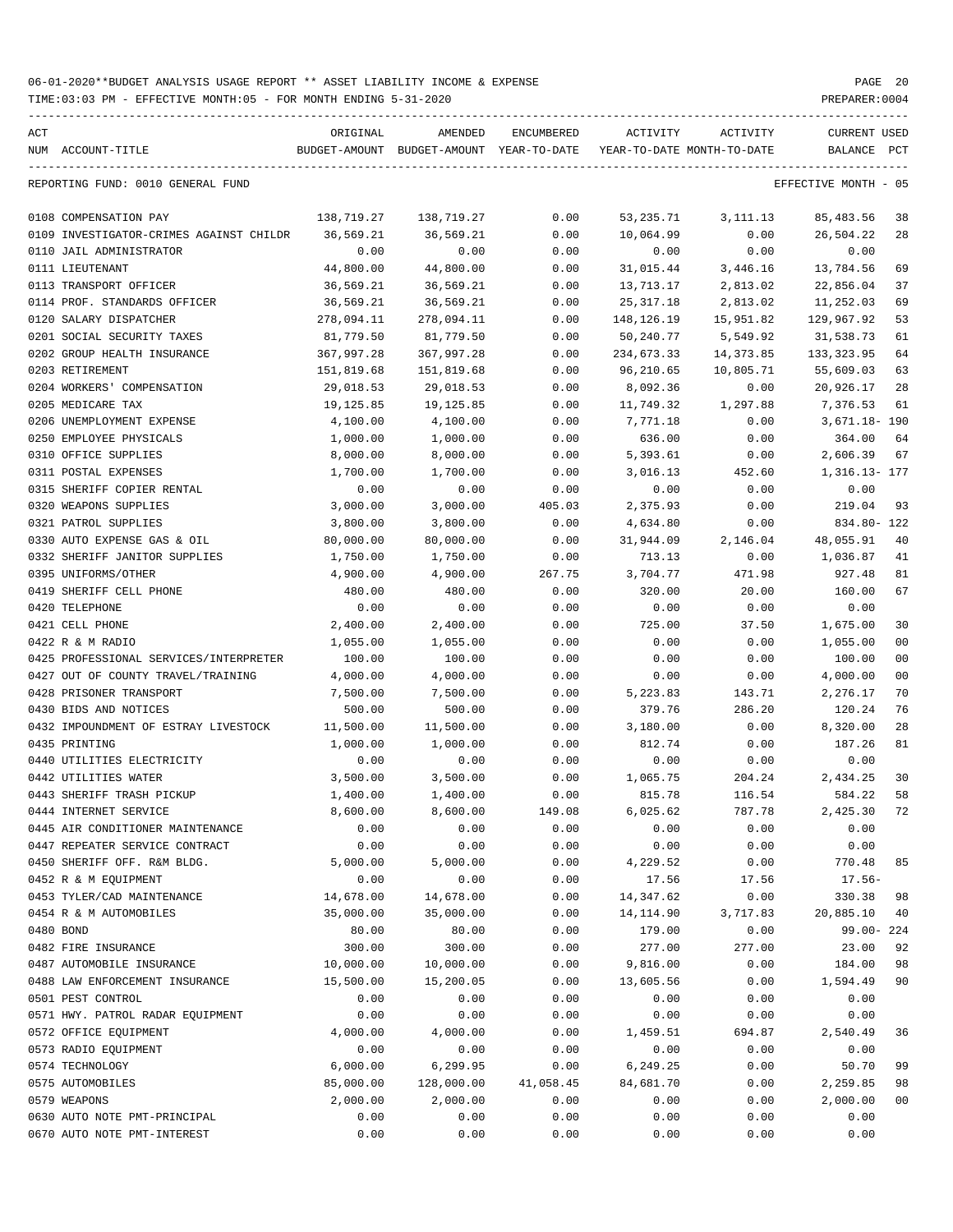06-01-2020**BUDGET ANALYSIS USAGE REPORT ** ASSET LIABILITY INCOME & EXPENSE

TIME:03:03 PM - EFFECTIVE MONTH:05 - FOR MONTH ENDING 5-31-2020

PREPARER:0004

REPORTING FUND: 0010 GENERAL FUND

EFFECTIVE MONTH - 05

| ACT NUM | ACCOUNT-TITLE | ORIGINAL BUDGET-AMOUNT | AMENDED BUDGET-AMOUNT | ENCUMBERED YEAR-TO-DATE | ACTIVITY YEAR-TO-DATE | ACTIVITY MONTH-TO-DATE | CURRENT BALANCE | USED PCT |
|---|---|---|---|---|---|---|---|---|
| 0108 | COMPENSATION PAY | 138,719.27 | 138,719.27 | 0.00 | 53,235.71 | 3,111.13 | 85,483.56 | 38 |
| 0109 | INVESTIGATOR-CRIMES AGAINST CHILDR | 36,569.21 | 36,569.21 | 0.00 | 10,064.99 | 0.00 | 26,504.22 | 28 |
| 0110 | JAIL ADMINISTRATOR | 0.00 | 0.00 | 0.00 | 0.00 | 0.00 | 0.00 | |
| 0111 | LIEUTENANT | 44,800.00 | 44,800.00 | 0.00 | 31,015.44 | 3,446.16 | 13,784.56 | 69 |
| 0113 | TRANSPORT OFFICER | 36,569.21 | 36,569.21 | 0.00 | 13,713.17 | 2,813.02 | 22,856.04 | 37 |
| 0114 | PROF. STANDARDS OFFICER | 36,569.21 | 36,569.21 | 0.00 | 25,317.18 | 2,813.02 | 11,252.03 | 69 |
| 0120 | SALARY DISPATCHER | 278,094.11 | 278,094.11 | 0.00 | 148,126.19 | 15,951.82 | 129,967.92 | 53 |
| 0201 | SOCIAL SECURITY TAXES | 81,779.50 | 81,779.50 | 0.00 | 50,240.77 | 5,549.92 | 31,538.73 | 61 |
| 0202 | GROUP HEALTH INSURANCE | 367,997.28 | 367,997.28 | 0.00 | 234,673.33 | 14,373.85 | 133,323.95 | 64 |
| 0203 | RETIREMENT | 151,819.68 | 151,819.68 | 0.00 | 96,210.65 | 10,805.71 | 55,609.03 | 63 |
| 0204 | WORKERS' COMPENSATION | 29,018.53 | 29,018.53 | 0.00 | 8,092.36 | 0.00 | 20,926.17 | 28 |
| 0205 | MEDICARE TAX | 19,125.85 | 19,125.85 | 0.00 | 11,749.32 | 1,297.88 | 7,376.53 | 61 |
| 0206 | UNEMPLOYMENT EXPENSE | 4,100.00 | 4,100.00 | 0.00 | 7,771.18 | 0.00 | 3,671.18- | 190 |
| 0250 | EMPLOYEE PHYSICALS | 1,000.00 | 1,000.00 | 0.00 | 636.00 | 0.00 | 364.00 | 64 |
| 0310 | OFFICE SUPPLIES | 8,000.00 | 8,000.00 | 0.00 | 5,393.61 | 0.00 | 2,606.39 | 67 |
| 0311 | POSTAL EXPENSES | 1,700.00 | 1,700.00 | 0.00 | 3,016.13 | 452.60 | 1,316.13- | 177 |
| 0315 | SHERIFF COPIER RENTAL | 0.00 | 0.00 | 0.00 | 0.00 | 0.00 | 0.00 | |
| 0320 | WEAPONS SUPPLIES | 3,000.00 | 3,000.00 | 405.03 | 2,375.93 | 0.00 | 219.04 | 93 |
| 0321 | PATROL SUPPLIES | 3,800.00 | 3,800.00 | 0.00 | 4,634.80 | 0.00 | 834.80- | 122 |
| 0330 | AUTO EXPENSE GAS & OIL | 80,000.00 | 80,000.00 | 0.00 | 31,944.09 | 2,146.04 | 48,055.91 | 40 |
| 0332 | SHERIFF JANITOR SUPPLIES | 1,750.00 | 1,750.00 | 0.00 | 713.13 | 0.00 | 1,036.87 | 41 |
| 0395 | UNIFORMS/OTHER | 4,900.00 | 4,900.00 | 267.75 | 3,704.77 | 471.98 | 927.48 | 81 |
| 0419 | SHERIFF CELL PHONE | 480.00 | 480.00 | 0.00 | 320.00 | 20.00 | 160.00 | 67 |
| 0420 | TELEPHONE | 0.00 | 0.00 | 0.00 | 0.00 | 0.00 | 0.00 | |
| 0421 | CELL PHONE | 2,400.00 | 2,400.00 | 0.00 | 725.00 | 37.50 | 1,675.00 | 30 |
| 0422 | R & M RADIO | 1,055.00 | 1,055.00 | 0.00 | 0.00 | 0.00 | 1,055.00 | 00 |
| 0425 | PROFESSIONAL SERVICES/INTERPRETER | 100.00 | 100.00 | 0.00 | 0.00 | 0.00 | 100.00 | 00 |
| 0427 | OUT OF COUNTY TRAVEL/TRAINING | 4,000.00 | 4,000.00 | 0.00 | 0.00 | 0.00 | 4,000.00 | 00 |
| 0428 | PRISONER TRANSPORT | 7,500.00 | 7,500.00 | 0.00 | 5,223.83 | 143.71 | 2,276.17 | 70 |
| 0430 | BIDS AND NOTICES | 500.00 | 500.00 | 0.00 | 379.76 | 286.20 | 120.24 | 76 |
| 0432 | IMPOUNDMENT OF ESTRAY LIVESTOCK | 11,500.00 | 11,500.00 | 0.00 | 3,180.00 | 0.00 | 8,320.00 | 28 |
| 0435 | PRINTING | 1,000.00 | 1,000.00 | 0.00 | 812.74 | 0.00 | 187.26 | 81 |
| 0440 | UTILITIES ELECTRICITY | 0.00 | 0.00 | 0.00 | 0.00 | 0.00 | 0.00 | |
| 0442 | UTILITIES WATER | 3,500.00 | 3,500.00 | 0.00 | 1,065.75 | 204.24 | 2,434.25 | 30 |
| 0443 | SHERIFF TRASH PICKUP | 1,400.00 | 1,400.00 | 0.00 | 815.78 | 116.54 | 584.22 | 58 |
| 0444 | INTERNET SERVICE | 8,600.00 | 8,600.00 | 149.08 | 6,025.62 | 787.78 | 2,425.30 | 72 |
| 0445 | AIR CONDITIONER MAINTENANCE | 0.00 | 0.00 | 0.00 | 0.00 | 0.00 | 0.00 | |
| 0447 | REPEATER SERVICE CONTRACT | 0.00 | 0.00 | 0.00 | 0.00 | 0.00 | 0.00 | |
| 0450 | SHERIFF OFF. R&M BLDG. | 5,000.00 | 5,000.00 | 0.00 | 4,229.52 | 0.00 | 770.48 | 85 |
| 0452 | R & M EQUIPMENT | 0.00 | 0.00 | 0.00 | 17.56 | 17.56 | 17.56- | |
| 0453 | TYLER/CAD MAINTENANCE | 14,678.00 | 14,678.00 | 0.00 | 14,347.62 | 0.00 | 330.38 | 98 |
| 0454 | R & M AUTOMOBILES | 35,000.00 | 35,000.00 | 0.00 | 14,114.90 | 3,717.83 | 20,885.10 | 40 |
| 0480 | BOND | 80.00 | 80.00 | 0.00 | 179.00 | 0.00 | 99.00- | 224 |
| 0482 | FIRE INSURANCE | 300.00 | 300.00 | 0.00 | 277.00 | 277.00 | 23.00 | 92 |
| 0487 | AUTOMOBILE INSURANCE | 10,000.00 | 10,000.00 | 0.00 | 9,816.00 | 0.00 | 184.00 | 98 |
| 0488 | LAW ENFORCEMENT INSURANCE | 15,500.00 | 15,200.05 | 0.00 | 13,605.56 | 0.00 | 1,594.49 | 90 |
| 0501 | PEST CONTROL | 0.00 | 0.00 | 0.00 | 0.00 | 0.00 | 0.00 | |
| 0571 | HWY. PATROL RADAR EQUIPMENT | 0.00 | 0.00 | 0.00 | 0.00 | 0.00 | 0.00 | |
| 0572 | OFFICE EQUIPMENT | 4,000.00 | 4,000.00 | 0.00 | 1,459.51 | 694.87 | 2,540.49 | 36 |
| 0573 | RADIO EQUIPMENT | 0.00 | 0.00 | 0.00 | 0.00 | 0.00 | 0.00 | |
| 0574 | TECHNOLOGY | 6,000.00 | 6,299.95 | 0.00 | 6,249.25 | 0.00 | 50.70 | 99 |
| 0575 | AUTOMOBILES | 85,000.00 | 128,000.00 | 41,058.45 | 84,681.70 | 0.00 | 2,259.85 | 98 |
| 0579 | WEAPONS | 2,000.00 | 2,000.00 | 0.00 | 0.00 | 0.00 | 2,000.00 | 00 |
| 0630 | AUTO NOTE PMT-PRINCIPAL | 0.00 | 0.00 | 0.00 | 0.00 | 0.00 | 0.00 | |
| 0670 | AUTO NOTE PMT-INTEREST | 0.00 | 0.00 | 0.00 | 0.00 | 0.00 | 0.00 | |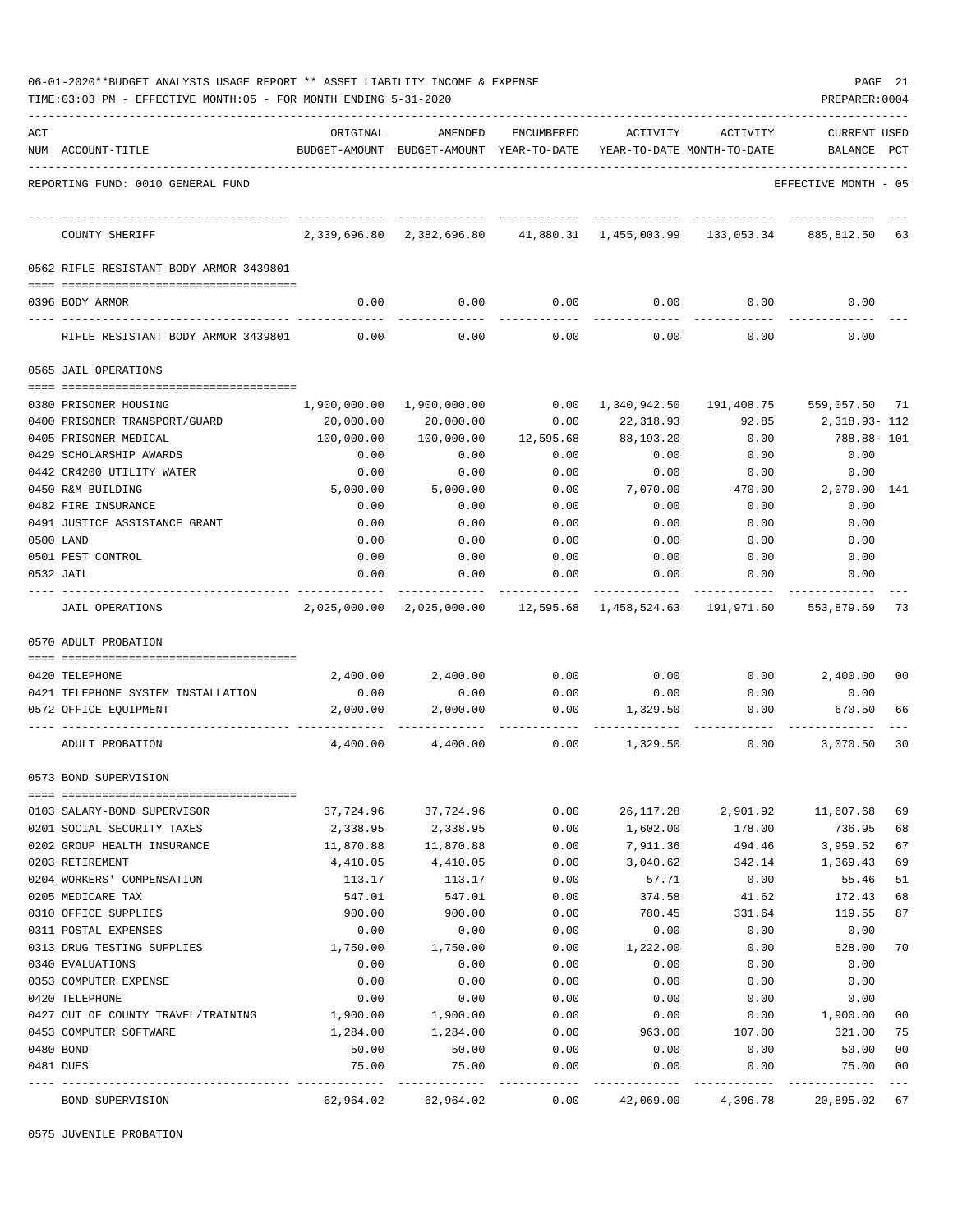06-01-2020**BUDGET ANALYSIS USAGE REPORT ** ASSET LIABILITY INCOME & EXPENSE

TIME:03:03 PM - EFFECTIVE MONTH:05 - FOR MONTH ENDING 5-31-2020

PREPARER:0004

| ACT NUM | ACCOUNT-TITLE | ORIGINAL BUDGET-AMOUNT | AMENDED BUDGET-AMOUNT | ENCUMBERED YEAR-TO-DATE | ACTIVITY YEAR-TO-DATE | ACTIVITY MONTH-TO-DATE | CURRENT BALANCE | USED PCT |
|---|---|---|---|---|---|---|---|---|
| | REPORTING FUND: 0010 GENERAL FUND | | | | | | EFFECTIVE MONTH - 05 | |
| | COUNTY SHERIFF | 2,339,696.80 | 2,382,696.80 | 41,880.31 | 1,455,003.99 | 133,053.34 | 885,812.50 | 63 |
| | 0562 RIFLE RESISTANT BODY ARMOR 3439801 | | | | | | | |
| 0396 | BODY ARMOR | 0.00 | 0.00 | 0.00 | 0.00 | 0.00 | 0.00 | |
| | RIFLE RESISTANT BODY ARMOR 3439801 | 0.00 | 0.00 | 0.00 | 0.00 | 0.00 | 0.00 | |
| | 0565 JAIL OPERATIONS | | | | | | | |
| 0380 | PRISONER HOUSING | 1,900,000.00 | 1,900,000.00 | 0.00 | 1,340,942.50 | 191,408.75 | 559,057.50 | 71 |
| 0400 | PRISONER TRANSPORT/GUARD | 20,000.00 | 20,000.00 | 0.00 | 22,318.93 | 92.85 | 2,318.93- | 112 |
| 0405 | PRISONER MEDICAL | 100,000.00 | 100,000.00 | 12,595.68 | 88,193.20 | 0.00 | 788.88- | 101 |
| 0429 | SCHOLARSHIP AWARDS | 0.00 | 0.00 | 0.00 | 0.00 | 0.00 | 0.00 | |
| 0442 | CR4200 UTILITY WATER | 0.00 | 0.00 | 0.00 | 0.00 | 0.00 | 0.00 | |
| 0450 | R&M BUILDING | 5,000.00 | 5,000.00 | 0.00 | 7,070.00 | 470.00 | 2,070.00- | 141 |
| 0482 | FIRE INSURANCE | 0.00 | 0.00 | 0.00 | 0.00 | 0.00 | 0.00 | |
| 0491 | JUSTICE ASSISTANCE GRANT | 0.00 | 0.00 | 0.00 | 0.00 | 0.00 | 0.00 | |
| 0500 | LAND | 0.00 | 0.00 | 0.00 | 0.00 | 0.00 | 0.00 | |
| 0501 | PEST CONTROL | 0.00 | 0.00 | 0.00 | 0.00 | 0.00 | 0.00 | |
| 0532 | JAIL | 0.00 | 0.00 | 0.00 | 0.00 | 0.00 | 0.00 | |
| | JAIL OPERATIONS | 2,025,000.00 | 2,025,000.00 | 12,595.68 | 1,458,524.63 | 191,971.60 | 553,879.69 | 73 |
| | 0570 ADULT PROBATION | | | | | | | |
| 0420 | TELEPHONE | 2,400.00 | 2,400.00 | 0.00 | 0.00 | 0.00 | 2,400.00 | 00 |
| 0421 | TELEPHONE SYSTEM INSTALLATION | 0.00 | 0.00 | 0.00 | 0.00 | 0.00 | 0.00 | |
| 0572 | OFFICE EQUIPMENT | 2,000.00 | 2,000.00 | 0.00 | 1,329.50 | 0.00 | 670.50 | 66 |
| | ADULT PROBATION | 4,400.00 | 4,400.00 | 0.00 | 1,329.50 | 0.00 | 3,070.50 | 30 |
| | 0573 BOND SUPERVISION | | | | | | | |
| 0103 | SALARY-BOND SUPERVISOR | 37,724.96 | 37,724.96 | 0.00 | 26,117.28 | 2,901.92 | 11,607.68 | 69 |
| 0201 | SOCIAL SECURITY TAXES | 2,338.95 | 2,338.95 | 0.00 | 1,602.00 | 178.00 | 736.95 | 68 |
| 0202 | GROUP HEALTH INSURANCE | 11,870.88 | 11,870.88 | 0.00 | 7,911.36 | 494.46 | 3,959.52 | 67 |
| 0203 | RETIREMENT | 4,410.05 | 4,410.05 | 0.00 | 3,040.62 | 342.14 | 1,369.43 | 69 |
| 0204 | WORKERS' COMPENSATION | 113.17 | 113.17 | 0.00 | 57.71 | 0.00 | 55.46 | 51 |
| 0205 | MEDICARE TAX | 547.01 | 547.01 | 0.00 | 374.58 | 41.62 | 172.43 | 68 |
| 0310 | OFFICE SUPPLIES | 900.00 | 900.00 | 0.00 | 780.45 | 331.64 | 119.55 | 87 |
| 0311 | POSTAL EXPENSES | 0.00 | 0.00 | 0.00 | 0.00 | 0.00 | 0.00 | |
| 0313 | DRUG TESTING SUPPLIES | 1,750.00 | 1,750.00 | 0.00 | 1,222.00 | 0.00 | 528.00 | 70 |
| 0340 | EVALUATIONS | 0.00 | 0.00 | 0.00 | 0.00 | 0.00 | 0.00 | |
| 0353 | COMPUTER EXPENSE | 0.00 | 0.00 | 0.00 | 0.00 | 0.00 | 0.00 | |
| 0420 | TELEPHONE | 0.00 | 0.00 | 0.00 | 0.00 | 0.00 | 0.00 | |
| 0427 | OUT OF COUNTY TRAVEL/TRAINING | 1,900.00 | 1,900.00 | 0.00 | 0.00 | 0.00 | 1,900.00 | 00 |
| 0453 | COMPUTER SOFTWARE | 1,284.00 | 1,284.00 | 0.00 | 963.00 | 107.00 | 321.00 | 75 |
| 0480 | BOND | 50.00 | 50.00 | 0.00 | 0.00 | 0.00 | 50.00 | 00 |
| 0481 | DUES | 75.00 | 75.00 | 0.00 | 0.00 | 0.00 | 75.00 | 00 |
| | BOND SUPERVISION | 62,964.02 | 62,964.02 | 0.00 | 42,069.00 | 4,396.78 | 20,895.02 | 67 |

0575 JUVENILE PROBATION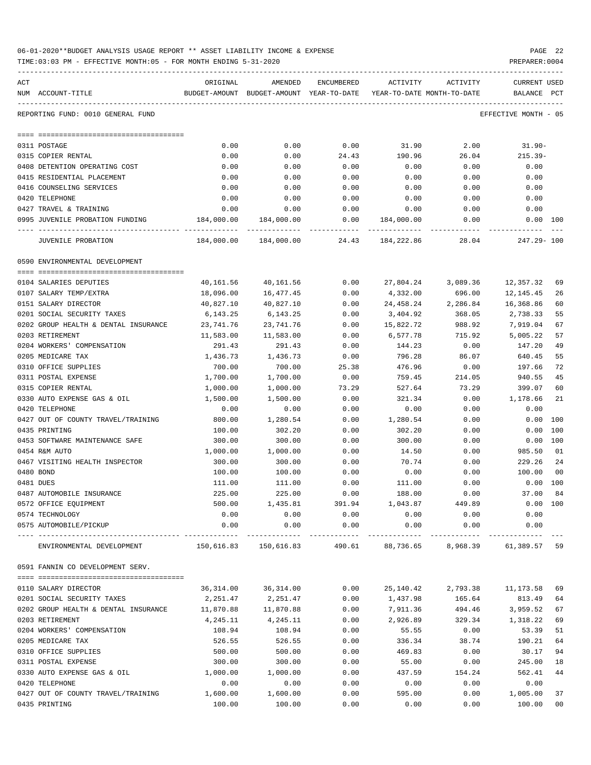06-01-2020**BUDGET ANALYSIS USAGE REPORT ** ASSET LIABILITY INCOME & EXPENSE

TIME:03:03 PM - EFFECTIVE MONTH:05 - FOR MONTH ENDING 5-31-2020

PREPARER:0004

| ACT NUM | ACCOUNT-TITLE | ORIGINAL BUDGET-AMOUNT | AMENDED BUDGET-AMOUNT | ENCUMBERED YEAR-TO-DATE | ACTIVITY YEAR-TO-DATE | ACTIVITY MONTH-TO-DATE | CURRENT BALANCE | USED PCT |
|---|---|---|---|---|---|---|---|---|

REPORTING FUND: 0010 GENERAL FUND — EFFECTIVE MONTH - 05

| ACT NUM | ACCOUNT-TITLE | ORIGINAL BUDGET-AMOUNT | AMENDED BUDGET-AMOUNT | ENCUMBERED YEAR-TO-DATE | ACTIVITY YEAR-TO-DATE | ACTIVITY MONTH-TO-DATE | CURRENT BALANCE | USED PCT |
|---|---|---|---|---|---|---|---|---|
| 0311 | POSTAGE | 0.00 | 0.00 | 0.00 | 31.90 | 2.00 | 31.90- | |
| 0315 | COPIER RENTAL | 0.00 | 0.00 | 24.43 | 190.96 | 26.04 | 215.39- | |
| 0408 | DETENTION OPERATING COST | 0.00 | 0.00 | 0.00 | 0.00 | 0.00 | 0.00 | |
| 0415 | RESIDENTIAL PLACEMENT | 0.00 | 0.00 | 0.00 | 0.00 | 0.00 | 0.00 | |
| 0416 | COUNSELING SERVICES | 0.00 | 0.00 | 0.00 | 0.00 | 0.00 | 0.00 | |
| 0420 | TELEPHONE | 0.00 | 0.00 | 0.00 | 0.00 | 0.00 | 0.00 | |
| 0427 | TRAVEL & TRAINING | 0.00 | 0.00 | 0.00 | 0.00 | 0.00 | 0.00 | |
| 0995 | JUVENILE PROBATION FUNDING | 184,000.00 | 184,000.00 | 0.00 | 184,000.00 | 0.00 | 0.00 | 100 |
| | JUVENILE PROBATION | 184,000.00 | 184,000.00 | 24.43 | 184,222.86 | 28.04 | 247.29- | 100 |

0590 ENVIRONMENTAL DEVELOPMENT

| ACT NUM | ACCOUNT-TITLE | ORIGINAL BUDGET-AMOUNT | AMENDED BUDGET-AMOUNT | ENCUMBERED YEAR-TO-DATE | ACTIVITY YEAR-TO-DATE | ACTIVITY MONTH-TO-DATE | CURRENT BALANCE | USED PCT |
|---|---|---|---|---|---|---|---|---|
| 0104 | SALARIES DEPUTIES | 40,161.56 | 40,161.56 | 0.00 | 27,804.24 | 3,089.36 | 12,357.32 | 69 |
| 0107 | SALARY TEMP/EXTRA | 18,096.00 | 16,477.45 | 0.00 | 4,332.00 | 696.00 | 12,145.45 | 26 |
| 0151 | SALARY DIRECTOR | 40,827.10 | 40,827.10 | 0.00 | 24,458.24 | 2,286.84 | 16,368.86 | 60 |
| 0201 | SOCIAL SECURITY TAXES | 6,143.25 | 6,143.25 | 0.00 | 3,404.92 | 368.05 | 2,738.33 | 55 |
| 0202 | GROUP HEALTH & DENTAL INSURANCE | 23,741.76 | 23,741.76 | 0.00 | 15,822.72 | 988.92 | 7,919.04 | 67 |
| 0203 | RETIREMENT | 11,583.00 | 11,583.00 | 0.00 | 6,577.78 | 715.92 | 5,005.22 | 57 |
| 0204 | WORKERS' COMPENSATION | 291.43 | 291.43 | 0.00 | 144.23 | 0.00 | 147.20 | 49 |
| 0205 | MEDICARE TAX | 1,436.73 | 1,436.73 | 0.00 | 796.28 | 86.07 | 640.45 | 55 |
| 0310 | OFFICE SUPPLIES | 700.00 | 700.00 | 25.38 | 476.96 | 0.00 | 197.66 | 72 |
| 0311 | POSTAL EXPENSE | 1,700.00 | 1,700.00 | 0.00 | 759.45 | 214.05 | 940.55 | 45 |
| 0315 | COPIER RENTAL | 1,000.00 | 1,000.00 | 73.29 | 527.64 | 73.29 | 399.07 | 60 |
| 0330 | AUTO EXPENSE GAS & OIL | 1,500.00 | 1,500.00 | 0.00 | 321.34 | 0.00 | 1,178.66 | 21 |
| 0420 | TELEPHONE | 0.00 | 0.00 | 0.00 | 0.00 | 0.00 | 0.00 | |
| 0427 | OUT OF COUNTY TRAVEL/TRAINING | 800.00 | 1,280.54 | 0.00 | 1,280.54 | 0.00 | 0.00 | 100 |
| 0435 | PRINTING | 100.00 | 302.20 | 0.00 | 302.20 | 0.00 | 0.00 | 100 |
| 0453 | SOFTWARE MAINTENANCE SAFE | 300.00 | 300.00 | 0.00 | 300.00 | 0.00 | 0.00 | 100 |
| 0454 | R&M AUTO | 1,000.00 | 1,000.00 | 0.00 | 14.50 | 0.00 | 985.50 | 01 |
| 0467 | VISITING HEALTH INSPECTOR | 300.00 | 300.00 | 0.00 | 70.74 | 0.00 | 229.26 | 24 |
| 0480 | BOND | 100.00 | 100.00 | 0.00 | 0.00 | 0.00 | 100.00 | 00 |
| 0481 | DUES | 111.00 | 111.00 | 0.00 | 111.00 | 0.00 | 0.00 | 100 |
| 0487 | AUTOMOBILE INSURANCE | 225.00 | 225.00 | 0.00 | 188.00 | 0.00 | 37.00 | 84 |
| 0572 | OFFICE EQUIPMENT | 500.00 | 1,435.81 | 391.94 | 1,043.87 | 449.89 | 0.00 | 100 |
| 0574 | TECHNOLOGY | 0.00 | 0.00 | 0.00 | 0.00 | 0.00 | 0.00 | |
| 0575 | AUTOMOBILE/PICKUP | 0.00 | 0.00 | 0.00 | 0.00 | 0.00 | 0.00 | |
| | ENVIRONMENTAL DEVELOPMENT | 150,616.83 | 150,616.83 | 490.61 | 88,736.65 | 8,968.39 | 61,389.57 | 59 |

0591 FANNIN CO DEVELOPMENT SERV.

| ACT NUM | ACCOUNT-TITLE | ORIGINAL BUDGET-AMOUNT | AMENDED BUDGET-AMOUNT | ENCUMBERED YEAR-TO-DATE | ACTIVITY YEAR-TO-DATE | ACTIVITY MONTH-TO-DATE | CURRENT BALANCE | USED PCT |
|---|---|---|---|---|---|---|---|---|
| 0110 | SALARY DIRECTOR | 36,314.00 | 36,314.00 | 0.00 | 25,140.42 | 2,793.38 | 11,173.58 | 69 |
| 0201 | SOCIAL SECURITY TAXES | 2,251.47 | 2,251.47 | 0.00 | 1,437.98 | 165.64 | 813.49 | 64 |
| 0202 | GROUP HEALTH & DENTAL INSURANCE | 11,870.88 | 11,870.88 | 0.00 | 7,911.36 | 494.46 | 3,959.52 | 67 |
| 0203 | RETIREMENT | 4,245.11 | 4,245.11 | 0.00 | 2,926.89 | 329.34 | 1,318.22 | 69 |
| 0204 | WORKERS' COMPENSATION | 108.94 | 108.94 | 0.00 | 55.55 | 0.00 | 53.39 | 51 |
| 0205 | MEDICARE TAX | 526.55 | 526.55 | 0.00 | 336.34 | 38.74 | 190.21 | 64 |
| 0310 | OFFICE SUPPLIES | 500.00 | 500.00 | 0.00 | 469.83 | 0.00 | 30.17 | 94 |
| 0311 | POSTAL EXPENSE | 300.00 | 300.00 | 0.00 | 55.00 | 0.00 | 245.00 | 18 |
| 0330 | AUTO EXPENSE GAS & OIL | 1,000.00 | 1,000.00 | 0.00 | 437.59 | 154.24 | 562.41 | 44 |
| 0420 | TELEPHONE | 0.00 | 0.00 | 0.00 | 0.00 | 0.00 | 0.00 | |
| 0427 | OUT OF COUNTY TRAVEL/TRAINING | 1,600.00 | 1,600.00 | 0.00 | 595.00 | 0.00 | 1,005.00 | 37 |
| 0435 | PRINTING | 100.00 | 100.00 | 0.00 | 0.00 | 0.00 | 100.00 | 00 |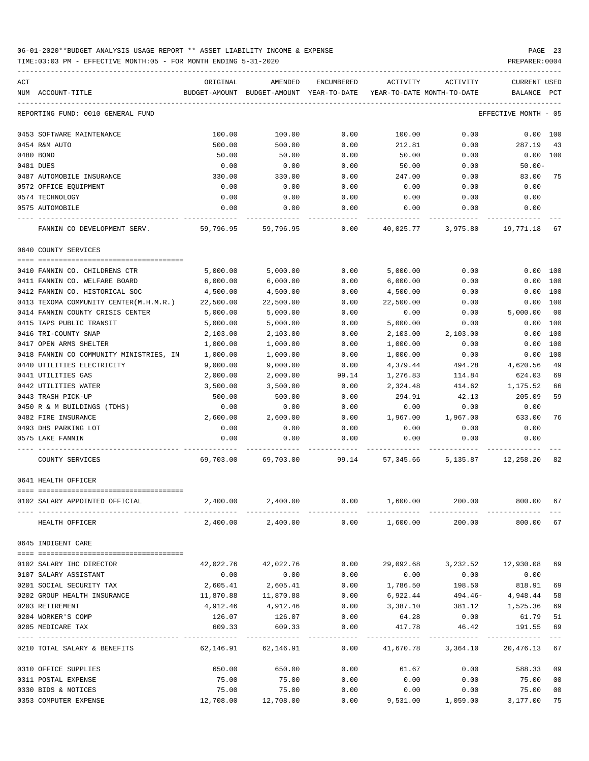06-01-2020**BUDGET ANALYSIS USAGE REPORT ** ASSET LIABILITY INCOME & EXPENSE

TIME:03:03 PM - EFFECTIVE MONTH:05 - FOR MONTH ENDING 5-31-2020

REPORTING FUND: 0010 GENERAL FUND — EFFECTIVE MONTH - 05

| ACT NUM | ACCOUNT-TITLE | ORIGINAL BUDGET-AMOUNT | AMENDED BUDGET-AMOUNT | ENCUMBERED YEAR-TO-DATE | ACTIVITY YEAR-TO-DATE | ACTIVITY MONTH-TO-DATE | CURRENT BALANCE | USED PCT |
|---|---|---|---|---|---|---|---|---|
| 0453 | SOFTWARE MAINTENANCE | 100.00 | 100.00 | 0.00 | 100.00 | 0.00 | 0.00 | 100 |
| 0454 | R&M AUTO | 500.00 | 500.00 | 0.00 | 212.81 | 0.00 | 287.19 | 43 |
| 0480 | BOND | 50.00 | 50.00 | 0.00 | 50.00 | 0.00 | 0.00 | 100 |
| 0481 | DUES | 0.00 | 0.00 | 0.00 | 50.00 | 0.00 | 50.00- | |
| 0487 | AUTOMOBILE INSURANCE | 330.00 | 330.00 | 0.00 | 247.00 | 0.00 | 83.00 | 75 |
| 0572 | OFFICE EQUIPMENT | 0.00 | 0.00 | 0.00 | 0.00 | 0.00 | 0.00 | |
| 0574 | TECHNOLOGY | 0.00 | 0.00 | 0.00 | 0.00 | 0.00 | 0.00 | |
| 0575 | AUTOMOBILE | 0.00 | 0.00 | 0.00 | 0.00 | 0.00 | 0.00 | |
| | FANNIN CO DEVELOPMENT SERV. | 59,796.95 | 59,796.95 | 0.00 | 40,025.77 | 3,975.80 | 19,771.18 | 67 |
| | **0640 COUNTY SERVICES** | | | | | | | |
| 0410 | FANNIN CO. CHILDRENS CTR | 5,000.00 | 5,000.00 | 0.00 | 5,000.00 | 0.00 | 0.00 | 100 |
| 0411 | FANNIN CO. WELFARE BOARD | 6,000.00 | 6,000.00 | 0.00 | 6,000.00 | 0.00 | 0.00 | 100 |
| 0412 | FANNIN CO. HISTORICAL SOC | 4,500.00 | 4,500.00 | 0.00 | 4,500.00 | 0.00 | 0.00 | 100 |
| 0413 | TEXOMA COMMUNITY CENTER(M.H.M.R.) | 22,500.00 | 22,500.00 | 0.00 | 22,500.00 | 0.00 | 0.00 | 100 |
| 0414 | FANNIN COUNTY CRISIS CENTER | 5,000.00 | 5,000.00 | 0.00 | 0.00 | 0.00 | 5,000.00 | 00 |
| 0415 | TAPS PUBLIC TRANSIT | 5,000.00 | 5,000.00 | 0.00 | 5,000.00 | 0.00 | 0.00 | 100 |
| 0416 | TRI-COUNTY SNAP | 2,103.00 | 2,103.00 | 0.00 | 2,103.00 | 2,103.00 | 0.00 | 100 |
| 0417 | OPEN ARMS SHELTER | 1,000.00 | 1,000.00 | 0.00 | 1,000.00 | 0.00 | 0.00 | 100 |
| 0418 | FANNIN CO COMMUNITY MINISTRIES, IN | 1,000.00 | 1,000.00 | 0.00 | 1,000.00 | 0.00 | 0.00 | 100 |
| 0440 | UTILITIES ELECTRICITY | 9,000.00 | 9,000.00 | 0.00 | 4,379.44 | 494.28 | 4,620.56 | 49 |
| 0441 | UTILITIES GAS | 2,000.00 | 2,000.00 | 99.14 | 1,276.83 | 114.84 | 624.03 | 69 |
| 0442 | UTILITIES WATER | 3,500.00 | 3,500.00 | 0.00 | 2,324.48 | 414.62 | 1,175.52 | 66 |
| 0443 | TRASH PICK-UP | 500.00 | 500.00 | 0.00 | 294.91 | 42.13 | 205.09 | 59 |
| 0450 | R & M BUILDINGS (TDHS) | 0.00 | 0.00 | 0.00 | 0.00 | 0.00 | 0.00 | |
| 0482 | FIRE INSURANCE | 2,600.00 | 2,600.00 | 0.00 | 1,967.00 | 1,967.00 | 633.00 | 76 |
| 0493 | DHS PARKING LOT | 0.00 | 0.00 | 0.00 | 0.00 | 0.00 | 0.00 | |
| 0575 | LAKE FANNIN | 0.00 | 0.00 | 0.00 | 0.00 | 0.00 | 0.00 | |
| | COUNTY SERVICES | 69,703.00 | 69,703.00 | 99.14 | 57,345.66 | 5,135.87 | 12,258.20 | 82 |
| | **0641 HEALTH OFFICER** | | | | | | | |
| 0102 | SALARY APPOINTED OFFICIAL | 2,400.00 | 2,400.00 | 0.00 | 1,600.00 | 200.00 | 800.00 | 67 |
| | HEALTH OFFICER | 2,400.00 | 2,400.00 | 0.00 | 1,600.00 | 200.00 | 800.00 | 67 |
| | **0645 INDIGENT CARE** | | | | | | | |
| 0102 | SALARY IHC DIRECTOR | 42,022.76 | 42,022.76 | 0.00 | 29,092.68 | 3,232.52 | 12,930.08 | 69 |
| 0107 | SALARY ASSISTANT | 0.00 | 0.00 | 0.00 | 0.00 | 0.00 | 0.00 | |
| 0201 | SOCIAL SECURITY TAX | 2,605.41 | 2,605.41 | 0.00 | 1,786.50 | 198.50 | 818.91 | 69 |
| 0202 | GROUP HEALTH INSURANCE | 11,870.88 | 11,870.88 | 0.00 | 6,922.44 | 494.46- | 4,948.44 | 58 |
| 0203 | RETIREMENT | 4,912.46 | 4,912.46 | 0.00 | 3,387.10 | 381.12 | 1,525.36 | 69 |
| 0204 | WORKER'S COMP | 126.07 | 126.07 | 0.00 | 64.28 | 0.00 | 61.79 | 51 |
| 0205 | MEDICARE TAX | 609.33 | 609.33 | 0.00 | 417.78 | 46.42 | 191.55 | 69 |
| 0210 | TOTAL SALARY & BENEFITS | 62,146.91 | 62,146.91 | 0.00 | 41,670.78 | 3,364.10 | 20,476.13 | 67 |
| 0310 | OFFICE SUPPLIES | 650.00 | 650.00 | 0.00 | 61.67 | 0.00 | 588.33 | 09 |
| 0311 | POSTAL EXPENSE | 75.00 | 75.00 | 0.00 | 0.00 | 0.00 | 75.00 | 00 |
| 0330 | BIDS & NOTICES | 75.00 | 75.00 | 0.00 | 0.00 | 0.00 | 75.00 | 00 |
| 0353 | COMPUTER EXPENSE | 12,708.00 | 12,708.00 | 0.00 | 9,531.00 | 1,059.00 | 3,177.00 | 75 |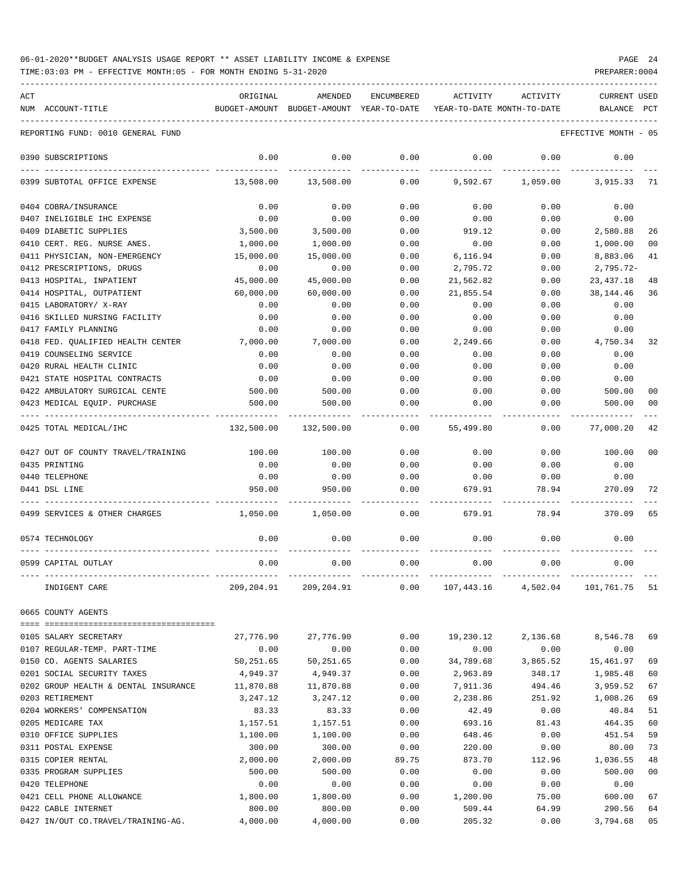06-01-2020**BUDGET ANALYSIS USAGE REPORT ** ASSET LIABILITY INCOME & EXPENSE

TIME:03:03 PM - EFFECTIVE MONTH:05 - FOR MONTH ENDING 5-31-2020

PREPARER:0004

| ACT NUM | ACCOUNT-TITLE | ORIGINAL BUDGET-AMOUNT | AMENDED BUDGET-AMOUNT | ENCUMBERED YEAR-TO-DATE | ACTIVITY YEAR-TO-DATE | ACTIVITY MONTH-TO-DATE | CURRENT BALANCE | USED PCT |
|---|---|---|---|---|---|---|---|---|
| | REPORTING FUND: 0010 GENERAL FUND | | | | | | EFFECTIVE MONTH - 05 | |
| 0390 | SUBSCRIPTIONS | 0.00 | 0.00 | 0.00 | 0.00 | 0.00 | 0.00 | |
| 0399 | SUBTOTAL OFFICE EXPENSE | 13,508.00 | 13,508.00 | 0.00 | 9,592.67 | 1,059.00 | 3,915.33 | 71 |
| 0404 | COBRA/INSURANCE | 0.00 | 0.00 | 0.00 | 0.00 | 0.00 | 0.00 | |
| 0407 | INELIGIBLE IHC EXPENSE | 0.00 | 0.00 | 0.00 | 0.00 | 0.00 | 0.00 | |
| 0409 | DIABETIC SUPPLIES | 3,500.00 | 3,500.00 | 0.00 | 919.12 | 0.00 | 2,580.88 | 26 |
| 0410 | CERT. REG. NURSE ANES. | 1,000.00 | 1,000.00 | 0.00 | 0.00 | 0.00 | 1,000.00 | 00 |
| 0411 | PHYSICIAN, NON-EMERGENCY | 15,000.00 | 15,000.00 | 0.00 | 6,116.94 | 0.00 | 8,883.06 | 41 |
| 0412 | PRESCRIPTIONS, DRUGS | 0.00 | 0.00 | 0.00 | 2,795.72 | 0.00 | 2,795.72- | |
| 0413 | HOSPITAL, INPATIENT | 45,000.00 | 45,000.00 | 0.00 | 21,562.82 | 0.00 | 23,437.18 | 48 |
| 0414 | HOSPITAL, OUTPATIENT | 60,000.00 | 60,000.00 | 0.00 | 21,855.54 | 0.00 | 38,144.46 | 36 |
| 0415 | LABORATORY/ X-RAY | 0.00 | 0.00 | 0.00 | 0.00 | 0.00 | 0.00 | |
| 0416 | SKILLED NURSING FACILITY | 0.00 | 0.00 | 0.00 | 0.00 | 0.00 | 0.00 | |
| 0417 | FAMILY PLANNING | 0.00 | 0.00 | 0.00 | 0.00 | 0.00 | 0.00 | |
| 0418 | FED. QUALIFIED HEALTH CENTER | 7,000.00 | 7,000.00 | 0.00 | 2,249.66 | 0.00 | 4,750.34 | 32 |
| 0419 | COUNSELING SERVICE | 0.00 | 0.00 | 0.00 | 0.00 | 0.00 | 0.00 | |
| 0420 | RURAL HEALTH CLINIC | 0.00 | 0.00 | 0.00 | 0.00 | 0.00 | 0.00 | |
| 0421 | STATE HOSPITAL CONTRACTS | 0.00 | 0.00 | 0.00 | 0.00 | 0.00 | 0.00 | |
| 0422 | AMBULATORY SURGICAL CENTE | 500.00 | 500.00 | 0.00 | 0.00 | 0.00 | 500.00 | 00 |
| 0423 | MEDICAL EQUIP. PURCHASE | 500.00 | 500.00 | 0.00 | 0.00 | 0.00 | 500.00 | 00 |
| 0425 | TOTAL MEDICAL/IHC | 132,500.00 | 132,500.00 | 0.00 | 55,499.80 | 0.00 | 77,000.20 | 42 |
| 0427 | OUT OF COUNTY TRAVEL/TRAINING | 100.00 | 100.00 | 0.00 | 0.00 | 0.00 | 100.00 | 00 |
| 0435 | PRINTING | 0.00 | 0.00 | 0.00 | 0.00 | 0.00 | 0.00 | |
| 0440 | TELEPHONE | 0.00 | 0.00 | 0.00 | 0.00 | 0.00 | 0.00 | |
| 0441 | DSL LINE | 950.00 | 950.00 | 0.00 | 679.91 | 78.94 | 270.09 | 72 |
| 0499 | SERVICES & OTHER CHARGES | 1,050.00 | 1,050.00 | 0.00 | 679.91 | 78.94 | 370.09 | 65 |
| 0574 | TECHNOLOGY | 0.00 | 0.00 | 0.00 | 0.00 | 0.00 | 0.00 | |
| 0599 | CAPITAL OUTLAY | 0.00 | 0.00 | 0.00 | 0.00 | 0.00 | 0.00 | |
| | INDIGENT CARE | 209,204.91 | 209,204.91 | 0.00 | 107,443.16 | 4,502.04 | 101,761.75 | 51 |
| 0665 | COUNTY AGENTS | | | | | | | |
| 0105 | SALARY SECRETARY | 27,776.90 | 27,776.90 | 0.00 | 19,230.12 | 2,136.68 | 8,546.78 | 69 |
| 0107 | REGULAR-TEMP. PART-TIME | 0.00 | 0.00 | 0.00 | 0.00 | 0.00 | 0.00 | |
| 0150 | CO. AGENTS SALARIES | 50,251.65 | 50,251.65 | 0.00 | 34,789.68 | 3,865.52 | 15,461.97 | 69 |
| 0201 | SOCIAL SECURITY TAXES | 4,949.37 | 4,949.37 | 0.00 | 2,963.89 | 348.17 | 1,985.48 | 60 |
| 0202 | GROUP HEALTH & DENTAL INSURANCE | 11,870.88 | 11,870.88 | 0.00 | 7,911.36 | 494.46 | 3,959.52 | 67 |
| 0203 | RETIREMENT | 3,247.12 | 3,247.12 | 0.00 | 2,238.86 | 251.92 | 1,008.26 | 69 |
| 0204 | WORKERS' COMPENSATION | 83.33 | 83.33 | 0.00 | 42.49 | 0.00 | 40.84 | 51 |
| 0205 | MEDICARE TAX | 1,157.51 | 1,157.51 | 0.00 | 693.16 | 81.43 | 464.35 | 60 |
| 0310 | OFFICE SUPPLIES | 1,100.00 | 1,100.00 | 0.00 | 648.46 | 0.00 | 451.54 | 59 |
| 0311 | POSTAL EXPENSE | 300.00 | 300.00 | 0.00 | 220.00 | 0.00 | 80.00 | 73 |
| 0315 | COPIER RENTAL | 2,000.00 | 2,000.00 | 89.75 | 873.70 | 112.96 | 1,036.55 | 48 |
| 0335 | PROGRAM SUPPLIES | 500.00 | 500.00 | 0.00 | 0.00 | 0.00 | 500.00 | 00 |
| 0420 | TELEPHONE | 0.00 | 0.00 | 0.00 | 0.00 | 0.00 | 0.00 | |
| 0421 | CELL PHONE ALLOWANCE | 1,800.00 | 1,800.00 | 0.00 | 1,200.00 | 75.00 | 600.00 | 67 |
| 0422 | CABLE INTERNET | 800.00 | 800.00 | 0.00 | 509.44 | 64.99 | 290.56 | 64 |
| 0427 | IN/OUT CO.TRAVEL/TRAINING-AG. | 4,000.00 | 4,000.00 | 0.00 | 205.32 | 0.00 | 3,794.68 | 05 |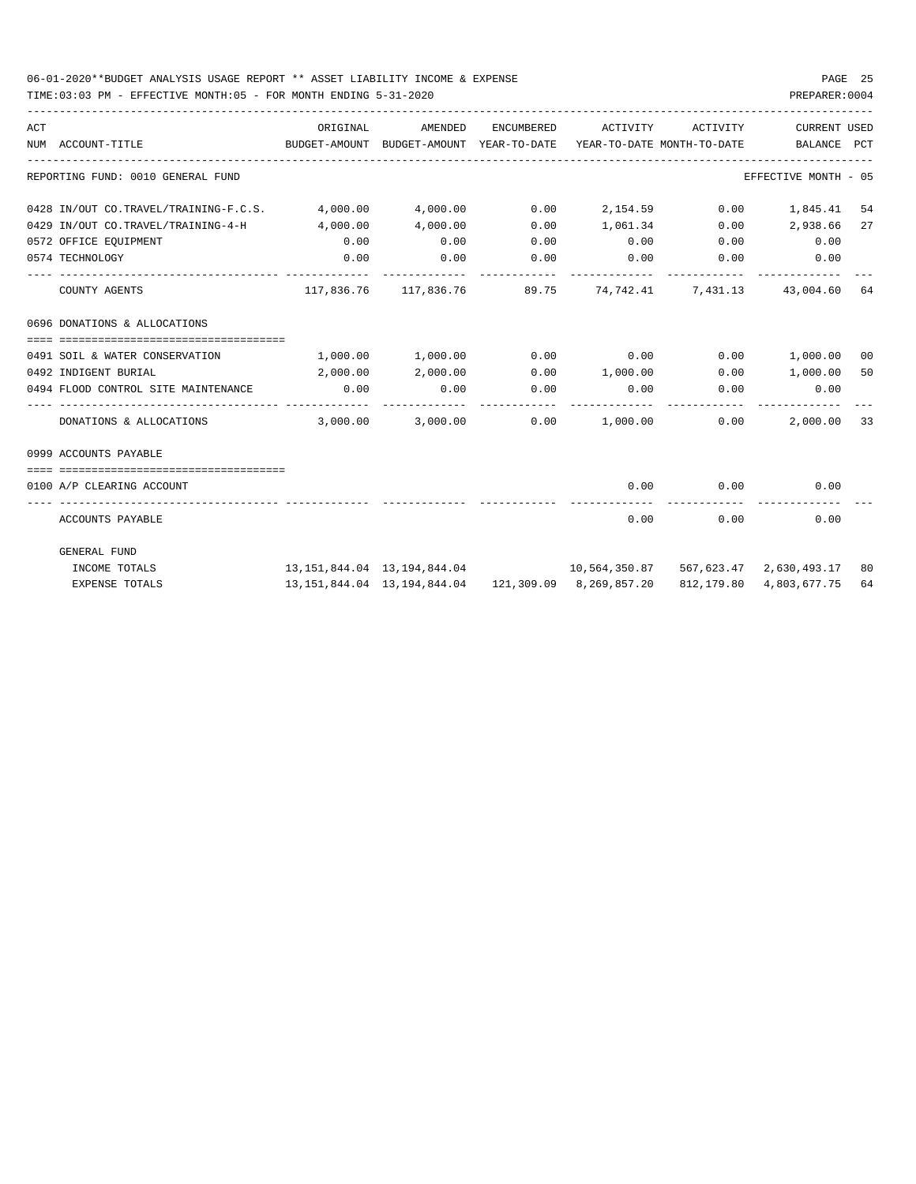06-01-2020**BUDGET ANALYSIS USAGE REPORT ** ASSET LIABILITY INCOME & EXPENSE

TIME:03:03 PM - EFFECTIVE MONTH:05 - FOR MONTH ENDING 5-31-2020

PREPARER:0004

REPORTING FUND: 0010 GENERAL FUND — EFFECTIVE MONTH - 05

| ACT NUM | ACCOUNT-TITLE | ORIGINAL BUDGET-AMOUNT | AMENDED BUDGET-AMOUNT | ENCUMBERED YEAR-TO-DATE | ACTIVITY YEAR-TO-DATE | ACTIVITY MONTH-TO-DATE | CURRENT BALANCE | USED PCT |
|---|---|---|---|---|---|---|---|---|
| 0428 | IN/OUT CO.TRAVEL/TRAINING-F.C.S. | 4,000.00 | 4,000.00 | 0.00 | 2,154.59 | 0.00 | 1,845.41 | 54 |
| 0429 | IN/OUT CO.TRAVEL/TRAINING-4-H | 4,000.00 | 4,000.00 | 0.00 | 1,061.34 | 0.00 | 2,938.66 | 27 |
| 0572 | OFFICE EQUIPMENT | 0.00 | 0.00 | 0.00 | 0.00 | 0.00 | 0.00 | |
| 0574 | TECHNOLOGY | 0.00 | 0.00 | 0.00 | 0.00 | 0.00 | 0.00 | |
| | COUNTY AGENTS | 117,836.76 | 117,836.76 | 89.75 | 74,742.41 | 7,431.13 | 43,004.60 | 64 |
| | **0696 DONATIONS & ALLOCATIONS** | | | | | | | |
| 0491 | SOIL & WATER CONSERVATION | 1,000.00 | 1,000.00 | 0.00 | 0.00 | 0.00 | 1,000.00 | 00 |
| 0492 | INDIGENT BURIAL | 2,000.00 | 2,000.00 | 0.00 | 1,000.00 | 0.00 | 1,000.00 | 50 |
| 0494 | FLOOD CONTROL SITE MAINTENANCE | 0.00 | 0.00 | 0.00 | 0.00 | 0.00 | 0.00 | |
| | DONATIONS & ALLOCATIONS | 3,000.00 | 3,000.00 | 0.00 | 1,000.00 | 0.00 | 2,000.00 | 33 |
| | **0999 ACCOUNTS PAYABLE** | | | | | | | |
| 0100 | A/P CLEARING ACCOUNT | | | | 0.00 | 0.00 | 0.00 | |
| | ACCOUNTS PAYABLE | | | | 0.00 | 0.00 | 0.00 | |
| | **GENERAL FUND** | | | | | | | |
| | INCOME TOTALS | 13,151,844.04 | 13,194,844.04 | | 10,564,350.87 | 567,623.47 | 2,630,493.17 | 80 |
| | EXPENSE TOTALS | 13,151,844.04 | 13,194,844.04 | 121,309.09 | 8,269,857.20 | 812,179.80 | 4,803,677.75 | 64 |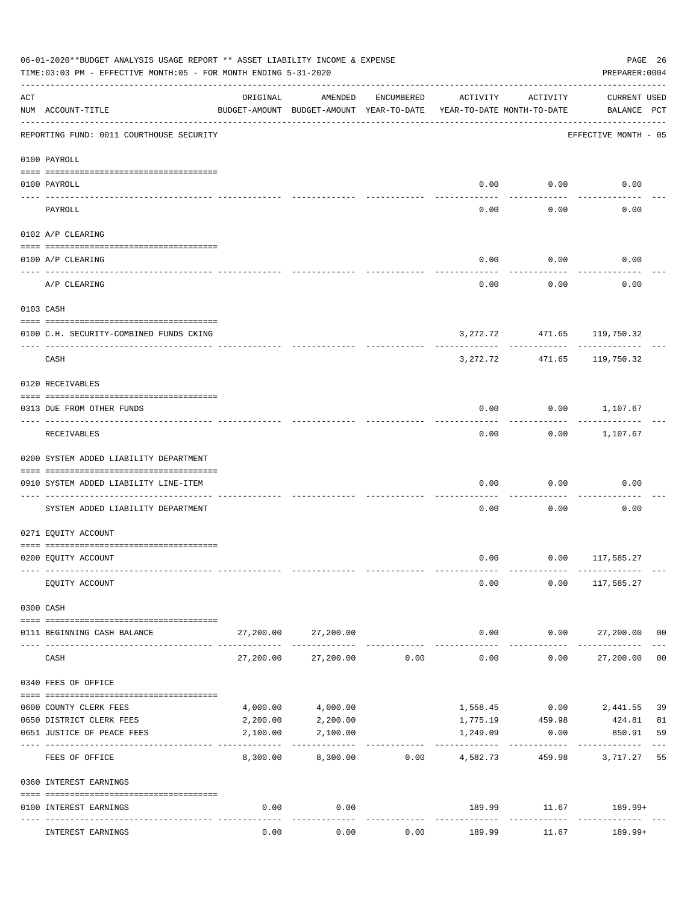06-01-2020**BUDGET ANALYSIS USAGE REPORT ** ASSET LIABILITY INCOME & EXPENSE

TIME:03:03 PM - EFFECTIVE MONTH:05 - FOR MONTH ENDING 5-31-2020

PREPARER:0004

| ACT NUM | ACCOUNT-TITLE | ORIGINAL BUDGET-AMOUNT | AMENDED BUDGET-AMOUNT | ENCUMBERED YEAR-TO-DATE | ACTIVITY YEAR-TO-DATE | ACTIVITY MONTH-TO-DATE | CURRENT BALANCE | USED PCT |
|---|---|---|---|---|---|---|---|---|
| | REPORTING FUND: 0011 COURTHOUSE SECURITY | | | | | | EFFECTIVE MONTH - 05 | |
| | **0100 PAYROLL** | | | | | | | |
| 0100 | PAYROLL | | | | 0.00 | 0.00 | 0.00 | |
| | PAYROLL | | | | 0.00 | 0.00 | 0.00 | |
| | **0102 A/P CLEARING** | | | | | | | |
| 0100 | A/P CLEARING | | | | 0.00 | 0.00 | 0.00 | |
| | A/P CLEARING | | | | 0.00 | 0.00 | 0.00 | |
| | **0103 CASH** | | | | | | | |
| 0100 | C.H. SECURITY-COMBINED FUNDS CKING | | | | 3,272.72 | 471.65 | 119,750.32 | |
| | CASH | | | | 3,272.72 | 471.65 | 119,750.32 | |
| | **0120 RECEIVABLES** | | | | | | | |
| 0313 | DUE FROM OTHER FUNDS | | | | 0.00 | 0.00 | 1,107.67 | |
| | RECEIVABLES | | | | 0.00 | 0.00 | 1,107.67 | |
| | **0200 SYSTEM ADDED LIABILITY DEPARTMENT** | | | | | | | |
| 0910 | SYSTEM ADDED LIABILITY LINE-ITEM | | | | 0.00 | 0.00 | 0.00 | |
| | SYSTEM ADDED LIABILITY DEPARTMENT | | | | 0.00 | 0.00 | 0.00 | |
| | **0271 EQUITY ACCOUNT** | | | | | | | |
| 0200 | EQUITY ACCOUNT | | | | 0.00 | 0.00 | 117,585.27 | |
| | EQUITY ACCOUNT | | | | 0.00 | 0.00 | 117,585.27 | |
| | **0300 CASH** | | | | | | | |
| 0111 | BEGINNING CASH BALANCE | 27,200.00 | 27,200.00 | | 0.00 | 0.00 | 27,200.00 | 00 |
| | CASH | 27,200.00 | 27,200.00 | 0.00 | 0.00 | 0.00 | 27,200.00 | 00 |
| | **0340 FEES OF OFFICE** | | | | | | | |
| 0600 | COUNTY CLERK FEES | 4,000.00 | 4,000.00 | | 1,558.45 | 0.00 | 2,441.55 | 39 |
| 0650 | DISTRICT CLERK FEES | 2,200.00 | 2,200.00 | | 1,775.19 | 459.98 | 424.81 | 81 |
| 0651 | JUSTICE OF PEACE FEES | 2,100.00 | 2,100.00 | | 1,249.09 | 0.00 | 850.91 | 59 |
| | FEES OF OFFICE | 8,300.00 | 8,300.00 | 0.00 | 4,582.73 | 459.98 | 3,717.27 | 55 |
| | **0360 INTEREST EARNINGS** | | | | | | | |
| 0100 | INTEREST EARNINGS | 0.00 | 0.00 | | 189.99 | 11.67 | 189.99+ | |
| | INTEREST EARNINGS | 0.00 | 0.00 | 0.00 | 189.99 | 11.67 | 189.99+ | |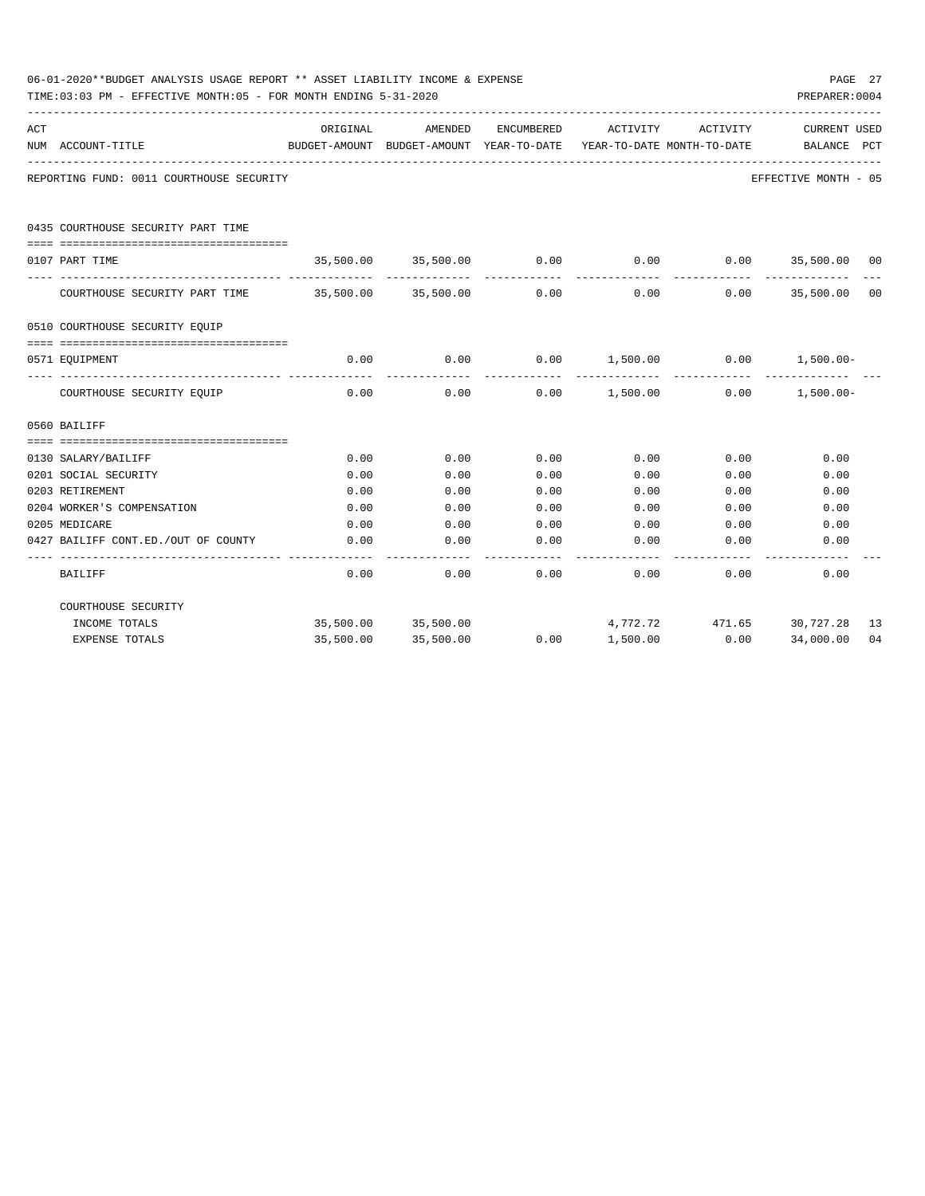06-01-2020**BUDGET ANALYSIS USAGE REPORT ** ASSET LIABILITY INCOME & EXPENSE

TIME:03:03 PM - EFFECTIVE MONTH:05 - FOR MONTH ENDING 5-31-2020

PREPARER:0004

REPORTING FUND: 0011 COURTHOUSE SECURITY — EFFECTIVE MONTH - 05

| ACT NUM | ACCOUNT-TITLE | ORIGINAL BUDGET-AMOUNT | AMENDED BUDGET-AMOUNT | ENCUMBERED YEAR-TO-DATE | ACTIVITY YEAR-TO-DATE | ACTIVITY MONTH-TO-DATE | CURRENT BALANCE | USED PCT |
|---|---|---|---|---|---|---|---|---|
| | **0435 COURTHOUSE SECURITY PART TIME** | | | | | | | |
| 0107 | PART TIME | 35,500.00 | 35,500.00 | 0.00 | 0.00 | 0.00 | 35,500.00 | 00 |
| | COURTHOUSE SECURITY PART TIME | 35,500.00 | 35,500.00 | 0.00 | 0.00 | 0.00 | 35,500.00 | 00 |
| | **0510 COURTHOUSE SECURITY EQUIP** | | | | | | | |
| 0571 | EQUIPMENT | 0.00 | 0.00 | 0.00 | 1,500.00 | 0.00 | 1,500.00- | |
| | COURTHOUSE SECURITY EQUIP | 0.00 | 0.00 | 0.00 | 1,500.00 | 0.00 | 1,500.00- | |
| | **0560 BAILIFF** | | | | | | | |
| 0130 | SALARY/BAILIFF | 0.00 | 0.00 | 0.00 | 0.00 | 0.00 | 0.00 | |
| 0201 | SOCIAL SECURITY | 0.00 | 0.00 | 0.00 | 0.00 | 0.00 | 0.00 | |
| 0203 | RETIREMENT | 0.00 | 0.00 | 0.00 | 0.00 | 0.00 | 0.00 | |
| 0204 | WORKER'S COMPENSATION | 0.00 | 0.00 | 0.00 | 0.00 | 0.00 | 0.00 | |
| 0205 | MEDICARE | 0.00 | 0.00 | 0.00 | 0.00 | 0.00 | 0.00 | |
| 0427 | BAILIFF CONT.ED./OUT OF COUNTY | 0.00 | 0.00 | 0.00 | 0.00 | 0.00 | 0.00 | |
| | BAILIFF | 0.00 | 0.00 | 0.00 | 0.00 | 0.00 | 0.00 | |
| | **COURTHOUSE SECURITY** | | | | | | | |
| | INCOME TOTALS | 35,500.00 | 35,500.00 | | 4,772.72 | 471.65 | 30,727.28 | 13 |
| | EXPENSE TOTALS | 35,500.00 | 35,500.00 | 0.00 | 1,500.00 | 0.00 | 34,000.00 | 04 |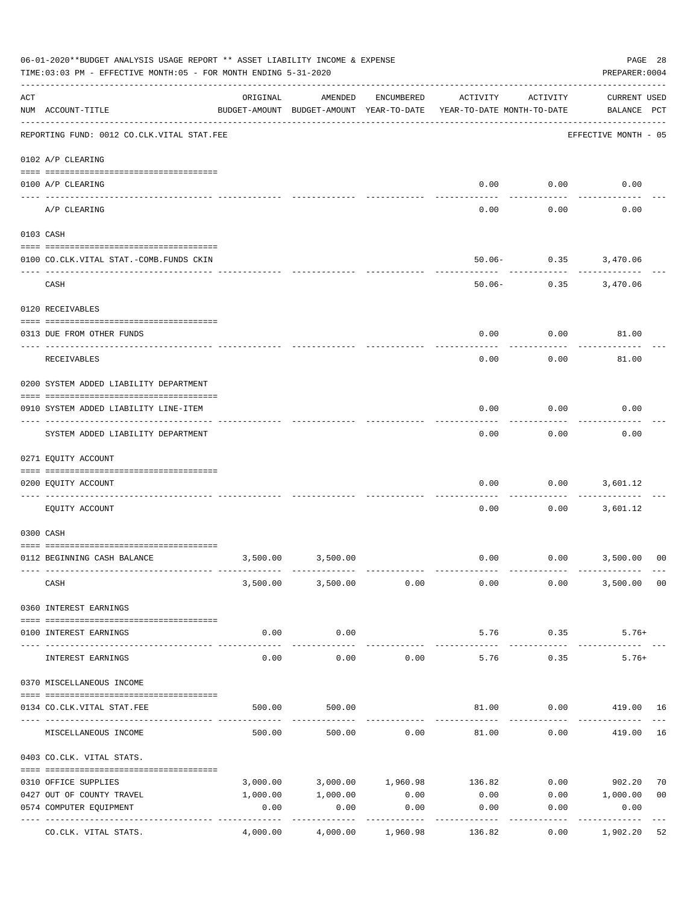06-01-2020**BUDGET ANALYSIS USAGE REPORT ** ASSET LIABILITY INCOME & EXPENSE

TIME:03:03 PM - EFFECTIVE MONTH:05 - FOR MONTH ENDING 5-31-2020

PREPARER:0004

REPORTING FUND: 0012 CO.CLK.VITAL STAT.FEE — EFFECTIVE MONTH - 05

| ACT NUM | ACCOUNT-TITLE | ORIGINAL BUDGET-AMOUNT | AMENDED BUDGET-AMOUNT | ENCUMBERED YEAR-TO-DATE | ACTIVITY YEAR-TO-DATE | ACTIVITY MONTH-TO-DATE | CURRENT USED BALANCE | PCT |
|---|---|---|---|---|---|---|---|---|
| 0102 | A/P CLEARING | | | | | | | |
| 0100 | A/P CLEARING | | | | 0.00 | 0.00 | 0.00 | |
| | A/P CLEARING | | | | 0.00 | 0.00 | 0.00 | |
| 0103 | CASH | | | | | | | |
| 0100 | CO.CLK.VITAL STAT.-COMB.FUNDS CKIN | | | | 50.06- | 0.35 | 3,470.06 | |
| | CASH | | | | 50.06- | 0.35 | 3,470.06 | |
| 0120 | RECEIVABLES | | | | | | | |
| 0313 | DUE FROM OTHER FUNDS | | | | 0.00 | 0.00 | 81.00 | |
| | RECEIVABLES | | | | 0.00 | 0.00 | 81.00 | |
| 0200 | SYSTEM ADDED LIABILITY DEPARTMENT | | | | | | | |
| 0910 | SYSTEM ADDED LIABILITY LINE-ITEM | | | | 0.00 | 0.00 | 0.00 | |
| | SYSTEM ADDED LIABILITY DEPARTMENT | | | | 0.00 | 0.00 | 0.00 | |
| 0271 | EQUITY ACCOUNT | | | | | | | |
| 0200 | EQUITY ACCOUNT | | | | 0.00 | 0.00 | 3,601.12 | |
| | EQUITY ACCOUNT | | | | 0.00 | 0.00 | 3,601.12 | |
| 0300 | CASH | | | | | | | |
| 0112 | BEGINNING CASH BALANCE | 3,500.00 | 3,500.00 | | 0.00 | 0.00 | 3,500.00 | 00 |
| | CASH | 3,500.00 | 3,500.00 | 0.00 | 0.00 | 0.00 | 3,500.00 | 00 |
| 0360 | INTEREST EARNINGS | | | | | | | |
| 0100 | INTEREST EARNINGS | 0.00 | 0.00 | | 5.76 | 0.35 | 5.76+ | |
| | INTEREST EARNINGS | 0.00 | 0.00 | 0.00 | 5.76 | 0.35 | 5.76+ | |
| 0370 | MISCELLANEOUS INCOME | | | | | | | |
| 0134 | CO.CLK.VITAL STAT.FEE | 500.00 | 500.00 | | 81.00 | 0.00 | 419.00 | 16 |
| | MISCELLANEOUS INCOME | 500.00 | 500.00 | 0.00 | 81.00 | 0.00 | 419.00 | 16 |
| 0403 | CO.CLK. VITAL STATS. | | | | | | | |
| 0310 | OFFICE SUPPLIES | 3,000.00 | 3,000.00 | 1,960.98 | 136.82 | 0.00 | 902.20 | 70 |
| 0427 | OUT OF COUNTY TRAVEL | 1,000.00 | 1,000.00 | 0.00 | 0.00 | 0.00 | 1,000.00 | 00 |
| 0574 | COMPUTER EQUIPMENT | 0.00 | 0.00 | 0.00 | 0.00 | 0.00 | 0.00 | |
| | CO.CLK. VITAL STATS. | 4,000.00 | 4,000.00 | 1,960.98 | 136.82 | 0.00 | 1,902.20 | 52 |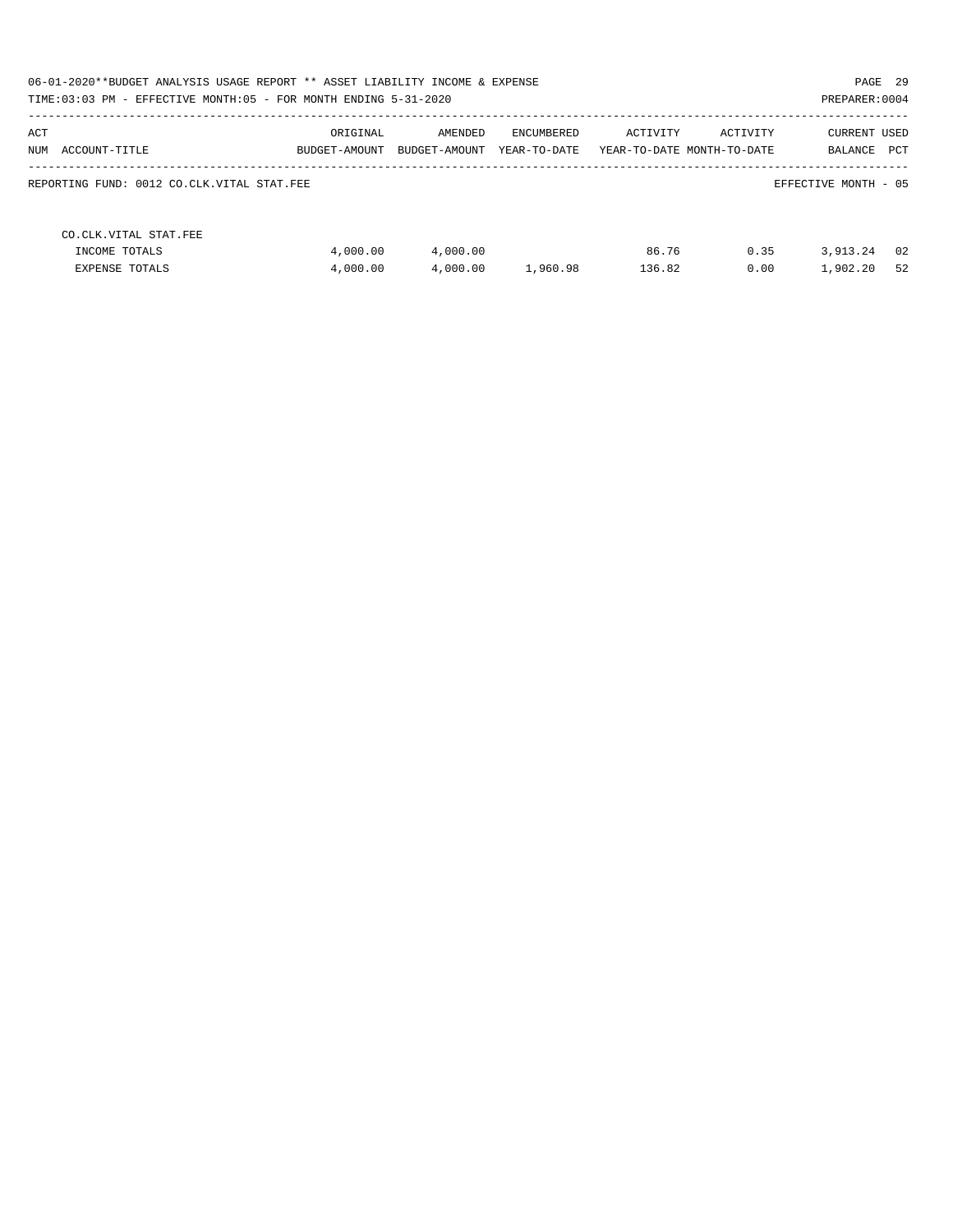06-01-2020**BUDGET ANALYSIS USAGE REPORT ** ASSET LIABILITY INCOME & EXPENSE

TIME:03:03 PM - EFFECTIVE MONTH:05 - FOR MONTH ENDING 5-31-2020

PREPARER:0004

| ACT NUM ACCOUNT-TITLE | ORIGINAL BUDGET-AMOUNT | AMENDED BUDGET-AMOUNT | ENCUMBERED YEAR-TO-DATE | ACTIVITY YEAR-TO-DATE | ACTIVITY MONTH-TO-DATE | CURRENT BALANCE | USED PCT |
|---|---|---|---|---|---|---|---|
| REPORTING FUND: 0012 CO.CLK.VITAL STAT.FEE | | | | | | EFFECTIVE MONTH - 05 | |
| CO.CLK.VITAL STAT.FEE | | | | | | | |
| INCOME TOTALS | 4,000.00 | 4,000.00 | | 86.76 | 0.35 | 3,913.24 | 02 |
| EXPENSE TOTALS | 4,000.00 | 4,000.00 | 1,960.98 | 136.82 | 0.00 | 1,902.20 | 52 |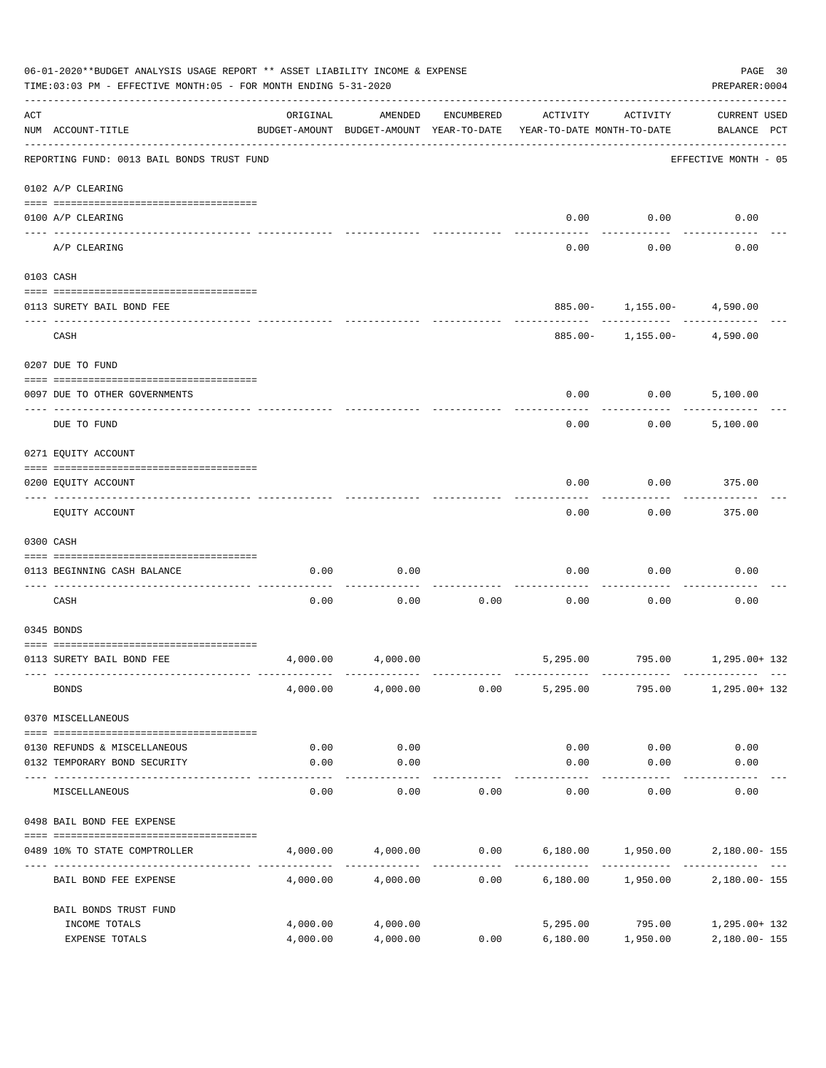06-01-2020**BUDGET ANALYSIS USAGE REPORT ** ASSET LIABILITY INCOME & EXPENSE

TIME:03:03 PM - EFFECTIVE MONTH:05 - FOR MONTH ENDING 5-31-2020

PREPARER:0004

| ACT NUM | ACCOUNT-TITLE | ORIGINAL BUDGET-AMOUNT | AMENDED BUDGET-AMOUNT | ENCUMBERED YEAR-TO-DATE | ACTIVITY YEAR-TO-DATE | ACTIVITY MONTH-TO-DATE | CURRENT USED BALANCE | PCT |
|---|---|---|---|---|---|---|---|---|
| | REPORTING FUND: 0013 BAIL BONDS TRUST FUND | | | | | | EFFECTIVE MONTH - 05 | |
| | 0102 A/P CLEARING | | | | | | | |
| 0100 | A/P CLEARING | | | | 0.00 | 0.00 | 0.00 | |
| | A/P CLEARING | | | | 0.00 | 0.00 | 0.00 | |
| | 0103 CASH | | | | | | | |
| 0113 | SURETY BAIL BOND FEE | | | | 885.00- | 1,155.00- | 4,590.00 | |
| | CASH | | | | 885.00- | 1,155.00- | 4,590.00 | |
| | 0207 DUE TO FUND | | | | | | | |
| 0097 | DUE TO OTHER GOVERNMENTS | | | | 0.00 | 0.00 | 5,100.00 | |
| | DUE TO FUND | | | | 0.00 | 0.00 | 5,100.00 | |
| | 0271 EQUITY ACCOUNT | | | | | | | |
| 0200 | EQUITY ACCOUNT | | | | 0.00 | 0.00 | 375.00 | |
| | EQUITY ACCOUNT | | | | 0.00 | 0.00 | 375.00 | |
| | 0300 CASH | | | | | | | |
| 0113 | BEGINNING CASH BALANCE | 0.00 | 0.00 | | 0.00 | 0.00 | 0.00 | |
| | CASH | 0.00 | 0.00 | 0.00 | 0.00 | 0.00 | 0.00 | |
| | 0345 BONDS | | | | | | | |
| 0113 | SURETY BAIL BOND FEE | 4,000.00 | 4,000.00 | | 5,295.00 | 795.00 | 1,295.00+ | 132 |
| | BONDS | 4,000.00 | 4,000.00 | 0.00 | 5,295.00 | 795.00 | 1,295.00+ | 132 |
| | 0370 MISCELLANEOUS | | | | | | | |
| 0130 | REFUNDS & MISCELLANEOUS | 0.00 | 0.00 | | 0.00 | 0.00 | 0.00 | |
| 0132 | TEMPORARY BOND SECURITY | 0.00 | 0.00 | | 0.00 | 0.00 | 0.00 | |
| | MISCELLANEOUS | 0.00 | 0.00 | 0.00 | 0.00 | 0.00 | 0.00 | |
| | 0498 BAIL BOND FEE EXPENSE | | | | | | | |
| 0489 | 10% TO STATE COMPTROLLER | 4,000.00 | 4,000.00 | 0.00 | 6,180.00 | 1,950.00 | 2,180.00- | 155 |
| | BAIL BOND FEE EXPENSE | 4,000.00 | 4,000.00 | 0.00 | 6,180.00 | 1,950.00 | 2,180.00- | 155 |
| | BAIL BONDS TRUST FUND | | | | | | | |
| | INCOME TOTALS | 4,000.00 | 4,000.00 | | 5,295.00 | 795.00 | 1,295.00+ | 132 |
| | EXPENSE TOTALS | 4,000.00 | 4,000.00 | 0.00 | 6,180.00 | 1,950.00 | 2,180.00- | 155 |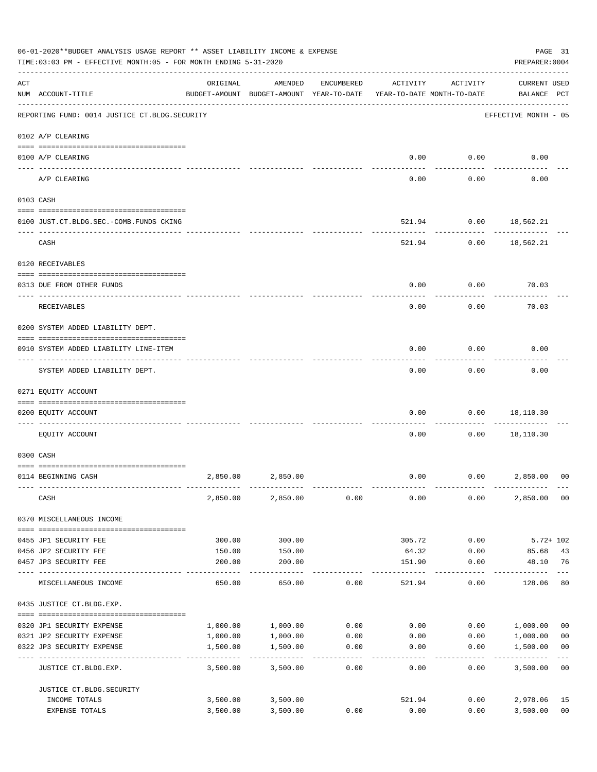06-01-2020**BUDGET ANALYSIS USAGE REPORT ** ASSET LIABILITY INCOME & EXPENSE

TIME:03:03 PM - EFFECTIVE MONTH:05 - FOR MONTH ENDING 5-31-2020

PREPARER:0004

| ACT NUM | ACCOUNT-TITLE | ORIGINAL BUDGET-AMOUNT | AMENDED BUDGET-AMOUNT | ENCUMBERED YEAR-TO-DATE | ACTIVITY YEAR-TO-DATE | ACTIVITY MONTH-TO-DATE | CURRENT BALANCE | USED PCT |
|---|---|---|---|---|---|---|---|---|
| | REPORTING FUND: 0014 JUSTICE CT.BLDG.SECURITY | | | | | | EFFECTIVE MONTH - 05 | |
| | 0102 A/P CLEARING | | | | | | | |
| 0100 | A/P CLEARING | | | | 0.00 | 0.00 | 0.00 | |
| | A/P CLEARING | | | | 0.00 | 0.00 | 0.00 | |
| | 0103 CASH | | | | | | | |
| 0100 | JUST.CT.BLDG.SEC.-COMB.FUNDS CKING | | | | 521.94 | 0.00 | 18,562.21 | |
| | CASH | | | | 521.94 | 0.00 | 18,562.21 | |
| | 0120 RECEIVABLES | | | | | | | |
| 0313 | DUE FROM OTHER FUNDS | | | | 0.00 | 0.00 | 70.03 | |
| | RECEIVABLES | | | | 0.00 | 0.00 | 70.03 | |
| | 0200 SYSTEM ADDED LIABILITY DEPT. | | | | | | | |
| 0910 | SYSTEM ADDED LIABILITY LINE-ITEM | | | | 0.00 | 0.00 | 0.00 | |
| | SYSTEM ADDED LIABILITY DEPT. | | | | 0.00 | 0.00 | 0.00 | |
| | 0271 EQUITY ACCOUNT | | | | | | | |
| 0200 | EQUITY ACCOUNT | | | | 0.00 | 0.00 | 18,110.30 | |
| | EQUITY ACCOUNT | | | | 0.00 | 0.00 | 18,110.30 | |
| | 0300 CASH | | | | | | | |
| 0114 | BEGINNING CASH | 2,850.00 | 2,850.00 | | 0.00 | 0.00 | 2,850.00 | 00 |
| | CASH | 2,850.00 | 2,850.00 | 0.00 | 0.00 | 0.00 | 2,850.00 | 00 |
| | 0370 MISCELLANEOUS INCOME | | | | | | | |
| 0455 | JP1 SECURITY FEE | 300.00 | 300.00 | | 305.72 | 0.00 | 5.72+ | 102 |
| 0456 | JP2 SECURITY FEE | 150.00 | 150.00 | | 64.32 | 0.00 | 85.68 | 43 |
| 0457 | JP3 SECURITY FEE | 200.00 | 200.00 | | 151.90 | 0.00 | 48.10 | 76 |
| | MISCELLANEOUS INCOME | 650.00 | 650.00 | 0.00 | 521.94 | 0.00 | 128.06 | 80 |
| | 0435 JUSTICE CT.BLDG.EXP. | | | | | | | |
| 0320 | JP1 SECURITY EXPENSE | 1,000.00 | 1,000.00 | 0.00 | 0.00 | 0.00 | 1,000.00 | 00 |
| 0321 | JP2 SECURITY EXPENSE | 1,000.00 | 1,000.00 | 0.00 | 0.00 | 0.00 | 1,000.00 | 00 |
| 0322 | JP3 SECURITY EXPENSE | 1,500.00 | 1,500.00 | 0.00 | 0.00 | 0.00 | 1,500.00 | 00 |
| | JUSTICE CT.BLDG.EXP. | 3,500.00 | 3,500.00 | 0.00 | 0.00 | 0.00 | 3,500.00 | 00 |
| | JUSTICE CT.BLDG.SECURITY | | | | | | | |
| | INCOME TOTALS | 3,500.00 | 3,500.00 | | 521.94 | 0.00 | 2,978.06 | 15 |
| | EXPENSE TOTALS | 3,500.00 | 3,500.00 | 0.00 | 0.00 | 0.00 | 3,500.00 | 00 |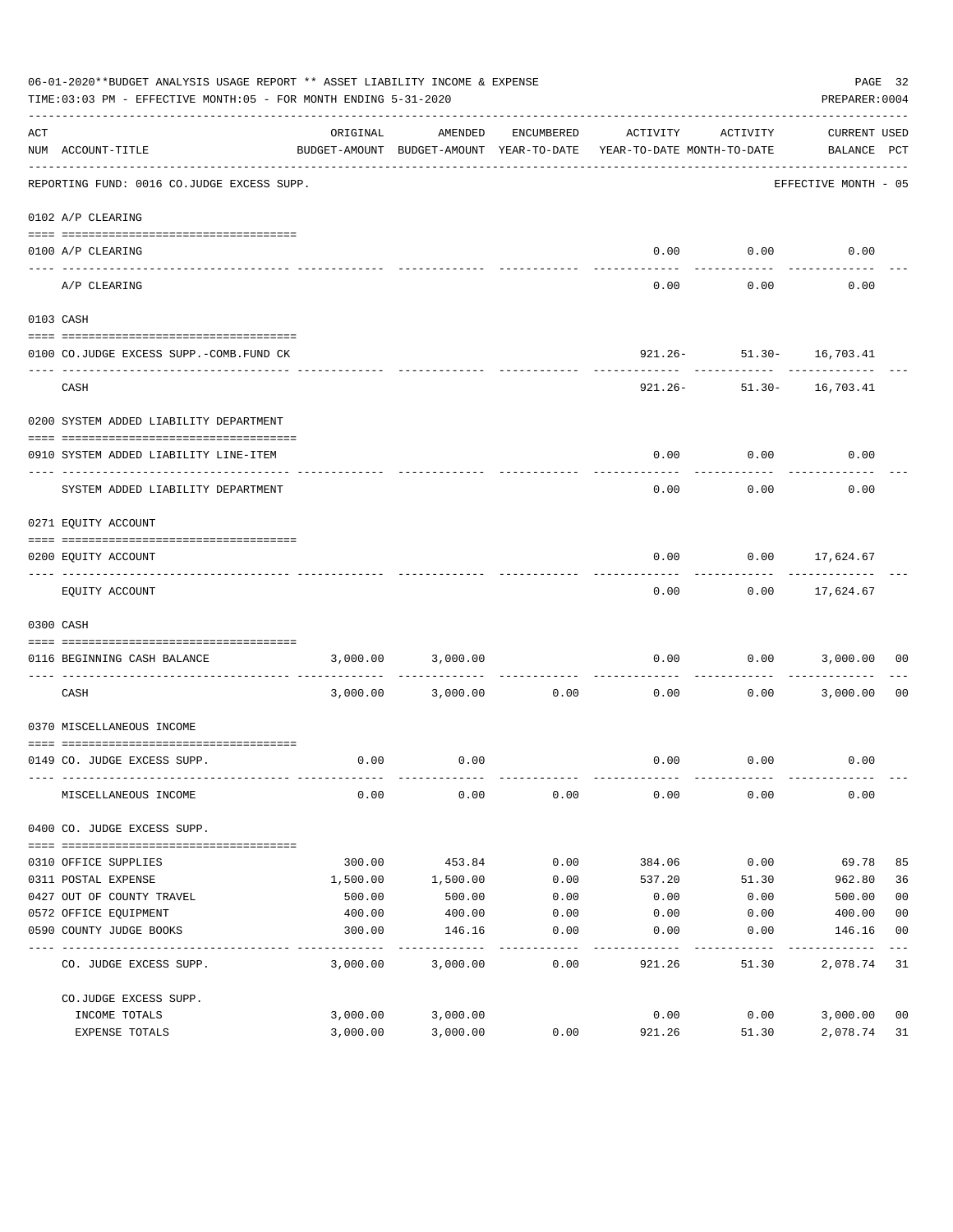06-01-2020**BUDGET ANALYSIS USAGE REPORT ** ASSET LIABILITY INCOME & EXPENSE

TIME:03:03 PM - EFFECTIVE MONTH:05 - FOR MONTH ENDING 5-31-2020

PREPARER:0004

| ACT NUM | ACCOUNT-TITLE | ORIGINAL BUDGET-AMOUNT | AMENDED BUDGET-AMOUNT | ENCUMBERED YEAR-TO-DATE | ACTIVITY YEAR-TO-DATE | ACTIVITY MONTH-TO-DATE | CURRENT BALANCE | USED PCT |
|---|---|---|---|---|---|---|---|---|
| | REPORTING FUND: 0016 CO.JUDGE EXCESS SUPP. | | | | | | EFFECTIVE MONTH - 05 | |
| | 0102 A/P CLEARING | | | | | | | |
| 0100 | A/P CLEARING | | | | 0.00 | 0.00 | 0.00 | |
| | A/P CLEARING | | | | 0.00 | 0.00 | 0.00 | |
| | 0103 CASH | | | | | | | |
| 0100 | CO.JUDGE EXCESS SUPP.-COMB.FUND CK | | | | 921.26- | 51.30- | 16,703.41 | |
| | CASH | | | | 921.26- | 51.30- | 16,703.41 | |
| | 0200 SYSTEM ADDED LIABILITY DEPARTMENT | | | | | | | |
| 0910 | SYSTEM ADDED LIABILITY LINE-ITEM | | | | 0.00 | 0.00 | 0.00 | |
| | SYSTEM ADDED LIABILITY DEPARTMENT | | | | 0.00 | 0.00 | 0.00 | |
| | 0271 EQUITY ACCOUNT | | | | | | | |
| 0200 | EQUITY ACCOUNT | | | | 0.00 | 0.00 | 17,624.67 | |
| | EQUITY ACCOUNT | | | | 0.00 | 0.00 | 17,624.67 | |
| | 0300 CASH | | | | | | | |
| 0116 | BEGINNING CASH BALANCE | 3,000.00 | 3,000.00 | | 0.00 | 0.00 | 3,000.00 | 00 |
| | CASH | 3,000.00 | 3,000.00 | 0.00 | 0.00 | 0.00 | 3,000.00 | 00 |
| | 0370 MISCELLANEOUS INCOME | | | | | | | |
| 0149 | CO. JUDGE EXCESS SUPP. | 0.00 | 0.00 | | 0.00 | 0.00 | 0.00 | |
| | MISCELLANEOUS INCOME | 0.00 | 0.00 | 0.00 | 0.00 | 0.00 | 0.00 | |
| | 0400 CO. JUDGE EXCESS SUPP. | | | | | | | |
| 0310 | OFFICE SUPPLIES | 300.00 | 453.84 | 0.00 | 384.06 | 0.00 | 69.78 | 85 |
| 0311 | POSTAL EXPENSE | 1,500.00 | 1,500.00 | 0.00 | 537.20 | 51.30 | 962.80 | 36 |
| 0427 | OUT OF COUNTY TRAVEL | 500.00 | 500.00 | 0.00 | 0.00 | 0.00 | 500.00 | 00 |
| 0572 | OFFICE EQUIPMENT | 400.00 | 400.00 | 0.00 | 0.00 | 0.00 | 400.00 | 00 |
| 0590 | COUNTY JUDGE BOOKS | 300.00 | 146.16 | 0.00 | 0.00 | 0.00 | 146.16 | 00 |
| | CO. JUDGE EXCESS SUPP. | 3,000.00 | 3,000.00 | 0.00 | 921.26 | 51.30 | 2,078.74 | 31 |
| | CO.JUDGE EXCESS SUPP. | | | | | | | |
| | INCOME TOTALS | 3,000.00 | 3,000.00 | | 0.00 | 0.00 | 3,000.00 | 00 |
| | EXPENSE TOTALS | 3,000.00 | 3,000.00 | 0.00 | 921.26 | 51.30 | 2,078.74 | 31 |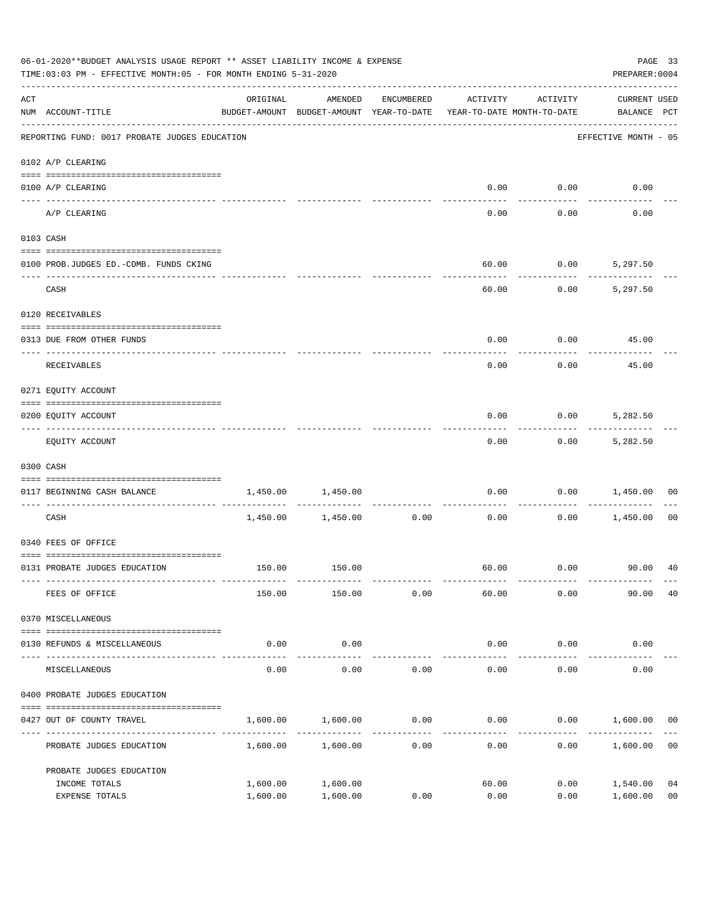06-01-2020**BUDGET ANALYSIS USAGE REPORT ** ASSET LIABILITY INCOME & EXPENSE

TIME:03:03 PM - EFFECTIVE MONTH:05 - FOR MONTH ENDING 5-31-2020

PREPARER:0004

REPORTING FUND: 0017 PROBATE JUDGES EDUCATION — EFFECTIVE MONTH - 05

| ACT NUM | ACCOUNT-TITLE | ORIGINAL BUDGET-AMOUNT | AMENDED BUDGET-AMOUNT | ENCUMBERED YEAR-TO-DATE | ACTIVITY YEAR-TO-DATE | ACTIVITY MONTH-TO-DATE | CURRENT USED BALANCE | PCT |
|---|---|---|---|---|---|---|---|---|
| 0102 | A/P CLEARING | | | | | | | |
| 0100 | A/P CLEARING | | | | 0.00 | 0.00 | 0.00 | |
| | A/P CLEARING | | | | 0.00 | 0.00 | 0.00 | |
| 0103 | CASH | | | | | | | |
| 0100 | PROB.JUDGES ED.-COMB. FUNDS CKING | | | | 60.00 | 0.00 | 5,297.50 | |
| | CASH | | | | 60.00 | 0.00 | 5,297.50 | |
| 0120 | RECEIVABLES | | | | | | | |
| 0313 | DUE FROM OTHER FUNDS | | | | 0.00 | 0.00 | 45.00 | |
| | RECEIVABLES | | | | 0.00 | 0.00 | 45.00 | |
| 0271 | EQUITY ACCOUNT | | | | | | | |
| 0200 | EQUITY ACCOUNT | | | | 0.00 | 0.00 | 5,282.50 | |
| | EQUITY ACCOUNT | | | | 0.00 | 0.00 | 5,282.50 | |
| 0300 | CASH | | | | | | | |
| 0117 | BEGINNING CASH BALANCE | 1,450.00 | 1,450.00 | | 0.00 | 0.00 | 1,450.00 | 00 |
| | CASH | 1,450.00 | 1,450.00 | 0.00 | 0.00 | 0.00 | 1,450.00 | 00 |
| 0340 | FEES OF OFFICE | | | | | | | |
| 0131 | PROBATE JUDGES EDUCATION | 150.00 | 150.00 | | 60.00 | 0.00 | 90.00 | 40 |
| | FEES OF OFFICE | 150.00 | 150.00 | 0.00 | 60.00 | 0.00 | 90.00 | 40 |
| 0370 | MISCELLANEOUS | | | | | | | |
| 0130 | REFUNDS & MISCELLANEOUS | 0.00 | 0.00 | | 0.00 | 0.00 | 0.00 | |
| | MISCELLANEOUS | 0.00 | 0.00 | 0.00 | 0.00 | 0.00 | 0.00 | |
| 0400 | PROBATE JUDGES EDUCATION | | | | | | | |
| 0427 | OUT OF COUNTY TRAVEL | 1,600.00 | 1,600.00 | 0.00 | 0.00 | 0.00 | 1,600.00 | 00 |
| | PROBATE JUDGES EDUCATION | 1,600.00 | 1,600.00 | 0.00 | 0.00 | 0.00 | 1,600.00 | 00 |
| | PROBATE JUDGES EDUCATION | | | | | | | |
| | INCOME TOTALS | 1,600.00 | 1,600.00 | | 60.00 | 0.00 | 1,540.00 | 04 |
| | EXPENSE TOTALS | 1,600.00 | 1,600.00 | 0.00 | 0.00 | 0.00 | 1,600.00 | 00 |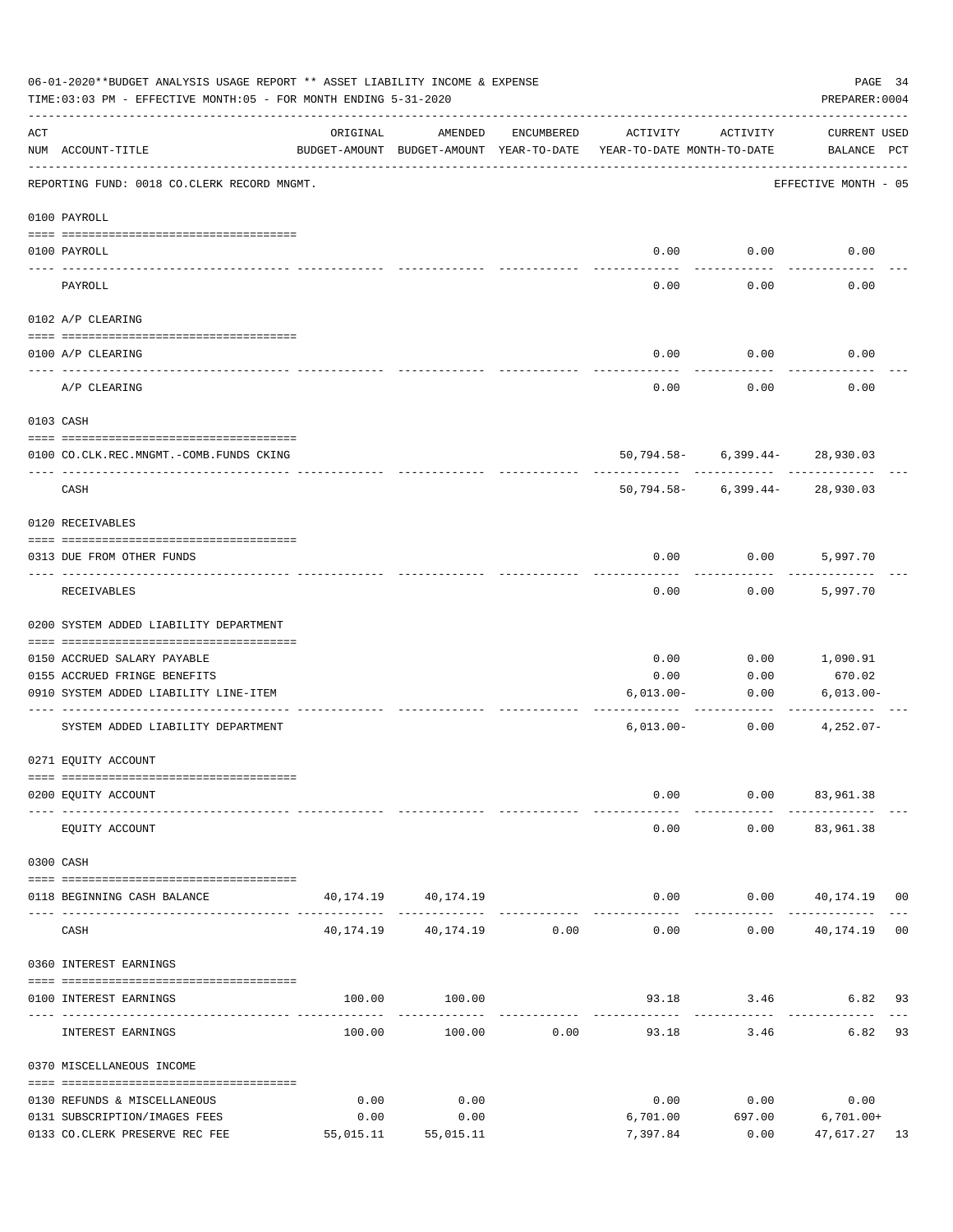06-01-2020**BUDGET ANALYSIS USAGE REPORT ** ASSET LIABILITY INCOME & EXPENSE

TIME:03:03 PM - EFFECTIVE MONTH:05 - FOR MONTH ENDING 5-31-2020

PREPARER:0004

| ACT NUM | ACCOUNT-TITLE | ORIGINAL BUDGET-AMOUNT | AMENDED BUDGET-AMOUNT | ENCUMBERED YEAR-TO-DATE | ACTIVITY YEAR-TO-DATE | ACTIVITY MONTH-TO-DATE | CURRENT BALANCE | USED PCT |
|---|---|---|---|---|---|---|---|---|
| | REPORTING FUND: 0018 CO.CLERK RECORD MNGMT. | | | | | | EFFECTIVE MONTH - 05 | |
| | 0100 PAYROLL | | | | | | | |
| 0100 | PAYROLL | | | | 0.00 | 0.00 | 0.00 | |
| | PAYROLL | | | | 0.00 | 0.00 | 0.00 | |
| | 0102 A/P CLEARING | | | | | | | |
| 0100 | A/P CLEARING | | | | 0.00 | 0.00 | 0.00 | |
| | A/P CLEARING | | | | 0.00 | 0.00 | 0.00 | |
| | 0103 CASH | | | | | | | |
| 0100 | CO.CLK.REC.MNGMT.-COMB.FUNDS CKING | | | | 50,794.58- | 6,399.44- | 28,930.03 | |
| | CASH | | | | 50,794.58- | 6,399.44- | 28,930.03 | |
| | 0120 RECEIVABLES | | | | | | | |
| 0313 | DUE FROM OTHER FUNDS | | | | 0.00 | 0.00 | 5,997.70 | |
| | RECEIVABLES | | | | 0.00 | 0.00 | 5,997.70 | |
| | 0200 SYSTEM ADDED LIABILITY DEPARTMENT | | | | | | | |
| 0150 | ACCRUED SALARY PAYABLE | | | | 0.00 | 0.00 | 1,090.91 | |
| 0155 | ACCRUED FRINGE BENEFITS | | | | 0.00 | 0.00 | 670.02 | |
| 0910 | SYSTEM ADDED LIABILITY LINE-ITEM | | | | 6,013.00- | 0.00 | 6,013.00- | |
| | SYSTEM ADDED LIABILITY DEPARTMENT | | | | 6,013.00- | 0.00 | 4,252.07- | |
| | 0271 EQUITY ACCOUNT | | | | | | | |
| 0200 | EQUITY ACCOUNT | | | | 0.00 | 0.00 | 83,961.38 | |
| | EQUITY ACCOUNT | | | | 0.00 | 0.00 | 83,961.38 | |
| | 0300 CASH | | | | | | | |
| 0118 | BEGINNING CASH BALANCE | 40,174.19 | 40,174.19 | | 0.00 | 0.00 | 40,174.19 | 00 |
| | CASH | 40,174.19 | 40,174.19 | 0.00 | 0.00 | 0.00 | 40,174.19 | 00 |
| | 0360 INTEREST EARNINGS | | | | | | | |
| 0100 | INTEREST EARNINGS | 100.00 | 100.00 | | 93.18 | 3.46 | 6.82 | 93 |
| | INTEREST EARNINGS | 100.00 | 100.00 | 0.00 | 93.18 | 3.46 | 6.82 | 93 |
| | 0370 MISCELLANEOUS INCOME | | | | | | | |
| 0130 | REFUNDS & MISCELLANEOUS | 0.00 | 0.00 | | 0.00 | 0.00 | 0.00 | |
| 0131 | SUBSCRIPTION/IMAGES FEES | 0.00 | 0.00 | | 6,701.00 | 697.00 | 6,701.00+ | |
| 0133 | CO.CLERK PRESERVE REC FEE | 55,015.11 | 55,015.11 | | 7,397.84 | 0.00 | 47,617.27 | 13 |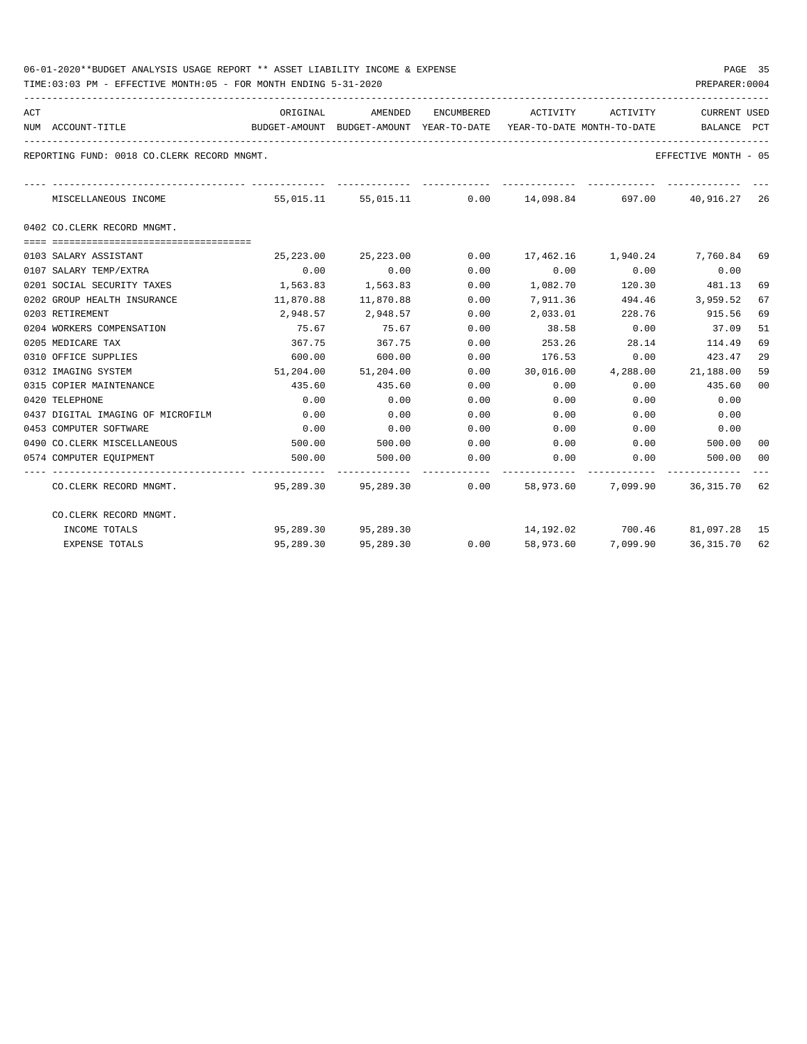06-01-2020**BUDGET ANALYSIS USAGE REPORT ** ASSET LIABILITY INCOME & EXPENSE

TIME:03:03 PM - EFFECTIVE MONTH:05 - FOR MONTH ENDING 5-31-2020

PREPARER:0004

REPORTING FUND: 0018 CO.CLERK RECORD MNGMT.

EFFECTIVE MONTH - 05

| ACT NUM | ACCOUNT-TITLE | ORIGINAL BUDGET-AMOUNT | AMENDED BUDGET-AMOUNT | ENCUMBERED YEAR-TO-DATE | ACTIVITY YEAR-TO-DATE | ACTIVITY MONTH-TO-DATE | CURRENT BALANCE | USED PCT |
|---|---|---|---|---|---|---|---|---|
| | MISCELLANEOUS INCOME | 55,015.11 | 55,015.11 | 0.00 | 14,098.84 | 697.00 | 40,916.27 | 26 |
| | **0402 CO.CLERK RECORD MNGMT.** | | | | | | | |
| 0103 | SALARY ASSISTANT | 25,223.00 | 25,223.00 | 0.00 | 17,462.16 | 1,940.24 | 7,760.84 | 69 |
| 0107 | SALARY TEMP/EXTRA | 0.00 | 0.00 | 0.00 | 0.00 | 0.00 | 0.00 | |
| 0201 | SOCIAL SECURITY TAXES | 1,563.83 | 1,563.83 | 0.00 | 1,082.70 | 120.30 | 481.13 | 69 |
| 0202 | GROUP HEALTH INSURANCE | 11,870.88 | 11,870.88 | 0.00 | 7,911.36 | 494.46 | 3,959.52 | 67 |
| 0203 | RETIREMENT | 2,948.57 | 2,948.57 | 0.00 | 2,033.01 | 228.76 | 915.56 | 69 |
| 0204 | WORKERS COMPENSATION | 75.67 | 75.67 | 0.00 | 38.58 | 0.00 | 37.09 | 51 |
| 0205 | MEDICARE TAX | 367.75 | 367.75 | 0.00 | 253.26 | 28.14 | 114.49 | 69 |
| 0310 | OFFICE SUPPLIES | 600.00 | 600.00 | 0.00 | 176.53 | 0.00 | 423.47 | 29 |
| 0312 | IMAGING SYSTEM | 51,204.00 | 51,204.00 | 0.00 | 30,016.00 | 4,288.00 | 21,188.00 | 59 |
| 0315 | COPIER MAINTENANCE | 435.60 | 435.60 | 0.00 | 0.00 | 0.00 | 435.60 | 00 |
| 0420 | TELEPHONE | 0.00 | 0.00 | 0.00 | 0.00 | 0.00 | 0.00 | |
| 0437 | DIGITAL IMAGING OF MICROFILM | 0.00 | 0.00 | 0.00 | 0.00 | 0.00 | 0.00 | |
| 0453 | COMPUTER SOFTWARE | 0.00 | 0.00 | 0.00 | 0.00 | 0.00 | 0.00 | |
| 0490 | CO.CLERK MISCELLANEOUS | 500.00 | 500.00 | 0.00 | 0.00 | 0.00 | 500.00 | 00 |
| 0574 | COMPUTER EQUIPMENT | 500.00 | 500.00 | 0.00 | 0.00 | 0.00 | 500.00 | 00 |
| | CO.CLERK RECORD MNGMT. | 95,289.30 | 95,289.30 | 0.00 | 58,973.60 | 7,099.90 | 36,315.70 | 62 |
| | CO.CLERK RECORD MNGMT. | | | | | | | |
| | INCOME TOTALS | 95,289.30 | 95,289.30 | | 14,192.02 | 700.46 | 81,097.28 | 15 |
| | EXPENSE TOTALS | 95,289.30 | 95,289.30 | 0.00 | 58,973.60 | 7,099.90 | 36,315.70 | 62 |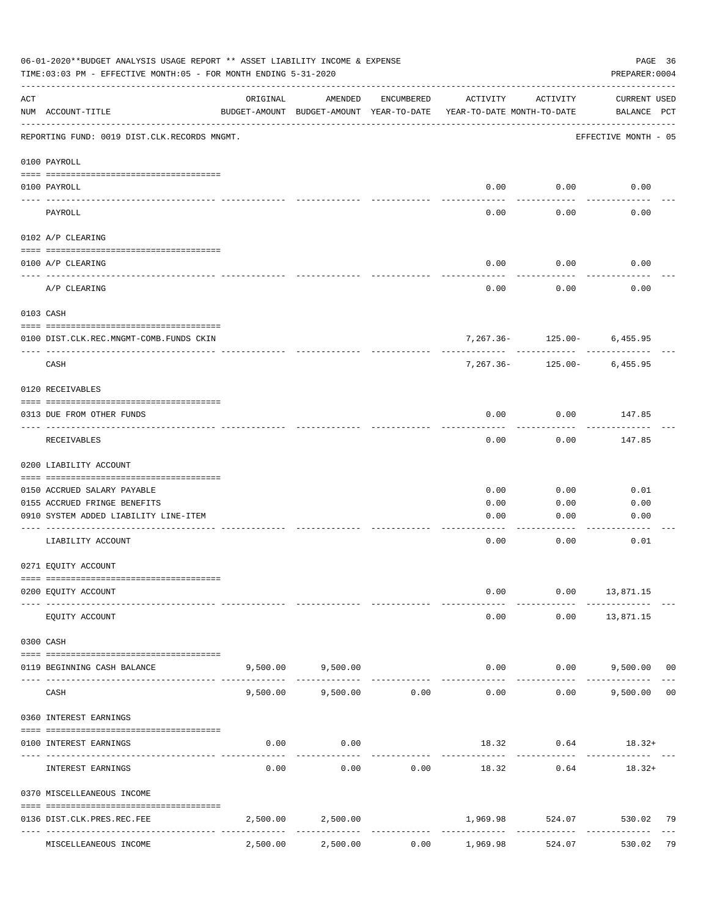06-01-2020**BUDGET ANALYSIS USAGE REPORT ** ASSET LIABILITY INCOME & EXPENSE

TIME:03:03 PM - EFFECTIVE MONTH:05 - FOR MONTH ENDING 5-31-2020

PREPARER:0004

| ACT NUM | ACCOUNT-TITLE | ORIGINAL BUDGET-AMOUNT | AMENDED BUDGET-AMOUNT | ENCUMBERED YEAR-TO-DATE | ACTIVITY YEAR-TO-DATE | ACTIVITY MONTH-TO-DATE | CURRENT USED BALANCE | PCT |
|---|---|---|---|---|---|---|---|---|
| | REPORTING FUND: 0019 DIST.CLK.RECORDS MNGMT. | | | | | | EFFECTIVE MONTH - 05 | |
| | 0100 PAYROLL | | | | | | | |
| 0100 | PAYROLL | | | | 0.00 | 0.00 | 0.00 | |
| | PAYROLL | | | | 0.00 | 0.00 | 0.00 | |
| | 0102 A/P CLEARING | | | | | | | |
| 0100 | A/P CLEARING | | | | 0.00 | 0.00 | 0.00 | |
| | A/P CLEARING | | | | 0.00 | 0.00 | 0.00 | |
| | 0103 CASH | | | | | | | |
| 0100 | DIST.CLK.REC.MNGMT-COMB.FUNDS CKIN | | | | 7,267.36- | 125.00- | 6,455.95 | |
| | CASH | | | | 7,267.36- | 125.00- | 6,455.95 | |
| | 0120 RECEIVABLES | | | | | | | |
| 0313 | DUE FROM OTHER FUNDS | | | | 0.00 | 0.00 | 147.85 | |
| | RECEIVABLES | | | | 0.00 | 0.00 | 147.85 | |
| | 0200 LIABILITY ACCOUNT | | | | | | | |
| 0150 | ACCRUED SALARY PAYABLE | | | | 0.00 | 0.00 | 0.01 | |
| 0155 | ACCRUED FRINGE BENEFITS | | | | 0.00 | 0.00 | 0.00 | |
| 0910 | SYSTEM ADDED LIABILITY LINE-ITEM | | | | 0.00 | 0.00 | 0.00 | |
| | LIABILITY ACCOUNT | | | | 0.00 | 0.00 | 0.01 | |
| | 0271 EQUITY ACCOUNT | | | | | | | |
| 0200 | EQUITY ACCOUNT | | | | 0.00 | 0.00 | 13,871.15 | |
| | EQUITY ACCOUNT | | | | 0.00 | 0.00 | 13,871.15 | |
| | 0300 CASH | | | | | | | |
| 0119 | BEGINNING CASH BALANCE | 9,500.00 | 9,500.00 | | 0.00 | 0.00 | 9,500.00 | 00 |
| | CASH | 9,500.00 | 9,500.00 | 0.00 | 0.00 | 0.00 | 9,500.00 | 00 |
| | 0360 INTEREST EARNINGS | | | | | | | |
| 0100 | INTEREST EARNINGS | 0.00 | 0.00 | | 18.32 | 0.64 | 18.32+ | |
| | INTEREST EARNINGS | 0.00 | 0.00 | 0.00 | 18.32 | 0.64 | 18.32+ | |
| | 0370 MISCELLEANEOUS INCOME | | | | | | | |
| 0136 | DIST.CLK.PRES.REC.FEE | 2,500.00 | 2,500.00 | | 1,969.98 | 524.07 | 530.02 | 79 |
| | MISCELLEANEOUS INCOME | 2,500.00 | 2,500.00 | 0.00 | 1,969.98 | 524.07 | 530.02 | 79 |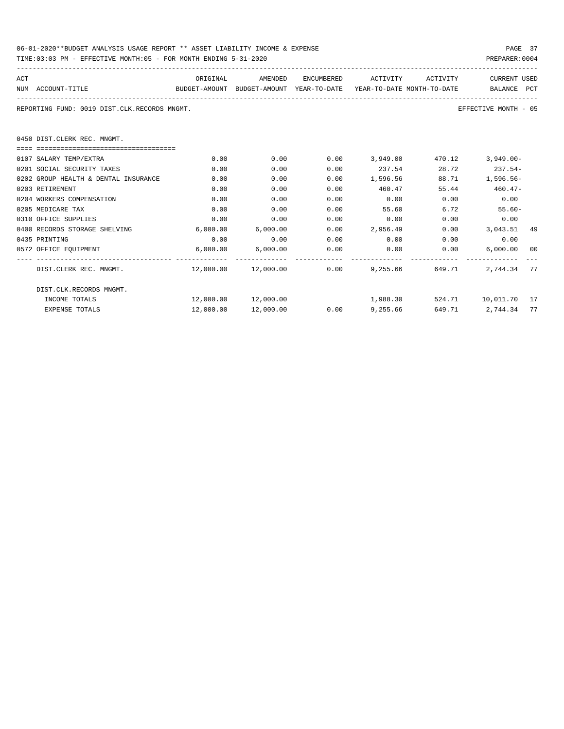06-01-2020**BUDGET ANALYSIS USAGE REPORT ** ASSET LIABILITY INCOME & EXPENSE

TIME:03:03 PM - EFFECTIVE MONTH:05 - FOR MONTH ENDING 5-31-2020

PREPARER:0004

REPORTING FUND: 0019 DIST.CLK.RECORDS MNGMT.

EFFECTIVE MONTH - 05

| ACT NUM | ACCOUNT-TITLE | ORIGINAL BUDGET-AMOUNT | AMENDED BUDGET-AMOUNT | ENCUMBERED YEAR-TO-DATE | ACTIVITY YEAR-TO-DATE | ACTIVITY MONTH-TO-DATE | CURRENT BALANCE | USED PCT |
|---|---|---|---|---|---|---|---|---|
| | **0450 DIST.CLERK REC. MNGMT.** | | | | | | | |
| 0107 | SALARY TEMP/EXTRA | 0.00 | 0.00 | 0.00 | 3,949.00 | 470.12 | 3,949.00- | |
| 0201 | SOCIAL SECURITY TAXES | 0.00 | 0.00 | 0.00 | 237.54 | 28.72 | 237.54- | |
| 0202 | GROUP HEALTH & DENTAL INSURANCE | 0.00 | 0.00 | 0.00 | 1,596.56 | 88.71 | 1,596.56- | |
| 0203 | RETIREMENT | 0.00 | 0.00 | 0.00 | 460.47 | 55.44 | 460.47- | |
| 0204 | WORKERS COMPENSATION | 0.00 | 0.00 | 0.00 | 0.00 | 0.00 | 0.00 | |
| 0205 | MEDICARE TAX | 0.00 | 0.00 | 0.00 | 55.60 | 6.72 | 55.60- | |
| 0310 | OFFICE SUPPLIES | 0.00 | 0.00 | 0.00 | 0.00 | 0.00 | 0.00 | |
| 0400 | RECORDS STORAGE SHELVING | 6,000.00 | 6,000.00 | 0.00 | 2,956.49 | 0.00 | 3,043.51 | 49 |
| 0435 | PRINTING | 0.00 | 0.00 | 0.00 | 0.00 | 0.00 | 0.00 | |
| 0572 | OFFICE EQUIPMENT | 6,000.00 | 6,000.00 | 0.00 | 0.00 | 0.00 | 6,000.00 | 00 |
| | DIST.CLERK REC. MNGMT. | 12,000.00 | 12,000.00 | 0.00 | 9,255.66 | 649.71 | 2,744.34 | 77 |
| | DIST.CLK.RECORDS MNGMT. | | | | | | | |
| | INCOME TOTALS | 12,000.00 | 12,000.00 | | 1,988.30 | 524.71 | 10,011.70 | 17 |
| | EXPENSE TOTALS | 12,000.00 | 12,000.00 | 0.00 | 9,255.66 | 649.71 | 2,744.34 | 77 |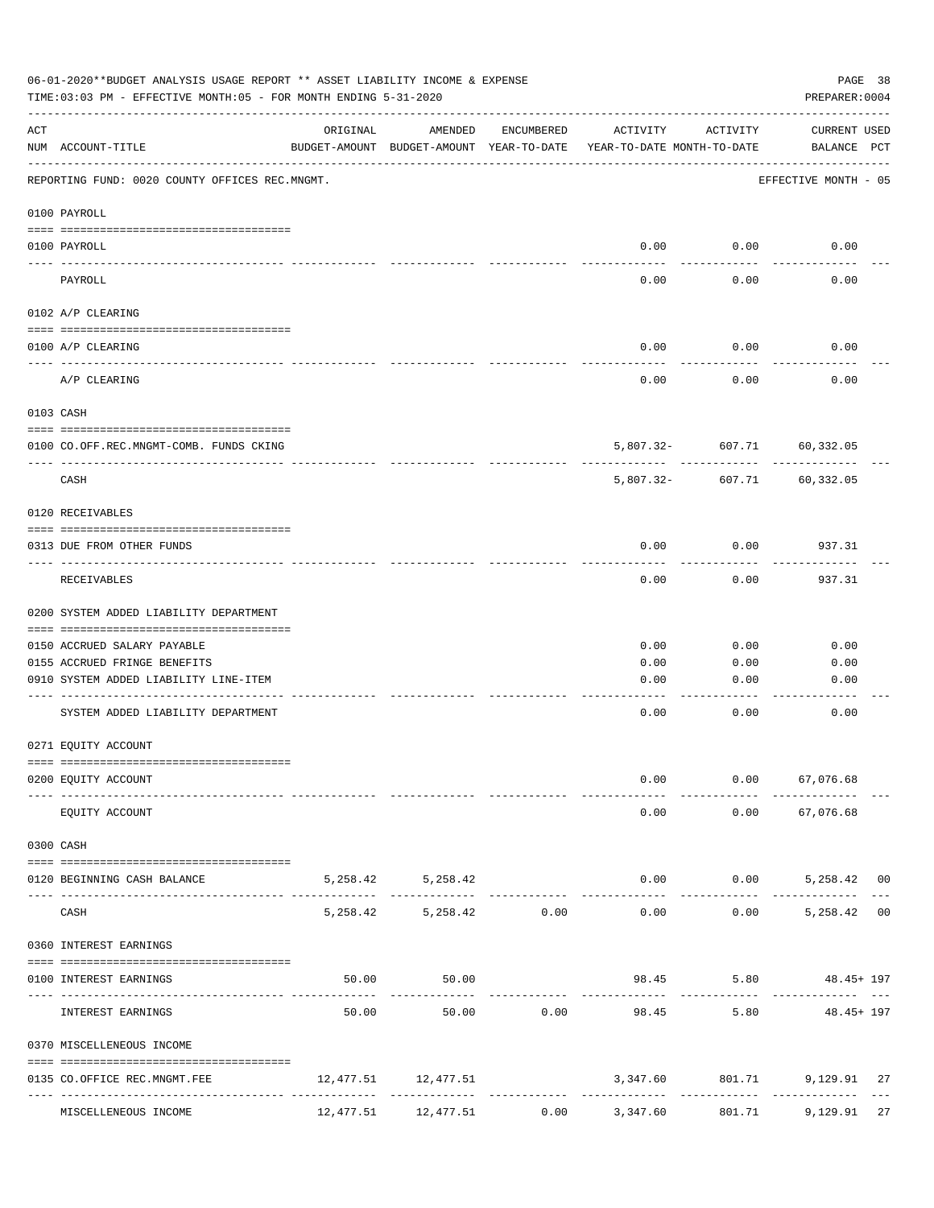06-01-2020**BUDGET ANALYSIS USAGE REPORT ** ASSET LIABILITY INCOME & EXPENSE

TIME:03:03 PM - EFFECTIVE MONTH:05 - FOR MONTH ENDING 5-31-2020

PREPARER:0004

REPORTING FUND: 0020 COUNTY OFFICES REC.MNGMT. — EFFECTIVE MONTH - 05

| ACT NUM | ACCOUNT-TITLE | ORIGINAL BUDGET-AMOUNT | AMENDED BUDGET-AMOUNT | ENCUMBERED YEAR-TO-DATE | ACTIVITY YEAR-TO-DATE | ACTIVITY MONTH-TO-DATE | CURRENT BALANCE | USED PCT |
|---|---|---|---|---|---|---|---|---|
| | **0100 PAYROLL** | | | | | | | |
| 0100 | PAYROLL | | | | 0.00 | 0.00 | 0.00 | |
| | PAYROLL | | | | 0.00 | 0.00 | 0.00 | |
| | **0102 A/P CLEARING** | | | | | | | |
| 0100 | A/P CLEARING | | | | 0.00 | 0.00 | 0.00 | |
| | A/P CLEARING | | | | 0.00 | 0.00 | 0.00 | |
| | **0103 CASH** | | | | | | | |
| 0100 | CO.OFF.REC.MNGMT-COMB. FUNDS CKING | | | | 5,807.32- | 607.71 | 60,332.05 | |
| | CASH | | | | 5,807.32- | 607.71 | 60,332.05 | |
| | **0120 RECEIVABLES** | | | | | | | |
| 0313 | DUE FROM OTHER FUNDS | | | | 0.00 | 0.00 | 937.31 | |
| | RECEIVABLES | | | | 0.00 | 0.00 | 937.31 | |
| | **0200 SYSTEM ADDED LIABILITY DEPARTMENT** | | | | | | | |
| 0150 | ACCRUED SALARY PAYABLE | | | | 0.00 | 0.00 | 0.00 | |
| 0155 | ACCRUED FRINGE BENEFITS | | | | 0.00 | 0.00 | 0.00 | |
| 0910 | SYSTEM ADDED LIABILITY LINE-ITEM | | | | 0.00 | 0.00 | 0.00 | |
| | SYSTEM ADDED LIABILITY DEPARTMENT | | | | 0.00 | 0.00 | 0.00 | |
| | **0271 EQUITY ACCOUNT** | | | | | | | |
| 0200 | EQUITY ACCOUNT | | | | 0.00 | 0.00 | 67,076.68 | |
| | EQUITY ACCOUNT | | | | 0.00 | 0.00 | 67,076.68 | |
| | **0300 CASH** | | | | | | | |
| 0120 | BEGINNING CASH BALANCE | 5,258.42 | 5,258.42 | | 0.00 | 0.00 | 5,258.42 | 00 |
| | CASH | 5,258.42 | 5,258.42 | 0.00 | 0.00 | 0.00 | 5,258.42 | 00 |
| | **0360 INTEREST EARNINGS** | | | | | | | |
| 0100 | INTEREST EARNINGS | 50.00 | 50.00 | | 98.45 | 5.80 | 48.45+ | 197 |
| | INTEREST EARNINGS | 50.00 | 50.00 | 0.00 | 98.45 | 5.80 | 48.45+ | 197 |
| | **0370 MISCELLENEOUS INCOME** | | | | | | | |
| 0135 | CO.OFFICE REC.MNGMT.FEE | 12,477.51 | 12,477.51 | | 3,347.60 | 801.71 | 9,129.91 | 27 |
| | MISCELLENEOUS INCOME | 12,477.51 | 12,477.51 | 0.00 | 3,347.60 | 801.71 | 9,129.91 | 27 |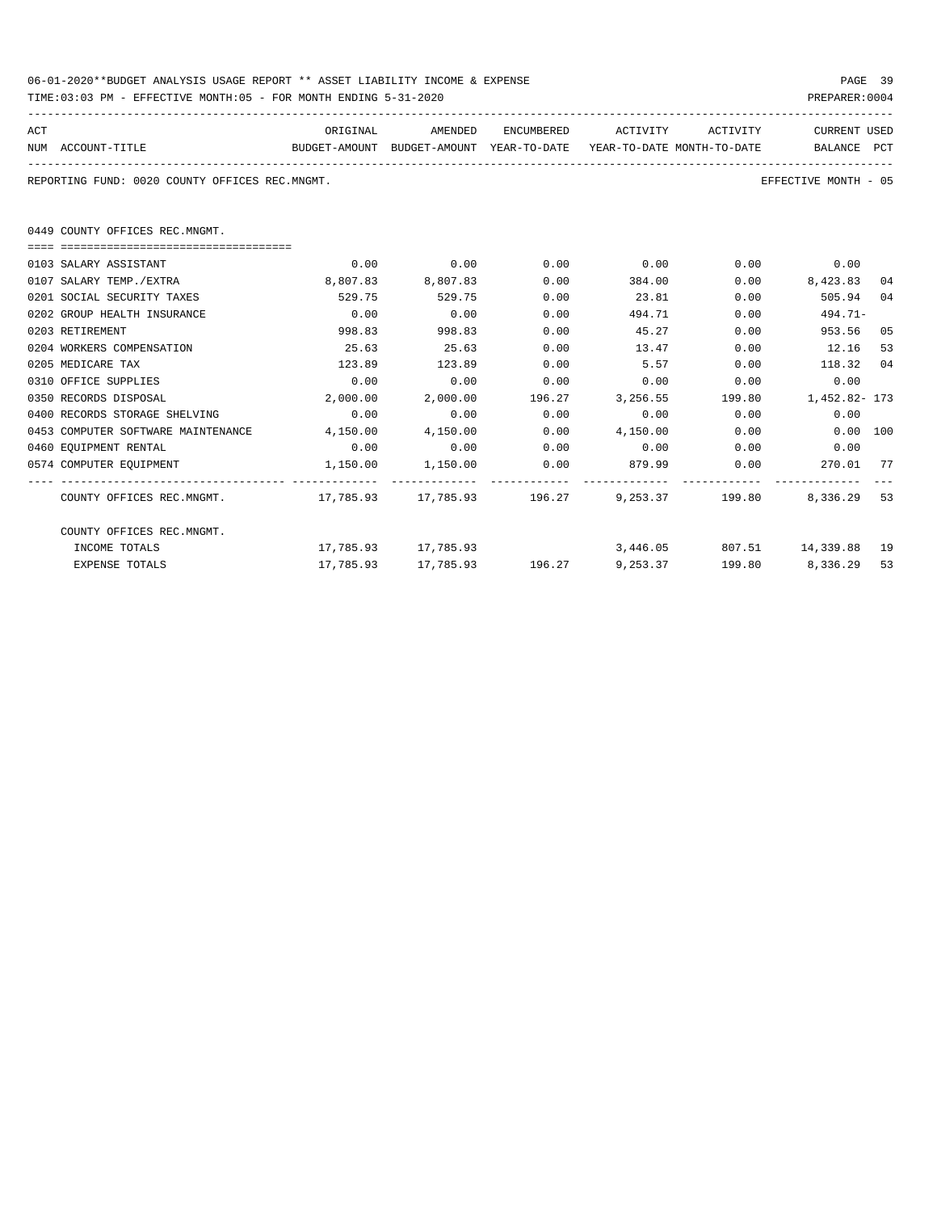06-01-2020**BUDGET ANALYSIS USAGE REPORT ** ASSET LIABILITY INCOME & EXPENSE

TIME:03:03 PM - EFFECTIVE MONTH:05 - FOR MONTH ENDING 5-31-2020

REPORTING FUND: 0020 COUNTY OFFICES REC.MNGMT.

EFFECTIVE MONTH - 05

0449 COUNTY OFFICES REC.MNGMT.

| ACT NUM | ACCOUNT-TITLE | ORIGINAL BUDGET-AMOUNT | AMENDED BUDGET-AMOUNT | ENCUMBERED YEAR-TO-DATE | ACTIVITY YEAR-TO-DATE | ACTIVITY MONTH-TO-DATE | CURRENT BALANCE | USED PCT |
|---|---|---|---|---|---|---|---|---|
| 0103 | SALARY ASSISTANT | 0.00 | 0.00 | 0.00 | 0.00 | 0.00 | 0.00 | |
| 0107 | SALARY TEMP./EXTRA | 8,807.83 | 8,807.83 | 0.00 | 384.00 | 0.00 | 8,423.83 | 04 |
| 0201 | SOCIAL SECURITY TAXES | 529.75 | 529.75 | 0.00 | 23.81 | 0.00 | 505.94 | 04 |
| 0202 | GROUP HEALTH INSURANCE | 0.00 | 0.00 | 0.00 | 494.71 | 0.00 | 494.71- | |
| 0203 | RETIREMENT | 998.83 | 998.83 | 0.00 | 45.27 | 0.00 | 953.56 | 05 |
| 0204 | WORKERS COMPENSATION | 25.63 | 25.63 | 0.00 | 13.47 | 0.00 | 12.16 | 53 |
| 0205 | MEDICARE TAX | 123.89 | 123.89 | 0.00 | 5.57 | 0.00 | 118.32 | 04 |
| 0310 | OFFICE SUPPLIES | 0.00 | 0.00 | 0.00 | 0.00 | 0.00 | 0.00 | |
| 0350 | RECORDS DISPOSAL | 2,000.00 | 2,000.00 | 196.27 | 3,256.55 | 199.80 | 1,452.82- | 173 |
| 0400 | RECORDS STORAGE SHELVING | 0.00 | 0.00 | 0.00 | 0.00 | 0.00 | 0.00 | |
| 0453 | COMPUTER SOFTWARE MAINTENANCE | 4,150.00 | 4,150.00 | 0.00 | 4,150.00 | 0.00 | 0.00 | 100 |
| 0460 | EQUIPMENT RENTAL | 0.00 | 0.00 | 0.00 | 0.00 | 0.00 | 0.00 | |
| 0574 | COMPUTER EQUIPMENT | 1,150.00 | 1,150.00 | 0.00 | 879.99 | 0.00 | 270.01 | 77 |
| | COUNTY OFFICES REC.MNGMT. | 17,785.93 | 17,785.93 | 196.27 | 9,253.37 | 199.80 | 8,336.29 | 53 |
| | COUNTY OFFICES REC.MNGMT. | | | | | | | |
| | INCOME TOTALS | 17,785.93 | 17,785.93 | | 3,446.05 | 807.51 | 14,339.88 | 19 |
| | EXPENSE TOTALS | 17,785.93 | 17,785.93 | 196.27 | 9,253.37 | 199.80 | 8,336.29 | 53 |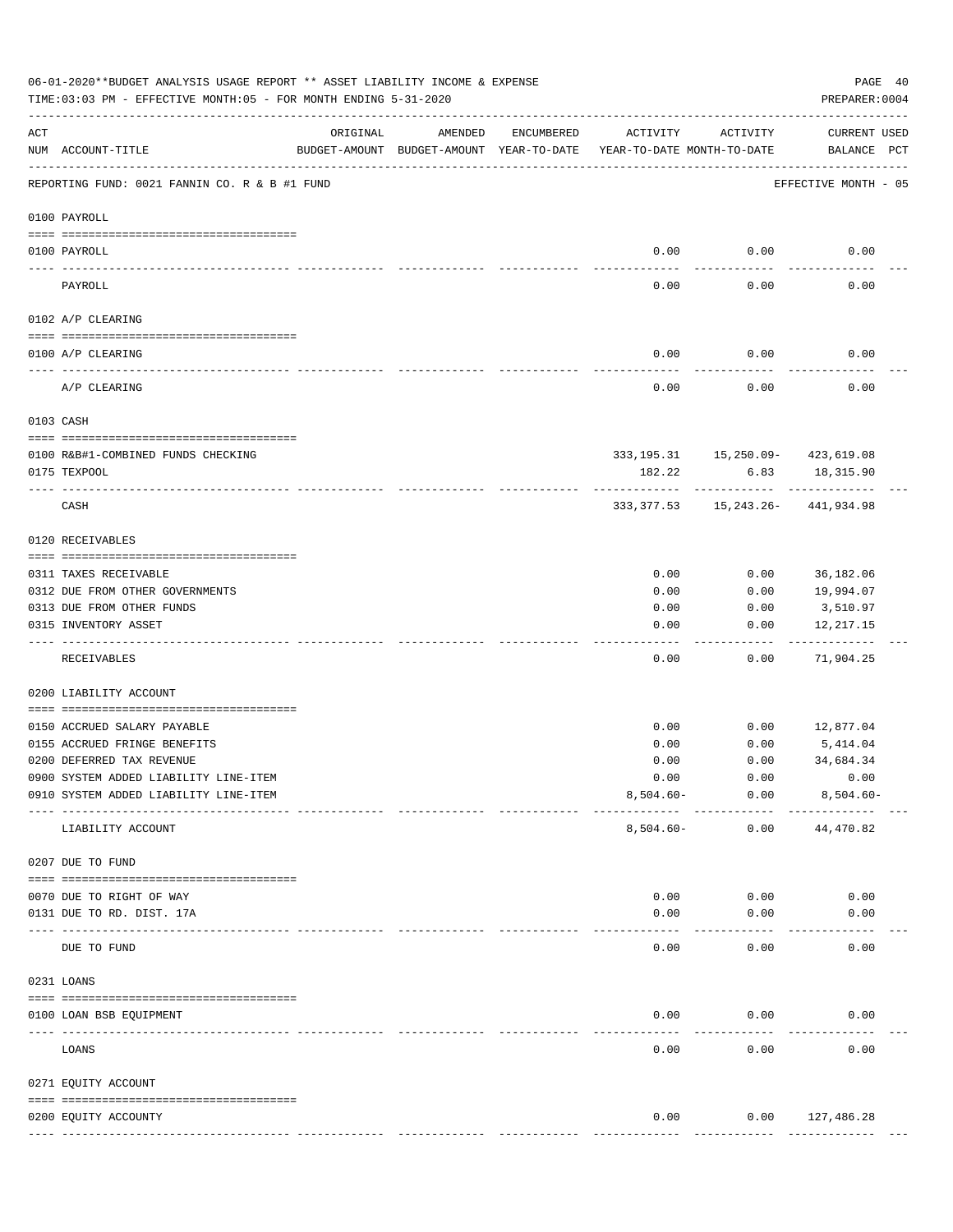06-01-2020**BUDGET ANALYSIS USAGE REPORT ** ASSET LIABILITY INCOME & EXPENSE

TIME:03:03 PM - EFFECTIVE MONTH:05 - FOR MONTH ENDING 5-31-2020

PREPARER:0004

| ACT NUM | ACCOUNT-TITLE | ORIGINAL BUDGET-AMOUNT | AMENDED BUDGET-AMOUNT | ENCUMBERED YEAR-TO-DATE | ACTIVITY YEAR-TO-DATE | ACTIVITY MONTH-TO-DATE | CURRENT BALANCE | USED PCT |
|---|---|---|---|---|---|---|---|---|
| | REPORTING FUND: 0021 FANNIN CO. R & B #1 FUND | | | | | | EFFECTIVE MONTH - 05 | |
| | **0100 PAYROLL** | | | | | | | |
| 0100 | PAYROLL | | | | 0.00 | 0.00 | 0.00 | |
| | PAYROLL | | | | 0.00 | 0.00 | 0.00 | |
| | **0102 A/P CLEARING** | | | | | | | |
| 0100 | A/P CLEARING | | | | 0.00 | 0.00 | 0.00 | |
| | A/P CLEARING | | | | 0.00 | 0.00 | 0.00 | |
| | **0103 CASH** | | | | | | | |
| 0100 | R&B#1-COMBINED FUNDS CHECKING | | | | 333,195.31 | 15,250.09- | 423,619.08 | |
| 0175 | TEXPOOL | | | | 182.22 | 6.83 | 18,315.90 | |
| | CASH | | | | 333,377.53 | 15,243.26- | 441,934.98 | |
| | **0120 RECEIVABLES** | | | | | | | |
| 0311 | TAXES RECEIVABLE | | | | 0.00 | 0.00 | 36,182.06 | |
| 0312 | DUE FROM OTHER GOVERNMENTS | | | | 0.00 | 0.00 | 19,994.07 | |
| 0313 | DUE FROM OTHER FUNDS | | | | 0.00 | 0.00 | 3,510.97 | |
| 0315 | INVENTORY ASSET | | | | 0.00 | 0.00 | 12,217.15 | |
| | RECEIVABLES | | | | 0.00 | 0.00 | 71,904.25 | |
| | **0200 LIABILITY ACCOUNT** | | | | | | | |
| 0150 | ACCRUED SALARY PAYABLE | | | | 0.00 | 0.00 | 12,877.04 | |
| 0155 | ACCRUED FRINGE BENEFITS | | | | 0.00 | 0.00 | 5,414.04 | |
| 0200 | DEFERRED TAX REVENUE | | | | 0.00 | 0.00 | 34,684.34 | |
| 0900 | SYSTEM ADDED LIABILITY LINE-ITEM | | | | 0.00 | 0.00 | 0.00 | |
| 0910 | SYSTEM ADDED LIABILITY LINE-ITEM | | | | 8,504.60- | 0.00 | 8,504.60- | |
| | LIABILITY ACCOUNT | | | | 8,504.60- | 0.00 | 44,470.82 | |
| | **0207 DUE TO FUND** | | | | | | | |
| 0070 | DUE TO RIGHT OF WAY | | | | 0.00 | 0.00 | 0.00 | |
| 0131 | DUE TO RD. DIST. 17A | | | | 0.00 | 0.00 | 0.00 | |
| | DUE TO FUND | | | | 0.00 | 0.00 | 0.00 | |
| | **0231 LOANS** | | | | | | | |
| 0100 | LOAN BSB EQUIPMENT | | | | 0.00 | 0.00 | 0.00 | |
| | LOANS | | | | 0.00 | 0.00 | 0.00 | |
| | **0271 EQUITY ACCOUNT** | | | | | | | |
| 0200 | EQUITY ACCOUNTY | | | | 0.00 | 0.00 | 127,486.28 | |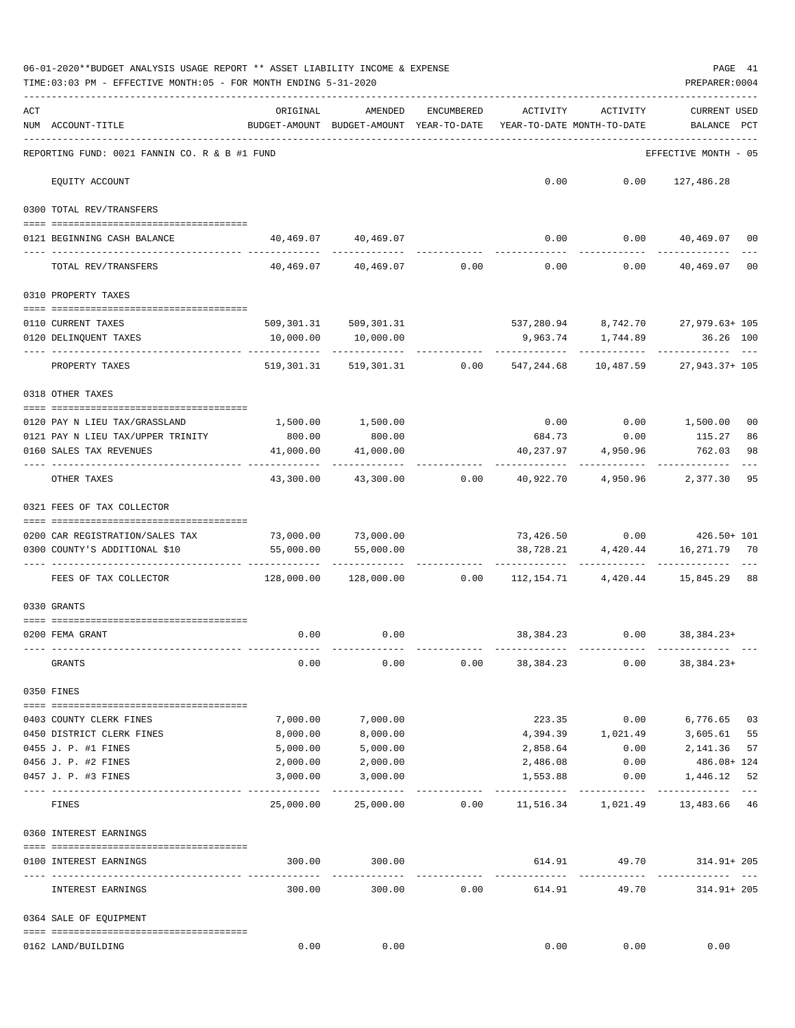06-01-2020**BUDGET ANALYSIS USAGE REPORT ** ASSET LIABILITY INCOME & EXPENSE

TIME:03:03 PM - EFFECTIVE MONTH:05 - FOR MONTH ENDING 5-31-2020

PREPARER:0004

| ACT NUM | ACCOUNT-TITLE | ORIGINAL BUDGET-AMOUNT | AMENDED BUDGET-AMOUNT | ENCUMBERED YEAR-TO-DATE | ACTIVITY YEAR-TO-DATE | ACTIVITY MONTH-TO-DATE | CURRENT BALANCE | USED PCT |
|---|---|---|---|---|---|---|---|---|
| | REPORTING FUND: 0021 FANNIN CO. R & B #1 FUND | | | | | | EFFECTIVE MONTH - 05 | |
| | EQUITY ACCOUNT | | | | 0.00 | 0.00 | 127,486.28 | |
| | 0300 TOTAL REV/TRANSFERS | | | | | | | |
| 0121 | BEGINNING CASH BALANCE | 40,469.07 | 40,469.07 | | 0.00 | 0.00 | 40,469.07 | 00 |
| | TOTAL REV/TRANSFERS | 40,469.07 | 40,469.07 | 0.00 | 0.00 | 0.00 | 40,469.07 | 00 |
| | 0310 PROPERTY TAXES | | | | | | | |
| 0110 | CURRENT TAXES | 509,301.31 | 509,301.31 | | 537,280.94 | 8,742.70 | 27,979.63+ | 105 |
| 0120 | DELINQUENT TAXES | 10,000.00 | 10,000.00 | | 9,963.74 | 1,744.89 | 36.26 | 100 |
| | PROPERTY TAXES | 519,301.31 | 519,301.31 | 0.00 | 547,244.68 | 10,487.59 | 27,943.37+ | 105 |
| | 0318 OTHER TAXES | | | | | | | |
| 0120 | PAY N LIEU TAX/GRASSLAND | 1,500.00 | 1,500.00 | | 0.00 | 0.00 | 1,500.00 | 00 |
| 0121 | PAY N LIEU TAX/UPPER TRINITY | 800.00 | 800.00 | | 684.73 | 0.00 | 115.27 | 86 |
| 0160 | SALES TAX REVENUES | 41,000.00 | 41,000.00 | | 40,237.97 | 4,950.96 | 762.03 | 98 |
| | OTHER TAXES | 43,300.00 | 43,300.00 | 0.00 | 40,922.70 | 4,950.96 | 2,377.30 | 95 |
| | 0321 FEES OF TAX COLLECTOR | | | | | | | |
| 0200 | CAR REGISTRATION/SALES TAX | 73,000.00 | 73,000.00 | | 73,426.50 | 0.00 | 426.50+ | 101 |
| 0300 | COUNTY'S ADDITIONAL $10 | 55,000.00 | 55,000.00 | | 38,728.21 | 4,420.44 | 16,271.79 | 70 |
| | FEES OF TAX COLLECTOR | 128,000.00 | 128,000.00 | 0.00 | 112,154.71 | 4,420.44 | 15,845.29 | 88 |
| | 0330 GRANTS | | | | | | | |
| 0200 | FEMA GRANT | 0.00 | 0.00 | | 38,384.23 | 0.00 | 38,384.23+ | |
| | GRANTS | 0.00 | 0.00 | 0.00 | 38,384.23 | 0.00 | 38,384.23+ | |
| | 0350 FINES | | | | | | | |
| 0403 | COUNTY CLERK FINES | 7,000.00 | 7,000.00 | | 223.35 | 0.00 | 6,776.65 | 03 |
| 0450 | DISTRICT CLERK FINES | 8,000.00 | 8,000.00 | | 4,394.39 | 1,021.49 | 3,605.61 | 55 |
| 0455 | J. P. #1 FINES | 5,000.00 | 5,000.00 | | 2,858.64 | 0.00 | 2,141.36 | 57 |
| 0456 | J. P. #2 FINES | 2,000.00 | 2,000.00 | | 2,486.08 | 0.00 | 486.08+ | 124 |
| 0457 | J. P. #3 FINES | 3,000.00 | 3,000.00 | | 1,553.88 | 0.00 | 1,446.12 | 52 |
| | FINES | 25,000.00 | 25,000.00 | 0.00 | 11,516.34 | 1,021.49 | 13,483.66 | 46 |
| | 0360 INTEREST EARNINGS | | | | | | | |
| 0100 | INTEREST EARNINGS | 300.00 | 300.00 | | 614.91 | 49.70 | 314.91+ | 205 |
| | INTEREST EARNINGS | 300.00 | 300.00 | 0.00 | 614.91 | 49.70 | 314.91+ | 205 |
| | 0364 SALE OF EQUIPMENT | | | | | | | |
| 0162 | LAND/BUILDING | 0.00 | 0.00 | | 0.00 | 0.00 | 0.00 | |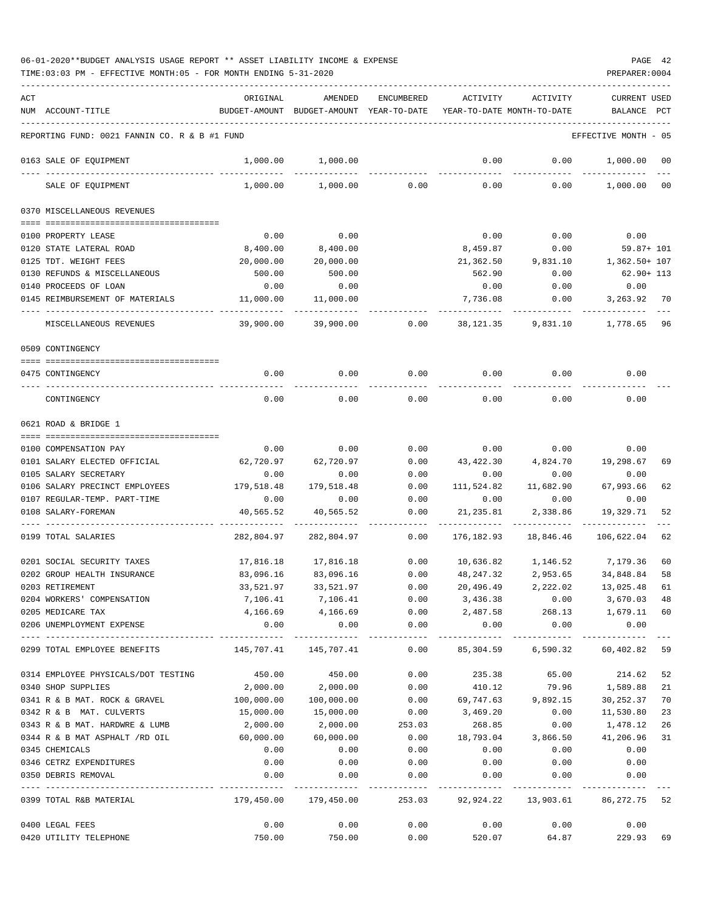06-01-2020**BUDGET ANALYSIS USAGE REPORT ** ASSET LIABILITY INCOME & EXPENSE

TIME:03:03 PM - EFFECTIVE MONTH:05 - FOR MONTH ENDING 5-31-2020

PREPARER:0004

REPORTING FUND: 0021 FANNIN CO. R & B #1 FUND — EFFECTIVE MONTH - 05

| ACT NUM | ACCOUNT-TITLE | ORIGINAL BUDGET-AMOUNT | AMENDED BUDGET-AMOUNT | ENCUMBERED YEAR-TO-DATE | ACTIVITY YEAR-TO-DATE | ACTIVITY MONTH-TO-DATE | CURRENT BALANCE | USED PCT |
|---|---|---|---|---|---|---|---|---|
| 0163 | SALE OF EQUIPMENT | 1,000.00 | 1,000.00 | | 0.00 | 0.00 | 1,000.00 | 00 |
| | SALE OF EQUIPMENT | 1,000.00 | 1,000.00 | 0.00 | 0.00 | 0.00 | 1,000.00 | 00 |
| | **0370 MISCELLANEOUS REVENUES** | | | | | | | |
| 0100 | PROPERTY LEASE | 0.00 | 0.00 | | 0.00 | 0.00 | 0.00 | |
| 0120 | STATE LATERAL ROAD | 8,400.00 | 8,400.00 | | 8,459.87 | 0.00 | 59.87+ | 101 |
| 0125 | TDT. WEIGHT FEES | 20,000.00 | 20,000.00 | | 21,362.50 | 9,831.10 | 1,362.50+ | 107 |
| 0130 | REFUNDS & MISCELLANEOUS | 500.00 | 500.00 | | 562.90 | 0.00 | 62.90+ | 113 |
| 0140 | PROCEEDS OF LOAN | 0.00 | 0.00 | | 0.00 | 0.00 | 0.00 | |
| 0145 | REIMBURSEMENT OF MATERIALS | 11,000.00 | 11,000.00 | | 7,736.08 | 0.00 | 3,263.92 | 70 |
| | MISCELLANEOUS REVENUES | 39,900.00 | 39,900.00 | 0.00 | 38,121.35 | 9,831.10 | 1,778.65 | 96 |
| | **0509 CONTINGENCY** | | | | | | | |
| 0475 | CONTINGENCY | 0.00 | 0.00 | 0.00 | 0.00 | 0.00 | 0.00 | |
| | CONTINGENCY | 0.00 | 0.00 | 0.00 | 0.00 | 0.00 | 0.00 | |
| | **0621 ROAD & BRIDGE 1** | | | | | | | |
| 0100 | COMPENSATION PAY | 0.00 | 0.00 | 0.00 | 0.00 | 0.00 | 0.00 | |
| 0101 | SALARY ELECTED OFFICIAL | 62,720.97 | 62,720.97 | 0.00 | 43,422.30 | 4,824.70 | 19,298.67 | 69 |
| 0105 | SALARY SECRETARY | 0.00 | 0.00 | 0.00 | 0.00 | 0.00 | 0.00 | |
| 0106 | SALARY PRECINCT EMPLOYEES | 179,518.48 | 179,518.48 | 0.00 | 111,524.82 | 11,682.90 | 67,993.66 | 62 |
| 0107 | REGULAR-TEMP. PART-TIME | 0.00 | 0.00 | 0.00 | 0.00 | 0.00 | 0.00 | |
| 0108 | SALARY-FOREMAN | 40,565.52 | 40,565.52 | 0.00 | 21,235.81 | 2,338.86 | 19,329.71 | 52 |
| 0199 | TOTAL SALARIES | 282,804.97 | 282,804.97 | 0.00 | 176,182.93 | 18,846.46 | 106,622.04 | 62 |
| 0201 | SOCIAL SECURITY TAXES | 17,816.18 | 17,816.18 | 0.00 | 10,636.82 | 1,146.52 | 7,179.36 | 60 |
| 0202 | GROUP HEALTH INSURANCE | 83,096.16 | 83,096.16 | 0.00 | 48,247.32 | 2,953.65 | 34,848.84 | 58 |
| 0203 | RETIREMENT | 33,521.97 | 33,521.97 | 0.00 | 20,496.49 | 2,222.02 | 13,025.48 | 61 |
| 0204 | WORKERS' COMPENSATION | 7,106.41 | 7,106.41 | 0.00 | 3,436.38 | 0.00 | 3,670.03 | 48 |
| 0205 | MEDICARE TAX | 4,166.69 | 4,166.69 | 0.00 | 2,487.58 | 268.13 | 1,679.11 | 60 |
| 0206 | UNEMPLOYMENT EXPENSE | 0.00 | 0.00 | 0.00 | 0.00 | 0.00 | 0.00 | |
| 0299 | TOTAL EMPLOYEE BENEFITS | 145,707.41 | 145,707.41 | 0.00 | 85,304.59 | 6,590.32 | 60,402.82 | 59 |
| 0314 | EMPLOYEE PHYSICALS/DOT TESTING | 450.00 | 450.00 | 0.00 | 235.38 | 65.00 | 214.62 | 52 |
| 0340 | SHOP SUPPLIES | 2,000.00 | 2,000.00 | 0.00 | 410.12 | 79.96 | 1,589.88 | 21 |
| 0341 | R & B MAT. ROCK & GRAVEL | 100,000.00 | 100,000.00 | 0.00 | 69,747.63 | 9,892.15 | 30,252.37 | 70 |
| 0342 | R & B MAT. CULVERTS | 15,000.00 | 15,000.00 | 0.00 | 3,469.20 | 0.00 | 11,530.80 | 23 |
| 0343 | R & B MAT. HARDWRE & LUMB | 2,000.00 | 2,000.00 | 253.03 | 268.85 | 0.00 | 1,478.12 | 26 |
| 0344 | R & B MAT ASPHALT /RD OIL | 60,000.00 | 60,000.00 | 0.00 | 18,793.04 | 3,866.50 | 41,206.96 | 31 |
| 0345 | CHEMICALS | 0.00 | 0.00 | 0.00 | 0.00 | 0.00 | 0.00 | |
| 0346 | CETRZ EXPENDITURES | 0.00 | 0.00 | 0.00 | 0.00 | 0.00 | 0.00 | |
| 0350 | DEBRIS REMOVAL | 0.00 | 0.00 | 0.00 | 0.00 | 0.00 | 0.00 | |
| 0399 | TOTAL R&B MATERIAL | 179,450.00 | 179,450.00 | 253.03 | 92,924.22 | 13,903.61 | 86,272.75 | 52 |
| 0400 | LEGAL FEES | 0.00 | 0.00 | 0.00 | 0.00 | 0.00 | 0.00 | |
| 0420 | UTILITY TELEPHONE | 750.00 | 750.00 | 0.00 | 520.07 | 64.87 | 229.93 | 69 |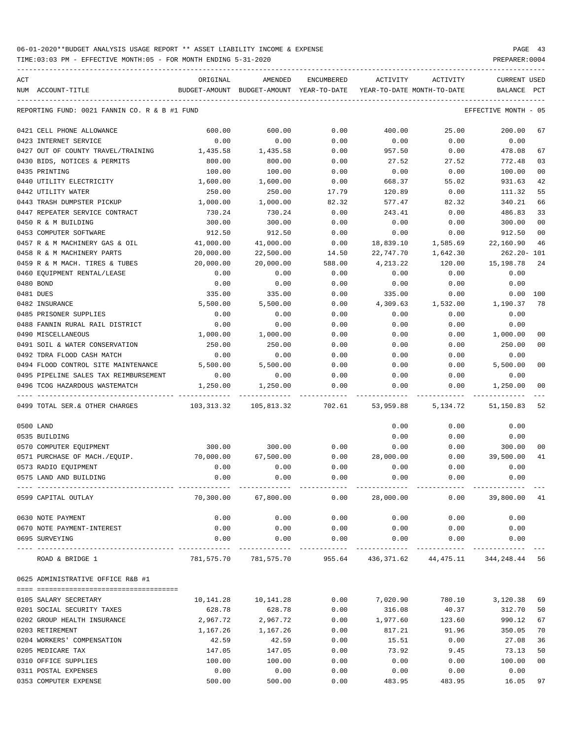06-01-2020**BUDGET ANALYSIS USAGE REPORT ** ASSET LIABILITY INCOME & EXPENSE

TIME:03:03 PM - EFFECTIVE MONTH:05 - FOR MONTH ENDING 5-31-2020

PREPARER:0004

| ACT NUM | ACCOUNT-TITLE | ORIGINAL BUDGET-AMOUNT | AMENDED BUDGET-AMOUNT | ENCUMBERED YEAR-TO-DATE | ACTIVITY YEAR-TO-DATE | ACTIVITY MONTH-TO-DATE | CURRENT BALANCE | USED PCT |
|---|---|---|---|---|---|---|---|---|
| | REPORTING FUND: 0021 FANNIN CO. R & B #1 FUND | | | | | | EFFECTIVE MONTH - 05 | |
| 0421 | CELL PHONE ALLOWANCE | 600.00 | 600.00 | 0.00 | 400.00 | 25.00 | 200.00 | 67 |
| 0423 | INTERNET SERVICE | 0.00 | 0.00 | 0.00 | 0.00 | 0.00 | 0.00 | |
| 0427 | OUT OF COUNTY TRAVEL/TRAINING | 1,435.58 | 1,435.58 | 0.00 | 957.50 | 0.00 | 478.08 | 67 |
| 0430 | BIDS, NOTICES & PERMITS | 800.00 | 800.00 | 0.00 | 27.52 | 27.52 | 772.48 | 03 |
| 0435 | PRINTING | 100.00 | 100.00 | 0.00 | 0.00 | 0.00 | 100.00 | 00 |
| 0440 | UTILITY ELECTRICITY | 1,600.00 | 1,600.00 | 0.00 | 668.37 | 55.02 | 931.63 | 42 |
| 0442 | UTILITY WATER | 250.00 | 250.00 | 17.79 | 120.89 | 0.00 | 111.32 | 55 |
| 0443 | TRASH DUMPSTER PICKUP | 1,000.00 | 1,000.00 | 82.32 | 577.47 | 82.32 | 340.21 | 66 |
| 0447 | REPEATER SERVICE CONTRACT | 730.24 | 730.24 | 0.00 | 243.41 | 0.00 | 486.83 | 33 |
| 0450 | R & M BUILDING | 300.00 | 300.00 | 0.00 | 0.00 | 0.00 | 300.00 | 00 |
| 0453 | COMPUTER SOFTWARE | 912.50 | 912.50 | 0.00 | 0.00 | 0.00 | 912.50 | 00 |
| 0457 | R & M MACHINERY GAS & OIL | 41,000.00 | 41,000.00 | 0.00 | 18,839.10 | 1,585.69 | 22,160.90 | 46 |
| 0458 | R & M MACHINERY PARTS | 20,000.00 | 22,500.00 | 14.50 | 22,747.70 | 1,642.30 | 262.20- | 101 |
| 0459 | R & M MACH. TIRES & TUBES | 20,000.00 | 20,000.00 | 588.00 | 4,213.22 | 120.00 | 15,198.78 | 24 |
| 0460 | EQUIPMENT RENTAL/LEASE | 0.00 | 0.00 | 0.00 | 0.00 | 0.00 | 0.00 | |
| 0480 | BOND | 0.00 | 0.00 | 0.00 | 0.00 | 0.00 | 0.00 | |
| 0481 | DUES | 335.00 | 335.00 | 0.00 | 335.00 | 0.00 | 0.00 | 100 |
| 0482 | INSURANCE | 5,500.00 | 5,500.00 | 0.00 | 4,309.63 | 1,532.00 | 1,190.37 | 78 |
| 0485 | PRISONER SUPPLIES | 0.00 | 0.00 | 0.00 | 0.00 | 0.00 | 0.00 | |
| 0488 | FANNIN RURAL RAIL DISTRICT | 0.00 | 0.00 | 0.00 | 0.00 | 0.00 | 0.00 | |
| 0490 | MISCELLANEOUS | 1,000.00 | 1,000.00 | 0.00 | 0.00 | 0.00 | 1,000.00 | 00 |
| 0491 | SOIL & WATER CONSERVATION | 250.00 | 250.00 | 0.00 | 0.00 | 0.00 | 250.00 | 00 |
| 0492 | TDRA FLOOD CASH MATCH | 0.00 | 0.00 | 0.00 | 0.00 | 0.00 | 0.00 | |
| 0494 | FLOOD CONTROL SITE MAINTENANCE | 5,500.00 | 5,500.00 | 0.00 | 0.00 | 0.00 | 5,500.00 | 00 |
| 0495 | PIPELINE SALES TAX REIMBURSEMENT | 0.00 | 0.00 | 0.00 | 0.00 | 0.00 | 0.00 | |
| 0496 | TCOG HAZARDOUS WASTEMATCH | 1,250.00 | 1,250.00 | 0.00 | 0.00 | 0.00 | 1,250.00 | 00 |
| 0499 | TOTAL SER.& OTHER CHARGES | 103,313.32 | 105,813.32 | 702.61 | 53,959.88 | 5,134.72 | 51,150.83 | 52 |
| 0500 | LAND | | | | 0.00 | 0.00 | 0.00 | |
| 0535 | BUILDING | | | | 0.00 | 0.00 | 0.00 | |
| 0570 | COMPUTER EQUIPMENT | 300.00 | 300.00 | 0.00 | 0.00 | 0.00 | 300.00 | 00 |
| 0571 | PURCHASE OF MACH./EQUIP. | 70,000.00 | 67,500.00 | 0.00 | 28,000.00 | 0.00 | 39,500.00 | 41 |
| 0573 | RADIO EQUIPMENT | 0.00 | 0.00 | 0.00 | 0.00 | 0.00 | 0.00 | |
| 0575 | LAND AND BUILDING | 0.00 | 0.00 | 0.00 | 0.00 | 0.00 | 0.00 | |
| 0599 | CAPITAL OUTLAY | 70,300.00 | 67,800.00 | 0.00 | 28,000.00 | 0.00 | 39,800.00 | 41 |
| 0630 | NOTE PAYMENT | 0.00 | 0.00 | 0.00 | 0.00 | 0.00 | 0.00 | |
| 0670 | NOTE PAYMENT-INTEREST | 0.00 | 0.00 | 0.00 | 0.00 | 0.00 | 0.00 | |
| 0695 | SURVEYING | 0.00 | 0.00 | 0.00 | 0.00 | 0.00 | 0.00 | |
| | ROAD & BRIDGE 1 | 781,575.70 | 781,575.70 | 955.64 | 436,371.62 | 44,475.11 | 344,248.44 | 56 |
| 0625 | ADMINISTRATIVE OFFICE R&B #1 | | | | | | | |
| 0105 | SALARY SECRETARY | 10,141.28 | 10,141.28 | 0.00 | 7,020.90 | 780.10 | 3,120.38 | 69 |
| 0201 | SOCIAL SECURITY TAXES | 628.78 | 628.78 | 0.00 | 316.08 | 40.37 | 312.70 | 50 |
| 0202 | GROUP HEALTH INSURANCE | 2,967.72 | 2,967.72 | 0.00 | 1,977.60 | 123.60 | 990.12 | 67 |
| 0203 | RETIREMENT | 1,167.26 | 1,167.26 | 0.00 | 817.21 | 91.96 | 350.05 | 70 |
| 0204 | WORKERS' COMPENSATION | 42.59 | 42.59 | 0.00 | 15.51 | 0.00 | 27.08 | 36 |
| 0205 | MEDICARE TAX | 147.05 | 147.05 | 0.00 | 73.92 | 9.45 | 73.13 | 50 |
| 0310 | OFFICE SUPPLIES | 100.00 | 100.00 | 0.00 | 0.00 | 0.00 | 100.00 | 00 |
| 0311 | POSTAL EXPENSES | 0.00 | 0.00 | 0.00 | 0.00 | 0.00 | 0.00 | |
| 0353 | COMPUTER EXPENSE | 500.00 | 500.00 | 0.00 | 483.95 | 483.95 | 16.05 | 97 |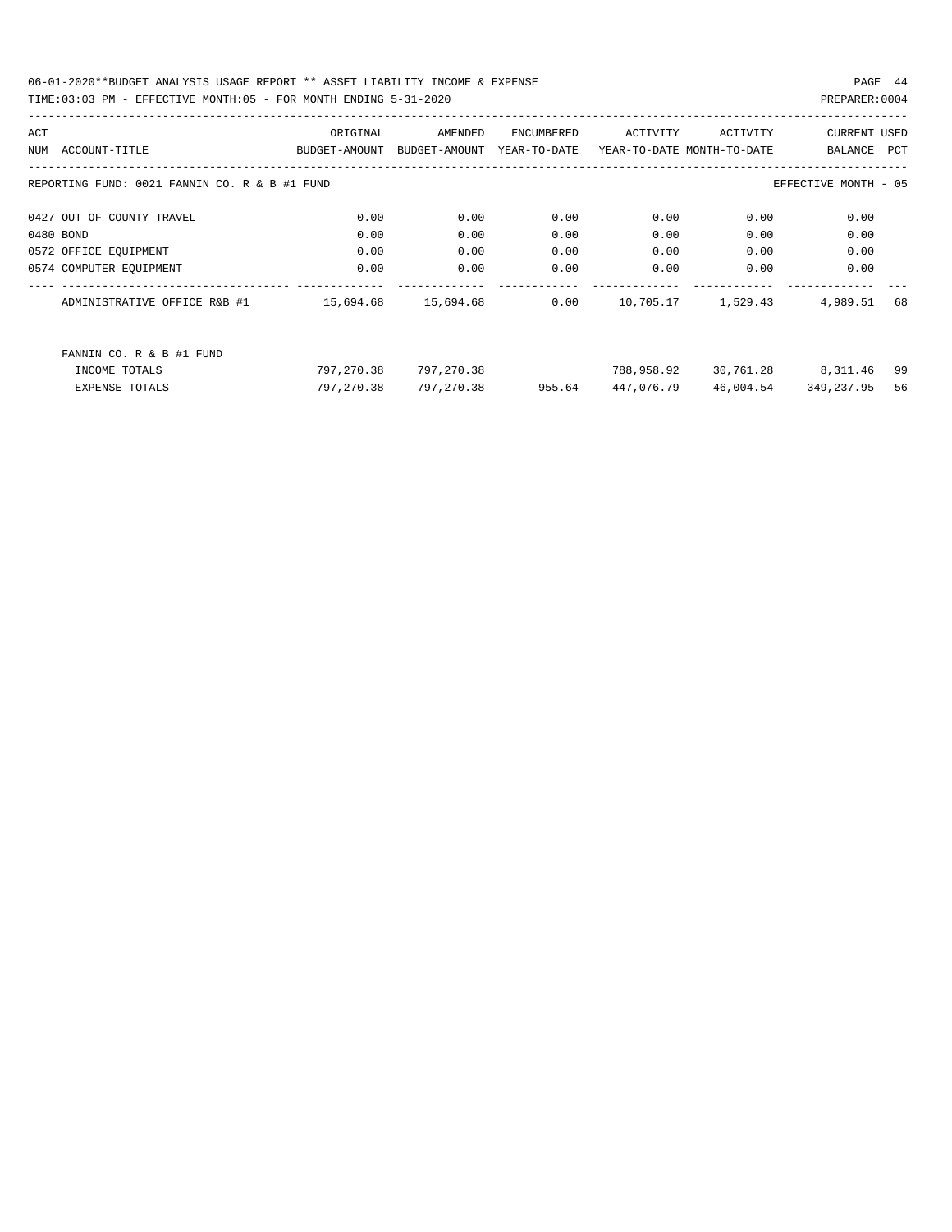REPORTING FUND: 0021 FANNIN CO. R & B #1 FUND — EFFECTIVE MONTH - 05

| ACT NUM | ACCOUNT-TITLE | ORIGINAL BUDGET-AMOUNT | AMENDED BUDGET-AMOUNT | ENCUMBERED YEAR-TO-DATE | ACTIVITY YEAR-TO-DATE | ACTIVITY MONTH-TO-DATE | CURRENT BALANCE | USED PCT |
|---|---|---|---|---|---|---|---|---|
| 0427 | OUT OF COUNTY TRAVEL | 0.00 | 0.00 | 0.00 | 0.00 | 0.00 | 0.00 | |
| 0480 | BOND | 0.00 | 0.00 | 0.00 | 0.00 | 0.00 | 0.00 | |
| 0572 | OFFICE EQUIPMENT | 0.00 | 0.00 | 0.00 | 0.00 | 0.00 | 0.00 | |
| 0574 | COMPUTER EQUIPMENT | 0.00 | 0.00 | 0.00 | 0.00 | 0.00 | 0.00 | |
| | ADMINISTRATIVE OFFICE R&B #1 | 15,694.68 | 15,694.68 | 0.00 | 10,705.17 | 1,529.43 | 4,989.51 | 68 |
| | FANNIN CO. R & B #1 FUND | | | | | | | |
| | INCOME TOTALS | 797,270.38 | 797,270.38 | | 788,958.92 | 30,761.28 | 8,311.46 | 99 |
| | EXPENSE TOTALS | 797,270.38 | 797,270.38 | 955.64 | 447,076.79 | 46,004.54 | 349,237.95 | 56 |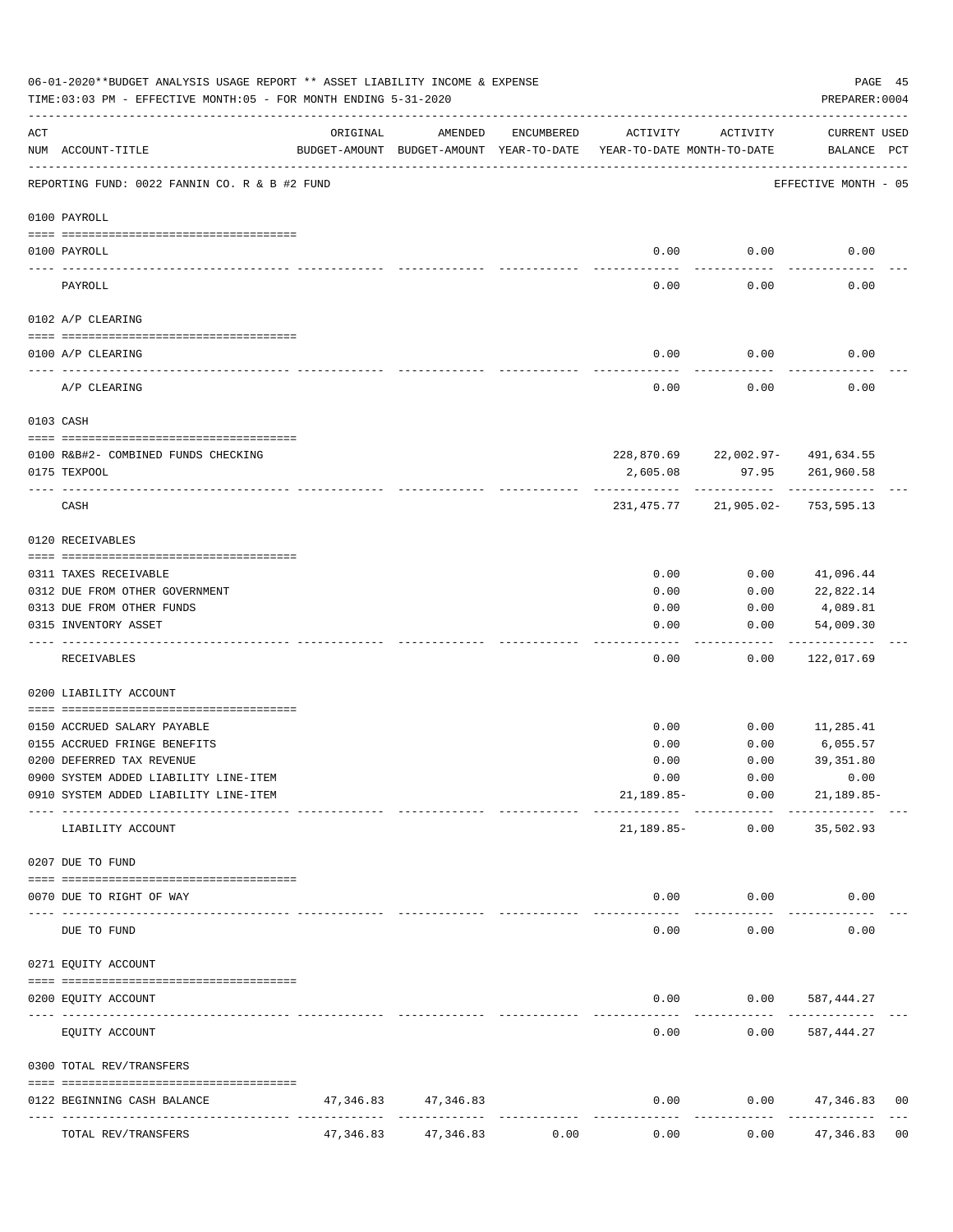06-01-2020**BUDGET ANALYSIS USAGE REPORT ** ASSET LIABILITY INCOME & EXPENSE

TIME:03:03 PM - EFFECTIVE MONTH:05 - FOR MONTH ENDING 5-31-2020

PREPARER:0004

| ACT NUM | ACCOUNT-TITLE | ORIGINAL BUDGET-AMOUNT | AMENDED BUDGET-AMOUNT | ENCUMBERED YEAR-TO-DATE | ACTIVITY YEAR-TO-DATE | ACTIVITY MONTH-TO-DATE | CURRENT USED BALANCE | PCT |
|---|---|---|---|---|---|---|---|---|
| | REPORTING FUND: 0022 FANNIN CO. R & B #2 FUND | | | | | | EFFECTIVE MONTH - 05 | |
| | 0100 PAYROLL | | | | | | | |
| 0100 | PAYROLL | | | | 0.00 | 0.00 | 0.00 | |
| | PAYROLL | | | | 0.00 | 0.00 | 0.00 | |
| | 0102 A/P CLEARING | | | | | | | |
| 0100 | A/P CLEARING | | | | 0.00 | 0.00 | 0.00 | |
| | A/P CLEARING | | | | 0.00 | 0.00 | 0.00 | |
| | 0103 CASH | | | | | | | |
| 0100 | R&B#2- COMBINED FUNDS CHECKING | | | | 228,870.69 | 22,002.97- | 491,634.55 | |
| 0175 | TEXPOOL | | | | 2,605.08 | 97.95 | 261,960.58 | |
| | CASH | | | | 231,475.77 | 21,905.02- | 753,595.13 | |
| | 0120 RECEIVABLES | | | | | | | |
| 0311 | TAXES RECEIVABLE | | | | 0.00 | 0.00 | 41,096.44 | |
| 0312 | DUE FROM OTHER GOVERNMENT | | | | 0.00 | 0.00 | 22,822.14 | |
| 0313 | DUE FROM OTHER FUNDS | | | | 0.00 | 0.00 | 4,089.81 | |
| 0315 | INVENTORY ASSET | | | | 0.00 | 0.00 | 54,009.30 | |
| | RECEIVABLES | | | | 0.00 | 0.00 | 122,017.69 | |
| | 0200 LIABILITY ACCOUNT | | | | | | | |
| 0150 | ACCRUED SALARY PAYABLE | | | | 0.00 | 0.00 | 11,285.41 | |
| 0155 | ACCRUED FRINGE BENEFITS | | | | 0.00 | 0.00 | 6,055.57 | |
| 0200 | DEFERRED TAX REVENUE | | | | 0.00 | 0.00 | 39,351.80 | |
| 0900 | SYSTEM ADDED LIABILITY LINE-ITEM | | | | 0.00 | 0.00 | 0.00 | |
| 0910 | SYSTEM ADDED LIABILITY LINE-ITEM | | | | 21,189.85- | 0.00 | 21,189.85- | |
| | LIABILITY ACCOUNT | | | | 21,189.85- | 0.00 | 35,502.93 | |
| | 0207 DUE TO FUND | | | | | | | |
| 0070 | DUE TO RIGHT OF WAY | | | | 0.00 | 0.00 | 0.00 | |
| | DUE TO FUND | | | | 0.00 | 0.00 | 0.00 | |
| | 0271 EQUITY ACCOUNT | | | | | | | |
| 0200 | EQUITY ACCOUNT | | | | 0.00 | 0.00 | 587,444.27 | |
| | EQUITY ACCOUNT | | | | 0.00 | 0.00 | 587,444.27 | |
| | 0300 TOTAL REV/TRANSFERS | | | | | | | |
| 0122 | BEGINNING CASH BALANCE | 47,346.83 | 47,346.83 | | 0.00 | 0.00 | 47,346.83 | 00 |
| | TOTAL REV/TRANSFERS | 47,346.83 | 47,346.83 | 0.00 | 0.00 | 0.00 | 47,346.83 | 00 |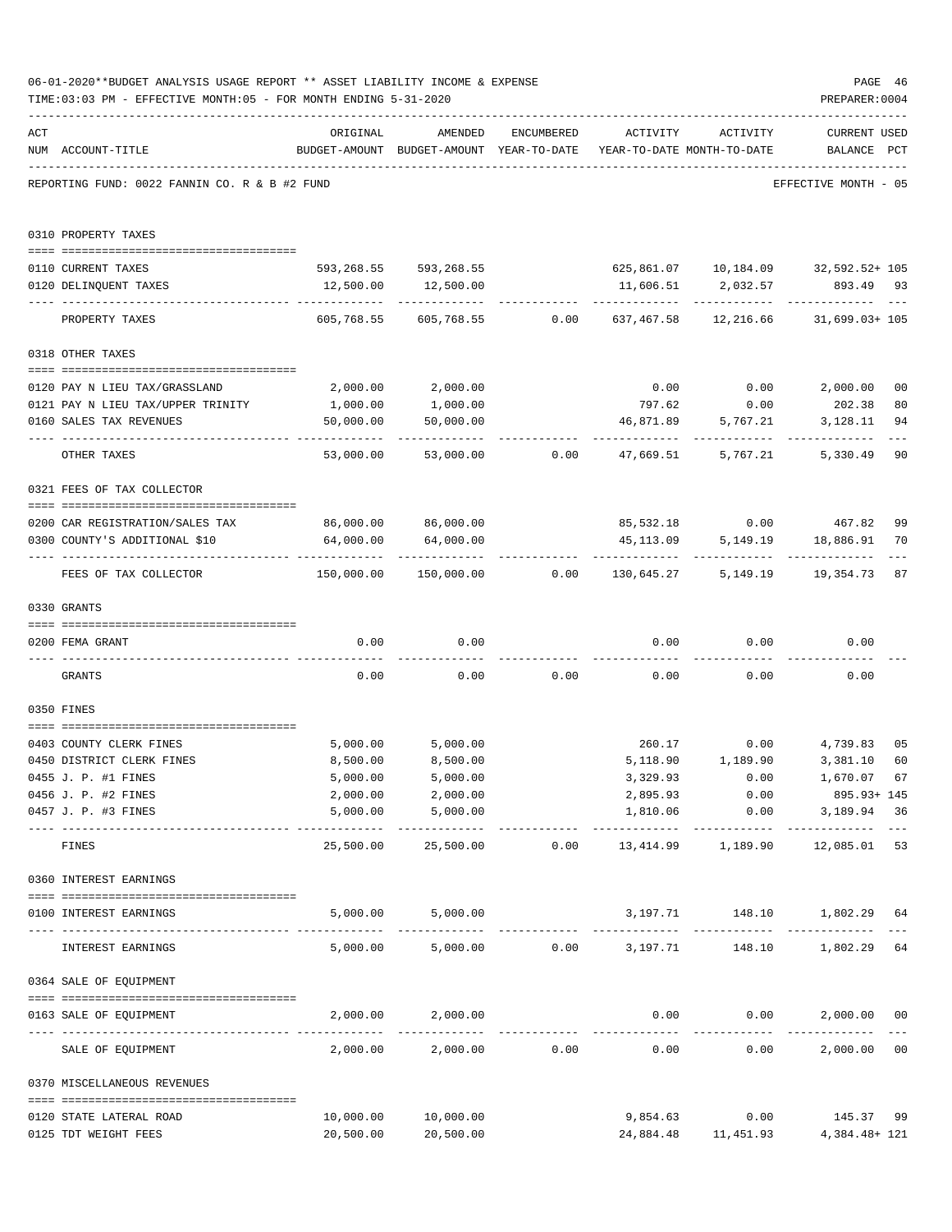06-01-2020**BUDGET ANALYSIS USAGE REPORT ** ASSET LIABILITY INCOME & EXPENSE

TIME:03:03 PM - EFFECTIVE MONTH:05 - FOR MONTH ENDING 5-31-2020

PREPARER:0004

REPORTING FUND: 0022 FANNIN CO. R & B #2 FUND — EFFECTIVE MONTH - 05

| ACT NUM | ACCOUNT-TITLE | ORIGINAL BUDGET-AMOUNT | AMENDED BUDGET-AMOUNT | ENCUMBERED YEAR-TO-DATE | ACTIVITY YEAR-TO-DATE | ACTIVITY MONTH-TO-DATE | CURRENT BALANCE | USED PCT |
|---|---|---|---|---|---|---|---|---|
| **0310** | **PROPERTY TAXES** | | | | | | | |
| 0110 | CURRENT TAXES | 593,268.55 | 593,268.55 | | 625,861.07 | 10,184.09 | 32,592.52+ | 105 |
| 0120 | DELINQUENT TAXES | 12,500.00 | 12,500.00 | | 11,606.51 | 2,032.57 | 893.49 | 93 |
| | PROPERTY TAXES | 605,768.55 | 605,768.55 | 0.00 | 637,467.58 | 12,216.66 | 31,699.03+ | 105 |
| **0318** | **OTHER TAXES** | | | | | | | |
| 0120 | PAY N LIEU TAX/GRASSLAND | 2,000.00 | 2,000.00 | | 0.00 | 0.00 | 2,000.00 | 00 |
| 0121 | PAY N LIEU TAX/UPPER TRINITY | 1,000.00 | 1,000.00 | | 797.62 | 0.00 | 202.38 | 80 |
| 0160 | SALES TAX REVENUES | 50,000.00 | 50,000.00 | | 46,871.89 | 5,767.21 | 3,128.11 | 94 |
| | OTHER TAXES | 53,000.00 | 53,000.00 | 0.00 | 47,669.51 | 5,767.21 | 5,330.49 | 90 |
| **0321** | **FEES OF TAX COLLECTOR** | | | | | | | |
| 0200 | CAR REGISTRATION/SALES TAX | 86,000.00 | 86,000.00 | | 85,532.18 | 0.00 | 467.82 | 99 |
| 0300 | COUNTY'S ADDITIONAL $10 | 64,000.00 | 64,000.00 | | 45,113.09 | 5,149.19 | 18,886.91 | 70 |
| | FEES OF TAX COLLECTOR | 150,000.00 | 150,000.00 | 0.00 | 130,645.27 | 5,149.19 | 19,354.73 | 87 |
| **0330** | **GRANTS** | | | | | | | |
| 0200 | FEMA GRANT | 0.00 | 0.00 | | 0.00 | 0.00 | 0.00 | |
| | GRANTS | 0.00 | 0.00 | 0.00 | 0.00 | 0.00 | 0.00 | |
| **0350** | **FINES** | | | | | | | |
| 0403 | COUNTY CLERK FINES | 5,000.00 | 5,000.00 | | 260.17 | 0.00 | 4,739.83 | 05 |
| 0450 | DISTRICT CLERK FINES | 8,500.00 | 8,500.00 | | 5,118.90 | 1,189.90 | 3,381.10 | 60 |
| 0455 | J. P. #1 FINES | 5,000.00 | 5,000.00 | | 3,329.93 | 0.00 | 1,670.07 | 67 |
| 0456 | J. P. #2 FINES | 2,000.00 | 2,000.00 | | 2,895.93 | 0.00 | 895.93+ | 145 |
| 0457 | J. P. #3 FINES | 5,000.00 | 5,000.00 | | 1,810.06 | 0.00 | 3,189.94 | 36 |
| | FINES | 25,500.00 | 25,500.00 | 0.00 | 13,414.99 | 1,189.90 | 12,085.01 | 53 |
| **0360** | **INTEREST EARNINGS** | | | | | | | |
| 0100 | INTEREST EARNINGS | 5,000.00 | 5,000.00 | | 3,197.71 | 148.10 | 1,802.29 | 64 |
| | INTEREST EARNINGS | 5,000.00 | 5,000.00 | 0.00 | 3,197.71 | 148.10 | 1,802.29 | 64 |
| **0364** | **SALE OF EQUIPMENT** | | | | | | | |
| 0163 | SALE OF EQUIPMENT | 2,000.00 | 2,000.00 | | 0.00 | 0.00 | 2,000.00 | 00 |
| | SALE OF EQUIPMENT | 2,000.00 | 2,000.00 | 0.00 | 0.00 | 0.00 | 2,000.00 | 00 |
| **0370** | **MISCELLANEOUS REVENUES** | | | | | | | |
| 0120 | STATE LATERAL ROAD | 10,000.00 | 10,000.00 | | 9,854.63 | 0.00 | 145.37 | 99 |
| 0125 | TDT WEIGHT FEES | 20,500.00 | 20,500.00 | | 24,884.48 | 11,451.93 | 4,384.48+ | 121 |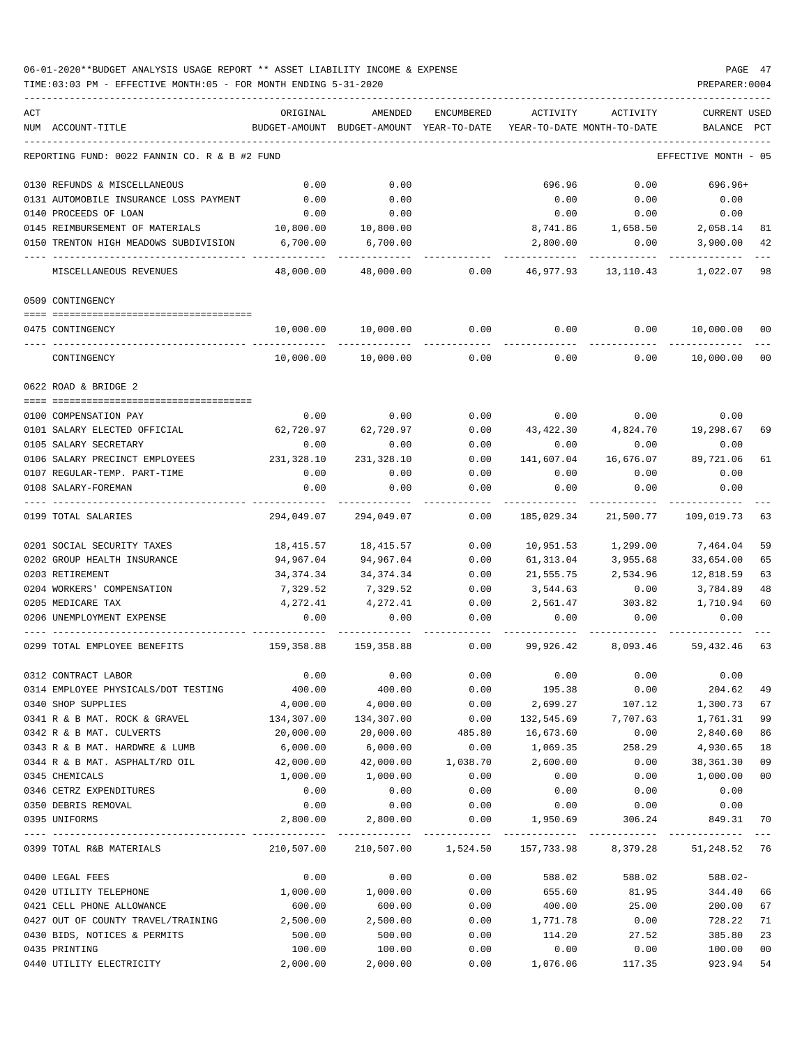06-01-2020**BUDGET ANALYSIS USAGE REPORT ** ASSET LIABILITY INCOME & EXPENSE

TIME:03:03 PM - EFFECTIVE MONTH:05 - FOR MONTH ENDING 5-31-2020

REPORTING FUND: 0022 FANNIN CO. R & B #2 FUND — EFFECTIVE MONTH - 05

| ACT NUM | ACCOUNT-TITLE | ORIGINAL BUDGET-AMOUNT | AMENDED BUDGET-AMOUNT | ENCUMBERED YEAR-TO-DATE | ACTIVITY YEAR-TO-DATE | ACTIVITY MONTH-TO-DATE | CURRENT BALANCE | USED PCT |
|---|---|---|---|---|---|---|---|---|
| 0130 | REFUNDS & MISCELLANEOUS | 0.00 | 0.00 | | 696.96 | 0.00 | 696.96+ | |
| 0131 | AUTOMOBILE INSURANCE LOSS PAYMENT | 0.00 | 0.00 | | 0.00 | 0.00 | 0.00 | |
| 0140 | PROCEEDS OF LOAN | 0.00 | 0.00 | | 0.00 | 0.00 | 0.00 | |
| 0145 | REIMBURSEMENT OF MATERIALS | 10,800.00 | 10,800.00 | | 8,741.86 | 1,658.50 | 2,058.14 | 81 |
| 0150 | TRENTON HIGH MEADOWS SUBDIVISION | 6,700.00 | 6,700.00 | | 2,800.00 | 0.00 | 3,900.00 | 42 |
| | MISCELLANEOUS REVENUES | 48,000.00 | 48,000.00 | 0.00 | 46,977.93 | 13,110.43 | 1,022.07 | 98 |
| | **0509 CONTINGENCY** | | | | | | | |
| 0475 | CONTINGENCY | 10,000.00 | 10,000.00 | 0.00 | 0.00 | 0.00 | 10,000.00 | 00 |
| | CONTINGENCY | 10,000.00 | 10,000.00 | 0.00 | 0.00 | 0.00 | 10,000.00 | 00 |
| | **0622 ROAD & BRIDGE 2** | | | | | | | |
| 0100 | COMPENSATION PAY | 0.00 | 0.00 | 0.00 | 0.00 | 0.00 | 0.00 | |
| 0101 | SALARY ELECTED OFFICIAL | 62,720.97 | 62,720.97 | 0.00 | 43,422.30 | 4,824.70 | 19,298.67 | 69 |
| 0105 | SALARY SECRETARY | 0.00 | 0.00 | 0.00 | 0.00 | 0.00 | 0.00 | |
| 0106 | SALARY PRECINCT EMPLOYEES | 231,328.10 | 231,328.10 | 0.00 | 141,607.04 | 16,676.07 | 89,721.06 | 61 |
| 0107 | REGULAR-TEMP. PART-TIME | 0.00 | 0.00 | 0.00 | 0.00 | 0.00 | 0.00 | |
| 0108 | SALARY-FOREMAN | 0.00 | 0.00 | 0.00 | 0.00 | 0.00 | 0.00 | |
| 0199 | TOTAL SALARIES | 294,049.07 | 294,049.07 | 0.00 | 185,029.34 | 21,500.77 | 109,019.73 | 63 |
| 0201 | SOCIAL SECURITY TAXES | 18,415.57 | 18,415.57 | 0.00 | 10,951.53 | 1,299.00 | 7,464.04 | 59 |
| 0202 | GROUP HEALTH INSURANCE | 94,967.04 | 94,967.04 | 0.00 | 61,313.04 | 3,955.68 | 33,654.00 | 65 |
| 0203 | RETIREMENT | 34,374.34 | 34,374.34 | 0.00 | 21,555.75 | 2,534.96 | 12,818.59 | 63 |
| 0204 | WORKERS' COMPENSATION | 7,329.52 | 7,329.52 | 0.00 | 3,544.63 | 0.00 | 3,784.89 | 48 |
| 0205 | MEDICARE TAX | 4,272.41 | 4,272.41 | 0.00 | 2,561.47 | 303.82 | 1,710.94 | 60 |
| 0206 | UNEMPLOYMENT EXPENSE | 0.00 | 0.00 | 0.00 | 0.00 | 0.00 | 0.00 | |
| 0299 | TOTAL EMPLOYEE BENEFITS | 159,358.88 | 159,358.88 | 0.00 | 99,926.42 | 8,093.46 | 59,432.46 | 63 |
| 0312 | CONTRACT LABOR | 0.00 | 0.00 | 0.00 | 0.00 | 0.00 | 0.00 | |
| 0314 | EMPLOYEE PHYSICALS/DOT TESTING | 400.00 | 400.00 | 0.00 | 195.38 | 0.00 | 204.62 | 49 |
| 0340 | SHOP SUPPLIES | 4,000.00 | 4,000.00 | 0.00 | 2,699.27 | 107.12 | 1,300.73 | 67 |
| 0341 | R & B MAT. ROCK & GRAVEL | 134,307.00 | 134,307.00 | 0.00 | 132,545.69 | 7,707.63 | 1,761.31 | 99 |
| 0342 | R & B MAT. CULVERTS | 20,000.00 | 20,000.00 | 485.80 | 16,673.60 | 0.00 | 2,840.60 | 86 |
| 0343 | R & B MAT. HARDWRE & LUMB | 6,000.00 | 6,000.00 | 0.00 | 1,069.35 | 258.29 | 4,930.65 | 18 |
| 0344 | R & B MAT. ASPHALT/RD OIL | 42,000.00 | 42,000.00 | 1,038.70 | 2,600.00 | 0.00 | 38,361.30 | 09 |
| 0345 | CHEMICALS | 1,000.00 | 1,000.00 | 0.00 | 0.00 | 0.00 | 1,000.00 | 00 |
| 0346 | CETRZ EXPENDITURES | 0.00 | 0.00 | 0.00 | 0.00 | 0.00 | 0.00 | |
| 0350 | DEBRIS REMOVAL | 0.00 | 0.00 | 0.00 | 0.00 | 0.00 | 0.00 | |
| 0395 | UNIFORMS | 2,800.00 | 2,800.00 | 0.00 | 1,950.69 | 306.24 | 849.31 | 70 |
| 0399 | TOTAL R&B MATERIALS | 210,507.00 | 210,507.00 | 1,524.50 | 157,733.98 | 8,379.28 | 51,248.52 | 76 |
| 0400 | LEGAL FEES | 0.00 | 0.00 | 0.00 | 588.02 | 588.02 | 588.02- | |
| 0420 | UTILITY TELEPHONE | 1,000.00 | 1,000.00 | 0.00 | 655.60 | 81.95 | 344.40 | 66 |
| 0421 | CELL PHONE ALLOWANCE | 600.00 | 600.00 | 0.00 | 400.00 | 25.00 | 200.00 | 67 |
| 0427 | OUT OF COUNTY TRAVEL/TRAINING | 2,500.00 | 2,500.00 | 0.00 | 1,771.78 | 0.00 | 728.22 | 71 |
| 0430 | BIDS, NOTICES & PERMITS | 500.00 | 500.00 | 0.00 | 114.20 | 27.52 | 385.80 | 23 |
| 0435 | PRINTING | 100.00 | 100.00 | 0.00 | 0.00 | 0.00 | 100.00 | 00 |
| 0440 | UTILITY ELECTRICITY | 2,000.00 | 2,000.00 | 0.00 | 1,076.06 | 117.35 | 923.94 | 54 |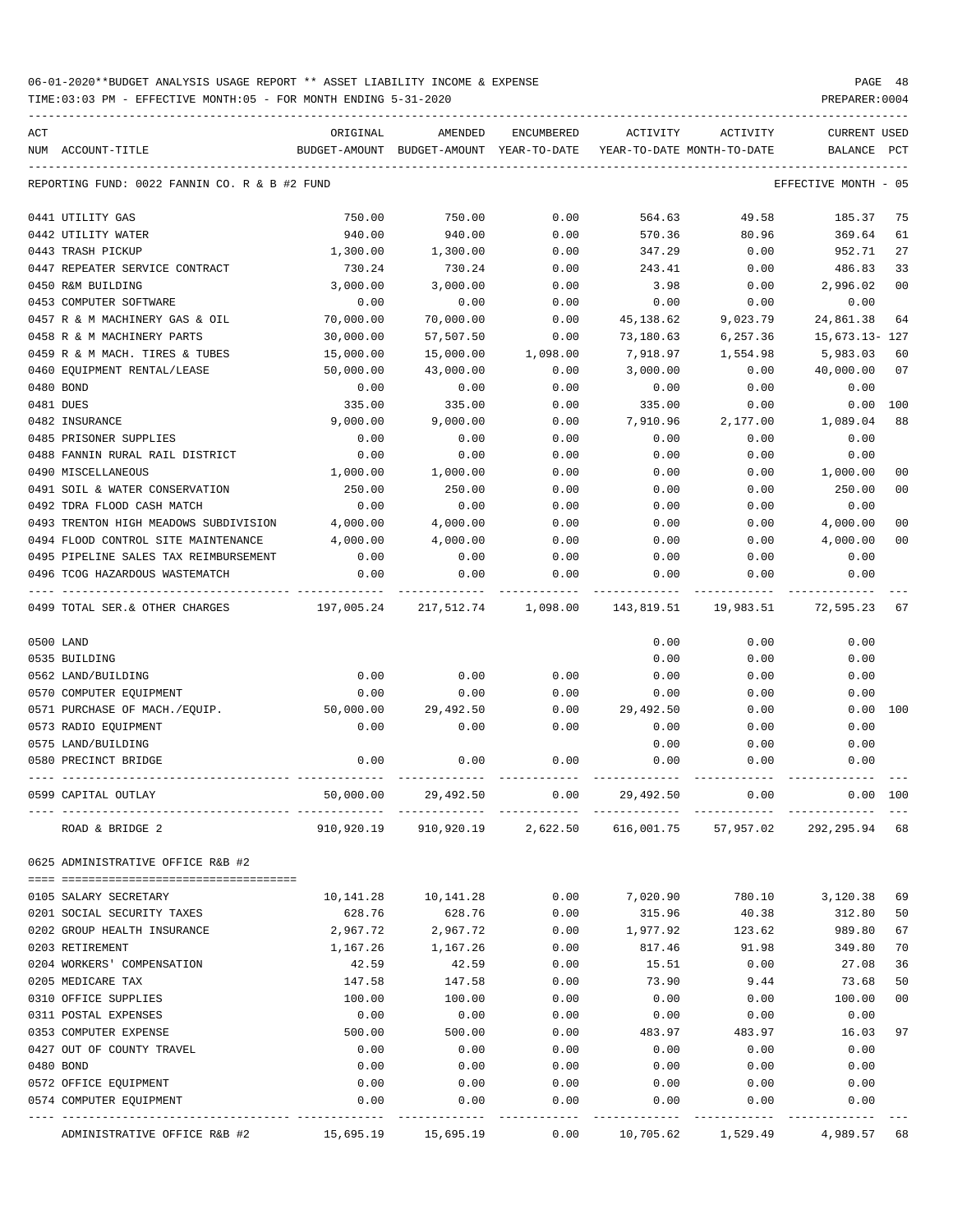06-01-2020**BUDGET ANALYSIS USAGE REPORT ** ASSET LIABILITY INCOME & EXPENSE

TIME:03:03 PM - EFFECTIVE MONTH:05 - FOR MONTH ENDING 5-31-2020

PREPARER:0004

REPORTING FUND: 0022 FANNIN CO. R & B #2 FUND — EFFECTIVE MONTH - 05

| ACT NUM | ACCOUNT-TITLE | ORIGINAL BUDGET-AMOUNT | AMENDED BUDGET-AMOUNT | ENCUMBERED YEAR-TO-DATE | ACTIVITY YEAR-TO-DATE | ACTIVITY MONTH-TO-DATE | CURRENT BALANCE | USED PCT |
|---|---|---|---|---|---|---|---|---|
| 0441 | UTILITY GAS | 750.00 | 750.00 | 0.00 | 564.63 | 49.58 | 185.37 | 75 |
| 0442 | UTILITY WATER | 940.00 | 940.00 | 0.00 | 570.36 | 80.96 | 369.64 | 61 |
| 0443 | TRASH PICKUP | 1,300.00 | 1,300.00 | 0.00 | 347.29 | 0.00 | 952.71 | 27 |
| 0447 | REPEATER SERVICE CONTRACT | 730.24 | 730.24 | 0.00 | 243.41 | 0.00 | 486.83 | 33 |
| 0450 | R&M BUILDING | 3,000.00 | 3,000.00 | 0.00 | 3.98 | 0.00 | 2,996.02 | 00 |
| 0453 | COMPUTER SOFTWARE | 0.00 | 0.00 | 0.00 | 0.00 | 0.00 | 0.00 | |
| 0457 | R & M MACHINERY GAS & OIL | 70,000.00 | 70,000.00 | 0.00 | 45,138.62 | 9,023.79 | 24,861.38 | 64 |
| 0458 | R & M MACHINERY PARTS | 30,000.00 | 57,507.50 | 0.00 | 73,180.63 | 6,257.36 | 15,673.13- | 127 |
| 0459 | R & M MACH. TIRES & TUBES | 15,000.00 | 15,000.00 | 1,098.00 | 7,918.97 | 1,554.98 | 5,983.03 | 60 |
| 0460 | EQUIPMENT RENTAL/LEASE | 50,000.00 | 43,000.00 | 0.00 | 3,000.00 | 0.00 | 40,000.00 | 07 |
| 0480 | BOND | 0.00 | 0.00 | 0.00 | 0.00 | 0.00 | 0.00 | |
| 0481 | DUES | 335.00 | 335.00 | 0.00 | 335.00 | 0.00 | 0.00 | 100 |
| 0482 | INSURANCE | 9,000.00 | 9,000.00 | 0.00 | 7,910.96 | 2,177.00 | 1,089.04 | 88 |
| 0485 | PRISONER SUPPLIES | 0.00 | 0.00 | 0.00 | 0.00 | 0.00 | 0.00 | |
| 0488 | FANNIN RURAL RAIL DISTRICT | 0.00 | 0.00 | 0.00 | 0.00 | 0.00 | 0.00 | |
| 0490 | MISCELLANEOUS | 1,000.00 | 1,000.00 | 0.00 | 0.00 | 0.00 | 1,000.00 | 00 |
| 0491 | SOIL & WATER CONSERVATION | 250.00 | 250.00 | 0.00 | 0.00 | 0.00 | 250.00 | 00 |
| 0492 | TDRA FLOOD CASH MATCH | 0.00 | 0.00 | 0.00 | 0.00 | 0.00 | 0.00 | |
| 0493 | TRENTON HIGH MEADOWS SUBDIVISION | 4,000.00 | 4,000.00 | 0.00 | 0.00 | 0.00 | 4,000.00 | 00 |
| 0494 | FLOOD CONTROL SITE MAINTENANCE | 4,000.00 | 4,000.00 | 0.00 | 0.00 | 0.00 | 4,000.00 | 00 |
| 0495 | PIPELINE SALES TAX REIMBURSEMENT | 0.00 | 0.00 | 0.00 | 0.00 | 0.00 | 0.00 | |
| 0496 | TCOG HAZARDOUS WASTEMATCH | 0.00 | 0.00 | 0.00 | 0.00 | 0.00 | 0.00 | |
| 0499 | TOTAL SER.& OTHER CHARGES | 197,005.24 | 217,512.74 | 1,098.00 | 143,819.51 | 19,983.51 | 72,595.23 | 67 |
| 0500 | LAND | | | | 0.00 | 0.00 | 0.00 | |
| 0535 | BUILDING | | | | 0.00 | 0.00 | 0.00 | |
| 0562 | LAND/BUILDING | 0.00 | 0.00 | 0.00 | 0.00 | 0.00 | 0.00 | |
| 0570 | COMPUTER EQUIPMENT | 0.00 | 0.00 | 0.00 | 0.00 | 0.00 | 0.00 | |
| 0571 | PURCHASE OF MACH./EQUIP. | 50,000.00 | 29,492.50 | 0.00 | 29,492.50 | 0.00 | 0.00 | 100 |
| 0573 | RADIO EQUIPMENT | 0.00 | 0.00 | 0.00 | 0.00 | 0.00 | 0.00 | |
| 0575 | LAND/BUILDING | | | | 0.00 | 0.00 | 0.00 | |
| 0580 | PRECINCT BRIDGE | 0.00 | 0.00 | 0.00 | 0.00 | 0.00 | 0.00 | |
| 0599 | CAPITAL OUTLAY | 50,000.00 | 29,492.50 | 0.00 | 29,492.50 | 0.00 | 0.00 | 100 |
| | ROAD & BRIDGE 2 | 910,920.19 | 910,920.19 | 2,622.50 | 616,001.75 | 57,957.02 | 292,295.94 | 68 |

0625 ADMINISTRATIVE OFFICE R&B #2

| ACT NUM | ACCOUNT-TITLE | ORIGINAL BUDGET-AMOUNT | AMENDED BUDGET-AMOUNT | ENCUMBERED YEAR-TO-DATE | ACTIVITY YEAR-TO-DATE | ACTIVITY MONTH-TO-DATE | CURRENT BALANCE | USED PCT |
|---|---|---|---|---|---|---|---|---|
| 0105 | SALARY SECRETARY | 10,141.28 | 10,141.28 | 0.00 | 7,020.90 | 780.10 | 3,120.38 | 69 |
| 0201 | SOCIAL SECURITY TAXES | 628.76 | 628.76 | 0.00 | 315.96 | 40.38 | 312.80 | 50 |
| 0202 | GROUP HEALTH INSURANCE | 2,967.72 | 2,967.72 | 0.00 | 1,977.92 | 123.62 | 989.80 | 67 |
| 0203 | RETIREMENT | 1,167.26 | 1,167.26 | 0.00 | 817.46 | 91.98 | 349.80 | 70 |
| 0204 | WORKERS' COMPENSATION | 42.59 | 42.59 | 0.00 | 15.51 | 0.00 | 27.08 | 36 |
| 0205 | MEDICARE TAX | 147.58 | 147.58 | 0.00 | 73.90 | 9.44 | 73.68 | 50 |
| 0310 | OFFICE SUPPLIES | 100.00 | 100.00 | 0.00 | 0.00 | 0.00 | 100.00 | 00 |
| 0311 | POSTAL EXPENSES | 0.00 | 0.00 | 0.00 | 0.00 | 0.00 | 0.00 | |
| 0353 | COMPUTER EXPENSE | 500.00 | 500.00 | 0.00 | 483.97 | 483.97 | 16.03 | 97 |
| 0427 | OUT OF COUNTY TRAVEL | 0.00 | 0.00 | 0.00 | 0.00 | 0.00 | 0.00 | |
| 0480 | BOND | 0.00 | 0.00 | 0.00 | 0.00 | 0.00 | 0.00 | |
| 0572 | OFFICE EQUIPMENT | 0.00 | 0.00 | 0.00 | 0.00 | 0.00 | 0.00 | |
| 0574 | COMPUTER EQUIPMENT | 0.00 | 0.00 | 0.00 | 0.00 | 0.00 | 0.00 | |
| | ADMINISTRATIVE OFFICE R&B #2 | 15,695.19 | 15,695.19 | 0.00 | 10,705.62 | 1,529.49 | 4,989.57 | 68 |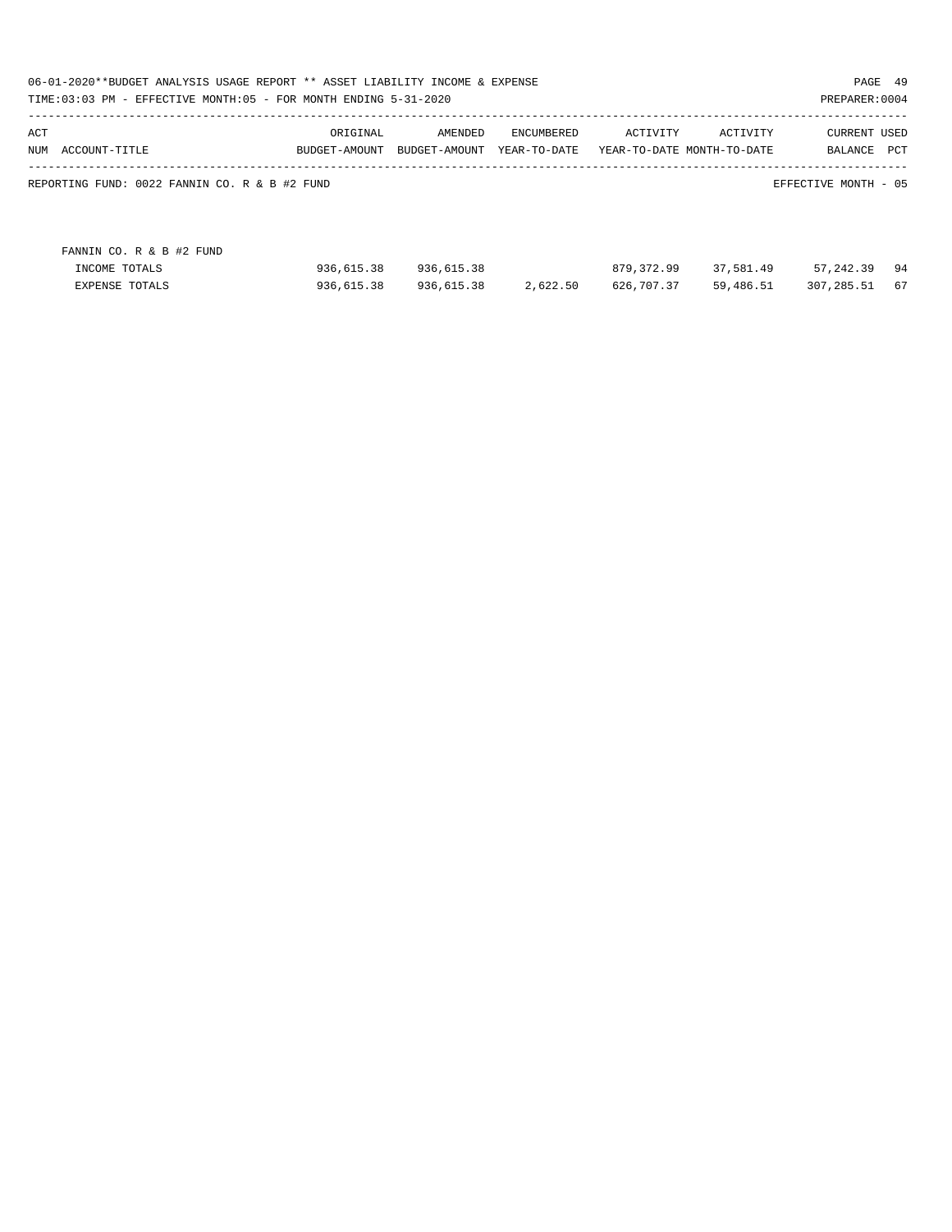06-01-2020**BUDGET ANALYSIS USAGE REPORT ** ASSET LIABILITY INCOME & EXPENSE

TIME:03:03 PM - EFFECTIVE MONTH:05 - FOR MONTH ENDING 5-31-2020

PREPARER:0004

REPORTING FUND: 0022 FANNIN CO. R & B #2 FUND

EFFECTIVE MONTH - 05

| ACT NUM ACCOUNT-TITLE | ORIGINAL BUDGET-AMOUNT | AMENDED BUDGET-AMOUNT | ENCUMBERED YEAR-TO-DATE | ACTIVITY YEAR-TO-DATE | ACTIVITY MONTH-TO-DATE | CURRENT BALANCE | USED PCT |
|---|---|---|---|---|---|---|---|
| FANNIN CO. R & B #2 FUND | | | | | | | |
| INCOME TOTALS | 936,615.38 | 936,615.38 | | 879,372.99 | 37,581.49 | 57,242.39 | 94 |
| EXPENSE TOTALS | 936,615.38 | 936,615.38 | 2,622.50 | 626,707.37 | 59,486.51 | 307,285.51 | 67 |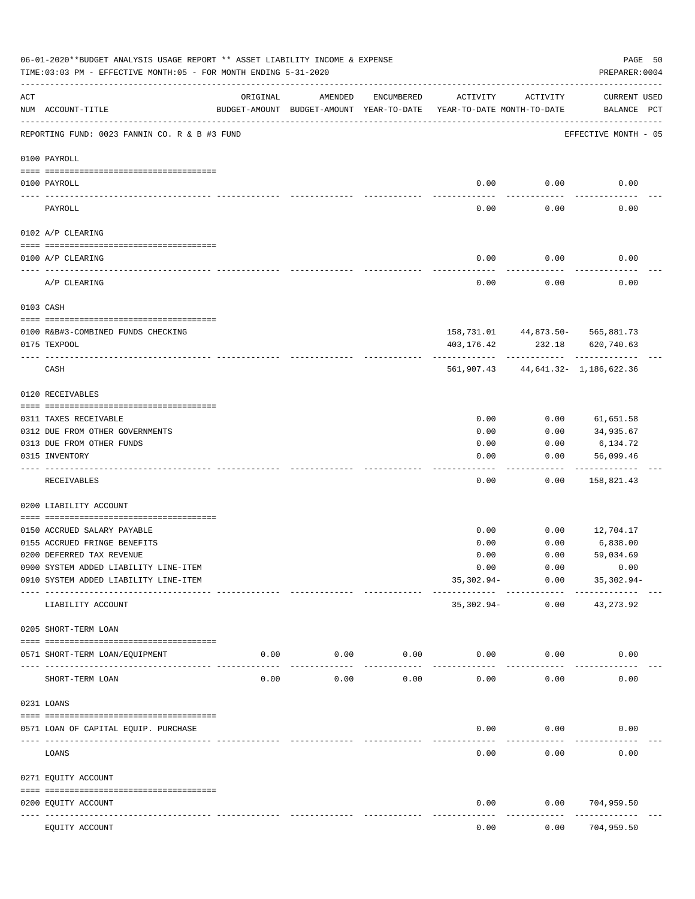06-01-2020**BUDGET ANALYSIS USAGE REPORT ** ASSET LIABILITY INCOME & EXPENSE

TIME:03:03 PM - EFFECTIVE MONTH:05 - FOR MONTH ENDING 5-31-2020

PREPARER:0004

| ACT NUM | ACCOUNT-TITLE | ORIGINAL BUDGET-AMOUNT | AMENDED BUDGET-AMOUNT | ENCUMBERED YEAR-TO-DATE | ACTIVITY YEAR-TO-DATE | ACTIVITY MONTH-TO-DATE | CURRENT BALANCE | USED PCT |
|---|---|---|---|---|---|---|---|---|
| | REPORTING FUND: 0023 FANNIN CO. R & B #3 FUND | | | | | | EFFECTIVE MONTH - 05 | |
| | **0100 PAYROLL** | | | | | | | |
| 0100 | PAYROLL | | | | 0.00 | 0.00 | 0.00 | |
| | PAYROLL | | | | 0.00 | 0.00 | 0.00 | |
| | **0102 A/P CLEARING** | | | | | | | |
| 0100 | A/P CLEARING | | | | 0.00 | 0.00 | 0.00 | |
| | A/P CLEARING | | | | 0.00 | 0.00 | 0.00 | |
| | **0103 CASH** | | | | | | | |
| 0100 | R&B#3-COMBINED FUNDS CHECKING | | | | 158,731.01 | 44,873.50- | 565,881.73 | |
| 0175 | TEXPOOL | | | | 403,176.42 | 232.18 | 620,740.63 | |
| | CASH | | | | 561,907.43 | 44,641.32- | 1,186,622.36 | |
| | **0120 RECEIVABLES** | | | | | | | |
| 0311 | TAXES RECEIVABLE | | | | 0.00 | 0.00 | 61,651.58 | |
| 0312 | DUE FROM OTHER GOVERNMENTS | | | | 0.00 | 0.00 | 34,935.67 | |
| 0313 | DUE FROM OTHER FUNDS | | | | 0.00 | 0.00 | 6,134.72 | |
| 0315 | INVENTORY | | | | 0.00 | 0.00 | 56,099.46 | |
| | RECEIVABLES | | | | 0.00 | 0.00 | 158,821.43 | |
| | **0200 LIABILITY ACCOUNT** | | | | | | | |
| 0150 | ACCRUED SALARY PAYABLE | | | | 0.00 | 0.00 | 12,704.17 | |
| 0155 | ACCRUED FRINGE BENEFITS | | | | 0.00 | 0.00 | 6,838.00 | |
| 0200 | DEFERRED TAX REVENUE | | | | 0.00 | 0.00 | 59,034.69 | |
| 0900 | SYSTEM ADDED LIABILITY LINE-ITEM | | | | 0.00 | 0.00 | 0.00 | |
| 0910 | SYSTEM ADDED LIABILITY LINE-ITEM | | | | 35,302.94- | 0.00 | 35,302.94- | |
| | LIABILITY ACCOUNT | | | | 35,302.94- | 0.00 | 43,273.92 | |
| | **0205 SHORT-TERM LOAN** | | | | | | | |
| 0571 | SHORT-TERM LOAN/EQUIPMENT | 0.00 | 0.00 | 0.00 | 0.00 | 0.00 | 0.00 | |
| | SHORT-TERM LOAN | 0.00 | 0.00 | 0.00 | 0.00 | 0.00 | 0.00 | |
| | **0231 LOANS** | | | | | | | |
| 0571 | LOAN OF CAPITAL EQUIP. PURCHASE | | | | 0.00 | 0.00 | 0.00 | |
| | LOANS | | | | 0.00 | 0.00 | 0.00 | |
| | **0271 EQUITY ACCOUNT** | | | | | | | |
| 0200 | EQUITY ACCOUNT | | | | 0.00 | 0.00 | 704,959.50 | |
| | EQUITY ACCOUNT | | | | 0.00 | 0.00 | 704,959.50 | |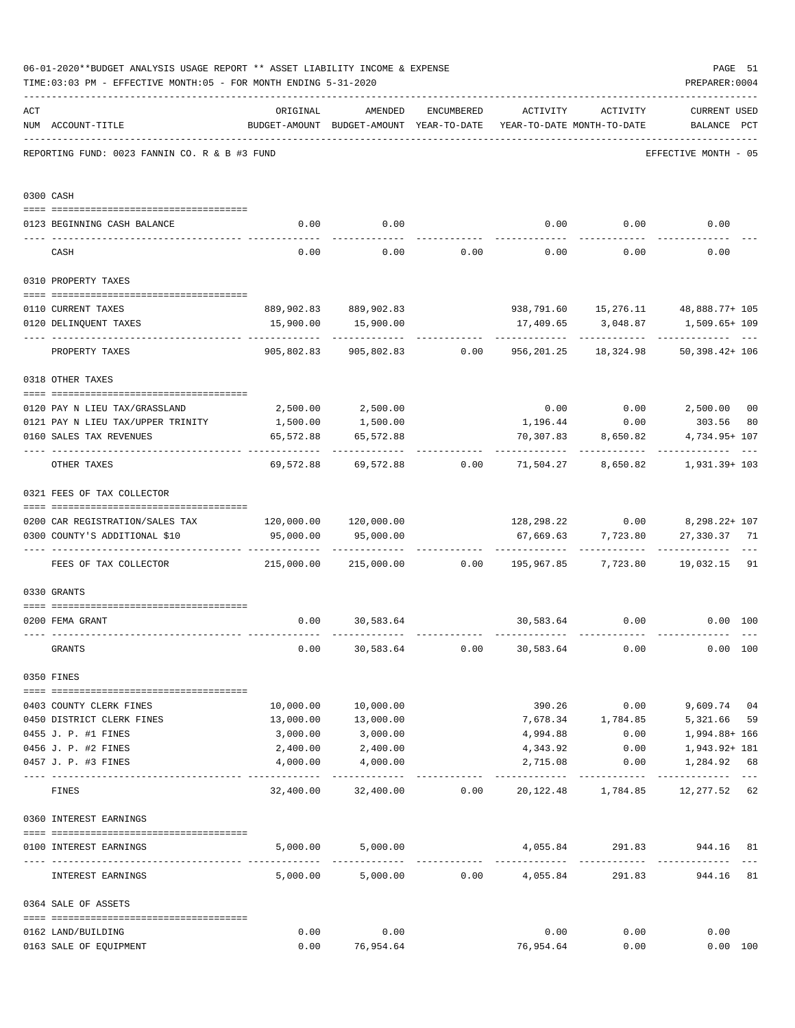06-01-2020**BUDGET ANALYSIS USAGE REPORT ** ASSET LIABILITY INCOME & EXPENSE

TIME:03:03 PM - EFFECTIVE MONTH:05 - FOR MONTH ENDING 5-31-2020

PREPARER:0004

REPORTING FUND: 0023 FANNIN CO. R & B #3 FUND — EFFECTIVE MONTH - 05

| ACT NUM | ACCOUNT-TITLE | ORIGINAL BUDGET-AMOUNT | AMENDED BUDGET-AMOUNT | ENCUMBERED YEAR-TO-DATE | ACTIVITY YEAR-TO-DATE | ACTIVITY MONTH-TO-DATE | CURRENT BALANCE | USED PCT |
|---|---|---|---|---|---|---|---|---|
| **0300** | **CASH** | | | | | | | |
| 0123 | BEGINNING CASH BALANCE | 0.00 | 0.00 | | 0.00 | 0.00 | 0.00 | |
| | CASH | 0.00 | 0.00 | 0.00 | 0.00 | 0.00 | 0.00 | |
| **0310** | **PROPERTY TAXES** | | | | | | | |
| 0110 | CURRENT TAXES | 889,902.83 | 889,902.83 | | 938,791.60 | 15,276.11 | 48,888.77+ | 105 |
| 0120 | DELINQUENT TAXES | 15,900.00 | 15,900.00 | | 17,409.65 | 3,048.87 | 1,509.65+ | 109 |
| | PROPERTY TAXES | 905,802.83 | 905,802.83 | 0.00 | 956,201.25 | 18,324.98 | 50,398.42+ | 106 |
| **0318** | **OTHER TAXES** | | | | | | | |
| 0120 | PAY N LIEU TAX/GRASSLAND | 2,500.00 | 2,500.00 | | 0.00 | 0.00 | 2,500.00 | 00 |
| 0121 | PAY N LIEU TAX/UPPER TRINITY | 1,500.00 | 1,500.00 | | 1,196.44 | 0.00 | 303.56 | 80 |
| 0160 | SALES TAX REVENUES | 65,572.88 | 65,572.88 | | 70,307.83 | 8,650.82 | 4,734.95+ | 107 |
| | OTHER TAXES | 69,572.88 | 69,572.88 | 0.00 | 71,504.27 | 8,650.82 | 1,931.39+ | 103 |
| **0321** | **FEES OF TAX COLLECTOR** | | | | | | | |
| 0200 | CAR REGISTRATION/SALES TAX | 120,000.00 | 120,000.00 | | 128,298.22 | 0.00 | 8,298.22+ | 107 |
| 0300 | COUNTY'S ADDITIONAL $10 | 95,000.00 | 95,000.00 | | 67,669.63 | 7,723.80 | 27,330.37 | 71 |
| | FEES OF TAX COLLECTOR | 215,000.00 | 215,000.00 | 0.00 | 195,967.85 | 7,723.80 | 19,032.15 | 91 |
| **0330** | **GRANTS** | | | | | | | |
| 0200 | FEMA GRANT | 0.00 | 30,583.64 | | 30,583.64 | 0.00 | 0.00 | 100 |
| | GRANTS | 0.00 | 30,583.64 | 0.00 | 30,583.64 | 0.00 | 0.00 | 100 |
| **0350** | **FINES** | | | | | | | |
| 0403 | COUNTY CLERK FINES | 10,000.00 | 10,000.00 | | 390.26 | 0.00 | 9,609.74 | 04 |
| 0450 | DISTRICT CLERK FINES | 13,000.00 | 13,000.00 | | 7,678.34 | 1,784.85 | 5,321.66 | 59 |
| 0455 | J. P. #1 FINES | 3,000.00 | 3,000.00 | | 4,994.88 | 0.00 | 1,994.88+ | 166 |
| 0456 | J. P. #2 FINES | 2,400.00 | 2,400.00 | | 4,343.92 | 0.00 | 1,943.92+ | 181 |
| 0457 | J. P. #3 FINES | 4,000.00 | 4,000.00 | | 2,715.08 | 0.00 | 1,284.92 | 68 |
| | FINES | 32,400.00 | 32,400.00 | 0.00 | 20,122.48 | 1,784.85 | 12,277.52 | 62 |
| **0360** | **INTEREST EARNINGS** | | | | | | | |
| 0100 | INTEREST EARNINGS | 5,000.00 | 5,000.00 | | 4,055.84 | 291.83 | 944.16 | 81 |
| | INTEREST EARNINGS | 5,000.00 | 5,000.00 | 0.00 | 4,055.84 | 291.83 | 944.16 | 81 |
| **0364** | **SALE OF ASSETS** | | | | | | | |
| 0162 | LAND/BUILDING | 0.00 | 0.00 | | 0.00 | 0.00 | 0.00 | |
| 0163 | SALE OF EQUIPMENT | 0.00 | 76,954.64 | | 76,954.64 | 0.00 | 0.00 | 100 |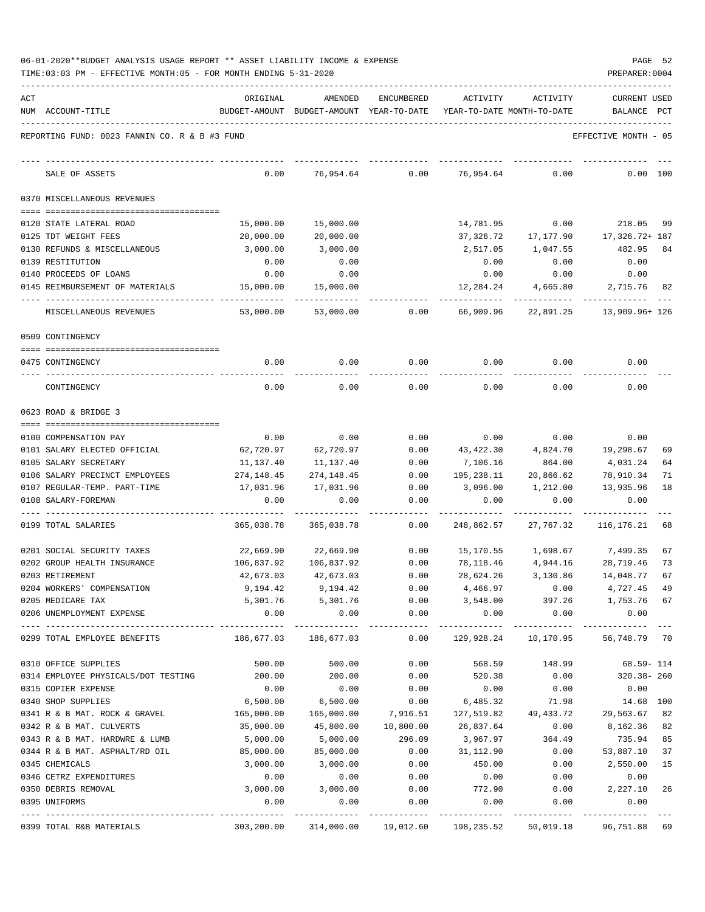06-01-2020**BUDGET ANALYSIS USAGE REPORT ** ASSET LIABILITY INCOME & EXPENSE

TIME:03:03 PM - EFFECTIVE MONTH:05 - FOR MONTH ENDING 5-31-2020

PREPARER:0004

REPORTING FUND: 0023 FANNIN CO. R & B #3 FUND — EFFECTIVE MONTH - 05

| ACT NUM | ACCOUNT-TITLE | ORIGINAL BUDGET-AMOUNT | AMENDED BUDGET-AMOUNT | ENCUMBERED YEAR-TO-DATE | ACTIVITY YEAR-TO-DATE | ACTIVITY MONTH-TO-DATE | CURRENT USED BALANCE | PCT |
|---|---|---|---|---|---|---|---|---|
| | SALE OF ASSETS | 0.00 | 76,954.64 | 0.00 | 76,954.64 | 0.00 | 0.00 | 100 |
| | **0370 MISCELLANEOUS REVENUES** | | | | | | | |
| 0120 | STATE LATERAL ROAD | 15,000.00 | 15,000.00 | | 14,781.95 | 0.00 | 218.05 | 99 |
| 0125 | TDT WEIGHT FEES | 20,000.00 | 20,000.00 | | 37,326.72 | 17,177.90 | 17,326.72+ | 187 |
| 0130 | REFUNDS & MISCELLANEOUS | 3,000.00 | 3,000.00 | | 2,517.05 | 1,047.55 | 482.95 | 84 |
| 0139 | RESTITUTION | 0.00 | 0.00 | | 0.00 | 0.00 | 0.00 | |
| 0140 | PROCEEDS OF LOANS | 0.00 | 0.00 | | 0.00 | 0.00 | 0.00 | |
| 0145 | REIMBURSEMENT OF MATERIALS | 15,000.00 | 15,000.00 | | 12,284.24 | 4,665.80 | 2,715.76 | 82 |
| | MISCELLANEOUS REVENUES | 53,000.00 | 53,000.00 | 0.00 | 66,909.96 | 22,891.25 | 13,909.96+ | 126 |
| | **0509 CONTINGENCY** | | | | | | | |
| 0475 | CONTINGENCY | 0.00 | 0.00 | 0.00 | 0.00 | 0.00 | 0.00 | |
| | CONTINGENCY | 0.00 | 0.00 | 0.00 | 0.00 | 0.00 | 0.00 | |
| | **0623 ROAD & BRIDGE 3** | | | | | | | |
| 0100 | COMPENSATION PAY | 0.00 | 0.00 | 0.00 | 0.00 | 0.00 | 0.00 | |
| 0101 | SALARY ELECTED OFFICIAL | 62,720.97 | 62,720.97 | 0.00 | 43,422.30 | 4,824.70 | 19,298.67 | 69 |
| 0105 | SALARY SECRETARY | 11,137.40 | 11,137.40 | 0.00 | 7,106.16 | 864.00 | 4,031.24 | 64 |
| 0106 | SALARY PRECINCT EMPLOYEES | 274,148.45 | 274,148.45 | 0.00 | 195,238.11 | 20,866.62 | 78,910.34 | 71 |
| 0107 | REGULAR-TEMP. PART-TIME | 17,031.96 | 17,031.96 | 0.00 | 3,096.00 | 1,212.00 | 13,935.96 | 18 |
| 0108 | SALARY-FOREMAN | 0.00 | 0.00 | 0.00 | 0.00 | 0.00 | 0.00 | |
| 0199 | TOTAL SALARIES | 365,038.78 | 365,038.78 | 0.00 | 248,862.57 | 27,767.32 | 116,176.21 | 68 |
| 0201 | SOCIAL SECURITY TAXES | 22,669.90 | 22,669.90 | 0.00 | 15,170.55 | 1,698.67 | 7,499.35 | 67 |
| 0202 | GROUP HEALTH INSURANCE | 106,837.92 | 106,837.92 | 0.00 | 78,118.46 | 4,944.16 | 28,719.46 | 73 |
| 0203 | RETIREMENT | 42,673.03 | 42,673.03 | 0.00 | 28,624.26 | 3,130.86 | 14,048.77 | 67 |
| 0204 | WORKERS' COMPENSATION | 9,194.42 | 9,194.42 | 0.00 | 4,466.97 | 0.00 | 4,727.45 | 49 |
| 0205 | MEDICARE TAX | 5,301.76 | 5,301.76 | 0.00 | 3,548.00 | 397.26 | 1,753.76 | 67 |
| 0206 | UNEMPLOYMENT EXPENSE | 0.00 | 0.00 | 0.00 | 0.00 | 0.00 | 0.00 | |
| 0299 | TOTAL EMPLOYEE BENEFITS | 186,677.03 | 186,677.03 | 0.00 | 129,928.24 | 10,170.95 | 56,748.79 | 70 |
| 0310 | OFFICE SUPPLIES | 500.00 | 500.00 | 0.00 | 568.59 | 148.99 | 68.59- | 114 |
| 0314 | EMPLOYEE PHYSICALS/DOT TESTING | 200.00 | 200.00 | 0.00 | 520.38 | 0.00 | 320.38- | 260 |
| 0315 | COPIER EXPENSE | 0.00 | 0.00 | 0.00 | 0.00 | 0.00 | 0.00 | |
| 0340 | SHOP SUPPLIES | 6,500.00 | 6,500.00 | 0.00 | 6,485.32 | 71.98 | 14.68 | 100 |
| 0341 | R & B MAT. ROCK & GRAVEL | 165,000.00 | 165,000.00 | 7,916.51 | 127,519.82 | 49,433.72 | 29,563.67 | 82 |
| 0342 | R & B MAT. CULVERTS | 35,000.00 | 45,800.00 | 10,800.00 | 26,837.64 | 0.00 | 8,162.36 | 82 |
| 0343 | R & B MAT. HARDWRE & LUMB | 5,000.00 | 5,000.00 | 296.09 | 3,967.97 | 364.49 | 735.94 | 85 |
| 0344 | R & B MAT. ASPHALT/RD OIL | 85,000.00 | 85,000.00 | 0.00 | 31,112.90 | 0.00 | 53,887.10 | 37 |
| 0345 | CHEMICALS | 3,000.00 | 3,000.00 | 0.00 | 450.00 | 0.00 | 2,550.00 | 15 |
| 0346 | CETRZ EXPENDITURES | 0.00 | 0.00 | 0.00 | 0.00 | 0.00 | 0.00 | |
| 0350 | DEBRIS REMOVAL | 3,000.00 | 3,000.00 | 0.00 | 772.90 | 0.00 | 2,227.10 | 26 |
| 0395 | UNIFORMS | 0.00 | 0.00 | 0.00 | 0.00 | 0.00 | 0.00 | |
| 0399 | TOTAL R&B MATERIALS | 303,200.00 | 314,000.00 | 19,012.60 | 198,235.52 | 50,019.18 | 96,751.88 | 69 |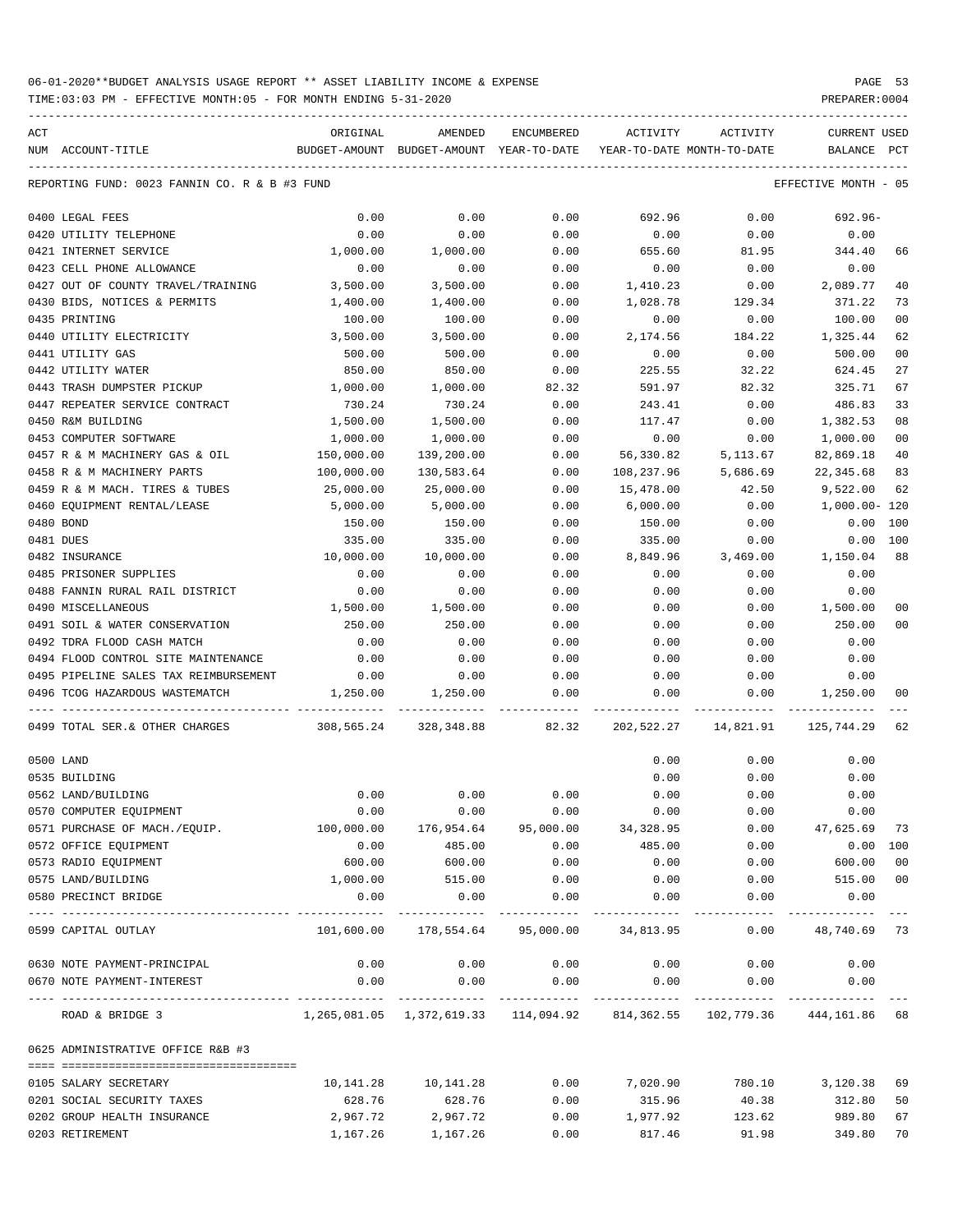06-01-2020**BUDGET ANALYSIS USAGE REPORT ** ASSET LIABILITY INCOME & EXPENSE

TIME:03:03 PM - EFFECTIVE MONTH:05 - FOR MONTH ENDING 5-31-2020

PREPARER:0004

REPORTING FUND: 0023 FANNIN CO. R & B #3 FUND — EFFECTIVE MONTH - 05

| ACT NUM | ACCOUNT-TITLE | ORIGINAL BUDGET-AMOUNT | AMENDED BUDGET-AMOUNT | ENCUMBERED YEAR-TO-DATE | ACTIVITY YEAR-TO-DATE | ACTIVITY MONTH-TO-DATE | CURRENT BALANCE | USED PCT |
|---|---|---|---|---|---|---|---|---|
| 0400 | LEGAL FEES | 0.00 | 0.00 | 0.00 | 692.96 | 0.00 | 692.96- | |
| 0420 | UTILITY TELEPHONE | 0.00 | 0.00 | 0.00 | 0.00 | 0.00 | 0.00 | |
| 0421 | INTERNET SERVICE | 1,000.00 | 1,000.00 | 0.00 | 655.60 | 81.95 | 344.40 | 66 |
| 0423 | CELL PHONE ALLOWANCE | 0.00 | 0.00 | 0.00 | 0.00 | 0.00 | 0.00 | |
| 0427 | OUT OF COUNTY TRAVEL/TRAINING | 3,500.00 | 3,500.00 | 0.00 | 1,410.23 | 0.00 | 2,089.77 | 40 |
| 0430 | BIDS, NOTICES & PERMITS | 1,400.00 | 1,400.00 | 0.00 | 1,028.78 | 129.34 | 371.22 | 73 |
| 0435 | PRINTING | 100.00 | 100.00 | 0.00 | 0.00 | 0.00 | 100.00 | 00 |
| 0440 | UTILITY ELECTRICITY | 3,500.00 | 3,500.00 | 0.00 | 2,174.56 | 184.22 | 1,325.44 | 62 |
| 0441 | UTILITY GAS | 500.00 | 500.00 | 0.00 | 0.00 | 0.00 | 500.00 | 00 |
| 0442 | UTILITY WATER | 850.00 | 850.00 | 0.00 | 225.55 | 32.22 | 624.45 | 27 |
| 0443 | TRASH DUMPSTER PICKUP | 1,000.00 | 1,000.00 | 82.32 | 591.97 | 82.32 | 325.71 | 67 |
| 0447 | REPEATER SERVICE CONTRACT | 730.24 | 730.24 | 0.00 | 243.41 | 0.00 | 486.83 | 33 |
| 0450 | R&M BUILDING | 1,500.00 | 1,500.00 | 0.00 | 117.47 | 0.00 | 1,382.53 | 08 |
| 0453 | COMPUTER SOFTWARE | 1,000.00 | 1,000.00 | 0.00 | 0.00 | 0.00 | 1,000.00 | 00 |
| 0457 | R & M MACHINERY GAS & OIL | 150,000.00 | 139,200.00 | 0.00 | 56,330.82 | 5,113.67 | 82,869.18 | 40 |
| 0458 | R & M MACHINERY PARTS | 100,000.00 | 130,583.64 | 0.00 | 108,237.96 | 5,686.69 | 22,345.68 | 83 |
| 0459 | R & M MACH. TIRES & TUBES | 25,000.00 | 25,000.00 | 0.00 | 15,478.00 | 42.50 | 9,522.00 | 62 |
| 0460 | EQUIPMENT RENTAL/LEASE | 5,000.00 | 5,000.00 | 0.00 | 6,000.00 | 0.00 | 1,000.00- | 120 |
| 0480 | BOND | 150.00 | 150.00 | 0.00 | 150.00 | 0.00 | 0.00 | 100 |
| 0481 | DUES | 335.00 | 335.00 | 0.00 | 335.00 | 0.00 | 0.00 | 100 |
| 0482 | INSURANCE | 10,000.00 | 10,000.00 | 0.00 | 8,849.96 | 3,469.00 | 1,150.04 | 88 |
| 0485 | PRISONER SUPPLIES | 0.00 | 0.00 | 0.00 | 0.00 | 0.00 | 0.00 | |
| 0488 | FANNIN RURAL RAIL DISTRICT | 0.00 | 0.00 | 0.00 | 0.00 | 0.00 | 0.00 | |
| 0490 | MISCELLANEOUS | 1,500.00 | 1,500.00 | 0.00 | 0.00 | 0.00 | 1,500.00 | 00 |
| 0491 | SOIL & WATER CONSERVATION | 250.00 | 250.00 | 0.00 | 0.00 | 0.00 | 250.00 | 00 |
| 0492 | TDRA FLOOD CASH MATCH | 0.00 | 0.00 | 0.00 | 0.00 | 0.00 | 0.00 | |
| 0494 | FLOOD CONTROL SITE MAINTENANCE | 0.00 | 0.00 | 0.00 | 0.00 | 0.00 | 0.00 | |
| 0495 | PIPELINE SALES TAX REIMBURSEMENT | 0.00 | 0.00 | 0.00 | 0.00 | 0.00 | 0.00 | |
| 0496 | TCOG HAZARDOUS WASTEMATCH | 1,250.00 | 1,250.00 | 0.00 | 0.00 | 0.00 | 1,250.00 | 00 |
| 0499 | TOTAL SER.& OTHER CHARGES | 308,565.24 | 328,348.88 | 82.32 | 202,522.27 | 14,821.91 | 125,744.29 | 62 |
| 0500 | LAND | | | | 0.00 | 0.00 | 0.00 | |
| 0535 | BUILDING | | | | 0.00 | 0.00 | 0.00 | |
| 0562 | LAND/BUILDING | 0.00 | 0.00 | 0.00 | 0.00 | 0.00 | 0.00 | |
| 0570 | COMPUTER EQUIPMENT | 0.00 | 0.00 | 0.00 | 0.00 | 0.00 | 0.00 | |
| 0571 | PURCHASE OF MACH./EQUIP. | 100,000.00 | 176,954.64 | 95,000.00 | 34,328.95 | 0.00 | 47,625.69 | 73 |
| 0572 | OFFICE EQUIPMENT | 0.00 | 485.00 | 0.00 | 485.00 | 0.00 | 0.00 | 100 |
| 0573 | RADIO EQUIPMENT | 600.00 | 600.00 | 0.00 | 0.00 | 0.00 | 600.00 | 00 |
| 0575 | LAND/BUILDING | 1,000.00 | 515.00 | 0.00 | 0.00 | 0.00 | 515.00 | 00 |
| 0580 | PRECINCT BRIDGE | 0.00 | 0.00 | 0.00 | 0.00 | 0.00 | 0.00 | |
| 0599 | CAPITAL OUTLAY | 101,600.00 | 178,554.64 | 95,000.00 | 34,813.95 | 0.00 | 48,740.69 | 73 |
| 0630 | NOTE PAYMENT-PRINCIPAL | 0.00 | 0.00 | 0.00 | 0.00 | 0.00 | 0.00 | |
| 0670 | NOTE PAYMENT-INTEREST | 0.00 | 0.00 | 0.00 | 0.00 | 0.00 | 0.00 | |
| | ROAD & BRIDGE 3 | 1,265,081.05 | 1,372,619.33 | 114,094.92 | 814,362.55 | 102,779.36 | 444,161.86 | 68 |

0625 ADMINISTRATIVE OFFICE R&B #3

| ACT NUM | ACCOUNT-TITLE | ORIGINAL BUDGET-AMOUNT | AMENDED BUDGET-AMOUNT | ENCUMBERED YEAR-TO-DATE | ACTIVITY YEAR-TO-DATE | ACTIVITY MONTH-TO-DATE | CURRENT BALANCE | USED PCT |
|---|---|---|---|---|---|---|---|---|
| 0105 | SALARY SECRETARY | 10,141.28 | 10,141.28 | 0.00 | 7,020.90 | 780.10 | 3,120.38 | 69 |
| 0201 | SOCIAL SECURITY TAXES | 628.76 | 628.76 | 0.00 | 315.96 | 40.38 | 312.80 | 50 |
| 0202 | GROUP HEALTH INSURANCE | 2,967.72 | 2,967.72 | 0.00 | 1,977.92 | 123.62 | 989.80 | 67 |
| 0203 | RETIREMENT | 1,167.26 | 1,167.26 | 0.00 | 817.46 | 91.98 | 349.80 | 70 |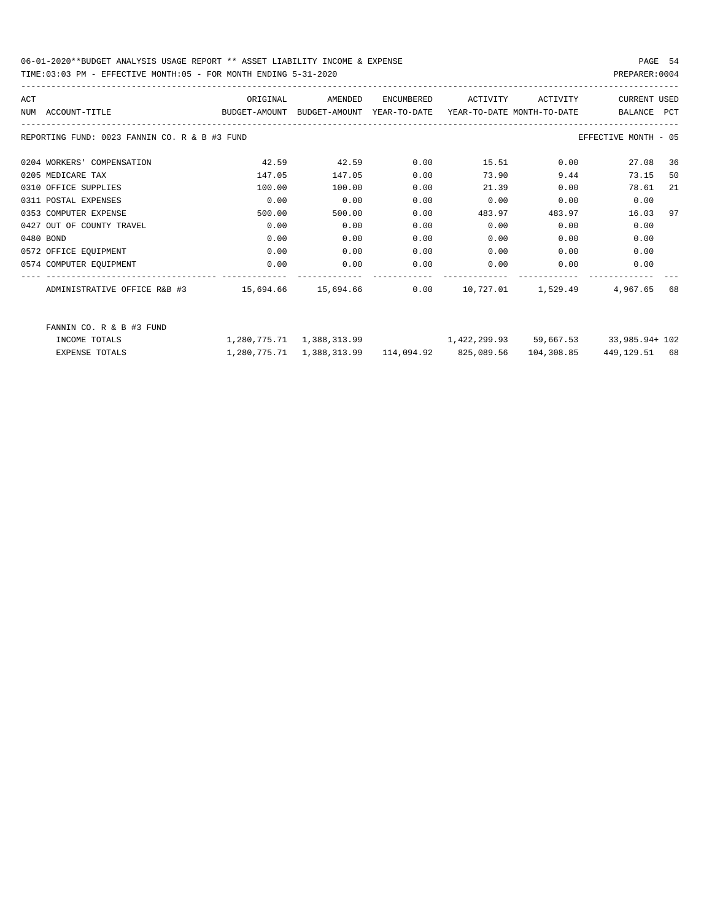| ACT NUM | ACCOUNT-TITLE | ORIGINAL BUDGET-AMOUNT | AMENDED BUDGET-AMOUNT | ENCUMBERED YEAR-TO-DATE | ACTIVITY YEAR-TO-DATE | ACTIVITY MONTH-TO-DATE | CURRENT BALANCE | USED PCT |
|---|---|---|---|---|---|---|---|---|
| REPORTING FUND: 0023 FANNIN CO. R & B #3 FUND | | | | | | | EFFECTIVE MONTH - 05 | |
| 0204 | WORKERS' COMPENSATION | 42.59 | 42.59 | 0.00 | 15.51 | 0.00 | 27.08 | 36 |
| 0205 | MEDICARE TAX | 147.05 | 147.05 | 0.00 | 73.90 | 9.44 | 73.15 | 50 |
| 0310 | OFFICE SUPPLIES | 100.00 | 100.00 | 0.00 | 21.39 | 0.00 | 78.61 | 21 |
| 0311 | POSTAL EXPENSES | 0.00 | 0.00 | 0.00 | 0.00 | 0.00 | 0.00 | |
| 0353 | COMPUTER EXPENSE | 500.00 | 500.00 | 0.00 | 483.97 | 483.97 | 16.03 | 97 |
| 0427 | OUT OF COUNTY TRAVEL | 0.00 | 0.00 | 0.00 | 0.00 | 0.00 | 0.00 | |
| 0480 | BOND | 0.00 | 0.00 | 0.00 | 0.00 | 0.00 | 0.00 | |
| 0572 | OFFICE EQUIPMENT | 0.00 | 0.00 | 0.00 | 0.00 | 0.00 | 0.00 | |
| 0574 | COMPUTER EQUIPMENT | 0.00 | 0.00 | 0.00 | 0.00 | 0.00 | 0.00 | |
| | ADMINISTRATIVE OFFICE R&B #3 | 15,694.66 | 15,694.66 | 0.00 | 10,727.01 | 1,529.49 | 4,967.65 | 68 |
| | FANNIN CO. R & B #3 FUND | | | | | | | |
| | INCOME TOTALS | 1,280,775.71 | 1,388,313.99 | | 1,422,299.93 | 59,667.53 | 33,985.94+ | 102 |
| | EXPENSE TOTALS | 1,280,775.71 | 1,388,313.99 | 114,094.92 | 825,089.56 | 104,308.85 | 449,129.51 | 68 |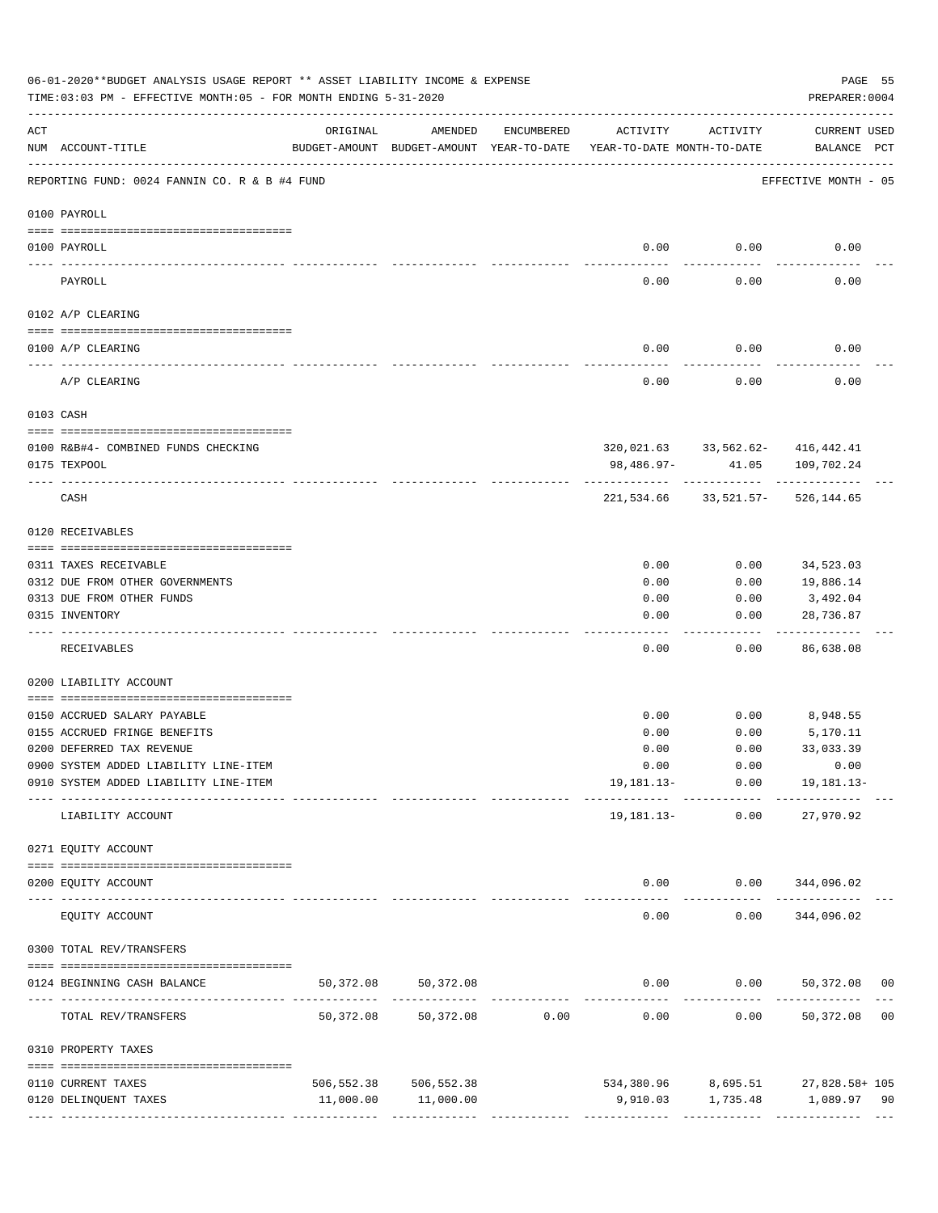06-01-2020**BUDGET ANALYSIS USAGE REPORT ** ASSET LIABILITY INCOME & EXPENSE

TIME:03:03 PM - EFFECTIVE MONTH:05 - FOR MONTH ENDING 5-31-2020

PREPARER:0004

| ACT NUM | ACCOUNT-TITLE | ORIGINAL BUDGET-AMOUNT | AMENDED BUDGET-AMOUNT | ENCUMBERED YEAR-TO-DATE | ACTIVITY YEAR-TO-DATE | ACTIVITY MONTH-TO-DATE | CURRENT USED BALANCE | PCT |
|---|---|---|---|---|---|---|---|---|
| | REPORTING FUND: 0024 FANNIN CO. R & B #4 FUND | | | | | | EFFECTIVE MONTH - 05 | |
| | **0100 PAYROLL** | | | | | | | |
| 0100 | PAYROLL | | | | 0.00 | 0.00 | 0.00 | |
| | PAYROLL | | | | 0.00 | 0.00 | 0.00 | |
| | **0102 A/P CLEARING** | | | | | | | |
| 0100 | A/P CLEARING | | | | 0.00 | 0.00 | 0.00 | |
| | A/P CLEARING | | | | 0.00 | 0.00 | 0.00 | |
| | **0103 CASH** | | | | | | | |
| 0100 | R&B#4- COMBINED FUNDS CHECKING | | | | 320,021.63 | 33,562.62- | 416,442.41 | |
| 0175 | TEXPOOL | | | | 98,486.97- | 41.05 | 109,702.24 | |
| | CASH | | | | 221,534.66 | 33,521.57- | 526,144.65 | |
| | **0120 RECEIVABLES** | | | | | | | |
| 0311 | TAXES RECEIVABLE | | | | 0.00 | 0.00 | 34,523.03 | |
| 0312 | DUE FROM OTHER GOVERNMENTS | | | | 0.00 | 0.00 | 19,886.14 | |
| 0313 | DUE FROM OTHER FUNDS | | | | 0.00 | 0.00 | 3,492.04 | |
| 0315 | INVENTORY | | | | 0.00 | 0.00 | 28,736.87 | |
| | RECEIVABLES | | | | 0.00 | 0.00 | 86,638.08 | |
| | **0200 LIABILITY ACCOUNT** | | | | | | | |
| 0150 | ACCRUED SALARY PAYABLE | | | | 0.00 | 0.00 | 8,948.55 | |
| 0155 | ACCRUED FRINGE BENEFITS | | | | 0.00 | 0.00 | 5,170.11 | |
| 0200 | DEFERRED TAX REVENUE | | | | 0.00 | 0.00 | 33,033.39 | |
| 0900 | SYSTEM ADDED LIABILITY LINE-ITEM | | | | 0.00 | 0.00 | 0.00 | |
| 0910 | SYSTEM ADDED LIABILITY LINE-ITEM | | | | 19,181.13- | 0.00 | 19,181.13- | |
| | LIABILITY ACCOUNT | | | | 19,181.13- | 0.00 | 27,970.92 | |
| | **0271 EQUITY ACCOUNT** | | | | | | | |
| 0200 | EQUITY ACCOUNT | | | | 0.00 | 0.00 | 344,096.02 | |
| | EQUITY ACCOUNT | | | | 0.00 | 0.00 | 344,096.02 | |
| | **0300 TOTAL REV/TRANSFERS** | | | | | | | |
| 0124 | BEGINNING CASH BALANCE | 50,372.08 | 50,372.08 | | 0.00 | 0.00 | 50,372.08 | 00 |
| | TOTAL REV/TRANSFERS | 50,372.08 | 50,372.08 | 0.00 | 0.00 | 0.00 | 50,372.08 | 00 |
| | **0310 PROPERTY TAXES** | | | | | | | |
| 0110 | CURRENT TAXES | 506,552.38 | 506,552.38 | | 534,380.96 | 8,695.51 | 27,828.58+ | 105 |
| 0120 | DELINQUENT TAXES | 11,000.00 | 11,000.00 | | 9,910.03 | 1,735.48 | 1,089.97 | 90 |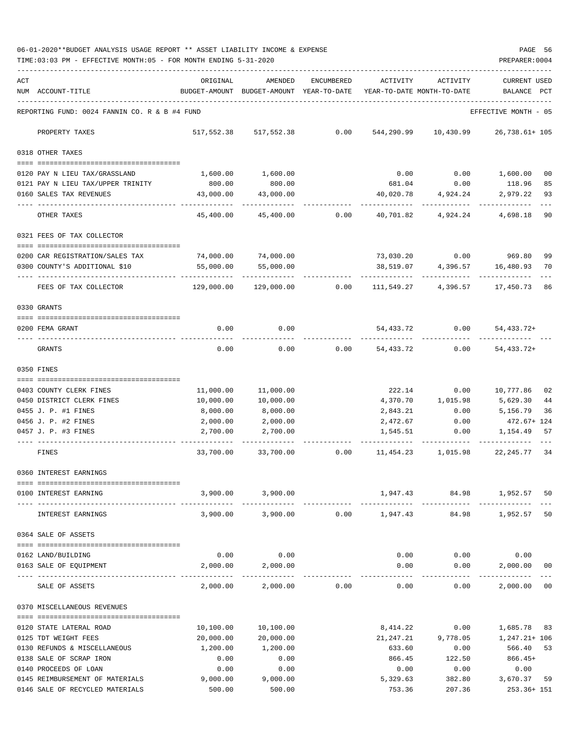06-01-2020**BUDGET ANALYSIS USAGE REPORT ** ASSET LIABILITY INCOME & EXPENSE

TIME:03:03 PM - EFFECTIVE MONTH:05 - FOR MONTH ENDING 5-31-2020

PREPARER:0004

REPORTING FUND: 0024 FANNIN CO. R & B #4 FUND — EFFECTIVE MONTH - 05

| ACT NUM | ACCOUNT-TITLE | ORIGINAL BUDGET-AMOUNT | AMENDED BUDGET-AMOUNT | ENCUMBERED YEAR-TO-DATE | ACTIVITY YEAR-TO-DATE | ACTIVITY MONTH-TO-DATE | CURRENT BALANCE | USED PCT |
|---|---|---|---|---|---|---|---|---|
| | PROPERTY TAXES | 517,552.38 | 517,552.38 | 0.00 | 544,290.99 | 10,430.99 | 26,738.61+ | 105 |
| | **0318 OTHER TAXES** | | | | | | | |
| 0120 | PAY N LIEU TAX/GRASSLAND | 1,600.00 | 1,600.00 | | 0.00 | 0.00 | 1,600.00 | 00 |
| 0121 | PAY N LIEU TAX/UPPER TRINITY | 800.00 | 800.00 | | 681.04 | 0.00 | 118.96 | 85 |
| 0160 | SALES TAX REVENUES | 43,000.00 | 43,000.00 | | 40,020.78 | 4,924.24 | 2,979.22 | 93 |
| | OTHER TAXES | 45,400.00 | 45,400.00 | 0.00 | 40,701.82 | 4,924.24 | 4,698.18 | 90 |
| | **0321 FEES OF TAX COLLECTOR** | | | | | | | |
| 0200 | CAR REGISTRATION/SALES TAX | 74,000.00 | 74,000.00 | | 73,030.20 | 0.00 | 969.80 | 99 |
| 0300 | COUNTY'S ADDITIONAL $10 | 55,000.00 | 55,000.00 | | 38,519.07 | 4,396.57 | 16,480.93 | 70 |
| | FEES OF TAX COLLECTOR | 129,000.00 | 129,000.00 | 0.00 | 111,549.27 | 4,396.57 | 17,450.73 | 86 |
| | **0330 GRANTS** | | | | | | | |
| 0200 | FEMA GRANT | 0.00 | 0.00 | | 54,433.72 | 0.00 | 54,433.72+ | |
| | GRANTS | 0.00 | 0.00 | 0.00 | 54,433.72 | 0.00 | 54,433.72+ | |
| | **0350 FINES** | | | | | | | |
| 0403 | COUNTY CLERK FINES | 11,000.00 | 11,000.00 | | 222.14 | 0.00 | 10,777.86 | 02 |
| 0450 | DISTRICT CLERK FINES | 10,000.00 | 10,000.00 | | 4,370.70 | 1,015.98 | 5,629.30 | 44 |
| 0455 | J. P. #1 FINES | 8,000.00 | 8,000.00 | | 2,843.21 | 0.00 | 5,156.79 | 36 |
| 0456 | J. P. #2 FINES | 2,000.00 | 2,000.00 | | 2,472.67 | 0.00 | 472.67+ | 124 |
| 0457 | J. P. #3 FINES | 2,700.00 | 2,700.00 | | 1,545.51 | 0.00 | 1,154.49 | 57 |
| | FINES | 33,700.00 | 33,700.00 | 0.00 | 11,454.23 | 1,015.98 | 22,245.77 | 34 |
| | **0360 INTEREST EARNINGS** | | | | | | | |
| 0100 | INTEREST EARNING | 3,900.00 | 3,900.00 | | 1,947.43 | 84.98 | 1,952.57 | 50 |
| | INTEREST EARNINGS | 3,900.00 | 3,900.00 | 0.00 | 1,947.43 | 84.98 | 1,952.57 | 50 |
| | **0364 SALE OF ASSETS** | | | | | | | |
| 0162 | LAND/BUILDING | 0.00 | 0.00 | | 0.00 | 0.00 | 0.00 | |
| 0163 | SALE OF EQUIPMENT | 2,000.00 | 2,000.00 | | 0.00 | 0.00 | 2,000.00 | 00 |
| | SALE OF ASSETS | 2,000.00 | 2,000.00 | 0.00 | 0.00 | 0.00 | 2,000.00 | 00 |
| | **0370 MISCELLANEOUS REVENUES** | | | | | | | |
| 0120 | STATE LATERAL ROAD | 10,100.00 | 10,100.00 | | 8,414.22 | 0.00 | 1,685.78 | 83 |
| 0125 | TDT WEIGHT FEES | 20,000.00 | 20,000.00 | | 21,247.21 | 9,778.05 | 1,247.21+ | 106 |
| 0130 | REFUNDS & MISCELLANEOUS | 1,200.00 | 1,200.00 | | 633.60 | 0.00 | 566.40 | 53 |
| 0138 | SALE OF SCRAP IRON | 0.00 | 0.00 | | 866.45 | 122.50 | 866.45+ | |
| 0140 | PROCEEDS OF LOAN | 0.00 | 0.00 | | 0.00 | 0.00 | 0.00 | |
| 0145 | REIMBURSEMENT OF MATERIALS | 9,000.00 | 9,000.00 | | 5,329.63 | 382.80 | 3,670.37 | 59 |
| 0146 | SALE OF RECYCLED MATERIALS | 500.00 | 500.00 | | 753.36 | 207.36 | 253.36+ | 151 |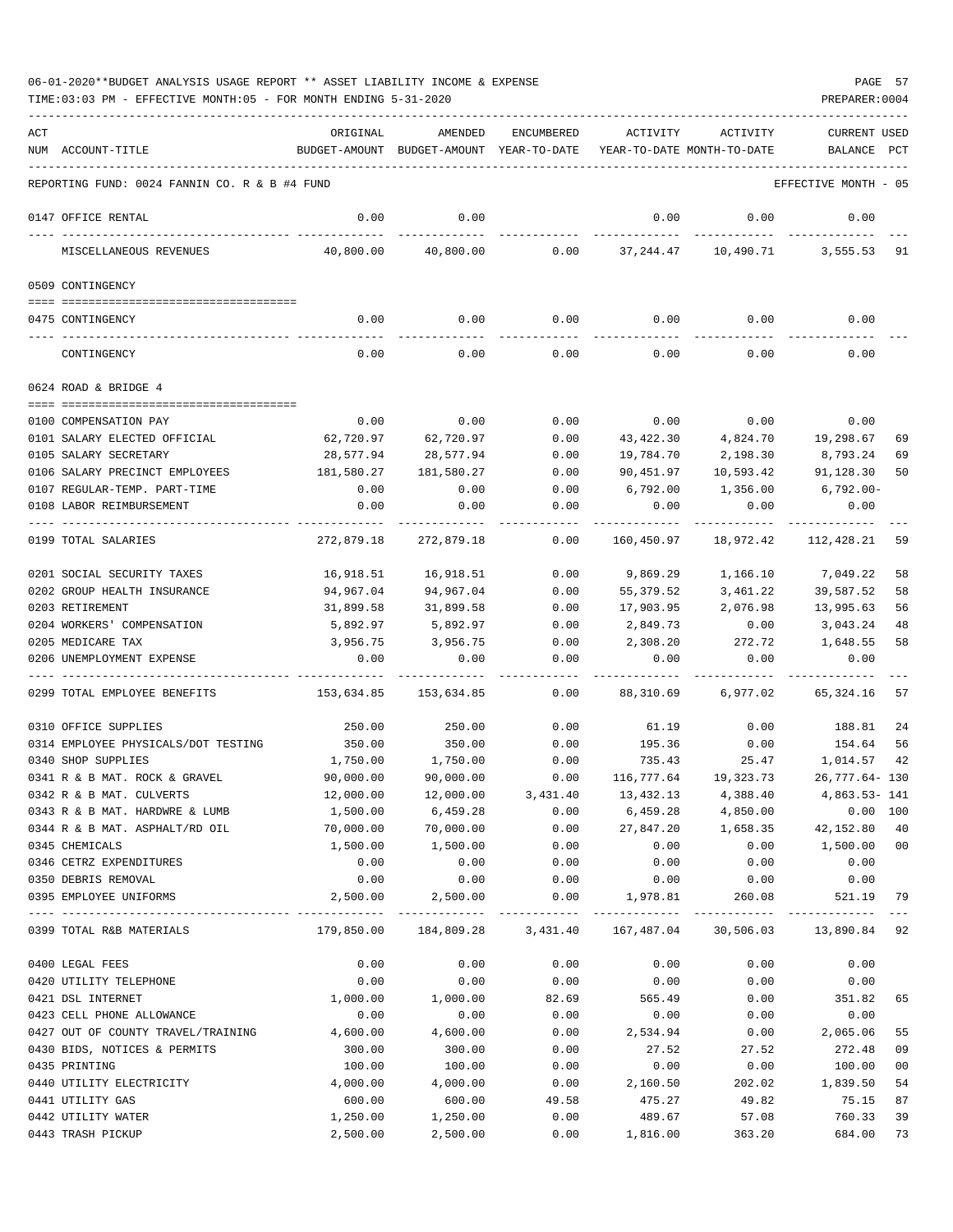06-01-2020**BUDGET ANALYSIS USAGE REPORT ** ASSET LIABILITY INCOME & EXPENSE

TIME:03:03 PM - EFFECTIVE MONTH:05 - FOR MONTH ENDING 5-31-2020

| ACT NUM | ACCOUNT-TITLE | ORIGINAL BUDGET-AMOUNT | AMENDED BUDGET-AMOUNT | ENCUMBERED YEAR-TO-DATE | ACTIVITY YEAR-TO-DATE | ACTIVITY MONTH-TO-DATE | CURRENT BALANCE | USED PCT |
|---|---|---|---|---|---|---|---|---|
| | REPORTING FUND: 0024 FANNIN CO. R & B #4 FUND | | | | | | EFFECTIVE MONTH - 05 | |
| 0147 | OFFICE RENTAL | 0.00 | 0.00 | | 0.00 | 0.00 | 0.00 | |
| | MISCELLANEOUS REVENUES | 40,800.00 | 40,800.00 | 0.00 | 37,244.47 | 10,490.71 | 3,555.53 | 91 |
| | 0509 CONTINGENCY | | | | | | | |
| 0475 | CONTINGENCY | 0.00 | 0.00 | 0.00 | 0.00 | 0.00 | 0.00 | |
| | CONTINGENCY | 0.00 | 0.00 | 0.00 | 0.00 | 0.00 | 0.00 | |
| | 0624 ROAD & BRIDGE 4 | | | | | | | |
| 0100 | COMPENSATION PAY | 0.00 | 0.00 | 0.00 | 0.00 | 0.00 | 0.00 | |
| 0101 | SALARY ELECTED OFFICIAL | 62,720.97 | 62,720.97 | 0.00 | 43,422.30 | 4,824.70 | 19,298.67 | 69 |
| 0105 | SALARY SECRETARY | 28,577.94 | 28,577.94 | 0.00 | 19,784.70 | 2,198.30 | 8,793.24 | 69 |
| 0106 | SALARY PRECINCT EMPLOYEES | 181,580.27 | 181,580.27 | 0.00 | 90,451.97 | 10,593.42 | 91,128.30 | 50 |
| 0107 | REGULAR-TEMP. PART-TIME | 0.00 | 0.00 | 0.00 | 6,792.00 | 1,356.00 | 6,792.00- | |
| 0108 | LABOR REIMBURSEMENT | 0.00 | 0.00 | 0.00 | 0.00 | 0.00 | 0.00 | |
| 0199 | TOTAL SALARIES | 272,879.18 | 272,879.18 | 0.00 | 160,450.97 | 18,972.42 | 112,428.21 | 59 |
| 0201 | SOCIAL SECURITY TAXES | 16,918.51 | 16,918.51 | 0.00 | 9,869.29 | 1,166.10 | 7,049.22 | 58 |
| 0202 | GROUP HEALTH INSURANCE | 94,967.04 | 94,967.04 | 0.00 | 55,379.52 | 3,461.22 | 39,587.52 | 58 |
| 0203 | RETIREMENT | 31,899.58 | 31,899.58 | 0.00 | 17,903.95 | 2,076.98 | 13,995.63 | 56 |
| 0204 | WORKERS' COMPENSATION | 5,892.97 | 5,892.97 | 0.00 | 2,849.73 | 0.00 | 3,043.24 | 48 |
| 0205 | MEDICARE TAX | 3,956.75 | 3,956.75 | 0.00 | 2,308.20 | 272.72 | 1,648.55 | 58 |
| 0206 | UNEMPLOYMENT EXPENSE | 0.00 | 0.00 | 0.00 | 0.00 | 0.00 | 0.00 | |
| 0299 | TOTAL EMPLOYEE BENEFITS | 153,634.85 | 153,634.85 | 0.00 | 88,310.69 | 6,977.02 | 65,324.16 | 57 |
| 0310 | OFFICE SUPPLIES | 250.00 | 250.00 | 0.00 | 61.19 | 0.00 | 188.81 | 24 |
| 0314 | EMPLOYEE PHYSICALS/DOT TESTING | 350.00 | 350.00 | 0.00 | 195.36 | 0.00 | 154.64 | 56 |
| 0340 | SHOP SUPPLIES | 1,750.00 | 1,750.00 | 0.00 | 735.43 | 25.47 | 1,014.57 | 42 |
| 0341 | R & B MAT. ROCK & GRAVEL | 90,000.00 | 90,000.00 | 0.00 | 116,777.64 | 19,323.73 | 26,777.64- | 130 |
| 0342 | R & B MAT. CULVERTS | 12,000.00 | 12,000.00 | 3,431.40 | 13,432.13 | 4,388.40 | 4,863.53- | 141 |
| 0343 | R & B MAT. HARDWRE & LUMB | 1,500.00 | 6,459.28 | 0.00 | 6,459.28 | 4,850.00 | 0.00 | 100 |
| 0344 | R & B MAT. ASPHALT/RD OIL | 70,000.00 | 70,000.00 | 0.00 | 27,847.20 | 1,658.35 | 42,152.80 | 40 |
| 0345 | CHEMICALS | 1,500.00 | 1,500.00 | 0.00 | 0.00 | 0.00 | 1,500.00 | 00 |
| 0346 | CETRZ EXPENDITURES | 0.00 | 0.00 | 0.00 | 0.00 | 0.00 | 0.00 | |
| 0350 | DEBRIS REMOVAL | 0.00 | 0.00 | 0.00 | 0.00 | 0.00 | 0.00 | |
| 0395 | EMPLOYEE UNIFORMS | 2,500.00 | 2,500.00 | 0.00 | 1,978.81 | 260.08 | 521.19 | 79 |
| 0399 | TOTAL R&B MATERIALS | 179,850.00 | 184,809.28 | 3,431.40 | 167,487.04 | 30,506.03 | 13,890.84 | 92 |
| 0400 | LEGAL FEES | 0.00 | 0.00 | 0.00 | 0.00 | 0.00 | 0.00 | |
| 0420 | UTILITY TELEPHONE | 0.00 | 0.00 | 0.00 | 0.00 | 0.00 | 0.00 | |
| 0421 | DSL INTERNET | 1,000.00 | 1,000.00 | 82.69 | 565.49 | 0.00 | 351.82 | 65 |
| 0423 | CELL PHONE ALLOWANCE | 0.00 | 0.00 | 0.00 | 0.00 | 0.00 | 0.00 | |
| 0427 | OUT OF COUNTY TRAVEL/TRAINING | 4,600.00 | 4,600.00 | 0.00 | 2,534.94 | 0.00 | 2,065.06 | 55 |
| 0430 | BIDS, NOTICES & PERMITS | 300.00 | 300.00 | 0.00 | 27.52 | 27.52 | 272.48 | 09 |
| 0435 | PRINTING | 100.00 | 100.00 | 0.00 | 0.00 | 0.00 | 100.00 | 00 |
| 0440 | UTILITY ELECTRICITY | 4,000.00 | 4,000.00 | 0.00 | 2,160.50 | 202.02 | 1,839.50 | 54 |
| 0441 | UTILITY GAS | 600.00 | 600.00 | 49.58 | 475.27 | 49.82 | 75.15 | 87 |
| 0442 | UTILITY WATER | 1,250.00 | 1,250.00 | 0.00 | 489.67 | 57.08 | 760.33 | 39 |
| 0443 | TRASH PICKUP | 2,500.00 | 2,500.00 | 0.00 | 1,816.00 | 363.20 | 684.00 | 73 |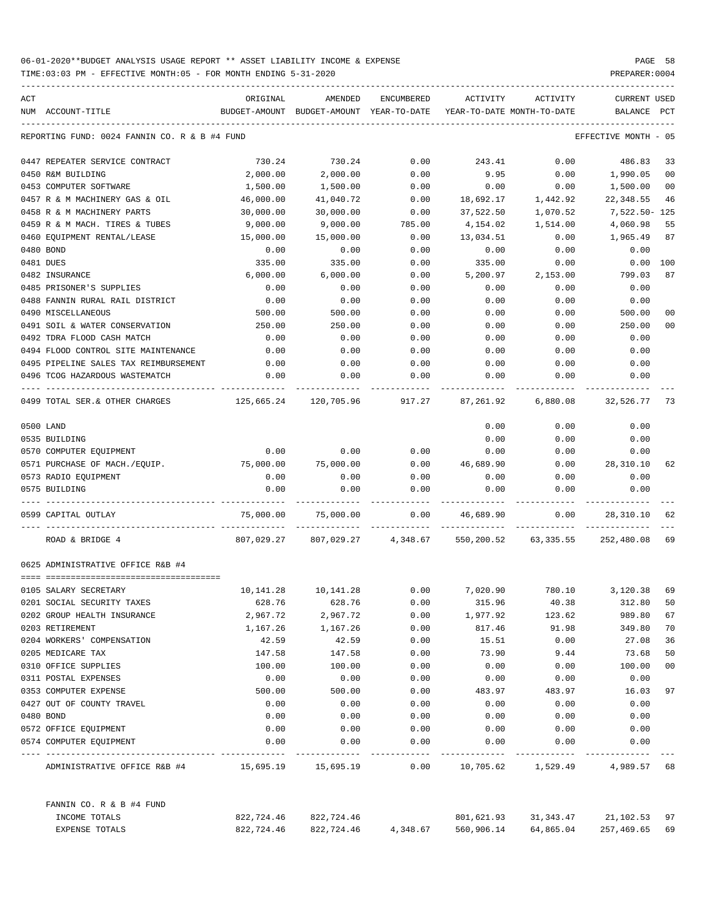06-01-2020**BUDGET ANALYSIS USAGE REPORT ** ASSET LIABILITY INCOME & EXPENSE

TIME:03:03 PM - EFFECTIVE MONTH:05 - FOR MONTH ENDING 5-31-2020

PREPARER:0004

| ACT NUM | ACCOUNT-TITLE | ORIGINAL BUDGET-AMOUNT | AMENDED BUDGET-AMOUNT | ENCUMBERED YEAR-TO-DATE | ACTIVITY YEAR-TO-DATE | ACTIVITY MONTH-TO-DATE | CURRENT BALANCE | USED PCT |
|---|---|---|---|---|---|---|---|---|
| | REPORTING FUND: 0024 FANNIN CO. R & B #4 FUND | | | | | | EFFECTIVE MONTH - 05 | |
| 0447 | REPEATER SERVICE CONTRACT | 730.24 | 730.24 | 0.00 | 243.41 | 0.00 | 486.83 | 33 |
| 0450 | R&M BUILDING | 2,000.00 | 2,000.00 | 0.00 | 9.95 | 0.00 | 1,990.05 | 00 |
| 0453 | COMPUTER SOFTWARE | 1,500.00 | 1,500.00 | 0.00 | 0.00 | 0.00 | 1,500.00 | 00 |
| 0457 | R & M MACHINERY GAS & OIL | 46,000.00 | 41,040.72 | 0.00 | 18,692.17 | 1,442.92 | 22,348.55 | 46 |
| 0458 | R & M MACHINERY PARTS | 30,000.00 | 30,000.00 | 0.00 | 37,522.50 | 1,070.52 | 7,522.50- | 125 |
| 0459 | R & M MACH. TIRES & TUBES | 9,000.00 | 9,000.00 | 785.00 | 4,154.02 | 1,514.00 | 4,060.98 | 55 |
| 0460 | EQUIPMENT RENTAL/LEASE | 15,000.00 | 15,000.00 | 0.00 | 13,034.51 | 0.00 | 1,965.49 | 87 |
| 0480 | BOND | 0.00 | 0.00 | 0.00 | 0.00 | 0.00 | 0.00 | |
| 0481 | DUES | 335.00 | 335.00 | 0.00 | 335.00 | 0.00 | 0.00 | 100 |
| 0482 | INSURANCE | 6,000.00 | 6,000.00 | 0.00 | 5,200.97 | 2,153.00 | 799.03 | 87 |
| 0485 | PRISONER'S SUPPLIES | 0.00 | 0.00 | 0.00 | 0.00 | 0.00 | 0.00 | |
| 0488 | FANNIN RURAL RAIL DISTRICT | 0.00 | 0.00 | 0.00 | 0.00 | 0.00 | 0.00 | |
| 0490 | MISCELLANEOUS | 500.00 | 500.00 | 0.00 | 0.00 | 0.00 | 500.00 | 00 |
| 0491 | SOIL & WATER CONSERVATION | 250.00 | 250.00 | 0.00 | 0.00 | 0.00 | 250.00 | 00 |
| 0492 | TDRA FLOOD CASH MATCH | 0.00 | 0.00 | 0.00 | 0.00 | 0.00 | 0.00 | |
| 0494 | FLOOD CONTROL SITE MAINTENANCE | 0.00 | 0.00 | 0.00 | 0.00 | 0.00 | 0.00 | |
| 0495 | PIPELINE SALES TAX REIMBURSEMENT | 0.00 | 0.00 | 0.00 | 0.00 | 0.00 | 0.00 | |
| 0496 | TCOG HAZARDOUS WASTEMATCH | 0.00 | 0.00 | 0.00 | 0.00 | 0.00 | 0.00 | |
| 0499 | TOTAL SER.& OTHER CHARGES | 125,665.24 | 120,705.96 | 917.27 | 87,261.92 | 6,880.08 | 32,526.77 | 73 |
| 0500 | LAND | | | | 0.00 | 0.00 | 0.00 | |
| 0535 | BUILDING | | | | 0.00 | 0.00 | 0.00 | |
| 0570 | COMPUTER EQUIPMENT | 0.00 | 0.00 | 0.00 | 0.00 | 0.00 | 0.00 | |
| 0571 | PURCHASE OF MACH./EQUIP. | 75,000.00 | 75,000.00 | 0.00 | 46,689.90 | 0.00 | 28,310.10 | 62 |
| 0573 | RADIO EQUIPMENT | 0.00 | 0.00 | 0.00 | 0.00 | 0.00 | 0.00 | |
| 0575 | BUILDING | 0.00 | 0.00 | 0.00 | 0.00 | 0.00 | 0.00 | |
| 0599 | CAPITAL OUTLAY | 75,000.00 | 75,000.00 | 0.00 | 46,689.90 | 0.00 | 28,310.10 | 62 |
| | ROAD & BRIDGE 4 | 807,029.27 | 807,029.27 | 4,348.67 | 550,200.52 | 63,335.55 | 252,480.08 | 69 |
| | 0625 ADMINISTRATIVE OFFICE R&B #4 | | | | | | | |
| 0105 | SALARY SECRETARY | 10,141.28 | 10,141.28 | 0.00 | 7,020.90 | 780.10 | 3,120.38 | 69 |
| 0201 | SOCIAL SECURITY TAXES | 628.76 | 628.76 | 0.00 | 315.96 | 40.38 | 312.80 | 50 |
| 0202 | GROUP HEALTH INSURANCE | 2,967.72 | 2,967.72 | 0.00 | 1,977.92 | 123.62 | 989.80 | 67 |
| 0203 | RETIREMENT | 1,167.26 | 1,167.26 | 0.00 | 817.46 | 91.98 | 349.80 | 70 |
| 0204 | WORKERS' COMPENSATION | 42.59 | 42.59 | 0.00 | 15.51 | 0.00 | 27.08 | 36 |
| 0205 | MEDICARE TAX | 147.58 | 147.58 | 0.00 | 73.90 | 9.44 | 73.68 | 50 |
| 0310 | OFFICE SUPPLIES | 100.00 | 100.00 | 0.00 | 0.00 | 0.00 | 100.00 | 00 |
| 0311 | POSTAL EXPENSES | 0.00 | 0.00 | 0.00 | 0.00 | 0.00 | 0.00 | |
| 0353 | COMPUTER EXPENSE | 500.00 | 500.00 | 0.00 | 483.97 | 483.97 | 16.03 | 97 |
| 0427 | OUT OF COUNTY TRAVEL | 0.00 | 0.00 | 0.00 | 0.00 | 0.00 | 0.00 | |
| 0480 | BOND | 0.00 | 0.00 | 0.00 | 0.00 | 0.00 | 0.00 | |
| 0572 | OFFICE EQUIPMENT | 0.00 | 0.00 | 0.00 | 0.00 | 0.00 | 0.00 | |
| 0574 | COMPUTER EQUIPMENT | 0.00 | 0.00 | 0.00 | 0.00 | 0.00 | 0.00 | |
| | ADMINISTRATIVE OFFICE R&B #4 | 15,695.19 | 15,695.19 | 0.00 | 10,705.62 | 1,529.49 | 4,989.57 | 68 |
| | FANNIN CO. R & B #4 FUND | | | | | | | |
| | INCOME TOTALS | 822,724.46 | 822,724.46 | | 801,621.93 | 31,343.47 | 21,102.53 | 97 |
| | EXPENSE TOTALS | 822,724.46 | 822,724.46 | 4,348.67 | 560,906.14 | 64,865.04 | 257,469.65 | 69 |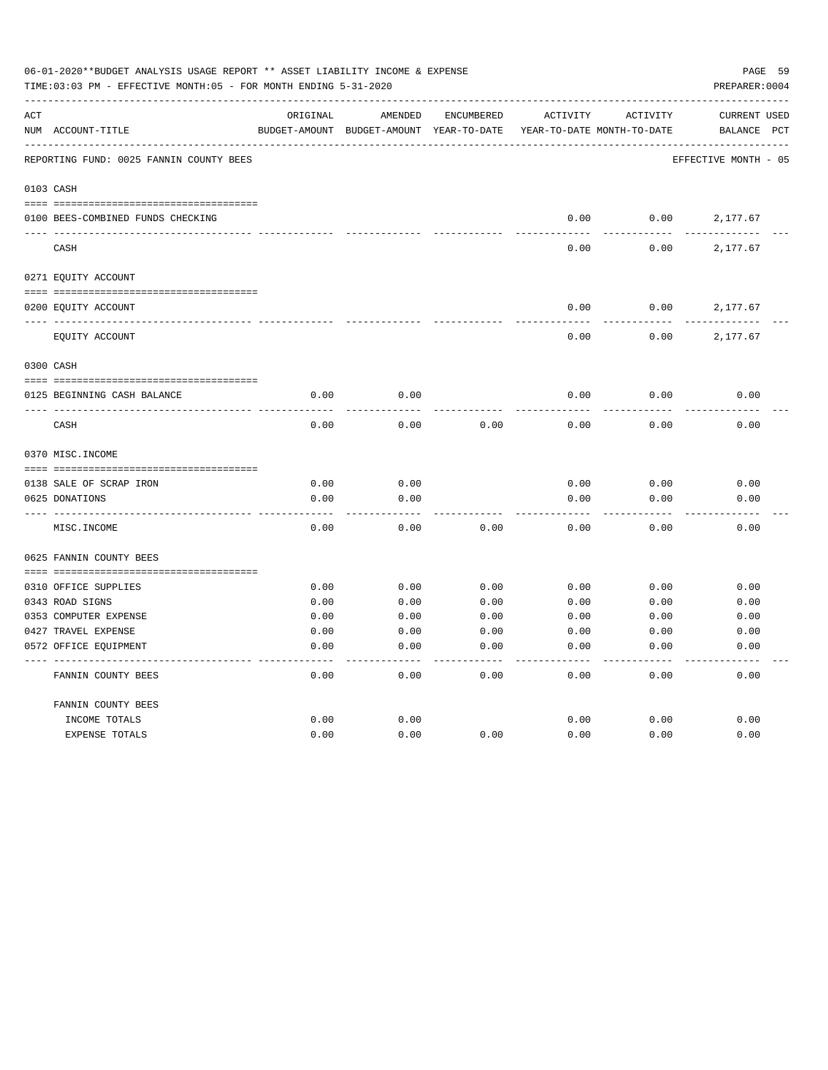06-01-2020**BUDGET ANALYSIS USAGE REPORT ** ASSET LIABILITY INCOME & EXPENSE

TIME:03:03 PM - EFFECTIVE MONTH:05 - FOR MONTH ENDING 5-31-2020

PREPARER:0004

REPORTING FUND: 0025 FANNIN COUNTY BEES — EFFECTIVE MONTH - 05

| ACT NUM | ACCOUNT-TITLE | ORIGINAL BUDGET-AMOUNT | AMENDED BUDGET-AMOUNT | ENCUMBERED YEAR-TO-DATE | ACTIVITY YEAR-TO-DATE | ACTIVITY MONTH-TO-DATE | CURRENT BALANCE | USED PCT |
|---|---|---|---|---|---|---|---|---|
| **0103** | **CASH** | | | | | | | |
| 0100 | BEES-COMBINED FUNDS CHECKING | | | | 0.00 | 0.00 | 2,177.67 | |
| | CASH | | | | 0.00 | 0.00 | 2,177.67 | |
| **0271** | **EQUITY ACCOUNT** | | | | | | | |
| 0200 | EQUITY ACCOUNT | | | | 0.00 | 0.00 | 2,177.67 | |
| | EQUITY ACCOUNT | | | | 0.00 | 0.00 | 2,177.67 | |
| **0300** | **CASH** | | | | | | | |
| 0125 | BEGINNING CASH BALANCE | 0.00 | 0.00 | | 0.00 | 0.00 | 0.00 | |
| | CASH | 0.00 | 0.00 | 0.00 | 0.00 | 0.00 | 0.00 | |
| **0370** | **MISC.INCOME** | | | | | | | |
| 0138 | SALE OF SCRAP IRON | 0.00 | 0.00 | | 0.00 | 0.00 | 0.00 | |
| 0625 | DONATIONS | 0.00 | 0.00 | | 0.00 | 0.00 | 0.00 | |
| | MISC.INCOME | 0.00 | 0.00 | 0.00 | 0.00 | 0.00 | 0.00 | |
| **0625** | **FANNIN COUNTY BEES** | | | | | | | |
| 0310 | OFFICE SUPPLIES | 0.00 | 0.00 | 0.00 | 0.00 | 0.00 | 0.00 | |
| 0343 | ROAD SIGNS | 0.00 | 0.00 | 0.00 | 0.00 | 0.00 | 0.00 | |
| 0353 | COMPUTER EXPENSE | 0.00 | 0.00 | 0.00 | 0.00 | 0.00 | 0.00 | |
| 0427 | TRAVEL EXPENSE | 0.00 | 0.00 | 0.00 | 0.00 | 0.00 | 0.00 | |
| 0572 | OFFICE EQUIPMENT | 0.00 | 0.00 | 0.00 | 0.00 | 0.00 | 0.00 | |
| | FANNIN COUNTY BEES | 0.00 | 0.00 | 0.00 | 0.00 | 0.00 | 0.00 | |
| | FANNIN COUNTY BEES | | | | | | | |
| | INCOME TOTALS | 0.00 | 0.00 | | 0.00 | 0.00 | 0.00 | |
| | EXPENSE TOTALS | 0.00 | 0.00 | 0.00 | 0.00 | 0.00 | 0.00 | |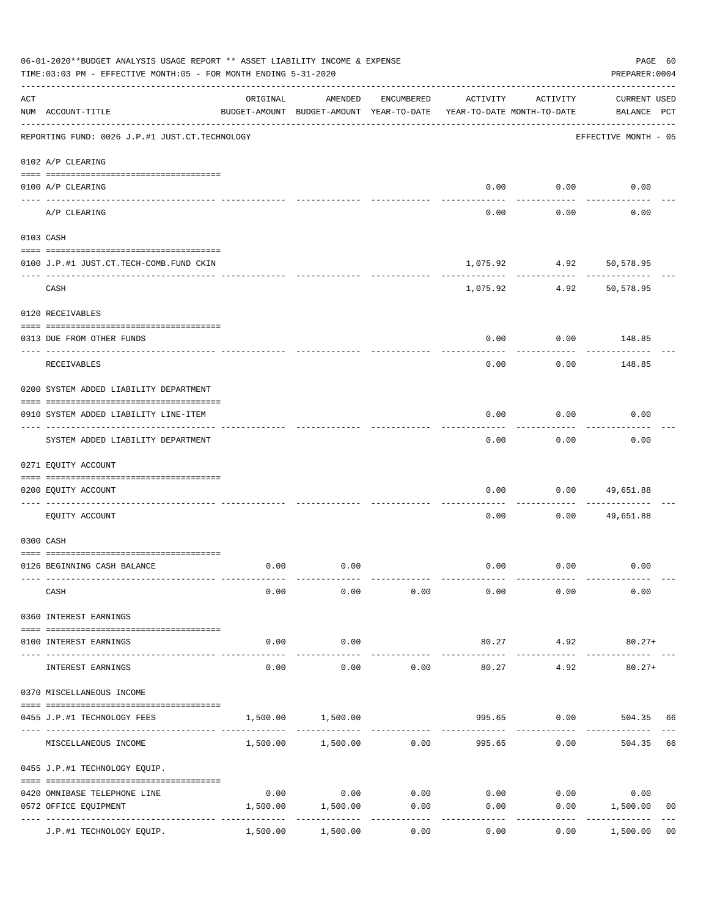06-01-2020**BUDGET ANALYSIS USAGE REPORT ** ASSET LIABILITY INCOME & EXPENSE

TIME:03:03 PM - EFFECTIVE MONTH:05 - FOR MONTH ENDING 5-31-2020

PREPARER:0004

REPORTING FUND: 0026 J.P.#1 JUST.CT.TECHNOLOGY — EFFECTIVE MONTH - 05

| ACT NUM | ACCOUNT-TITLE | ORIGINAL BUDGET-AMOUNT | AMENDED BUDGET-AMOUNT | ENCUMBERED YEAR-TO-DATE | ACTIVITY YEAR-TO-DATE | ACTIVITY MONTH-TO-DATE | CURRENT USED BALANCE | PCT |
|---|---|---|---|---|---|---|---|---|
| | **0102 A/P CLEARING** | | | | | | | |
| 0100 | A/P CLEARING | | | | 0.00 | 0.00 | 0.00 | |
| | A/P CLEARING | | | | 0.00 | 0.00 | 0.00 | |
| | **0103 CASH** | | | | | | | |
| 0100 | J.P.#1 JUST.CT.TECH-COMB.FUND CKIN | | | | 1,075.92 | 4.92 | 50,578.95 | |
| | CASH | | | | 1,075.92 | 4.92 | 50,578.95 | |
| | **0120 RECEIVABLES** | | | | | | | |
| 0313 | DUE FROM OTHER FUNDS | | | | 0.00 | 0.00 | 148.85 | |
| | RECEIVABLES | | | | 0.00 | 0.00 | 148.85 | |
| | **0200 SYSTEM ADDED LIABILITY DEPARTMENT** | | | | | | | |
| 0910 | SYSTEM ADDED LIABILITY LINE-ITEM | | | | 0.00 | 0.00 | 0.00 | |
| | SYSTEM ADDED LIABILITY DEPARTMENT | | | | 0.00 | 0.00 | 0.00 | |
| | **0271 EQUITY ACCOUNT** | | | | | | | |
| 0200 | EQUITY ACCOUNT | | | | 0.00 | 0.00 | 49,651.88 | |
| | EQUITY ACCOUNT | | | | 0.00 | 0.00 | 49,651.88 | |
| | **0300 CASH** | | | | | | | |
| 0126 | BEGINNING CASH BALANCE | 0.00 | 0.00 | | 0.00 | 0.00 | 0.00 | |
| | CASH | 0.00 | 0.00 | 0.00 | 0.00 | 0.00 | 0.00 | |
| | **0360 INTEREST EARNINGS** | | | | | | | |
| 0100 | INTEREST EARNINGS | 0.00 | 0.00 | | 80.27 | 4.92 | 80.27+ | |
| | INTEREST EARNINGS | 0.00 | 0.00 | 0.00 | 80.27 | 4.92 | 80.27+ | |
| | **0370 MISCELLANEOUS INCOME** | | | | | | | |
| 0455 | J.P.#1 TECHNOLOGY FEES | 1,500.00 | 1,500.00 | | 995.65 | 0.00 | 504.35 | 66 |
| | MISCELLANEOUS INCOME | 1,500.00 | 1,500.00 | 0.00 | 995.65 | 0.00 | 504.35 | 66 |
| | **0455 J.P.#1 TECHNOLOGY EQUIP.** | | | | | | | |
| 0420 | OMNIBASE TELEPHONE LINE | 0.00 | 0.00 | 0.00 | 0.00 | 0.00 | 0.00 | |
| 0572 | OFFICE EQUIPMENT | 1,500.00 | 1,500.00 | 0.00 | 0.00 | 0.00 | 1,500.00 | 00 |
| | J.P.#1 TECHNOLOGY EQUIP. | 1,500.00 | 1,500.00 | 0.00 | 0.00 | 0.00 | 1,500.00 | 00 |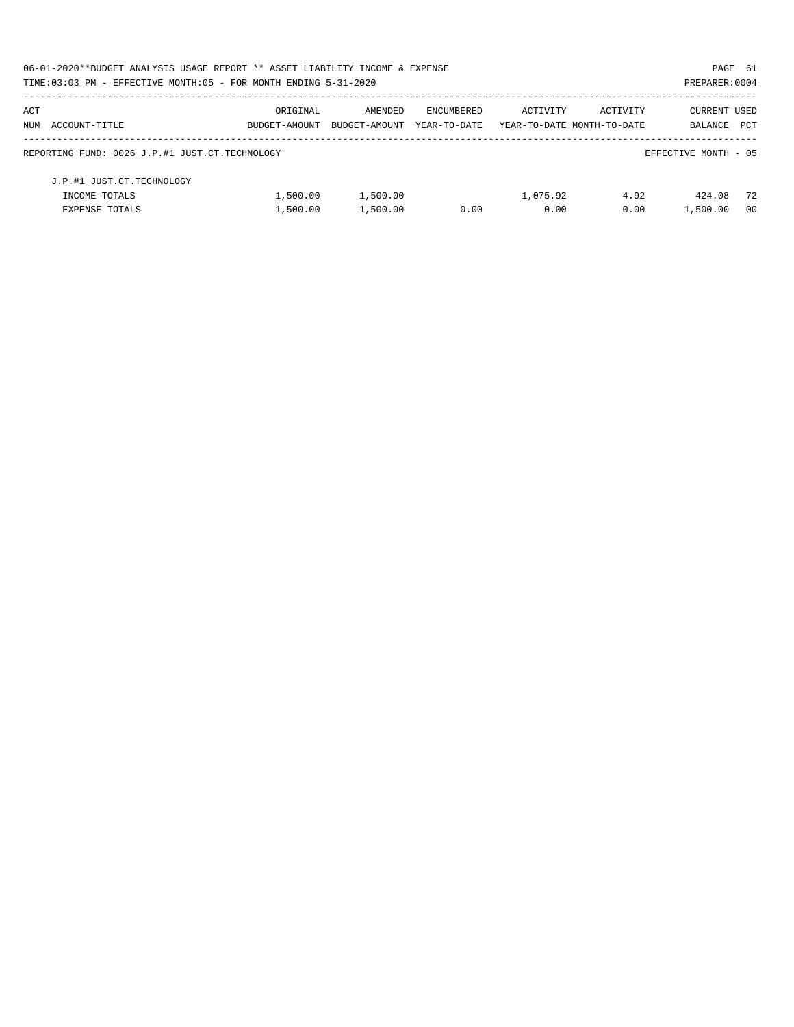| ACT NUM | ACCOUNT-TITLE | ORIGINAL BUDGET-AMOUNT | AMENDED BUDGET-AMOUNT | ENCUMBERED YEAR-TO-DATE | ACTIVITY YEAR-TO-DATE | ACTIVITY MONTH-TO-DATE | CURRENT BALANCE | USED PCT |
|---|---|---|---|---|---|---|---|---|
| | REPORTING FUND: 0026 J.P.#1 JUST.CT.TECHNOLOGY | | | | | | EFFECTIVE MONTH - 05 | |
| | J.P.#1 JUST.CT.TECHNOLOGY | | | | | | | |
| | INCOME TOTALS | 1,500.00 | 1,500.00 | | 1,075.92 | 4.92 | 424.08 | 72 |
| | EXPENSE TOTALS | 1,500.00 | 1,500.00 | 0.00 | 0.00 | 0.00 | 1,500.00 | 00 |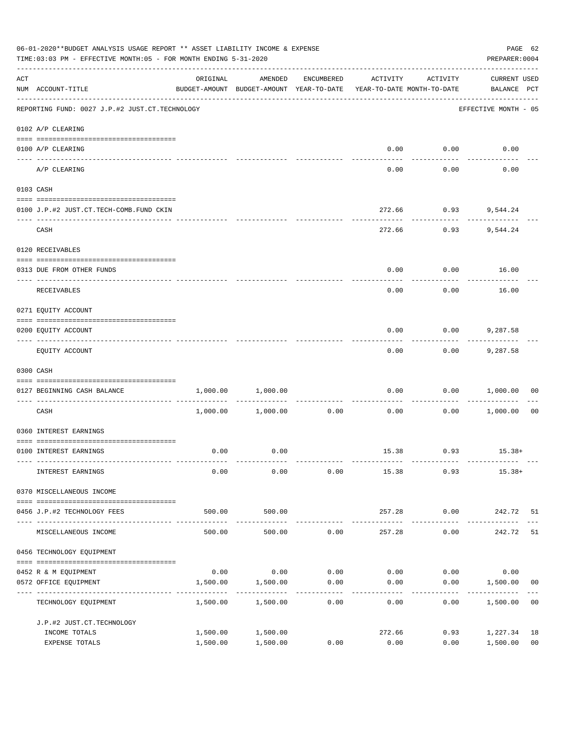06-01-2020**BUDGET ANALYSIS USAGE REPORT ** ASSET LIABILITY INCOME & EXPENSE

TIME:03:03 PM - EFFECTIVE MONTH:05 - FOR MONTH ENDING 5-31-2020

PREPARER:0004

| ACT NUM | ACCOUNT-TITLE | ORIGINAL BUDGET-AMOUNT | AMENDED BUDGET-AMOUNT | ENCUMBERED YEAR-TO-DATE | ACTIVITY YEAR-TO-DATE | ACTIVITY MONTH-TO-DATE | CURRENT USED BALANCE | PCT |
|---|---|---|---|---|---|---|---|---|
| | REPORTING FUND: 0027 J.P.#2 JUST.CT.TECHNOLOGY | | | | | | EFFECTIVE MONTH - 05 | |
| 0102 | A/P CLEARING | | | | | | | |
| 0100 | A/P CLEARING | | | | 0.00 | 0.00 | 0.00 | |
| | A/P CLEARING | | | | 0.00 | 0.00 | 0.00 | |
| 0103 | CASH | | | | | | | |
| 0100 | J.P.#2 JUST.CT.TECH-COMB.FUND CKIN | | | | 272.66 | 0.93 | 9,544.24 | |
| | CASH | | | | 272.66 | 0.93 | 9,544.24 | |
| 0120 | RECEIVABLES | | | | | | | |
| 0313 | DUE FROM OTHER FUNDS | | | | 0.00 | 0.00 | 16.00 | |
| | RECEIVABLES | | | | 0.00 | 0.00 | 16.00 | |
| 0271 | EQUITY ACCOUNT | | | | | | | |
| 0200 | EQUITY ACCOUNT | | | | 0.00 | 0.00 | 9,287.58 | |
| | EQUITY ACCOUNT | | | | 0.00 | 0.00 | 9,287.58 | |
| 0300 | CASH | | | | | | | |
| 0127 | BEGINNING CASH BALANCE | 1,000.00 | 1,000.00 | | 0.00 | 0.00 | 1,000.00 | 00 |
| | CASH | 1,000.00 | 1,000.00 | 0.00 | 0.00 | 0.00 | 1,000.00 | 00 |
| 0360 | INTEREST EARNINGS | | | | | | | |
| 0100 | INTEREST EARNINGS | 0.00 | 0.00 | | 15.38 | 0.93 | 15.38+ | |
| | INTEREST EARNINGS | 0.00 | 0.00 | 0.00 | 15.38 | 0.93 | 15.38+ | |
| 0370 | MISCELLANEOUS INCOME | | | | | | | |
| 0456 | J.P.#2 TECHNOLOGY FEES | 500.00 | 500.00 | | 257.28 | 0.00 | 242.72 | 51 |
| | MISCELLANEOUS INCOME | 500.00 | 500.00 | 0.00 | 257.28 | 0.00 | 242.72 | 51 |
| 0456 | TECHNOLOGY EQUIPMENT | | | | | | | |
| 0452 | R & M EQUIPMENT | 0.00 | 0.00 | 0.00 | 0.00 | 0.00 | 0.00 | |
| 0572 | OFFICE EQUIPMENT | 1,500.00 | 1,500.00 | 0.00 | 0.00 | 0.00 | 1,500.00 | 00 |
| | TECHNOLOGY EQUIPMENT | 1,500.00 | 1,500.00 | 0.00 | 0.00 | 0.00 | 1,500.00 | 00 |
| | J.P.#2 JUST.CT.TECHNOLOGY | | | | | | | |
| | INCOME TOTALS | 1,500.00 | 1,500.00 | | 272.66 | 0.93 | 1,227.34 | 18 |
| | EXPENSE TOTALS | 1,500.00 | 1,500.00 | 0.00 | 0.00 | 0.00 | 1,500.00 | 00 |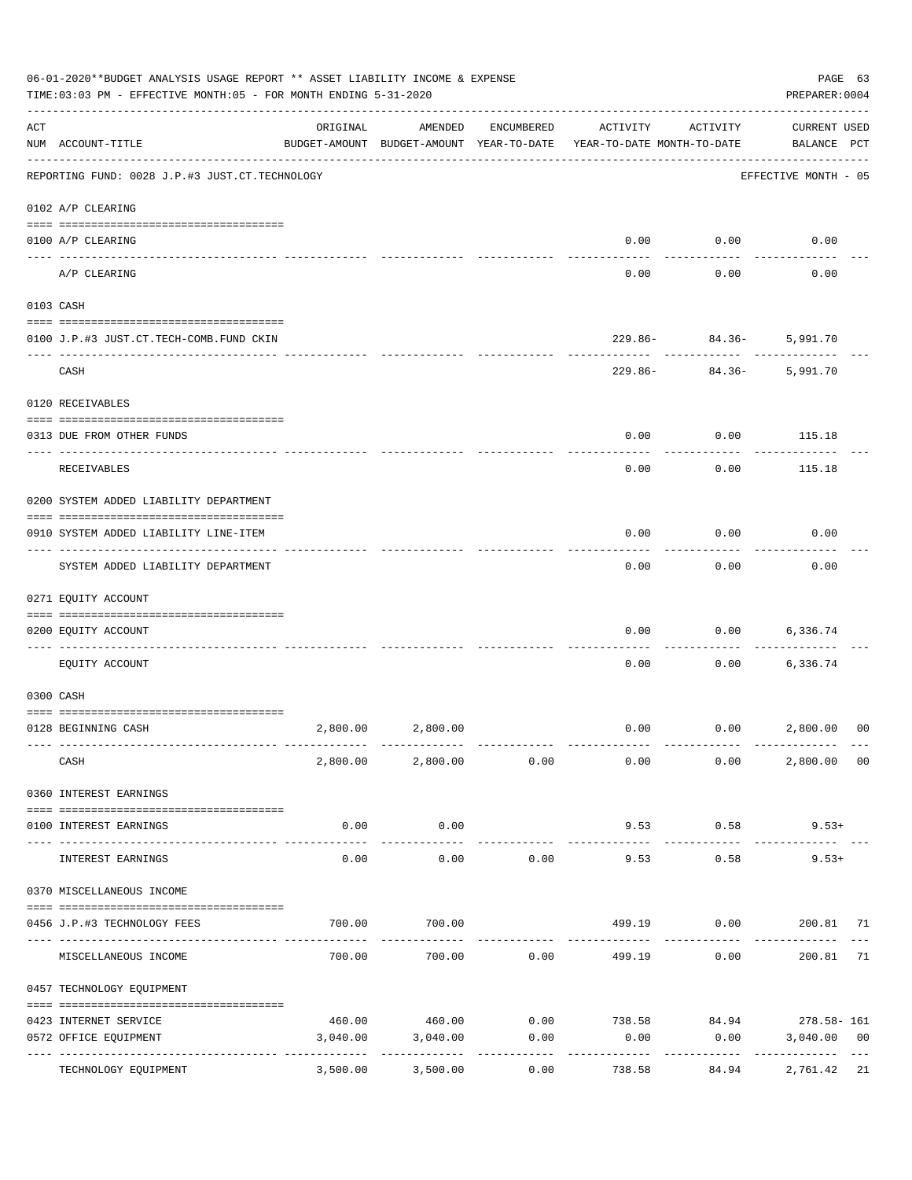06-01-2020**BUDGET ANALYSIS USAGE REPORT ** ASSET LIABILITY INCOME & EXPENSE

TIME:03:03 PM - EFFECTIVE MONTH:05 - FOR MONTH ENDING 5-31-2020

PREPARER:0004

| ACT NUM | ACCOUNT-TITLE | ORIGINAL BUDGET-AMOUNT | AMENDED BUDGET-AMOUNT | ENCUMBERED YEAR-TO-DATE | ACTIVITY YEAR-TO-DATE | ACTIVITY MONTH-TO-DATE | CURRENT USED BALANCE | PCT |
|---|---|---|---|---|---|---|---|---|
| | REPORTING FUND: 0028 J.P.#3 JUST.CT.TECHNOLOGY | | | | | | EFFECTIVE MONTH - 05 | |
| | 0102 A/P CLEARING | | | | | | | |
| 0100 | A/P CLEARING | | | | 0.00 | 0.00 | 0.00 | |
| | A/P CLEARING | | | | 0.00 | 0.00 | 0.00 | |
| | 0103 CASH | | | | | | | |
| 0100 | J.P.#3 JUST.CT.TECH-COMB.FUND CKIN | | | | 229.86- | 84.36- | 5,991.70 | |
| | CASH | | | | 229.86- | 84.36- | 5,991.70 | |
| | 0120 RECEIVABLES | | | | | | | |
| 0313 | DUE FROM OTHER FUNDS | | | | 0.00 | 0.00 | 115.18 | |
| | RECEIVABLES | | | | 0.00 | 0.00 | 115.18 | |
| | 0200 SYSTEM ADDED LIABILITY DEPARTMENT | | | | | | | |
| 0910 | SYSTEM ADDED LIABILITY LINE-ITEM | | | | 0.00 | 0.00 | 0.00 | |
| | SYSTEM ADDED LIABILITY DEPARTMENT | | | | 0.00 | 0.00 | 0.00 | |
| | 0271 EQUITY ACCOUNT | | | | | | | |
| 0200 | EQUITY ACCOUNT | | | | 0.00 | 0.00 | 6,336.74 | |
| | EQUITY ACCOUNT | | | | 0.00 | 0.00 | 6,336.74 | |
| | 0300 CASH | | | | | | | |
| 0128 | BEGINNING CASH | 2,800.00 | 2,800.00 | | 0.00 | 0.00 | 2,800.00 | 00 |
| | CASH | 2,800.00 | 2,800.00 | 0.00 | 0.00 | 0.00 | 2,800.00 | 00 |
| | 0360 INTEREST EARNINGS | | | | | | | |
| 0100 | INTEREST EARNINGS | 0.00 | 0.00 | | 9.53 | 0.58 | 9.53+ | |
| | INTEREST EARNINGS | 0.00 | 0.00 | 0.00 | 9.53 | 0.58 | 9.53+ | |
| | 0370 MISCELLANEOUS INCOME | | | | | | | |
| 0456 | J.P.#3 TECHNOLOGY FEES | 700.00 | 700.00 | | 499.19 | 0.00 | 200.81 | 71 |
| | MISCELLANEOUS INCOME | 700.00 | 700.00 | 0.00 | 499.19 | 0.00 | 200.81 | 71 |
| | 0457 TECHNOLOGY EQUIPMENT | | | | | | | |
| 0423 | INTERNET SERVICE | 460.00 | 460.00 | 0.00 | 738.58 | 84.94 | 278.58- | 161 |
| 0572 | OFFICE EQUIPMENT | 3,040.00 | 3,040.00 | 0.00 | 0.00 | 0.00 | 3,040.00 | 00 |
| | TECHNOLOGY EQUIPMENT | 3,500.00 | 3,500.00 | 0.00 | 738.58 | 84.94 | 2,761.42 | 21 |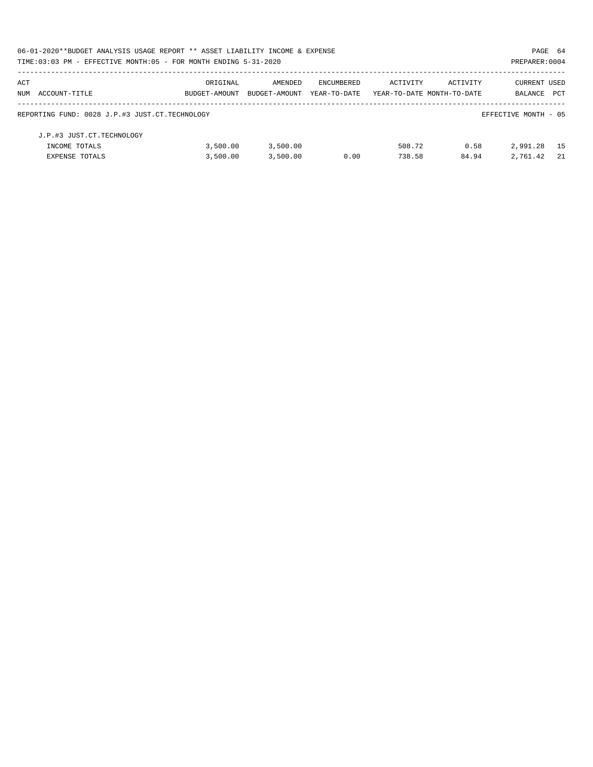06-01-2020**BUDGET ANALYSIS USAGE REPORT ** ASSET LIABILITY INCOME & EXPENSE

TIME:03:03 PM - EFFECTIVE MONTH:05 - FOR MONTH ENDING 5-31-2020

PREPARER:0004

| ACT NUM | ACCOUNT-TITLE | ORIGINAL BUDGET-AMOUNT | AMENDED BUDGET-AMOUNT | ENCUMBERED YEAR-TO-DATE | ACTIVITY YEAR-TO-DATE | ACTIVITY MONTH-TO-DATE | CURRENT BALANCE | USED PCT |
|---|---|---|---|---|---|---|---|---|
| | REPORTING FUND: 0028 J.P.#3 JUST.CT.TECHNOLOGY | | | | | | EFFECTIVE MONTH - 05 | |
| | J.P.#3 JUST.CT.TECHNOLOGY | | | | | | | |
| | INCOME TOTALS | 3,500.00 | 3,500.00 | | 508.72 | 0.58 | 2,991.28 | 15 |
| | EXPENSE TOTALS | 3,500.00 | 3,500.00 | 0.00 | 738.58 | 84.94 | 2,761.42 | 21 |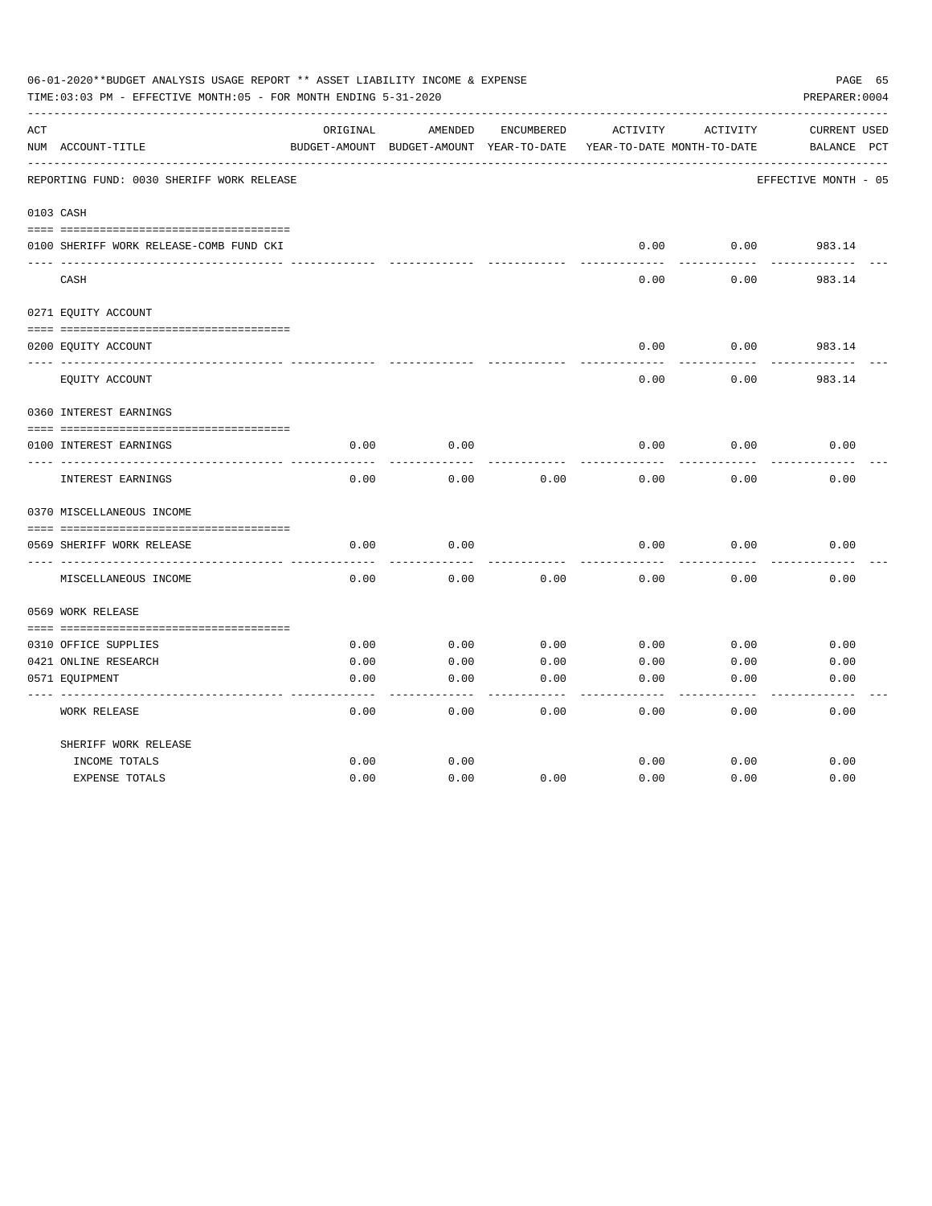06-01-2020**BUDGET ANALYSIS USAGE REPORT ** ASSET LIABILITY INCOME & EXPENSE

TIME:03:03 PM - EFFECTIVE MONTH:05 - FOR MONTH ENDING 5-31-2020

PREPARER:0004

REPORTING FUND: 0030 SHERIFF WORK RELEASE — EFFECTIVE MONTH - 05

| ACT NUM | ACCOUNT-TITLE | ORIGINAL BUDGET-AMOUNT | AMENDED BUDGET-AMOUNT | ENCUMBERED YEAR-TO-DATE | ACTIVITY YEAR-TO-DATE | ACTIVITY MONTH-TO-DATE | CURRENT BALANCE | USED PCT |
|---|---|---|---|---|---|---|---|---|
| 0103 | CASH | | | | | | | |
| 0100 | SHERIFF WORK RELEASE-COMB FUND CKI | | | | 0.00 | 0.00 | 983.14 | |
| | CASH | | | | 0.00 | 0.00 | 983.14 | |
| 0271 | EQUITY ACCOUNT | | | | | | | |
| 0200 | EQUITY ACCOUNT | | | | 0.00 | 0.00 | 983.14 | |
| | EQUITY ACCOUNT | | | | 0.00 | 0.00 | 983.14 | |
| 0360 | INTEREST EARNINGS | | | | | | | |
| 0100 | INTEREST EARNINGS | 0.00 | 0.00 | | 0.00 | 0.00 | 0.00 | |
| | INTEREST EARNINGS | 0.00 | 0.00 | 0.00 | 0.00 | 0.00 | 0.00 | |
| 0370 | MISCELLANEOUS INCOME | | | | | | | |
| 0569 | SHERIFF WORK RELEASE | 0.00 | 0.00 | | 0.00 | 0.00 | 0.00 | |
| | MISCELLANEOUS INCOME | 0.00 | 0.00 | 0.00 | 0.00 | 0.00 | 0.00 | |
| 0569 | WORK RELEASE | | | | | | | |
| 0310 | OFFICE SUPPLIES | 0.00 | 0.00 | 0.00 | 0.00 | 0.00 | 0.00 | |
| 0421 | ONLINE RESEARCH | 0.00 | 0.00 | 0.00 | 0.00 | 0.00 | 0.00 | |
| 0571 | EQUIPMENT | 0.00 | 0.00 | 0.00 | 0.00 | 0.00 | 0.00 | |
| | WORK RELEASE | 0.00 | 0.00 | 0.00 | 0.00 | 0.00 | 0.00 | |
| | SHERIFF WORK RELEASE | | | | | | | |
| | INCOME TOTALS | 0.00 | 0.00 | | 0.00 | 0.00 | 0.00 | |
| | EXPENSE TOTALS | 0.00 | 0.00 | 0.00 | 0.00 | 0.00 | 0.00 | |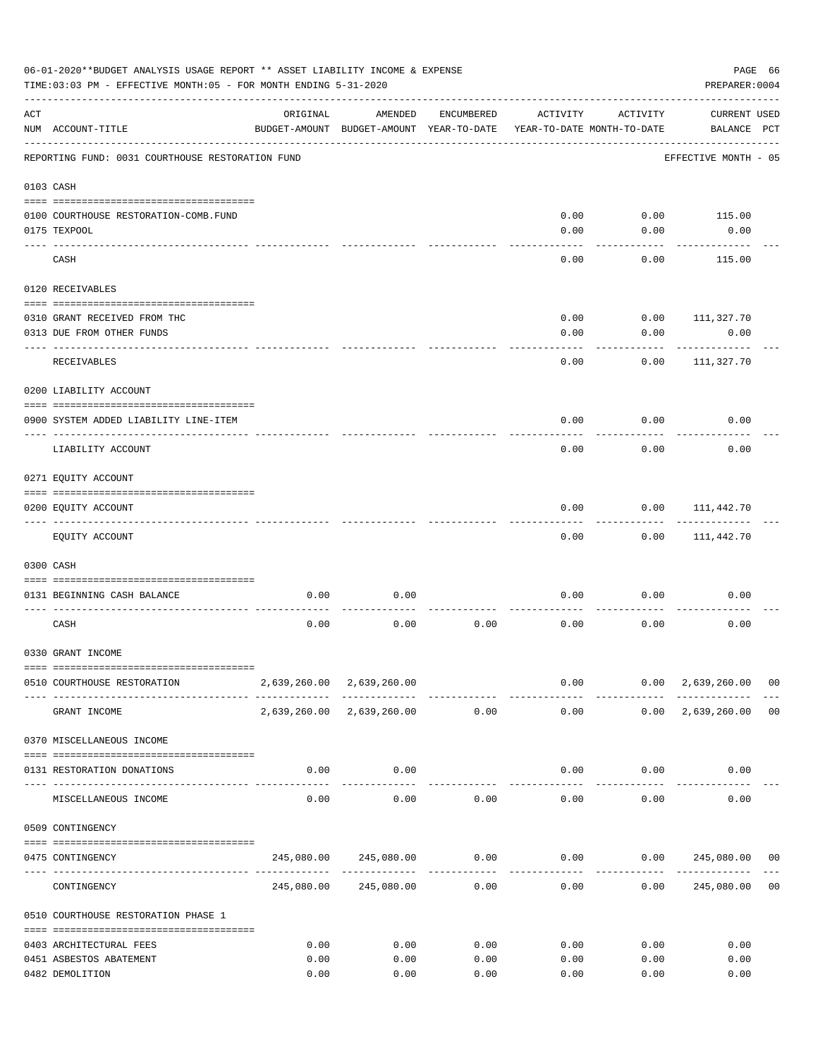06-01-2020**BUDGET ANALYSIS USAGE REPORT ** ASSET LIABILITY INCOME & EXPENSE

TIME:03:03 PM - EFFECTIVE MONTH:05 - FOR MONTH ENDING 5-31-2020

PREPARER:0004

REPORTING FUND: 0031 COURTHOUSE RESTORATION FUND — EFFECTIVE MONTH - 05

| ACT NUM | ACCOUNT-TITLE | ORIGINAL BUDGET-AMOUNT | AMENDED BUDGET-AMOUNT | ENCUMBERED YEAR-TO-DATE | ACTIVITY YEAR-TO-DATE | ACTIVITY MONTH-TO-DATE | CURRENT BALANCE | USED PCT |
|---|---|---|---|---|---|---|---|---|
| 0103 | CASH | | | | | | | |
| 0100 | COURTHOUSE RESTORATION-COMB.FUND | | | | 0.00 | 0.00 | 115.00 | |
| 0175 | TEXPOOL | | | | 0.00 | 0.00 | 0.00 | |
| | CASH | | | | 0.00 | 0.00 | 115.00 | |
| 0120 | RECEIVABLES | | | | | | | |
| 0310 | GRANT RECEIVED FROM THC | | | | 0.00 | 0.00 | 111,327.70 | |
| 0313 | DUE FROM OTHER FUNDS | | | | 0.00 | 0.00 | 0.00 | |
| | RECEIVABLES | | | | 0.00 | 0.00 | 111,327.70 | |
| 0200 | LIABILITY ACCOUNT | | | | | | | |
| 0900 | SYSTEM ADDED LIABILITY LINE-ITEM | | | | 0.00 | 0.00 | 0.00 | |
| | LIABILITY ACCOUNT | | | | 0.00 | 0.00 | 0.00 | |
| 0271 | EQUITY ACCOUNT | | | | | | | |
| 0200 | EQUITY ACCOUNT | | | | 0.00 | 0.00 | 111,442.70 | |
| | EQUITY ACCOUNT | | | | 0.00 | 0.00 | 111,442.70 | |
| 0300 | CASH | | | | | | | |
| 0131 | BEGINNING CASH BALANCE | 0.00 | 0.00 | | 0.00 | 0.00 | 0.00 | |
| | CASH | 0.00 | 0.00 | 0.00 | 0.00 | 0.00 | 0.00 | |
| 0330 | GRANT INCOME | | | | | | | |
| 0510 | COURTHOUSE RESTORATION | 2,639,260.00 | 2,639,260.00 | | 0.00 | 0.00 | 2,639,260.00 | 00 |
| | GRANT INCOME | 2,639,260.00 | 2,639,260.00 | 0.00 | 0.00 | 0.00 | 2,639,260.00 | 00 |
| 0370 | MISCELLANEOUS INCOME | | | | | | | |
| 0131 | RESTORATION DONATIONS | 0.00 | 0.00 | | 0.00 | 0.00 | 0.00 | |
| | MISCELLANEOUS INCOME | 0.00 | 0.00 | 0.00 | 0.00 | 0.00 | 0.00 | |
| 0509 | CONTINGENCY | | | | | | | |
| 0475 | CONTINGENCY | 245,080.00 | 245,080.00 | 0.00 | 0.00 | 0.00 | 245,080.00 | 00 |
| | CONTINGENCY | 245,080.00 | 245,080.00 | 0.00 | 0.00 | 0.00 | 245,080.00 | 00 |
| 0510 | COURTHOUSE RESTORATION PHASE 1 | | | | | | | |
| 0403 | ARCHITECTURAL FEES | 0.00 | 0.00 | 0.00 | 0.00 | 0.00 | 0.00 | |
| 0451 | ASBESTOS ABATEMENT | 0.00 | 0.00 | 0.00 | 0.00 | 0.00 | 0.00 | |
| 0482 | DEMOLITION | 0.00 | 0.00 | 0.00 | 0.00 | 0.00 | 0.00 | |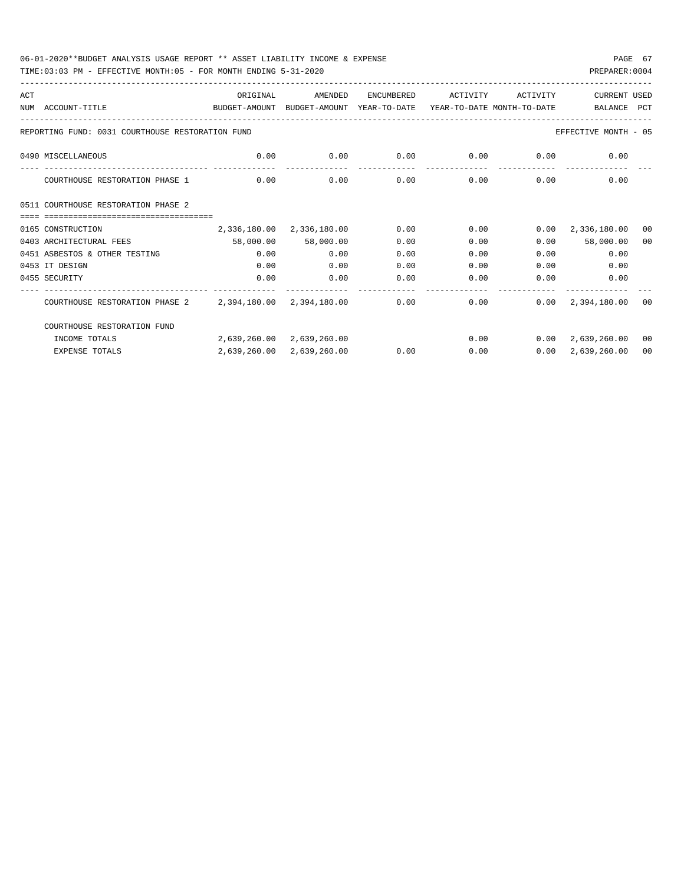REPORTING FUND: 0031 COURTHOUSE RESTORATION FUND — EFFECTIVE MONTH - 05

| ACT NUM | ACCOUNT-TITLE | ORIGINAL BUDGET-AMOUNT | AMENDED BUDGET-AMOUNT | ENCUMBERED YEAR-TO-DATE | ACTIVITY YEAR-TO-DATE | ACTIVITY MONTH-TO-DATE | CURRENT BALANCE | USED PCT |
|---|---|---|---|---|---|---|---|---|
| 0490 | MISCELLANEOUS | 0.00 | 0.00 | 0.00 | 0.00 | 0.00 | 0.00 | |
| | COURTHOUSE RESTORATION PHASE 1 | 0.00 | 0.00 | 0.00 | 0.00 | 0.00 | 0.00 | |
| 0511 | COURTHOUSE RESTORATION PHASE 2 | | | | | | | |
| 0165 | CONSTRUCTION | 2,336,180.00 | 2,336,180.00 | 0.00 | 0.00 | 0.00 | 2,336,180.00 | 00 |
| 0403 | ARCHITECTURAL FEES | 58,000.00 | 58,000.00 | 0.00 | 0.00 | 0.00 | 58,000.00 | 00 |
| 0451 | ASBESTOS & OTHER TESTING | 0.00 | 0.00 | 0.00 | 0.00 | 0.00 | 0.00 | |
| 0453 | IT DESIGN | 0.00 | 0.00 | 0.00 | 0.00 | 0.00 | 0.00 | |
| 0455 | SECURITY | 0.00 | 0.00 | 0.00 | 0.00 | 0.00 | 0.00 | |
| | COURTHOUSE RESTORATION PHASE 2 | 2,394,180.00 | 2,394,180.00 | 0.00 | 0.00 | 0.00 | 2,394,180.00 | 00 |
| | COURTHOUSE RESTORATION FUND | | | | | | | |
| | INCOME TOTALS | 2,639,260.00 | 2,639,260.00 | | 0.00 | 0.00 | 2,639,260.00 | 00 |
| | EXPENSE TOTALS | 2,639,260.00 | 2,639,260.00 | 0.00 | 0.00 | 0.00 | 2,639,260.00 | 00 |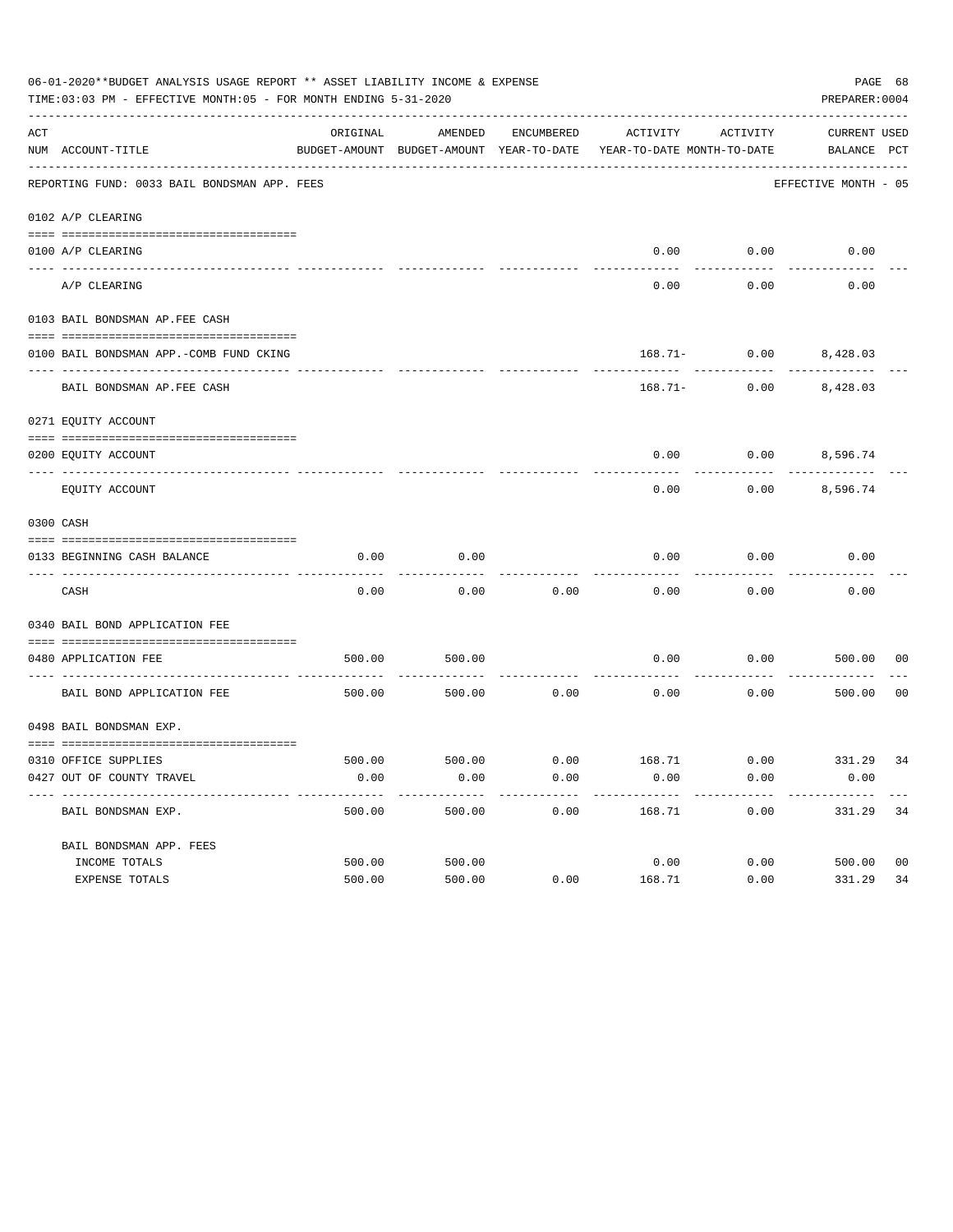06-01-2020**BUDGET ANALYSIS USAGE REPORT ** ASSET LIABILITY INCOME & EXPENSE

TIME:03:03 PM - EFFECTIVE MONTH:05 - FOR MONTH ENDING 5-31-2020

PREPARER:0004

| ACT NUM | ACCOUNT-TITLE | ORIGINAL BUDGET-AMOUNT | AMENDED BUDGET-AMOUNT | ENCUMBERED YEAR-TO-DATE | ACTIVITY YEAR-TO-DATE | ACTIVITY MONTH-TO-DATE | CURRENT BALANCE | USED PCT |
|---|---|---|---|---|---|---|---|---|
| | REPORTING FUND: 0033 BAIL BONDSMAN APP. FEES | | | | | | EFFECTIVE MONTH - 05 | |
| | 0102 A/P CLEARING | | | | | | | |
| 0100 | A/P CLEARING | | | | 0.00 | 0.00 | 0.00 | |
| | A/P CLEARING | | | | 0.00 | 0.00 | 0.00 | |
| | 0103 BAIL BONDSMAN AP.FEE CASH | | | | | | | |
| 0100 | BAIL BONDSMAN APP.-COMB FUND CKING | | | | 168.71- | 0.00 | 8,428.03 | |
| | BAIL BONDSMAN AP.FEE CASH | | | | 168.71- | 0.00 | 8,428.03 | |
| | 0271 EQUITY ACCOUNT | | | | | | | |
| 0200 | EQUITY ACCOUNT | | | | 0.00 | 0.00 | 8,596.74 | |
| | EQUITY ACCOUNT | | | | 0.00 | 0.00 | 8,596.74 | |
| | 0300 CASH | | | | | | | |
| 0133 | BEGINNING CASH BALANCE | 0.00 | 0.00 | | 0.00 | 0.00 | 0.00 | |
| | CASH | 0.00 | 0.00 | 0.00 | 0.00 | 0.00 | 0.00 | |
| | 0340 BAIL BOND APPLICATION FEE | | | | | | | |
| 0480 | APPLICATION FEE | 500.00 | 500.00 | | 0.00 | 0.00 | 500.00 | 00 |
| | BAIL BOND APPLICATION FEE | 500.00 | 500.00 | 0.00 | 0.00 | 0.00 | 500.00 | 00 |
| | 0498 BAIL BONDSMAN EXP. | | | | | | | |
| 0310 | OFFICE SUPPLIES | 500.00 | 500.00 | 0.00 | 168.71 | 0.00 | 331.29 | 34 |
| 0427 | OUT OF COUNTY TRAVEL | 0.00 | 0.00 | 0.00 | 0.00 | 0.00 | 0.00 | |
| | BAIL BONDSMAN EXP. | 500.00 | 500.00 | 0.00 | 168.71 | 0.00 | 331.29 | 34 |
| | BAIL BONDSMAN APP. FEES | | | | | | | |
| | INCOME TOTALS | 500.00 | 500.00 | | 0.00 | 0.00 | 500.00 | 00 |
| | EXPENSE TOTALS | 500.00 | 500.00 | 0.00 | 168.71 | 0.00 | 331.29 | 34 |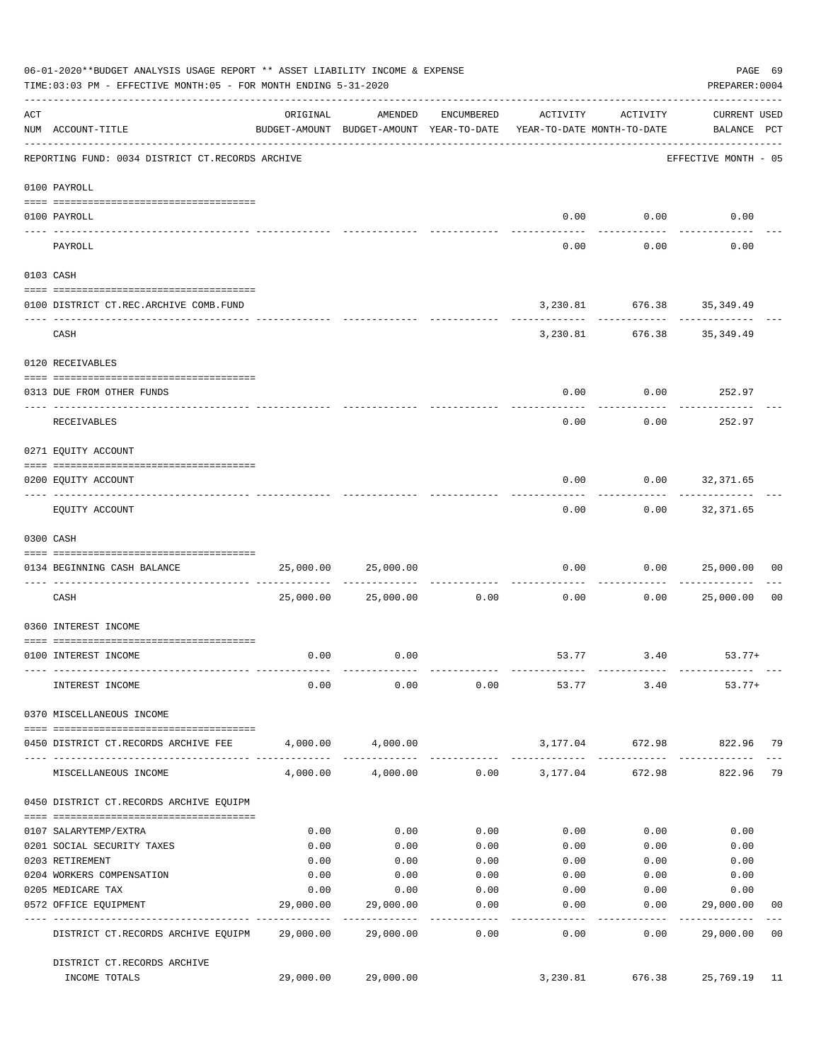06-01-2020**BUDGET ANALYSIS USAGE REPORT ** ASSET LIABILITY INCOME & EXPENSE

TIME:03:03 PM - EFFECTIVE MONTH:05 - FOR MONTH ENDING 5-31-2020

PREPARER:0004

| ACT NUM | ACCOUNT-TITLE | ORIGINAL BUDGET-AMOUNT | AMENDED BUDGET-AMOUNT | ENCUMBERED YEAR-TO-DATE | ACTIVITY YEAR-TO-DATE | ACTIVITY MONTH-TO-DATE | CURRENT USED BALANCE | PCT |
|---|---|---|---|---|---|---|---|---|
| | REPORTING FUND: 0034 DISTRICT CT.RECORDS ARCHIVE | | | | | | EFFECTIVE MONTH - 05 | |
| | 0100 PAYROLL | | | | | | | |
| 0100 | PAYROLL | | | | 0.00 | 0.00 | 0.00 | |
| | PAYROLL | | | | 0.00 | 0.00 | 0.00 | |
| | 0103 CASH | | | | | | | |
| 0100 | DISTRICT CT.REC.ARCHIVE COMB.FUND | | | | 3,230.81 | 676.38 | 35,349.49 | |
| | CASH | | | | 3,230.81 | 676.38 | 35,349.49 | |
| | 0120 RECEIVABLES | | | | | | | |
| 0313 | DUE FROM OTHER FUNDS | | | | 0.00 | 0.00 | 252.97 | |
| | RECEIVABLES | | | | 0.00 | 0.00 | 252.97 | |
| | 0271 EQUITY ACCOUNT | | | | | | | |
| 0200 | EQUITY ACCOUNT | | | | 0.00 | 0.00 | 32,371.65 | |
| | EQUITY ACCOUNT | | | | 0.00 | 0.00 | 32,371.65 | |
| | 0300 CASH | | | | | | | |
| 0134 | BEGINNING CASH BALANCE | 25,000.00 | 25,000.00 | | 0.00 | 0.00 | 25,000.00 | 00 |
| | CASH | 25,000.00 | 25,000.00 | 0.00 | 0.00 | 0.00 | 25,000.00 | 00 |
| | 0360 INTEREST INCOME | | | | | | | |
| 0100 | INTEREST INCOME | 0.00 | 0.00 | | 53.77 | 3.40 | 53.77+ | |
| | INTEREST INCOME | 0.00 | 0.00 | 0.00 | 53.77 | 3.40 | 53.77+ | |
| | 0370 MISCELLANEOUS INCOME | | | | | | | |
| 0450 | DISTRICT CT.RECORDS ARCHIVE FEE | 4,000.00 | 4,000.00 | | 3,177.04 | 672.98 | 822.96 | 79 |
| | MISCELLANEOUS INCOME | 4,000.00 | 4,000.00 | 0.00 | 3,177.04 | 672.98 | 822.96 | 79 |
| | 0450 DISTRICT CT.RECORDS ARCHIVE EQUIPM | | | | | | | |
| 0107 | SALARYTEMP/EXTRA | 0.00 | 0.00 | 0.00 | 0.00 | 0.00 | 0.00 | |
| 0201 | SOCIAL SECURITY TAXES | 0.00 | 0.00 | 0.00 | 0.00 | 0.00 | 0.00 | |
| 0203 | RETIREMENT | 0.00 | 0.00 | 0.00 | 0.00 | 0.00 | 0.00 | |
| 0204 | WORKERS COMPENSATION | 0.00 | 0.00 | 0.00 | 0.00 | 0.00 | 0.00 | |
| 0205 | MEDICARE TAX | 0.00 | 0.00 | 0.00 | 0.00 | 0.00 | 0.00 | |
| 0572 | OFFICE EQUIPMENT | 29,000.00 | 29,000.00 | 0.00 | 0.00 | 0.00 | 29,000.00 | 00 |
| | DISTRICT CT.RECORDS ARCHIVE EQUIPM | 29,000.00 | 29,000.00 | 0.00 | 0.00 | 0.00 | 29,000.00 | 00 |
| | DISTRICT CT.RECORDS ARCHIVE INCOME TOTALS | 29,000.00 | 29,000.00 | | 3,230.81 | 676.38 | 25,769.19 | 11 |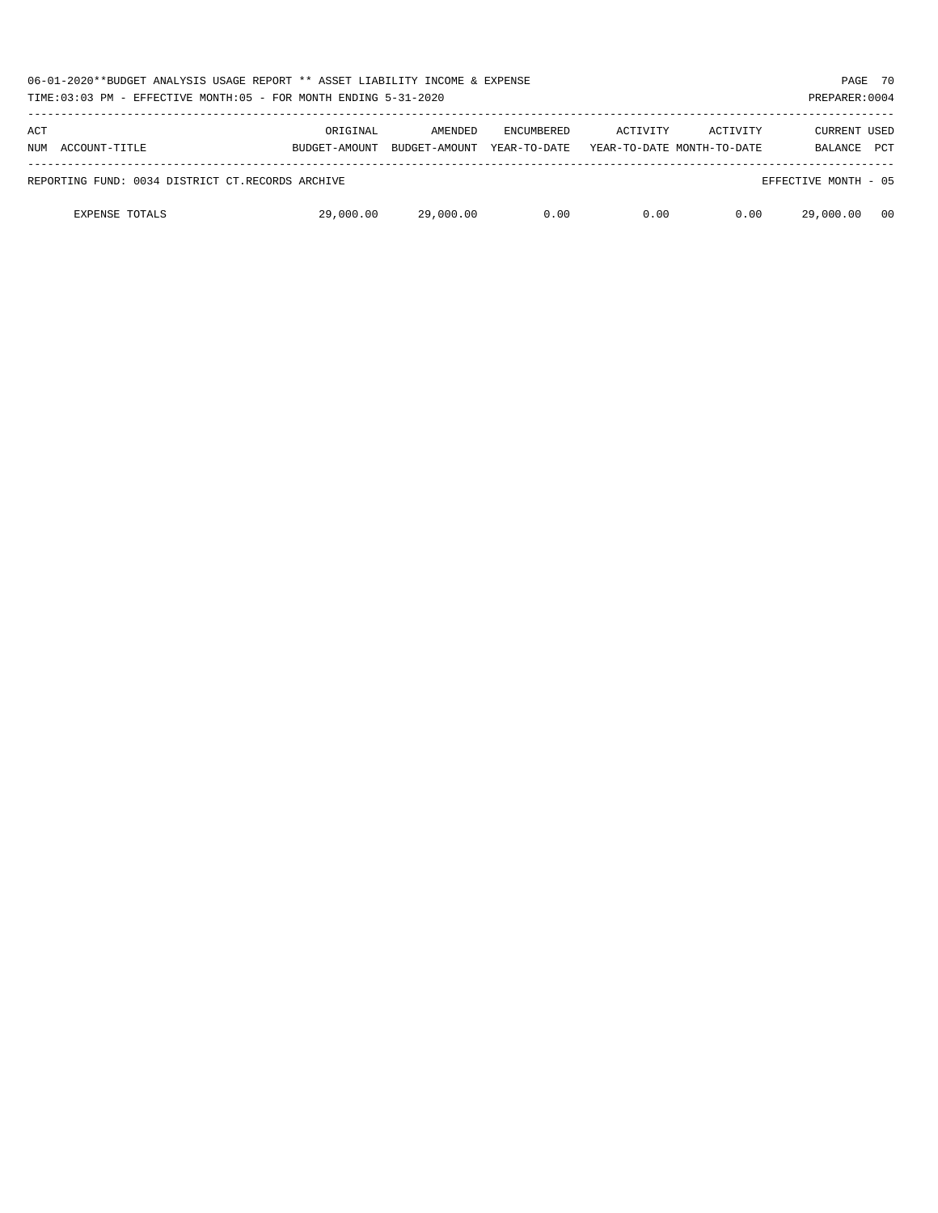| ACT NUM | ACCOUNT-TITLE | ORIGINAL BUDGET-AMOUNT | AMENDED BUDGET-AMOUNT | ENCUMBERED YEAR-TO-DATE | ACTIVITY YEAR-TO-DATE | ACTIVITY MONTH-TO-DATE | CURRENT BALANCE | USED PCT |
|---|---|---|---|---|---|---|---|---|
| REPORTING FUND: 0034 DISTRICT CT.RECORDS ARCHIVE | | | | | | | EFFECTIVE MONTH - 05 | |
| | EXPENSE TOTALS | 29,000.00 | 29,000.00 | 0.00 | 0.00 | 0.00 | 29,000.00 | 00 |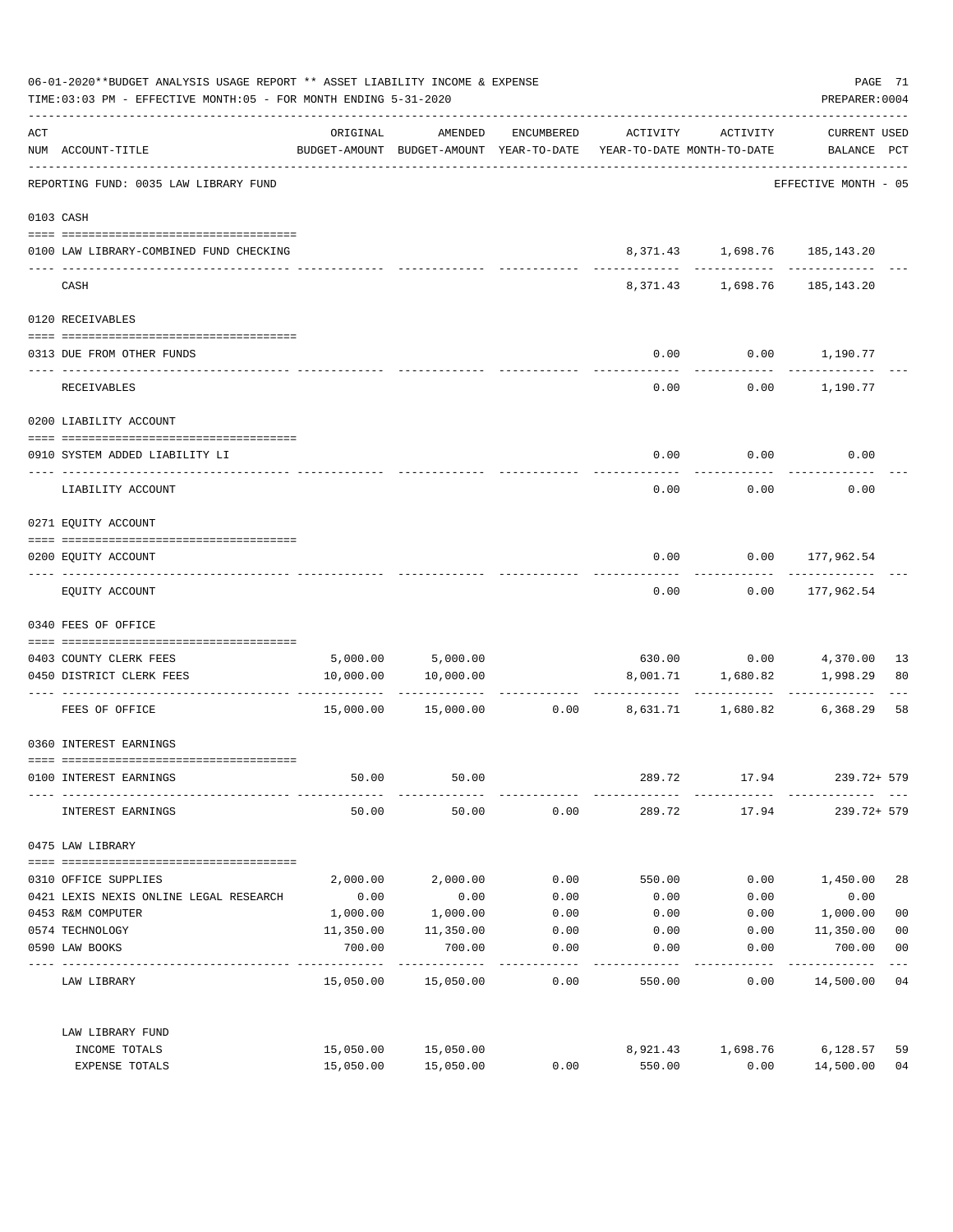06-01-2020**BUDGET ANALYSIS USAGE REPORT ** ASSET LIABILITY INCOME & EXPENSE

TIME:03:03 PM - EFFECTIVE MONTH:05 - FOR MONTH ENDING 5-31-2020

PREPARER:0004

| ACT NUM | ACCOUNT-TITLE | ORIGINAL BUDGET-AMOUNT | AMENDED BUDGET-AMOUNT | ENCUMBERED YEAR-TO-DATE | ACTIVITY YEAR-TO-DATE | ACTIVITY MONTH-TO-DATE | CURRENT USED BALANCE | PCT |
|---|---|---|---|---|---|---|---|---|
| | REPORTING FUND: 0035 LAW LIBRARY FUND | | | | | | EFFECTIVE MONTH - 05 | |
| 0103 | CASH | | | | | | | |
| 0100 | LAW LIBRARY-COMBINED FUND CHECKING | | | | 8,371.43 | 1,698.76 | 185,143.20 | |
| | CASH | | | | 8,371.43 | 1,698.76 | 185,143.20 | |
| 0120 | RECEIVABLES | | | | | | | |
| 0313 | DUE FROM OTHER FUNDS | | | | 0.00 | 0.00 | 1,190.77 | |
| | RECEIVABLES | | | | 0.00 | 0.00 | 1,190.77 | |
| 0200 | LIABILITY ACCOUNT | | | | | | | |
| 0910 | SYSTEM ADDED LIABILITY LI | | | | 0.00 | 0.00 | 0.00 | |
| | LIABILITY ACCOUNT | | | | 0.00 | 0.00 | 0.00 | |
| 0271 | EQUITY ACCOUNT | | | | | | | |
| 0200 | EQUITY ACCOUNT | | | | 0.00 | 0.00 | 177,962.54 | |
| | EQUITY ACCOUNT | | | | 0.00 | 0.00 | 177,962.54 | |
| 0340 | FEES OF OFFICE | | | | | | | |
| 0403 | COUNTY CLERK FEES | 5,000.00 | 5,000.00 | | 630.00 | 0.00 | 4,370.00 | 13 |
| 0450 | DISTRICT CLERK FEES | 10,000.00 | 10,000.00 | | 8,001.71 | 1,680.82 | 1,998.29 | 80 |
| | FEES OF OFFICE | 15,000.00 | 15,000.00 | 0.00 | 8,631.71 | 1,680.82 | 6,368.29 | 58 |
| 0360 | INTEREST EARNINGS | | | | | | | |
| 0100 | INTEREST EARNINGS | 50.00 | 50.00 | | 289.72 | 17.94 | 239.72+ | 579 |
| | INTEREST EARNINGS | 50.00 | 50.00 | 0.00 | 289.72 | 17.94 | 239.72+ | 579 |
| 0475 | LAW LIBRARY | | | | | | | |
| 0310 | OFFICE SUPPLIES | 2,000.00 | 2,000.00 | 0.00 | 550.00 | 0.00 | 1,450.00 | 28 |
| 0421 | LEXIS NEXIS ONLINE LEGAL RESEARCH | 0.00 | 0.00 | 0.00 | 0.00 | 0.00 | 0.00 | |
| 0453 | R&M COMPUTER | 1,000.00 | 1,000.00 | 0.00 | 0.00 | 0.00 | 1,000.00 | 00 |
| 0574 | TECHNOLOGY | 11,350.00 | 11,350.00 | 0.00 | 0.00 | 0.00 | 11,350.00 | 00 |
| 0590 | LAW BOOKS | 700.00 | 700.00 | 0.00 | 0.00 | 0.00 | 700.00 | 00 |
| | LAW LIBRARY | 15,050.00 | 15,050.00 | 0.00 | 550.00 | 0.00 | 14,500.00 | 04 |
| | LAW LIBRARY FUND | | | | | | | |
| | INCOME TOTALS | 15,050.00 | 15,050.00 | | 8,921.43 | 1,698.76 | 6,128.57 | 59 |
| | EXPENSE TOTALS | 15,050.00 | 15,050.00 | 0.00 | 550.00 | 0.00 | 14,500.00 | 04 |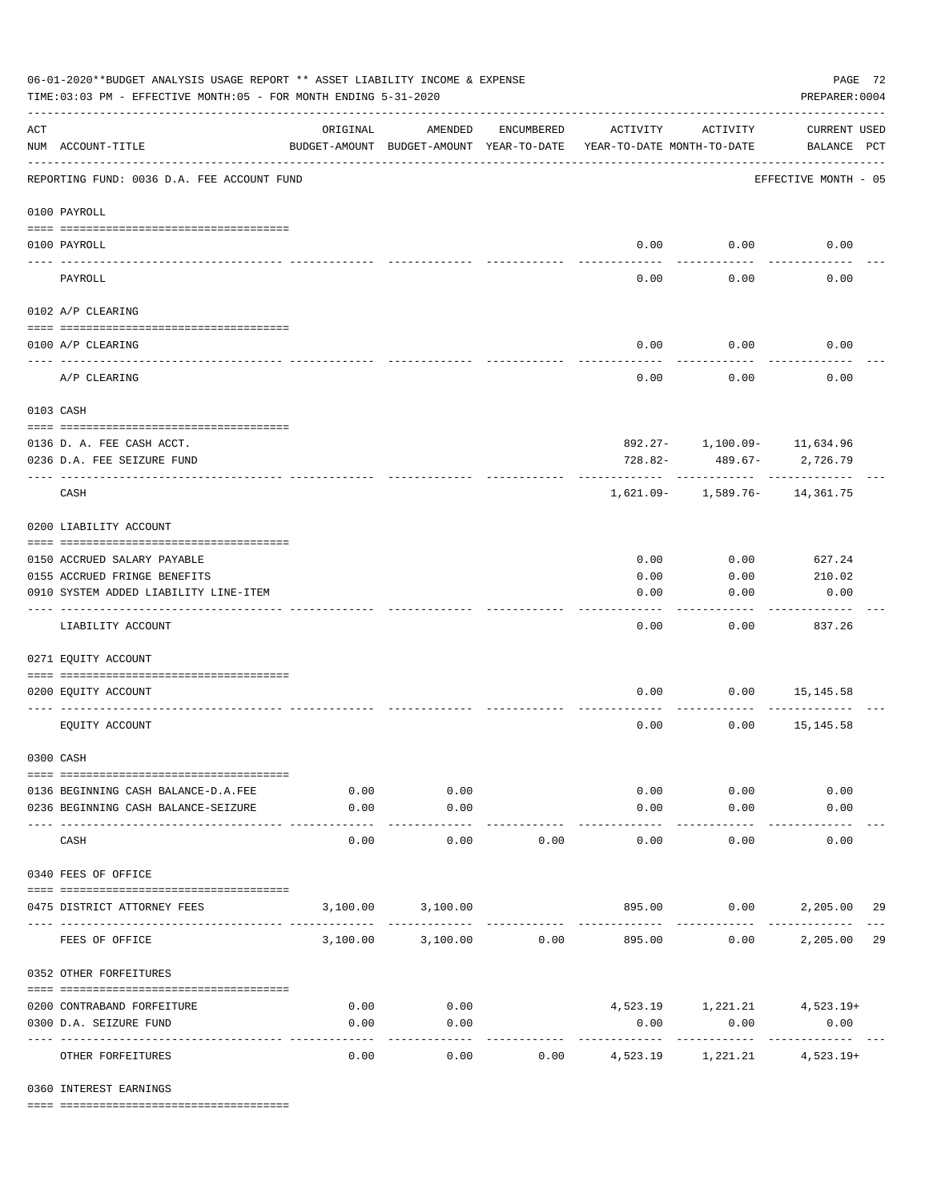06-01-2020**BUDGET ANALYSIS USAGE REPORT ** ASSET LIABILITY INCOME & EXPENSE

TIME:03:03 PM - EFFECTIVE MONTH:05 - FOR MONTH ENDING 5-31-2020

PREPARER:0004

REPORTING FUND: 0036 D.A. FEE ACCOUNT FUND — EFFECTIVE MONTH - 05

| ACT NUM | ACCOUNT-TITLE | ORIGINAL BUDGET-AMOUNT | AMENDED BUDGET-AMOUNT | ENCUMBERED YEAR-TO-DATE | ACTIVITY YEAR-TO-DATE | ACTIVITY MONTH-TO-DATE | CURRENT USED BALANCE | PCT |
|---|---|---|---|---|---|---|---|---|
| | **0100 PAYROLL** | | | | | | | |
| 0100 | PAYROLL | | | | 0.00 | 0.00 | 0.00 | |
| | PAYROLL | | | | 0.00 | 0.00 | 0.00 | |
| | **0102 A/P CLEARING** | | | | | | | |
| 0100 | A/P CLEARING | | | | 0.00 | 0.00 | 0.00 | |
| | A/P CLEARING | | | | 0.00 | 0.00 | 0.00 | |
| | **0103 CASH** | | | | | | | |
| 0136 | D. A. FEE CASH ACCT. | | | | 892.27- | 1,100.09- | 11,634.96 | |
| 0236 | D.A. FEE SEIZURE FUND | | | | 728.82- | 489.67- | 2,726.79 | |
| | CASH | | | | 1,621.09- | 1,589.76- | 14,361.75 | |
| | **0200 LIABILITY ACCOUNT** | | | | | | | |
| 0150 | ACCRUED SALARY PAYABLE | | | | 0.00 | 0.00 | 627.24 | |
| 0155 | ACCRUED FRINGE BENEFITS | | | | 0.00 | 0.00 | 210.02 | |
| 0910 | SYSTEM ADDED LIABILITY LINE-ITEM | | | | 0.00 | 0.00 | 0.00 | |
| | LIABILITY ACCOUNT | | | | 0.00 | 0.00 | 837.26 | |
| | **0271 EQUITY ACCOUNT** | | | | | | | |
| 0200 | EQUITY ACCOUNT | | | | 0.00 | 0.00 | 15,145.58 | |
| | EQUITY ACCOUNT | | | | 0.00 | 0.00 | 15,145.58 | |
| | **0300 CASH** | | | | | | | |
| 0136 | BEGINNING CASH BALANCE-D.A.FEE | 0.00 | 0.00 | | 0.00 | 0.00 | 0.00 | |
| 0236 | BEGINNING CASH BALANCE-SEIZURE | 0.00 | 0.00 | | 0.00 | 0.00 | 0.00 | |
| | CASH | 0.00 | 0.00 | 0.00 | 0.00 | 0.00 | 0.00 | |
| | **0340 FEES OF OFFICE** | | | | | | | |
| 0475 | DISTRICT ATTORNEY FEES | 3,100.00 | 3,100.00 | | 895.00 | 0.00 | 2,205.00 | 29 |
| | FEES OF OFFICE | 3,100.00 | 3,100.00 | 0.00 | 895.00 | 0.00 | 2,205.00 | 29 |
| | **0352 OTHER FORFEITURES** | | | | | | | |
| 0200 | CONTRABAND FORFEITURE | 0.00 | 0.00 | | 4,523.19 | 1,221.21 | 4,523.19+ | |
| 0300 | D.A. SEIZURE FUND | 0.00 | 0.00 | | 0.00 | 0.00 | 0.00 | |
| | OTHER FORFEITURES | 0.00 | 0.00 | 0.00 | 4,523.19 | 1,221.21 | 4,523.19+ | |
| | **0360 INTEREST EARNINGS** | | | | | | | |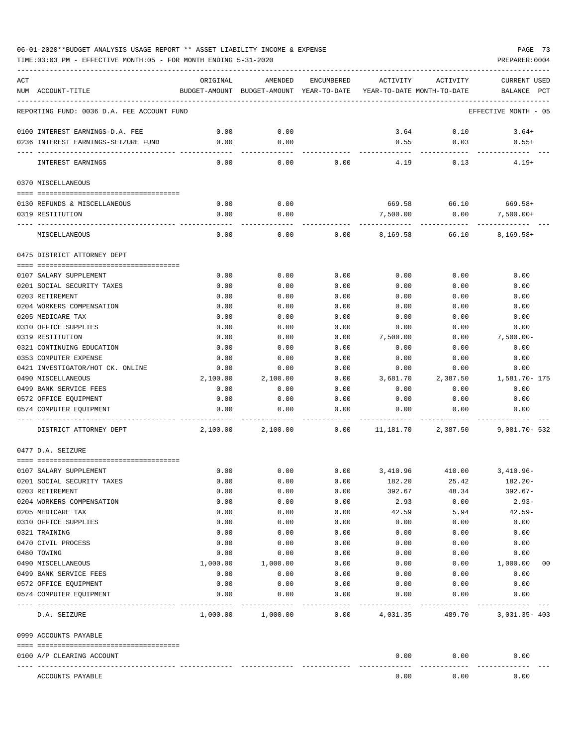06-01-2020**BUDGET ANALYSIS USAGE REPORT ** ASSET LIABILITY INCOME & EXPENSE

TIME:03:03 PM - EFFECTIVE MONTH:05 - FOR MONTH ENDING 5-31-2020

PREPARER:0004

| ACT NUM | ACCOUNT-TITLE | ORIGINAL BUDGET-AMOUNT | AMENDED BUDGET-AMOUNT | ENCUMBERED YEAR-TO-DATE | ACTIVITY YEAR-TO-DATE | ACTIVITY MONTH-TO-DATE | CURRENT USED BALANCE | PCT |
|---|---|---|---|---|---|---|---|---|
| | REPORTING FUND: 0036 D.A. FEE ACCOUNT FUND | | | | | | EFFECTIVE MONTH - 05 | |
| 0100 | INTEREST EARNINGS-D.A. FEE | 0.00 | 0.00 | | 3.64 | 0.10 | 3.64+ | |
| 0236 | INTEREST EARNINGS-SEIZURE FUND | 0.00 | 0.00 | | 0.55 | 0.03 | 0.55+ | |
| | INTEREST EARNINGS | 0.00 | 0.00 | 0.00 | 4.19 | 0.13 | 4.19+ | |
| | 0370 MISCELLANEOUS | | | | | | | |
| 0130 | REFUNDS & MISCELLANEOUS | 0.00 | 0.00 | | 669.58 | 66.10 | 669.58+ | |
| 0319 | RESTITUTION | 0.00 | 0.00 | | 7,500.00 | 0.00 | 7,500.00+ | |
| | MISCELLANEOUS | 0.00 | 0.00 | 0.00 | 8,169.58 | 66.10 | 8,169.58+ | |
| | 0475 DISTRICT ATTORNEY DEPT | | | | | | | |
| 0107 | SALARY SUPPLEMENT | 0.00 | 0.00 | 0.00 | 0.00 | 0.00 | 0.00 | |
| 0201 | SOCIAL SECURITY TAXES | 0.00 | 0.00 | 0.00 | 0.00 | 0.00 | 0.00 | |
| 0203 | RETIREMENT | 0.00 | 0.00 | 0.00 | 0.00 | 0.00 | 0.00 | |
| 0204 | WORKERS COMPENSATION | 0.00 | 0.00 | 0.00 | 0.00 | 0.00 | 0.00 | |
| 0205 | MEDICARE TAX | 0.00 | 0.00 | 0.00 | 0.00 | 0.00 | 0.00 | |
| 0310 | OFFICE SUPPLIES | 0.00 | 0.00 | 0.00 | 0.00 | 0.00 | 0.00 | |
| 0319 | RESTITUTION | 0.00 | 0.00 | 0.00 | 7,500.00 | 0.00 | 7,500.00- | |
| 0321 | CONTINUING EDUCATION | 0.00 | 0.00 | 0.00 | 0.00 | 0.00 | 0.00 | |
| 0353 | COMPUTER EXPENSE | 0.00 | 0.00 | 0.00 | 0.00 | 0.00 | 0.00 | |
| 0421 | INVESTIGATOR/HOT CK. ONLINE | 0.00 | 0.00 | 0.00 | 0.00 | 0.00 | 0.00 | |
| 0490 | MISCELLANEOUS | 2,100.00 | 2,100.00 | 0.00 | 3,681.70 | 2,387.50 | 1,581.70- | 175 |
| 0499 | BANK SERVICE FEES | 0.00 | 0.00 | 0.00 | 0.00 | 0.00 | 0.00 | |
| 0572 | OFFICE EQUIPMENT | 0.00 | 0.00 | 0.00 | 0.00 | 0.00 | 0.00 | |
| 0574 | COMPUTER EQUIPMENT | 0.00 | 0.00 | 0.00 | 0.00 | 0.00 | 0.00 | |
| | DISTRICT ATTORNEY DEPT | 2,100.00 | 2,100.00 | 0.00 | 11,181.70 | 2,387.50 | 9,081.70- | 532 |
| | 0477 D.A. SEIZURE | | | | | | | |
| 0107 | SALARY SUPPLEMENT | 0.00 | 0.00 | 0.00 | 3,410.96 | 410.00 | 3,410.96- | |
| 0201 | SOCIAL SECURITY TAXES | 0.00 | 0.00 | 0.00 | 182.20 | 25.42 | 182.20- | |
| 0203 | RETIREMENT | 0.00 | 0.00 | 0.00 | 392.67 | 48.34 | 392.67- | |
| 0204 | WORKERS COMPENSATION | 0.00 | 0.00 | 0.00 | 2.93 | 0.00 | 2.93- | |
| 0205 | MEDICARE TAX | 0.00 | 0.00 | 0.00 | 42.59 | 5.94 | 42.59- | |
| 0310 | OFFICE SUPPLIES | 0.00 | 0.00 | 0.00 | 0.00 | 0.00 | 0.00 | |
| 0321 | TRAINING | 0.00 | 0.00 | 0.00 | 0.00 | 0.00 | 0.00 | |
| 0470 | CIVIL PROCESS | 0.00 | 0.00 | 0.00 | 0.00 | 0.00 | 0.00 | |
| 0480 | TOWING | 0.00 | 0.00 | 0.00 | 0.00 | 0.00 | 0.00 | |
| 0490 | MISCELLANEOUS | 1,000.00 | 1,000.00 | 0.00 | 0.00 | 0.00 | 1,000.00 | 00 |
| 0499 | BANK SERVICE FEES | 0.00 | 0.00 | 0.00 | 0.00 | 0.00 | 0.00 | |
| 0572 | OFFICE EQUIPMENT | 0.00 | 0.00 | 0.00 | 0.00 | 0.00 | 0.00 | |
| 0574 | COMPUTER EQUIPMENT | 0.00 | 0.00 | 0.00 | 0.00 | 0.00 | 0.00 | |
| | D.A. SEIZURE | 1,000.00 | 1,000.00 | 0.00 | 4,031.35 | 489.70 | 3,031.35- | 403 |
| | 0999 ACCOUNTS PAYABLE | | | | | | | |
| 0100 | A/P CLEARING ACCOUNT | | | | 0.00 | 0.00 | 0.00 | |
| | ACCOUNTS PAYABLE | | | | 0.00 | 0.00 | 0.00 | |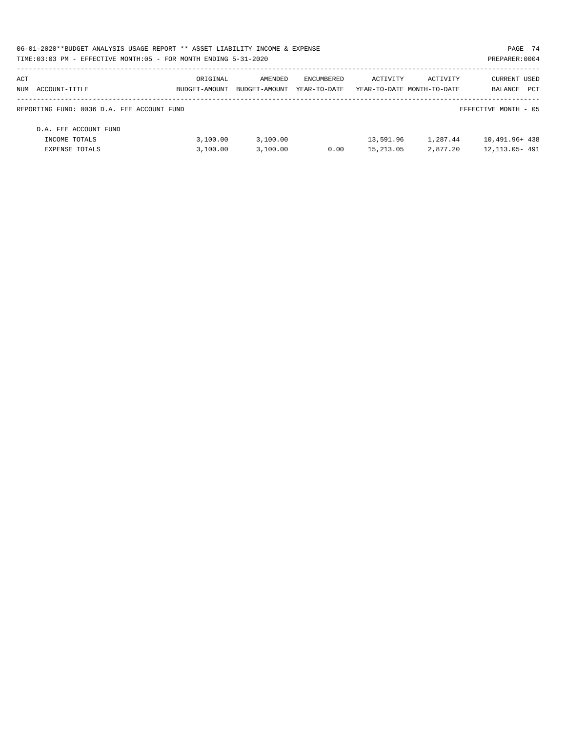06-01-2020**BUDGET ANALYSIS USAGE REPORT ** ASSET LIABILITY INCOME & EXPENSE

TIME:03:03 PM - EFFECTIVE MONTH:05 - FOR MONTH ENDING 5-31-2020

PREPARER:0004

| ACT NUM | ACCOUNT-TITLE | ORIGINAL BUDGET-AMOUNT | AMENDED BUDGET-AMOUNT | ENCUMBERED YEAR-TO-DATE | ACTIVITY YEAR-TO-DATE | ACTIVITY MONTH-TO-DATE | CURRENT BALANCE | USED PCT |
|---|---|---|---|---|---|---|---|---|
| | REPORTING FUND: 0036 D.A. FEE ACCOUNT FUND | | | | | | EFFECTIVE MONTH - 05 | |
| | D.A. FEE ACCOUNT FUND | | | | | | | |
| | INCOME TOTALS | 3,100.00 | 3,100.00 | | 13,591.96 | 1,287.44 | 10,491.96+ | 438 |
| | EXPENSE TOTALS | 3,100.00 | 3,100.00 | 0.00 | 15,213.05 | 2,877.20 | 12,113.05- | 491 |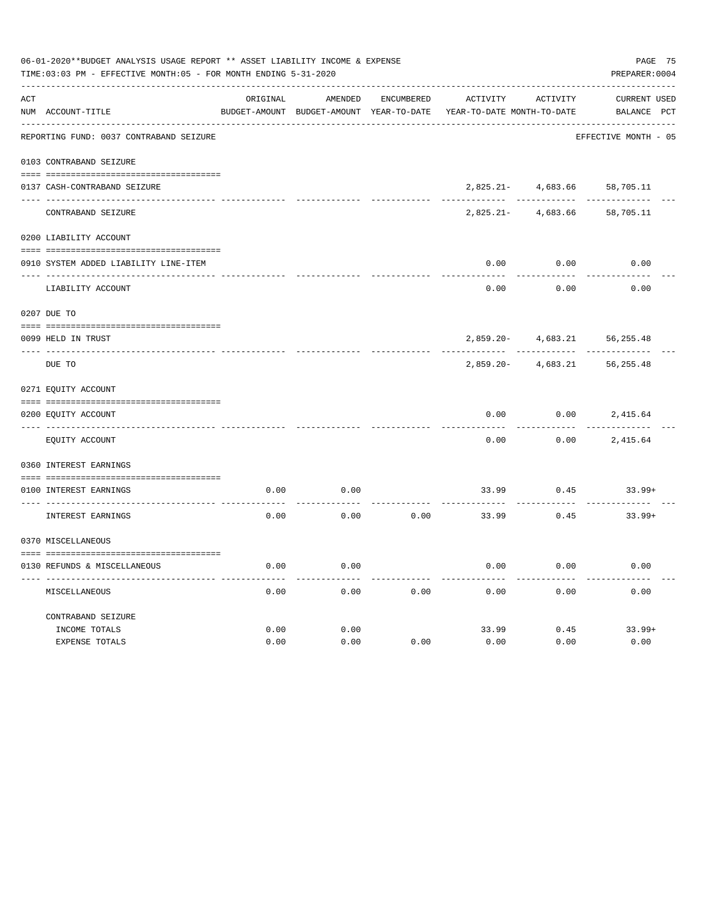06-01-2020**BUDGET ANALYSIS USAGE REPORT ** ASSET LIABILITY INCOME & EXPENSE

TIME:03:03 PM - EFFECTIVE MONTH:05 - FOR MONTH ENDING 5-31-2020

PREPARER:0004

| ACT NUM | ACCOUNT-TITLE | ORIGINAL BUDGET-AMOUNT | AMENDED BUDGET-AMOUNT | ENCUMBERED YEAR-TO-DATE | ACTIVITY YEAR-TO-DATE | ACTIVITY MONTH-TO-DATE | CURRENT BALANCE | USED PCT |
|---|---|---|---|---|---|---|---|---|
| | REPORTING FUND: 0037 CONTRABAND SEIZURE | | | | | | EFFECTIVE MONTH - 05 | |
| | 0103 CONTRABAND SEIZURE | | | | | | | |
| 0137 | CASH-CONTRABAND SEIZURE | | | | 2,825.21- | 4,683.66 | 58,705.11 | |
| | CONTRABAND SEIZURE | | | | 2,825.21- | 4,683.66 | 58,705.11 | |
| | 0200 LIABILITY ACCOUNT | | | | | | | |
| 0910 | SYSTEM ADDED LIABILITY LINE-ITEM | | | | 0.00 | 0.00 | 0.00 | |
| | LIABILITY ACCOUNT | | | | 0.00 | 0.00 | 0.00 | |
| | 0207 DUE TO | | | | | | | |
| 0099 | HELD IN TRUST | | | | 2,859.20- | 4,683.21 | 56,255.48 | |
| | DUE TO | | | | 2,859.20- | 4,683.21 | 56,255.48 | |
| | 0271 EQUITY ACCOUNT | | | | | | | |
| 0200 | EQUITY ACCOUNT | | | | 0.00 | 0.00 | 2,415.64 | |
| | EQUITY ACCOUNT | | | | 0.00 | 0.00 | 2,415.64 | |
| | 0360 INTEREST EARNINGS | | | | | | | |
| 0100 | INTEREST EARNINGS | 0.00 | 0.00 | | 33.99 | 0.45 | 33.99+ | |
| | INTEREST EARNINGS | 0.00 | 0.00 | 0.00 | 33.99 | 0.45 | 33.99+ | |
| | 0370 MISCELLANEOUS | | | | | | | |
| 0130 | REFUNDS & MISCELLANEOUS | 0.00 | 0.00 | | 0.00 | 0.00 | 0.00 | |
| | MISCELLANEOUS | 0.00 | 0.00 | 0.00 | 0.00 | 0.00 | 0.00 | |
| | CONTRABAND SEIZURE | | | | | | | |
| | INCOME TOTALS | 0.00 | 0.00 | | 33.99 | 0.45 | 33.99+ | |
| | EXPENSE TOTALS | 0.00 | 0.00 | 0.00 | 0.00 | 0.00 | 0.00 | |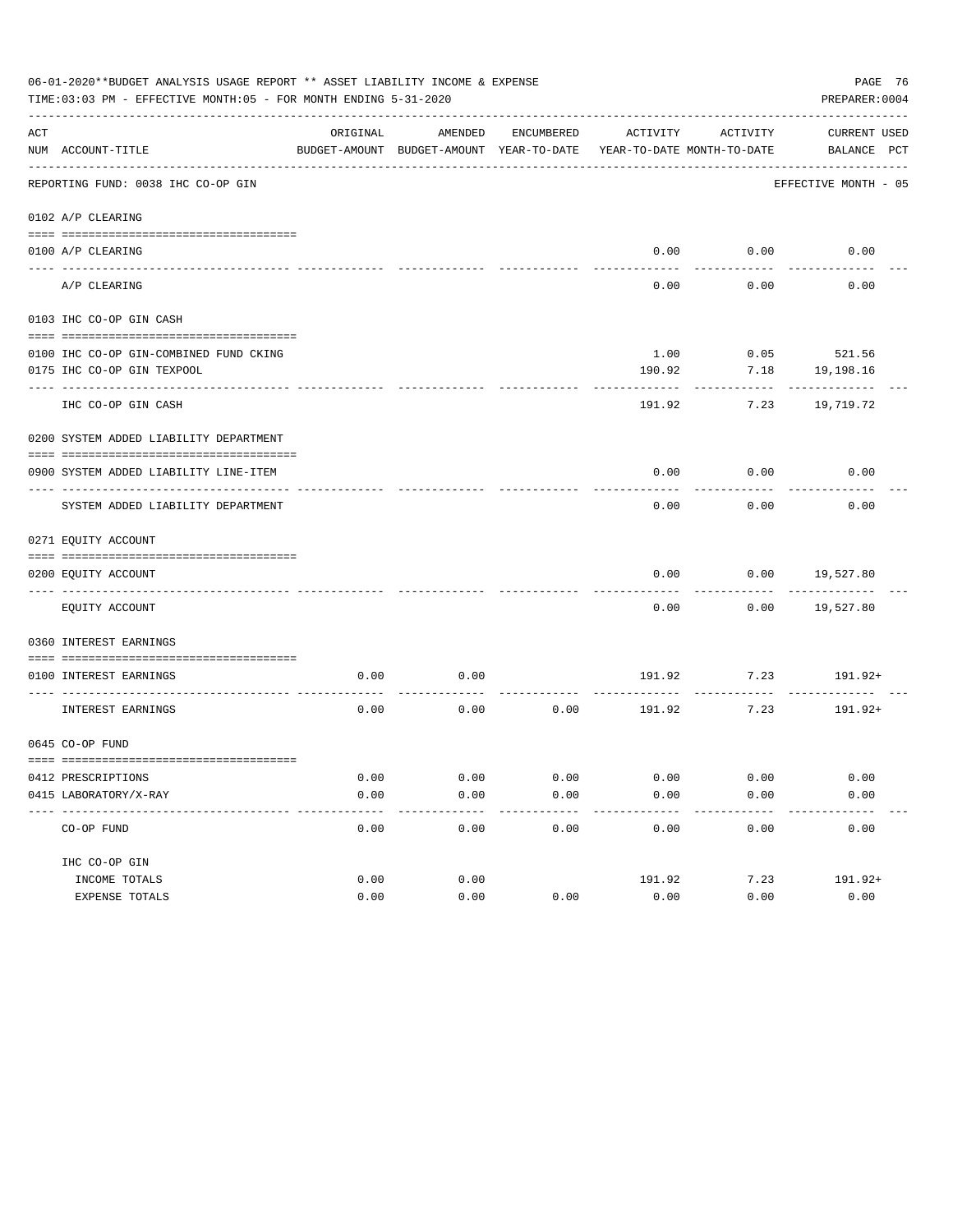06-01-2020**BUDGET ANALYSIS USAGE REPORT ** ASSET LIABILITY INCOME & EXPENSE

TIME:03:03 PM - EFFECTIVE MONTH:05 - FOR MONTH ENDING 5-31-2020

PREPARER:0004

REPORTING FUND: 0038 IHC CO-OP GIN — EFFECTIVE MONTH - 05

| ACT NUM | ACCOUNT-TITLE | ORIGINAL BUDGET-AMOUNT | AMENDED BUDGET-AMOUNT | ENCUMBERED YEAR-TO-DATE | ACTIVITY YEAR-TO-DATE | ACTIVITY MONTH-TO-DATE | CURRENT BALANCE | USED PCT |
|---|---|---|---|---|---|---|---|---|
| 0102 | A/P CLEARING | | | | | | | |
| 0100 | A/P CLEARING | | | | 0.00 | 0.00 | 0.00 | |
| | A/P CLEARING | | | | 0.00 | 0.00 | 0.00 | |
| 0103 | IHC CO-OP GIN CASH | | | | | | | |
| 0100 | IHC CO-OP GIN-COMBINED FUND CKING | | | | 1.00 | 0.05 | 521.56 | |
| 0175 | IHC CO-OP GIN TEXPOOL | | | | 190.92 | 7.18 | 19,198.16 | |
| | IHC CO-OP GIN CASH | | | | 191.92 | 7.23 | 19,719.72 | |
| 0200 | SYSTEM ADDED LIABILITY DEPARTMENT | | | | | | | |
| 0900 | SYSTEM ADDED LIABILITY LINE-ITEM | | | | 0.00 | 0.00 | 0.00 | |
| | SYSTEM ADDED LIABILITY DEPARTMENT | | | | 0.00 | 0.00 | 0.00 | |
| 0271 | EQUITY ACCOUNT | | | | | | | |
| 0200 | EQUITY ACCOUNT | | | | 0.00 | 0.00 | 19,527.80 | |
| | EQUITY ACCOUNT | | | | 0.00 | 0.00 | 19,527.80 | |
| 0360 | INTEREST EARNINGS | | | | | | | |
| 0100 | INTEREST EARNINGS | 0.00 | 0.00 | | 191.92 | 7.23 | 191.92+ | |
| | INTEREST EARNINGS | 0.00 | 0.00 | 0.00 | 191.92 | 7.23 | 191.92+ | |
| 0645 | CO-OP FUND | | | | | | | |
| 0412 | PRESCRIPTIONS | 0.00 | 0.00 | 0.00 | 0.00 | 0.00 | 0.00 | |
| 0415 | LABORATORY/X-RAY | 0.00 | 0.00 | 0.00 | 0.00 | 0.00 | 0.00 | |
| | CO-OP FUND | 0.00 | 0.00 | 0.00 | 0.00 | 0.00 | 0.00 | |
| | IHC CO-OP GIN | | | | | | | |
| | INCOME TOTALS | 0.00 | 0.00 | | 191.92 | 7.23 | 191.92+ | |
| | EXPENSE TOTALS | 0.00 | 0.00 | 0.00 | 0.00 | 0.00 | 0.00 | |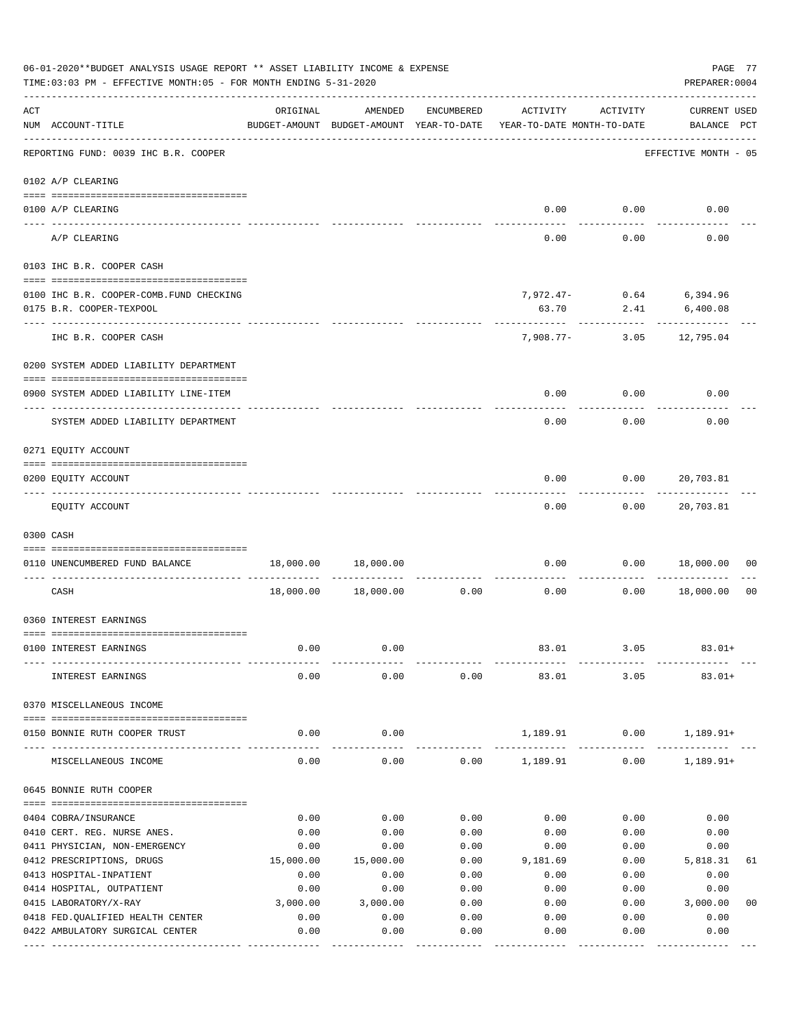06-01-2020**BUDGET ANALYSIS USAGE REPORT ** ASSET LIABILITY INCOME & EXPENSE

TIME:03:03 PM - EFFECTIVE MONTH:05 - FOR MONTH ENDING 5-31-2020

PREPARER:0004

| ACT NUM | ACCOUNT-TITLE | ORIGINAL BUDGET-AMOUNT | AMENDED BUDGET-AMOUNT | ENCUMBERED YEAR-TO-DATE | ACTIVITY YEAR-TO-DATE | ACTIVITY MONTH-TO-DATE | CURRENT BALANCE | USED PCT |
|---|---|---|---|---|---|---|---|---|
| | REPORTING FUND: 0039 IHC B.R. COOPER | | | | | | EFFECTIVE MONTH - 05 | |
| | 0102 A/P CLEARING | | | | | | | |
| 0100 | A/P CLEARING | | | | 0.00 | 0.00 | 0.00 | |
| | A/P CLEARING | | | | 0.00 | 0.00 | 0.00 | |
| | 0103 IHC B.R. COOPER CASH | | | | | | | |
| 0100 | IHC B.R. COOPER-COMB.FUND CHECKING | | | | 7,972.47- | 0.64 | 6,394.96 | |
| 0175 | B.R. COOPER-TEXPOOL | | | | 63.70 | 2.41 | 6,400.08 | |
| | IHC B.R. COOPER CASH | | | | 7,908.77- | 3.05 | 12,795.04 | |
| | 0200 SYSTEM ADDED LIABILITY DEPARTMENT | | | | | | | |
| 0900 | SYSTEM ADDED LIABILITY LINE-ITEM | | | | 0.00 | 0.00 | 0.00 | |
| | SYSTEM ADDED LIABILITY DEPARTMENT | | | | 0.00 | 0.00 | 0.00 | |
| | 0271 EQUITY ACCOUNT | | | | | | | |
| 0200 | EQUITY ACCOUNT | | | | 0.00 | 0.00 | 20,703.81 | |
| | EQUITY ACCOUNT | | | | 0.00 | 0.00 | 20,703.81 | |
| | 0300 CASH | | | | | | | |
| 0110 | UNENCUMBERED FUND BALANCE | 18,000.00 | 18,000.00 | | 0.00 | 0.00 | 18,000.00 | 00 |
| | CASH | 18,000.00 | 18,000.00 | 0.00 | 0.00 | 0.00 | 18,000.00 | 00 |
| | 0360 INTEREST EARNINGS | | | | | | | |
| 0100 | INTEREST EARNINGS | 0.00 | 0.00 | | 83.01 | 3.05 | 83.01+ | |
| | INTEREST EARNINGS | 0.00 | 0.00 | 0.00 | 83.01 | 3.05 | 83.01+ | |
| | 0370 MISCELLANEOUS INCOME | | | | | | | |
| 0150 | BONNIE RUTH COOPER TRUST | 0.00 | 0.00 | | 1,189.91 | 0.00 | 1,189.91+ | |
| | MISCELLANEOUS INCOME | 0.00 | 0.00 | 0.00 | 1,189.91 | 0.00 | 1,189.91+ | |
| | 0645 BONNIE RUTH COOPER | | | | | | | |
| 0404 | COBRA/INSURANCE | 0.00 | 0.00 | 0.00 | 0.00 | 0.00 | 0.00 | |
| 0410 | CERT. REG. NURSE ANES. | 0.00 | 0.00 | 0.00 | 0.00 | 0.00 | 0.00 | |
| 0411 | PHYSICIAN, NON-EMERGENCY | 0.00 | 0.00 | 0.00 | 0.00 | 0.00 | 0.00 | |
| 0412 | PRESCRIPTIONS, DRUGS | 15,000.00 | 15,000.00 | 0.00 | 9,181.69 | 0.00 | 5,818.31 | 61 |
| 0413 | HOSPITAL-INPATIENT | 0.00 | 0.00 | 0.00 | 0.00 | 0.00 | 0.00 | |
| 0414 | HOSPITAL, OUTPATIENT | 0.00 | 0.00 | 0.00 | 0.00 | 0.00 | 0.00 | |
| 0415 | LABORATORY/X-RAY | 3,000.00 | 3,000.00 | 0.00 | 0.00 | 0.00 | 3,000.00 | 00 |
| 0418 | FED.QUALIFIED HEALTH CENTER | 0.00 | 0.00 | 0.00 | 0.00 | 0.00 | 0.00 | |
| 0422 | AMBULATORY SURGICAL CENTER | 0.00 | 0.00 | 0.00 | 0.00 | 0.00 | 0.00 | |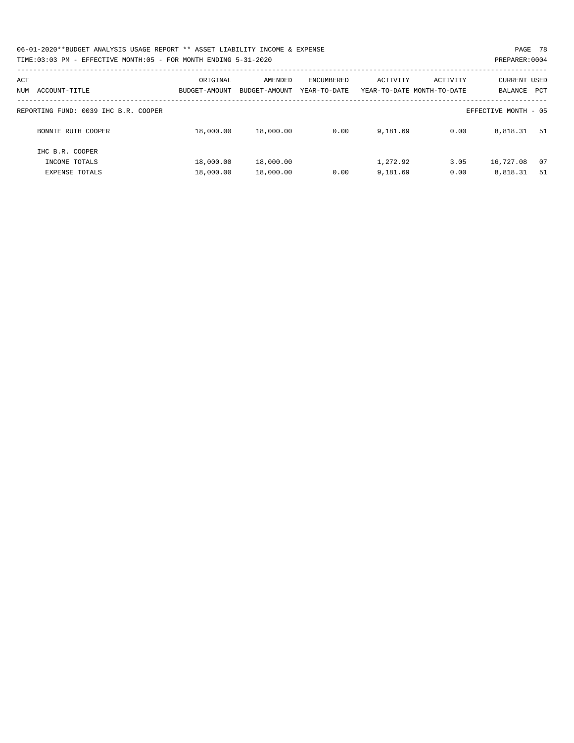06-01-2020**BUDGET ANALYSIS USAGE REPORT ** ASSET LIABILITY INCOME & EXPENSE

TIME:03:03 PM - EFFECTIVE MONTH:05 - FOR MONTH ENDING 5-31-2020

| ACT NUM ACCOUNT-TITLE | ORIGINAL BUDGET-AMOUNT | AMENDED BUDGET-AMOUNT | ENCUMBERED YEAR-TO-DATE | ACTIVITY YEAR-TO-DATE | ACTIVITY MONTH-TO-DATE | CURRENT BALANCE | USED PCT |
|---|---|---|---|---|---|---|---|
| REPORTING FUND: 0039 IHC B.R. COOPER | | | | | | EFFECTIVE MONTH - 05 | |
| BONNIE RUTH COOPER | 18,000.00 | 18,000.00 | 0.00 | 9,181.69 | 0.00 | 8,818.31 | 51 |
| IHC B.R. COOPER | | | | | | | |
| INCOME TOTALS | 18,000.00 | 18,000.00 | | 1,272.92 | 3.05 | 16,727.08 | 07 |
| EXPENSE TOTALS | 18,000.00 | 18,000.00 | 0.00 | 9,181.69 | 0.00 | 8,818.31 | 51 |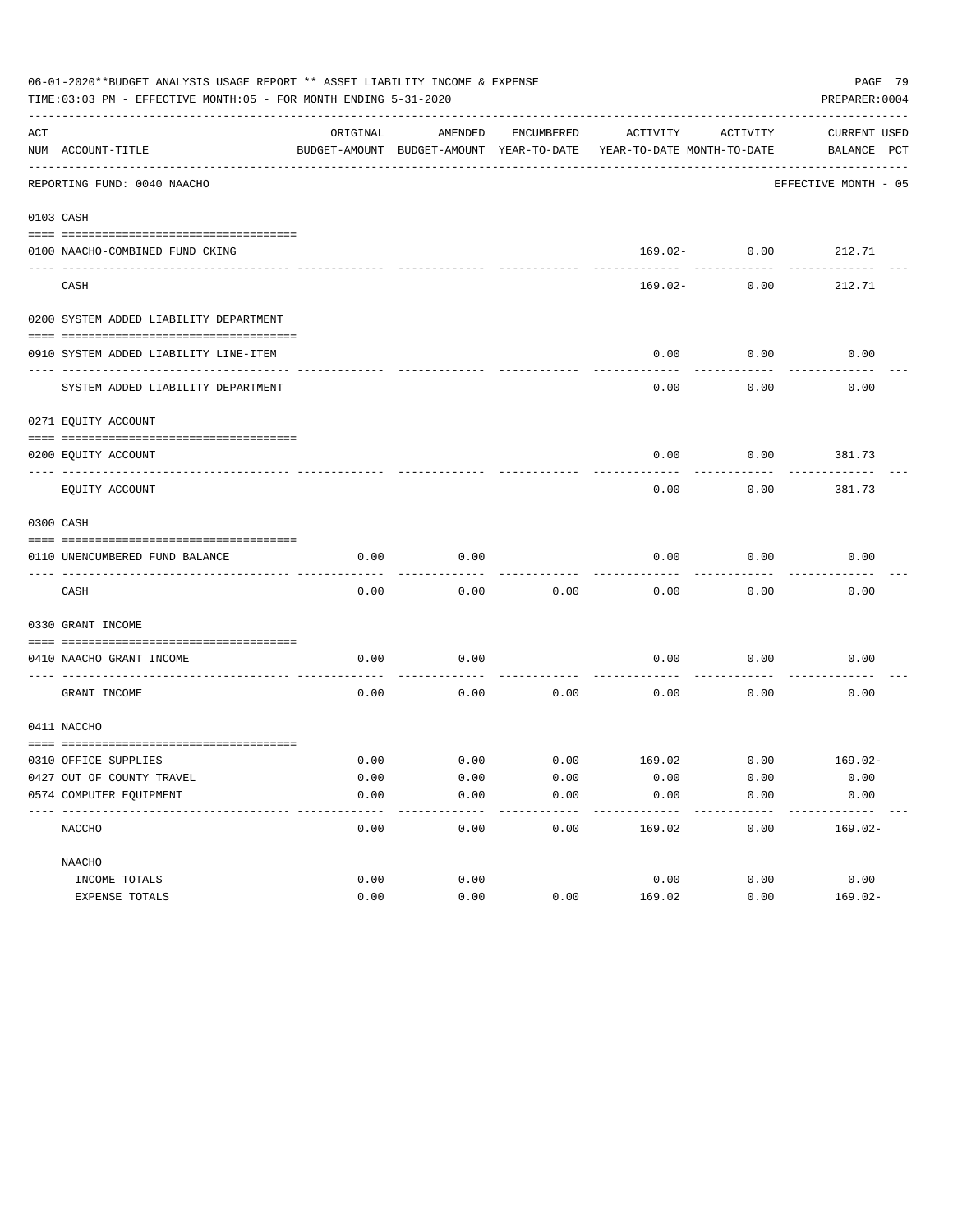06-01-2020**BUDGET ANALYSIS USAGE REPORT ** ASSET LIABILITY INCOME & EXPENSE

TIME:03:03 PM - EFFECTIVE MONTH:05 - FOR MONTH ENDING 5-31-2020

PREPARER:0004

REPORTING FUND: 0040 NAACHO — EFFECTIVE MONTH - 05

| ACT NUM | ACCOUNT-TITLE | ORIGINAL BUDGET-AMOUNT | AMENDED BUDGET-AMOUNT | ENCUMBERED YEAR-TO-DATE | ACTIVITY YEAR-TO-DATE | ACTIVITY MONTH-TO-DATE | CURRENT BALANCE | USED PCT |
|---|---|---|---|---|---|---|---|---|
| **0103** | **CASH** | | | | | | | |
| 0100 | NAACHO-COMBINED FUND CKING | | | | 169.02- | 0.00 | 212.71 | |
| | CASH | | | | 169.02- | 0.00 | 212.71 | |
| **0200** | **SYSTEM ADDED LIABILITY DEPARTMENT** | | | | | | | |
| 0910 | SYSTEM ADDED LIABILITY LINE-ITEM | | | | 0.00 | 0.00 | 0.00 | |
| | SYSTEM ADDED LIABILITY DEPARTMENT | | | | 0.00 | 0.00 | 0.00 | |
| **0271** | **EQUITY ACCOUNT** | | | | | | | |
| 0200 | EQUITY ACCOUNT | | | | 0.00 | 0.00 | 381.73 | |
| | EQUITY ACCOUNT | | | | 0.00 | 0.00 | 381.73 | |
| **0300** | **CASH** | | | | | | | |
| 0110 | UNENCUMBERED FUND BALANCE | 0.00 | 0.00 | | 0.00 | 0.00 | 0.00 | |
| | CASH | 0.00 | 0.00 | 0.00 | 0.00 | 0.00 | 0.00 | |
| **0330** | **GRANT INCOME** | | | | | | | |
| 0410 | NAACHO GRANT INCOME | 0.00 | 0.00 | | 0.00 | 0.00 | 0.00 | |
| | GRANT INCOME | 0.00 | 0.00 | 0.00 | 0.00 | 0.00 | 0.00 | |
| **0411** | **NACCHO** | | | | | | | |
| 0310 | OFFICE SUPPLIES | 0.00 | 0.00 | 0.00 | 169.02 | 0.00 | 169.02- | |
| 0427 | OUT OF COUNTY TRAVEL | 0.00 | 0.00 | 0.00 | 0.00 | 0.00 | 0.00 | |
| 0574 | COMPUTER EQUIPMENT | 0.00 | 0.00 | 0.00 | 0.00 | 0.00 | 0.00 | |
| | NACCHO | 0.00 | 0.00 | 0.00 | 169.02 | 0.00 | 169.02- | |
| | **NAACHO** | | | | | | | |
| | INCOME TOTALS | 0.00 | 0.00 | | 0.00 | 0.00 | 0.00 | |
| | EXPENSE TOTALS | 0.00 | 0.00 | 0.00 | 169.02 | 0.00 | 169.02- | |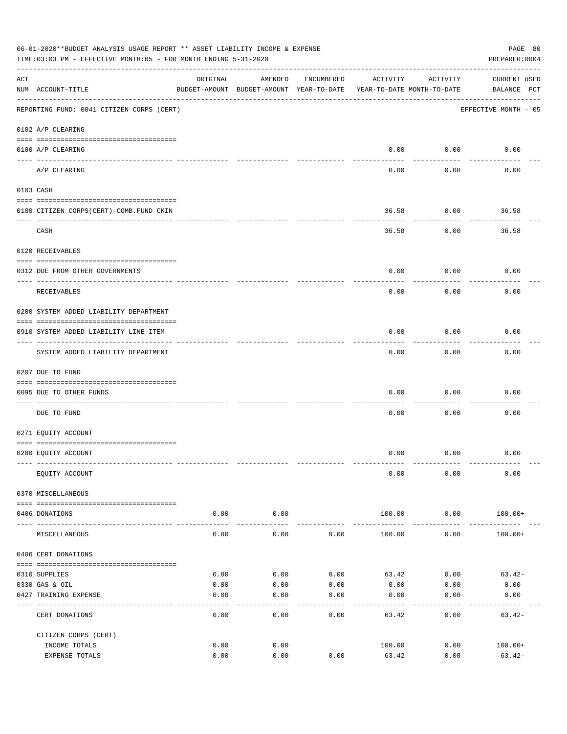06-01-2020**BUDGET ANALYSIS USAGE REPORT ** ASSET LIABILITY INCOME & EXPENSE

TIME:03:03 PM - EFFECTIVE MONTH:05 - FOR MONTH ENDING 5-31-2020

PREPARER:0004

| ACT NUM | ACCOUNT-TITLE | ORIGINAL BUDGET-AMOUNT | AMENDED BUDGET-AMOUNT | ENCUMBERED YEAR-TO-DATE | ACTIVITY YEAR-TO-DATE | ACTIVITY MONTH-TO-DATE | CURRENT BALANCE | USED PCT |
|---|---|---|---|---|---|---|---|---|
| | REPORTING FUND: 0041 CITIZEN CORPS (CERT) | | | | | | EFFECTIVE MONTH - 05 | |
| | 0102 A/P CLEARING | | | | | | | |
| 0100 | A/P CLEARING | | | | 0.00 | 0.00 | 0.00 | |
| | A/P CLEARING | | | | 0.00 | 0.00 | 0.00 | |
| | 0103 CASH | | | | | | | |
| 0100 | CITIZEN CORPS(CERT)-COMB.FUND CKIN | | | | 36.58 | 0.00 | 36.58 | |
| | CASH | | | | 36.58 | 0.00 | 36.58 | |
| | 0120 RECEIVABLES | | | | | | | |
| 0312 | DUE FROM OTHER GOVERNMENTS | | | | 0.00 | 0.00 | 0.00 | |
| | RECEIVABLES | | | | 0.00 | 0.00 | 0.00 | |
| | 0200 SYSTEM ADDED LIABILITY DEPARTMENT | | | | | | | |
| 0910 | SYSTEM ADDED LIABILITY LINE-ITEM | | | | 0.00 | 0.00 | 0.00 | |
| | SYSTEM ADDED LIABILITY DEPARTMENT | | | | 0.00 | 0.00 | 0.00 | |
| | 0207 DUE TO FUND | | | | | | | |
| 0095 | DUE TO OTHER FUNDS | | | | 0.00 | 0.00 | 0.00 | |
| | DUE TO FUND | | | | 0.00 | 0.00 | 0.00 | |
| | 0271 EQUITY ACCOUNT | | | | | | | |
| 0200 | EQUITY ACCOUNT | | | | 0.00 | 0.00 | 0.00 | |
| | EQUITY ACCOUNT | | | | 0.00 | 0.00 | 0.00 | |
| | 0370 MISCELLANEOUS | | | | | | | |
| 0406 | DONATIONS | 0.00 | 0.00 | | 100.00 | 0.00 | 100.00+ | |
| | MISCELLANEOUS | 0.00 | 0.00 | 0.00 | 100.00 | 0.00 | 100.00+ | |
| | 0406 CERT DONATIONS | | | | | | | |
| 0310 | SUPPLIES | 0.00 | 0.00 | 0.00 | 63.42 | 0.00 | 63.42- | |
| 0330 | GAS & OIL | 0.00 | 0.00 | 0.00 | 0.00 | 0.00 | 0.00 | |
| 0427 | TRAINING EXPENSE | 0.00 | 0.00 | 0.00 | 0.00 | 0.00 | 0.00 | |
| | CERT DONATIONS | 0.00 | 0.00 | 0.00 | 63.42 | 0.00 | 63.42- | |
| | CITIZEN CORPS (CERT) | | | | | | | |
| | INCOME TOTALS | 0.00 | 0.00 | | 100.00 | 0.00 | 100.00+ | |
| | EXPENSE TOTALS | 0.00 | 0.00 | 0.00 | 63.42 | 0.00 | 63.42- | |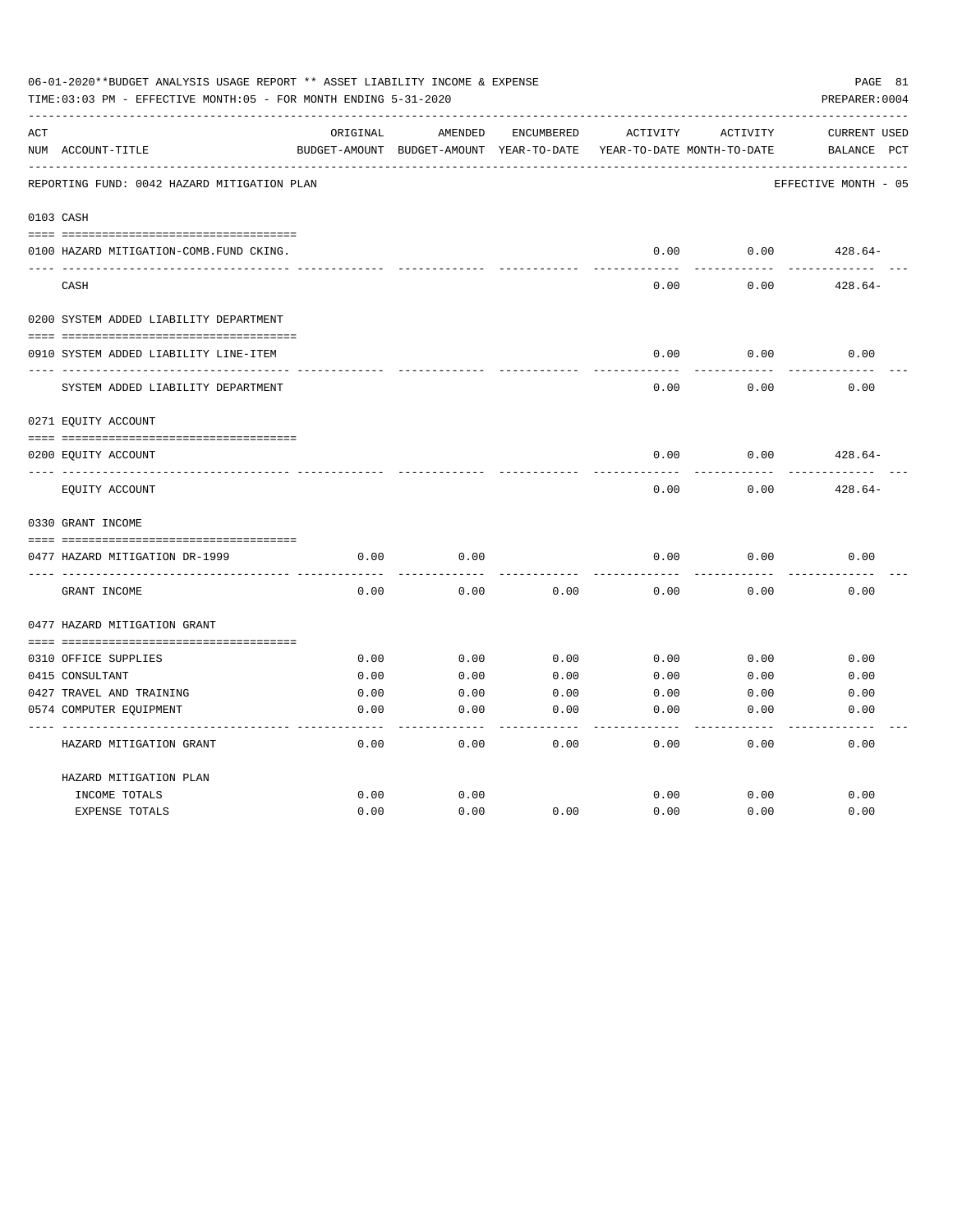06-01-2020**BUDGET ANALYSIS USAGE REPORT ** ASSET LIABILITY INCOME & EXPENSE

TIME:03:03 PM - EFFECTIVE MONTH:05 - FOR MONTH ENDING 5-31-2020

PREPARER:0004

REPORTING FUND: 0042 HAZARD MITIGATION PLAN — EFFECTIVE MONTH - 05

| ACT NUM | ACCOUNT-TITLE | ORIGINAL BUDGET-AMOUNT | AMENDED BUDGET-AMOUNT | ENCUMBERED YEAR-TO-DATE | ACTIVITY YEAR-TO-DATE | ACTIVITY MONTH-TO-DATE | CURRENT BALANCE | USED PCT |
|---|---|---|---|---|---|---|---|---|
| 0103 | CASH | | | | | | | |
| 0100 | HAZARD MITIGATION-COMB.FUND CKING. | | | | 0.00 | 0.00 | 428.64- | |
| | CASH | | | | 0.00 | 0.00 | 428.64- | |
| 0200 | SYSTEM ADDED LIABILITY DEPARTMENT | | | | | | | |
| 0910 | SYSTEM ADDED LIABILITY LINE-ITEM | | | | 0.00 | 0.00 | 0.00 | |
| | SYSTEM ADDED LIABILITY DEPARTMENT | | | | 0.00 | 0.00 | 0.00 | |
| 0271 | EQUITY ACCOUNT | | | | | | | |
| 0200 | EQUITY ACCOUNT | | | | 0.00 | 0.00 | 428.64- | |
| | EQUITY ACCOUNT | | | | 0.00 | 0.00 | 428.64- | |
| 0330 | GRANT INCOME | | | | | | | |
| 0477 | HAZARD MITIGATION DR-1999 | 0.00 | 0.00 | | 0.00 | 0.00 | 0.00 | |
| | GRANT INCOME | 0.00 | 0.00 | 0.00 | 0.00 | 0.00 | 0.00 | |
| 0477 | HAZARD MITIGATION GRANT | | | | | | | |
| 0310 | OFFICE SUPPLIES | 0.00 | 0.00 | 0.00 | 0.00 | 0.00 | 0.00 | |
| 0415 | CONSULTANT | 0.00 | 0.00 | 0.00 | 0.00 | 0.00 | 0.00 | |
| 0427 | TRAVEL AND TRAINING | 0.00 | 0.00 | 0.00 | 0.00 | 0.00 | 0.00 | |
| 0574 | COMPUTER EQUIPMENT | 0.00 | 0.00 | 0.00 | 0.00 | 0.00 | 0.00 | |
| | HAZARD MITIGATION GRANT | 0.00 | 0.00 | 0.00 | 0.00 | 0.00 | 0.00 | |
| | HAZARD MITIGATION PLAN | | | | | | | |
| | INCOME TOTALS | 0.00 | 0.00 | | 0.00 | 0.00 | 0.00 | |
| | EXPENSE TOTALS | 0.00 | 0.00 | 0.00 | 0.00 | 0.00 | 0.00 | |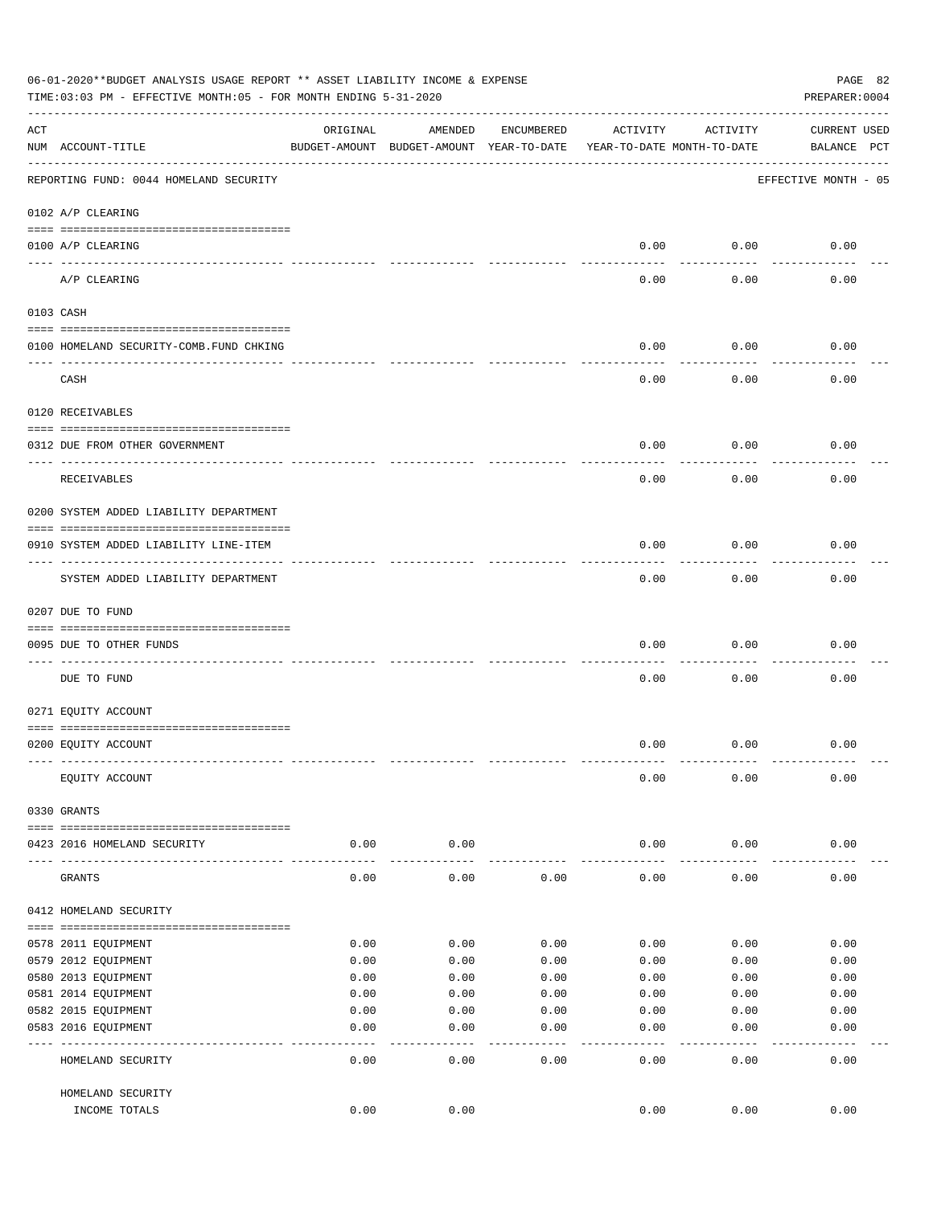06-01-2020**BUDGET ANALYSIS USAGE REPORT ** ASSET LIABILITY INCOME & EXPENSE

TIME:03:03 PM - EFFECTIVE MONTH:05 - FOR MONTH ENDING 5-31-2020

PREPARER:0004

| ACT NUM | ACCOUNT-TITLE | ORIGINAL BUDGET-AMOUNT | AMENDED BUDGET-AMOUNT | ENCUMBERED YEAR-TO-DATE | ACTIVITY YEAR-TO-DATE | ACTIVITY MONTH-TO-DATE | CURRENT BALANCE | USED PCT |
|---|---|---|---|---|---|---|---|---|
| | REPORTING FUND: 0044 HOMELAND SECURITY | | | | | | EFFECTIVE MONTH - 05 | |
| | 0102 A/P CLEARING | | | | | | | |
| 0100 | A/P CLEARING | | | | 0.00 | 0.00 | 0.00 | |
| | A/P CLEARING | | | | 0.00 | 0.00 | 0.00 | |
| | 0103 CASH | | | | | | | |
| 0100 | HOMELAND SECURITY-COMB.FUND CHKING | | | | 0.00 | 0.00 | 0.00 | |
| | CASH | | | | 0.00 | 0.00 | 0.00 | |
| | 0120 RECEIVABLES | | | | | | | |
| 0312 | DUE FROM OTHER GOVERNMENT | | | | 0.00 | 0.00 | 0.00 | |
| | RECEIVABLES | | | | 0.00 | 0.00 | 0.00 | |
| | 0200 SYSTEM ADDED LIABILITY DEPARTMENT | | | | | | | |
| 0910 | SYSTEM ADDED LIABILITY LINE-ITEM | | | | 0.00 | 0.00 | 0.00 | |
| | SYSTEM ADDED LIABILITY DEPARTMENT | | | | 0.00 | 0.00 | 0.00 | |
| | 0207 DUE TO FUND | | | | | | | |
| 0095 | DUE TO OTHER FUNDS | | | | 0.00 | 0.00 | 0.00 | |
| | DUE TO FUND | | | | 0.00 | 0.00 | 0.00 | |
| | 0271 EQUITY ACCOUNT | | | | | | | |
| 0200 | EQUITY ACCOUNT | | | | 0.00 | 0.00 | 0.00 | |
| | EQUITY ACCOUNT | | | | 0.00 | 0.00 | 0.00 | |
| | 0330 GRANTS | | | | | | | |
| 0423 | 2016 HOMELAND SECURITY | 0.00 | 0.00 | | 0.00 | 0.00 | 0.00 | |
| | GRANTS | 0.00 | 0.00 | 0.00 | 0.00 | 0.00 | 0.00 | |
| | 0412 HOMELAND SECURITY | | | | | | | |
| 0578 | 2011 EQUIPMENT | 0.00 | 0.00 | 0.00 | 0.00 | 0.00 | 0.00 | |
| 0579 | 2012 EQUIPMENT | 0.00 | 0.00 | 0.00 | 0.00 | 0.00 | 0.00 | |
| 0580 | 2013 EQUIPMENT | 0.00 | 0.00 | 0.00 | 0.00 | 0.00 | 0.00 | |
| 0581 | 2014 EQUIPMENT | 0.00 | 0.00 | 0.00 | 0.00 | 0.00 | 0.00 | |
| 0582 | 2015 EQUIPMENT | 0.00 | 0.00 | 0.00 | 0.00 | 0.00 | 0.00 | |
| 0583 | 2016 EQUIPMENT | 0.00 | 0.00 | 0.00 | 0.00 | 0.00 | 0.00 | |
| | HOMELAND SECURITY | 0.00 | 0.00 | 0.00 | 0.00 | 0.00 | 0.00 | |
| | HOMELAND SECURITY INCOME TOTALS | 0.00 | 0.00 | | 0.00 | 0.00 | 0.00 | |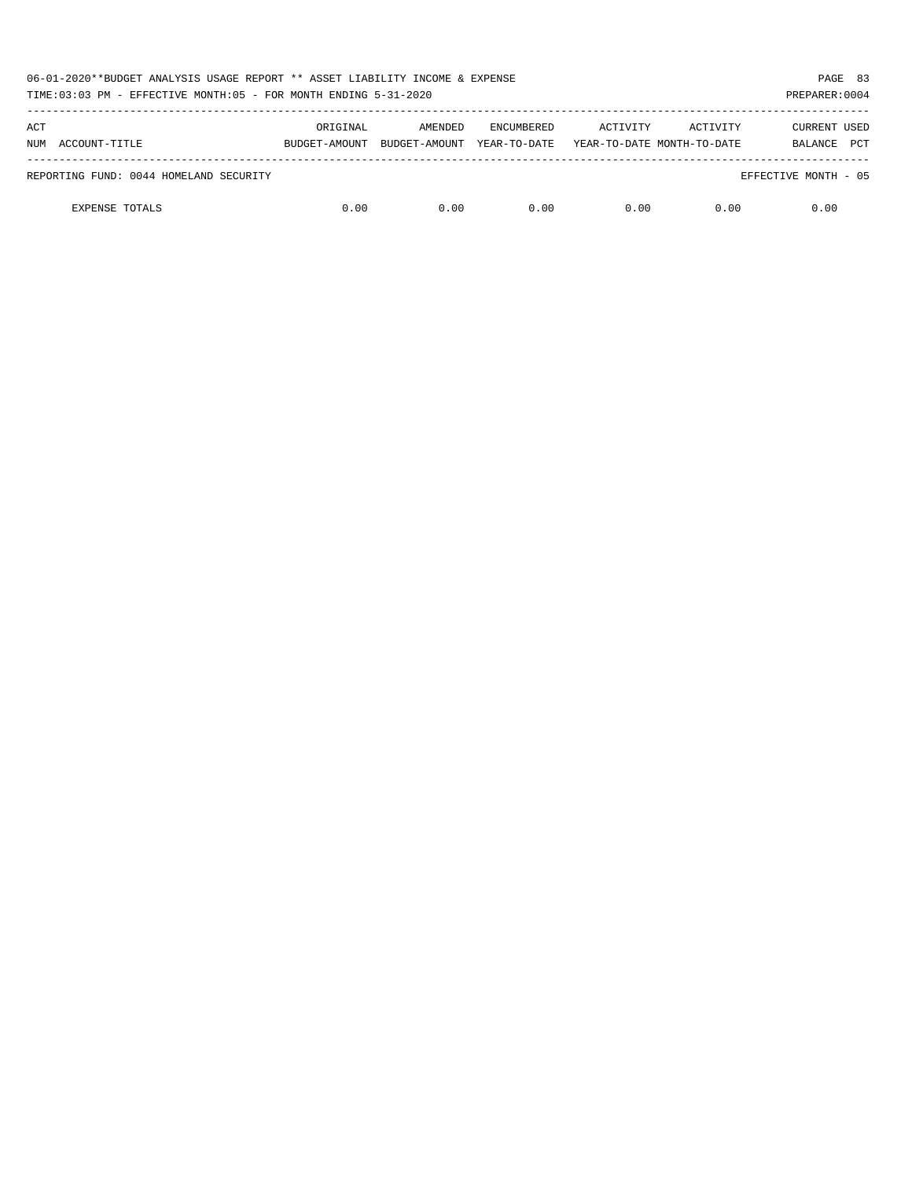| ACT NUM | ACCOUNT-TITLE | ORIGINAL BUDGET-AMOUNT | AMENDED BUDGET-AMOUNT | ENCUMBERED YEAR-TO-DATE | ACTIVITY YEAR-TO-DATE | ACTIVITY MONTH-TO-DATE | CURRENT BALANCE | USED PCT |
|---|---|---|---|---|---|---|---|---|
| REPORTING FUND: 0044 HOMELAND SECURITY | | | | | | | EFFECTIVE MONTH - 05 | |
| | EXPENSE TOTALS | 0.00 | 0.00 | 0.00 | 0.00 | 0.00 | 0.00 | |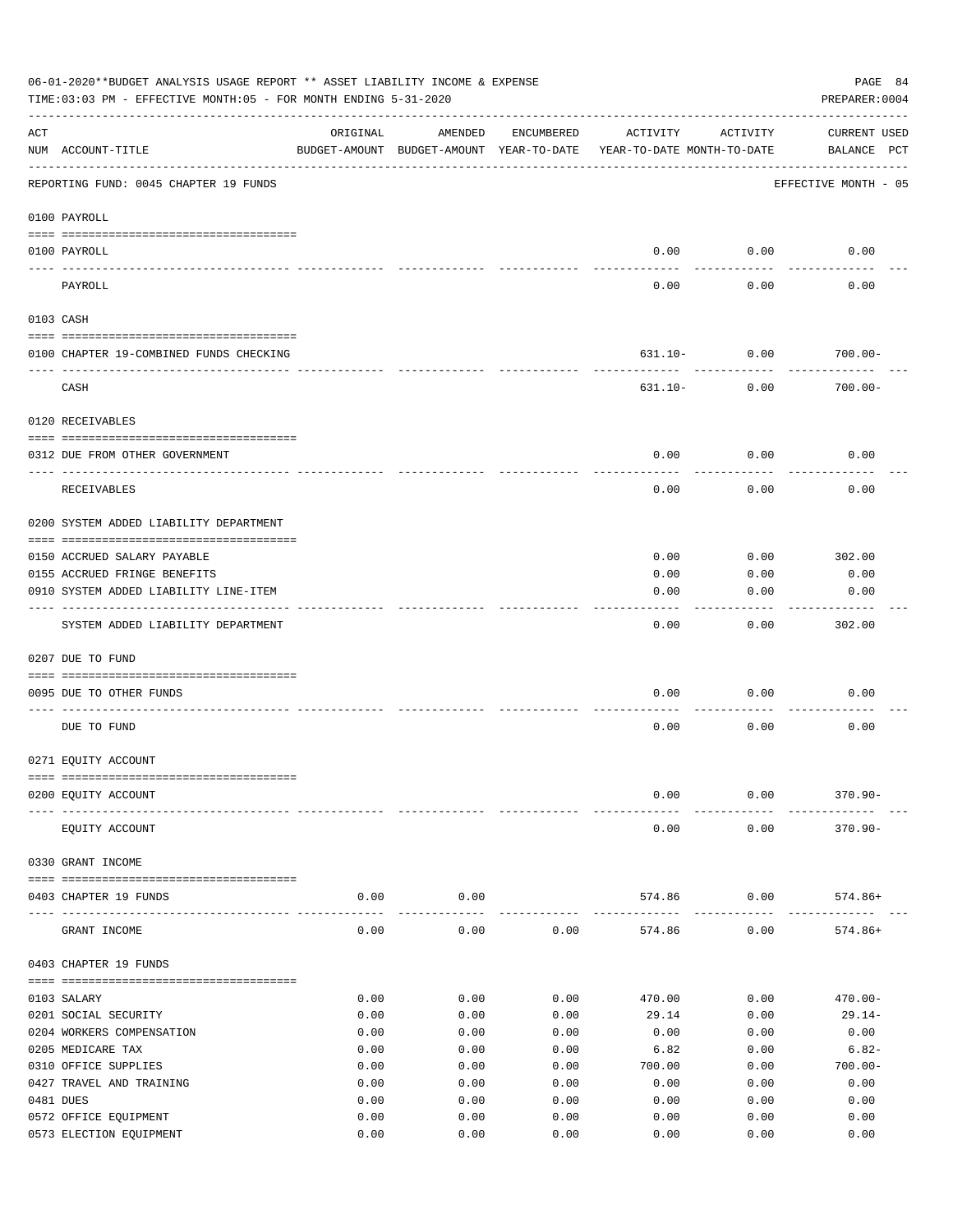06-01-2020**BUDGET ANALYSIS USAGE REPORT ** ASSET LIABILITY INCOME & EXPENSE

TIME:03:03 PM - EFFECTIVE MONTH:05 - FOR MONTH ENDING 5-31-2020

PREPARER:0004

REPORTING FUND: 0045 CHAPTER 19 FUNDS — EFFECTIVE MONTH - 05

| ACT NUM | ACCOUNT-TITLE | ORIGINAL BUDGET-AMOUNT | AMENDED BUDGET-AMOUNT | ENCUMBERED YEAR-TO-DATE | ACTIVITY YEAR-TO-DATE | ACTIVITY MONTH-TO-DATE | CURRENT USED BALANCE | PCT |
|---|---|---|---|---|---|---|---|---|
| **0100** | **PAYROLL** | | | | | | | |
| 0100 | PAYROLL | | | | 0.00 | 0.00 | 0.00 | |
| | PAYROLL | | | | 0.00 | 0.00 | 0.00 | |
| **0103** | **CASH** | | | | | | | |
| 0100 | CHAPTER 19-COMBINED FUNDS CHECKING | | | | 631.10- | 0.00 | 700.00- | |
| | CASH | | | | 631.10- | 0.00 | 700.00- | |
| **0120** | **RECEIVABLES** | | | | | | | |
| 0312 | DUE FROM OTHER GOVERNMENT | | | | 0.00 | 0.00 | 0.00 | |
| | RECEIVABLES | | | | 0.00 | 0.00 | 0.00 | |
| **0200** | **SYSTEM ADDED LIABILITY DEPARTMENT** | | | | | | | |
| 0150 | ACCRUED SALARY PAYABLE | | | | 0.00 | 0.00 | 302.00 | |
| 0155 | ACCRUED FRINGE BENEFITS | | | | 0.00 | 0.00 | 0.00 | |
| 0910 | SYSTEM ADDED LIABILITY LINE-ITEM | | | | 0.00 | 0.00 | 0.00 | |
| | SYSTEM ADDED LIABILITY DEPARTMENT | | | | 0.00 | 0.00 | 302.00 | |
| **0207** | **DUE TO FUND** | | | | | | | |
| 0095 | DUE TO OTHER FUNDS | | | | 0.00 | 0.00 | 0.00 | |
| | DUE TO FUND | | | | 0.00 | 0.00 | 0.00 | |
| **0271** | **EQUITY ACCOUNT** | | | | | | | |
| 0200 | EQUITY ACCOUNT | | | | 0.00 | 0.00 | 370.90- | |
| | EQUITY ACCOUNT | | | | 0.00 | 0.00 | 370.90- | |
| **0330** | **GRANT INCOME** | | | | | | | |
| 0403 | CHAPTER 19 FUNDS | 0.00 | 0.00 | | 574.86 | 0.00 | 574.86+ | |
| | GRANT INCOME | 0.00 | 0.00 | 0.00 | 574.86 | 0.00 | 574.86+ | |
| **0403** | **CHAPTER 19 FUNDS** | | | | | | | |
| 0103 | SALARY | 0.00 | 0.00 | 0.00 | 470.00 | 0.00 | 470.00- | |
| 0201 | SOCIAL SECURITY | 0.00 | 0.00 | 0.00 | 29.14 | 0.00 | 29.14- | |
| 0204 | WORKERS COMPENSATION | 0.00 | 0.00 | 0.00 | 0.00 | 0.00 | 0.00 | |
| 0205 | MEDICARE TAX | 0.00 | 0.00 | 0.00 | 6.82 | 0.00 | 6.82- | |
| 0310 | OFFICE SUPPLIES | 0.00 | 0.00 | 0.00 | 700.00 | 0.00 | 700.00- | |
| 0427 | TRAVEL AND TRAINING | 0.00 | 0.00 | 0.00 | 0.00 | 0.00 | 0.00 | |
| 0481 | DUES | 0.00 | 0.00 | 0.00 | 0.00 | 0.00 | 0.00 | |
| 0572 | OFFICE EQUIPMENT | 0.00 | 0.00 | 0.00 | 0.00 | 0.00 | 0.00 | |
| 0573 | ELECTION EQUIPMENT | 0.00 | 0.00 | 0.00 | 0.00 | 0.00 | 0.00 | |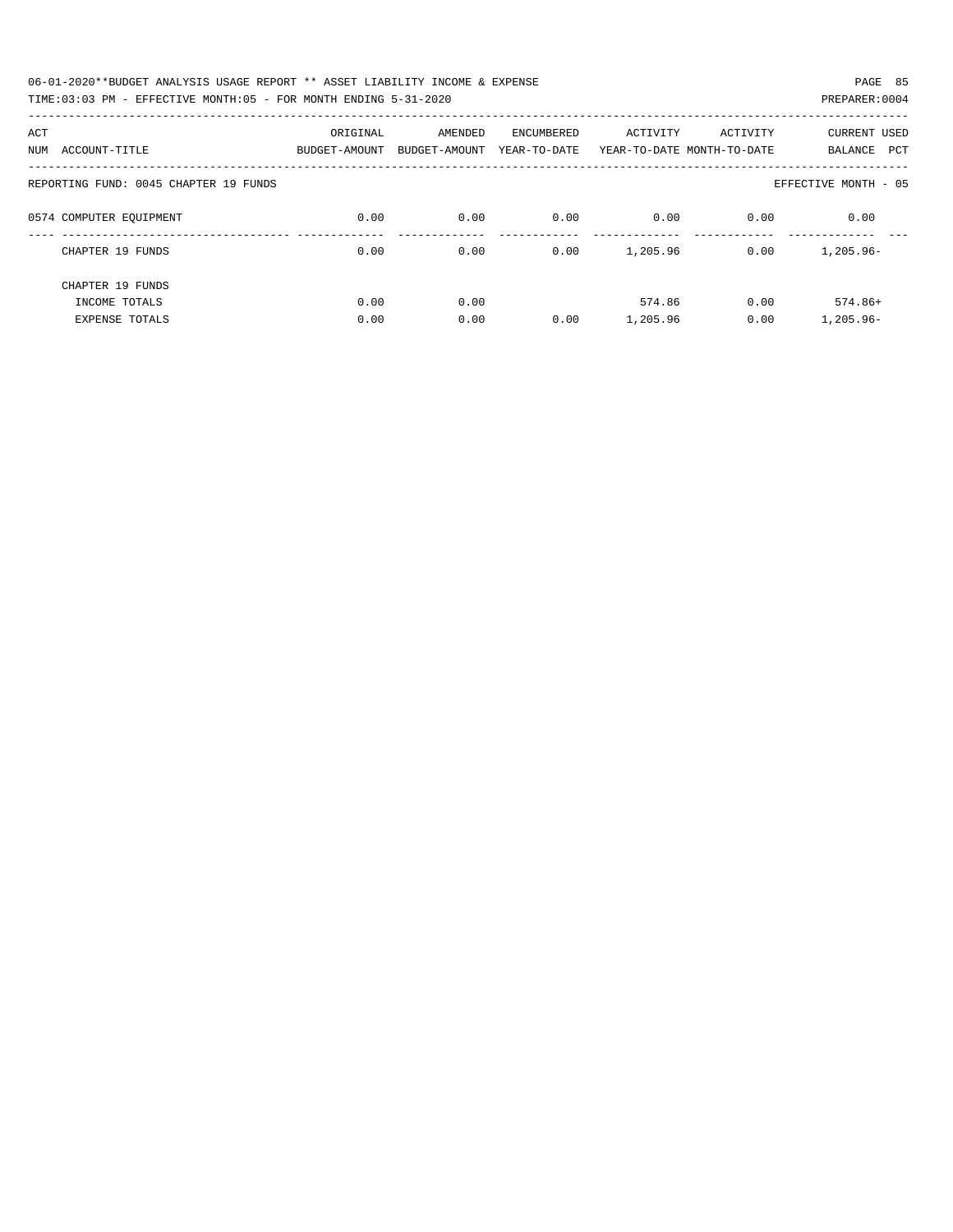| ACT NUM | ACCOUNT-TITLE | ORIGINAL BUDGET-AMOUNT | AMENDED BUDGET-AMOUNT | ENCUMBERED YEAR-TO-DATE | ACTIVITY YEAR-TO-DATE | ACTIVITY MONTH-TO-DATE | CURRENT BALANCE | USED PCT |
|---|---|---|---|---|---|---|---|---|
| REPORTING FUND: 0045 CHAPTER 19 FUNDS | | | | | | | EFFECTIVE MONTH - 05 | |
| 0574 | COMPUTER EQUIPMENT | 0.00 | 0.00 | 0.00 | 0.00 | 0.00 | 0.00 | |
| | CHAPTER 19 FUNDS | 0.00 | 0.00 | 0.00 | 1,205.96 | 0.00 | 1,205.96- | |
| | CHAPTER 19 FUNDS | | | | | | | |
| | INCOME TOTALS | 0.00 | 0.00 | | 574.86 | 0.00 | 574.86+ | |
| | EXPENSE TOTALS | 0.00 | 0.00 | 0.00 | 1,205.96 | 0.00 | 1,205.96- | |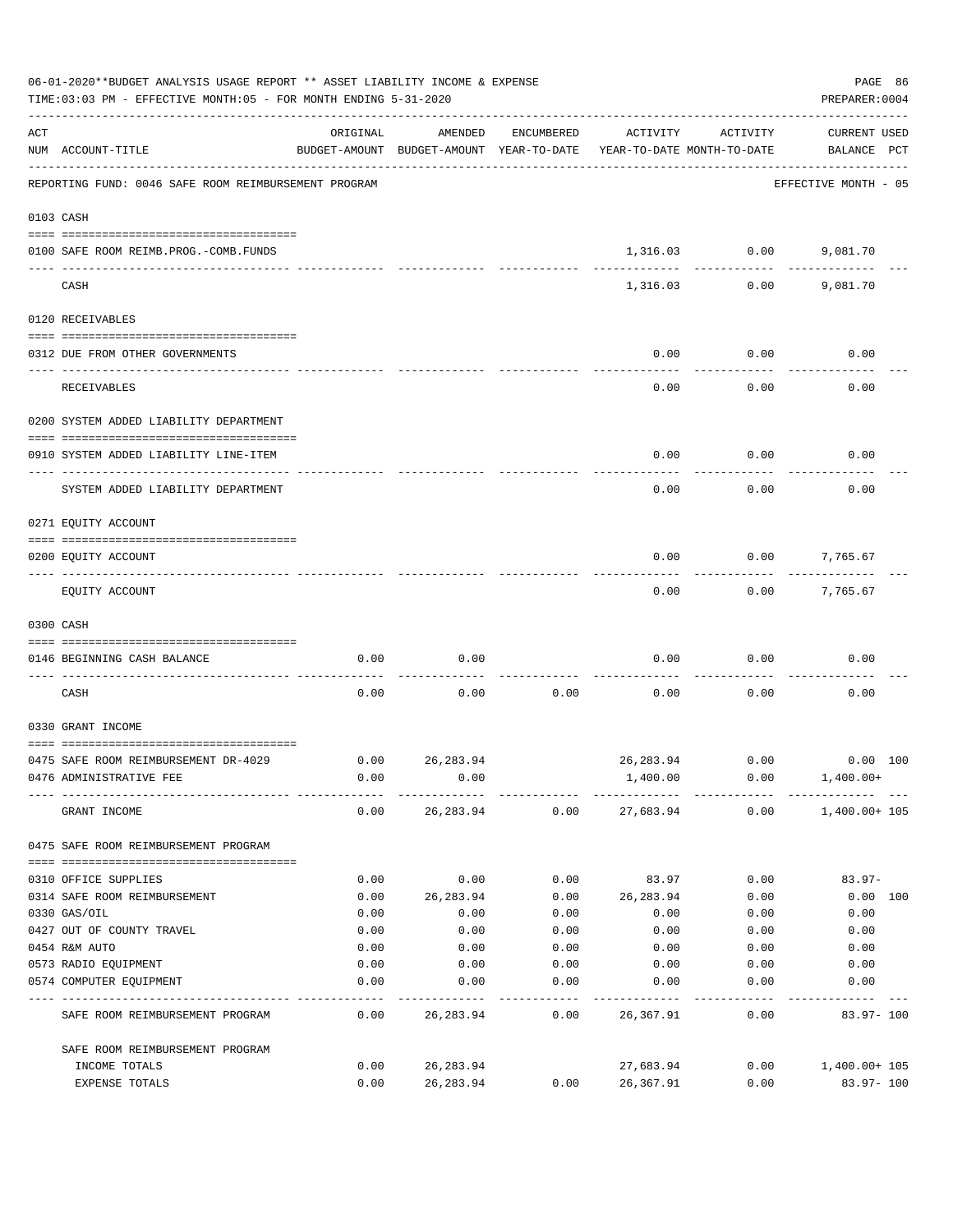06-01-2020**BUDGET ANALYSIS USAGE REPORT ** ASSET LIABILITY INCOME & EXPENSE

TIME:03:03 PM - EFFECTIVE MONTH:05 - FOR MONTH ENDING 5-31-2020

PREPARER:0004

REPORTING FUND: 0046 SAFE ROOM REIMBURSEMENT PROGRAM — EFFECTIVE MONTH - 05

| ACT NUM | ACCOUNT-TITLE | ORIGINAL BUDGET-AMOUNT | AMENDED BUDGET-AMOUNT | ENCUMBERED YEAR-TO-DATE | ACTIVITY YEAR-TO-DATE | ACTIVITY MONTH-TO-DATE | CURRENT USED BALANCE | PCT |
|---|---|---|---|---|---|---|---|---|
| **0103** | **CASH** | | | | | | | |
| 0100 | SAFE ROOM REIMB.PROG.-COMB.FUNDS | | | | 1,316.03 | 0.00 | 9,081.70 | |
| | CASH | | | | 1,316.03 | 0.00 | 9,081.70 | |
| **0120** | **RECEIVABLES** | | | | | | | |
| 0312 | DUE FROM OTHER GOVERNMENTS | | | | 0.00 | 0.00 | 0.00 | |
| | RECEIVABLES | | | | 0.00 | 0.00 | 0.00 | |
| **0200** | **SYSTEM ADDED LIABILITY DEPARTMENT** | | | | | | | |
| 0910 | SYSTEM ADDED LIABILITY LINE-ITEM | | | | 0.00 | 0.00 | 0.00 | |
| | SYSTEM ADDED LIABILITY DEPARTMENT | | | | 0.00 | 0.00 | 0.00 | |
| **0271** | **EQUITY ACCOUNT** | | | | | | | |
| 0200 | EQUITY ACCOUNT | | | | 0.00 | 0.00 | 7,765.67 | |
| | EQUITY ACCOUNT | | | | 0.00 | 0.00 | 7,765.67 | |
| **0300** | **CASH** | | | | | | | |
| 0146 | BEGINNING CASH BALANCE | 0.00 | 0.00 | | 0.00 | 0.00 | 0.00 | |
| | CASH | 0.00 | 0.00 | 0.00 | 0.00 | 0.00 | 0.00 | |
| **0330** | **GRANT INCOME** | | | | | | | |
| 0475 | SAFE ROOM REIMBURSEMENT DR-4029 | 0.00 | 26,283.94 | | 26,283.94 | 0.00 | 0.00 | 100 |
| 0476 | ADMINISTRATIVE FEE | 0.00 | 0.00 | | 1,400.00 | 0.00 | 1,400.00+ | |
| | GRANT INCOME | 0.00 | 26,283.94 | 0.00 | 27,683.94 | 0.00 | 1,400.00+ | 105 |
| **0475** | **SAFE ROOM REIMBURSEMENT PROGRAM** | | | | | | | |
| 0310 | OFFICE SUPPLIES | 0.00 | 0.00 | 0.00 | 83.97 | 0.00 | 83.97- | |
| 0314 | SAFE ROOM REIMBURSEMENT | 0.00 | 26,283.94 | 0.00 | 26,283.94 | 0.00 | 0.00 | 100 |
| 0330 | GAS/OIL | 0.00 | 0.00 | 0.00 | 0.00 | 0.00 | 0.00 | |
| 0427 | OUT OF COUNTY TRAVEL | 0.00 | 0.00 | 0.00 | 0.00 | 0.00 | 0.00 | |
| 0454 | R&M AUTO | 0.00 | 0.00 | 0.00 | 0.00 | 0.00 | 0.00 | |
| 0573 | RADIO EQUIPMENT | 0.00 | 0.00 | 0.00 | 0.00 | 0.00 | 0.00 | |
| 0574 | COMPUTER EQUIPMENT | 0.00 | 0.00 | 0.00 | 0.00 | 0.00 | 0.00 | |
| | SAFE ROOM REIMBURSEMENT PROGRAM | 0.00 | 26,283.94 | 0.00 | 26,367.91 | 0.00 | 83.97- | 100 |
| | SAFE ROOM REIMBURSEMENT PROGRAM | | | | | | | |
| | INCOME TOTALS | 0.00 | 26,283.94 | | 27,683.94 | 0.00 | 1,400.00+ | 105 |
| | EXPENSE TOTALS | 0.00 | 26,283.94 | 0.00 | 26,367.91 | 0.00 | 83.97- | 100 |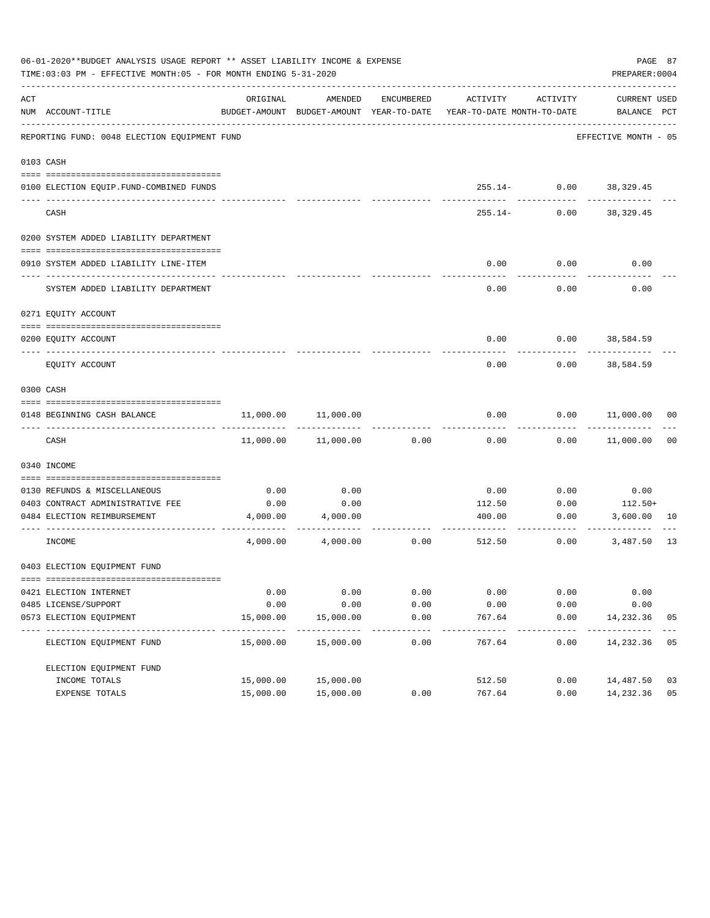06-01-2020**BUDGET ANALYSIS USAGE REPORT ** ASSET LIABILITY INCOME & EXPENSE

TIME:03:03 PM - EFFECTIVE MONTH:05 - FOR MONTH ENDING 5-31-2020

PREPARER:0004

| ACT NUM | ACCOUNT-TITLE | ORIGINAL BUDGET-AMOUNT | AMENDED BUDGET-AMOUNT | ENCUMBERED YEAR-TO-DATE | ACTIVITY YEAR-TO-DATE | ACTIVITY MONTH-TO-DATE | CURRENT BALANCE | USED PCT |
|---|---|---|---|---|---|---|---|---|
| | REPORTING FUND: 0048 ELECTION EQUIPMENT FUND | | | | | | EFFECTIVE MONTH - 05 | |
| 0103 | CASH | | | | | | | |
| 0100 | ELECTION EQUIP.FUND-COMBINED FUNDS | | | | 255.14- | 0.00 | 38,329.45 | |
| | CASH | | | | 255.14- | 0.00 | 38,329.45 | |
| 0200 | SYSTEM ADDED LIABILITY DEPARTMENT | | | | | | | |
| 0910 | SYSTEM ADDED LIABILITY LINE-ITEM | | | | 0.00 | 0.00 | 0.00 | |
| | SYSTEM ADDED LIABILITY DEPARTMENT | | | | 0.00 | 0.00 | 0.00 | |
| 0271 | EQUITY ACCOUNT | | | | | | | |
| 0200 | EQUITY ACCOUNT | | | | 0.00 | 0.00 | 38,584.59 | |
| | EQUITY ACCOUNT | | | | 0.00 | 0.00 | 38,584.59 | |
| 0300 | CASH | | | | | | | |
| 0148 | BEGINNING CASH BALANCE | 11,000.00 | 11,000.00 | | 0.00 | 0.00 | 11,000.00 | 00 |
| | CASH | 11,000.00 | 11,000.00 | 0.00 | 0.00 | 0.00 | 11,000.00 | 00 |
| 0340 | INCOME | | | | | | | |
| 0130 | REFUNDS & MISCELLANEOUS | 0.00 | 0.00 | | 0.00 | 0.00 | 0.00 | |
| 0403 | CONTRACT ADMINISTRATIVE FEE | 0.00 | 0.00 | | 112.50 | 0.00 | 112.50+ | |
| 0484 | ELECTION REIMBURSEMENT | 4,000.00 | 4,000.00 | | 400.00 | 0.00 | 3,600.00 | 10 |
| | INCOME | 4,000.00 | 4,000.00 | 0.00 | 512.50 | 0.00 | 3,487.50 | 13 |
| 0403 | ELECTION EQUIPMENT FUND | | | | | | | |
| 0421 | ELECTION INTERNET | 0.00 | 0.00 | 0.00 | 0.00 | 0.00 | 0.00 | |
| 0485 | LICENSE/SUPPORT | 0.00 | 0.00 | 0.00 | 0.00 | 0.00 | 0.00 | |
| 0573 | ELECTION EQUIPMENT | 15,000.00 | 15,000.00 | 0.00 | 767.64 | 0.00 | 14,232.36 | 05 |
| | ELECTION EQUIPMENT FUND | 15,000.00 | 15,000.00 | 0.00 | 767.64 | 0.00 | 14,232.36 | 05 |
| | ELECTION EQUIPMENT FUND | | | | | | | |
| | INCOME TOTALS | 15,000.00 | 15,000.00 | | 512.50 | 0.00 | 14,487.50 | 03 |
| | EXPENSE TOTALS | 15,000.00 | 15,000.00 | 0.00 | 767.64 | 0.00 | 14,232.36 | 05 |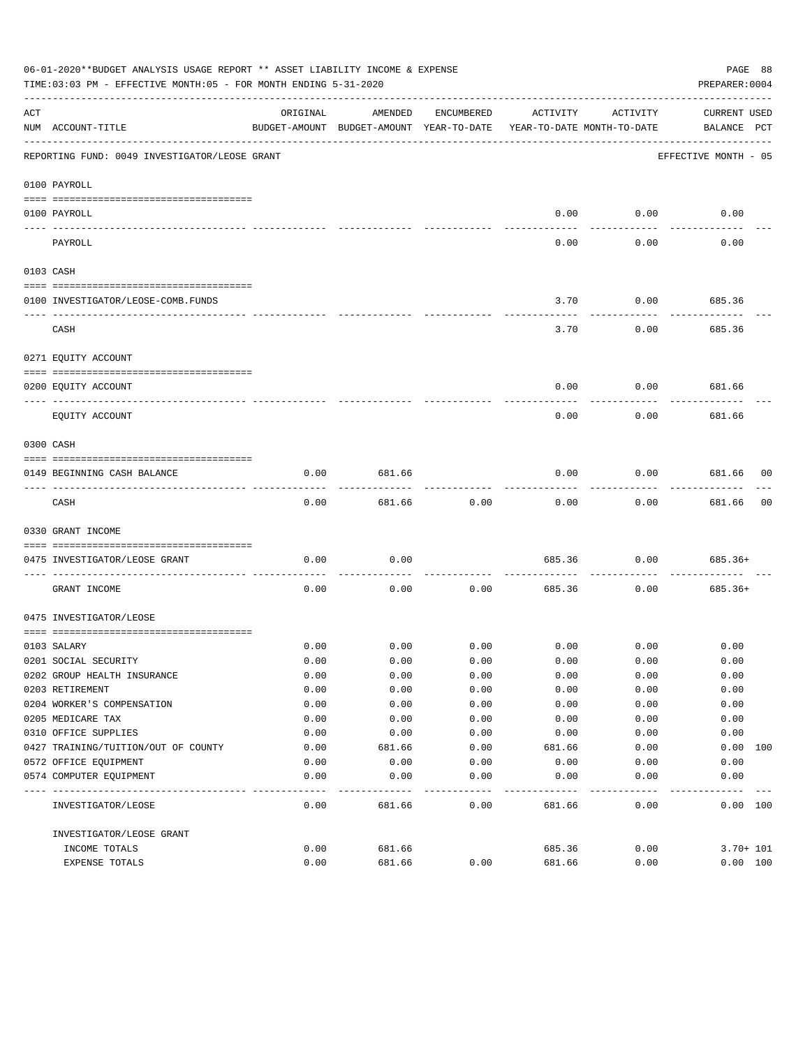06-01-2020**BUDGET ANALYSIS USAGE REPORT ** ASSET LIABILITY INCOME & EXPENSE

TIME:03:03 PM - EFFECTIVE MONTH:05 - FOR MONTH ENDING 5-31-2020

PREPARER:0004

| ACT NUM | ACCOUNT-TITLE | ORIGINAL BUDGET-AMOUNT | AMENDED BUDGET-AMOUNT | ENCUMBERED YEAR-TO-DATE | ACTIVITY YEAR-TO-DATE | ACTIVITY MONTH-TO-DATE | CURRENT BALANCE | USED PCT |
|---|---|---|---|---|---|---|---|---|
| | REPORTING FUND: 0049 INVESTIGATOR/LEOSE GRANT | | | | | | EFFECTIVE MONTH - 05 | |
| | **0100 PAYROLL** | | | | | | | |
| 0100 | PAYROLL | | | | 0.00 | 0.00 | 0.00 | |
| | PAYROLL | | | | 0.00 | 0.00 | 0.00 | |
| | **0103 CASH** | | | | | | | |
| 0100 | INVESTIGATOR/LEOSE-COMB.FUNDS | | | | 3.70 | 0.00 | 685.36 | |
| | CASH | | | | 3.70 | 0.00 | 685.36 | |
| | **0271 EQUITY ACCOUNT** | | | | | | | |
| 0200 | EQUITY ACCOUNT | | | | 0.00 | 0.00 | 681.66 | |
| | EQUITY ACCOUNT | | | | 0.00 | 0.00 | 681.66 | |
| | **0300 CASH** | | | | | | | |
| 0149 | BEGINNING CASH BALANCE | 0.00 | 681.66 | | 0.00 | 0.00 | 681.66 | 00 |
| | CASH | 0.00 | 681.66 | 0.00 | 0.00 | 0.00 | 681.66 | 00 |
| | **0330 GRANT INCOME** | | | | | | | |
| 0475 | INVESTIGATOR/LEOSE GRANT | 0.00 | 0.00 | | 685.36 | 0.00 | 685.36+ | |
| | GRANT INCOME | 0.00 | 0.00 | 0.00 | 685.36 | 0.00 | 685.36+ | |
| | **0475 INVESTIGATOR/LEOSE** | | | | | | | |
| 0103 | SALARY | 0.00 | 0.00 | 0.00 | 0.00 | 0.00 | 0.00 | |
| 0201 | SOCIAL SECURITY | 0.00 | 0.00 | 0.00 | 0.00 | 0.00 | 0.00 | |
| 0202 | GROUP HEALTH INSURANCE | 0.00 | 0.00 | 0.00 | 0.00 | 0.00 | 0.00 | |
| 0203 | RETIREMENT | 0.00 | 0.00 | 0.00 | 0.00 | 0.00 | 0.00 | |
| 0204 | WORKER'S COMPENSATION | 0.00 | 0.00 | 0.00 | 0.00 | 0.00 | 0.00 | |
| 0205 | MEDICARE TAX | 0.00 | 0.00 | 0.00 | 0.00 | 0.00 | 0.00 | |
| 0310 | OFFICE SUPPLIES | 0.00 | 0.00 | 0.00 | 0.00 | 0.00 | 0.00 | |
| 0427 | TRAINING/TUITION/OUT OF COUNTY | 0.00 | 681.66 | 0.00 | 681.66 | 0.00 | 0.00 | 100 |
| 0572 | OFFICE EQUIPMENT | 0.00 | 0.00 | 0.00 | 0.00 | 0.00 | 0.00 | |
| 0574 | COMPUTER EQUIPMENT | 0.00 | 0.00 | 0.00 | 0.00 | 0.00 | 0.00 | |
| | INVESTIGATOR/LEOSE | 0.00 | 681.66 | 0.00 | 681.66 | 0.00 | 0.00 | 100 |
| | INVESTIGATOR/LEOSE GRANT | | | | | | | |
| | INCOME TOTALS | 0.00 | 681.66 | | 685.36 | 0.00 | 3.70+ | 101 |
| | EXPENSE TOTALS | 0.00 | 681.66 | 0.00 | 681.66 | 0.00 | 0.00 | 100 |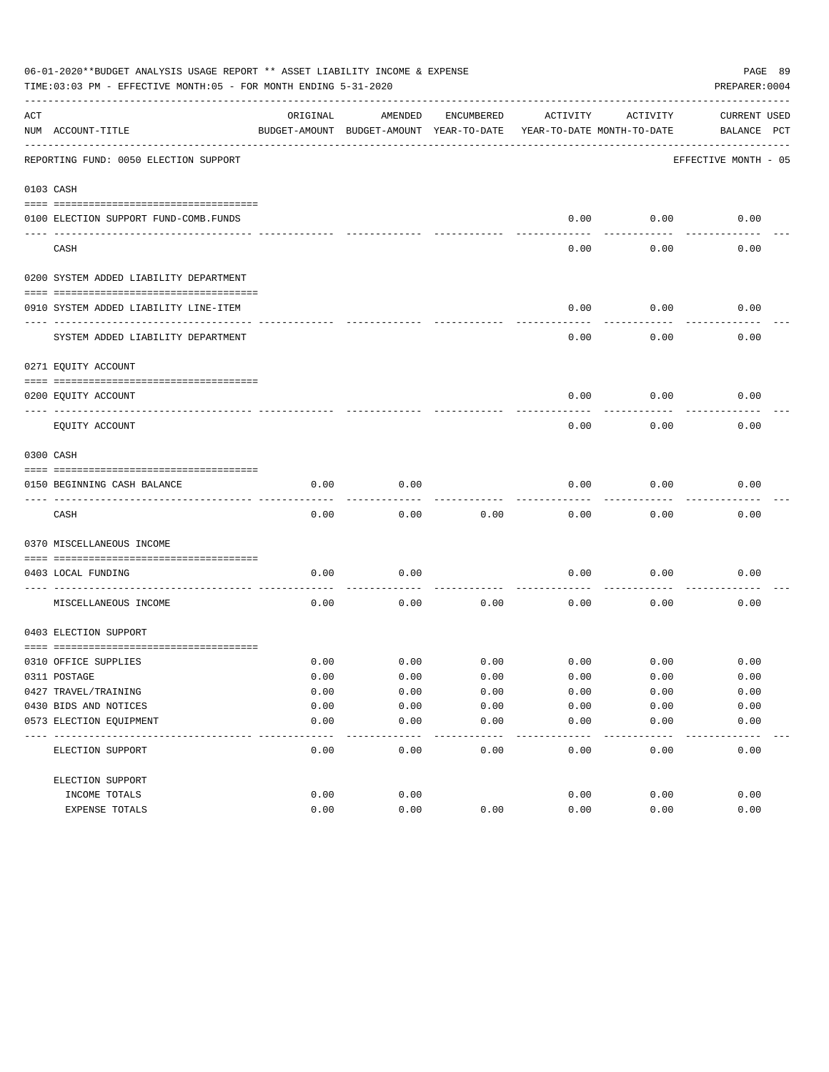06-01-2020**BUDGET ANALYSIS USAGE REPORT ** ASSET LIABILITY INCOME & EXPENSE

TIME:03:03 PM - EFFECTIVE MONTH:05 - FOR MONTH ENDING 5-31-2020

PREPARER:0004

REPORTING FUND: 0050 ELECTION SUPPORT — EFFECTIVE MONTH - 05

| ACT NUM | ACCOUNT-TITLE | ORIGINAL BUDGET-AMOUNT | AMENDED BUDGET-AMOUNT | ENCUMBERED YEAR-TO-DATE | ACTIVITY YEAR-TO-DATE | ACTIVITY MONTH-TO-DATE | CURRENT BALANCE | USED PCT |
|---|---|---|---|---|---|---|---|---|
| **0103** | **CASH** | | | | | | | |
| 0100 | ELECTION SUPPORT FUND-COMB.FUNDS | | | | 0.00 | 0.00 | 0.00 | |
| | CASH | | | | 0.00 | 0.00 | 0.00 | |
| **0200** | **SYSTEM ADDED LIABILITY DEPARTMENT** | | | | | | | |
| 0910 | SYSTEM ADDED LIABILITY LINE-ITEM | | | | 0.00 | 0.00 | 0.00 | |
| | SYSTEM ADDED LIABILITY DEPARTMENT | | | | 0.00 | 0.00 | 0.00 | |
| **0271** | **EQUITY ACCOUNT** | | | | | | | |
| 0200 | EQUITY ACCOUNT | | | | 0.00 | 0.00 | 0.00 | |
| | EQUITY ACCOUNT | | | | 0.00 | 0.00 | 0.00 | |
| **0300** | **CASH** | | | | | | | |
| 0150 | BEGINNING CASH BALANCE | 0.00 | 0.00 | | 0.00 | 0.00 | 0.00 | |
| | CASH | 0.00 | 0.00 | 0.00 | 0.00 | 0.00 | 0.00 | |
| **0370** | **MISCELLANEOUS INCOME** | | | | | | | |
| 0403 | LOCAL FUNDING | 0.00 | 0.00 | | 0.00 | 0.00 | 0.00 | |
| | MISCELLANEOUS INCOME | 0.00 | 0.00 | 0.00 | 0.00 | 0.00 | 0.00 | |
| **0403** | **ELECTION SUPPORT** | | | | | | | |
| 0310 | OFFICE SUPPLIES | 0.00 | 0.00 | 0.00 | 0.00 | 0.00 | 0.00 | |
| 0311 | POSTAGE | 0.00 | 0.00 | 0.00 | 0.00 | 0.00 | 0.00 | |
| 0427 | TRAVEL/TRAINING | 0.00 | 0.00 | 0.00 | 0.00 | 0.00 | 0.00 | |
| 0430 | BIDS AND NOTICES | 0.00 | 0.00 | 0.00 | 0.00 | 0.00 | 0.00 | |
| 0573 | ELECTION EQUIPMENT | 0.00 | 0.00 | 0.00 | 0.00 | 0.00 | 0.00 | |
| | ELECTION SUPPORT | 0.00 | 0.00 | 0.00 | 0.00 | 0.00 | 0.00 | |
| | ELECTION SUPPORT | | | | | | | |
| | INCOME TOTALS | 0.00 | 0.00 | | 0.00 | 0.00 | 0.00 | |
| | EXPENSE TOTALS | 0.00 | 0.00 | 0.00 | 0.00 | 0.00 | 0.00 | |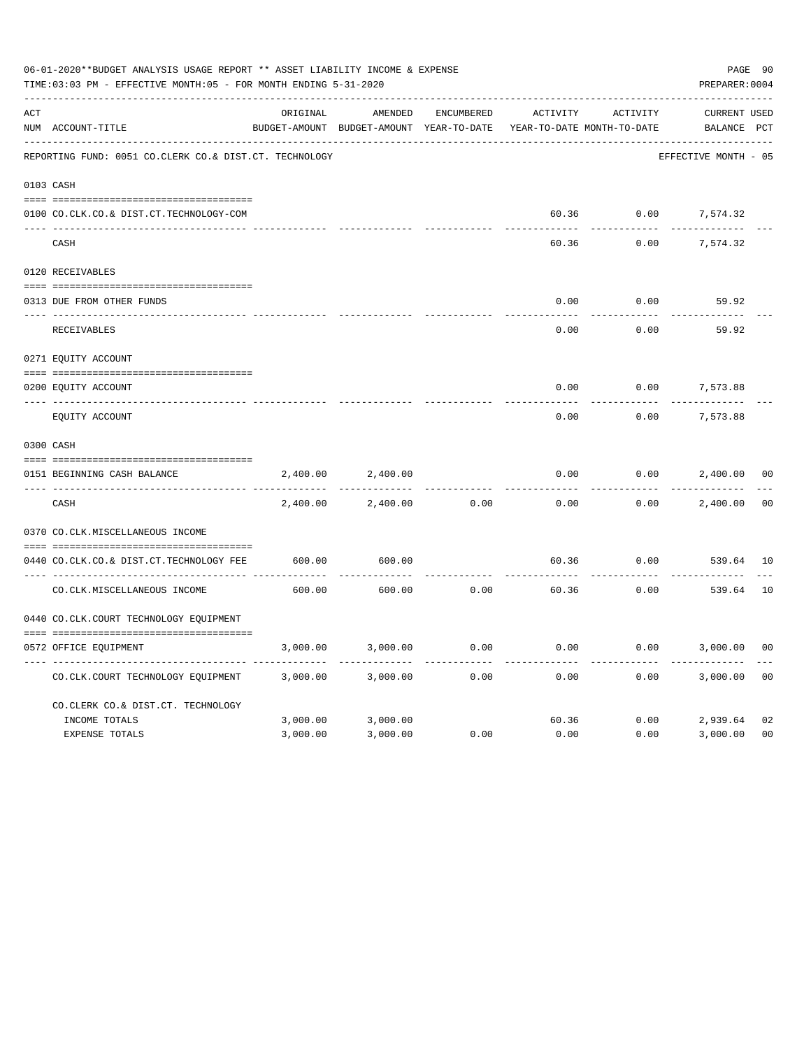06-01-2020**BUDGET ANALYSIS USAGE REPORT ** ASSET LIABILITY INCOME & EXPENSE

TIME:03:03 PM - EFFECTIVE MONTH:05 - FOR MONTH ENDING 5-31-2020

PREPARER:0004

REPORTING FUND: 0051 CO.CLERK CO.& DIST.CT. TECHNOLOGY — EFFECTIVE MONTH - 05

| ACT NUM | ACCOUNT-TITLE | ORIGINAL BUDGET-AMOUNT | AMENDED BUDGET-AMOUNT | ENCUMBERED YEAR-TO-DATE | ACTIVITY YEAR-TO-DATE | ACTIVITY MONTH-TO-DATE | CURRENT BALANCE | USED PCT |
|---|---|---|---|---|---|---|---|---|
| 0103 | CASH | | | | | | | |
| 0100 | CO.CLK.CO.& DIST.CT.TECHNOLOGY-COM | | | | 60.36 | 0.00 | 7,574.32 | |
| | CASH | | | | 60.36 | 0.00 | 7,574.32 | |
| 0120 | RECEIVABLES | | | | | | | |
| 0313 | DUE FROM OTHER FUNDS | | | | 0.00 | 0.00 | 59.92 | |
| | RECEIVABLES | | | | 0.00 | 0.00 | 59.92 | |
| 0271 | EQUITY ACCOUNT | | | | | | | |
| 0200 | EQUITY ACCOUNT | | | | 0.00 | 0.00 | 7,573.88 | |
| | EQUITY ACCOUNT | | | | 0.00 | 0.00 | 7,573.88 | |
| 0300 | CASH | | | | | | | |
| 0151 | BEGINNING CASH BALANCE | 2,400.00 | 2,400.00 | | 0.00 | 0.00 | 2,400.00 | 00 |
| | CASH | 2,400.00 | 2,400.00 | 0.00 | 0.00 | 0.00 | 2,400.00 | 00 |
| 0370 | CO.CLK.MISCELLANEOUS INCOME | | | | | | | |
| 0440 | CO.CLK.CO.& DIST.CT.TECHNOLOGY FEE | 600.00 | 600.00 | | 60.36 | 0.00 | 539.64 | 10 |
| | CO.CLK.MISCELLANEOUS INCOME | 600.00 | 600.00 | 0.00 | 60.36 | 0.00 | 539.64 | 10 |
| 0440 | CO.CLK.COURT TECHNOLOGY EQUIPMENT | | | | | | | |
| 0572 | OFFICE EQUIPMENT | 3,000.00 | 3,000.00 | 0.00 | 0.00 | 0.00 | 3,000.00 | 00 |
| | CO.CLK.COURT TECHNOLOGY EQUIPMENT | 3,000.00 | 3,000.00 | 0.00 | 0.00 | 0.00 | 3,000.00 | 00 |
| | CO.CLERK CO.& DIST.CT. TECHNOLOGY | | | | | | | |
| | INCOME TOTALS | 3,000.00 | 3,000.00 | | 60.36 | 0.00 | 2,939.64 | 02 |
| | EXPENSE TOTALS | 3,000.00 | 3,000.00 | 0.00 | 0.00 | 0.00 | 3,000.00 | 00 |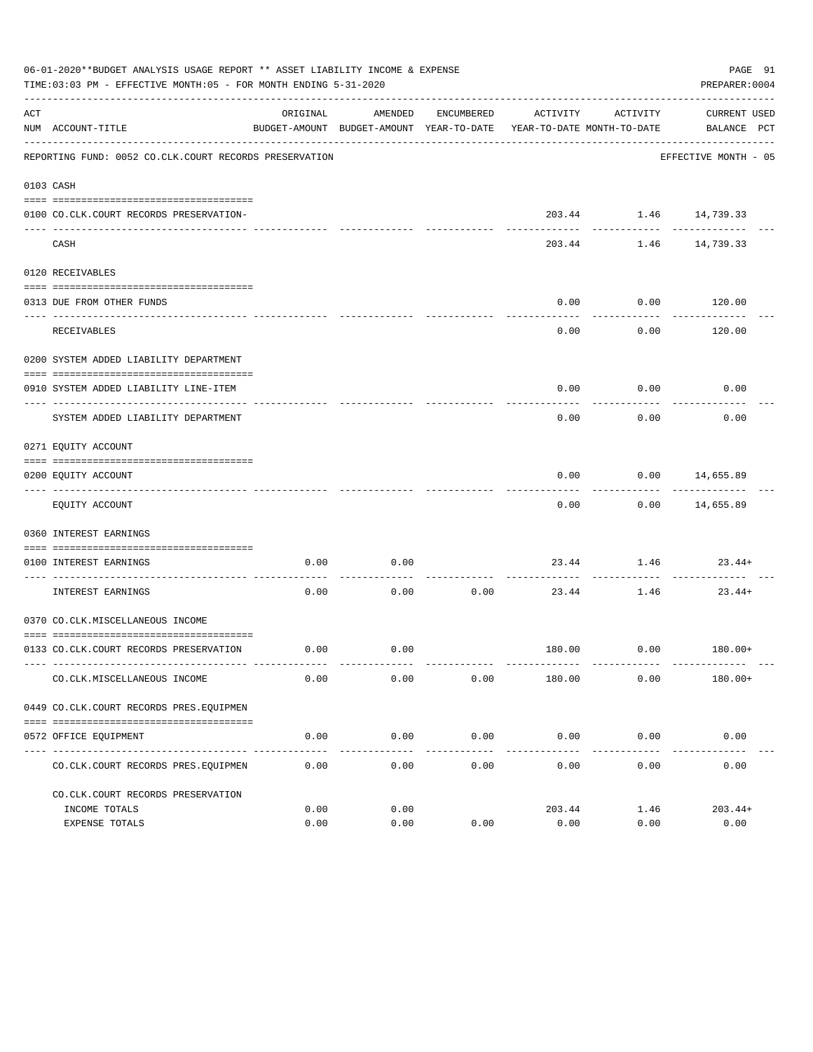06-01-2020**BUDGET ANALYSIS USAGE REPORT ** ASSET LIABILITY INCOME & EXPENSE

TIME:03:03 PM - EFFECTIVE MONTH:05 - FOR MONTH ENDING 5-31-2020

PREPARER:0004

REPORTING FUND: 0052 CO.CLK.COURT RECORDS PRESERVATION — EFFECTIVE MONTH - 05

| ACT NUM | ACCOUNT-TITLE | ORIGINAL BUDGET-AMOUNT | AMENDED BUDGET-AMOUNT | ENCUMBERED YEAR-TO-DATE | ACTIVITY YEAR-TO-DATE | ACTIVITY MONTH-TO-DATE | CURRENT BALANCE | USED PCT |
|---|---|---|---|---|---|---|---|---|
| | **0103 CASH** | | | | | | | |
| 0100 | CO.CLK.COURT RECORDS PRESERVATION- | | | | 203.44 | 1.46 | 14,739.33 | |
| | CASH | | | | 203.44 | 1.46 | 14,739.33 | |
| | **0120 RECEIVABLES** | | | | | | | |
| 0313 | DUE FROM OTHER FUNDS | | | | 0.00 | 0.00 | 120.00 | |
| | RECEIVABLES | | | | 0.00 | 0.00 | 120.00 | |
| | **0200 SYSTEM ADDED LIABILITY DEPARTMENT** | | | | | | | |
| 0910 | SYSTEM ADDED LIABILITY LINE-ITEM | | | | 0.00 | 0.00 | 0.00 | |
| | SYSTEM ADDED LIABILITY DEPARTMENT | | | | 0.00 | 0.00 | 0.00 | |
| | **0271 EQUITY ACCOUNT** | | | | | | | |
| 0200 | EQUITY ACCOUNT | | | | 0.00 | 0.00 | 14,655.89 | |
| | EQUITY ACCOUNT | | | | 0.00 | 0.00 | 14,655.89 | |
| | **0360 INTEREST EARNINGS** | | | | | | | |
| 0100 | INTEREST EARNINGS | 0.00 | 0.00 | | 23.44 | 1.46 | 23.44+ | |
| | INTEREST EARNINGS | 0.00 | 0.00 | 0.00 | 23.44 | 1.46 | 23.44+ | |
| | **0370 CO.CLK.MISCELLANEOUS INCOME** | | | | | | | |
| 0133 | CO.CLK.COURT RECORDS PRESERVATION | 0.00 | 0.00 | | 180.00 | 0.00 | 180.00+ | |
| | CO.CLK.MISCELLANEOUS INCOME | 0.00 | 0.00 | 0.00 | 180.00 | 0.00 | 180.00+ | |
| | **0449 CO.CLK.COURT RECORDS PRES.EQUIPMEN** | | | | | | | |
| 0572 | OFFICE EQUIPMENT | 0.00 | 0.00 | 0.00 | 0.00 | 0.00 | 0.00 | |
| | CO.CLK.COURT RECORDS PRES.EQUIPMEN | 0.00 | 0.00 | 0.00 | 0.00 | 0.00 | 0.00 | |
| | **CO.CLK.COURT RECORDS PRESERVATION** | | | | | | | |
| | INCOME TOTALS | 0.00 | 0.00 | | 203.44 | 1.46 | 203.44+ | |
| | EXPENSE TOTALS | 0.00 | 0.00 | 0.00 | 0.00 | 0.00 | 0.00 | |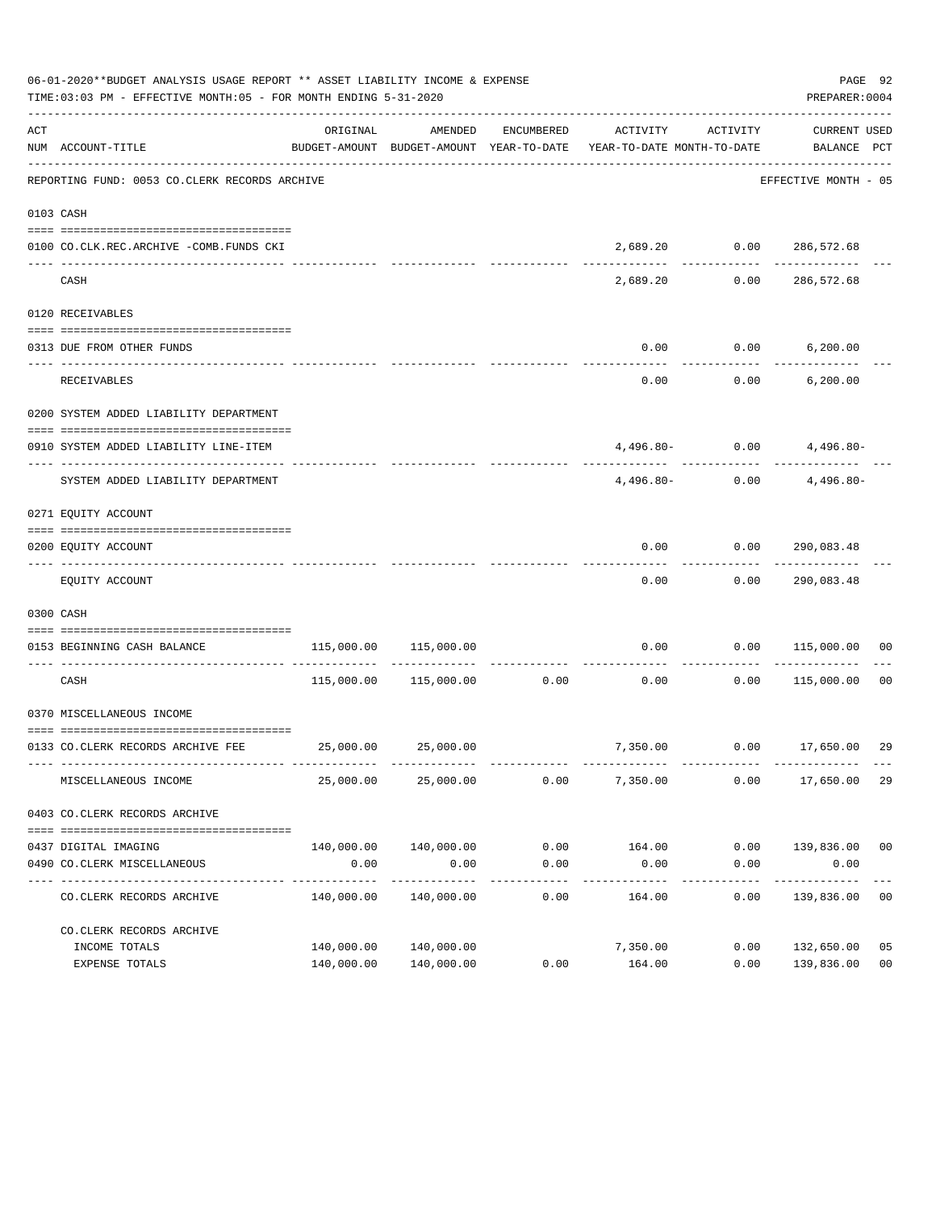06-01-2020**BUDGET ANALYSIS USAGE REPORT ** ASSET LIABILITY INCOME & EXPENSE

TIME:03:03 PM - EFFECTIVE MONTH:05 - FOR MONTH ENDING 5-31-2020

PREPARER:0004

REPORTING FUND: 0053 CO.CLERK RECORDS ARCHIVE — EFFECTIVE MONTH - 05

| ACT NUM | ACCOUNT-TITLE | ORIGINAL BUDGET-AMOUNT | AMENDED BUDGET-AMOUNT | ENCUMBERED YEAR-TO-DATE | ACTIVITY YEAR-TO-DATE | ACTIVITY MONTH-TO-DATE | CURRENT BALANCE | USED PCT |
|---|---|---|---|---|---|---|---|---|
| 0103 | CASH | | | | | | | |
| 0100 | CO.CLK.REC.ARCHIVE -COMB.FUNDS CKI | | | | 2,689.20 | 0.00 | 286,572.68 | |
| | CASH | | | | 2,689.20 | 0.00 | 286,572.68 | |
| 0120 | RECEIVABLES | | | | | | | |
| 0313 | DUE FROM OTHER FUNDS | | | | 0.00 | 0.00 | 6,200.00 | |
| | RECEIVABLES | | | | 0.00 | 0.00 | 6,200.00 | |
| 0200 | SYSTEM ADDED LIABILITY DEPARTMENT | | | | | | | |
| 0910 | SYSTEM ADDED LIABILITY LINE-ITEM | | | | 4,496.80- | 0.00 | 4,496.80- | |
| | SYSTEM ADDED LIABILITY DEPARTMENT | | | | 4,496.80- | 0.00 | 4,496.80- | |
| 0271 | EQUITY ACCOUNT | | | | | | | |
| 0200 | EQUITY ACCOUNT | | | | 0.00 | 0.00 | 290,083.48 | |
| | EQUITY ACCOUNT | | | | 0.00 | 0.00 | 290,083.48 | |
| 0300 | CASH | | | | | | | |
| 0153 | BEGINNING CASH BALANCE | 115,000.00 | 115,000.00 | | 0.00 | 0.00 | 115,000.00 | 00 |
| | CASH | 115,000.00 | 115,000.00 | 0.00 | 0.00 | 0.00 | 115,000.00 | 00 |
| 0370 | MISCELLANEOUS INCOME | | | | | | | |
| 0133 | CO.CLERK RECORDS ARCHIVE FEE | 25,000.00 | 25,000.00 | | 7,350.00 | 0.00 | 17,650.00 | 29 |
| | MISCELLANEOUS INCOME | 25,000.00 | 25,000.00 | 0.00 | 7,350.00 | 0.00 | 17,650.00 | 29 |
| 0403 | CO.CLERK RECORDS ARCHIVE | | | | | | | |
| 0437 | DIGITAL IMAGING | 140,000.00 | 140,000.00 | 0.00 | 164.00 | 0.00 | 139,836.00 | 00 |
| 0490 | CO.CLERK MISCELLANEOUS | 0.00 | 0.00 | 0.00 | 0.00 | 0.00 | 0.00 | |
| | CO.CLERK RECORDS ARCHIVE | 140,000.00 | 140,000.00 | 0.00 | 164.00 | 0.00 | 139,836.00 | 00 |
| | CO.CLERK RECORDS ARCHIVE | | | | | | | |
| | INCOME TOTALS | 140,000.00 | 140,000.00 | | 7,350.00 | 0.00 | 132,650.00 | 05 |
| | EXPENSE TOTALS | 140,000.00 | 140,000.00 | 0.00 | 164.00 | 0.00 | 139,836.00 | 00 |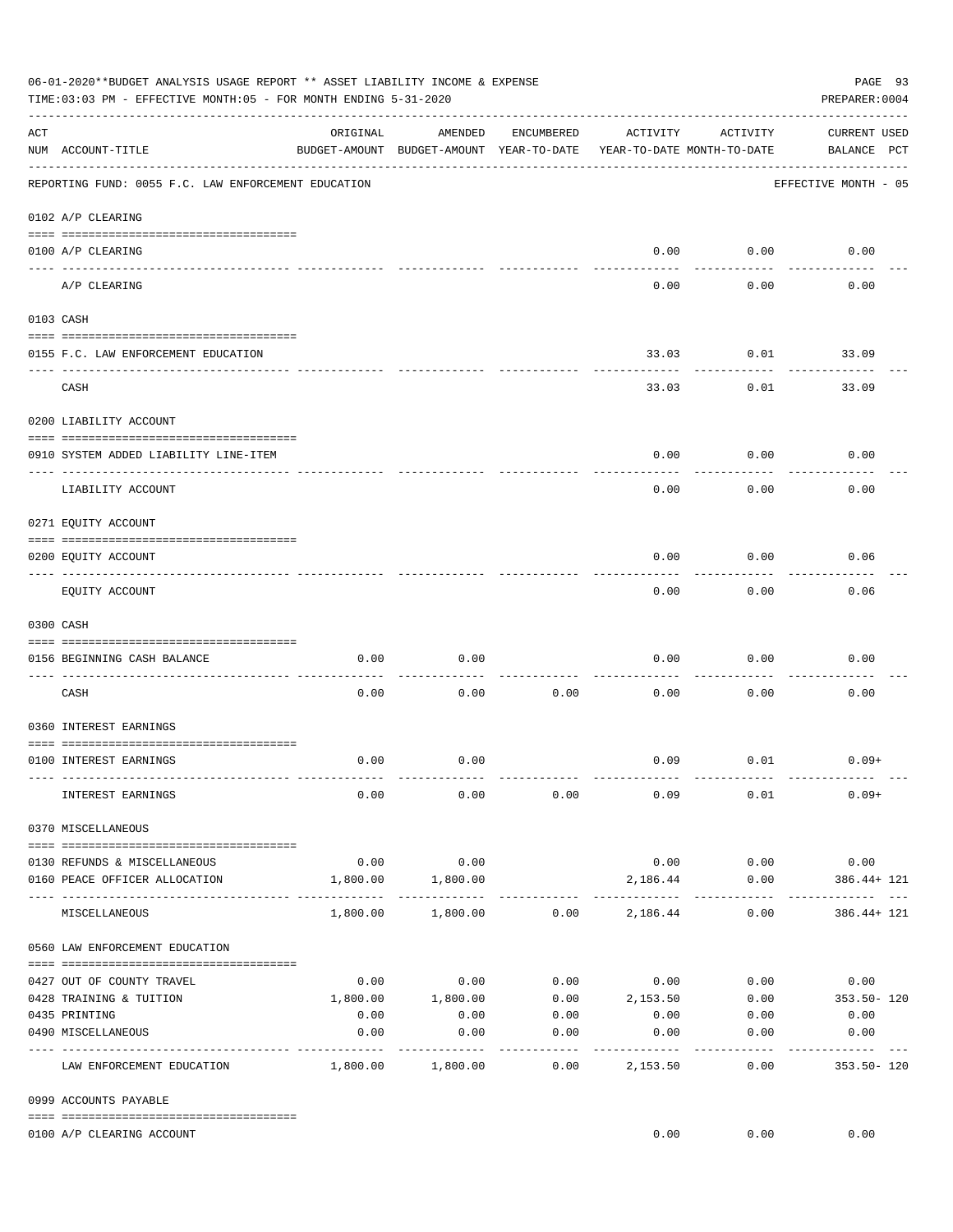06-01-2020**BUDGET ANALYSIS USAGE REPORT ** ASSET LIABILITY INCOME & EXPENSE

TIME:03:03 PM - EFFECTIVE MONTH:05 - FOR MONTH ENDING 5-31-2020

PREPARER:0004

REPORTING FUND: 0055 F.C. LAW ENFORCEMENT EDUCATION — EFFECTIVE MONTH - 05

| ACT NUM | ACCOUNT-TITLE | ORIGINAL BUDGET-AMOUNT | AMENDED BUDGET-AMOUNT | ENCUMBERED YEAR-TO-DATE | ACTIVITY YEAR-TO-DATE | ACTIVITY MONTH-TO-DATE | CURRENT BALANCE | USED PCT |
|---|---|---|---|---|---|---|---|---|
| **0102** | **A/P CLEARING** | | | | | | | |
| 0100 | A/P CLEARING | | | | 0.00 | 0.00 | 0.00 | |
| | A/P CLEARING | | | | 0.00 | 0.00 | 0.00 | |
| **0103** | **CASH** | | | | | | | |
| 0155 | F.C. LAW ENFORCEMENT EDUCATION | | | | 33.03 | 0.01 | 33.09 | |
| | CASH | | | | 33.03 | 0.01 | 33.09 | |
| **0200** | **LIABILITY ACCOUNT** | | | | | | | |
| 0910 | SYSTEM ADDED LIABILITY LINE-ITEM | | | | 0.00 | 0.00 | 0.00 | |
| | LIABILITY ACCOUNT | | | | 0.00 | 0.00 | 0.00 | |
| **0271** | **EQUITY ACCOUNT** | | | | | | | |
| 0200 | EQUITY ACCOUNT | | | | 0.00 | 0.00 | 0.06 | |
| | EQUITY ACCOUNT | | | | 0.00 | 0.00 | 0.06 | |
| **0300** | **CASH** | | | | | | | |
| 0156 | BEGINNING CASH BALANCE | 0.00 | 0.00 | | 0.00 | 0.00 | 0.00 | |
| | CASH | 0.00 | 0.00 | 0.00 | 0.00 | 0.00 | 0.00 | |
| **0360** | **INTEREST EARNINGS** | | | | | | | |
| 0100 | INTEREST EARNINGS | 0.00 | 0.00 | | 0.09 | 0.01 | 0.09+ | |
| | INTEREST EARNINGS | 0.00 | 0.00 | 0.00 | 0.09 | 0.01 | 0.09+ | |
| **0370** | **MISCELLANEOUS** | | | | | | | |
| 0130 | REFUNDS & MISCELLANEOUS | 0.00 | 0.00 | | 0.00 | 0.00 | 0.00 | |
| 0160 | PEACE OFFICER ALLOCATION | 1,800.00 | 1,800.00 | | 2,186.44 | 0.00 | 386.44+ | 121 |
| | MISCELLANEOUS | 1,800.00 | 1,800.00 | 0.00 | 2,186.44 | 0.00 | 386.44+ | 121 |
| **0560** | **LAW ENFORCEMENT EDUCATION** | | | | | | | |
| 0427 | OUT OF COUNTY TRAVEL | 0.00 | 0.00 | 0.00 | 0.00 | 0.00 | 0.00 | |
| 0428 | TRAINING & TUITION | 1,800.00 | 1,800.00 | 0.00 | 2,153.50 | 0.00 | 353.50- | 120 |
| 0435 | PRINTING | 0.00 | 0.00 | 0.00 | 0.00 | 0.00 | 0.00 | |
| 0490 | MISCELLANEOUS | 0.00 | 0.00 | 0.00 | 0.00 | 0.00 | 0.00 | |
| | LAW ENFORCEMENT EDUCATION | 1,800.00 | 1,800.00 | 0.00 | 2,153.50 | 0.00 | 353.50- | 120 |
| **0999** | **ACCOUNTS PAYABLE** | | | | | | | |
| 0100 | A/P CLEARING ACCOUNT | | | | 0.00 | 0.00 | 0.00 | |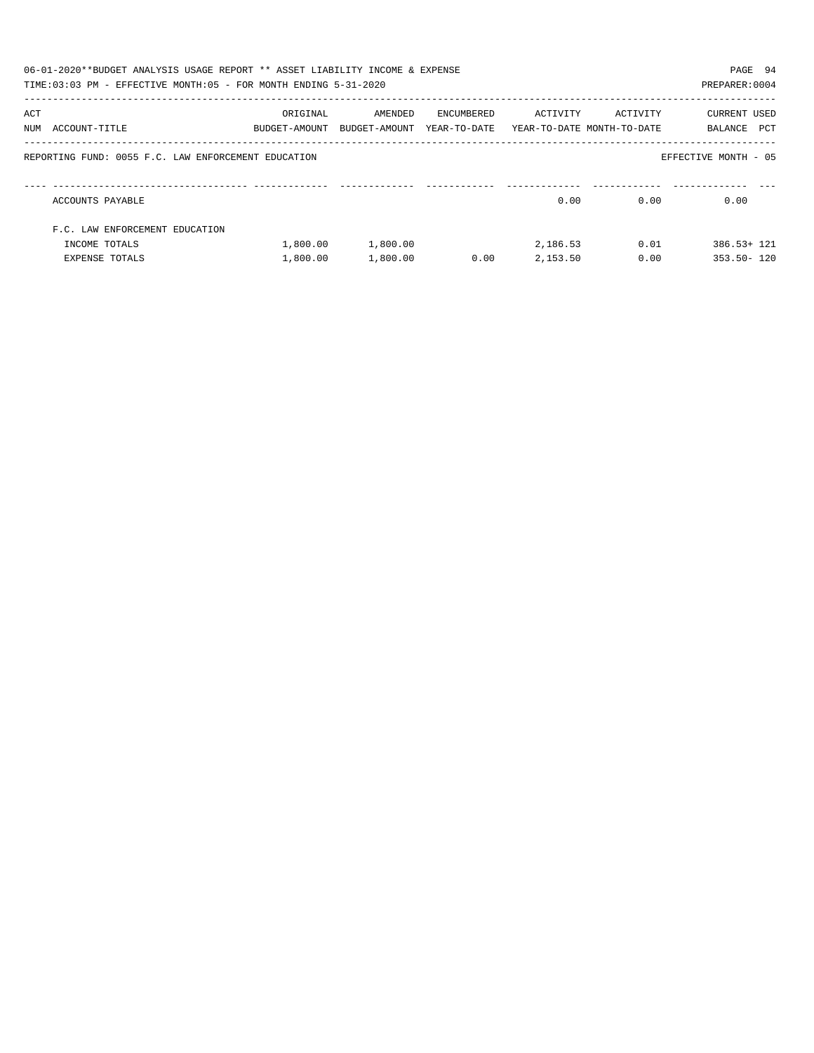06-01-2020**BUDGET ANALYSIS USAGE REPORT ** ASSET LIABILITY INCOME & EXPENSE

TIME:03:03 PM - EFFECTIVE MONTH:05 - FOR MONTH ENDING 5-31-2020

PREPARER:0004

REPORTING FUND: 0055 F.C. LAW ENFORCEMENT EDUCATION

EFFECTIVE MONTH - 05

| ACT NUM | ACCOUNT-TITLE | ORIGINAL BUDGET-AMOUNT | AMENDED BUDGET-AMOUNT | ENCUMBERED YEAR-TO-DATE | ACTIVITY YEAR-TO-DATE | ACTIVITY MONTH-TO-DATE | CURRENT BALANCE | USED PCT |
|---|---|---|---|---|---|---|---|---|
| | ACCOUNTS PAYABLE | | | | 0.00 | 0.00 | 0.00 | |
| | F.C. LAW ENFORCEMENT EDUCATION | | | | | | | |
| | INCOME TOTALS | 1,800.00 | 1,800.00 | | 2,186.53 | 0.01 | 386.53+ | 121 |
| | EXPENSE TOTALS | 1,800.00 | 1,800.00 | 0.00 | 2,153.50 | 0.00 | 353.50- | 120 |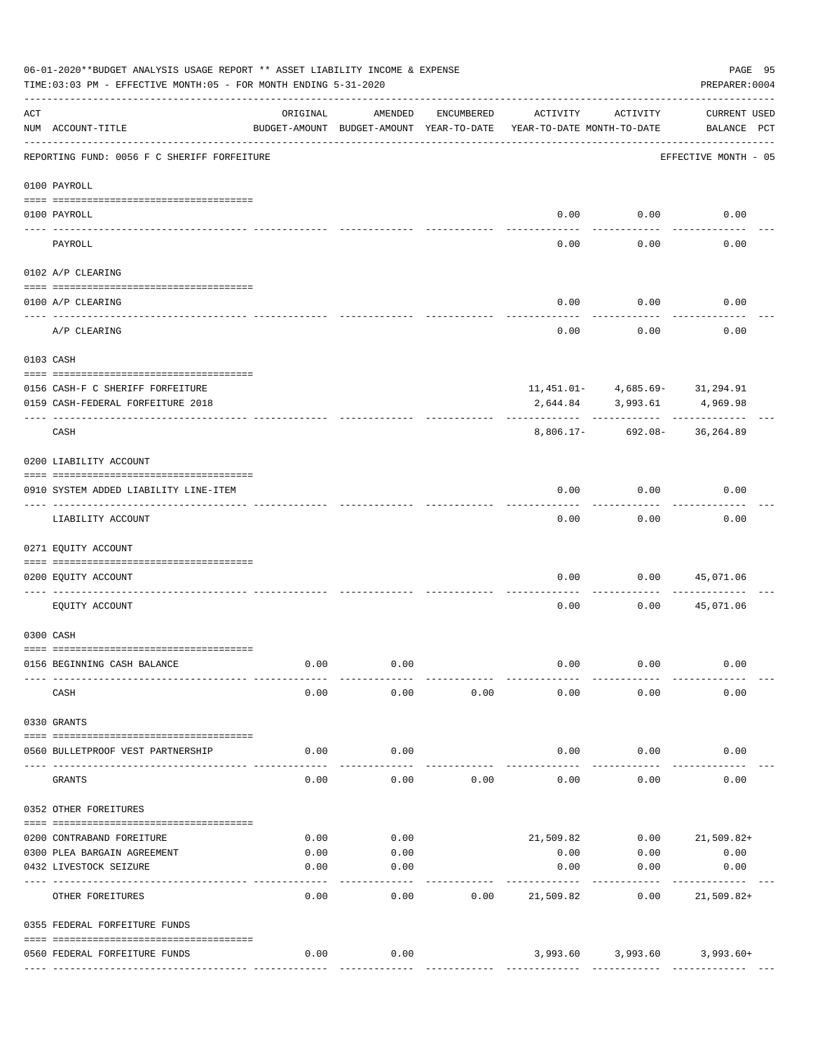06-01-2020**BUDGET ANALYSIS USAGE REPORT ** ASSET LIABILITY INCOME & EXPENSE

TIME:03:03 PM - EFFECTIVE MONTH:05 - FOR MONTH ENDING 5-31-2020

PREPARER:0004

| ACT NUM | ACCOUNT-TITLE | ORIGINAL BUDGET-AMOUNT | AMENDED BUDGET-AMOUNT | ENCUMBERED YEAR-TO-DATE | ACTIVITY YEAR-TO-DATE | ACTIVITY MONTH-TO-DATE | CURRENT BALANCE | USED PCT |
|---|---|---|---|---|---|---|---|---|
| | REPORTING FUND: 0056 F C SHERIFF FORFEITURE | | | | | | EFFECTIVE MONTH - 05 | |
| | 0100 PAYROLL | | | | | | | |
| 0100 | PAYROLL | | | | 0.00 | 0.00 | 0.00 | |
| | PAYROLL | | | | 0.00 | 0.00 | 0.00 | |
| | 0102 A/P CLEARING | | | | | | | |
| 0100 | A/P CLEARING | | | | 0.00 | 0.00 | 0.00 | |
| | A/P CLEARING | | | | 0.00 | 0.00 | 0.00 | |
| | 0103 CASH | | | | | | | |
| 0156 | CASH-F C SHERIFF FORFEITURE | | | | 11,451.01- | 4,685.69- | 31,294.91 | |
| 0159 | CASH-FEDERAL FORFEITURE 2018 | | | | 2,644.84 | 3,993.61 | 4,969.98 | |
| | CASH | | | | 8,806.17- | 692.08- | 36,264.89 | |
| | 0200 LIABILITY ACCOUNT | | | | | | | |
| 0910 | SYSTEM ADDED LIABILITY LINE-ITEM | | | | 0.00 | 0.00 | 0.00 | |
| | LIABILITY ACCOUNT | | | | 0.00 | 0.00 | 0.00 | |
| | 0271 EQUITY ACCOUNT | | | | | | | |
| 0200 | EQUITY ACCOUNT | | | | 0.00 | 0.00 | 45,071.06 | |
| | EQUITY ACCOUNT | | | | 0.00 | 0.00 | 45,071.06 | |
| | 0300 CASH | | | | | | | |
| 0156 | BEGINNING CASH BALANCE | 0.00 | 0.00 | | 0.00 | 0.00 | 0.00 | |
| | CASH | 0.00 | 0.00 | 0.00 | 0.00 | 0.00 | 0.00 | |
| | 0330 GRANTS | | | | | | | |
| 0560 | BULLETPROOF VEST PARTNERSHIP | 0.00 | 0.00 | | 0.00 | 0.00 | 0.00 | |
| | GRANTS | 0.00 | 0.00 | 0.00 | 0.00 | 0.00 | 0.00 | |
| | 0352 OTHER FOREITURES | | | | | | | |
| 0200 | CONTRABAND FOREITURE | 0.00 | 0.00 | | 21,509.82 | 0.00 | 21,509.82+ | |
| 0300 | PLEA BARGAIN AGREEMENT | 0.00 | 0.00 | | 0.00 | 0.00 | 0.00 | |
| 0432 | LIVESTOCK SEIZURE | 0.00 | 0.00 | | 0.00 | 0.00 | 0.00 | |
| | OTHER FOREITURES | 0.00 | 0.00 | 0.00 | 21,509.82 | 0.00 | 21,509.82+ | |
| | 0355 FEDERAL FORFEITURE FUNDS | | | | | | | |
| 0560 | FEDERAL FORFEITURE FUNDS | 0.00 | 0.00 | | 3,993.60 | 3,993.60 | 3,993.60+ | |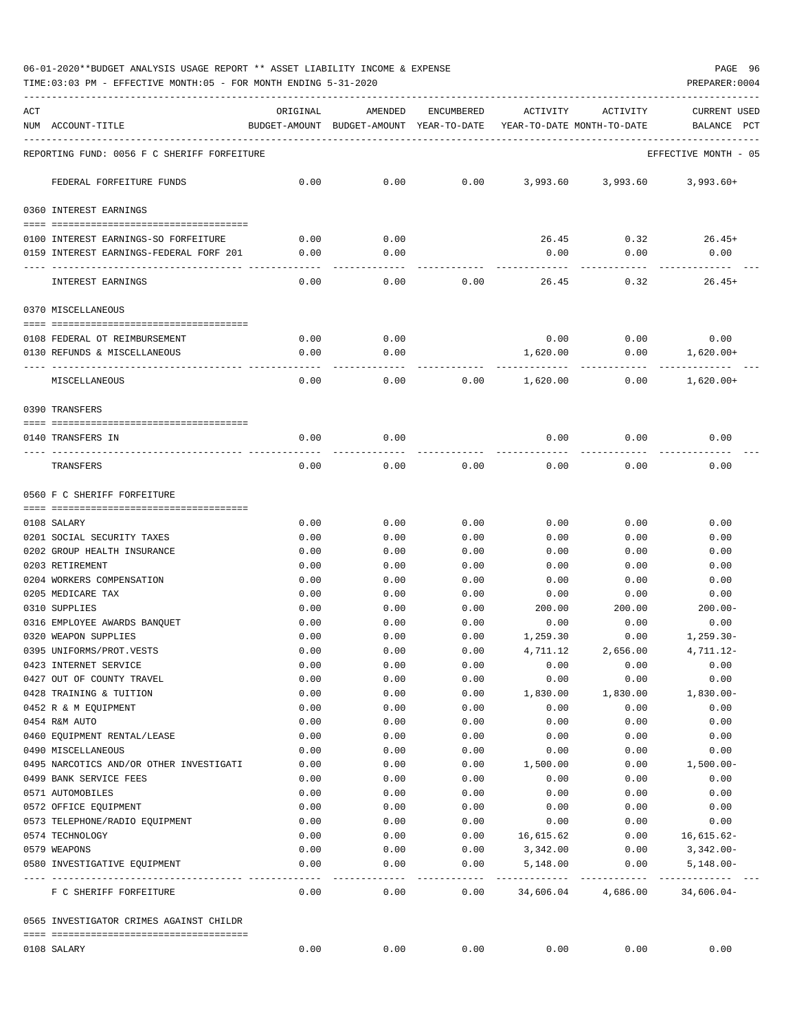06-01-2020**BUDGET ANALYSIS USAGE REPORT ** ASSET LIABILITY INCOME & EXPENSE

TIME:03:03 PM - EFFECTIVE MONTH:05 - FOR MONTH ENDING 5-31-2020

PREPARER:0004

| ACT NUM | ACCOUNT-TITLE | ORIGINAL BUDGET-AMOUNT | AMENDED BUDGET-AMOUNT | ENCUMBERED YEAR-TO-DATE | ACTIVITY YEAR-TO-DATE | ACTIVITY MONTH-TO-DATE | CURRENT USED BALANCE PCT |
|---|---|---|---|---|---|---|---|

REPORTING FUND: 0056 F C SHERIFF FORFEITURE — EFFECTIVE MONTH - 05

| ACT NUM | ACCOUNT-TITLE | ORIGINAL BUDGET-AMOUNT | AMENDED BUDGET-AMOUNT | ENCUMBERED YEAR-TO-DATE | ACTIVITY YEAR-TO-DATE | ACTIVITY MONTH-TO-DATE | CURRENT USED BALANCE PCT |
|---|---|---|---|---|---|---|---|
| | FEDERAL FORFEITURE FUNDS | 0.00 | 0.00 | 0.00 | 3,993.60 | 3,993.60 | 3,993.60+ |
| | **0360 INTEREST EARNINGS** | | | | | | |
| 0100 | INTEREST EARNINGS-SO FORFEITURE | 0.00 | 0.00 | | 26.45 | 0.32 | 26.45+ |
| 0159 | INTEREST EARNINGS-FEDERAL FORF 201 | 0.00 | 0.00 | | 0.00 | 0.00 | 0.00 |
| | INTEREST EARNINGS | 0.00 | 0.00 | 0.00 | 26.45 | 0.32 | 26.45+ |
| | **0370 MISCELLANEOUS** | | | | | | |
| 0108 | FEDERAL OT REIMBURSEMENT | 0.00 | 0.00 | | 0.00 | 0.00 | 0.00 |
| 0130 | REFUNDS & MISCELLANEOUS | 0.00 | 0.00 | | 1,620.00 | 0.00 | 1,620.00+ |
| | MISCELLANEOUS | 0.00 | 0.00 | 0.00 | 1,620.00 | 0.00 | 1,620.00+ |
| | **0390 TRANSFERS** | | | | | | |
| 0140 | TRANSFERS IN | 0.00 | 0.00 | | 0.00 | 0.00 | 0.00 |
| | TRANSFERS | 0.00 | 0.00 | 0.00 | 0.00 | 0.00 | 0.00 |
| | **0560 F C SHERIFF FORFEITURE** | | | | | | |
| 0108 | SALARY | 0.00 | 0.00 | 0.00 | 0.00 | 0.00 | 0.00 |
| 0201 | SOCIAL SECURITY TAXES | 0.00 | 0.00 | 0.00 | 0.00 | 0.00 | 0.00 |
| 0202 | GROUP HEALTH INSURANCE | 0.00 | 0.00 | 0.00 | 0.00 | 0.00 | 0.00 |
| 0203 | RETIREMENT | 0.00 | 0.00 | 0.00 | 0.00 | 0.00 | 0.00 |
| 0204 | WORKERS COMPENSATION | 0.00 | 0.00 | 0.00 | 0.00 | 0.00 | 0.00 |
| 0205 | MEDICARE TAX | 0.00 | 0.00 | 0.00 | 0.00 | 0.00 | 0.00 |
| 0310 | SUPPLIES | 0.00 | 0.00 | 0.00 | 200.00 | 200.00 | 200.00- |
| 0316 | EMPLOYEE AWARDS BANQUET | 0.00 | 0.00 | 0.00 | 0.00 | 0.00 | 0.00 |
| 0320 | WEAPON SUPPLIES | 0.00 | 0.00 | 0.00 | 1,259.30 | 0.00 | 1,259.30- |
| 0395 | UNIFORMS/PROT.VESTS | 0.00 | 0.00 | 0.00 | 4,711.12 | 2,656.00 | 4,711.12- |
| 0423 | INTERNET SERVICE | 0.00 | 0.00 | 0.00 | 0.00 | 0.00 | 0.00 |
| 0427 | OUT OF COUNTY TRAVEL | 0.00 | 0.00 | 0.00 | 0.00 | 0.00 | 0.00 |
| 0428 | TRAINING & TUITION | 0.00 | 0.00 | 0.00 | 1,830.00 | 1,830.00 | 1,830.00- |
| 0452 | R & M EQUIPMENT | 0.00 | 0.00 | 0.00 | 0.00 | 0.00 | 0.00 |
| 0454 | R&M AUTO | 0.00 | 0.00 | 0.00 | 0.00 | 0.00 | 0.00 |
| 0460 | EQUIPMENT RENTAL/LEASE | 0.00 | 0.00 | 0.00 | 0.00 | 0.00 | 0.00 |
| 0490 | MISCELLANEOUS | 0.00 | 0.00 | 0.00 | 0.00 | 0.00 | 0.00 |
| 0495 | NARCOTICS AND/OR OTHER INVESTIGATI | 0.00 | 0.00 | 0.00 | 1,500.00 | 0.00 | 1,500.00- |
| 0499 | BANK SERVICE FEES | 0.00 | 0.00 | 0.00 | 0.00 | 0.00 | 0.00 |
| 0571 | AUTOMOBILES | 0.00 | 0.00 | 0.00 | 0.00 | 0.00 | 0.00 |
| 0572 | OFFICE EQUIPMENT | 0.00 | 0.00 | 0.00 | 0.00 | 0.00 | 0.00 |
| 0573 | TELEPHONE/RADIO EQUIPMENT | 0.00 | 0.00 | 0.00 | 0.00 | 0.00 | 0.00 |
| 0574 | TECHNOLOGY | 0.00 | 0.00 | 0.00 | 16,615.62 | 0.00 | 16,615.62- |
| 0579 | WEAPONS | 0.00 | 0.00 | 0.00 | 3,342.00 | 0.00 | 3,342.00- |
| 0580 | INVESTIGATIVE EQUIPMENT | 0.00 | 0.00 | 0.00 | 5,148.00 | 0.00 | 5,148.00- |
| | F C SHERIFF FORFEITURE | 0.00 | 0.00 | 0.00 | 34,606.04 | 4,686.00 | 34,606.04- |
| | **0565 INVESTIGATOR CRIMES AGAINST CHILDR** | | | | | | |
| 0108 | SALARY | 0.00 | 0.00 | 0.00 | 0.00 | 0.00 | 0.00 |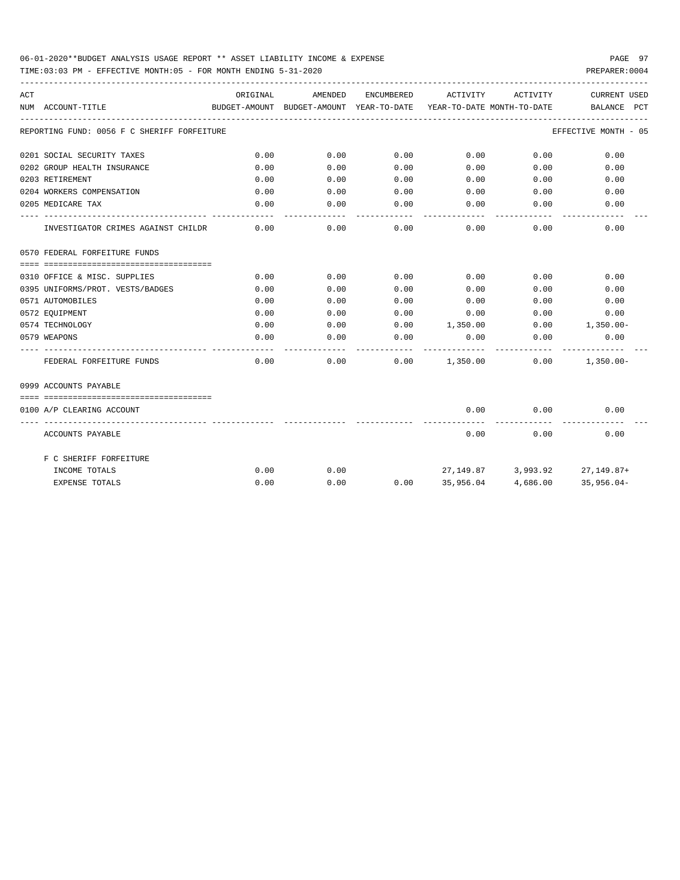06-01-2020**BUDGET ANALYSIS USAGE REPORT ** ASSET LIABILITY INCOME & EXPENSE

TIME:03:03 PM - EFFECTIVE MONTH:05 - FOR MONTH ENDING 5-31-2020

PREPARER:0004

| ACT NUM | ACCOUNT-TITLE | ORIGINAL BUDGET-AMOUNT | AMENDED BUDGET-AMOUNT | ENCUMBERED YEAR-TO-DATE | ACTIVITY YEAR-TO-DATE | ACTIVITY MONTH-TO-DATE | CURRENT BALANCE | USED PCT |
|---|---|---|---|---|---|---|---|---|
| REPORTING FUND: 0056 F C SHERIFF FORFEITURE | | | | | | | EFFECTIVE MONTH - 05 | |
| 0201 | SOCIAL SECURITY TAXES | 0.00 | 0.00 | 0.00 | 0.00 | 0.00 | 0.00 | |
| 0202 | GROUP HEALTH INSURANCE | 0.00 | 0.00 | 0.00 | 0.00 | 0.00 | 0.00 | |
| 0203 | RETIREMENT | 0.00 | 0.00 | 0.00 | 0.00 | 0.00 | 0.00 | |
| 0204 | WORKERS COMPENSATION | 0.00 | 0.00 | 0.00 | 0.00 | 0.00 | 0.00 | |
| 0205 | MEDICARE TAX | 0.00 | 0.00 | 0.00 | 0.00 | 0.00 | 0.00 | |
| | INVESTIGATOR CRIMES AGAINST CHILDR | 0.00 | 0.00 | 0.00 | 0.00 | 0.00 | 0.00 | |
| 0570 | FEDERAL FORFEITURE FUNDS | | | | | | | |
| 0310 | OFFICE & MISC. SUPPLIES | 0.00 | 0.00 | 0.00 | 0.00 | 0.00 | 0.00 | |
| 0395 | UNIFORMS/PROT. VESTS/BADGES | 0.00 | 0.00 | 0.00 | 0.00 | 0.00 | 0.00 | |
| 0571 | AUTOMOBILES | 0.00 | 0.00 | 0.00 | 0.00 | 0.00 | 0.00 | |
| 0572 | EQUIPMENT | 0.00 | 0.00 | 0.00 | 0.00 | 0.00 | 0.00 | |
| 0574 | TECHNOLOGY | 0.00 | 0.00 | 0.00 | 1,350.00 | 0.00 | 1,350.00- | |
| 0579 | WEAPONS | 0.00 | 0.00 | 0.00 | 0.00 | 0.00 | 0.00 | |
| | FEDERAL FORFEITURE FUNDS | 0.00 | 0.00 | 0.00 | 1,350.00 | 0.00 | 1,350.00- | |
| 0999 | ACCOUNTS PAYABLE | | | | | | | |
| 0100 | A/P CLEARING ACCOUNT | | | | 0.00 | 0.00 | 0.00 | |
| | ACCOUNTS PAYABLE | | | | 0.00 | 0.00 | 0.00 | |
| | F C SHERIFF FORFEITURE | | | | | | | |
| | INCOME TOTALS | 0.00 | 0.00 | | 27,149.87 | 3,993.92 | 27,149.87+ | |
| | EXPENSE TOTALS | 0.00 | 0.00 | 0.00 | 35,956.04 | 4,686.00 | 35,956.04- | |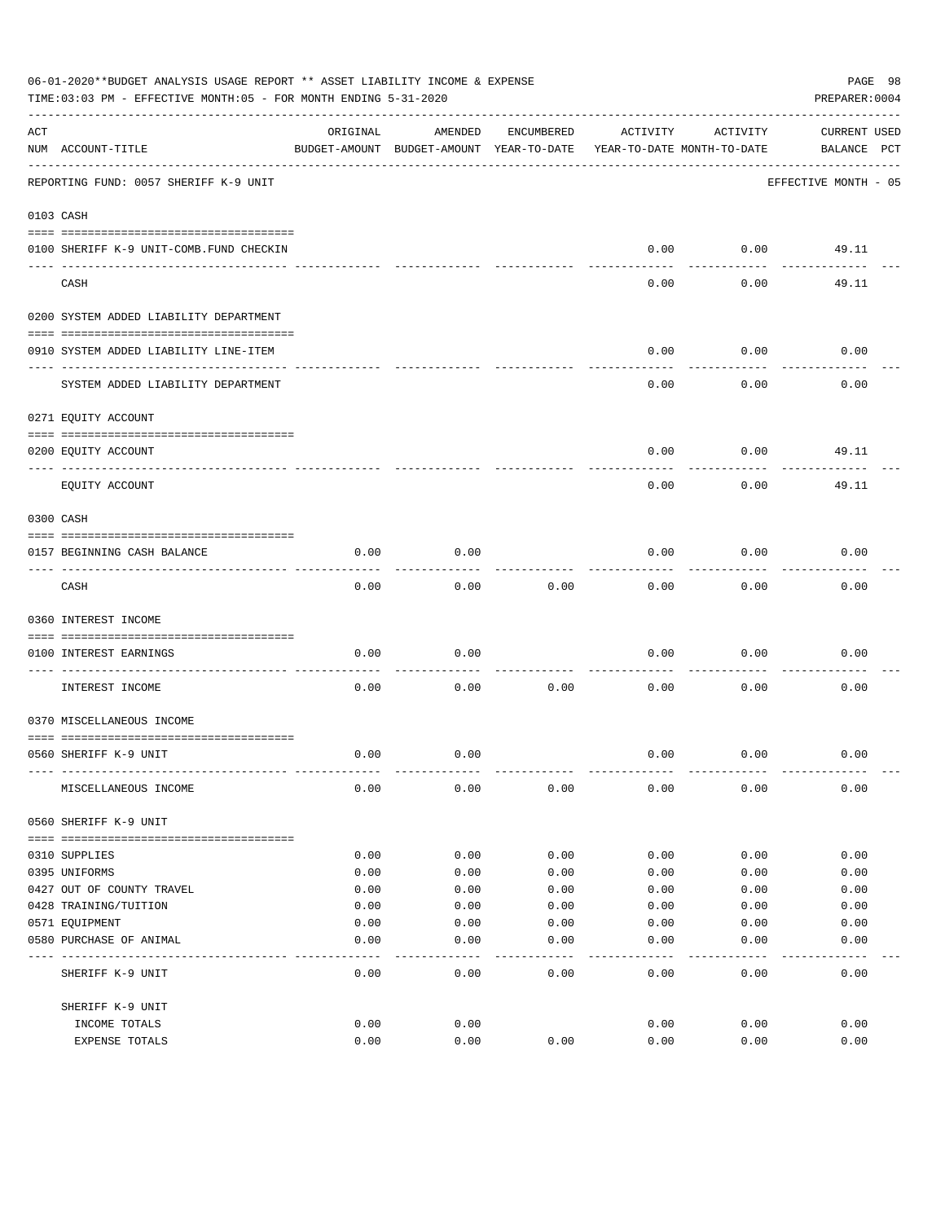06-01-2020**BUDGET ANALYSIS USAGE REPORT ** ASSET LIABILITY INCOME & EXPENSE

TIME:03:03 PM - EFFECTIVE MONTH:05 - FOR MONTH ENDING 5-31-2020

PREPARER:0004

| ACT NUM | ACCOUNT-TITLE | ORIGINAL BUDGET-AMOUNT | AMENDED BUDGET-AMOUNT | ENCUMBERED YEAR-TO-DATE | ACTIVITY YEAR-TO-DATE | ACTIVITY MONTH-TO-DATE | CURRENT BALANCE | USED PCT |
|---|---|---|---|---|---|---|---|---|
| | REPORTING FUND: 0057 SHERIFF K-9 UNIT | | | | | | EFFECTIVE MONTH - 05 | |
| | **0103 CASH** | | | | | | | |
| 0100 | SHERIFF K-9 UNIT-COMB.FUND CHECKIN | | | | 0.00 | 0.00 | 49.11 | |
| | CASH | | | | 0.00 | 0.00 | 49.11 | |
| | **0200 SYSTEM ADDED LIABILITY DEPARTMENT** | | | | | | | |
| 0910 | SYSTEM ADDED LIABILITY LINE-ITEM | | | | 0.00 | 0.00 | 0.00 | |
| | SYSTEM ADDED LIABILITY DEPARTMENT | | | | 0.00 | 0.00 | 0.00 | |
| | **0271 EQUITY ACCOUNT** | | | | | | | |
| 0200 | EQUITY ACCOUNT | | | | 0.00 | 0.00 | 49.11 | |
| | EQUITY ACCOUNT | | | | 0.00 | 0.00 | 49.11 | |
| | **0300 CASH** | | | | | | | |
| 0157 | BEGINNING CASH BALANCE | 0.00 | 0.00 | | 0.00 | 0.00 | 0.00 | |
| | CASH | 0.00 | 0.00 | 0.00 | 0.00 | 0.00 | 0.00 | |
| | **0360 INTEREST INCOME** | | | | | | | |
| 0100 | INTEREST EARNINGS | 0.00 | 0.00 | | 0.00 | 0.00 | 0.00 | |
| | INTEREST INCOME | 0.00 | 0.00 | 0.00 | 0.00 | 0.00 | 0.00 | |
| | **0370 MISCELLANEOUS INCOME** | | | | | | | |
| 0560 | SHERIFF K-9 UNIT | 0.00 | 0.00 | | 0.00 | 0.00 | 0.00 | |
| | MISCELLANEOUS INCOME | 0.00 | 0.00 | 0.00 | 0.00 | 0.00 | 0.00 | |
| | **0560 SHERIFF K-9 UNIT** | | | | | | | |
| 0310 | SUPPLIES | 0.00 | 0.00 | 0.00 | 0.00 | 0.00 | 0.00 | |
| 0395 | UNIFORMS | 0.00 | 0.00 | 0.00 | 0.00 | 0.00 | 0.00 | |
| 0427 | OUT OF COUNTY TRAVEL | 0.00 | 0.00 | 0.00 | 0.00 | 0.00 | 0.00 | |
| 0428 | TRAINING/TUITION | 0.00 | 0.00 | 0.00 | 0.00 | 0.00 | 0.00 | |
| 0571 | EQUIPMENT | 0.00 | 0.00 | 0.00 | 0.00 | 0.00 | 0.00 | |
| 0580 | PURCHASE OF ANIMAL | 0.00 | 0.00 | 0.00 | 0.00 | 0.00 | 0.00 | |
| | SHERIFF K-9 UNIT | 0.00 | 0.00 | 0.00 | 0.00 | 0.00 | 0.00 | |
| | SHERIFF K-9 UNIT | | | | | | | |
| | INCOME TOTALS | 0.00 | 0.00 | | 0.00 | 0.00 | 0.00 | |
| | EXPENSE TOTALS | 0.00 | 0.00 | 0.00 | 0.00 | 0.00 | 0.00 | |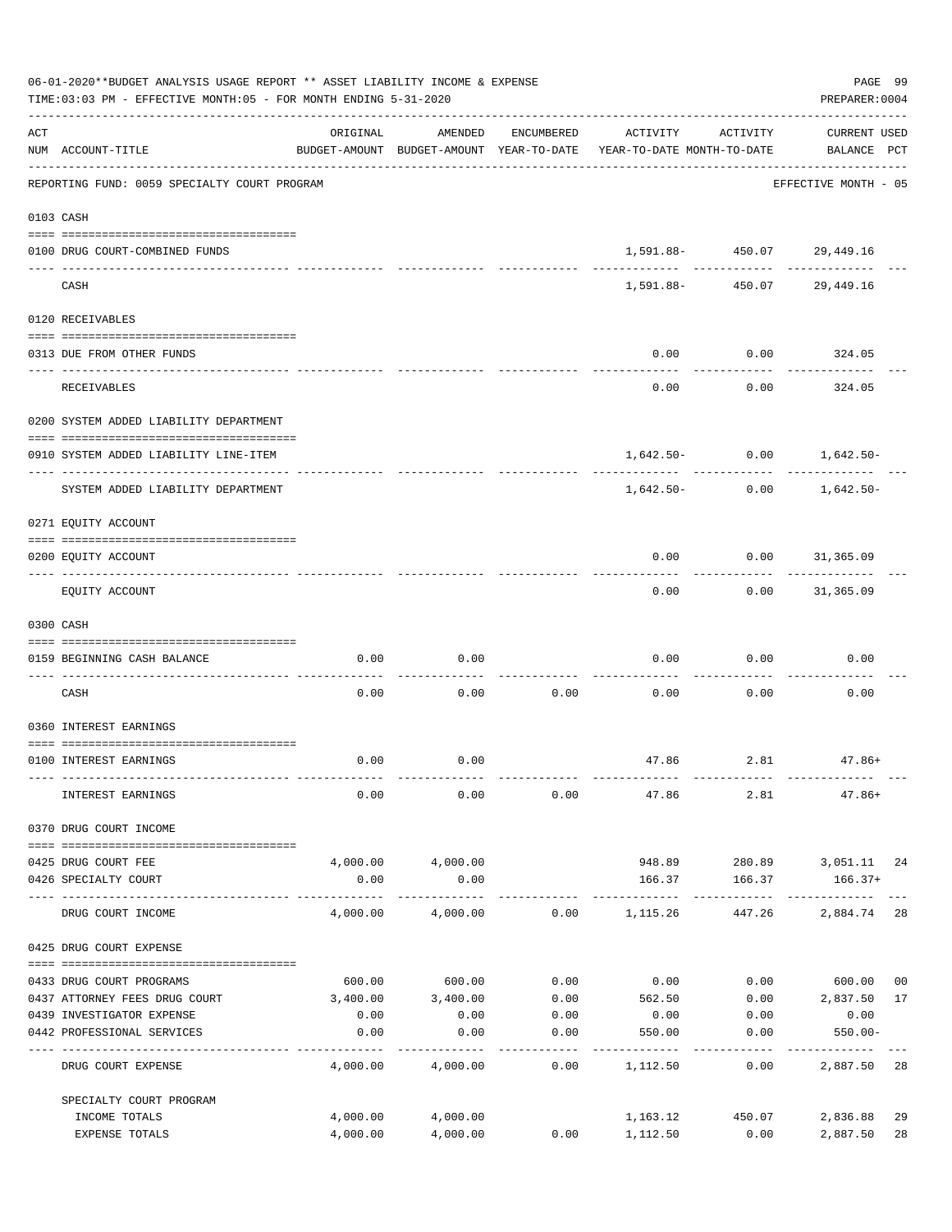06-01-2020**BUDGET ANALYSIS USAGE REPORT ** ASSET LIABILITY INCOME & EXPENSE

TIME:03:03 PM - EFFECTIVE MONTH:05 - FOR MONTH ENDING 5-31-2020

PREPARER:0004

| ACT NUM | ACCOUNT-TITLE | ORIGINAL BUDGET-AMOUNT | AMENDED BUDGET-AMOUNT | ENCUMBERED YEAR-TO-DATE | ACTIVITY YEAR-TO-DATE | ACTIVITY MONTH-TO-DATE | CURRENT BALANCE | USED PCT |
|---|---|---|---|---|---|---|---|---|
| | REPORTING FUND: 0059 SPECIALTY COURT PROGRAM | | | | | | EFFECTIVE MONTH - 05 | |
| 0103 | CASH | | | | | | | |
| 0100 | DRUG COURT-COMBINED FUNDS | | | | 1,591.88- | 450.07 | 29,449.16 | |
| | CASH | | | | 1,591.88- | 450.07 | 29,449.16 | |
| 0120 | RECEIVABLES | | | | | | | |
| 0313 | DUE FROM OTHER FUNDS | | | | 0.00 | 0.00 | 324.05 | |
| | RECEIVABLES | | | | 0.00 | 0.00 | 324.05 | |
| 0200 | SYSTEM ADDED LIABILITY DEPARTMENT | | | | | | | |
| 0910 | SYSTEM ADDED LIABILITY LINE-ITEM | | | | 1,642.50- | 0.00 | 1,642.50- | |
| | SYSTEM ADDED LIABILITY DEPARTMENT | | | | 1,642.50- | 0.00 | 1,642.50- | |
| 0271 | EQUITY ACCOUNT | | | | | | | |
| 0200 | EQUITY ACCOUNT | | | | 0.00 | 0.00 | 31,365.09 | |
| | EQUITY ACCOUNT | | | | 0.00 | 0.00 | 31,365.09 | |
| 0300 | CASH | | | | | | | |
| 0159 | BEGINNING CASH BALANCE | 0.00 | 0.00 | | 0.00 | 0.00 | 0.00 | |
| | CASH | 0.00 | 0.00 | 0.00 | 0.00 | 0.00 | 0.00 | |
| 0360 | INTEREST EARNINGS | | | | | | | |
| 0100 | INTEREST EARNINGS | 0.00 | 0.00 | | 47.86 | 2.81 | 47.86+ | |
| | INTEREST EARNINGS | 0.00 | 0.00 | 0.00 | 47.86 | 2.81 | 47.86+ | |
| 0370 | DRUG COURT INCOME | | | | | | | |
| 0425 | DRUG COURT FEE | 4,000.00 | 4,000.00 | | 948.89 | 280.89 | 3,051.11 | 24 |
| 0426 | SPECIALTY COURT | 0.00 | 0.00 | | 166.37 | 166.37 | 166.37+ | |
| | DRUG COURT INCOME | 4,000.00 | 4,000.00 | 0.00 | 1,115.26 | 447.26 | 2,884.74 | 28 |
| 0425 | DRUG COURT EXPENSE | | | | | | | |
| 0433 | DRUG COURT PROGRAMS | 600.00 | 600.00 | 0.00 | 0.00 | 0.00 | 600.00 | 00 |
| 0437 | ATTORNEY FEES DRUG COURT | 3,400.00 | 3,400.00 | 0.00 | 562.50 | 0.00 | 2,837.50 | 17 |
| 0439 | INVESTIGATOR EXPENSE | 0.00 | 0.00 | 0.00 | 0.00 | 0.00 | 0.00 | |
| 0442 | PROFESSIONAL SERVICES | 0.00 | 0.00 | 0.00 | 550.00 | 0.00 | 550.00- | |
| | DRUG COURT EXPENSE | 4,000.00 | 4,000.00 | 0.00 | 1,112.50 | 0.00 | 2,887.50 | 28 |
| | SPECIALTY COURT PROGRAM | | | | | | | |
| | INCOME TOTALS | 4,000.00 | 4,000.00 | | 1,163.12 | 450.07 | 2,836.88 | 29 |
| | EXPENSE TOTALS | 4,000.00 | 4,000.00 | 0.00 | 1,112.50 | 0.00 | 2,887.50 | 28 |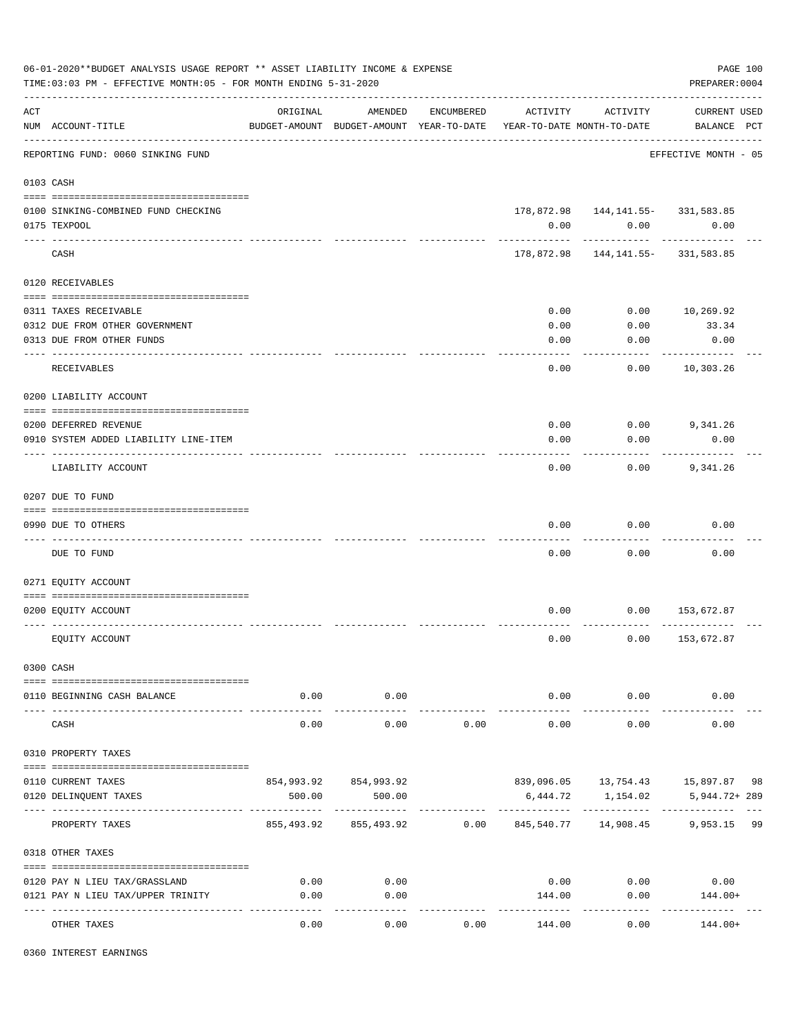06-01-2020**BUDGET ANALYSIS USAGE REPORT ** ASSET LIABILITY INCOME & EXPENSE

TIME:03:03 PM - EFFECTIVE MONTH:05 - FOR MONTH ENDING 5-31-2020

PREPARER:0004

| ACT NUM | ACCOUNT-TITLE | ORIGINAL BUDGET-AMOUNT | AMENDED BUDGET-AMOUNT | ENCUMBERED YEAR-TO-DATE | ACTIVITY YEAR-TO-DATE | ACTIVITY MONTH-TO-DATE | CURRENT BALANCE | USED PCT |
|---|---|---|---|---|---|---|---|---|
| | REPORTING FUND: 0060 SINKING FUND | | | | | | EFFECTIVE MONTH - 05 | |
| 0103 | CASH | | | | | | | |
| 0100 | SINKING-COMBINED FUND CHECKING | | | | 178,872.98 | 144,141.55- | 331,583.85 | |
| 0175 | TEXPOOL | | | | 0.00 | 0.00 | 0.00 | |
| | CASH | | | | 178,872.98 | 144,141.55- | 331,583.85 | |
| 0120 | RECEIVABLES | | | | | | | |
| 0311 | TAXES RECEIVABLE | | | | 0.00 | 0.00 | 10,269.92 | |
| 0312 | DUE FROM OTHER GOVERNMENT | | | | 0.00 | 0.00 | 33.34 | |
| 0313 | DUE FROM OTHER FUNDS | | | | 0.00 | 0.00 | 0.00 | |
| | RECEIVABLES | | | | 0.00 | 0.00 | 10,303.26 | |
| 0200 | LIABILITY ACCOUNT | | | | | | | |
| 0200 | DEFERRED REVENUE | | | | 0.00 | 0.00 | 9,341.26 | |
| 0910 | SYSTEM ADDED LIABILITY LINE-ITEM | | | | 0.00 | 0.00 | 0.00 | |
| | LIABILITY ACCOUNT | | | | 0.00 | 0.00 | 9,341.26 | |
| 0207 | DUE TO FUND | | | | | | | |
| 0990 | DUE TO OTHERS | | | | 0.00 | 0.00 | 0.00 | |
| | DUE TO FUND | | | | 0.00 | 0.00 | 0.00 | |
| 0271 | EQUITY ACCOUNT | | | | | | | |
| 0200 | EQUITY ACCOUNT | | | | 0.00 | 0.00 | 153,672.87 | |
| | EQUITY ACCOUNT | | | | 0.00 | 0.00 | 153,672.87 | |
| 0300 | CASH | | | | | | | |
| 0110 | BEGINNING CASH BALANCE | 0.00 | 0.00 | | 0.00 | 0.00 | 0.00 | |
| | CASH | 0.00 | 0.00 | 0.00 | 0.00 | 0.00 | 0.00 | |
| 0310 | PROPERTY TAXES | | | | | | | |
| 0110 | CURRENT TAXES | 854,993.92 | 854,993.92 | | 839,096.05 | 13,754.43 | 15,897.87 | 98 |
| 0120 | DELINQUENT TAXES | 500.00 | 500.00 | | 6,444.72 | 1,154.02 | 5,944.72+ | 289 |
| | PROPERTY TAXES | 855,493.92 | 855,493.92 | 0.00 | 845,540.77 | 14,908.45 | 9,953.15 | 99 |
| 0318 | OTHER TAXES | | | | | | | |
| 0120 | PAY N LIEU TAX/GRASSLAND | 0.00 | 0.00 | | 0.00 | 0.00 | 0.00 | |
| 0121 | PAY N LIEU TAX/UPPER TRINITY | 0.00 | 0.00 | | 144.00 | 0.00 | 144.00+ | |
| | OTHER TAXES | 0.00 | 0.00 | 0.00 | 144.00 | 0.00 | 144.00+ | |
| 0360 | INTEREST EARNINGS | | | | | | | |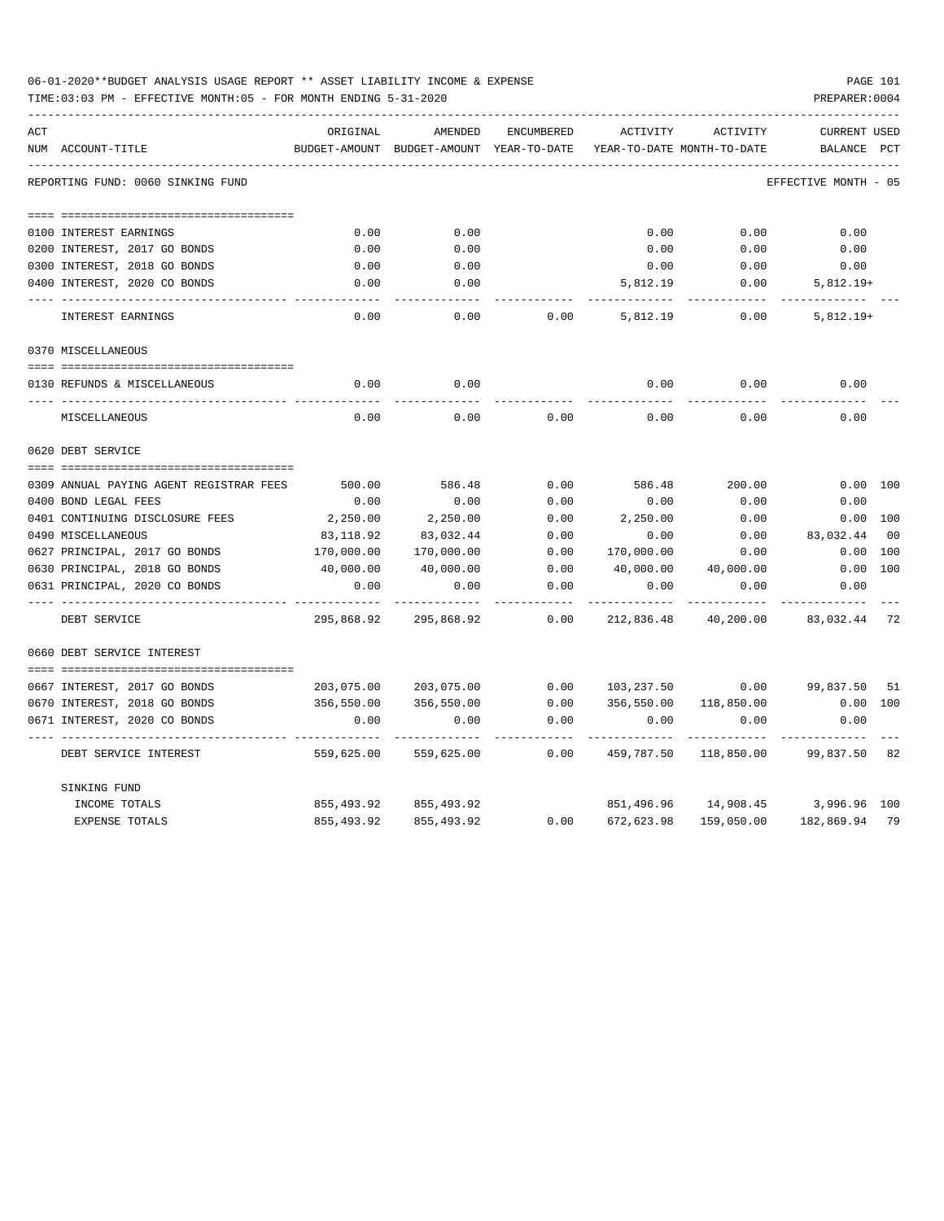06-01-2020**BUDGET ANALYSIS USAGE REPORT ** ASSET LIABILITY INCOME & EXPENSE

TIME:03:03 PM - EFFECTIVE MONTH:05 - FOR MONTH ENDING 5-31-2020

PREPARER:0004

REPORTING FUND: 0060 SINKING FUND — EFFECTIVE MONTH - 05

| ACT NUM | ACCOUNT-TITLE | ORIGINAL BUDGET-AMOUNT | AMENDED BUDGET-AMOUNT | ENCUMBERED YEAR-TO-DATE | ACTIVITY YEAR-TO-DATE | ACTIVITY MONTH-TO-DATE | CURRENT BALANCE | USED PCT |
|---|---|---|---|---|---|---|---|---|
| 0100 | INTEREST EARNINGS | 0.00 | 0.00 | | 0.00 | 0.00 | 0.00 | |
| 0200 | INTEREST, 2017 GO BONDS | 0.00 | 0.00 | | 0.00 | 0.00 | 0.00 | |
| 0300 | INTEREST, 2018 GO BONDS | 0.00 | 0.00 | | 0.00 | 0.00 | 0.00 | |
| 0400 | INTEREST, 2020 CO BONDS | 0.00 | 0.00 | | 5,812.19 | 0.00 | 5,812.19+ | |
| | INTEREST EARNINGS | 0.00 | 0.00 | 0.00 | 5,812.19 | 0.00 | 5,812.19+ | |
| | **0370 MISCELLANEOUS** | | | | | | | |
| 0130 | REFUNDS & MISCELLANEOUS | 0.00 | 0.00 | | 0.00 | 0.00 | 0.00 | |
| | MISCELLANEOUS | 0.00 | 0.00 | 0.00 | 0.00 | 0.00 | 0.00 | |
| | **0620 DEBT SERVICE** | | | | | | | |
| 0309 | ANNUAL PAYING AGENT REGISTRAR FEES | 500.00 | 586.48 | 0.00 | 586.48 | 200.00 | 0.00 | 100 |
| 0400 | BOND LEGAL FEES | 0.00 | 0.00 | 0.00 | 0.00 | 0.00 | 0.00 | |
| 0401 | CONTINUING DISCLOSURE FEES | 2,250.00 | 2,250.00 | 0.00 | 2,250.00 | 0.00 | 0.00 | 100 |
| 0490 | MISCELLANEOUS | 83,118.92 | 83,032.44 | 0.00 | 0.00 | 0.00 | 83,032.44 | 00 |
| 0627 | PRINCIPAL, 2017 GO BONDS | 170,000.00 | 170,000.00 | 0.00 | 170,000.00 | 0.00 | 0.00 | 100 |
| 0630 | PRINCIPAL, 2018 GO BONDS | 40,000.00 | 40,000.00 | 0.00 | 40,000.00 | 40,000.00 | 0.00 | 100 |
| 0631 | PRINCIPAL, 2020 CO BONDS | 0.00 | 0.00 | 0.00 | 0.00 | 0.00 | 0.00 | |
| | DEBT SERVICE | 295,868.92 | 295,868.92 | 0.00 | 212,836.48 | 40,200.00 | 83,032.44 | 72 |
| | **0660 DEBT SERVICE INTEREST** | | | | | | | |
| 0667 | INTEREST, 2017 GO BONDS | 203,075.00 | 203,075.00 | 0.00 | 103,237.50 | 0.00 | 99,837.50 | 51 |
| 0670 | INTEREST, 2018 GO BONDS | 356,550.00 | 356,550.00 | 0.00 | 356,550.00 | 118,850.00 | 0.00 | 100 |
| 0671 | INTEREST, 2020 CO BONDS | 0.00 | 0.00 | 0.00 | 0.00 | 0.00 | 0.00 | |
| | DEBT SERVICE INTEREST | 559,625.00 | 559,625.00 | 0.00 | 459,787.50 | 118,850.00 | 99,837.50 | 82 |
| | **SINKING FUND** | | | | | | | |
| | INCOME TOTALS | 855,493.92 | 855,493.92 | | 851,496.96 | 14,908.45 | 3,996.96 | 100 |
| | EXPENSE TOTALS | 855,493.92 | 855,493.92 | 0.00 | 672,623.98 | 159,050.00 | 182,869.94 | 79 |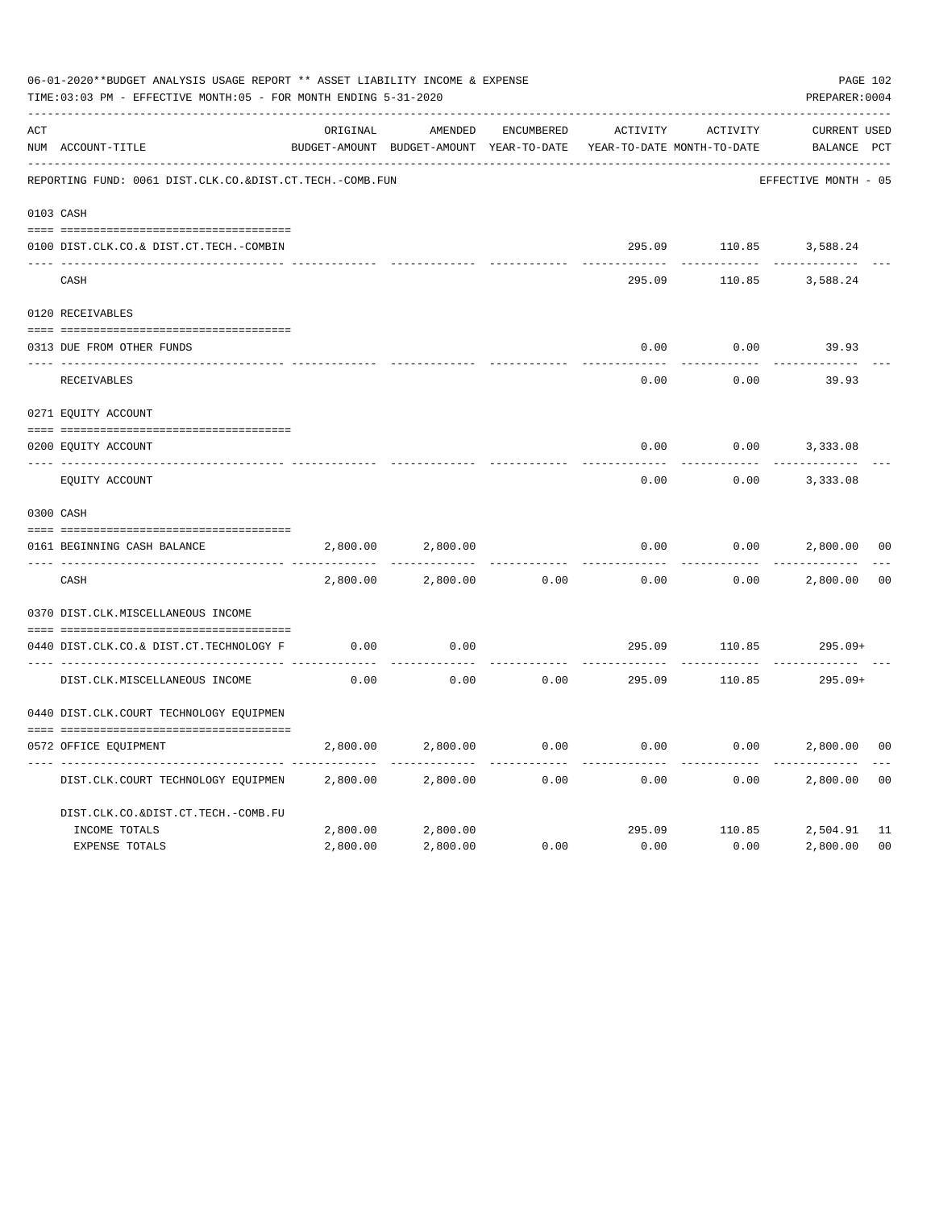06-01-2020**BUDGET ANALYSIS USAGE REPORT ** ASSET LIABILITY INCOME & EXPENSE

TIME:03:03 PM - EFFECTIVE MONTH:05 - FOR MONTH ENDING 5-31-2020

PREPARER:0004

REPORTING FUND: 0061 DIST.CLK.CO.&DIST.CT.TECH.-COMB.FUN — EFFECTIVE MONTH - 05

| ACT NUM | ACCOUNT-TITLE | ORIGINAL BUDGET-AMOUNT | AMENDED BUDGET-AMOUNT | ENCUMBERED YEAR-TO-DATE | ACTIVITY YEAR-TO-DATE | ACTIVITY MONTH-TO-DATE | CURRENT BALANCE | USED PCT |
|---|---|---|---|---|---|---|---|---|
| **0103** | **CASH** | | | | | | | |
| 0100 | DIST.CLK.CO.& DIST.CT.TECH.-COMBIN | | | | 295.09 | 110.85 | 3,588.24 | |
| | CASH | | | | 295.09 | 110.85 | 3,588.24 | |
| **0120** | **RECEIVABLES** | | | | | | | |
| 0313 | DUE FROM OTHER FUNDS | | | | 0.00 | 0.00 | 39.93 | |
| | RECEIVABLES | | | | 0.00 | 0.00 | 39.93 | |
| **0271** | **EQUITY ACCOUNT** | | | | | | | |
| 0200 | EQUITY ACCOUNT | | | | 0.00 | 0.00 | 3,333.08 | |
| | EQUITY ACCOUNT | | | | 0.00 | 0.00 | 3,333.08 | |
| **0300** | **CASH** | | | | | | | |
| 0161 | BEGINNING CASH BALANCE | 2,800.00 | 2,800.00 | | 0.00 | 0.00 | 2,800.00 | 00 |
| | CASH | 2,800.00 | 2,800.00 | 0.00 | 0.00 | 0.00 | 2,800.00 | 00 |
| **0370** | **DIST.CLK.MISCELLANEOUS INCOME** | | | | | | | |
| 0440 | DIST.CLK.CO.& DIST.CT.TECHNOLOGY F | 0.00 | 0.00 | | 295.09 | 110.85 | 295.09+ | |
| | DIST.CLK.MISCELLANEOUS INCOME | 0.00 | 0.00 | 0.00 | 295.09 | 110.85 | 295.09+ | |
| **0440** | **DIST.CLK.COURT TECHNOLOGY EQUIPMEN** | | | | | | | |
| 0572 | OFFICE EQUIPMENT | 2,800.00 | 2,800.00 | 0.00 | 0.00 | 0.00 | 2,800.00 | 00 |
| | DIST.CLK.COURT TECHNOLOGY EQUIPMEN | 2,800.00 | 2,800.00 | 0.00 | 0.00 | 0.00 | 2,800.00 | 00 |
| | DIST.CLK.CO.&DIST.CT.TECH.-COMB.FU | | | | | | | |
| | INCOME TOTALS | 2,800.00 | 2,800.00 | | 295.09 | 110.85 | 2,504.91 | 11 |
| | EXPENSE TOTALS | 2,800.00 | 2,800.00 | 0.00 | 0.00 | 0.00 | 2,800.00 | 00 |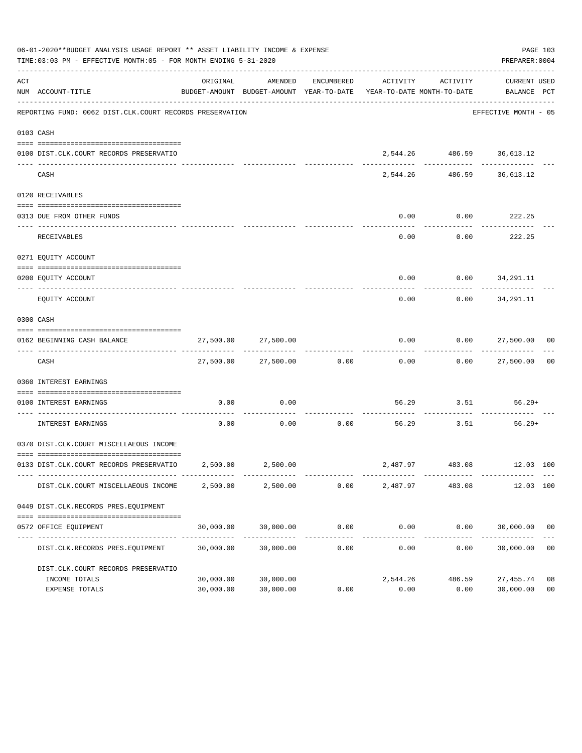06-01-2020**BUDGET ANALYSIS USAGE REPORT ** ASSET LIABILITY INCOME & EXPENSE

TIME:03:03 PM - EFFECTIVE MONTH:05 - FOR MONTH ENDING 5-31-2020

PREPARER:0004

| ACT NUM | ACCOUNT-TITLE | ORIGINAL BUDGET-AMOUNT | AMENDED BUDGET-AMOUNT | ENCUMBERED YEAR-TO-DATE | ACTIVITY YEAR-TO-DATE | ACTIVITY MONTH-TO-DATE | CURRENT BALANCE | USED PCT |
|---|---|---|---|---|---|---|---|---|
| | REPORTING FUND: 0062 DIST.CLK.COURT RECORDS PRESERVATION | | | | | | EFFECTIVE MONTH - 05 | |
| 0103 | CASH | | | | | | | |
| 0100 | DIST.CLK.COURT RECORDS PRESERVATIO | | | | 2,544.26 | 486.59 | 36,613.12 | |
| | CASH | | | | 2,544.26 | 486.59 | 36,613.12 | |
| 0120 | RECEIVABLES | | | | | | | |
| 0313 | DUE FROM OTHER FUNDS | | | | 0.00 | 0.00 | 222.25 | |
| | RECEIVABLES | | | | 0.00 | 0.00 | 222.25 | |
| 0271 | EQUITY ACCOUNT | | | | | | | |
| 0200 | EQUITY ACCOUNT | | | | 0.00 | 0.00 | 34,291.11 | |
| | EQUITY ACCOUNT | | | | 0.00 | 0.00 | 34,291.11 | |
| 0300 | CASH | | | | | | | |
| 0162 | BEGINNING CASH BALANCE | 27,500.00 | 27,500.00 | | 0.00 | 0.00 | 27,500.00 | 00 |
| | CASH | 27,500.00 | 27,500.00 | 0.00 | 0.00 | 0.00 | 27,500.00 | 00 |
| 0360 | INTEREST EARNINGS | | | | | | | |
| 0100 | INTEREST EARNINGS | 0.00 | 0.00 | | 56.29 | 3.51 | 56.29+ | |
| | INTEREST EARNINGS | 0.00 | 0.00 | 0.00 | 56.29 | 3.51 | 56.29+ | |
| 0370 | DIST.CLK.COURT MISCELLAEOUS INCOME | | | | | | | |
| 0133 | DIST.CLK.COURT RECORDS PRESERVATIO | 2,500.00 | 2,500.00 | | 2,487.97 | 483.08 | 12.03 | 100 |
| | DIST.CLK.COURT MISCELLAEOUS INCOME | 2,500.00 | 2,500.00 | 0.00 | 2,487.97 | 483.08 | 12.03 | 100 |
| 0449 | DIST.CLK.RECORDS PRES.EQUIPMENT | | | | | | | |
| 0572 | OFFICE EQUIPMENT | 30,000.00 | 30,000.00 | 0.00 | 0.00 | 0.00 | 30,000.00 | 00 |
| | DIST.CLK.RECORDS PRES.EQUIPMENT | 30,000.00 | 30,000.00 | 0.00 | 0.00 | 0.00 | 30,000.00 | 00 |
| | DIST.CLK.COURT RECORDS PRESERVATIO | | | | | | | |
| | INCOME TOTALS | 30,000.00 | 30,000.00 | | 2,544.26 | 486.59 | 27,455.74 | 08 |
| | EXPENSE TOTALS | 30,000.00 | 30,000.00 | 0.00 | 0.00 | 0.00 | 30,000.00 | 00 |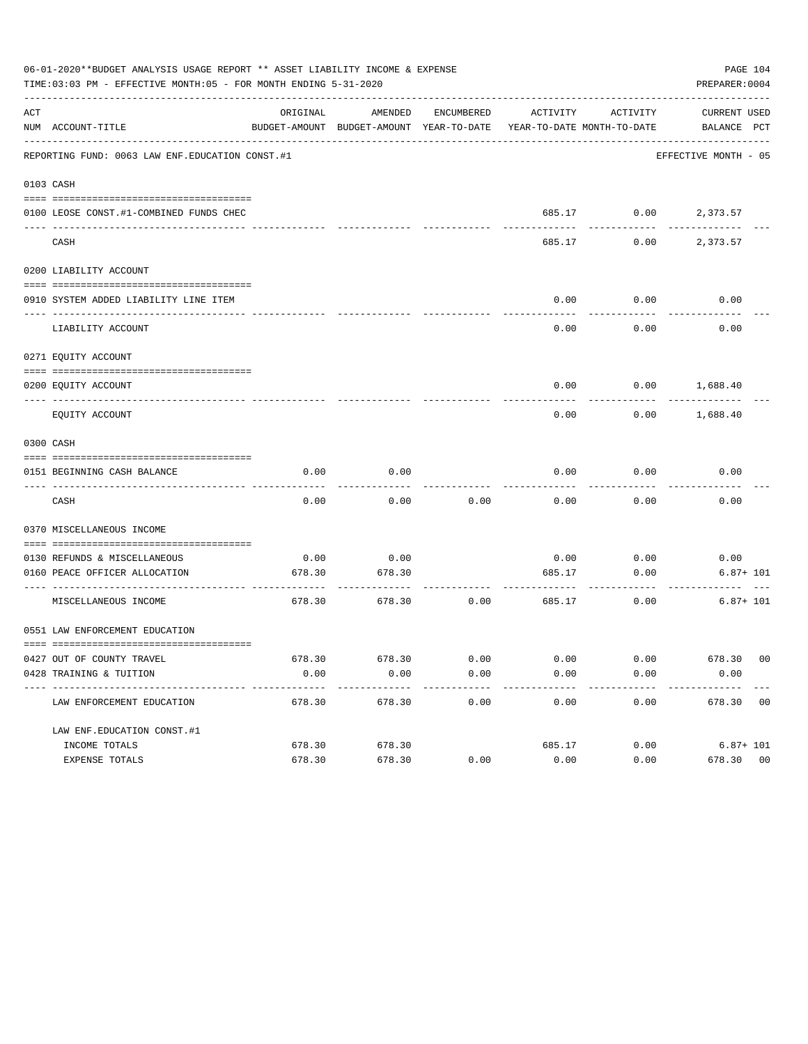06-01-2020**BUDGET ANALYSIS USAGE REPORT ** ASSET LIABILITY INCOME & EXPENSE

TIME:03:03 PM - EFFECTIVE MONTH:05 - FOR MONTH ENDING 5-31-2020

PREPARER:0004

REPORTING FUND: 0063 LAW ENF.EDUCATION CONST.#1 — EFFECTIVE MONTH - 05

| ACT NUM | ACCOUNT-TITLE | ORIGINAL BUDGET-AMOUNT | AMENDED BUDGET-AMOUNT | ENCUMBERED YEAR-TO-DATE | ACTIVITY YEAR-TO-DATE | ACTIVITY MONTH-TO-DATE | CURRENT BALANCE | USED PCT |
|---|---|---|---|---|---|---|---|---|
| **0103** | **CASH** | | | | | | | |
| 0100 | LEOSE CONST.#1-COMBINED FUNDS CHEC | | | | 685.17 | 0.00 | 2,373.57 | |
| | CASH | | | | 685.17 | 0.00 | 2,373.57 | |
| **0200** | **LIABILITY ACCOUNT** | | | | | | | |
| 0910 | SYSTEM ADDED LIABILITY LINE ITEM | | | | 0.00 | 0.00 | 0.00 | |
| | LIABILITY ACCOUNT | | | | 0.00 | 0.00 | 0.00 | |
| **0271** | **EQUITY ACCOUNT** | | | | | | | |
| 0200 | EQUITY ACCOUNT | | | | 0.00 | 0.00 | 1,688.40 | |
| | EQUITY ACCOUNT | | | | 0.00 | 0.00 | 1,688.40 | |
| **0300** | **CASH** | | | | | | | |
| 0151 | BEGINNING CASH BALANCE | 0.00 | 0.00 | | 0.00 | 0.00 | 0.00 | |
| | CASH | 0.00 | 0.00 | 0.00 | 0.00 | 0.00 | 0.00 | |
| **0370** | **MISCELLANEOUS INCOME** | | | | | | | |
| 0130 | REFUNDS & MISCELLANEOUS | 0.00 | 0.00 | | 0.00 | 0.00 | 0.00 | |
| 0160 | PEACE OFFICER ALLOCATION | 678.30 | 678.30 | | 685.17 | 0.00 | 6.87+ | 101 |
| | MISCELLANEOUS INCOME | 678.30 | 678.30 | 0.00 | 685.17 | 0.00 | 6.87+ | 101 |
| **0551** | **LAW ENFORCEMENT EDUCATION** | | | | | | | |
| 0427 | OUT OF COUNTY TRAVEL | 678.30 | 678.30 | 0.00 | 0.00 | 0.00 | 678.30 | 00 |
| 0428 | TRAINING & TUITION | 0.00 | 0.00 | 0.00 | 0.00 | 0.00 | 0.00 | |
| | LAW ENFORCEMENT EDUCATION | 678.30 | 678.30 | 0.00 | 0.00 | 0.00 | 678.30 | 00 |
| | LAW ENF.EDUCATION CONST.#1 | | | | | | | |
| | INCOME TOTALS | 678.30 | 678.30 | | 685.17 | 0.00 | 6.87+ | 101 |
| | EXPENSE TOTALS | 678.30 | 678.30 | 0.00 | 0.00 | 0.00 | 678.30 | 00 |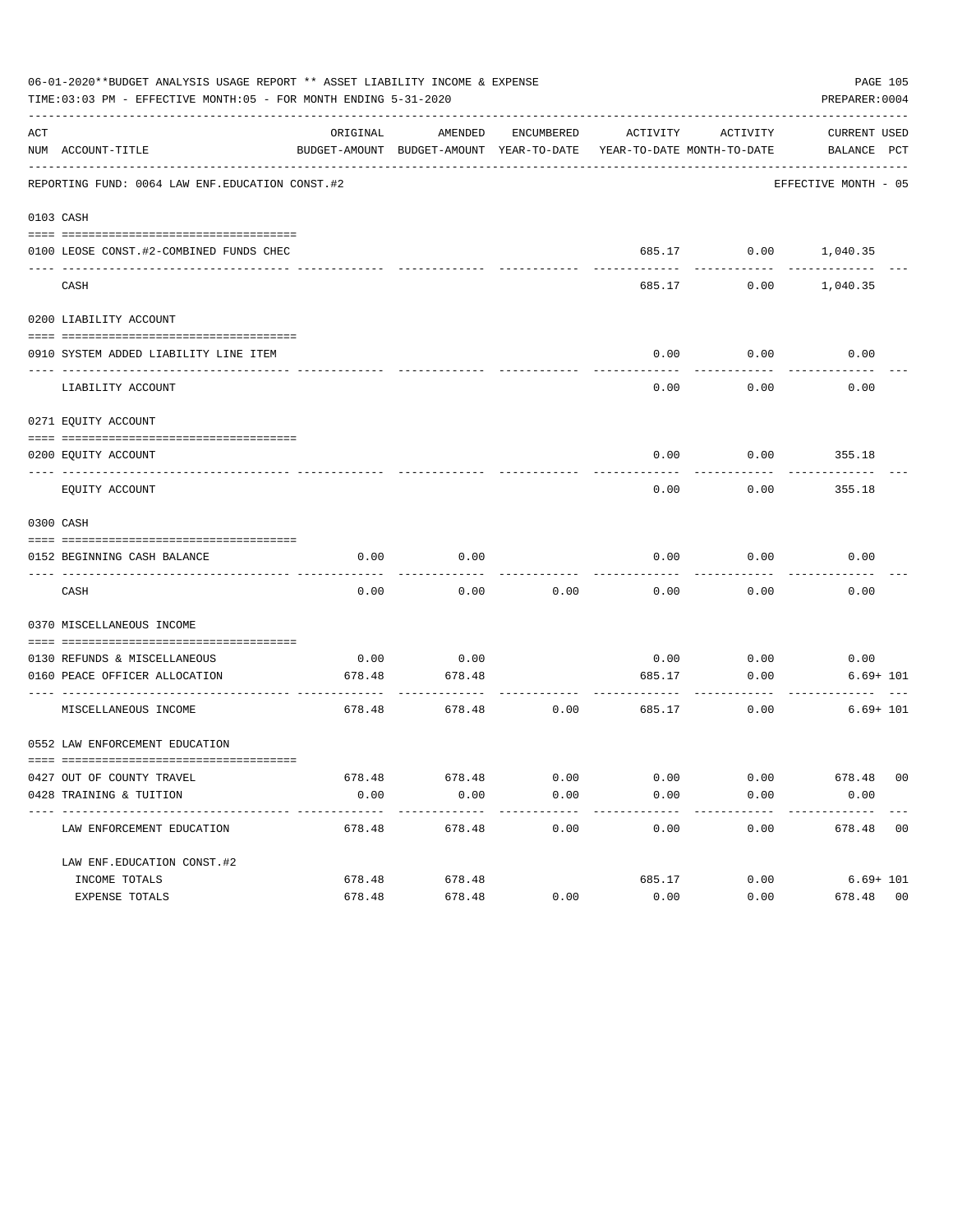06-01-2020**BUDGET ANALYSIS USAGE REPORT ** ASSET LIABILITY INCOME & EXPENSE

TIME:03:03 PM - EFFECTIVE MONTH:05 - FOR MONTH ENDING 5-31-2020

PREPARER:0004

REPORTING FUND: 0064 LAW ENF.EDUCATION CONST.#2 — EFFECTIVE MONTH - 05

| ACT NUM | ACCOUNT-TITLE | ORIGINAL BUDGET-AMOUNT | AMENDED BUDGET-AMOUNT | ENCUMBERED YEAR-TO-DATE | ACTIVITY YEAR-TO-DATE | ACTIVITY MONTH-TO-DATE | CURRENT BALANCE | USED PCT |
|---|---|---|---|---|---|---|---|---|
| 0103 | CASH | | | | | | | |
| 0100 | LEOSE CONST.#2-COMBINED FUNDS CHEC | | | | 685.17 | 0.00 | 1,040.35 | |
| | CASH | | | | 685.17 | 0.00 | 1,040.35 | |
| 0200 | LIABILITY ACCOUNT | | | | | | | |
| 0910 | SYSTEM ADDED LIABILITY LINE ITEM | | | | 0.00 | 0.00 | 0.00 | |
| | LIABILITY ACCOUNT | | | | 0.00 | 0.00 | 0.00 | |
| 0271 | EQUITY ACCOUNT | | | | | | | |
| 0200 | EQUITY ACCOUNT | | | | 0.00 | 0.00 | 355.18 | |
| | EQUITY ACCOUNT | | | | 0.00 | 0.00 | 355.18 | |
| 0300 | CASH | | | | | | | |
| 0152 | BEGINNING CASH BALANCE | 0.00 | 0.00 | | 0.00 | 0.00 | 0.00 | |
| | CASH | 0.00 | 0.00 | 0.00 | 0.00 | 0.00 | 0.00 | |
| 0370 | MISCELLANEOUS INCOME | | | | | | | |
| 0130 | REFUNDS & MISCELLANEOUS | 0.00 | 0.00 | | 0.00 | 0.00 | 0.00 | |
| 0160 | PEACE OFFICER ALLOCATION | 678.48 | 678.48 | | 685.17 | 0.00 | 6.69+ | 101 |
| | MISCELLANEOUS INCOME | 678.48 | 678.48 | 0.00 | 685.17 | 0.00 | 6.69+ | 101 |
| 0552 | LAW ENFORCEMENT EDUCATION | | | | | | | |
| 0427 | OUT OF COUNTY TRAVEL | 678.48 | 678.48 | 0.00 | 0.00 | 0.00 | 678.48 | 00 |
| 0428 | TRAINING & TUITION | 0.00 | 0.00 | 0.00 | 0.00 | 0.00 | 0.00 | |
| | LAW ENFORCEMENT EDUCATION | 678.48 | 678.48 | 0.00 | 0.00 | 0.00 | 678.48 | 00 |
| | LAW ENF.EDUCATION CONST.#2 | | | | | | | |
| | INCOME TOTALS | 678.48 | 678.48 | | 685.17 | 0.00 | 6.69+ | 101 |
| | EXPENSE TOTALS | 678.48 | 678.48 | 0.00 | 0.00 | 0.00 | 678.48 | 00 |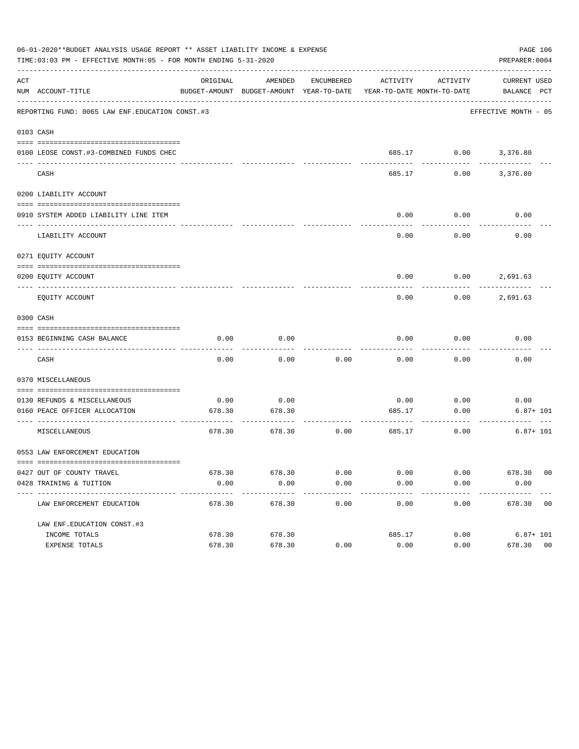06-01-2020**BUDGET ANALYSIS USAGE REPORT ** ASSET LIABILITY INCOME & EXPENSE

TIME:03:03 PM - EFFECTIVE MONTH:05 - FOR MONTH ENDING 5-31-2020

PREPARER:0004

REPORTING FUND: 0065 LAW ENF.EDUCATION CONST.#3 — EFFECTIVE MONTH - 05

| ACT NUM | ACCOUNT-TITLE | ORIGINAL BUDGET-AMOUNT | AMENDED BUDGET-AMOUNT | ENCUMBERED YEAR-TO-DATE | ACTIVITY YEAR-TO-DATE | ACTIVITY MONTH-TO-DATE | CURRENT BALANCE | USED PCT |
|---|---|---|---|---|---|---|---|---|
| **0103** | **CASH** | | | | | | | |
| 0100 | LEOSE CONST.#3-COMBINED FUNDS CHEC | | | | 685.17 | 0.00 | 3,376.80 | |
| | CASH | | | | 685.17 | 0.00 | 3,376.80 | |
| **0200** | **LIABILITY ACCOUNT** | | | | | | | |
| 0910 | SYSTEM ADDED LIABILITY LINE ITEM | | | | 0.00 | 0.00 | 0.00 | |
| | LIABILITY ACCOUNT | | | | 0.00 | 0.00 | 0.00 | |
| **0271** | **EQUITY ACCOUNT** | | | | | | | |
| 0200 | EQUITY ACCOUNT | | | | 0.00 | 0.00 | 2,691.63 | |
| | EQUITY ACCOUNT | | | | 0.00 | 0.00 | 2,691.63 | |
| **0300** | **CASH** | | | | | | | |
| 0153 | BEGINNING CASH BALANCE | 0.00 | 0.00 | | 0.00 | 0.00 | 0.00 | |
| | CASH | 0.00 | 0.00 | 0.00 | 0.00 | 0.00 | 0.00 | |
| **0370** | **MISCELLANEOUS** | | | | | | | |
| 0130 | REFUNDS & MISCELLANEOUS | 0.00 | 0.00 | | 0.00 | 0.00 | 0.00 | |
| 0160 | PEACE OFFICER ALLOCATION | 678.30 | 678.30 | | 685.17 | 0.00 | 6.87+ | 101 |
| | MISCELLANEOUS | 678.30 | 678.30 | 0.00 | 685.17 | 0.00 | 6.87+ | 101 |
| **0553** | **LAW ENFORCEMENT EDUCATION** | | | | | | | |
| 0427 | OUT OF COUNTY TRAVEL | 678.30 | 678.30 | 0.00 | 0.00 | 0.00 | 678.30 | 00 |
| 0428 | TRAINING & TUITION | 0.00 | 0.00 | 0.00 | 0.00 | 0.00 | 0.00 | |
| | LAW ENFORCEMENT EDUCATION | 678.30 | 678.30 | 0.00 | 0.00 | 0.00 | 678.30 | 00 |
| | **LAW ENF.EDUCATION CONST.#3** | | | | | | | |
| | INCOME TOTALS | 678.30 | 678.30 | | 685.17 | 0.00 | 6.87+ | 101 |
| | EXPENSE TOTALS | 678.30 | 678.30 | 0.00 | 0.00 | 0.00 | 678.30 | 00 |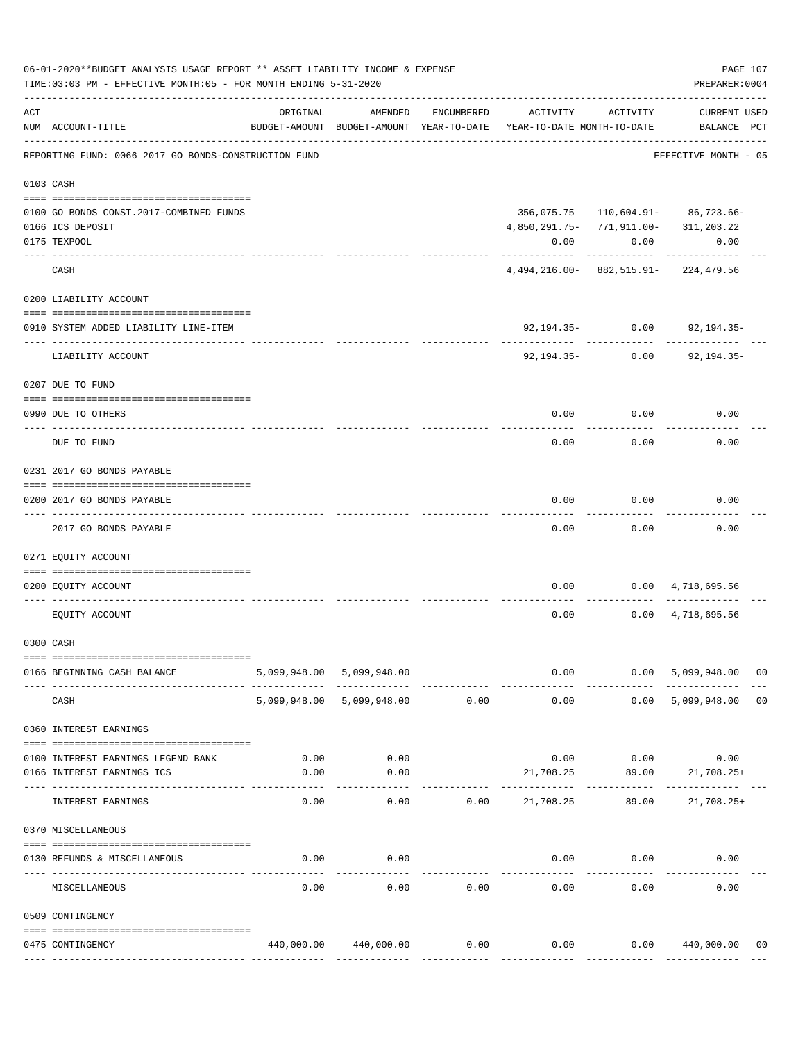06-01-2020**BUDGET ANALYSIS USAGE REPORT ** ASSET LIABILITY INCOME & EXPENSE

TIME:03:03 PM - EFFECTIVE MONTH:05 - FOR MONTH ENDING 5-31-2020

PREPARER:0004

REPORTING FUND: 0066 2017 GO BONDS-CONSTRUCTION FUND — EFFECTIVE MONTH - 05

| ACT NUM | ACCOUNT-TITLE | ORIGINAL BUDGET-AMOUNT | AMENDED BUDGET-AMOUNT | ENCUMBERED YEAR-TO-DATE | ACTIVITY YEAR-TO-DATE | ACTIVITY MONTH-TO-DATE | CURRENT BALANCE | USED PCT |
|---|---|---|---|---|---|---|---|---|
| 0103 | CASH | | | | | | | |
| 0100 | GO BONDS CONST.2017-COMBINED FUNDS | | | | 356,075.75 | 110,604.91- | 86,723.66- | |
| 0166 | ICS DEPOSIT | | | | 4,850,291.75- | 771,911.00- | 311,203.22 | |
| 0175 | TEXPOOL | | | | 0.00 | 0.00 | 0.00 | |
| | CASH | | | | 4,494,216.00- | 882,515.91- | 224,479.56 | |
| 0200 | LIABILITY ACCOUNT | | | | | | | |
| 0910 | SYSTEM ADDED LIABILITY LINE-ITEM | | | | 92,194.35- | 0.00 | 92,194.35- | |
| | LIABILITY ACCOUNT | | | | 92,194.35- | 0.00 | 92,194.35- | |
| 0207 | DUE TO FUND | | | | | | | |
| 0990 | DUE TO OTHERS | | | | 0.00 | 0.00 | 0.00 | |
| | DUE TO FUND | | | | 0.00 | 0.00 | 0.00 | |
| 0231 | 2017 GO BONDS PAYABLE | | | | | | | |
| 0200 | 2017 GO BONDS PAYABLE | | | | 0.00 | 0.00 | 0.00 | |
| | 2017 GO BONDS PAYABLE | | | | 0.00 | 0.00 | 0.00 | |
| 0271 | EQUITY ACCOUNT | | | | | | | |
| 0200 | EQUITY ACCOUNT | | | | 0.00 | 0.00 | 4,718,695.56 | |
| | EQUITY ACCOUNT | | | | 0.00 | 0.00 | 4,718,695.56 | |
| 0300 | CASH | | | | | | | |
| 0166 | BEGINNING CASH BALANCE | 5,099,948.00 | 5,099,948.00 | | 0.00 | 0.00 | 5,099,948.00 | 00 |
| | CASH | 5,099,948.00 | 5,099,948.00 | 0.00 | 0.00 | 0.00 | 5,099,948.00 | 00 |
| 0360 | INTEREST EARNINGS | | | | | | | |
| 0100 | INTEREST EARNINGS LEGEND BANK | 0.00 | 0.00 | | 0.00 | 0.00 | 0.00 | |
| 0166 | INTEREST EARNINGS ICS | 0.00 | 0.00 | | 21,708.25 | 89.00 | 21,708.25+ | |
| | INTEREST EARNINGS | 0.00 | 0.00 | 0.00 | 21,708.25 | 89.00 | 21,708.25+ | |
| 0370 | MISCELLANEOUS | | | | | | | |
| 0130 | REFUNDS & MISCELLANEOUS | 0.00 | 0.00 | | 0.00 | 0.00 | 0.00 | |
| | MISCELLANEOUS | 0.00 | 0.00 | 0.00 | 0.00 | 0.00 | 0.00 | |
| 0509 | CONTINGENCY | | | | | | | |
| 0475 | CONTINGENCY | 440,000.00 | 440,000.00 | 0.00 | 0.00 | 0.00 | 440,000.00 | 00 |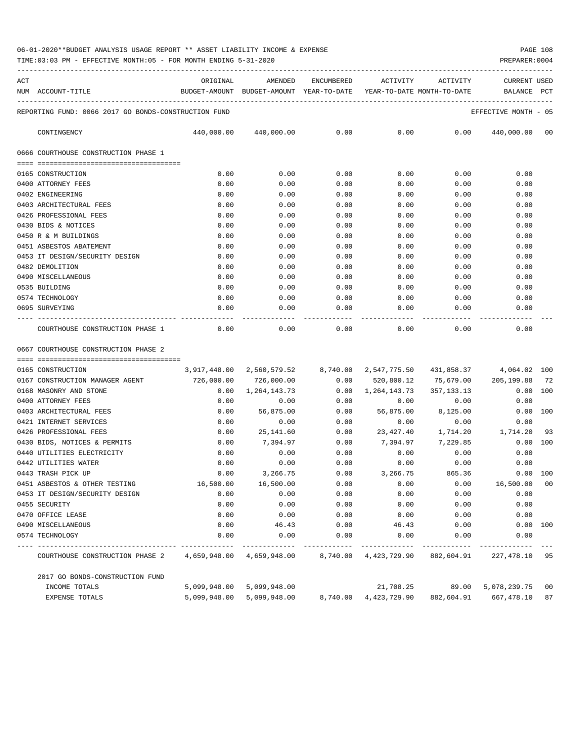06-01-2020**BUDGET ANALYSIS USAGE REPORT ** ASSET LIABILITY INCOME & EXPENSE

TIME:03:03 PM - EFFECTIVE MONTH:05 - FOR MONTH ENDING 5-31-2020

PREPARER:0004

REPORTING FUND: 0066 2017 GO BONDS-CONSTRUCTION FUND — EFFECTIVE MONTH - 05

| ACT NUM | ACCOUNT-TITLE | ORIGINAL BUDGET-AMOUNT | AMENDED BUDGET-AMOUNT | ENCUMBERED YEAR-TO-DATE | ACTIVITY YEAR-TO-DATE | ACTIVITY MONTH-TO-DATE | CURRENT BALANCE | USED PCT |
|---|---|---|---|---|---|---|---|---|
| | CONTINGENCY | 440,000.00 | 440,000.00 | 0.00 | 0.00 | 0.00 | 440,000.00 | 00 |
| | **0666 COURTHOUSE CONSTRUCTION PHASE 1** | | | | | | | |
| 0165 | CONSTRUCTION | 0.00 | 0.00 | 0.00 | 0.00 | 0.00 | 0.00 | |
| 0400 | ATTORNEY FEES | 0.00 | 0.00 | 0.00 | 0.00 | 0.00 | 0.00 | |
| 0402 | ENGINEERING | 0.00 | 0.00 | 0.00 | 0.00 | 0.00 | 0.00 | |
| 0403 | ARCHITECTURAL FEES | 0.00 | 0.00 | 0.00 | 0.00 | 0.00 | 0.00 | |
| 0426 | PROFESSIONAL FEES | 0.00 | 0.00 | 0.00 | 0.00 | 0.00 | 0.00 | |
| 0430 | BIDS & NOTICES | 0.00 | 0.00 | 0.00 | 0.00 | 0.00 | 0.00 | |
| 0450 | R & M BUILDINGS | 0.00 | 0.00 | 0.00 | 0.00 | 0.00 | 0.00 | |
| 0451 | ASBESTOS ABATEMENT | 0.00 | 0.00 | 0.00 | 0.00 | 0.00 | 0.00 | |
| 0453 | IT DESIGN/SECURITY DESIGN | 0.00 | 0.00 | 0.00 | 0.00 | 0.00 | 0.00 | |
| 0482 | DEMOLITION | 0.00 | 0.00 | 0.00 | 0.00 | 0.00 | 0.00 | |
| 0490 | MISCELLANEOUS | 0.00 | 0.00 | 0.00 | 0.00 | 0.00 | 0.00 | |
| 0535 | BUILDING | 0.00 | 0.00 | 0.00 | 0.00 | 0.00 | 0.00 | |
| 0574 | TECHNOLOGY | 0.00 | 0.00 | 0.00 | 0.00 | 0.00 | 0.00 | |
| 0695 | SURVEYING | 0.00 | 0.00 | 0.00 | 0.00 | 0.00 | 0.00 | |
| | COURTHOUSE CONSTRUCTION PHASE 1 | 0.00 | 0.00 | 0.00 | 0.00 | 0.00 | 0.00 | |
| | **0667 COURTHOUSE CONSTRUCTION PHASE 2** | | | | | | | |
| 0165 | CONSTRUCTION | 3,917,448.00 | 2,560,579.52 | 8,740.00 | 2,547,775.50 | 431,858.37 | 4,064.02 | 100 |
| 0167 | CONSTRUCTION MANAGER AGENT | 726,000.00 | 726,000.00 | 0.00 | 520,800.12 | 75,679.00 | 205,199.88 | 72 |
| 0168 | MASONRY AND STONE | 0.00 | 1,264,143.73 | 0.00 | 1,264,143.73 | 357,133.13 | 0.00 | 100 |
| 0400 | ATTORNEY FEES | 0.00 | 0.00 | 0.00 | 0.00 | 0.00 | 0.00 | |
| 0403 | ARCHITECTURAL FEES | 0.00 | 56,875.00 | 0.00 | 56,875.00 | 8,125.00 | 0.00 | 100 |
| 0421 | INTERNET SERVICES | 0.00 | 0.00 | 0.00 | 0.00 | 0.00 | 0.00 | |
| 0426 | PROFESSIONAL FEES | 0.00 | 25,141.60 | 0.00 | 23,427.40 | 1,714.20 | 1,714.20 | 93 |
| 0430 | BIDS, NOTICES & PERMITS | 0.00 | 7,394.97 | 0.00 | 7,394.97 | 7,229.85 | 0.00 | 100 |
| 0440 | UTILITIES ELECTRICITY | 0.00 | 0.00 | 0.00 | 0.00 | 0.00 | 0.00 | |
| 0442 | UTILITIES WATER | 0.00 | 0.00 | 0.00 | 0.00 | 0.00 | 0.00 | |
| 0443 | TRASH PICK UP | 0.00 | 3,266.75 | 0.00 | 3,266.75 | 865.36 | 0.00 | 100 |
| 0451 | ASBESTOS & OTHER TESTING | 16,500.00 | 16,500.00 | 0.00 | 0.00 | 0.00 | 16,500.00 | 00 |
| 0453 | IT DESIGN/SECURITY DESIGN | 0.00 | 0.00 | 0.00 | 0.00 | 0.00 | 0.00 | |
| 0455 | SECURITY | 0.00 | 0.00 | 0.00 | 0.00 | 0.00 | 0.00 | |
| 0470 | OFFICE LEASE | 0.00 | 0.00 | 0.00 | 0.00 | 0.00 | 0.00 | |
| 0490 | MISCELLANEOUS | 0.00 | 46.43 | 0.00 | 46.43 | 0.00 | 0.00 | 100 |
| 0574 | TECHNOLOGY | 0.00 | 0.00 | 0.00 | 0.00 | 0.00 | 0.00 | |
| | COURTHOUSE CONSTRUCTION PHASE 2 | 4,659,948.00 | 4,659,948.00 | 8,740.00 | 4,423,729.90 | 882,604.91 | 227,478.10 | 95 |
| | **2017 GO BONDS-CONSTRUCTION FUND** | | | | | | | |
| | INCOME TOTALS | 5,099,948.00 | 5,099,948.00 | | 21,708.25 | 89.00 | 5,078,239.75 | 00 |
| | EXPENSE TOTALS | 5,099,948.00 | 5,099,948.00 | 8,740.00 | 4,423,729.90 | 882,604.91 | 667,478.10 | 87 |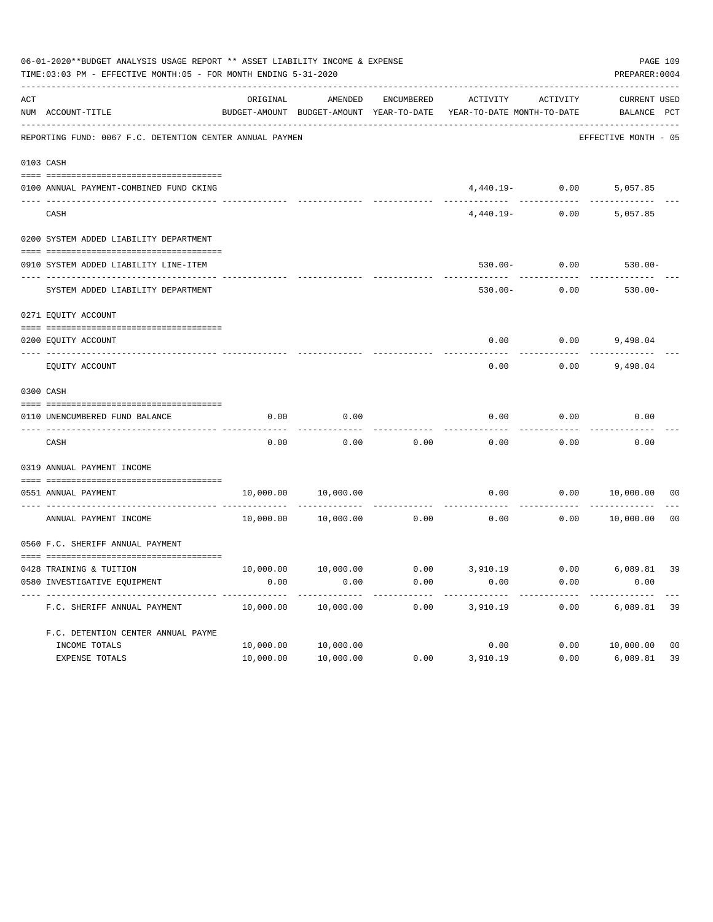06-01-2020**BUDGET ANALYSIS USAGE REPORT ** ASSET LIABILITY INCOME & EXPENSE

TIME:03:03 PM - EFFECTIVE MONTH:05 - FOR MONTH ENDING 5-31-2020

PREPARER:0004

| ACT NUM | ACCOUNT-TITLE | ORIGINAL BUDGET-AMOUNT | AMENDED BUDGET-AMOUNT | ENCUMBERED YEAR-TO-DATE | ACTIVITY YEAR-TO-DATE | ACTIVITY MONTH-TO-DATE | CURRENT BALANCE | USED PCT |
|---|---|---|---|---|---|---|---|---|
| | REPORTING FUND: 0067 F.C. DETENTION CENTER ANNUAL PAYMEN | | | | | | EFFECTIVE MONTH - 05 | |
| 0103 | CASH | | | | | | | |
| 0100 | ANNUAL PAYMENT-COMBINED FUND CKING | | | | 4,440.19- | 0.00 | 5,057.85 | |
| | CASH | | | | 4,440.19- | 0.00 | 5,057.85 | |
| 0200 | SYSTEM ADDED LIABILITY DEPARTMENT | | | | | | | |
| 0910 | SYSTEM ADDED LIABILITY LINE-ITEM | | | | 530.00- | 0.00 | 530.00- | |
| | SYSTEM ADDED LIABILITY DEPARTMENT | | | | 530.00- | 0.00 | 530.00- | |
| 0271 | EQUITY ACCOUNT | | | | | | | |
| 0200 | EQUITY ACCOUNT | | | | 0.00 | 0.00 | 9,498.04 | |
| | EQUITY ACCOUNT | | | | 0.00 | 0.00 | 9,498.04 | |
| 0300 | CASH | | | | | | | |
| 0110 | UNENCUMBERED FUND BALANCE | 0.00 | 0.00 | | 0.00 | 0.00 | 0.00 | |
| | CASH | 0.00 | 0.00 | 0.00 | 0.00 | 0.00 | 0.00 | |
| 0319 | ANNUAL PAYMENT INCOME | | | | | | | |
| 0551 | ANNUAL PAYMENT | 10,000.00 | 10,000.00 | | 0.00 | 0.00 | 10,000.00 | 00 |
| | ANNUAL PAYMENT INCOME | 10,000.00 | 10,000.00 | 0.00 | 0.00 | 0.00 | 10,000.00 | 00 |
| 0560 | F.C. SHERIFF ANNUAL PAYMENT | | | | | | | |
| 0428 | TRAINING & TUITION | 10,000.00 | 10,000.00 | 0.00 | 3,910.19 | 0.00 | 6,089.81 | 39 |
| 0580 | INVESTIGATIVE EQUIPMENT | 0.00 | 0.00 | 0.00 | 0.00 | 0.00 | 0.00 | |
| | F.C. SHERIFF ANNUAL PAYMENT | 10,000.00 | 10,000.00 | 0.00 | 3,910.19 | 0.00 | 6,089.81 | 39 |
| | F.C. DETENTION CENTER ANNUAL PAYME | | | | | | | |
| | INCOME TOTALS | 10,000.00 | 10,000.00 | | 0.00 | 0.00 | 10,000.00 | 00 |
| | EXPENSE TOTALS | 10,000.00 | 10,000.00 | 0.00 | 3,910.19 | 0.00 | 6,089.81 | 39 |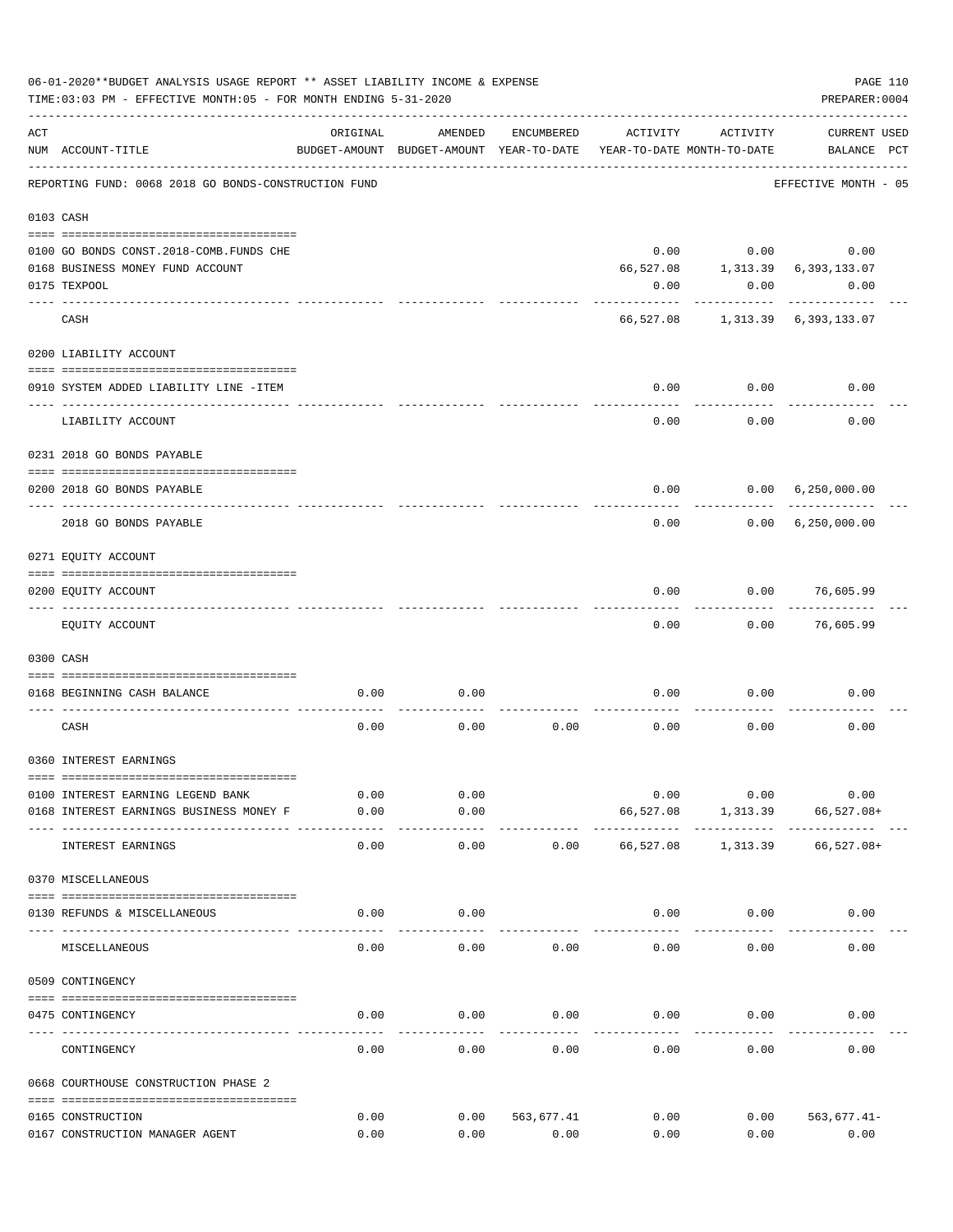06-01-2020**BUDGET ANALYSIS USAGE REPORT ** ASSET LIABILITY INCOME & EXPENSE

TIME:03:03 PM - EFFECTIVE MONTH:05 - FOR MONTH ENDING 5-31-2020

PREPARER:0004

REPORTING FUND: 0068 2018 GO BONDS-CONSTRUCTION FUND — EFFECTIVE MONTH - 05

| ACT NUM | ACCOUNT-TITLE | ORIGINAL BUDGET-AMOUNT | AMENDED BUDGET-AMOUNT | ENCUMBERED YEAR-TO-DATE | ACTIVITY YEAR-TO-DATE | ACTIVITY MONTH-TO-DATE | CURRENT BALANCE | USED PCT |
|---|---|---|---|---|---|---|---|---|
| **0103** | **CASH** | | | | | | | |
| 0100 | GO BONDS CONST.2018-COMB.FUNDS CHE | | | | 0.00 | 0.00 | 0.00 | |
| 0168 | BUSINESS MONEY FUND ACCOUNT | | | | 66,527.08 | 1,313.39 | 6,393,133.07 | |
| 0175 | TEXPOOL | | | | 0.00 | 0.00 | 0.00 | |
| | CASH | | | | 66,527.08 | 1,313.39 | 6,393,133.07 | |
| **0200** | **LIABILITY ACCOUNT** | | | | | | | |
| 0910 | SYSTEM ADDED LIABILITY LINE -ITEM | | | | 0.00 | 0.00 | 0.00 | |
| | LIABILITY ACCOUNT | | | | 0.00 | 0.00 | 0.00 | |
| **0231** | **2018 GO BONDS PAYABLE** | | | | | | | |
| 0200 | 2018 GO BONDS PAYABLE | | | | 0.00 | 0.00 | 6,250,000.00 | |
| | 2018 GO BONDS PAYABLE | | | | 0.00 | 0.00 | 6,250,000.00 | |
| **0271** | **EQUITY ACCOUNT** | | | | | | | |
| 0200 | EQUITY ACCOUNT | | | | 0.00 | 0.00 | 76,605.99 | |
| | EQUITY ACCOUNT | | | | 0.00 | 0.00 | 76,605.99 | |
| **0300** | **CASH** | | | | | | | |
| 0168 | BEGINNING CASH BALANCE | 0.00 | 0.00 | | 0.00 | 0.00 | 0.00 | |
| | CASH | 0.00 | 0.00 | 0.00 | 0.00 | 0.00 | 0.00 | |
| **0360** | **INTEREST EARNINGS** | | | | | | | |
| 0100 | INTEREST EARNING LEGEND BANK | 0.00 | 0.00 | | 0.00 | 0.00 | 0.00 | |
| 0168 | INTEREST EARNINGS BUSINESS MONEY F | 0.00 | 0.00 | | 66,527.08 | 1,313.39 | 66,527.08+ | |
| | INTEREST EARNINGS | 0.00 | 0.00 | 0.00 | 66,527.08 | 1,313.39 | 66,527.08+ | |
| **0370** | **MISCELLANEOUS** | | | | | | | |
| 0130 | REFUNDS & MISCELLANEOUS | 0.00 | 0.00 | | 0.00 | 0.00 | 0.00 | |
| | MISCELLANEOUS | 0.00 | 0.00 | 0.00 | 0.00 | 0.00 | 0.00 | |
| **0509** | **CONTINGENCY** | | | | | | | |
| 0475 | CONTINGENCY | 0.00 | 0.00 | 0.00 | 0.00 | 0.00 | 0.00 | |
| | CONTINGENCY | 0.00 | 0.00 | 0.00 | 0.00 | 0.00 | 0.00 | |
| **0668** | **COURTHOUSE CONSTRUCTION PHASE 2** | | | | | | | |
| 0165 | CONSTRUCTION | 0.00 | 0.00 | 563,677.41 | 0.00 | 0.00 | 563,677.41- | |
| 0167 | CONSTRUCTION MANAGER AGENT | 0.00 | 0.00 | 0.00 | 0.00 | 0.00 | 0.00 | |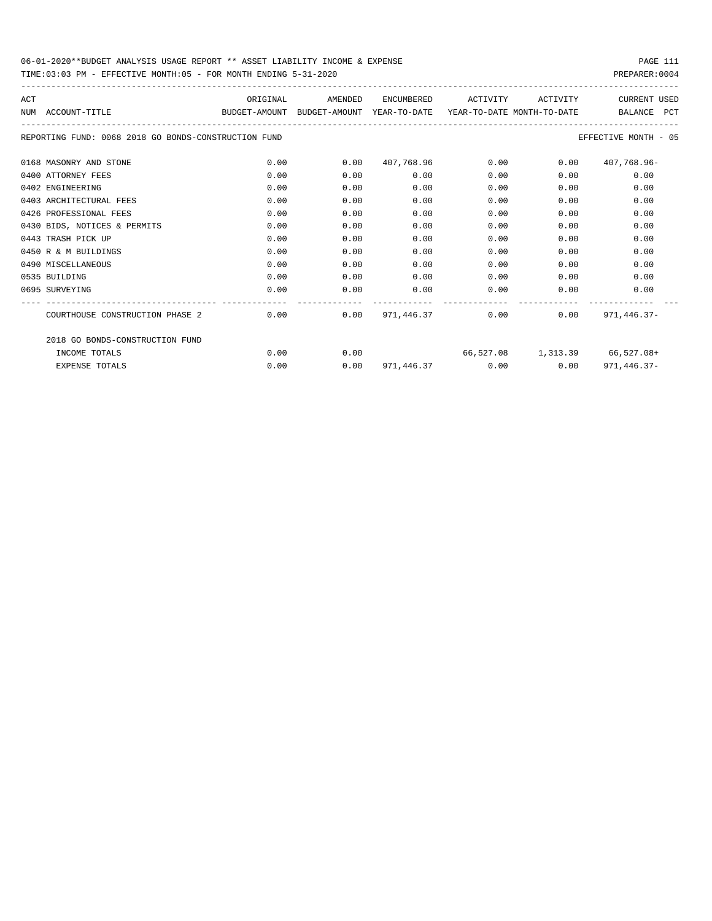06-01-2020**BUDGET ANALYSIS USAGE REPORT ** ASSET LIABILITY INCOME & EXPENSE

TIME:03:03 PM - EFFECTIVE MONTH:05 - FOR MONTH ENDING 5-31-2020

PREPARER:0004

| ACT NUM | ACCOUNT-TITLE | ORIGINAL BUDGET-AMOUNT | AMENDED BUDGET-AMOUNT | ENCUMBERED YEAR-TO-DATE | ACTIVITY YEAR-TO-DATE | ACTIVITY MONTH-TO-DATE | CURRENT BALANCE | USED PCT |
|---|---|---|---|---|---|---|---|---|
| REPORTING FUND: 0068 2018 GO BONDS-CONSTRUCTION FUND | | | | | | | EFFECTIVE MONTH - 05 | |
| 0168 | MASONRY AND STONE | 0.00 | 0.00 | 407,768.96 | 0.00 | 0.00 | 407,768.96- | |
| 0400 | ATTORNEY FEES | 0.00 | 0.00 | 0.00 | 0.00 | 0.00 | 0.00 | |
| 0402 | ENGINEERING | 0.00 | 0.00 | 0.00 | 0.00 | 0.00 | 0.00 | |
| 0403 | ARCHITECTURAL FEES | 0.00 | 0.00 | 0.00 | 0.00 | 0.00 | 0.00 | |
| 0426 | PROFESSIONAL FEES | 0.00 | 0.00 | 0.00 | 0.00 | 0.00 | 0.00 | |
| 0430 | BIDS, NOTICES & PERMITS | 0.00 | 0.00 | 0.00 | 0.00 | 0.00 | 0.00 | |
| 0443 | TRASH PICK UP | 0.00 | 0.00 | 0.00 | 0.00 | 0.00 | 0.00 | |
| 0450 | R & M BUILDINGS | 0.00 | 0.00 | 0.00 | 0.00 | 0.00 | 0.00 | |
| 0490 | MISCELLANEOUS | 0.00 | 0.00 | 0.00 | 0.00 | 0.00 | 0.00 | |
| 0535 | BUILDING | 0.00 | 0.00 | 0.00 | 0.00 | 0.00 | 0.00 | |
| 0695 | SURVEYING | 0.00 | 0.00 | 0.00 | 0.00 | 0.00 | 0.00 | |
| | COURTHOUSE CONSTRUCTION PHASE 2 | 0.00 | 0.00 | 971,446.37 | 0.00 | 0.00 | 971,446.37- | |
| | 2018 GO BONDS-CONSTRUCTION FUND | | | | | | | |
| | INCOME TOTALS | 0.00 | 0.00 | | 66,527.08 | 1,313.39 | 66,527.08+ | |
| | EXPENSE TOTALS | 0.00 | 0.00 | 971,446.37 | 0.00 | 0.00 | 971,446.37- | |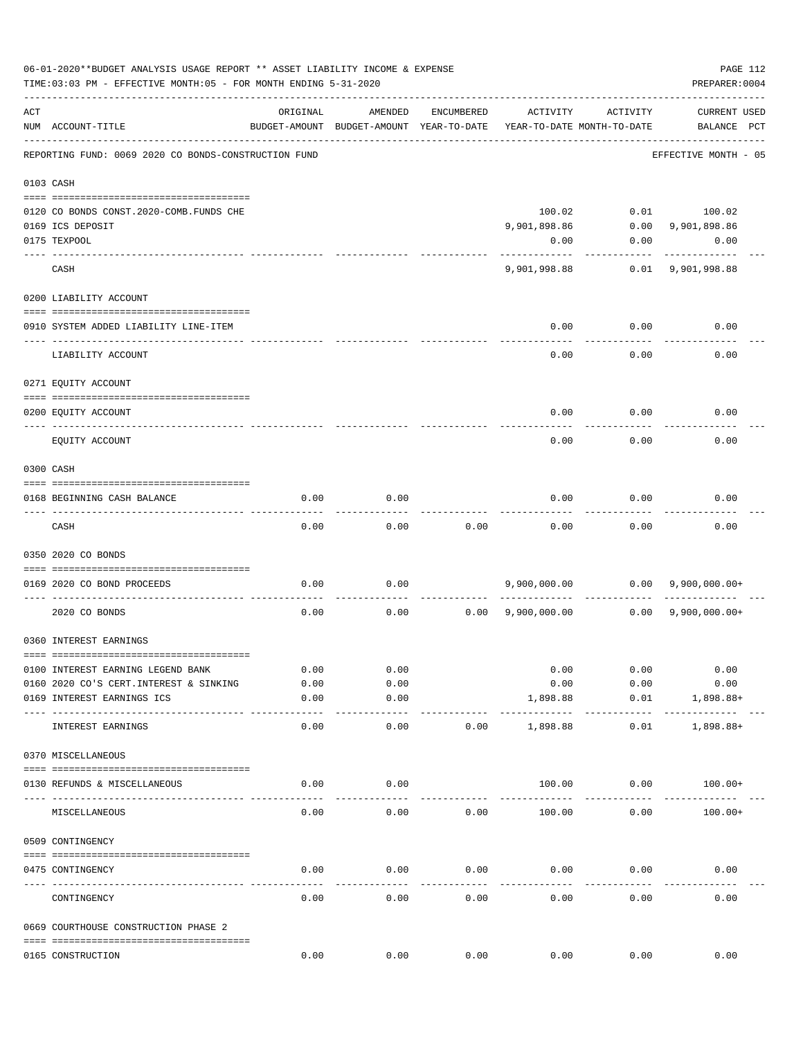06-01-2020**BUDGET ANALYSIS USAGE REPORT ** ASSET LIABILITY INCOME & EXPENSE

TIME:03:03 PM - EFFECTIVE MONTH:05 - FOR MONTH ENDING 5-31-2020

PREPARER:0004

REPORTING FUND: 0069 2020 CO BONDS-CONSTRUCTION FUND — EFFECTIVE MONTH - 05

| ACT NUM | ACCOUNT-TITLE | ORIGINAL BUDGET-AMOUNT | AMENDED BUDGET-AMOUNT | ENCUMBERED YEAR-TO-DATE | ACTIVITY YEAR-TO-DATE | ACTIVITY MONTH-TO-DATE | CURRENT BALANCE | USED PCT |
|---|---|---|---|---|---|---|---|---|
| 0103 | CASH | | | | | | | |
| 0120 | CO BONDS CONST.2020-COMB.FUNDS CHE | | | | 100.02 | 0.01 | 100.02 | |
| 0169 | ICS DEPOSIT | | | | 9,901,898.86 | 0.00 | 9,901,898.86 | |
| 0175 | TEXPOOL | | | | 0.00 | 0.00 | 0.00 | |
| | CASH | | | | 9,901,998.88 | 0.01 | 9,901,998.88 | |
| 0200 | LIABILITY ACCOUNT | | | | | | | |
| 0910 | SYSTEM ADDED LIABILITY LINE-ITEM | | | | 0.00 | 0.00 | 0.00 | |
| | LIABILITY ACCOUNT | | | | 0.00 | 0.00 | 0.00 | |
| 0271 | EQUITY ACCOUNT | | | | | | | |
| 0200 | EQUITY ACCOUNT | | | | 0.00 | 0.00 | 0.00 | |
| | EQUITY ACCOUNT | | | | 0.00 | 0.00 | 0.00 | |
| 0300 | CASH | | | | | | | |
| 0168 | BEGINNING CASH BALANCE | 0.00 | 0.00 | | 0.00 | 0.00 | 0.00 | |
| | CASH | 0.00 | 0.00 | 0.00 | 0.00 | 0.00 | 0.00 | |
| 0350 | 2020 CO BONDS | | | | | | | |
| 0169 | 2020 CO BOND PROCEEDS | 0.00 | 0.00 | | 9,900,000.00 | 0.00 | 9,900,000.00+ | |
| | 2020 CO BONDS | 0.00 | 0.00 | 0.00 | 9,900,000.00 | 0.00 | 9,900,000.00+ | |
| 0360 | INTEREST EARNINGS | | | | | | | |
| 0100 | INTEREST EARNING LEGEND BANK | 0.00 | 0.00 | | 0.00 | 0.00 | 0.00 | |
| 0160 | 2020 CO'S CERT.INTEREST & SINKING | 0.00 | 0.00 | | 0.00 | 0.00 | 0.00 | |
| 0169 | INTEREST EARNINGS ICS | 0.00 | 0.00 | | 1,898.88 | 0.01 | 1,898.88+ | |
| | INTEREST EARNINGS | 0.00 | 0.00 | 0.00 | 1,898.88 | 0.01 | 1,898.88+ | |
| 0370 | MISCELLANEOUS | | | | | | | |
| 0130 | REFUNDS & MISCELLANEOUS | 0.00 | 0.00 | | 100.00 | 0.00 | 100.00+ | |
| | MISCELLANEOUS | 0.00 | 0.00 | 0.00 | 100.00 | 0.00 | 100.00+ | |
| 0509 | CONTINGENCY | | | | | | | |
| 0475 | CONTINGENCY | 0.00 | 0.00 | 0.00 | 0.00 | 0.00 | 0.00 | |
| | CONTINGENCY | 0.00 | 0.00 | 0.00 | 0.00 | 0.00 | 0.00 | |
| 0669 | COURTHOUSE CONSTRUCTION PHASE 2 | | | | | | | |
| 0165 | CONSTRUCTION | 0.00 | 0.00 | 0.00 | 0.00 | 0.00 | 0.00 | |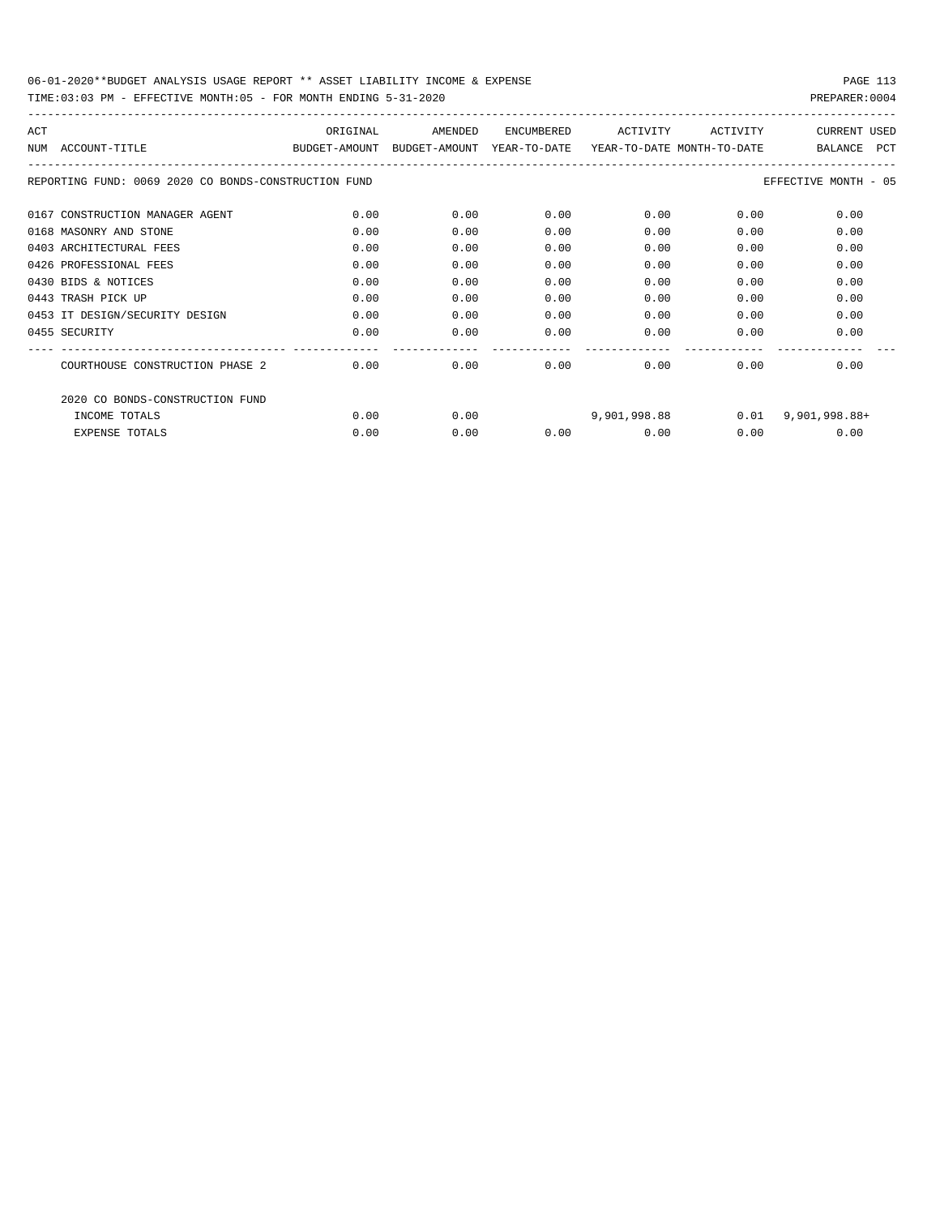06-01-2020**BUDGET ANALYSIS USAGE REPORT ** ASSET LIABILITY INCOME & EXPENSE

TIME:03:03 PM - EFFECTIVE MONTH:05 - FOR MONTH ENDING 5-31-2020

PREPARER:0004

| ACT NUM | ACCOUNT-TITLE | ORIGINAL BUDGET-AMOUNT | AMENDED BUDGET-AMOUNT | ENCUMBERED YEAR-TO-DATE | ACTIVITY YEAR-TO-DATE | ACTIVITY MONTH-TO-DATE | CURRENT BALANCE | USED PCT |
|---|---|---|---|---|---|---|---|---|
| | REPORTING FUND: 0069 2020 CO BONDS-CONSTRUCTION FUND | | | | | | EFFECTIVE MONTH - 05 | |
| 0167 | CONSTRUCTION MANAGER AGENT | 0.00 | 0.00 | 0.00 | 0.00 | 0.00 | 0.00 | |
| 0168 | MASONRY AND STONE | 0.00 | 0.00 | 0.00 | 0.00 | 0.00 | 0.00 | |
| 0403 | ARCHITECTURAL FEES | 0.00 | 0.00 | 0.00 | 0.00 | 0.00 | 0.00 | |
| 0426 | PROFESSIONAL FEES | 0.00 | 0.00 | 0.00 | 0.00 | 0.00 | 0.00 | |
| 0430 | BIDS & NOTICES | 0.00 | 0.00 | 0.00 | 0.00 | 0.00 | 0.00 | |
| 0443 | TRASH PICK UP | 0.00 | 0.00 | 0.00 | 0.00 | 0.00 | 0.00 | |
| 0453 | IT DESIGN/SECURITY DESIGN | 0.00 | 0.00 | 0.00 | 0.00 | 0.00 | 0.00 | |
| 0455 | SECURITY | 0.00 | 0.00 | 0.00 | 0.00 | 0.00 | 0.00 | |
| | COURTHOUSE CONSTRUCTION PHASE 2 | 0.00 | 0.00 | 0.00 | 0.00 | 0.00 | 0.00 | |
| | 2020 CO BONDS-CONSTRUCTION FUND | | | | | | | |
| | INCOME TOTALS | 0.00 | 0.00 | | 9,901,998.88 | 0.01 | 9,901,998.88+ | |
| | EXPENSE TOTALS | 0.00 | 0.00 | 0.00 | 0.00 | 0.00 | 0.00 | |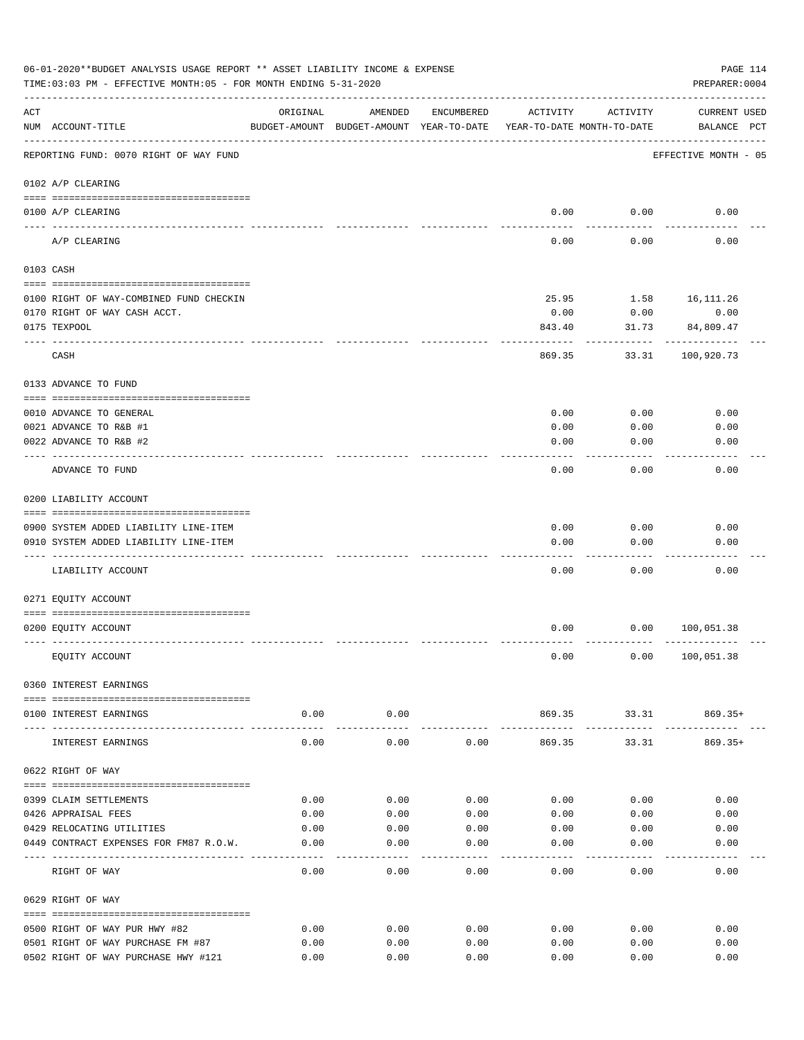06-01-2020**BUDGET ANALYSIS USAGE REPORT ** ASSET LIABILITY INCOME & EXPENSE

TIME:03:03 PM - EFFECTIVE MONTH:05 - FOR MONTH ENDING 5-31-2020

PREPARER:0004

| ACT NUM | ACCOUNT-TITLE | ORIGINAL BUDGET-AMOUNT | AMENDED BUDGET-AMOUNT | ENCUMBERED YEAR-TO-DATE | ACTIVITY YEAR-TO-DATE | ACTIVITY MONTH-TO-DATE | CURRENT BALANCE | USED PCT |
|---|---|---|---|---|---|---|---|---|
| | REPORTING FUND: 0070 RIGHT OF WAY FUND | | | | | | EFFECTIVE MONTH - 05 | |
| | 0102 A/P CLEARING | | | | | | | |
| 0100 | A/P CLEARING | | | | 0.00 | 0.00 | 0.00 | |
| | A/P CLEARING | | | | 0.00 | 0.00 | 0.00 | |
| | 0103 CASH | | | | | | | |
| 0100 | RIGHT OF WAY-COMBINED FUND CHECKIN | | | | 25.95 | 1.58 | 16,111.26 | |
| 0170 | RIGHT OF WAY CASH ACCT. | | | | 0.00 | 0.00 | 0.00 | |
| 0175 | TEXPOOL | | | | 843.40 | 31.73 | 84,809.47 | |
| | CASH | | | | 869.35 | 33.31 | 100,920.73 | |
| | 0133 ADVANCE TO FUND | | | | | | | |
| 0010 | ADVANCE TO GENERAL | | | | 0.00 | 0.00 | 0.00 | |
| 0021 | ADVANCE TO R&B #1 | | | | 0.00 | 0.00 | 0.00 | |
| 0022 | ADVANCE TO R&B #2 | | | | 0.00 | 0.00 | 0.00 | |
| | ADVANCE TO FUND | | | | 0.00 | 0.00 | 0.00 | |
| | 0200 LIABILITY ACCOUNT | | | | | | | |
| 0900 | SYSTEM ADDED LIABILITY LINE-ITEM | | | | 0.00 | 0.00 | 0.00 | |
| 0910 | SYSTEM ADDED LIABILITY LINE-ITEM | | | | 0.00 | 0.00 | 0.00 | |
| | LIABILITY ACCOUNT | | | | 0.00 | 0.00 | 0.00 | |
| | 0271 EQUITY ACCOUNT | | | | | | | |
| 0200 | EQUITY ACCOUNT | | | | 0.00 | 0.00 | 100,051.38 | |
| | EQUITY ACCOUNT | | | | 0.00 | 0.00 | 100,051.38 | |
| | 0360 INTEREST EARNINGS | | | | | | | |
| 0100 | INTEREST EARNINGS | 0.00 | 0.00 | | 869.35 | 33.31 | 869.35+ | |
| | INTEREST EARNINGS | 0.00 | 0.00 | 0.00 | 869.35 | 33.31 | 869.35+ | |
| | 0622 RIGHT OF WAY | | | | | | | |
| 0399 | CLAIM SETTLEMENTS | 0.00 | 0.00 | 0.00 | 0.00 | 0.00 | 0.00 | |
| 0426 | APPRAISAL FEES | 0.00 | 0.00 | 0.00 | 0.00 | 0.00 | 0.00 | |
| 0429 | RELOCATING UTILITIES | 0.00 | 0.00 | 0.00 | 0.00 | 0.00 | 0.00 | |
| 0449 | CONTRACT EXPENSES FOR FM87 R.O.W. | 0.00 | 0.00 | 0.00 | 0.00 | 0.00 | 0.00 | |
| | RIGHT OF WAY | 0.00 | 0.00 | 0.00 | 0.00 | 0.00 | 0.00 | |
| | 0629 RIGHT OF WAY | | | | | | | |
| 0500 | RIGHT OF WAY PUR HWY #82 | 0.00 | 0.00 | 0.00 | 0.00 | 0.00 | 0.00 | |
| 0501 | RIGHT OF WAY PURCHASE FM #87 | 0.00 | 0.00 | 0.00 | 0.00 | 0.00 | 0.00 | |
| 0502 | RIGHT OF WAY PURCHASE HWY #121 | 0.00 | 0.00 | 0.00 | 0.00 | 0.00 | 0.00 | |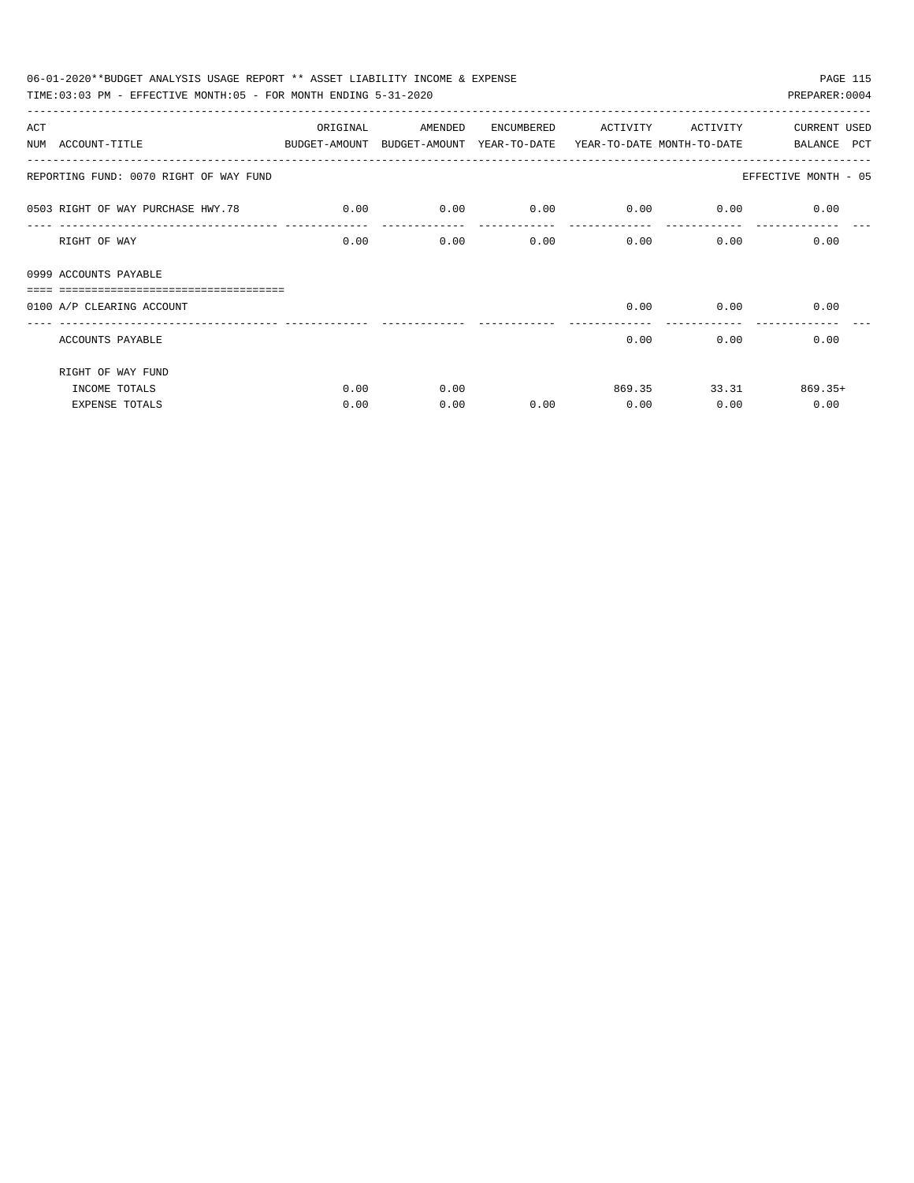06-01-2020**BUDGET ANALYSIS USAGE REPORT ** ASSET LIABILITY INCOME & EXPENSE

TIME:03:03 PM - EFFECTIVE MONTH:05 - FOR MONTH ENDING 5-31-2020

PREPARER:0004

| ACT NUM | ACCOUNT-TITLE | ORIGINAL BUDGET-AMOUNT | AMENDED BUDGET-AMOUNT | ENCUMBERED YEAR-TO-DATE | ACTIVITY YEAR-TO-DATE | ACTIVITY MONTH-TO-DATE | CURRENT BALANCE | USED PCT |
|---|---|---|---|---|---|---|---|---|
| | REPORTING FUND: 0070 RIGHT OF WAY FUND | | | | | | EFFECTIVE MONTH - 05 | |
| 0503 | RIGHT OF WAY PURCHASE HWY.78 | 0.00 | 0.00 | 0.00 | 0.00 | 0.00 | 0.00 | |
| | RIGHT OF WAY | 0.00 | 0.00 | 0.00 | 0.00 | 0.00 | 0.00 | |
| 0999 | ACCOUNTS PAYABLE | | | | | | | |
| 0100 | A/P CLEARING ACCOUNT | | | | 0.00 | 0.00 | 0.00 | |
| | ACCOUNTS PAYABLE | | | | 0.00 | 0.00 | 0.00 | |
| | RIGHT OF WAY FUND | | | | | | | |
| | INCOME TOTALS | 0.00 | 0.00 | | 869.35 | 33.31 | 869.35+ | |
| | EXPENSE TOTALS | 0.00 | 0.00 | 0.00 | 0.00 | 0.00 | 0.00 | |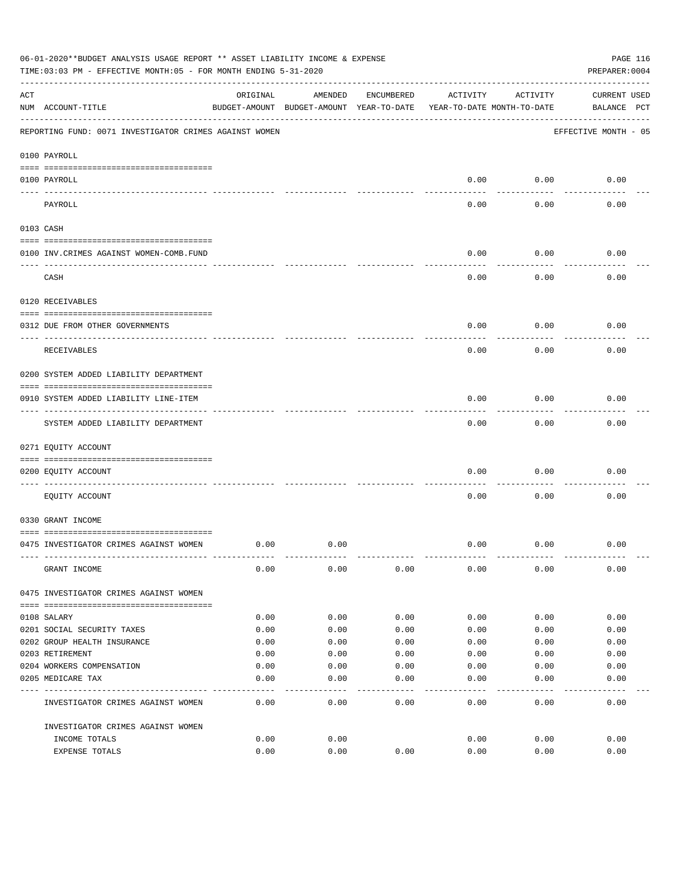06-01-2020**BUDGET ANALYSIS USAGE REPORT ** ASSET LIABILITY INCOME & EXPENSE

TIME:03:03 PM - EFFECTIVE MONTH:05 - FOR MONTH ENDING 5-31-2020

PREPARER:0004

REPORTING FUND: 0071 INVESTIGATOR CRIMES AGAINST WOMEN — EFFECTIVE MONTH - 05

| ACT NUM | ACCOUNT-TITLE | ORIGINAL BUDGET-AMOUNT | AMENDED BUDGET-AMOUNT | ENCUMBERED YEAR-TO-DATE | ACTIVITY YEAR-TO-DATE | ACTIVITY MONTH-TO-DATE | CURRENT BALANCE | USED PCT |
|---|---|---|---|---|---|---|---|---|
| **0100** | **PAYROLL** | | | | | | | |
| 0100 | PAYROLL | | | | 0.00 | 0.00 | 0.00 | |
| | PAYROLL | | | | 0.00 | 0.00 | 0.00 | |
| **0103** | **CASH** | | | | | | | |
| 0100 | INV.CRIMES AGAINST WOMEN-COMB.FUND | | | | 0.00 | 0.00 | 0.00 | |
| | CASH | | | | 0.00 | 0.00 | 0.00 | |
| **0120** | **RECEIVABLES** | | | | | | | |
| 0312 | DUE FROM OTHER GOVERNMENTS | | | | 0.00 | 0.00 | 0.00 | |
| | RECEIVABLES | | | | 0.00 | 0.00 | 0.00 | |
| **0200** | **SYSTEM ADDED LIABILITY DEPARTMENT** | | | | | | | |
| 0910 | SYSTEM ADDED LIABILITY LINE-ITEM | | | | 0.00 | 0.00 | 0.00 | |
| | SYSTEM ADDED LIABILITY DEPARTMENT | | | | 0.00 | 0.00 | 0.00 | |
| **0271** | **EQUITY ACCOUNT** | | | | | | | |
| 0200 | EQUITY ACCOUNT | | | | 0.00 | 0.00 | 0.00 | |
| | EQUITY ACCOUNT | | | | 0.00 | 0.00 | 0.00 | |
| **0330** | **GRANT INCOME** | | | | | | | |
| 0475 | INVESTIGATOR CRIMES AGAINST WOMEN | 0.00 | 0.00 | | 0.00 | 0.00 | 0.00 | |
| | GRANT INCOME | 0.00 | 0.00 | 0.00 | 0.00 | 0.00 | 0.00 | |
| **0475** | **INVESTIGATOR CRIMES AGAINST WOMEN** | | | | | | | |
| 0108 | SALARY | 0.00 | 0.00 | 0.00 | 0.00 | 0.00 | 0.00 | |
| 0201 | SOCIAL SECURITY TAXES | 0.00 | 0.00 | 0.00 | 0.00 | 0.00 | 0.00 | |
| 0202 | GROUP HEALTH INSURANCE | 0.00 | 0.00 | 0.00 | 0.00 | 0.00 | 0.00 | |
| 0203 | RETIREMENT | 0.00 | 0.00 | 0.00 | 0.00 | 0.00 | 0.00 | |
| 0204 | WORKERS COMPENSATION | 0.00 | 0.00 | 0.00 | 0.00 | 0.00 | 0.00 | |
| 0205 | MEDICARE TAX | 0.00 | 0.00 | 0.00 | 0.00 | 0.00 | 0.00 | |
| | INVESTIGATOR CRIMES AGAINST WOMEN | 0.00 | 0.00 | 0.00 | 0.00 | 0.00 | 0.00 | |
| | **INVESTIGATOR CRIMES AGAINST WOMEN** | | | | | | | |
| | INCOME TOTALS | 0.00 | 0.00 | | 0.00 | 0.00 | 0.00 | |
| | EXPENSE TOTALS | 0.00 | 0.00 | 0.00 | 0.00 | 0.00 | 0.00 | |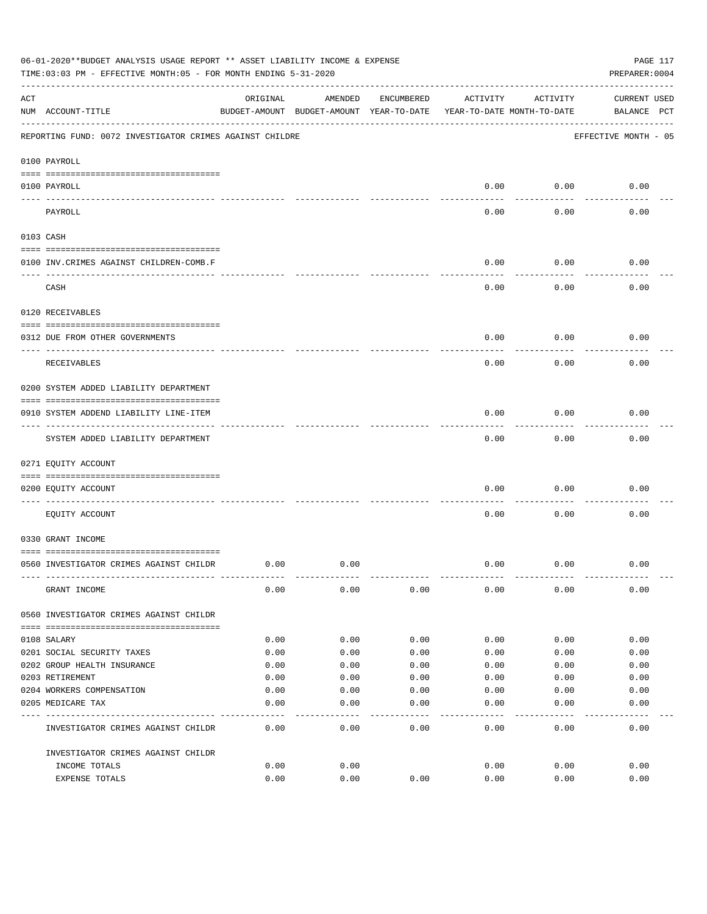06-01-2020**BUDGET ANALYSIS USAGE REPORT ** ASSET LIABILITY INCOME & EXPENSE

TIME:03:03 PM - EFFECTIVE MONTH:05 - FOR MONTH ENDING 5-31-2020

PREPARER:0004

| ACT NUM | ACCOUNT-TITLE | ORIGINAL BUDGET-AMOUNT | AMENDED BUDGET-AMOUNT | ENCUMBERED YEAR-TO-DATE | ACTIVITY YEAR-TO-DATE | ACTIVITY MONTH-TO-DATE | CURRENT BALANCE | USED PCT |
|---|---|---|---|---|---|---|---|---|
| | REPORTING FUND: 0072 INVESTIGATOR CRIMES AGAINST CHILDRE | | | | | | EFFECTIVE MONTH - 05 | |
| | 0100 PAYROLL | | | | | | | |
| 0100 | PAYROLL | | | | 0.00 | 0.00 | 0.00 | |
| | PAYROLL | | | | 0.00 | 0.00 | 0.00 | |
| | 0103 CASH | | | | | | | |
| 0100 | INV.CRIMES AGAINST CHILDREN-COMB.F | | | | 0.00 | 0.00 | 0.00 | |
| | CASH | | | | 0.00 | 0.00 | 0.00 | |
| | 0120 RECEIVABLES | | | | | | | |
| 0312 | DUE FROM OTHER GOVERNMENTS | | | | 0.00 | 0.00 | 0.00 | |
| | RECEIVABLES | | | | 0.00 | 0.00 | 0.00 | |
| | 0200 SYSTEM ADDED LIABILITY DEPARTMENT | | | | | | | |
| 0910 | SYSTEM ADDEND LIABILITY LINE-ITEM | | | | 0.00 | 0.00 | 0.00 | |
| | SYSTEM ADDED LIABILITY DEPARTMENT | | | | 0.00 | 0.00 | 0.00 | |
| | 0271 EQUITY ACCOUNT | | | | | | | |
| 0200 | EQUITY ACCOUNT | | | | 0.00 | 0.00 | 0.00 | |
| | EQUITY ACCOUNT | | | | 0.00 | 0.00 | 0.00 | |
| | 0330 GRANT INCOME | | | | | | | |
| 0560 | INVESTIGATOR CRIMES AGAINST CHILDR | 0.00 | 0.00 | | 0.00 | 0.00 | 0.00 | |
| | GRANT INCOME | 0.00 | 0.00 | 0.00 | 0.00 | 0.00 | 0.00 | |
| | 0560 INVESTIGATOR CRIMES AGAINST CHILDR | | | | | | | |
| 0108 | SALARY | 0.00 | 0.00 | 0.00 | 0.00 | 0.00 | 0.00 | |
| 0201 | SOCIAL SECURITY TAXES | 0.00 | 0.00 | 0.00 | 0.00 | 0.00 | 0.00 | |
| 0202 | GROUP HEALTH INSURANCE | 0.00 | 0.00 | 0.00 | 0.00 | 0.00 | 0.00 | |
| 0203 | RETIREMENT | 0.00 | 0.00 | 0.00 | 0.00 | 0.00 | 0.00 | |
| 0204 | WORKERS COMPENSATION | 0.00 | 0.00 | 0.00 | 0.00 | 0.00 | 0.00 | |
| 0205 | MEDICARE TAX | 0.00 | 0.00 | 0.00 | 0.00 | 0.00 | 0.00 | |
| | INVESTIGATOR CRIMES AGAINST CHILDR | 0.00 | 0.00 | 0.00 | 0.00 | 0.00 | 0.00 | |
| | INVESTIGATOR CRIMES AGAINST CHILDR | | | | | | | |
| | INCOME TOTALS | 0.00 | 0.00 | | 0.00 | 0.00 | 0.00 | |
| | EXPENSE TOTALS | 0.00 | 0.00 | 0.00 | 0.00 | 0.00 | 0.00 | |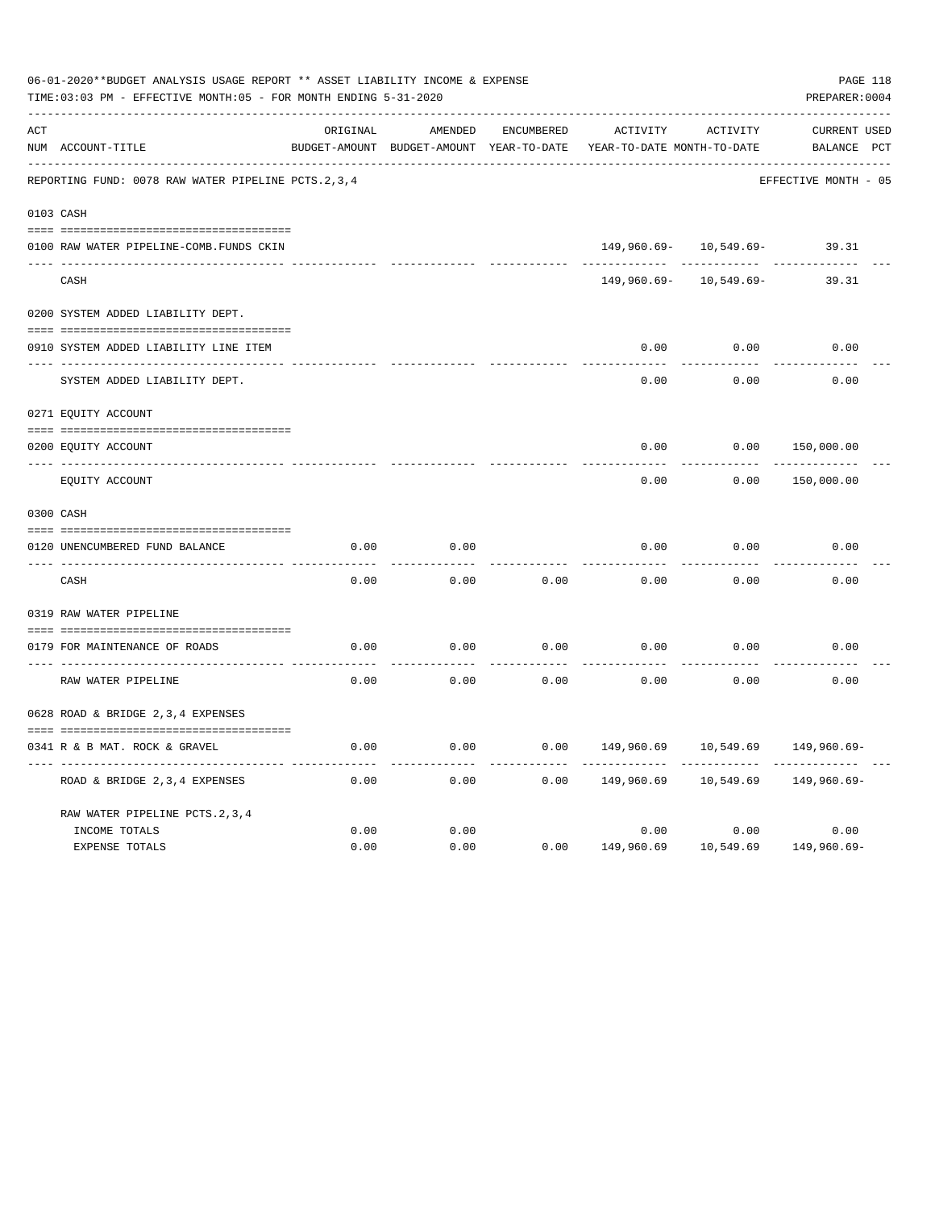06-01-2020**BUDGET ANALYSIS USAGE REPORT ** ASSET LIABILITY INCOME & EXPENSE

TIME:03:03 PM - EFFECTIVE MONTH:05 - FOR MONTH ENDING 5-31-2020

PREPARER:0004

REPORTING FUND: 0078 RAW WATER PIPELINE PCTS.2,3,4 — EFFECTIVE MONTH - 05

| ACT NUM | ACCOUNT-TITLE | ORIGINAL BUDGET-AMOUNT | AMENDED BUDGET-AMOUNT | ENCUMBERED YEAR-TO-DATE | ACTIVITY YEAR-TO-DATE | ACTIVITY MONTH-TO-DATE | CURRENT BALANCE | USED PCT |
|---|---|---|---|---|---|---|---|---|
| 0103 | CASH | | | | | | | |
| 0100 | RAW WATER PIPELINE-COMB.FUNDS CKIN | | | | 149,960.69- | 10,549.69- | 39.31 | |
| | CASH | | | | 149,960.69- | 10,549.69- | 39.31 | |
| 0200 | SYSTEM ADDED LIABILITY DEPT. | | | | | | | |
| 0910 | SYSTEM ADDED LIABILITY LINE ITEM | | | | 0.00 | 0.00 | 0.00 | |
| | SYSTEM ADDED LIABILITY DEPT. | | | | 0.00 | 0.00 | 0.00 | |
| 0271 | EQUITY ACCOUNT | | | | | | | |
| 0200 | EQUITY ACCOUNT | | | | 0.00 | 0.00 | 150,000.00 | |
| | EQUITY ACCOUNT | | | | 0.00 | 0.00 | 150,000.00 | |
| 0300 | CASH | | | | | | | |
| 0120 | UNENCUMBERED FUND BALANCE | 0.00 | 0.00 | | 0.00 | 0.00 | 0.00 | |
| | CASH | 0.00 | 0.00 | 0.00 | 0.00 | 0.00 | 0.00 | |
| 0319 | RAW WATER PIPELINE | | | | | | | |
| 0179 | FOR MAINTENANCE OF ROADS | 0.00 | 0.00 | 0.00 | 0.00 | 0.00 | 0.00 | |
| | RAW WATER PIPELINE | 0.00 | 0.00 | 0.00 | 0.00 | 0.00 | 0.00 | |
| 0628 | ROAD & BRIDGE 2,3,4 EXPENSES | | | | | | | |
| 0341 | R & B MAT. ROCK & GRAVEL | 0.00 | 0.00 | 0.00 | 149,960.69 | 10,549.69 | 149,960.69- | |
| | ROAD & BRIDGE 2,3,4 EXPENSES | 0.00 | 0.00 | 0.00 | 149,960.69 | 10,549.69 | 149,960.69- | |
| | RAW WATER PIPELINE PCTS.2,3,4 | | | | | | | |
| | INCOME TOTALS | 0.00 | 0.00 | | 0.00 | 0.00 | 0.00 | |
| | EXPENSE TOTALS | 0.00 | 0.00 | 0.00 | 149,960.69 | 10,549.69 | 149,960.69- | |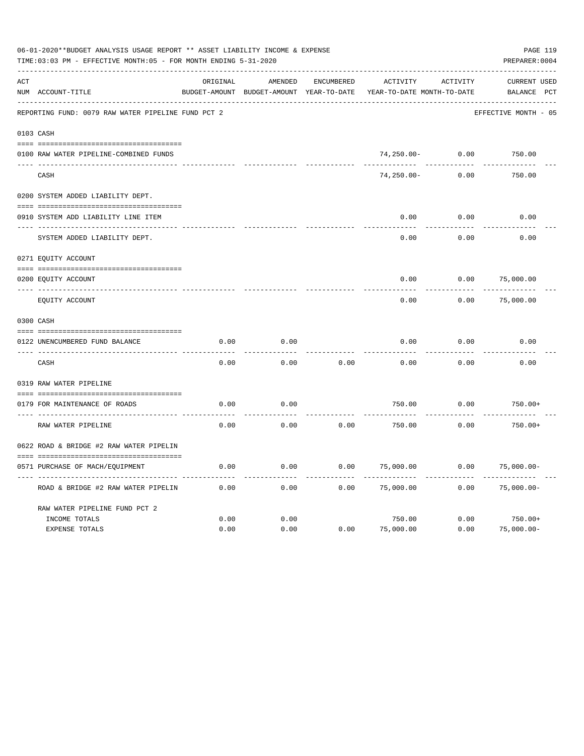06-01-2020**BUDGET ANALYSIS USAGE REPORT ** ASSET LIABILITY INCOME & EXPENSE

TIME:03:03 PM - EFFECTIVE MONTH:05 - FOR MONTH ENDING 5-31-2020

PREPARER:0004

REPORTING FUND: 0079 RAW WATER PIPELINE FUND PCT 2 — EFFECTIVE MONTH - 05

| ACT NUM | ACCOUNT-TITLE | ORIGINAL BUDGET-AMOUNT | AMENDED BUDGET-AMOUNT | ENCUMBERED YEAR-TO-DATE | ACTIVITY YEAR-TO-DATE | ACTIVITY MONTH-TO-DATE | CURRENT BALANCE | USED PCT |
|---|---|---|---|---|---|---|---|---|
| 0103 | CASH | | | | | | | |
| 0100 | RAW WATER PIPELINE-COMBINED FUNDS | | | | 74,250.00- | 0.00 | 750.00 | |
| | CASH | | | | 74,250.00- | 0.00 | 750.00 | |
| 0200 | SYSTEM ADDED LIABILITY DEPT. | | | | | | | |
| 0910 | SYSTEM ADD LIABILITY LINE ITEM | | | | 0.00 | 0.00 | 0.00 | |
| | SYSTEM ADDED LIABILITY DEPT. | | | | 0.00 | 0.00 | 0.00 | |
| 0271 | EQUITY ACCOUNT | | | | | | | |
| 0200 | EQUITY ACCOUNT | | | | 0.00 | 0.00 | 75,000.00 | |
| | EQUITY ACCOUNT | | | | 0.00 | 0.00 | 75,000.00 | |
| 0300 | CASH | | | | | | | |
| 0122 | UNENCUMBERED FUND BALANCE | 0.00 | 0.00 | | 0.00 | 0.00 | 0.00 | |
| | CASH | 0.00 | 0.00 | 0.00 | 0.00 | 0.00 | 0.00 | |
| 0319 | RAW WATER PIPELINE | | | | | | | |
| 0179 | FOR MAINTENANCE OF ROADS | 0.00 | 0.00 | | 750.00 | 0.00 | 750.00+ | |
| | RAW WATER PIPELINE | 0.00 | 0.00 | 0.00 | 750.00 | 0.00 | 750.00+ | |
| 0622 | ROAD & BRIDGE #2 RAW WATER PIPELIN | | | | | | | |
| 0571 | PURCHASE OF MACH/EQUIPMENT | 0.00 | 0.00 | 0.00 | 75,000.00 | 0.00 | 75,000.00- | |
| | ROAD & BRIDGE #2 RAW WATER PIPELIN | 0.00 | 0.00 | 0.00 | 75,000.00 | 0.00 | 75,000.00- | |
| | RAW WATER PIPELINE FUND PCT 2 | | | | | | | |
| | INCOME TOTALS | 0.00 | 0.00 | | 750.00 | 0.00 | 750.00+ | |
| | EXPENSE TOTALS | 0.00 | 0.00 | 0.00 | 75,000.00 | 0.00 | 75,000.00- | |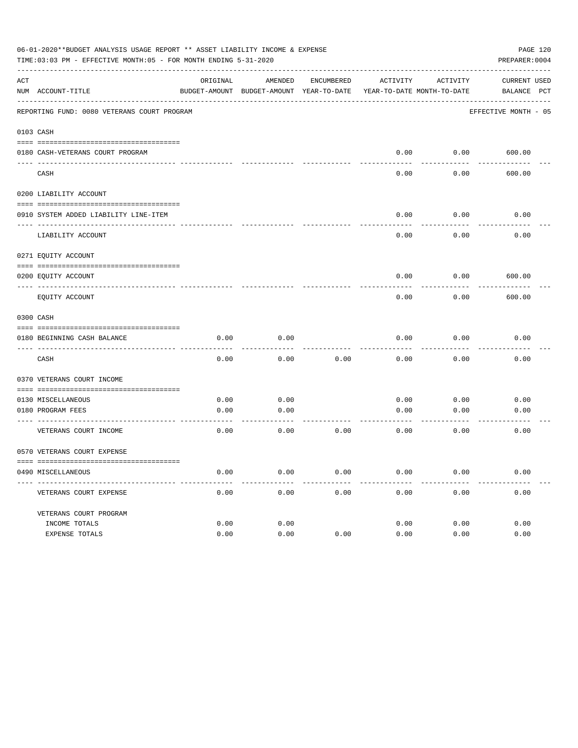06-01-2020**BUDGET ANALYSIS USAGE REPORT ** ASSET LIABILITY INCOME & EXPENSE

TIME:03:03 PM - EFFECTIVE MONTH:05 - FOR MONTH ENDING 5-31-2020

PREPARER:0004

REPORTING FUND: 0080 VETERANS COURT PROGRAM — EFFECTIVE MONTH - 05

| ACT NUM | ACCOUNT-TITLE | ORIGINAL BUDGET-AMOUNT | AMENDED BUDGET-AMOUNT | ENCUMBERED YEAR-TO-DATE | ACTIVITY YEAR-TO-DATE | ACTIVITY MONTH-TO-DATE | CURRENT BALANCE | USED PCT |
|---|---|---|---|---|---|---|---|---|
| **0103** | **CASH** | | | | | | | |
| 0180 | CASH-VETERANS COURT PROGRAM | | | | 0.00 | 0.00 | 600.00 | |
| | CASH | | | | 0.00 | 0.00 | 600.00 | |
| **0200** | **LIABILITY ACCOUNT** | | | | | | | |
| 0910 | SYSTEM ADDED LIABILITY LINE-ITEM | | | | 0.00 | 0.00 | 0.00 | |
| | LIABILITY ACCOUNT | | | | 0.00 | 0.00 | 0.00 | |
| **0271** | **EQUITY ACCOUNT** | | | | | | | |
| 0200 | EQUITY ACCOUNT | | | | 0.00 | 0.00 | 600.00 | |
| | EQUITY ACCOUNT | | | | 0.00 | 0.00 | 600.00 | |
| **0300** | **CASH** | | | | | | | |
| 0180 | BEGINNING CASH BALANCE | 0.00 | 0.00 | | 0.00 | 0.00 | 0.00 | |
| | CASH | 0.00 | 0.00 | 0.00 | 0.00 | 0.00 | 0.00 | |
| **0370** | **VETERANS COURT INCOME** | | | | | | | |
| 0130 | MISCELLANEOUS | 0.00 | 0.00 | | 0.00 | 0.00 | 0.00 | |
| 0180 | PROGRAM FEES | 0.00 | 0.00 | | 0.00 | 0.00 | 0.00 | |
| | VETERANS COURT INCOME | 0.00 | 0.00 | 0.00 | 0.00 | 0.00 | 0.00 | |
| **0570** | **VETERANS COURT EXPENSE** | | | | | | | |
| 0490 | MISCELLANEOUS | 0.00 | 0.00 | 0.00 | 0.00 | 0.00 | 0.00 | |
| | VETERANS COURT EXPENSE | 0.00 | 0.00 | 0.00 | 0.00 | 0.00 | 0.00 | |
| | VETERANS COURT PROGRAM | | | | | | | |
| | INCOME TOTALS | 0.00 | 0.00 | | 0.00 | 0.00 | 0.00 | |
| | EXPENSE TOTALS | 0.00 | 0.00 | 0.00 | 0.00 | 0.00 | 0.00 | |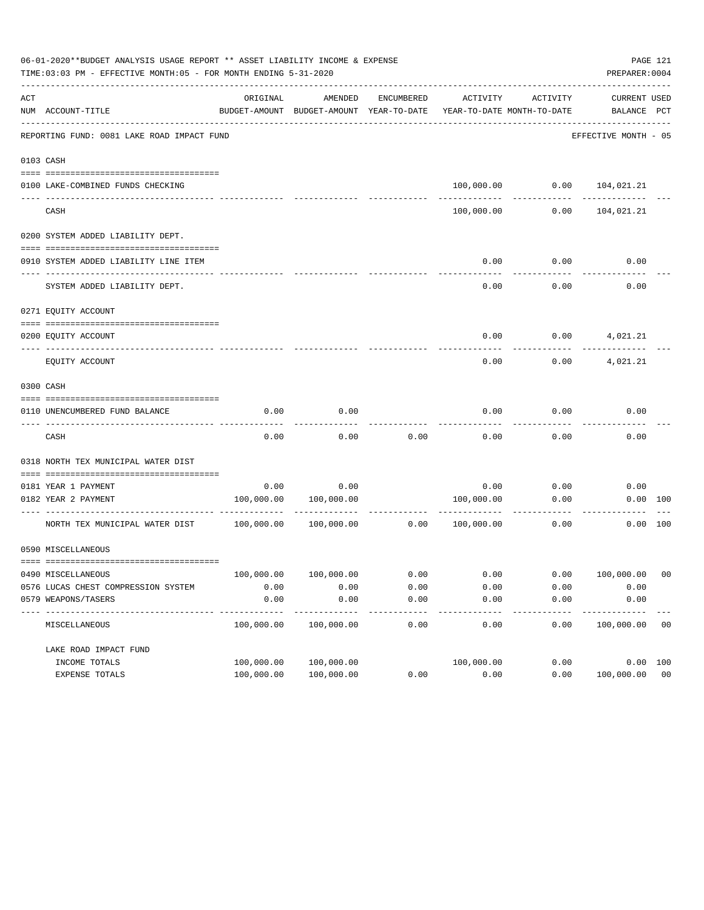06-01-2020**BUDGET ANALYSIS USAGE REPORT ** ASSET LIABILITY INCOME & EXPENSE

TIME:03:03 PM - EFFECTIVE MONTH:05 - FOR MONTH ENDING 5-31-2020

PREPARER:0004

REPORTING FUND: 0081 LAKE ROAD IMPACT FUND — EFFECTIVE MONTH - 05

| ACT NUM | ACCOUNT-TITLE | ORIGINAL BUDGET-AMOUNT | AMENDED BUDGET-AMOUNT | ENCUMBERED YEAR-TO-DATE | ACTIVITY YEAR-TO-DATE | ACTIVITY MONTH-TO-DATE | CURRENT BALANCE | USED PCT |
|---|---|---|---|---|---|---|---|---|
| 0103 | CASH | | | | | | | |
| 0100 | LAKE-COMBINED FUNDS CHECKING | | | | 100,000.00 | 0.00 | 104,021.21 | |
| | CASH | | | | 100,000.00 | 0.00 | 104,021.21 | |
| 0200 | SYSTEM ADDED LIABILITY DEPT. | | | | | | | |
| 0910 | SYSTEM ADDED LIABILITY LINE ITEM | | | | 0.00 | 0.00 | 0.00 | |
| | SYSTEM ADDED LIABILITY DEPT. | | | | 0.00 | 0.00 | 0.00 | |
| 0271 | EQUITY ACCOUNT | | | | | | | |
| 0200 | EQUITY ACCOUNT | | | | 0.00 | 0.00 | 4,021.21 | |
| | EQUITY ACCOUNT | | | | 0.00 | 0.00 | 4,021.21 | |
| 0300 | CASH | | | | | | | |
| 0110 | UNENCUMBERED FUND BALANCE | 0.00 | 0.00 | | 0.00 | 0.00 | 0.00 | |
| | CASH | 0.00 | 0.00 | 0.00 | 0.00 | 0.00 | 0.00 | |
| 0318 | NORTH TEX MUNICIPAL WATER DIST | | | | | | | |
| 0181 | YEAR 1 PAYMENT | 0.00 | 0.00 | | 0.00 | 0.00 | 0.00 | |
| 0182 | YEAR 2 PAYMENT | 100,000.00 | 100,000.00 | | 100,000.00 | 0.00 | 0.00 | 100 |
| | NORTH TEX MUNICIPAL WATER DIST | 100,000.00 | 100,000.00 | 0.00 | 100,000.00 | 0.00 | 0.00 | 100 |
| 0590 | MISCELLANEOUS | | | | | | | |
| 0490 | MISCELLANEOUS | 100,000.00 | 100,000.00 | 0.00 | 0.00 | 0.00 | 100,000.00 | 00 |
| 0576 | LUCAS CHEST COMPRESSION SYSTEM | 0.00 | 0.00 | 0.00 | 0.00 | 0.00 | 0.00 | |
| 0579 | WEAPONS/TASERS | 0.00 | 0.00 | 0.00 | 0.00 | 0.00 | 0.00 | |
| | MISCELLANEOUS | 100,000.00 | 100,000.00 | 0.00 | 0.00 | 0.00 | 100,000.00 | 00 |
| | LAKE ROAD IMPACT FUND | | | | | | | |
| | INCOME TOTALS | 100,000.00 | 100,000.00 | | 100,000.00 | 0.00 | 0.00 | 100 |
| | EXPENSE TOTALS | 100,000.00 | 100,000.00 | 0.00 | 0.00 | 0.00 | 100,000.00 | 00 |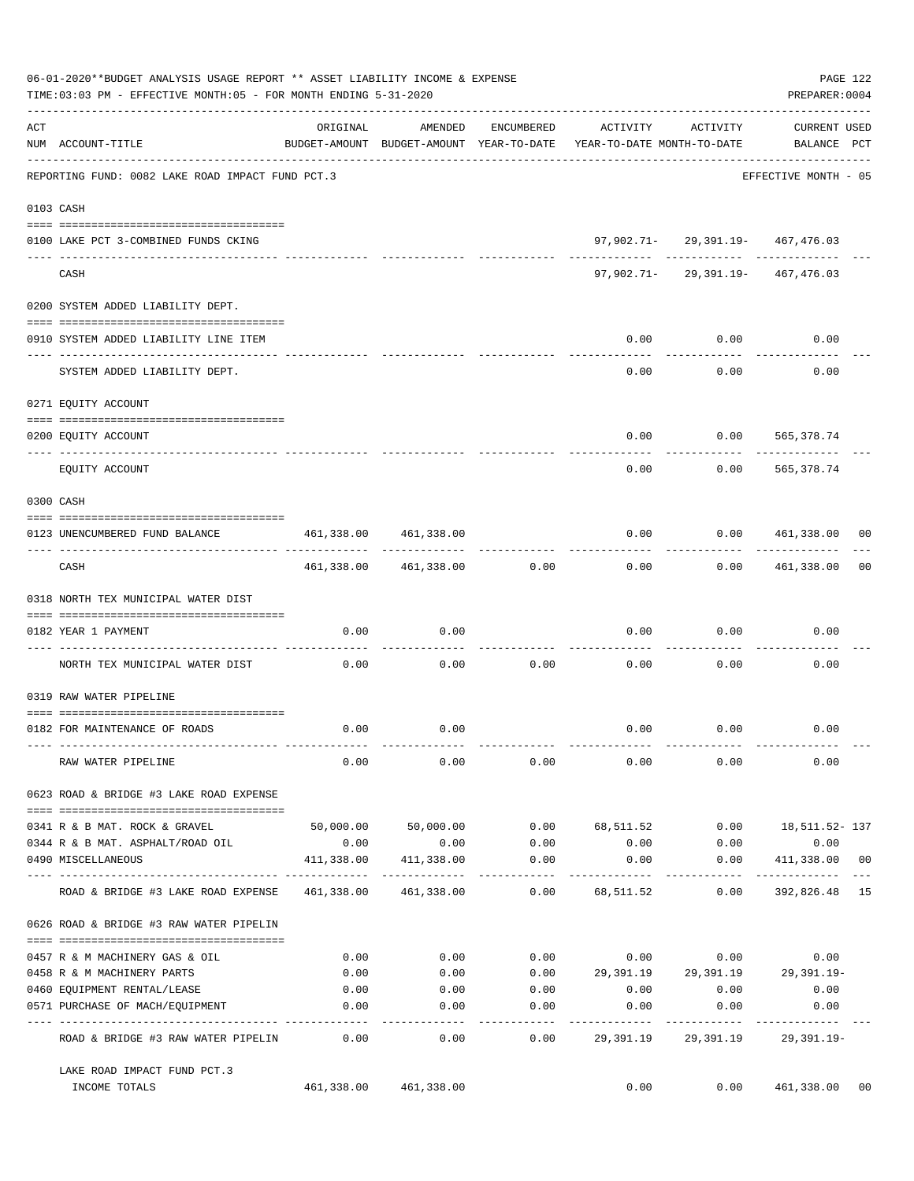06-01-2020**BUDGET ANALYSIS USAGE REPORT ** ASSET LIABILITY INCOME & EXPENSE

TIME:03:03 PM - EFFECTIVE MONTH:05 - FOR MONTH ENDING 5-31-2020

PREPARER:0004

REPORTING FUND: 0082 LAKE ROAD IMPACT FUND PCT.3 — EFFECTIVE MONTH - 05

| ACT NUM | ACCOUNT-TITLE | ORIGINAL BUDGET-AMOUNT | AMENDED BUDGET-AMOUNT | ENCUMBERED YEAR-TO-DATE | ACTIVITY YEAR-TO-DATE | ACTIVITY MONTH-TO-DATE | CURRENT USED BALANCE | PCT |
|---|---|---|---|---|---|---|---|---|
| **0103** | **CASH** | | | | | | | |
| 0100 | LAKE PCT 3-COMBINED FUNDS CKING | | | | 97,902.71- | 29,391.19- | 467,476.03 | |
| | CASH | | | | 97,902.71- | 29,391.19- | 467,476.03 | |
| **0200** | **SYSTEM ADDED LIABILITY DEPT.** | | | | | | | |
| 0910 | SYSTEM ADDED LIABILITY LINE ITEM | | | | 0.00 | 0.00 | 0.00 | |
| | SYSTEM ADDED LIABILITY DEPT. | | | | 0.00 | 0.00 | 0.00 | |
| **0271** | **EQUITY ACCOUNT** | | | | | | | |
| 0200 | EQUITY ACCOUNT | | | | 0.00 | 0.00 | 565,378.74 | |
| | EQUITY ACCOUNT | | | | 0.00 | 0.00 | 565,378.74 | |
| **0300** | **CASH** | | | | | | | |
| 0123 | UNENCUMBERED FUND BALANCE | 461,338.00 | 461,338.00 | | 0.00 | 0.00 | 461,338.00 | 00 |
| | CASH | 461,338.00 | 461,338.00 | 0.00 | 0.00 | 0.00 | 461,338.00 | 00 |
| **0318** | **NORTH TEX MUNICIPAL WATER DIST** | | | | | | | |
| 0182 | YEAR 1 PAYMENT | 0.00 | 0.00 | | 0.00 | 0.00 | 0.00 | |
| | NORTH TEX MUNICIPAL WATER DIST | 0.00 | 0.00 | 0.00 | 0.00 | 0.00 | 0.00 | |
| **0319** | **RAW WATER PIPELINE** | | | | | | | |
| 0182 | FOR MAINTENANCE OF ROADS | 0.00 | 0.00 | | 0.00 | 0.00 | 0.00 | |
| | RAW WATER PIPELINE | 0.00 | 0.00 | 0.00 | 0.00 | 0.00 | 0.00 | |
| **0623** | **ROAD & BRIDGE #3 LAKE ROAD EXPENSE** | | | | | | | |
| 0341 | R & B MAT. ROCK & GRAVEL | 50,000.00 | 50,000.00 | 0.00 | 68,511.52 | 0.00 | 18,511.52- | 137 |
| 0344 | R & B MAT. ASPHALT/ROAD OIL | 0.00 | 0.00 | 0.00 | 0.00 | 0.00 | 0.00 | |
| 0490 | MISCELLANEOUS | 411,338.00 | 411,338.00 | 0.00 | 0.00 | 0.00 | 411,338.00 | 00 |
| | ROAD & BRIDGE #3 LAKE ROAD EXPENSE | 461,338.00 | 461,338.00 | 0.00 | 68,511.52 | 0.00 | 392,826.48 | 15 |
| **0626** | **ROAD & BRIDGE #3 RAW WATER PIPELIN** | | | | | | | |
| 0457 | R & M MACHINERY GAS & OIL | 0.00 | 0.00 | 0.00 | 0.00 | 0.00 | 0.00 | |
| 0458 | R & M MACHINERY PARTS | 0.00 | 0.00 | 0.00 | 29,391.19 | 29,391.19 | 29,391.19- | |
| 0460 | EQUIPMENT RENTAL/LEASE | 0.00 | 0.00 | 0.00 | 0.00 | 0.00 | 0.00 | |
| 0571 | PURCHASE OF MACH/EQUIPMENT | 0.00 | 0.00 | 0.00 | 0.00 | 0.00 | 0.00 | |
| | ROAD & BRIDGE #3 RAW WATER PIPELIN | 0.00 | 0.00 | 0.00 | 29,391.19 | 29,391.19 | 29,391.19- | |
| | LAKE ROAD IMPACT FUND PCT.3 INCOME TOTALS | 461,338.00 | 461,338.00 | | 0.00 | 0.00 | 461,338.00 | 00 |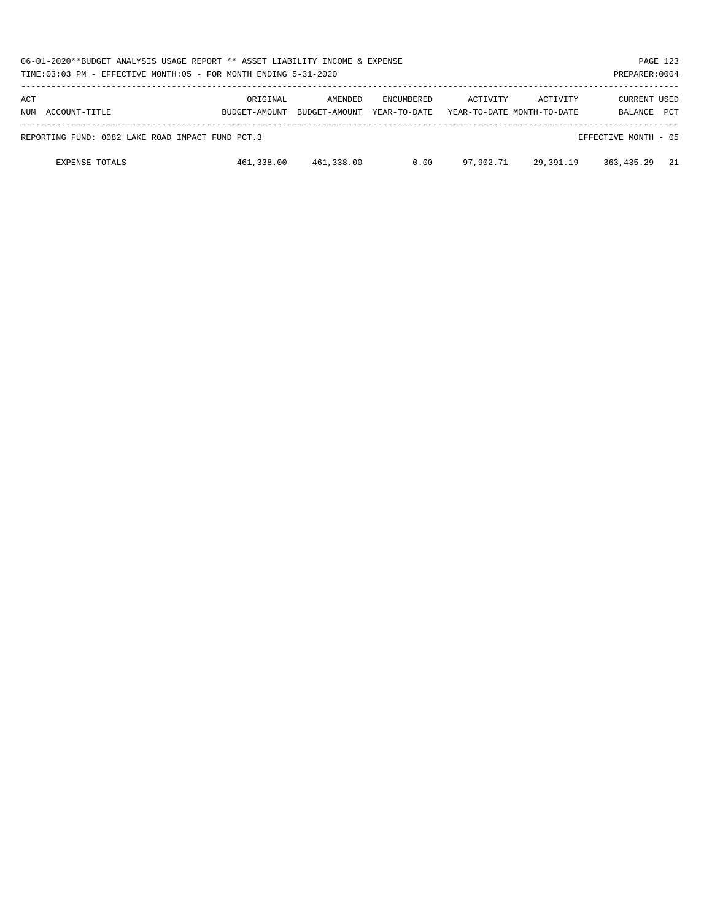| ACT NUM | ACCOUNT-TITLE | ORIGINAL BUDGET-AMOUNT | AMENDED BUDGET-AMOUNT | ENCUMBERED YEAR-TO-DATE | ACTIVITY YEAR-TO-DATE | ACTIVITY MONTH-TO-DATE | CURRENT BALANCE | USED PCT |
|---|---|---|---|---|---|---|---|---|
| REPORTING FUND: 0082 LAKE ROAD IMPACT FUND PCT.3 | | | | | | | EFFECTIVE MONTH - 05 | |
| | EXPENSE TOTALS | 461,338.00 | 461,338.00 | 0.00 | 97,902.71 | 29,391.19 | 363,435.29 | 21 |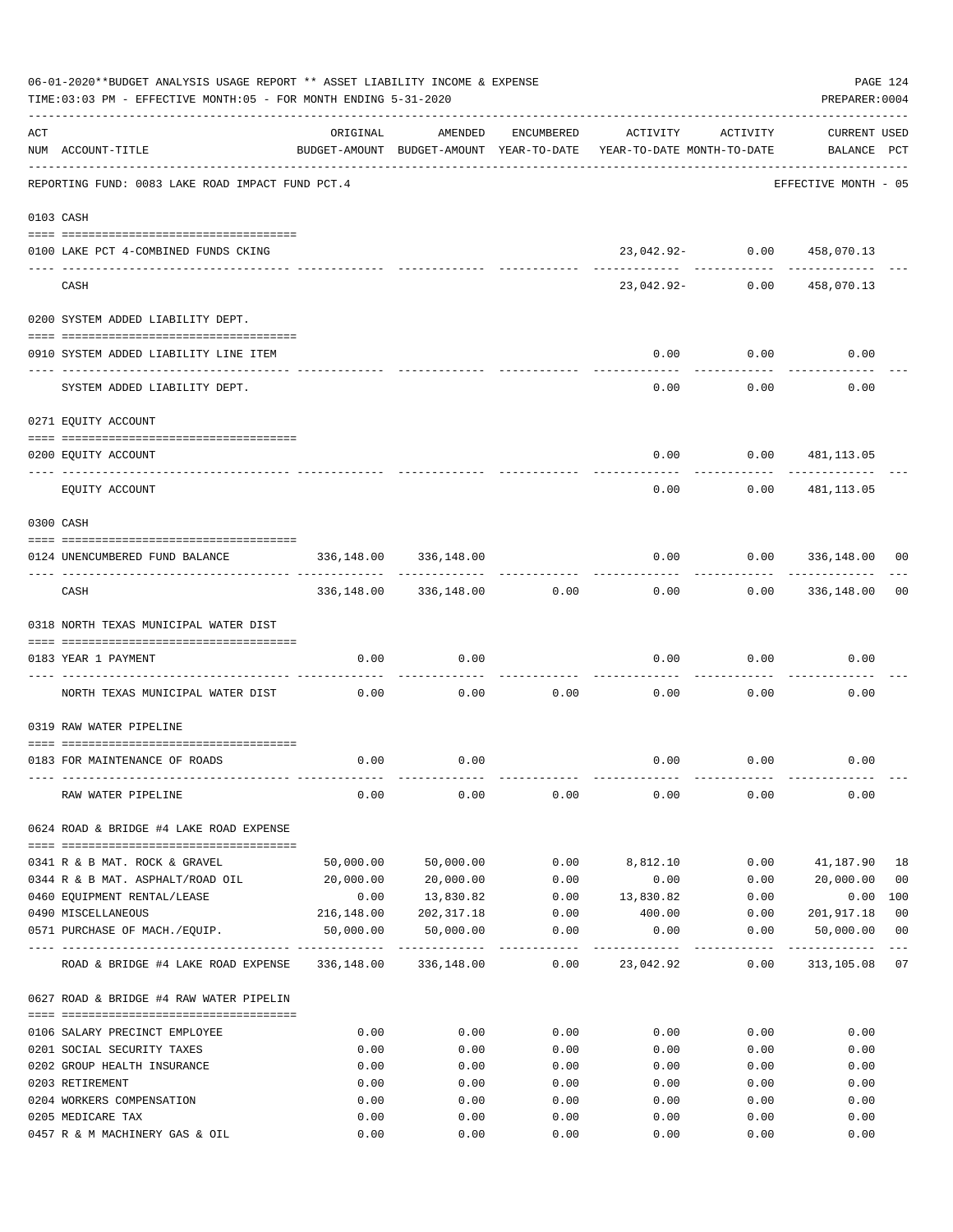06-01-2020**BUDGET ANALYSIS USAGE REPORT ** ASSET LIABILITY INCOME & EXPENSE

TIME:03:03 PM - EFFECTIVE MONTH:05 - FOR MONTH ENDING 5-31-2020

PREPARER:0004

REPORTING FUND: 0083 LAKE ROAD IMPACT FUND PCT.4 — EFFECTIVE MONTH - 05

| ACT NUM | ACCOUNT-TITLE | ORIGINAL BUDGET-AMOUNT | AMENDED BUDGET-AMOUNT | ENCUMBERED YEAR-TO-DATE | ACTIVITY YEAR-TO-DATE | ACTIVITY MONTH-TO-DATE | CURRENT BALANCE | USED PCT |
|---|---|---|---|---|---|---|---|---|
| **0103** | **CASH** | | | | | | | |
| 0100 | LAKE PCT 4-COMBINED FUNDS CKING | | | | 23,042.92- | 0.00 | 458,070.13 | |
| | CASH | | | | 23,042.92- | 0.00 | 458,070.13 | |
| **0200** | **SYSTEM ADDED LIABILITY DEPT.** | | | | | | | |
| 0910 | SYSTEM ADDED LIABILITY LINE ITEM | | | | 0.00 | 0.00 | 0.00 | |
| | SYSTEM ADDED LIABILITY DEPT. | | | | 0.00 | 0.00 | 0.00 | |
| **0271** | **EQUITY ACCOUNT** | | | | | | | |
| 0200 | EQUITY ACCOUNT | | | | 0.00 | 0.00 | 481,113.05 | |
| | EQUITY ACCOUNT | | | | 0.00 | 0.00 | 481,113.05 | |
| **0300** | **CASH** | | | | | | | |
| 0124 | UNENCUMBERED FUND BALANCE | 336,148.00 | 336,148.00 | | 0.00 | 0.00 | 336,148.00 | 00 |
| | CASH | 336,148.00 | 336,148.00 | 0.00 | 0.00 | 0.00 | 336,148.00 | 00 |
| **0318** | **NORTH TEXAS MUNICIPAL WATER DIST** | | | | | | | |
| 0183 | YEAR 1 PAYMENT | 0.00 | 0.00 | | 0.00 | 0.00 | 0.00 | |
| | NORTH TEXAS MUNICIPAL WATER DIST | 0.00 | 0.00 | 0.00 | 0.00 | 0.00 | 0.00 | |
| **0319** | **RAW WATER PIPELINE** | | | | | | | |
| 0183 | FOR MAINTENANCE OF ROADS | 0.00 | 0.00 | | 0.00 | 0.00 | 0.00 | |
| | RAW WATER PIPELINE | 0.00 | 0.00 | 0.00 | 0.00 | 0.00 | 0.00 | |
| **0624** | **ROAD & BRIDGE #4 LAKE ROAD EXPENSE** | | | | | | | |
| 0341 | R & B MAT. ROCK & GRAVEL | 50,000.00 | 50,000.00 | 0.00 | 8,812.10 | 0.00 | 41,187.90 | 18 |
| 0344 | R & B MAT. ASPHALT/ROAD OIL | 20,000.00 | 20,000.00 | 0.00 | 0.00 | 0.00 | 20,000.00 | 00 |
| 0460 | EQUIPMENT RENTAL/LEASE | 0.00 | 13,830.82 | 0.00 | 13,830.82 | 0.00 | 0.00 | 100 |
| 0490 | MISCELLANEOUS | 216,148.00 | 202,317.18 | 0.00 | 400.00 | 0.00 | 201,917.18 | 00 |
| 0571 | PURCHASE OF MACH./EQUIP. | 50,000.00 | 50,000.00 | 0.00 | 0.00 | 0.00 | 50,000.00 | 00 |
| | ROAD & BRIDGE #4 LAKE ROAD EXPENSE | 336,148.00 | 336,148.00 | 0.00 | 23,042.92 | 0.00 | 313,105.08 | 07 |
| **0627** | **ROAD & BRIDGE #4 RAW WATER PIPELIN** | | | | | | | |
| 0106 | SALARY PRECINCT EMPLOYEE | 0.00 | 0.00 | 0.00 | 0.00 | 0.00 | 0.00 | |
| 0201 | SOCIAL SECURITY TAXES | 0.00 | 0.00 | 0.00 | 0.00 | 0.00 | 0.00 | |
| 0202 | GROUP HEALTH INSURANCE | 0.00 | 0.00 | 0.00 | 0.00 | 0.00 | 0.00 | |
| 0203 | RETIREMENT | 0.00 | 0.00 | 0.00 | 0.00 | 0.00 | 0.00 | |
| 0204 | WORKERS COMPENSATION | 0.00 | 0.00 | 0.00 | 0.00 | 0.00 | 0.00 | |
| 0205 | MEDICARE TAX | 0.00 | 0.00 | 0.00 | 0.00 | 0.00 | 0.00 | |
| 0457 | R & M MACHINERY GAS & OIL | 0.00 | 0.00 | 0.00 | 0.00 | 0.00 | 0.00 | |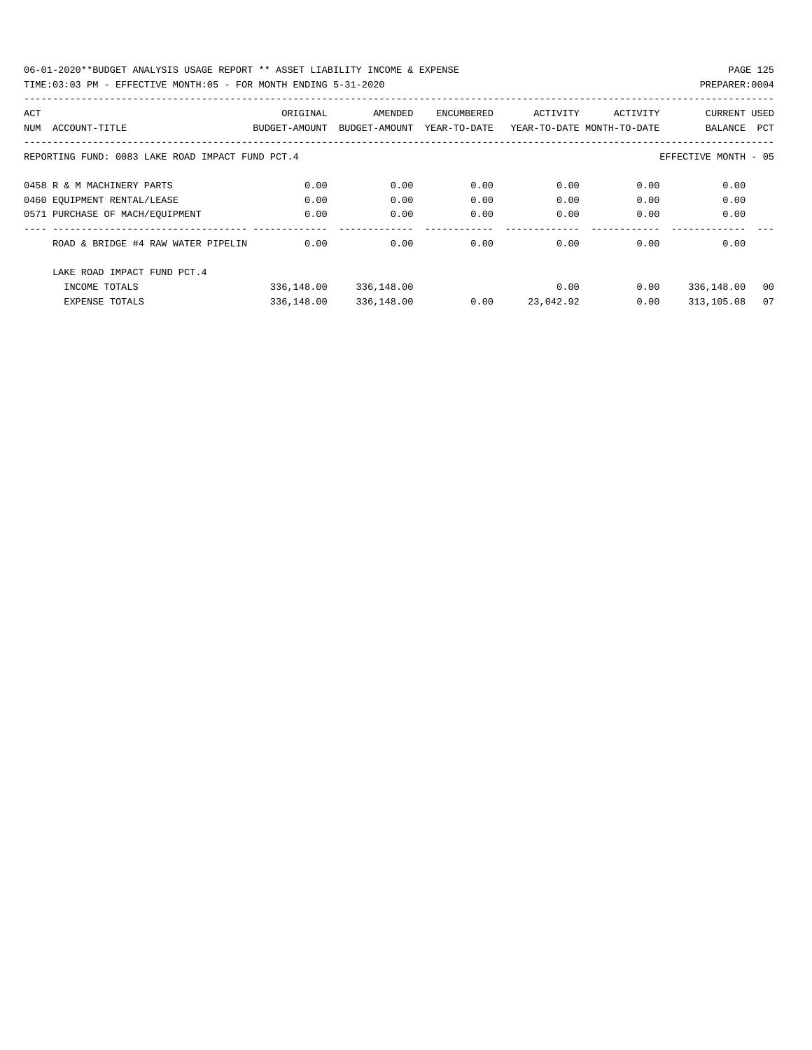REPORTING FUND: 0083 LAKE ROAD IMPACT FUND PCT.4 — EFFECTIVE MONTH - 05

| ACT NUM | ACCOUNT-TITLE | ORIGINAL BUDGET-AMOUNT | AMENDED BUDGET-AMOUNT | ENCUMBERED YEAR-TO-DATE | ACTIVITY YEAR-TO-DATE | ACTIVITY MONTH-TO-DATE | CURRENT BALANCE | USED PCT |
|---|---|---|---|---|---|---|---|---|
| 0458 | R & M MACHINERY PARTS | 0.00 | 0.00 | 0.00 | 0.00 | 0.00 | 0.00 | |
| 0460 | EQUIPMENT RENTAL/LEASE | 0.00 | 0.00 | 0.00 | 0.00 | 0.00 | 0.00 | |
| 0571 | PURCHASE OF MACH/EQUIPMENT | 0.00 | 0.00 | 0.00 | 0.00 | 0.00 | 0.00 | |
| | ROAD & BRIDGE #4 RAW WATER PIPELIN | 0.00 | 0.00 | 0.00 | 0.00 | 0.00 | 0.00 | |
| | LAKE ROAD IMPACT FUND PCT.4 | | | | | | | |
| | INCOME TOTALS | 336,148.00 | 336,148.00 | | 0.00 | 0.00 | 336,148.00 | 00 |
| | EXPENSE TOTALS | 336,148.00 | 336,148.00 | 0.00 | 23,042.92 | 0.00 | 313,105.08 | 07 |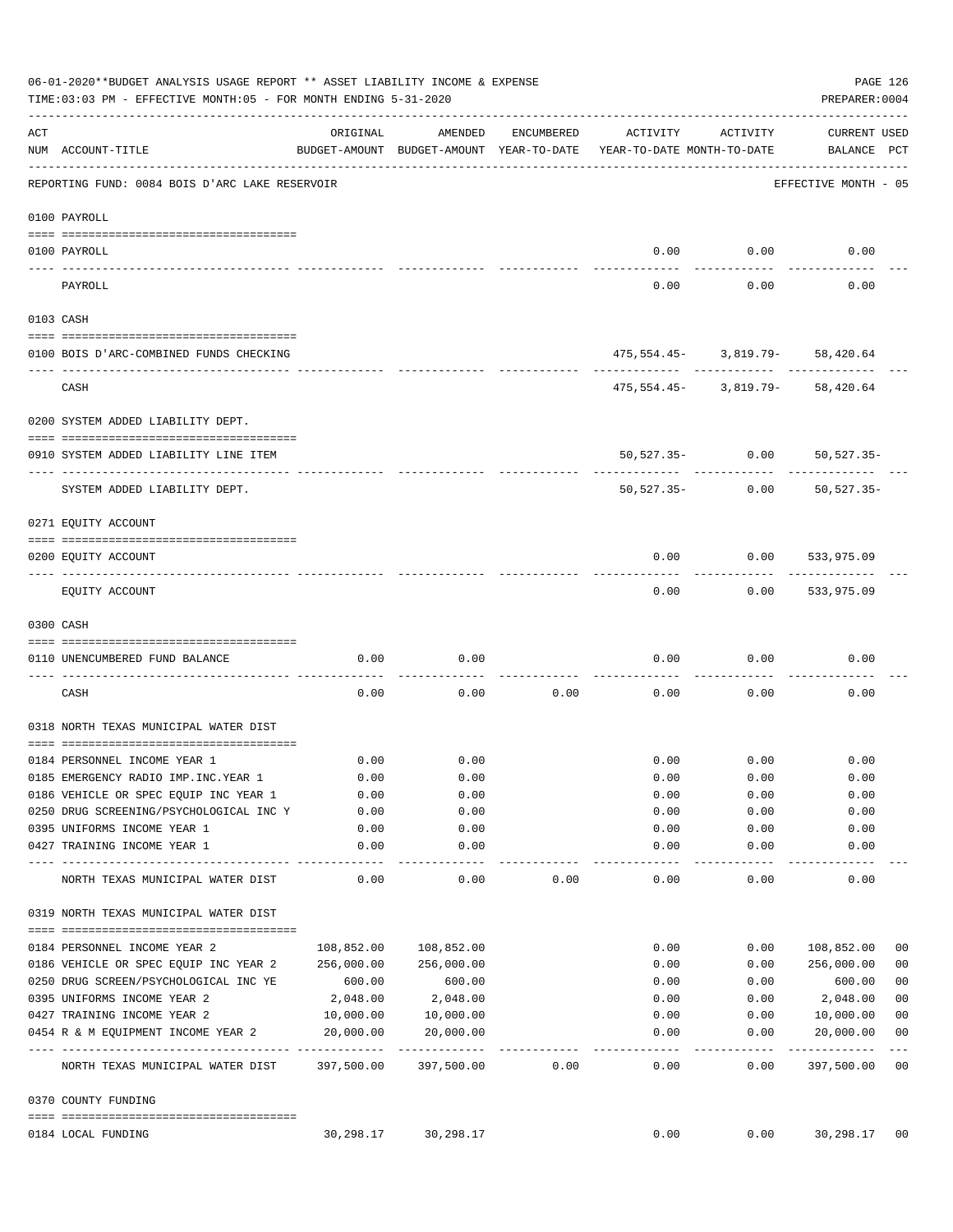06-01-2020**BUDGET ANALYSIS USAGE REPORT ** ASSET LIABILITY INCOME & EXPENSE

TIME:03:03 PM - EFFECTIVE MONTH:05 - FOR MONTH ENDING 5-31-2020

PREPARER:0004

REPORTING FUND: 0084 BOIS D'ARC LAKE RESERVOIR — EFFECTIVE MONTH - 05

| ACT NUM | ACCOUNT-TITLE | ORIGINAL BUDGET-AMOUNT | AMENDED BUDGET-AMOUNT | ENCUMBERED YEAR-TO-DATE | ACTIVITY YEAR-TO-DATE | ACTIVITY MONTH-TO-DATE | CURRENT BALANCE | USED PCT |
|---|---|---|---|---|---|---|---|---|
| **0100 PAYROLL** | | | | | | | | |
| 0100 | PAYROLL | | | | 0.00 | 0.00 | 0.00 | |
| | PAYROLL | | | | 0.00 | 0.00 | 0.00 | |
| **0103 CASH** | | | | | | | | |
| 0100 | BOIS D'ARC-COMBINED FUNDS CHECKING | | | | 475,554.45- | 3,819.79- | 58,420.64 | |
| | CASH | | | | 475,554.45- | 3,819.79- | 58,420.64 | |
| **0200 SYSTEM ADDED LIABILITY DEPT.** | | | | | | | | |
| 0910 | SYSTEM ADDED LIABILITY LINE ITEM | | | | 50,527.35- | 0.00 | 50,527.35- | |
| | SYSTEM ADDED LIABILITY DEPT. | | | | 50,527.35- | 0.00 | 50,527.35- | |
| **0271 EQUITY ACCOUNT** | | | | | | | | |
| 0200 | EQUITY ACCOUNT | | | | 0.00 | 0.00 | 533,975.09 | |
| | EQUITY ACCOUNT | | | | 0.00 | 0.00 | 533,975.09 | |
| **0300 CASH** | | | | | | | | |
| 0110 | UNENCUMBERED FUND BALANCE | 0.00 | 0.00 | | 0.00 | 0.00 | 0.00 | |
| | CASH | 0.00 | 0.00 | 0.00 | 0.00 | 0.00 | 0.00 | |
| **0318 NORTH TEXAS MUNICIPAL WATER DIST** | | | | | | | | |
| 0184 | PERSONNEL INCOME YEAR 1 | 0.00 | 0.00 | | 0.00 | 0.00 | 0.00 | |
| 0185 | EMERGENCY RADIO IMP.INC.YEAR 1 | 0.00 | 0.00 | | 0.00 | 0.00 | 0.00 | |
| 0186 | VEHICLE OR SPEC EQUIP INC YEAR 1 | 0.00 | 0.00 | | 0.00 | 0.00 | 0.00 | |
| 0250 | DRUG SCREENING/PSYCHOLOGICAL INC Y | 0.00 | 0.00 | | 0.00 | 0.00 | 0.00 | |
| 0395 | UNIFORMS INCOME YEAR 1 | 0.00 | 0.00 | | 0.00 | 0.00 | 0.00 | |
| 0427 | TRAINING INCOME YEAR 1 | 0.00 | 0.00 | | 0.00 | 0.00 | 0.00 | |
| | NORTH TEXAS MUNICIPAL WATER DIST | 0.00 | 0.00 | 0.00 | 0.00 | 0.00 | 0.00 | |
| **0319 NORTH TEXAS MUNICIPAL WATER DIST** | | | | | | | | |
| 0184 | PERSONNEL INCOME YEAR 2 | 108,852.00 | 108,852.00 | | 0.00 | 0.00 | 108,852.00 | 00 |
| 0186 | VEHICLE OR SPEC EQUIP INC YEAR 2 | 256,000.00 | 256,000.00 | | 0.00 | 0.00 | 256,000.00 | 00 |
| 0250 | DRUG SCREEN/PSYCHOLOGICAL INC YE | 600.00 | 600.00 | | 0.00 | 0.00 | 600.00 | 00 |
| 0395 | UNIFORMS INCOME YEAR 2 | 2,048.00 | 2,048.00 | | 0.00 | 0.00 | 2,048.00 | 00 |
| 0427 | TRAINING INCOME YEAR 2 | 10,000.00 | 10,000.00 | | 0.00 | 0.00 | 10,000.00 | 00 |
| 0454 | R & M EQUIPMENT INCOME YEAR 2 | 20,000.00 | 20,000.00 | | 0.00 | 0.00 | 20,000.00 | 00 |
| | NORTH TEXAS MUNICIPAL WATER DIST | 397,500.00 | 397,500.00 | 0.00 | 0.00 | 0.00 | 397,500.00 | 00 |
| **0370 COUNTY FUNDING** | | | | | | | | |
| 0184 | LOCAL FUNDING | 30,298.17 | 30,298.17 | | 0.00 | 0.00 | 30,298.17 | 00 |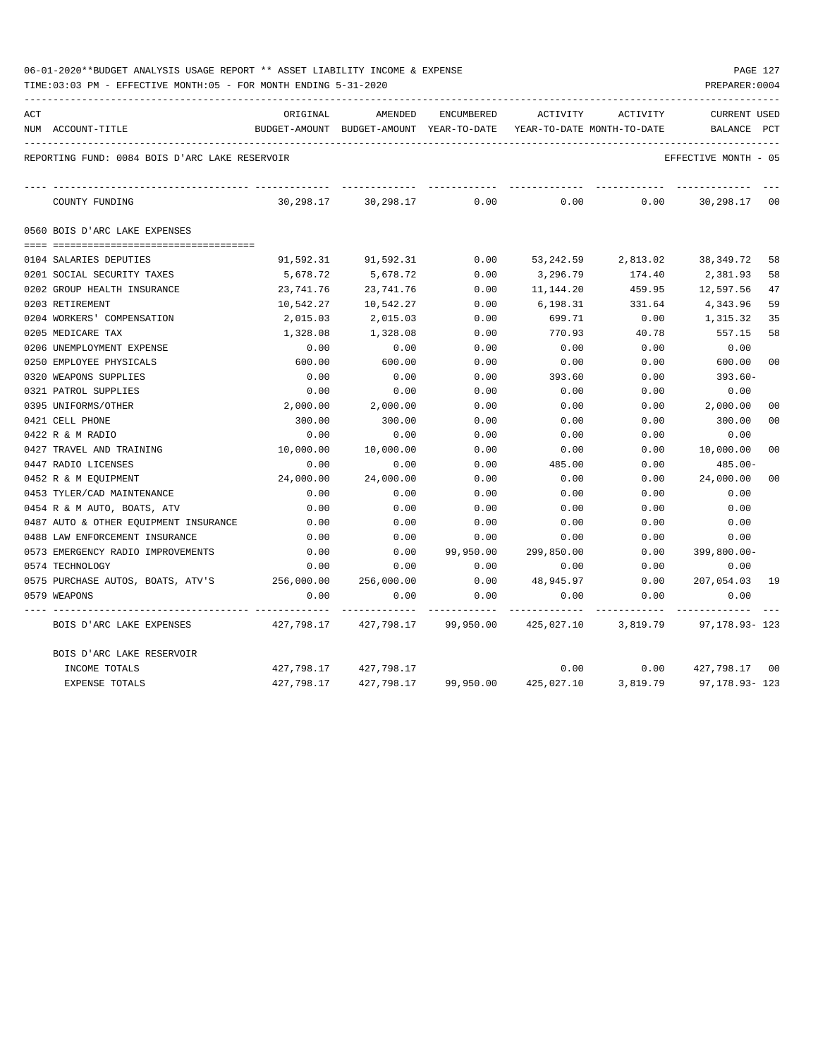06-01-2020**BUDGET ANALYSIS USAGE REPORT ** ASSET LIABILITY INCOME & EXPENSE

TIME:03:03 PM - EFFECTIVE MONTH:05 - FOR MONTH ENDING 5-31-2020

PREPARER:0004

REPORTING FUND: 0084 BOIS D'ARC LAKE RESERVOIR — EFFECTIVE MONTH - 05

| ACT NUM | ACCOUNT-TITLE | ORIGINAL BUDGET-AMOUNT | AMENDED BUDGET-AMOUNT | ENCUMBERED YEAR-TO-DATE | ACTIVITY YEAR-TO-DATE | ACTIVITY MONTH-TO-DATE | CURRENT BALANCE | USED PCT |
|---|---|---|---|---|---|---|---|---|
| | COUNTY FUNDING | 30,298.17 | 30,298.17 | 0.00 | 0.00 | 0.00 | 30,298.17 | 00 |
| | **0560 BOIS D'ARC LAKE EXPENSES** | | | | | | | |
| 0104 | SALARIES DEPUTIES | 91,592.31 | 91,592.31 | 0.00 | 53,242.59 | 2,813.02 | 38,349.72 | 58 |
| 0201 | SOCIAL SECURITY TAXES | 5,678.72 | 5,678.72 | 0.00 | 3,296.79 | 174.40 | 2,381.93 | 58 |
| 0202 | GROUP HEALTH INSURANCE | 23,741.76 | 23,741.76 | 0.00 | 11,144.20 | 459.95 | 12,597.56 | 47 |
| 0203 | RETIREMENT | 10,542.27 | 10,542.27 | 0.00 | 6,198.31 | 331.64 | 4,343.96 | 59 |
| 0204 | WORKERS' COMPENSATION | 2,015.03 | 2,015.03 | 0.00 | 699.71 | 0.00 | 1,315.32 | 35 |
| 0205 | MEDICARE TAX | 1,328.08 | 1,328.08 | 0.00 | 770.93 | 40.78 | 557.15 | 58 |
| 0206 | UNEMPLOYMENT EXPENSE | 0.00 | 0.00 | 0.00 | 0.00 | 0.00 | 0.00 | |
| 0250 | EMPLOYEE PHYSICALS | 600.00 | 600.00 | 0.00 | 0.00 | 0.00 | 600.00 | 00 |
| 0320 | WEAPONS SUPPLIES | 0.00 | 0.00 | 0.00 | 393.60 | 0.00 | 393.60- | |
| 0321 | PATROL SUPPLIES | 0.00 | 0.00 | 0.00 | 0.00 | 0.00 | 0.00 | |
| 0395 | UNIFORMS/OTHER | 2,000.00 | 2,000.00 | 0.00 | 0.00 | 0.00 | 2,000.00 | 00 |
| 0421 | CELL PHONE | 300.00 | 300.00 | 0.00 | 0.00 | 0.00 | 300.00 | 00 |
| 0422 | R & M RADIO | 0.00 | 0.00 | 0.00 | 0.00 | 0.00 | 0.00 | |
| 0427 | TRAVEL AND TRAINING | 10,000.00 | 10,000.00 | 0.00 | 0.00 | 0.00 | 10,000.00 | 00 |
| 0447 | RADIO LICENSES | 0.00 | 0.00 | 0.00 | 485.00 | 0.00 | 485.00- | |
| 0452 | R & M EQUIPMENT | 24,000.00 | 24,000.00 | 0.00 | 0.00 | 0.00 | 24,000.00 | 00 |
| 0453 | TYLER/CAD MAINTENANCE | 0.00 | 0.00 | 0.00 | 0.00 | 0.00 | 0.00 | |
| 0454 | R & M AUTO, BOATS, ATV | 0.00 | 0.00 | 0.00 | 0.00 | 0.00 | 0.00 | |
| 0487 | AUTO & OTHER EQUIPMENT INSURANCE | 0.00 | 0.00 | 0.00 | 0.00 | 0.00 | 0.00 | |
| 0488 | LAW ENFORCEMENT INSURANCE | 0.00 | 0.00 | 0.00 | 0.00 | 0.00 | 0.00 | |
| 0573 | EMERGENCY RADIO IMPROVEMENTS | 0.00 | 0.00 | 99,950.00 | 299,850.00 | 0.00 | 399,800.00- | |
| 0574 | TECHNOLOGY | 0.00 | 0.00 | 0.00 | 0.00 | 0.00 | 0.00 | |
| 0575 | PURCHASE AUTOS, BOATS, ATV'S | 256,000.00 | 256,000.00 | 0.00 | 48,945.97 | 0.00 | 207,054.03 | 19 |
| 0579 | WEAPONS | 0.00 | 0.00 | 0.00 | 0.00 | 0.00 | 0.00 | |
| | BOIS D'ARC LAKE EXPENSES | 427,798.17 | 427,798.17 | 99,950.00 | 425,027.10 | 3,819.79 | 97,178.93- | 123 |
| | **BOIS D'ARC LAKE RESERVOIR** | | | | | | | |
| | INCOME TOTALS | 427,798.17 | 427,798.17 | | 0.00 | 0.00 | 427,798.17 | 00 |
| | EXPENSE TOTALS | 427,798.17 | 427,798.17 | 99,950.00 | 425,027.10 | 3,819.79 | 97,178.93- | 123 |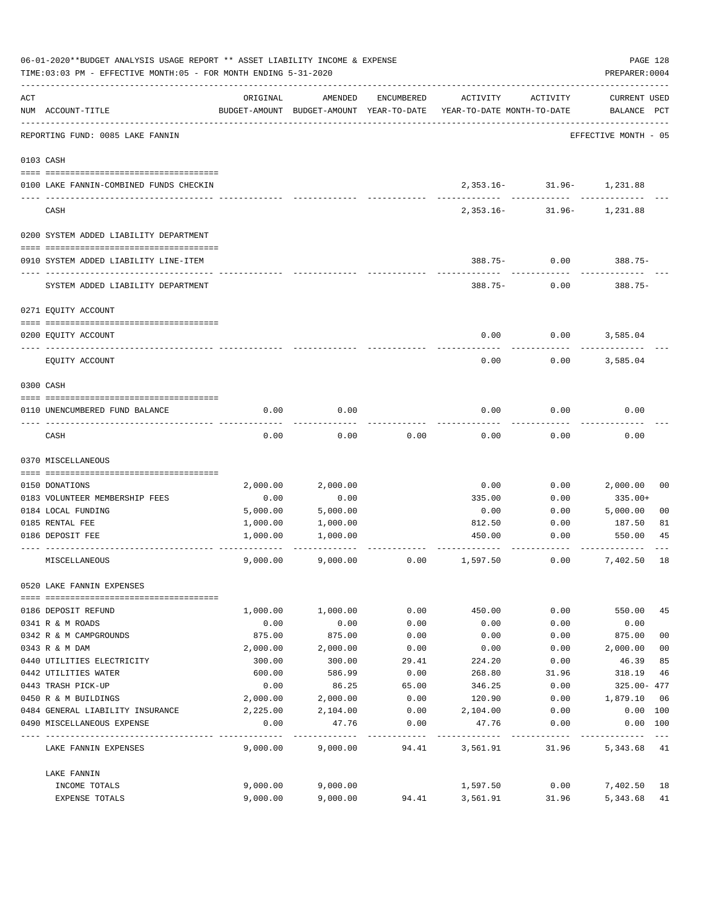06-01-2020**BUDGET ANALYSIS USAGE REPORT ** ASSET LIABILITY INCOME & EXPENSE

TIME:03:03 PM - EFFECTIVE MONTH:05 - FOR MONTH ENDING 5-31-2020

PREPARER:0004

| ACT NUM | ACCOUNT-TITLE | ORIGINAL BUDGET-AMOUNT | AMENDED BUDGET-AMOUNT | ENCUMBERED YEAR-TO-DATE | ACTIVITY YEAR-TO-DATE | ACTIVITY MONTH-TO-DATE | CURRENT USED BALANCE | PCT |
|---|---|---|---|---|---|---|---|---|
| | REPORTING FUND: 0085 LAKE FANNIN | | | | | | EFFECTIVE MONTH - 05 | |
| 0103 | CASH | | | | | | | |
| 0100 | LAKE FANNIN-COMBINED FUNDS CHECKIN | | | | 2,353.16- | 31.96- | 1,231.88 | |
| | CASH | | | | 2,353.16- | 31.96- | 1,231.88 | |
| 0200 | SYSTEM ADDED LIABILITY DEPARTMENT | | | | | | | |
| 0910 | SYSTEM ADDED LIABILITY LINE-ITEM | | | | 388.75- | 0.00 | 388.75- | |
| | SYSTEM ADDED LIABILITY DEPARTMENT | | | | 388.75- | 0.00 | 388.75- | |
| 0271 | EQUITY ACCOUNT | | | | | | | |
| 0200 | EQUITY ACCOUNT | | | | 0.00 | 0.00 | 3,585.04 | |
| | EQUITY ACCOUNT | | | | 0.00 | 0.00 | 3,585.04 | |
| 0300 | CASH | | | | | | | |
| 0110 | UNENCUMBERED FUND BALANCE | 0.00 | 0.00 | | 0.00 | 0.00 | 0.00 | |
| | CASH | 0.00 | 0.00 | 0.00 | 0.00 | 0.00 | 0.00 | |
| 0370 | MISCELLANEOUS | | | | | | | |
| 0150 | DONATIONS | 2,000.00 | 2,000.00 | | 0.00 | 0.00 | 2,000.00 | 00 |
| 0183 | VOLUNTEER MEMBERSHIP FEES | 0.00 | 0.00 | | 335.00 | 0.00 | 335.00+ | |
| 0184 | LOCAL FUNDING | 5,000.00 | 5,000.00 | | 0.00 | 0.00 | 5,000.00 | 00 |
| 0185 | RENTAL FEE | 1,000.00 | 1,000.00 | | 812.50 | 0.00 | 187.50 | 81 |
| 0186 | DEPOSIT FEE | 1,000.00 | 1,000.00 | | 450.00 | 0.00 | 550.00 | 45 |
| | MISCELLANEOUS | 9,000.00 | 9,000.00 | 0.00 | 1,597.50 | 0.00 | 7,402.50 | 18 |
| 0520 | LAKE FANNIN EXPENSES | | | | | | | |
| 0186 | DEPOSIT REFUND | 1,000.00 | 1,000.00 | 0.00 | 450.00 | 0.00 | 550.00 | 45 |
| 0341 | R & M ROADS | 0.00 | 0.00 | 0.00 | 0.00 | 0.00 | 0.00 | |
| 0342 | R & M CAMPGROUNDS | 875.00 | 875.00 | 0.00 | 0.00 | 0.00 | 875.00 | 00 |
| 0343 | R & M DAM | 2,000.00 | 2,000.00 | 0.00 | 0.00 | 0.00 | 2,000.00 | 00 |
| 0440 | UTILITIES ELECTRICITY | 300.00 | 300.00 | 29.41 | 224.20 | 0.00 | 46.39 | 85 |
| 0442 | UTILITIES WATER | 600.00 | 586.99 | 0.00 | 268.80 | 31.96 | 318.19 | 46 |
| 0443 | TRASH PICK-UP | 0.00 | 86.25 | 65.00 | 346.25 | 0.00 | 325.00- | 477 |
| 0450 | R & M BUILDINGS | 2,000.00 | 2,000.00 | 0.00 | 120.90 | 0.00 | 1,879.10 | 06 |
| 0484 | GENERAL LIABILITY INSURANCE | 2,225.00 | 2,104.00 | 0.00 | 2,104.00 | 0.00 | 0.00 | 100 |
| 0490 | MISCELLANEOUS EXPENSE | 0.00 | 47.76 | 0.00 | 47.76 | 0.00 | 0.00 | 100 |
| | LAKE FANNIN EXPENSES | 9,000.00 | 9,000.00 | 94.41 | 3,561.91 | 31.96 | 5,343.68 | 41 |
| | LAKE FANNIN | | | | | | | |
| | INCOME TOTALS | 9,000.00 | 9,000.00 | | 1,597.50 | 0.00 | 7,402.50 | 18 |
| | EXPENSE TOTALS | 9,000.00 | 9,000.00 | 94.41 | 3,561.91 | 31.96 | 5,343.68 | 41 |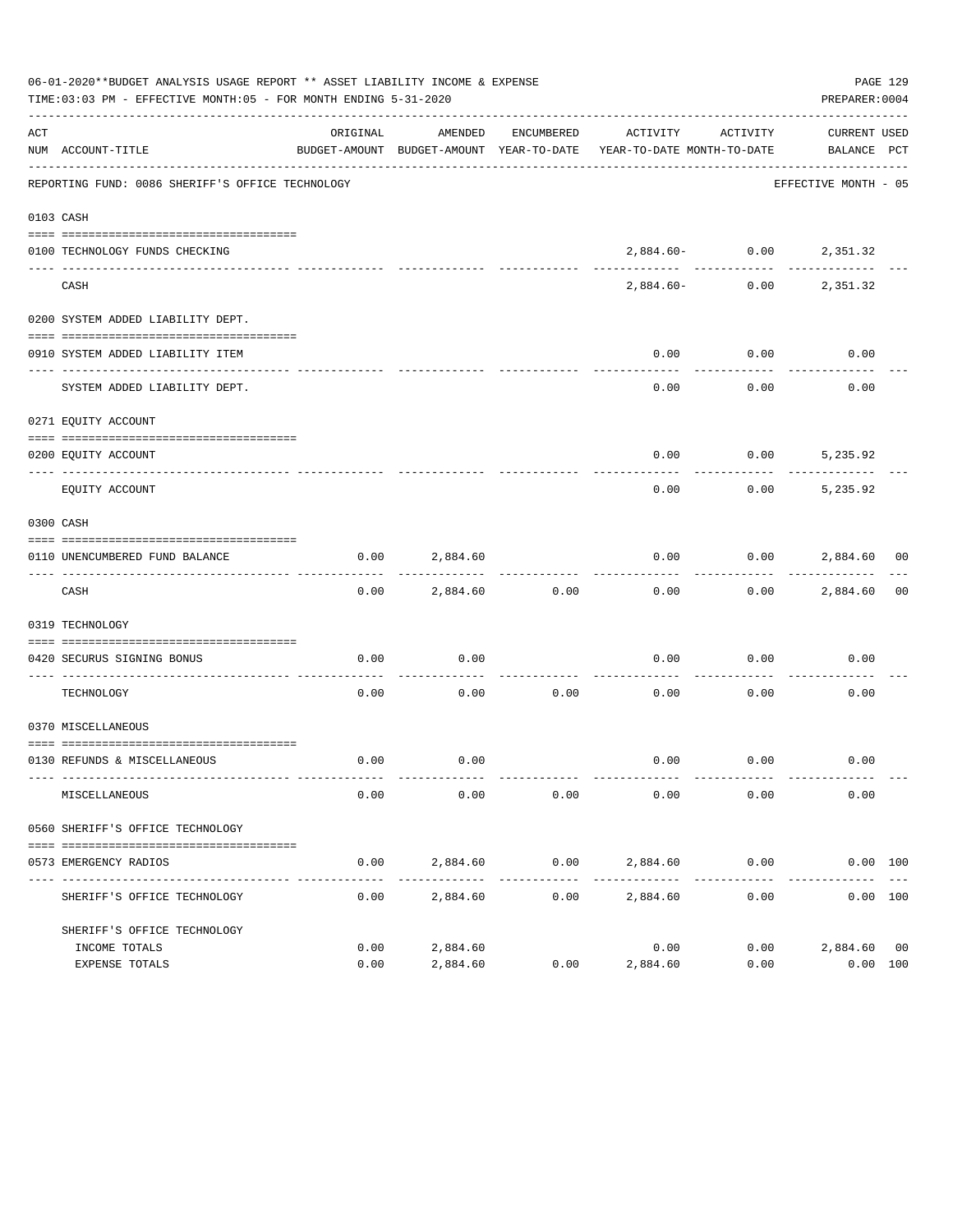06-01-2020**BUDGET ANALYSIS USAGE REPORT ** ASSET LIABILITY INCOME & EXPENSE

TIME:03:03 PM - EFFECTIVE MONTH:05 - FOR MONTH ENDING 5-31-2020

PREPARER:0004

REPORTING FUND: 0086 SHERIFF'S OFFICE TECHNOLOGY — EFFECTIVE MONTH - 05

| ACT NUM | ACCOUNT-TITLE | ORIGINAL BUDGET-AMOUNT | AMENDED BUDGET-AMOUNT | ENCUMBERED YEAR-TO-DATE | ACTIVITY YEAR-TO-DATE | ACTIVITY MONTH-TO-DATE | CURRENT BALANCE | USED PCT |
|---|---|---|---|---|---|---|---|---|
| | **0103 CASH** | | | | | | | |
| 0100 | TECHNOLOGY FUNDS CHECKING | | | | 2,884.60- | 0.00 | 2,351.32 | |
| | CASH | | | | 2,884.60- | 0.00 | 2,351.32 | |
| | **0200 SYSTEM ADDED LIABILITY DEPT.** | | | | | | | |
| 0910 | SYSTEM ADDED LIABILITY ITEM | | | | 0.00 | 0.00 | 0.00 | |
| | SYSTEM ADDED LIABILITY DEPT. | | | | 0.00 | 0.00 | 0.00 | |
| | **0271 EQUITY ACCOUNT** | | | | | | | |
| 0200 | EQUITY ACCOUNT | | | | 0.00 | 0.00 | 5,235.92 | |
| | EQUITY ACCOUNT | | | | 0.00 | 0.00 | 5,235.92 | |
| | **0300 CASH** | | | | | | | |
| 0110 | UNENCUMBERED FUND BALANCE | 0.00 | 2,884.60 | | 0.00 | 0.00 | 2,884.60 | 00 |
| | CASH | 0.00 | 2,884.60 | 0.00 | 0.00 | 0.00 | 2,884.60 | 00 |
| | **0319 TECHNOLOGY** | | | | | | | |
| 0420 | SECURUS SIGNING BONUS | 0.00 | 0.00 | | 0.00 | 0.00 | 0.00 | |
| | TECHNOLOGY | 0.00 | 0.00 | 0.00 | 0.00 | 0.00 | 0.00 | |
| | **0370 MISCELLANEOUS** | | | | | | | |
| 0130 | REFUNDS & MISCELLANEOUS | 0.00 | 0.00 | | 0.00 | 0.00 | 0.00 | |
| | MISCELLANEOUS | 0.00 | 0.00 | 0.00 | 0.00 | 0.00 | 0.00 | |
| | **0560 SHERIFF'S OFFICE TECHNOLOGY** | | | | | | | |
| 0573 | EMERGENCY RADIOS | 0.00 | 2,884.60 | 0.00 | 2,884.60 | 0.00 | 0.00 | 100 |
| | SHERIFF'S OFFICE TECHNOLOGY | 0.00 | 2,884.60 | 0.00 | 2,884.60 | 0.00 | 0.00 | 100 |
| | **SHERIFF'S OFFICE TECHNOLOGY** | | | | | | | |
| | INCOME TOTALS | 0.00 | 2,884.60 | | 0.00 | 0.00 | 2,884.60 | 00 |
| | EXPENSE TOTALS | 0.00 | 2,884.60 | 0.00 | 2,884.60 | 0.00 | 0.00 | 100 |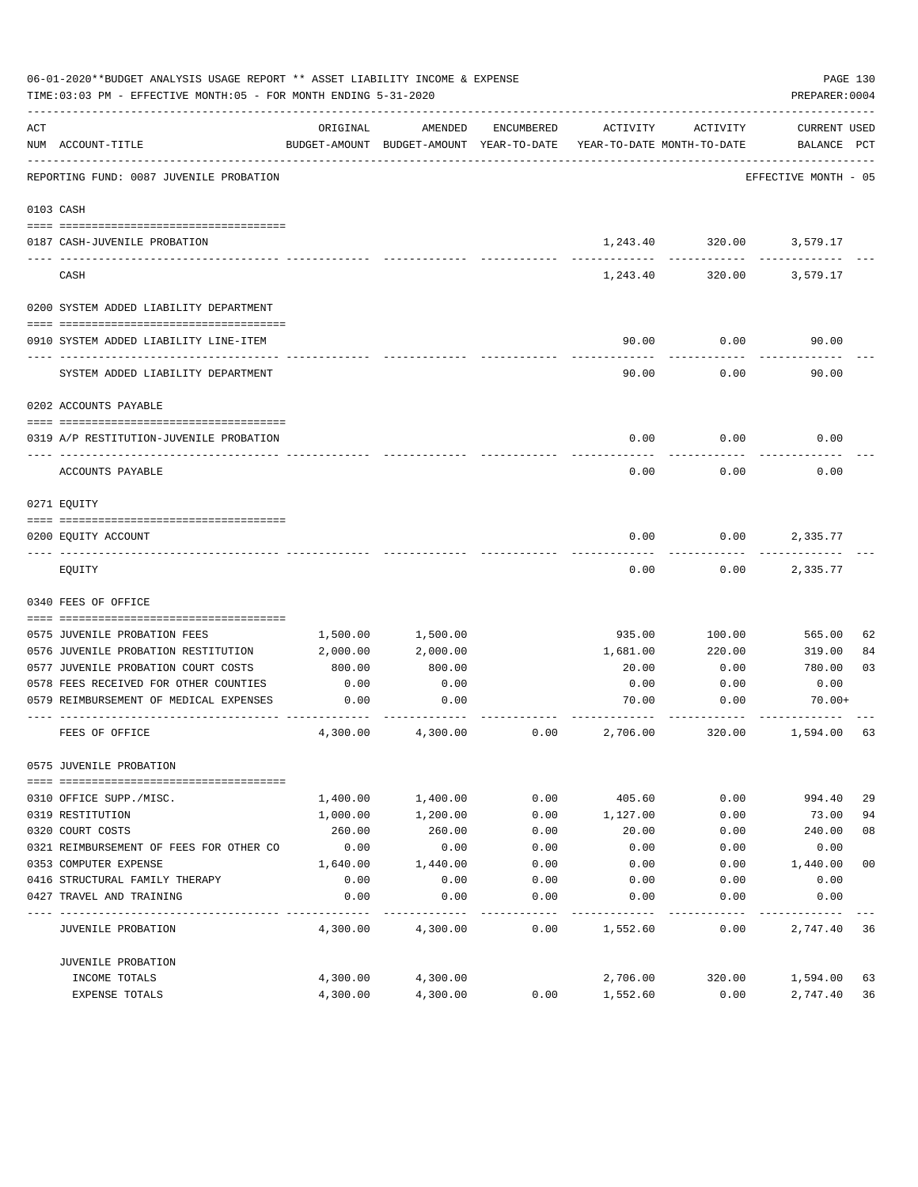06-01-2020**BUDGET ANALYSIS USAGE REPORT ** ASSET LIABILITY INCOME & EXPENSE

TIME:03:03 PM - EFFECTIVE MONTH:05 - FOR MONTH ENDING 5-31-2020

PREPARER:0004

| ACT NUM | ACCOUNT-TITLE | ORIGINAL BUDGET-AMOUNT | AMENDED BUDGET-AMOUNT | ENCUMBERED YEAR-TO-DATE | ACTIVITY YEAR-TO-DATE | ACTIVITY MONTH-TO-DATE | CURRENT BALANCE | USED PCT |
|---|---|---|---|---|---|---|---|---|
| | REPORTING FUND: 0087 JUVENILE PROBATION | | | | | | EFFECTIVE MONTH - 05 | |
| | 0103 CASH | | | | | | | |
| 0187 | CASH-JUVENILE PROBATION | | | | 1,243.40 | 320.00 | 3,579.17 | |
| | CASH | | | | 1,243.40 | 320.00 | 3,579.17 | |
| | 0200 SYSTEM ADDED LIABILITY DEPARTMENT | | | | | | | |
| 0910 | SYSTEM ADDED LIABILITY LINE-ITEM | | | | 90.00 | 0.00 | 90.00 | |
| | SYSTEM ADDED LIABILITY DEPARTMENT | | | | 90.00 | 0.00 | 90.00 | |
| | 0202 ACCOUNTS PAYABLE | | | | | | | |
| 0319 | A/P RESTITUTION-JUVENILE PROBATION | | | | 0.00 | 0.00 | 0.00 | |
| | ACCOUNTS PAYABLE | | | | 0.00 | 0.00 | 0.00 | |
| | 0271 EQUITY | | | | | | | |
| 0200 | EQUITY ACCOUNT | | | | 0.00 | 0.00 | 2,335.77 | |
| | EQUITY | | | | 0.00 | 0.00 | 2,335.77 | |
| | 0340 FEES OF OFFICE | | | | | | | |
| 0575 | JUVENILE PROBATION FEES | 1,500.00 | 1,500.00 | | 935.00 | 100.00 | 565.00 | 62 |
| 0576 | JUVENILE PROBATION RESTITUTION | 2,000.00 | 2,000.00 | | 1,681.00 | 220.00 | 319.00 | 84 |
| 0577 | JUVENILE PROBATION COURT COSTS | 800.00 | 800.00 | | 20.00 | 0.00 | 780.00 | 03 |
| 0578 | FEES RECEIVED FOR OTHER COUNTIES | 0.00 | 0.00 | | 0.00 | 0.00 | 0.00 | |
| 0579 | REIMBURSEMENT OF MEDICAL EXPENSES | 0.00 | 0.00 | | 70.00 | 0.00 | 70.00+ | |
| | FEES OF OFFICE | 4,300.00 | 4,300.00 | 0.00 | 2,706.00 | 320.00 | 1,594.00 | 63 |
| | 0575 JUVENILE PROBATION | | | | | | | |
| 0310 | OFFICE SUPP./MISC. | 1,400.00 | 1,400.00 | 0.00 | 405.60 | 0.00 | 994.40 | 29 |
| 0319 | RESTITUTION | 1,000.00 | 1,200.00 | 0.00 | 1,127.00 | 0.00 | 73.00 | 94 |
| 0320 | COURT COSTS | 260.00 | 260.00 | 0.00 | 20.00 | 0.00 | 240.00 | 08 |
| 0321 | REIMBURSEMENT OF FEES FOR OTHER CO | 0.00 | 0.00 | 0.00 | 0.00 | 0.00 | 0.00 | |
| 0353 | COMPUTER EXPENSE | 1,640.00 | 1,440.00 | 0.00 | 0.00 | 0.00 | 1,440.00 | 00 |
| 0416 | STRUCTURAL FAMILY THERAPY | 0.00 | 0.00 | 0.00 | 0.00 | 0.00 | 0.00 | |
| 0427 | TRAVEL AND TRAINING | 0.00 | 0.00 | 0.00 | 0.00 | 0.00 | 0.00 | |
| | JUVENILE PROBATION | 4,300.00 | 4,300.00 | 0.00 | 1,552.60 | 0.00 | 2,747.40 | 36 |
| | JUVENILE PROBATION | | | | | | | |
| | INCOME TOTALS | 4,300.00 | 4,300.00 | | 2,706.00 | 320.00 | 1,594.00 | 63 |
| | EXPENSE TOTALS | 4,300.00 | 4,300.00 | 0.00 | 1,552.60 | 0.00 | 2,747.40 | 36 |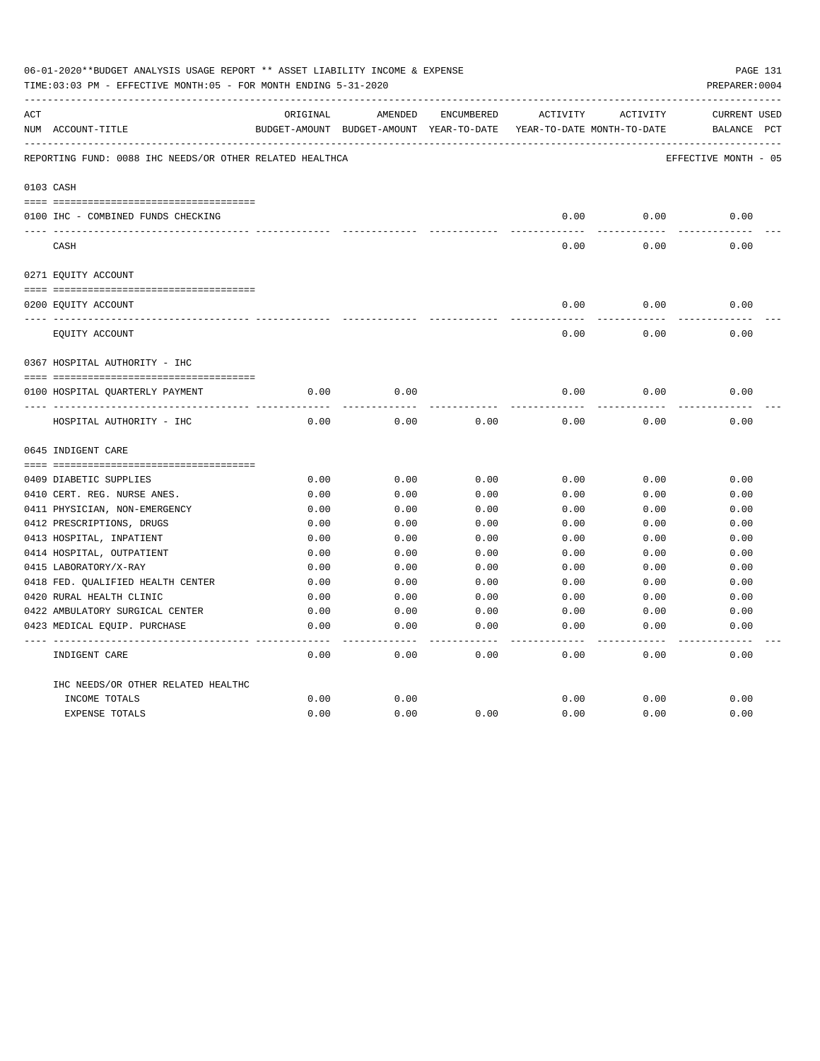06-01-2020**BUDGET ANALYSIS USAGE REPORT ** ASSET LIABILITY INCOME & EXPENSE

TIME:03:03 PM - EFFECTIVE MONTH:05 - FOR MONTH ENDING 5-31-2020

PREPARER:0004

REPORTING FUND: 0088 IHC NEEDS/OR OTHER RELATED HEALTHCA — EFFECTIVE MONTH - 05

| ACT NUM | ACCOUNT-TITLE | ORIGINAL BUDGET-AMOUNT | AMENDED BUDGET-AMOUNT | ENCUMBERED YEAR-TO-DATE | ACTIVITY YEAR-TO-DATE | ACTIVITY MONTH-TO-DATE | CURRENT BALANCE | USED PCT |
|---|---|---|---|---|---|---|---|---|
| 0103 | CASH | | | | | | | |
| 0100 | IHC - COMBINED FUNDS CHECKING | | | | 0.00 | 0.00 | 0.00 | |
| | CASH | | | | 0.00 | 0.00 | 0.00 | |
| 0271 | EQUITY ACCOUNT | | | | | | | |
| 0200 | EQUITY ACCOUNT | | | | 0.00 | 0.00 | 0.00 | |
| | EQUITY ACCOUNT | | | | 0.00 | 0.00 | 0.00 | |
| 0367 | HOSPITAL AUTHORITY - IHC | | | | | | | |
| 0100 | HOSPITAL QUARTERLY PAYMENT | 0.00 | 0.00 | | 0.00 | 0.00 | 0.00 | |
| | HOSPITAL AUTHORITY - IHC | 0.00 | 0.00 | 0.00 | 0.00 | 0.00 | 0.00 | |
| 0645 | INDIGENT CARE | | | | | | | |
| 0409 | DIABETIC SUPPLIES | 0.00 | 0.00 | 0.00 | 0.00 | 0.00 | 0.00 | |
| 0410 | CERT. REG. NURSE ANES. | 0.00 | 0.00 | 0.00 | 0.00 | 0.00 | 0.00 | |
| 0411 | PHYSICIAN, NON-EMERGENCY | 0.00 | 0.00 | 0.00 | 0.00 | 0.00 | 0.00 | |
| 0412 | PRESCRIPTIONS, DRUGS | 0.00 | 0.00 | 0.00 | 0.00 | 0.00 | 0.00 | |
| 0413 | HOSPITAL, INPATIENT | 0.00 | 0.00 | 0.00 | 0.00 | 0.00 | 0.00 | |
| 0414 | HOSPITAL, OUTPATIENT | 0.00 | 0.00 | 0.00 | 0.00 | 0.00 | 0.00 | |
| 0415 | LABORATORY/X-RAY | 0.00 | 0.00 | 0.00 | 0.00 | 0.00 | 0.00 | |
| 0418 | FED. QUALIFIED HEALTH CENTER | 0.00 | 0.00 | 0.00 | 0.00 | 0.00 | 0.00 | |
| 0420 | RURAL HEALTH CLINIC | 0.00 | 0.00 | 0.00 | 0.00 | 0.00 | 0.00 | |
| 0422 | AMBULATORY SURGICAL CENTER | 0.00 | 0.00 | 0.00 | 0.00 | 0.00 | 0.00 | |
| 0423 | MEDICAL EQUIP. PURCHASE | 0.00 | 0.00 | 0.00 | 0.00 | 0.00 | 0.00 | |
| | INDIGENT CARE | 0.00 | 0.00 | 0.00 | 0.00 | 0.00 | 0.00 | |
| | IHC NEEDS/OR OTHER RELATED HEALTHC | | | | | | | |
| | INCOME TOTALS | 0.00 | 0.00 | | 0.00 | 0.00 | 0.00 | |
| | EXPENSE TOTALS | 0.00 | 0.00 | 0.00 | 0.00 | 0.00 | 0.00 | |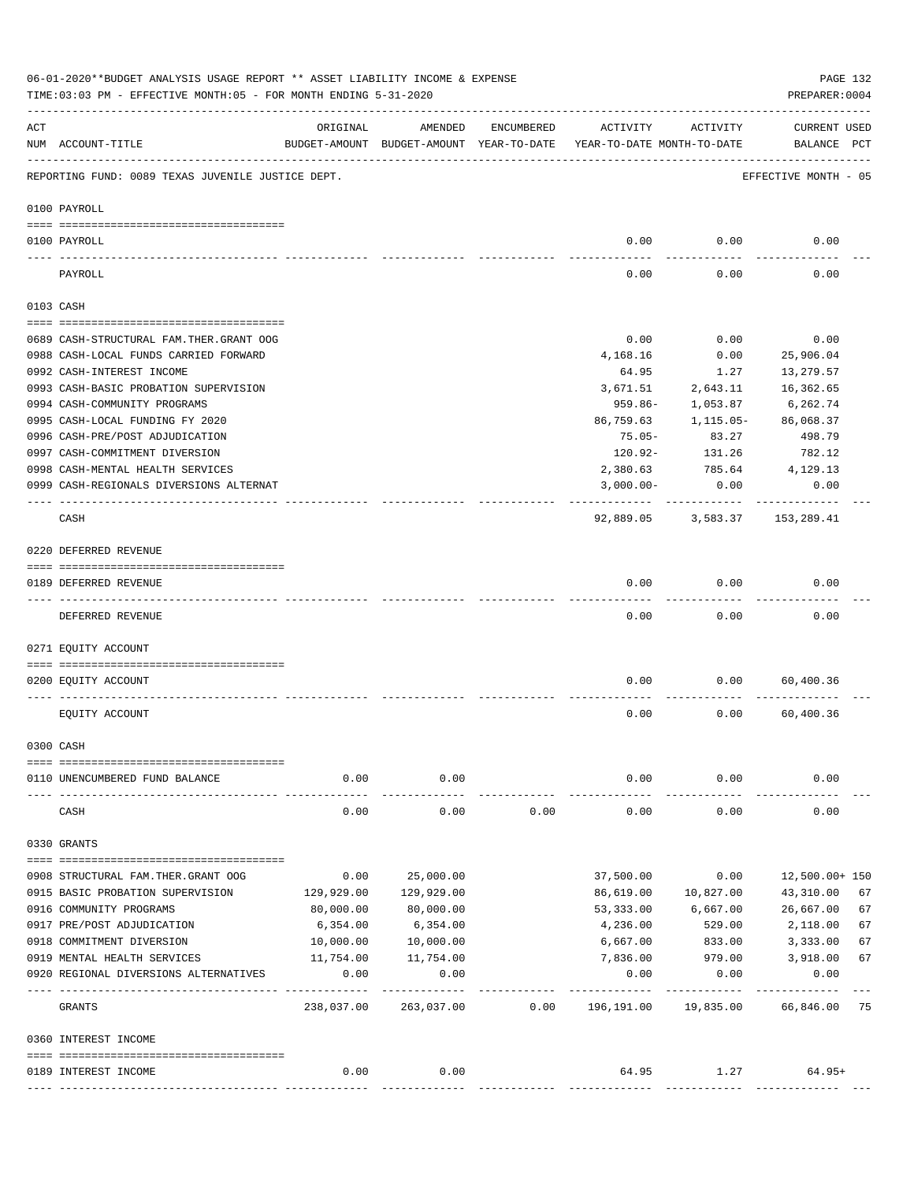06-01-2020**BUDGET ANALYSIS USAGE REPORT ** ASSET LIABILITY INCOME & EXPENSE

TIME:03:03 PM - EFFECTIVE MONTH:05 - FOR MONTH ENDING 5-31-2020

PREPARER:0004

REPORTING FUND: 0089 TEXAS JUVENILE JUSTICE DEPT. — EFFECTIVE MONTH - 05

| ACT NUM | ACCOUNT-TITLE | ORIGINAL BUDGET-AMOUNT | AMENDED BUDGET-AMOUNT | ENCUMBERED YEAR-TO-DATE | ACTIVITY YEAR-TO-DATE | ACTIVITY MONTH-TO-DATE | CURRENT BALANCE | USED PCT |
|---|---|---|---|---|---|---|---|---|
| **0100** | **PAYROLL** | | | | | | | |
| 0100 | PAYROLL | | | | 0.00 | 0.00 | 0.00 | |
| | PAYROLL | | | | 0.00 | 0.00 | 0.00 | |
| **0103** | **CASH** | | | | | | | |
| 0689 | CASH-STRUCTURAL FAM.THER.GRANT OOG | | | | 0.00 | 0.00 | 0.00 | |
| 0988 | CASH-LOCAL FUNDS CARRIED FORWARD | | | | 4,168.16 | 0.00 | 25,906.04 | |
| 0992 | CASH-INTEREST INCOME | | | | 64.95 | 1.27 | 13,279.57 | |
| 0993 | CASH-BASIC PROBATION SUPERVISION | | | | 3,671.51 | 2,643.11 | 16,362.65 | |
| 0994 | CASH-COMMUNITY PROGRAMS | | | | 959.86- | 1,053.87 | 6,262.74 | |
| 0995 | CASH-LOCAL FUNDING FY 2020 | | | | 86,759.63 | 1,115.05- | 86,068.37 | |
| 0996 | CASH-PRE/POST ADJUDICATION | | | | 75.05- | 83.27 | 498.79 | |
| 0997 | CASH-COMMITMENT DIVERSION | | | | 120.92- | 131.26 | 782.12 | |
| 0998 | CASH-MENTAL HEALTH SERVICES | | | | 2,380.63 | 785.64 | 4,129.13 | |
| 0999 | CASH-REGIONALS DIVERSIONS ALTERNAT | | | | 3,000.00- | 0.00 | 0.00 | |
| | CASH | | | | 92,889.05 | 3,583.37 | 153,289.41 | |
| **0220** | **DEFERRED REVENUE** | | | | | | | |
| 0189 | DEFERRED REVENUE | | | | 0.00 | 0.00 | 0.00 | |
| | DEFERRED REVENUE | | | | 0.00 | 0.00 | 0.00 | |
| **0271** | **EQUITY ACCOUNT** | | | | | | | |
| 0200 | EQUITY ACCOUNT | | | | 0.00 | 0.00 | 60,400.36 | |
| | EQUITY ACCOUNT | | | | 0.00 | 0.00 | 60,400.36 | |
| **0300** | **CASH** | | | | | | | |
| 0110 | UNENCUMBERED FUND BALANCE | 0.00 | 0.00 | | 0.00 | 0.00 | 0.00 | |
| | CASH | 0.00 | 0.00 | 0.00 | 0.00 | 0.00 | 0.00 | |
| **0330** | **GRANTS** | | | | | | | |
| 0908 | STRUCTURAL FAM.THER.GRANT OOG | 0.00 | 25,000.00 | | 37,500.00 | 0.00 | 12,500.00+ | 150 |
| 0915 | BASIC PROBATION SUPERVISION | 129,929.00 | 129,929.00 | | 86,619.00 | 10,827.00 | 43,310.00 | 67 |
| 0916 | COMMUNITY PROGRAMS | 80,000.00 | 80,000.00 | | 53,333.00 | 6,667.00 | 26,667.00 | 67 |
| 0917 | PRE/POST ADJUDICATION | 6,354.00 | 6,354.00 | | 4,236.00 | 529.00 | 2,118.00 | 67 |
| 0918 | COMMITMENT DIVERSION | 10,000.00 | 10,000.00 | | 6,667.00 | 833.00 | 3,333.00 | 67 |
| 0919 | MENTAL HEALTH SERVICES | 11,754.00 | 11,754.00 | | 7,836.00 | 979.00 | 3,918.00 | 67 |
| 0920 | REGIONAL DIVERSIONS ALTERNATIVES | 0.00 | 0.00 | | 0.00 | 0.00 | 0.00 | |
| | GRANTS | 238,037.00 | 263,037.00 | 0.00 | 196,191.00 | 19,835.00 | 66,846.00 | 75 |
| **0360** | **INTEREST INCOME** | | | | | | | |
| 0189 | INTEREST INCOME | 0.00 | 0.00 | | 64.95 | 1.27 | 64.95+ | |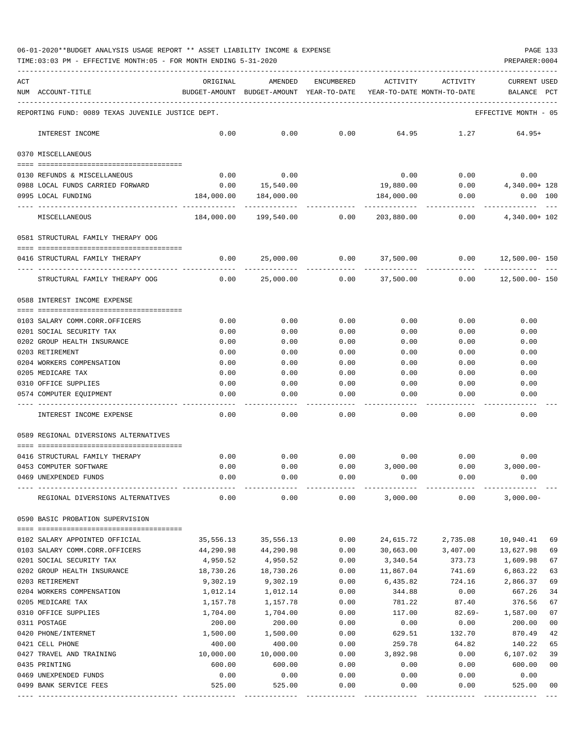06-01-2020**BUDGET ANALYSIS USAGE REPORT ** ASSET LIABILITY INCOME & EXPENSE

TIME:03:03 PM - EFFECTIVE MONTH:05 - FOR MONTH ENDING 5-31-2020

PREPARER:0004

| ACT NUM | ACCOUNT-TITLE | ORIGINAL BUDGET-AMOUNT | AMENDED BUDGET-AMOUNT | ENCUMBERED YEAR-TO-DATE | ACTIVITY YEAR-TO-DATE | ACTIVITY MONTH-TO-DATE | CURRENT BALANCE | USED PCT |
|---|---|---|---|---|---|---|---|---|
| | REPORTING FUND: 0089 TEXAS JUVENILE JUSTICE DEPT. | | | | | | EFFECTIVE MONTH - 05 | |
| | INTEREST INCOME | 0.00 | 0.00 | 0.00 | 64.95 | 1.27 | 64.95+ | |
| | 0370 MISCELLANEOUS | | | | | | | |
| 0130 | REFUNDS & MISCELLANEOUS | 0.00 | 0.00 | | 0.00 | 0.00 | 0.00 | |
| 0988 | LOCAL FUNDS CARRIED FORWARD | 0.00 | 15,540.00 | | 19,880.00 | 0.00 | 4,340.00+ | 128 |
| 0995 | LOCAL FUNDING | 184,000.00 | 184,000.00 | | 184,000.00 | 0.00 | 0.00 | 100 |
| | MISCELLANEOUS | 184,000.00 | 199,540.00 | 0.00 | 203,880.00 | 0.00 | 4,340.00+ | 102 |
| | 0581 STRUCTURAL FAMILY THERAPY OOG | | | | | | | |
| 0416 | STRUCTURAL FAMILY THERAPY | 0.00 | 25,000.00 | 0.00 | 37,500.00 | 0.00 | 12,500.00- | 150 |
| | STRUCTURAL FAMILY THERAPY OOG | 0.00 | 25,000.00 | 0.00 | 37,500.00 | 0.00 | 12,500.00- | 150 |
| | 0588 INTEREST INCOME EXPENSE | | | | | | | |
| 0103 | SALARY COMM.CORR.OFFICERS | 0.00 | 0.00 | 0.00 | 0.00 | 0.00 | 0.00 | |
| 0201 | SOCIAL SECURITY TAX | 0.00 | 0.00 | 0.00 | 0.00 | 0.00 | 0.00 | |
| 0202 | GROUP HEALTH INSURANCE | 0.00 | 0.00 | 0.00 | 0.00 | 0.00 | 0.00 | |
| 0203 | RETIREMENT | 0.00 | 0.00 | 0.00 | 0.00 | 0.00 | 0.00 | |
| 0204 | WORKERS COMPENSATION | 0.00 | 0.00 | 0.00 | 0.00 | 0.00 | 0.00 | |
| 0205 | MEDICARE TAX | 0.00 | 0.00 | 0.00 | 0.00 | 0.00 | 0.00 | |
| 0310 | OFFICE SUPPLIES | 0.00 | 0.00 | 0.00 | 0.00 | 0.00 | 0.00 | |
| 0574 | COMPUTER EQUIPMENT | 0.00 | 0.00 | 0.00 | 0.00 | 0.00 | 0.00 | |
| | INTEREST INCOME EXPENSE | 0.00 | 0.00 | 0.00 | 0.00 | 0.00 | 0.00 | |
| | 0589 REGIONAL DIVERSIONS ALTERNATIVES | | | | | | | |
| 0416 | STRUCTURAL FAMILY THERAPY | 0.00 | 0.00 | 0.00 | 0.00 | 0.00 | 0.00 | |
| 0453 | COMPUTER SOFTWARE | 0.00 | 0.00 | 0.00 | 3,000.00 | 0.00 | 3,000.00- | |
| 0469 | UNEXPENDED FUNDS | 0.00 | 0.00 | 0.00 | 0.00 | 0.00 | 0.00 | |
| | REGIONAL DIVERSIONS ALTERNATIVES | 0.00 | 0.00 | 0.00 | 3,000.00 | 0.00 | 3,000.00- | |
| | 0590 BASIC PROBATION SUPERVISION | | | | | | | |
| 0102 | SALARY APPOINTED OFFICIAL | 35,556.13 | 35,556.13 | 0.00 | 24,615.72 | 2,735.08 | 10,940.41 | 69 |
| 0103 | SALARY COMM.CORR.OFFICERS | 44,290.98 | 44,290.98 | 0.00 | 30,663.00 | 3,407.00 | 13,627.98 | 69 |
| 0201 | SOCIAL SECURITY TAX | 4,950.52 | 4,950.52 | 0.00 | 3,340.54 | 373.73 | 1,609.98 | 67 |
| 0202 | GROUP HEALTH INSURANCE | 18,730.26 | 18,730.26 | 0.00 | 11,867.04 | 741.69 | 6,863.22 | 63 |
| 0203 | RETIREMENT | 9,302.19 | 9,302.19 | 0.00 | 6,435.82 | 724.16 | 2,866.37 | 69 |
| 0204 | WORKERS COMPENSATION | 1,012.14 | 1,012.14 | 0.00 | 344.88 | 0.00 | 667.26 | 34 |
| 0205 | MEDICARE TAX | 1,157.78 | 1,157.78 | 0.00 | 781.22 | 87.40 | 376.56 | 67 |
| 0310 | OFFICE SUPPLIES | 1,704.00 | 1,704.00 | 0.00 | 117.00 | 82.69- | 1,587.00 | 07 |
| 0311 | POSTAGE | 200.00 | 200.00 | 0.00 | 0.00 | 0.00 | 200.00 | 00 |
| 0420 | PHONE/INTERNET | 1,500.00 | 1,500.00 | 0.00 | 629.51 | 132.70 | 870.49 | 42 |
| 0421 | CELL PHONE | 400.00 | 400.00 | 0.00 | 259.78 | 64.82 | 140.22 | 65 |
| 0427 | TRAVEL AND TRAINING | 10,000.00 | 10,000.00 | 0.00 | 3,892.98 | 0.00 | 6,107.02 | 39 |
| 0435 | PRINTING | 600.00 | 600.00 | 0.00 | 0.00 | 0.00 | 600.00 | 00 |
| 0469 | UNEXPENDED FUNDS | 0.00 | 0.00 | 0.00 | 0.00 | 0.00 | 0.00 | |
| 0499 | BANK SERVICE FEES | 525.00 | 525.00 | 0.00 | 0.00 | 0.00 | 525.00 | 00 |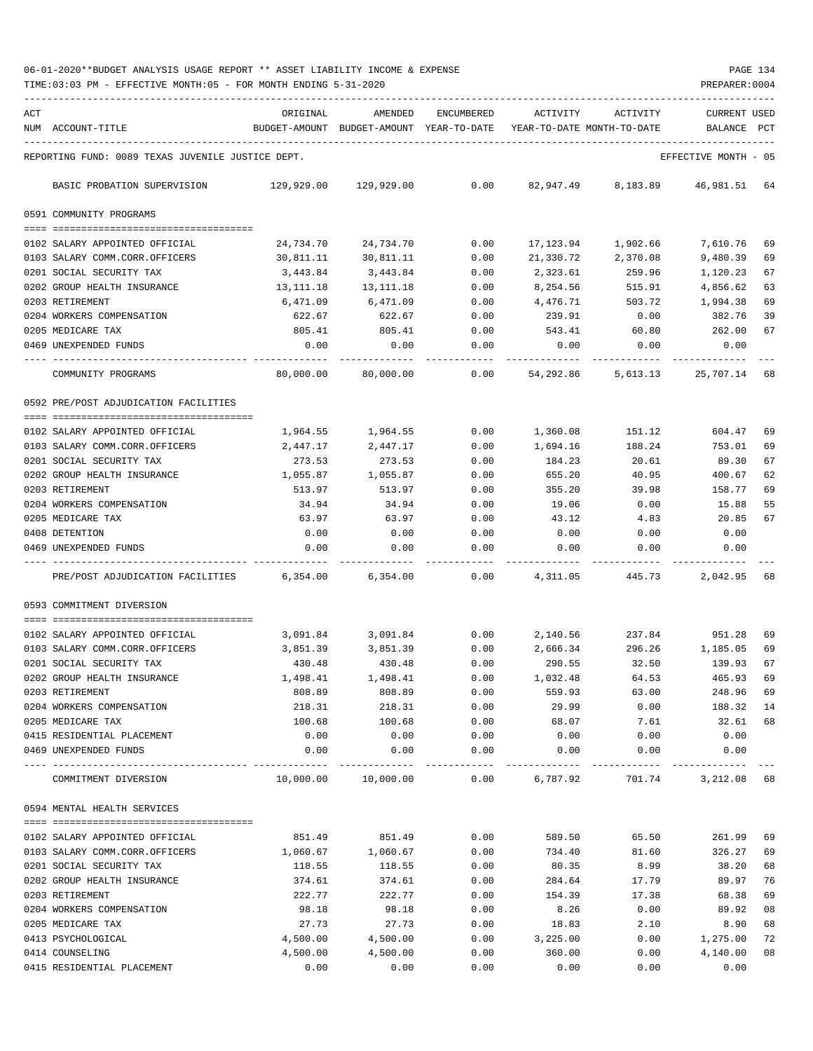06-01-2020**BUDGET ANALYSIS USAGE REPORT ** ASSET LIABILITY INCOME & EXPENSE

TIME:03:03 PM - EFFECTIVE MONTH:05 - FOR MONTH ENDING 5-31-2020

PREPARER:0004

| ACT NUM | ACCOUNT-TITLE | ORIGINAL BUDGET-AMOUNT | AMENDED BUDGET-AMOUNT | ENCUMBERED YEAR-TO-DATE | ACTIVITY YEAR-TO-DATE | ACTIVITY MONTH-TO-DATE | CURRENT BALANCE | USED PCT |
|---|---|---|---|---|---|---|---|---|
| | REPORTING FUND: 0089 TEXAS JUVENILE JUSTICE DEPT. | | | | | | EFFECTIVE MONTH - 05 | |
| | BASIC PROBATION SUPERVISION | 129,929.00 | 129,929.00 | 0.00 | 82,947.49 | 8,183.89 | 46,981.51 | 64 |
| | **0591 COMMUNITY PROGRAMS** | | | | | | | |
| 0102 | SALARY APPOINTED OFFICIAL | 24,734.70 | 24,734.70 | 0.00 | 17,123.94 | 1,902.66 | 7,610.76 | 69 |
| 0103 | SALARY COMM.CORR.OFFICERS | 30,811.11 | 30,811.11 | 0.00 | 21,330.72 | 2,370.08 | 9,480.39 | 69 |
| 0201 | SOCIAL SECURITY TAX | 3,443.84 | 3,443.84 | 0.00 | 2,323.61 | 259.96 | 1,120.23 | 67 |
| 0202 | GROUP HEALTH INSURANCE | 13,111.18 | 13,111.18 | 0.00 | 8,254.56 | 515.91 | 4,856.62 | 63 |
| 0203 | RETIREMENT | 6,471.09 | 6,471.09 | 0.00 | 4,476.71 | 503.72 | 1,994.38 | 69 |
| 0204 | WORKERS COMPENSATION | 622.67 | 622.67 | 0.00 | 239.91 | 0.00 | 382.76 | 39 |
| 0205 | MEDICARE TAX | 805.41 | 805.41 | 0.00 | 543.41 | 60.80 | 262.00 | 67 |
| 0469 | UNEXPENDED FUNDS | 0.00 | 0.00 | 0.00 | 0.00 | 0.00 | 0.00 | |
| | COMMUNITY PROGRAMS | 80,000.00 | 80,000.00 | 0.00 | 54,292.86 | 5,613.13 | 25,707.14 | 68 |
| | **0592 PRE/POST ADJUDICATION FACILITIES** | | | | | | | |
| 0102 | SALARY APPOINTED OFFICIAL | 1,964.55 | 1,964.55 | 0.00 | 1,360.08 | 151.12 | 604.47 | 69 |
| 0103 | SALARY COMM.CORR.OFFICERS | 2,447.17 | 2,447.17 | 0.00 | 1,694.16 | 188.24 | 753.01 | 69 |
| 0201 | SOCIAL SECURITY TAX | 273.53 | 273.53 | 0.00 | 184.23 | 20.61 | 89.30 | 67 |
| 0202 | GROUP HEALTH INSURANCE | 1,055.87 | 1,055.87 | 0.00 | 655.20 | 40.95 | 400.67 | 62 |
| 0203 | RETIREMENT | 513.97 | 513.97 | 0.00 | 355.20 | 39.98 | 158.77 | 69 |
| 0204 | WORKERS COMPENSATION | 34.94 | 34.94 | 0.00 | 19.06 | 0.00 | 15.88 | 55 |
| 0205 | MEDICARE TAX | 63.97 | 63.97 | 0.00 | 43.12 | 4.83 | 20.85 | 67 |
| 0408 | DETENTION | 0.00 | 0.00 | 0.00 | 0.00 | 0.00 | 0.00 | |
| 0469 | UNEXPENDED FUNDS | 0.00 | 0.00 | 0.00 | 0.00 | 0.00 | 0.00 | |
| | PRE/POST ADJUDICATION FACILITIES | 6,354.00 | 6,354.00 | 0.00 | 4,311.05 | 445.73 | 2,042.95 | 68 |
| | **0593 COMMITMENT DIVERSION** | | | | | | | |
| 0102 | SALARY APPOINTED OFFICIAL | 3,091.84 | 3,091.84 | 0.00 | 2,140.56 | 237.84 | 951.28 | 69 |
| 0103 | SALARY COMM.CORR.OFFICERS | 3,851.39 | 3,851.39 | 0.00 | 2,666.34 | 296.26 | 1,185.05 | 69 |
| 0201 | SOCIAL SECURITY TAX | 430.48 | 430.48 | 0.00 | 290.55 | 32.50 | 139.93 | 67 |
| 0202 | GROUP HEALTH INSURANCE | 1,498.41 | 1,498.41 | 0.00 | 1,032.48 | 64.53 | 465.93 | 69 |
| 0203 | RETIREMENT | 808.89 | 808.89 | 0.00 | 559.93 | 63.00 | 248.96 | 69 |
| 0204 | WORKERS COMPENSATION | 218.31 | 218.31 | 0.00 | 29.99 | 0.00 | 188.32 | 14 |
| 0205 | MEDICARE TAX | 100.68 | 100.68 | 0.00 | 68.07 | 7.61 | 32.61 | 68 |
| 0415 | RESIDENTIAL PLACEMENT | 0.00 | 0.00 | 0.00 | 0.00 | 0.00 | 0.00 | |
| 0469 | UNEXPENDED FUNDS | 0.00 | 0.00 | 0.00 | 0.00 | 0.00 | 0.00 | |
| | COMMITMENT DIVERSION | 10,000.00 | 10,000.00 | 0.00 | 6,787.92 | 701.74 | 3,212.08 | 68 |
| | **0594 MENTAL HEALTH SERVICES** | | | | | | | |
| 0102 | SALARY APPOINTED OFFICIAL | 851.49 | 851.49 | 0.00 | 589.50 | 65.50 | 261.99 | 69 |
| 0103 | SALARY COMM.CORR.OFFICERS | 1,060.67 | 1,060.67 | 0.00 | 734.40 | 81.60 | 326.27 | 69 |
| 0201 | SOCIAL SECURITY TAX | 118.55 | 118.55 | 0.00 | 80.35 | 8.99 | 38.20 | 68 |
| 0202 | GROUP HEALTH INSURANCE | 374.61 | 374.61 | 0.00 | 284.64 | 17.79 | 89.97 | 76 |
| 0203 | RETIREMENT | 222.77 | 222.77 | 0.00 | 154.39 | 17.38 | 68.38 | 69 |
| 0204 | WORKERS COMPENSATION | 98.18 | 98.18 | 0.00 | 8.26 | 0.00 | 89.92 | 08 |
| 0205 | MEDICARE TAX | 27.73 | 27.73 | 0.00 | 18.83 | 2.10 | 8.90 | 68 |
| 0413 | PSYCHOLOGICAL | 4,500.00 | 4,500.00 | 0.00 | 3,225.00 | 0.00 | 1,275.00 | 72 |
| 0414 | COUNSELING | 4,500.00 | 4,500.00 | 0.00 | 360.00 | 0.00 | 4,140.00 | 08 |
| 0415 | RESIDENTIAL PLACEMENT | 0.00 | 0.00 | 0.00 | 0.00 | 0.00 | 0.00 | |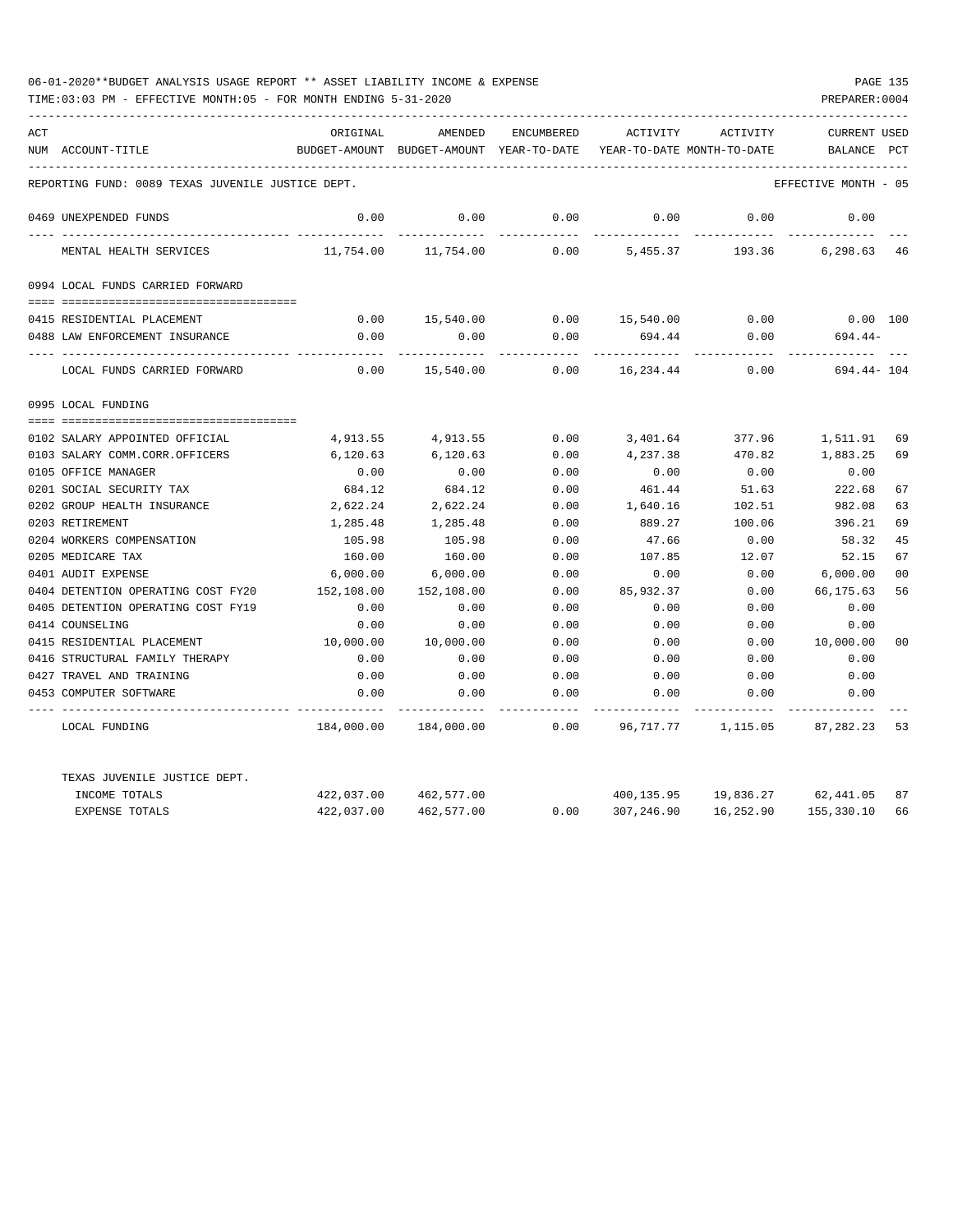06-01-2020**BUDGET ANALYSIS USAGE REPORT ** ASSET LIABILITY INCOME & EXPENSE

TIME:03:03 PM - EFFECTIVE MONTH:05 - FOR MONTH ENDING 5-31-2020

PREPARER:0004

| ACT NUM | ACCOUNT-TITLE | ORIGINAL BUDGET-AMOUNT | AMENDED BUDGET-AMOUNT | ENCUMBERED YEAR-TO-DATE | ACTIVITY YEAR-TO-DATE | ACTIVITY MONTH-TO-DATE | CURRENT BALANCE | USED PCT |
|---|---|---|---|---|---|---|---|---|
| | REPORTING FUND: 0089 TEXAS JUVENILE JUSTICE DEPT. | | | | | | EFFECTIVE MONTH - 05 | |
| 0469 | UNEXPENDED FUNDS | 0.00 | 0.00 | 0.00 | 0.00 | 0.00 | 0.00 | |
| | MENTAL HEALTH SERVICES | 11,754.00 | 11,754.00 | 0.00 | 5,455.37 | 193.36 | 6,298.63 | 46 |
| 0994 | LOCAL FUNDS CARRIED FORWARD | | | | | | | |
| 0415 | RESIDENTIAL PLACEMENT | 0.00 | 15,540.00 | 0.00 | 15,540.00 | 0.00 | 0.00 | 100 |
| 0488 | LAW ENFORCEMENT INSURANCE | 0.00 | 0.00 | 0.00 | 694.44 | 0.00 | 694.44- | |
| | LOCAL FUNDS CARRIED FORWARD | 0.00 | 15,540.00 | 0.00 | 16,234.44 | 0.00 | 694.44- | 104 |
| 0995 | LOCAL FUNDING | | | | | | | |
| 0102 | SALARY APPOINTED OFFICIAL | 4,913.55 | 4,913.55 | 0.00 | 3,401.64 | 377.96 | 1,511.91 | 69 |
| 0103 | SALARY COMM.CORR.OFFICERS | 6,120.63 | 6,120.63 | 0.00 | 4,237.38 | 470.82 | 1,883.25 | 69 |
| 0105 | OFFICE MANAGER | 0.00 | 0.00 | 0.00 | 0.00 | 0.00 | 0.00 | |
| 0201 | SOCIAL SECURITY TAX | 684.12 | 684.12 | 0.00 | 461.44 | 51.63 | 222.68 | 67 |
| 0202 | GROUP HEALTH INSURANCE | 2,622.24 | 2,622.24 | 0.00 | 1,640.16 | 102.51 | 982.08 | 63 |
| 0203 | RETIREMENT | 1,285.48 | 1,285.48 | 0.00 | 889.27 | 100.06 | 396.21 | 69 |
| 0204 | WORKERS COMPENSATION | 105.98 | 105.98 | 0.00 | 47.66 | 0.00 | 58.32 | 45 |
| 0205 | MEDICARE TAX | 160.00 | 160.00 | 0.00 | 107.85 | 12.07 | 52.15 | 67 |
| 0401 | AUDIT EXPENSE | 6,000.00 | 6,000.00 | 0.00 | 0.00 | 0.00 | 6,000.00 | 00 |
| 0404 | DETENTION OPERATING COST FY20 | 152,108.00 | 152,108.00 | 0.00 | 85,932.37 | 0.00 | 66,175.63 | 56 |
| 0405 | DETENTION OPERATING COST FY19 | 0.00 | 0.00 | 0.00 | 0.00 | 0.00 | 0.00 | |
| 0414 | COUNSELING | 0.00 | 0.00 | 0.00 | 0.00 | 0.00 | 0.00 | |
| 0415 | RESIDENTIAL PLACEMENT | 10,000.00 | 10,000.00 | 0.00 | 0.00 | 0.00 | 10,000.00 | 00 |
| 0416 | STRUCTURAL FAMILY THERAPY | 0.00 | 0.00 | 0.00 | 0.00 | 0.00 | 0.00 | |
| 0427 | TRAVEL AND TRAINING | 0.00 | 0.00 | 0.00 | 0.00 | 0.00 | 0.00 | |
| 0453 | COMPUTER SOFTWARE | 0.00 | 0.00 | 0.00 | 0.00 | 0.00 | 0.00 | |
| | LOCAL FUNDING | 184,000.00 | 184,000.00 | 0.00 | 96,717.77 | 1,115.05 | 87,282.23 | 53 |
| | TEXAS JUVENILE JUSTICE DEPT. | | | | | | | |
| | INCOME TOTALS | 422,037.00 | 462,577.00 | | 400,135.95 | 19,836.27 | 62,441.05 | 87 |
| | EXPENSE TOTALS | 422,037.00 | 462,577.00 | 0.00 | 307,246.90 | 16,252.90 | 155,330.10 | 66 |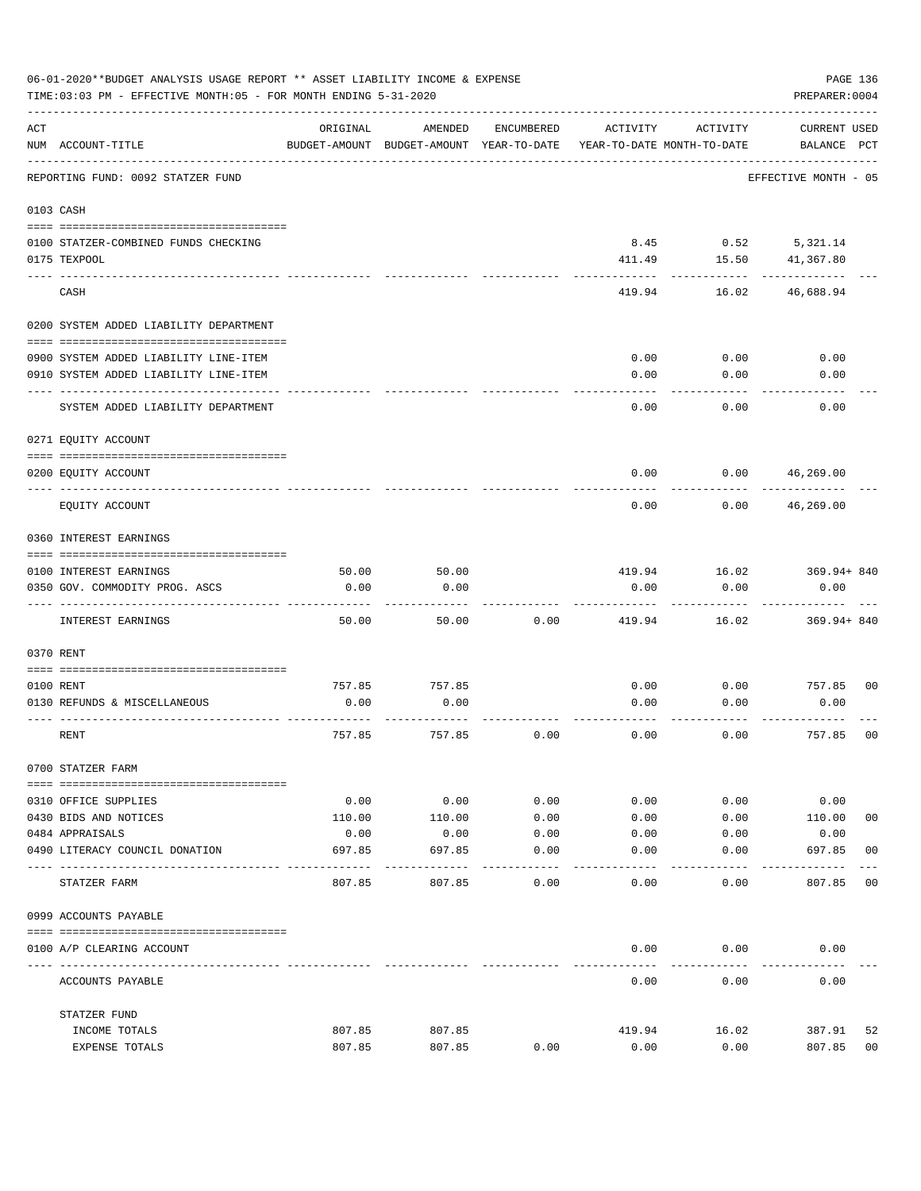06-01-2020**BUDGET ANALYSIS USAGE REPORT ** ASSET LIABILITY INCOME & EXPENSE

TIME:03:03 PM - EFFECTIVE MONTH:05 - FOR MONTH ENDING 5-31-2020

PREPARER:0004

| ACT NUM | ACCOUNT-TITLE | ORIGINAL BUDGET-AMOUNT | AMENDED BUDGET-AMOUNT | ENCUMBERED YEAR-TO-DATE | ACTIVITY YEAR-TO-DATE | ACTIVITY MONTH-TO-DATE | CURRENT USED BALANCE | PCT |
|---|---|---|---|---|---|---|---|---|
| | REPORTING FUND: 0092 STATZER FUND | | | | | | EFFECTIVE MONTH - 05 | |
| 0103 | CASH | | | | | | | |
| 0100 | STATZER-COMBINED FUNDS CHECKING | | | | 8.45 | 0.52 | 5,321.14 | |
| 0175 | TEXPOOL | | | | 411.49 | 15.50 | 41,367.80 | |
| | CASH | | | | 419.94 | 16.02 | 46,688.94 | |
| 0200 | SYSTEM ADDED LIABILITY DEPARTMENT | | | | | | | |
| 0900 | SYSTEM ADDED LIABILITY LINE-ITEM | | | | 0.00 | 0.00 | 0.00 | |
| 0910 | SYSTEM ADDED LIABILITY LINE-ITEM | | | | 0.00 | 0.00 | 0.00 | |
| | SYSTEM ADDED LIABILITY DEPARTMENT | | | | 0.00 | 0.00 | 0.00 | |
| 0271 | EQUITY ACCOUNT | | | | | | | |
| 0200 | EQUITY ACCOUNT | | | | 0.00 | 0.00 | 46,269.00 | |
| | EQUITY ACCOUNT | | | | 0.00 | 0.00 | 46,269.00 | |
| 0360 | INTEREST EARNINGS | | | | | | | |
| 0100 | INTEREST EARNINGS | 50.00 | 50.00 | | 419.94 | 16.02 | 369.94+ | 840 |
| 0350 | GOV. COMMODITY PROG. ASCS | 0.00 | 0.00 | | 0.00 | 0.00 | 0.00 | |
| | INTEREST EARNINGS | 50.00 | 50.00 | 0.00 | 419.94 | 16.02 | 369.94+ | 840 |
| 0370 | RENT | | | | | | | |
| 0100 | RENT | 757.85 | 757.85 | | 0.00 | 0.00 | 757.85 | 00 |
| 0130 | REFUNDS & MISCELLANEOUS | 0.00 | 0.00 | | 0.00 | 0.00 | 0.00 | |
| | RENT | 757.85 | 757.85 | 0.00 | 0.00 | 0.00 | 757.85 | 00 |
| 0700 | STATZER FARM | | | | | | | |
| 0310 | OFFICE SUPPLIES | 0.00 | 0.00 | 0.00 | 0.00 | 0.00 | 0.00 | |
| 0430 | BIDS AND NOTICES | 110.00 | 110.00 | 0.00 | 0.00 | 0.00 | 110.00 | 00 |
| 0484 | APPRAISALS | 0.00 | 0.00 | 0.00 | 0.00 | 0.00 | 0.00 | |
| 0490 | LITERACY COUNCIL DONATION | 697.85 | 697.85 | 0.00 | 0.00 | 0.00 | 697.85 | 00 |
| | STATZER FARM | 807.85 | 807.85 | 0.00 | 0.00 | 0.00 | 807.85 | 00 |
| 0999 | ACCOUNTS PAYABLE | | | | | | | |
| 0100 | A/P CLEARING ACCOUNT | | | | 0.00 | 0.00 | 0.00 | |
| | ACCOUNTS PAYABLE | | | | 0.00 | 0.00 | 0.00 | |
| | STATZER FUND | | | | | | | |
| | INCOME TOTALS | 807.85 | 807.85 | | 419.94 | 16.02 | 387.91 | 52 |
| | EXPENSE TOTALS | 807.85 | 807.85 | 0.00 | 0.00 | 0.00 | 807.85 | 00 |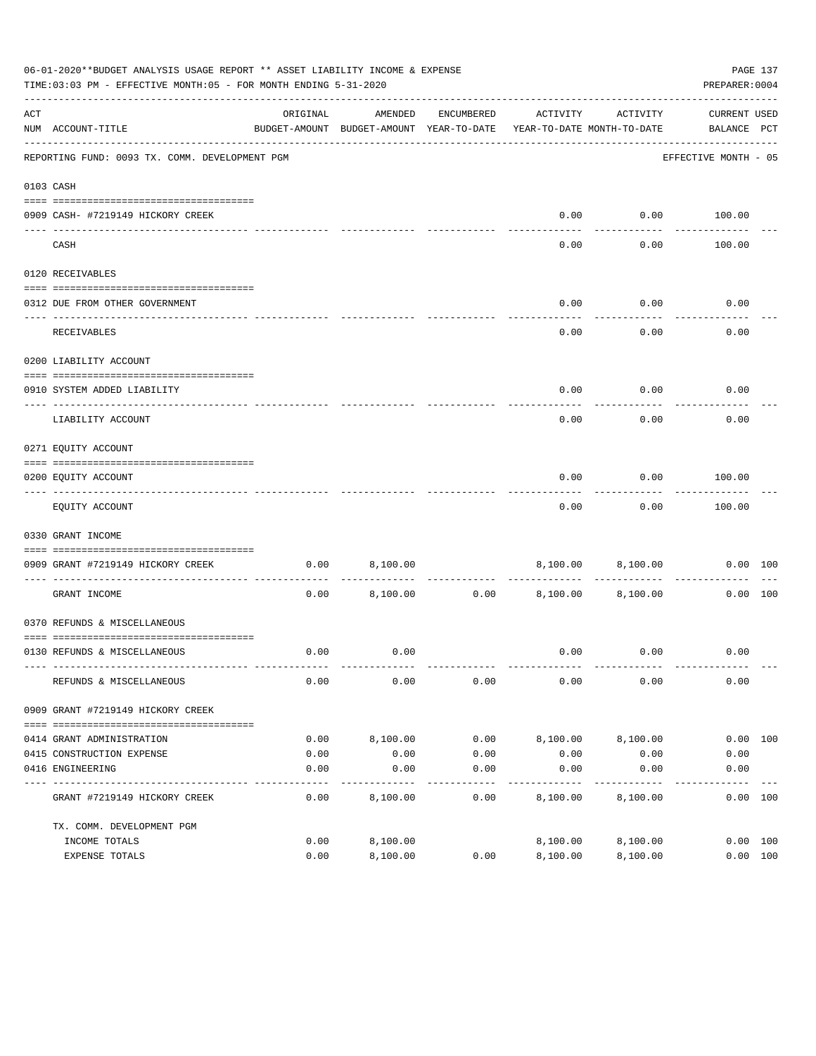06-01-2020**BUDGET ANALYSIS USAGE REPORT ** ASSET LIABILITY INCOME & EXPENSE

TIME:03:03 PM - EFFECTIVE MONTH:05 - FOR MONTH ENDING 5-31-2020

PREPARER:0004

| ACT NUM | ACCOUNT-TITLE | ORIGINAL BUDGET-AMOUNT | AMENDED BUDGET-AMOUNT | ENCUMBERED YEAR-TO-DATE | ACTIVITY YEAR-TO-DATE | ACTIVITY MONTH-TO-DATE | CURRENT BALANCE | USED PCT |
|---|---|---|---|---|---|---|---|---|
| | REPORTING FUND: 0093 TX. COMM. DEVELOPMENT PGM | | | | | | EFFECTIVE MONTH - 05 | |
| 0103 | CASH | | | | | | | |
| 0909 | CASH- #7219149 HICKORY CREEK | | | | 0.00 | 0.00 | 100.00 | |
| | CASH | | | | 0.00 | 0.00 | 100.00 | |
| 0120 | RECEIVABLES | | | | | | | |
| 0312 | DUE FROM OTHER GOVERNMENT | | | | 0.00 | 0.00 | 0.00 | |
| | RECEIVABLES | | | | 0.00 | 0.00 | 0.00 | |
| 0200 | LIABILITY ACCOUNT | | | | | | | |
| 0910 | SYSTEM ADDED LIABILITY | | | | 0.00 | 0.00 | 0.00 | |
| | LIABILITY ACCOUNT | | | | 0.00 | 0.00 | 0.00 | |
| 0271 | EQUITY ACCOUNT | | | | | | | |
| 0200 | EQUITY ACCOUNT | | | | 0.00 | 0.00 | 100.00 | |
| | EQUITY ACCOUNT | | | | 0.00 | 0.00 | 100.00 | |
| 0330 | GRANT INCOME | | | | | | | |
| 0909 | GRANT #7219149 HICKORY CREEK | 0.00 | 8,100.00 | | 8,100.00 | 8,100.00 | 0.00 | 100 |
| | GRANT INCOME | 0.00 | 8,100.00 | 0.00 | 8,100.00 | 8,100.00 | 0.00 | 100 |
| 0370 | REFUNDS & MISCELLANEOUS | | | | | | | |
| 0130 | REFUNDS & MISCELLANEOUS | 0.00 | 0.00 | | 0.00 | 0.00 | 0.00 | |
| | REFUNDS & MISCELLANEOUS | 0.00 | 0.00 | 0.00 | 0.00 | 0.00 | 0.00 | |
| 0909 | GRANT #7219149 HICKORY CREEK | | | | | | | |
| 0414 | GRANT ADMINISTRATION | 0.00 | 8,100.00 | 0.00 | 8,100.00 | 8,100.00 | 0.00 | 100 |
| 0415 | CONSTRUCTION EXPENSE | 0.00 | 0.00 | 0.00 | 0.00 | 0.00 | 0.00 | |
| 0416 | ENGINEERING | 0.00 | 0.00 | 0.00 | 0.00 | 0.00 | 0.00 | |
| | GRANT #7219149 HICKORY CREEK | 0.00 | 8,100.00 | 0.00 | 8,100.00 | 8,100.00 | 0.00 | 100 |
| | TX. COMM. DEVELOPMENT PGM | | | | | | | |
| | INCOME TOTALS | 0.00 | 8,100.00 | | 8,100.00 | 8,100.00 | 0.00 | 100 |
| | EXPENSE TOTALS | 0.00 | 8,100.00 | 0.00 | 8,100.00 | 8,100.00 | 0.00 | 100 |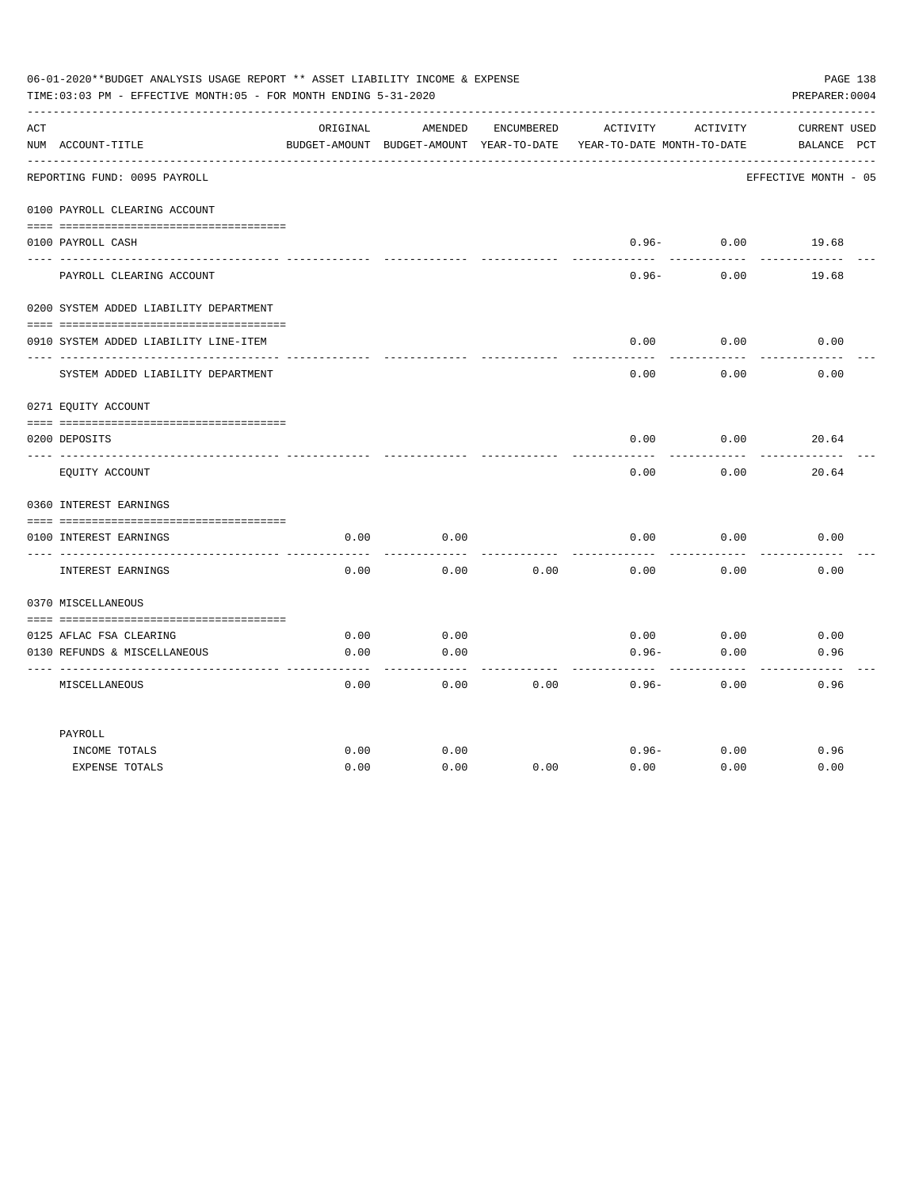06-01-2020**BUDGET ANALYSIS USAGE REPORT ** ASSET LIABILITY INCOME & EXPENSE

TIME:03:03 PM - EFFECTIVE MONTH:05 - FOR MONTH ENDING 5-31-2020

PREPARER:0004

REPORTING FUND: 0095 PAYROLL

EFFECTIVE MONTH - 05

| ACT NUM | ACCOUNT-TITLE | ORIGINAL BUDGET-AMOUNT | AMENDED BUDGET-AMOUNT | ENCUMBERED YEAR-TO-DATE | ACTIVITY YEAR-TO-DATE | ACTIVITY MONTH-TO-DATE | CURRENT BALANCE | USED PCT |
|---|---|---|---|---|---|---|---|---|
| | **0100 PAYROLL CLEARING ACCOUNT** | | | | | | | |
| 0100 | PAYROLL CASH | | | | 0.96- | 0.00 | 19.68 | |
| | PAYROLL CLEARING ACCOUNT | | | | 0.96- | 0.00 | 19.68 | |
| | **0200 SYSTEM ADDED LIABILITY DEPARTMENT** | | | | | | | |
| 0910 | SYSTEM ADDED LIABILITY LINE-ITEM | | | | 0.00 | 0.00 | 0.00 | |
| | SYSTEM ADDED LIABILITY DEPARTMENT | | | | 0.00 | 0.00 | 0.00 | |
| | **0271 EQUITY ACCOUNT** | | | | | | | |
| 0200 | DEPOSITS | | | | 0.00 | 0.00 | 20.64 | |
| | EQUITY ACCOUNT | | | | 0.00 | 0.00 | 20.64 | |
| | **0360 INTEREST EARNINGS** | | | | | | | |
| 0100 | INTEREST EARNINGS | 0.00 | 0.00 | | 0.00 | 0.00 | 0.00 | |
| | INTEREST EARNINGS | 0.00 | 0.00 | 0.00 | 0.00 | 0.00 | 0.00 | |
| | **0370 MISCELLANEOUS** | | | | | | | |
| 0125 | AFLAC FSA CLEARING | 0.00 | 0.00 | | 0.00 | 0.00 | 0.00 | |
| 0130 | REFUNDS & MISCELLANEOUS | 0.00 | 0.00 | | 0.96- | 0.00 | 0.96 | |
| | MISCELLANEOUS | 0.00 | 0.00 | 0.00 | 0.96- | 0.00 | 0.96 | |
| | **PAYROLL** | | | | | | | |
| | INCOME TOTALS | 0.00 | 0.00 | | 0.96- | 0.00 | 0.96 | |
| | EXPENSE TOTALS | 0.00 | 0.00 | 0.00 | 0.00 | 0.00 | 0.00 | |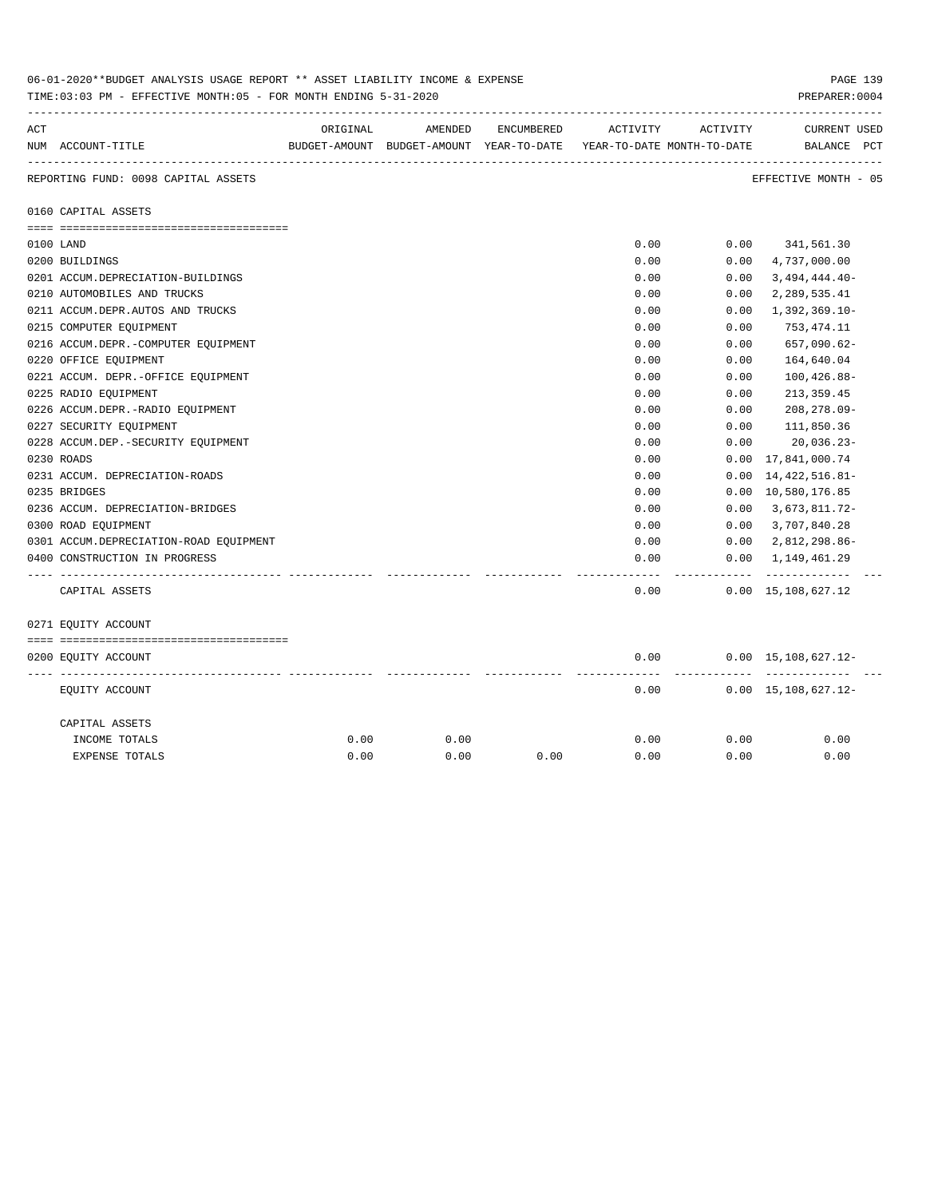06-01-2020**BUDGET ANALYSIS USAGE REPORT ** ASSET LIABILITY INCOME & EXPENSE

TIME:03:03 PM - EFFECTIVE MONTH:05 - FOR MONTH ENDING 5-31-2020 PREPARER:0004

| ACT NUM | ACCOUNT-TITLE | ORIGINAL BUDGET-AMOUNT | AMENDED BUDGET-AMOUNT | ENCUMBERED YEAR-TO-DATE | ACTIVITY YEAR-TO-DATE | ACTIVITY MONTH-TO-DATE | CURRENT BALANCE | USED PCT |
|---|---|---|---|---|---|---|---|---|

REPORTING FUND: 0098 CAPITAL ASSETS — EFFECTIVE MONTH - 05

0160 CAPITAL ASSETS

| ACT NUM | ACCOUNT-TITLE | ORIGINAL BUDGET-AMOUNT | AMENDED BUDGET-AMOUNT | ENCUMBERED YEAR-TO-DATE | ACTIVITY YEAR-TO-DATE | ACTIVITY MONTH-TO-DATE | CURRENT BALANCE | USED PCT |
|---|---|---|---|---|---|---|---|---|
| 0100 | LAND | | | | 0.00 | 0.00 | 341,561.30 | |
| 0200 | BUILDINGS | | | | 0.00 | 0.00 | 4,737,000.00 | |
| 0201 | ACCUM.DEPRECIATION-BUILDINGS | | | | 0.00 | 0.00 | 3,494,444.40- | |
| 0210 | AUTOMOBILES AND TRUCKS | | | | 0.00 | 0.00 | 2,289,535.41 | |
| 0211 | ACCUM.DEPR.AUTOS AND TRUCKS | | | | 0.00 | 0.00 | 1,392,369.10- | |
| 0215 | COMPUTER EQUIPMENT | | | | 0.00 | 0.00 | 753,474.11 | |
| 0216 | ACCUM.DEPR.-COMPUTER EQUIPMENT | | | | 0.00 | 0.00 | 657,090.62- | |
| 0220 | OFFICE EQUIPMENT | | | | 0.00 | 0.00 | 164,640.04 | |
| 0221 | ACCUM. DEPR.-OFFICE EQUIPMENT | | | | 0.00 | 0.00 | 100,426.88- | |
| 0225 | RADIO EQUIPMENT | | | | 0.00 | 0.00 | 213,359.45 | |
| 0226 | ACCUM.DEPR.-RADIO EQUIPMENT | | | | 0.00 | 0.00 | 208,278.09- | |
| 0227 | SECURITY EQUIPMENT | | | | 0.00 | 0.00 | 111,850.36 | |
| 0228 | ACCUM.DEP.-SECURITY EQUIPMENT | | | | 0.00 | 0.00 | 20,036.23- | |
| 0230 | ROADS | | | | 0.00 | 0.00 | 17,841,000.74 | |
| 0231 | ACCUM. DEPRECIATION-ROADS | | | | 0.00 | 0.00 | 14,422,516.81- | |
| 0235 | BRIDGES | | | | 0.00 | 0.00 | 10,580,176.85 | |
| 0236 | ACCUM. DEPRECIATION-BRIDGES | | | | 0.00 | 0.00 | 3,673,811.72- | |
| 0300 | ROAD EQUIPMENT | | | | 0.00 | 0.00 | 3,707,840.28 | |
| 0301 | ACCUM.DEPRECIATION-ROAD EQUIPMENT | | | | 0.00 | 0.00 | 2,812,298.86- | |
| 0400 | CONSTRUCTION IN PROGRESS | | | | 0.00 | 0.00 | 1,149,461.29 | |
| | CAPITAL ASSETS | | | | 0.00 | 0.00 | 15,108,627.12 | |

0271 EQUITY ACCOUNT

| ACT NUM | ACCOUNT-TITLE | ORIGINAL BUDGET-AMOUNT | AMENDED BUDGET-AMOUNT | ENCUMBERED YEAR-TO-DATE | ACTIVITY YEAR-TO-DATE | ACTIVITY MONTH-TO-DATE | CURRENT BALANCE | USED PCT |
|---|---|---|---|---|---|---|---|---|
| 0200 | EQUITY ACCOUNT | | | | 0.00 | 0.00 | 15,108,627.12- | |
| | EQUITY ACCOUNT | | | | 0.00 | 0.00 | 15,108,627.12- | |

CAPITAL ASSETS

| | ORIGINAL BUDGET-AMOUNT | AMENDED BUDGET-AMOUNT | ENCUMBERED YEAR-TO-DATE | ACTIVITY YEAR-TO-DATE | ACTIVITY MONTH-TO-DATE | CURRENT BALANCE |
|---|---|---|---|---|---|---|
| INCOME TOTALS | 0.00 | 0.00 | | 0.00 | 0.00 | 0.00 |
| EXPENSE TOTALS | 0.00 | 0.00 | 0.00 | 0.00 | 0.00 | 0.00 |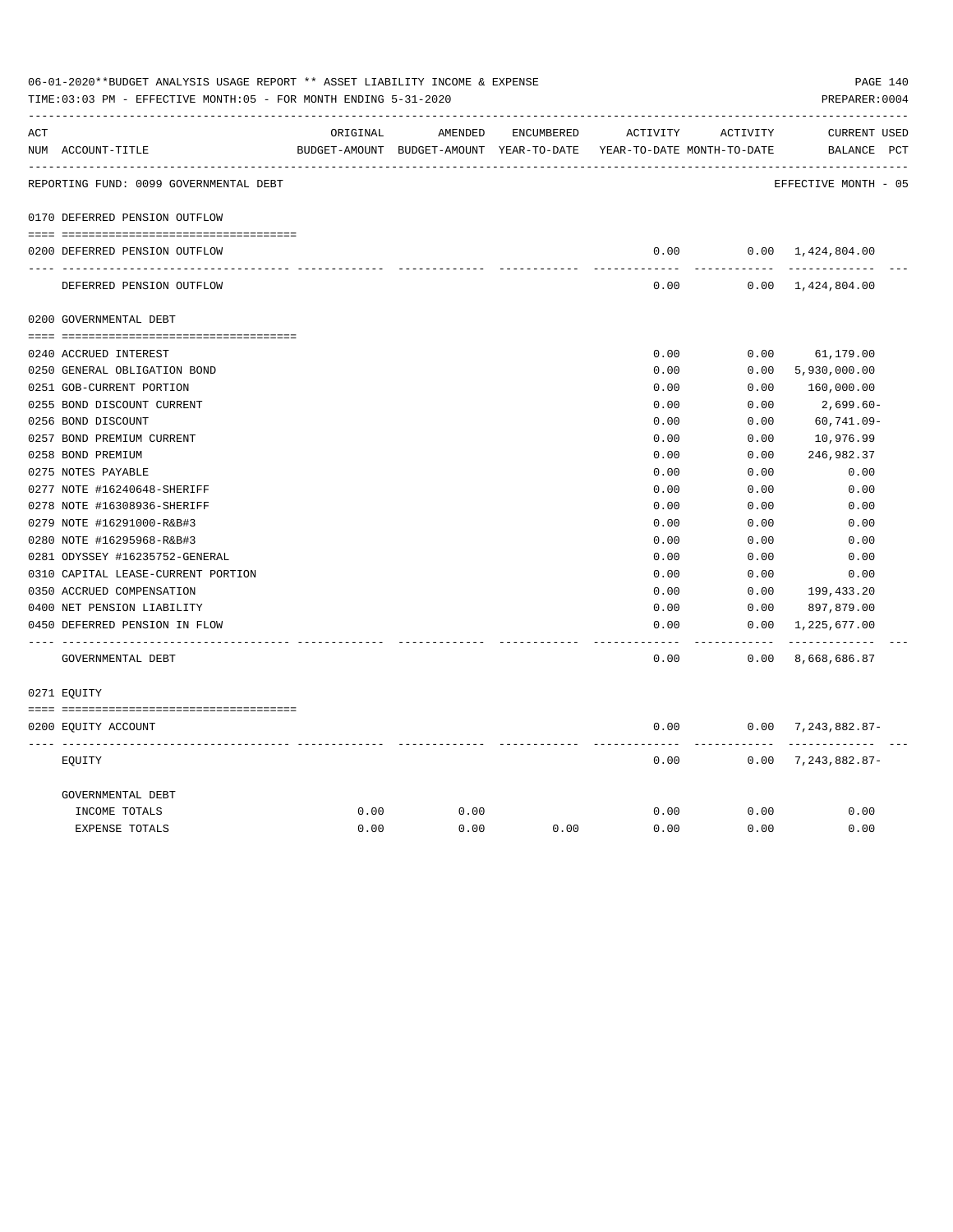06-01-2020**BUDGET ANALYSIS USAGE REPORT ** ASSET LIABILITY INCOME & EXPENSE

TIME:03:03 PM - EFFECTIVE MONTH:05 - FOR MONTH ENDING 5-31-2020 PREPARER:0004

| ACT NUM | ACCOUNT-TITLE | ORIGINAL BUDGET-AMOUNT | AMENDED BUDGET-AMOUNT | ENCUMBERED YEAR-TO-DATE | ACTIVITY YEAR-TO-DATE | ACTIVITY MONTH-TO-DATE | CURRENT BALANCE | USED PCT |
|---|---|---|---|---|---|---|---|---|
| | REPORTING FUND: 0099 GOVERNMENTAL DEBT | | | | | | EFFECTIVE MONTH - 05 | |
| 0170 | DEFERRED PENSION OUTFLOW | | | | | | | |
| 0200 | DEFERRED PENSION OUTFLOW | | | | 0.00 | 0.00 | 1,424,804.00 | |
| | DEFERRED PENSION OUTFLOW | | | | 0.00 | 0.00 | 1,424,804.00 | |
| 0200 | GOVERNMENTAL DEBT | | | | | | | |
| 0240 | ACCRUED INTEREST | | | | 0.00 | 0.00 | 61,179.00 | |
| 0250 | GENERAL OBLIGATION BOND | | | | 0.00 | 0.00 | 5,930,000.00 | |
| 0251 | GOB-CURRENT PORTION | | | | 0.00 | 0.00 | 160,000.00 | |
| 0255 | BOND DISCOUNT CURRENT | | | | 0.00 | 0.00 | 2,699.60- | |
| 0256 | BOND DISCOUNT | | | | 0.00 | 0.00 | 60,741.09- | |
| 0257 | BOND PREMIUM CURRENT | | | | 0.00 | 0.00 | 10,976.99 | |
| 0258 | BOND PREMIUM | | | | 0.00 | 0.00 | 246,982.37 | |
| 0275 | NOTES PAYABLE | | | | 0.00 | 0.00 | 0.00 | |
| 0277 | NOTE #16240648-SHERIFF | | | | 0.00 | 0.00 | 0.00 | |
| 0278 | NOTE #16308936-SHERIFF | | | | 0.00 | 0.00 | 0.00 | |
| 0279 | NOTE #16291000-R&B#3 | | | | 0.00 | 0.00 | 0.00 | |
| 0280 | NOTE #16295968-R&B#3 | | | | 0.00 | 0.00 | 0.00 | |
| 0281 | ODYSSEY #16235752-GENERAL | | | | 0.00 | 0.00 | 0.00 | |
| 0310 | CAPITAL LEASE-CURRENT PORTION | | | | 0.00 | 0.00 | 0.00 | |
| 0350 | ACCRUED COMPENSATION | | | | 0.00 | 0.00 | 199,433.20 | |
| 0400 | NET PENSION LIABILITY | | | | 0.00 | 0.00 | 897,879.00 | |
| 0450 | DEFERRED PENSION IN FLOW | | | | 0.00 | 0.00 | 1,225,677.00 | |
| | GOVERNMENTAL DEBT | | | | 0.00 | 0.00 | 8,668,686.87 | |
| 0271 | EQUITY | | | | | | | |
| 0200 | EQUITY ACCOUNT | | | | 0.00 | 0.00 | 7,243,882.87- | |
| | EQUITY | | | | 0.00 | 0.00 | 7,243,882.87- | |
| | GOVERNMENTAL DEBT | | | | | | | |
| | INCOME TOTALS | 0.00 | 0.00 | | 0.00 | 0.00 | 0.00 | |
| | EXPENSE TOTALS | 0.00 | 0.00 | 0.00 | 0.00 | 0.00 | 0.00 | |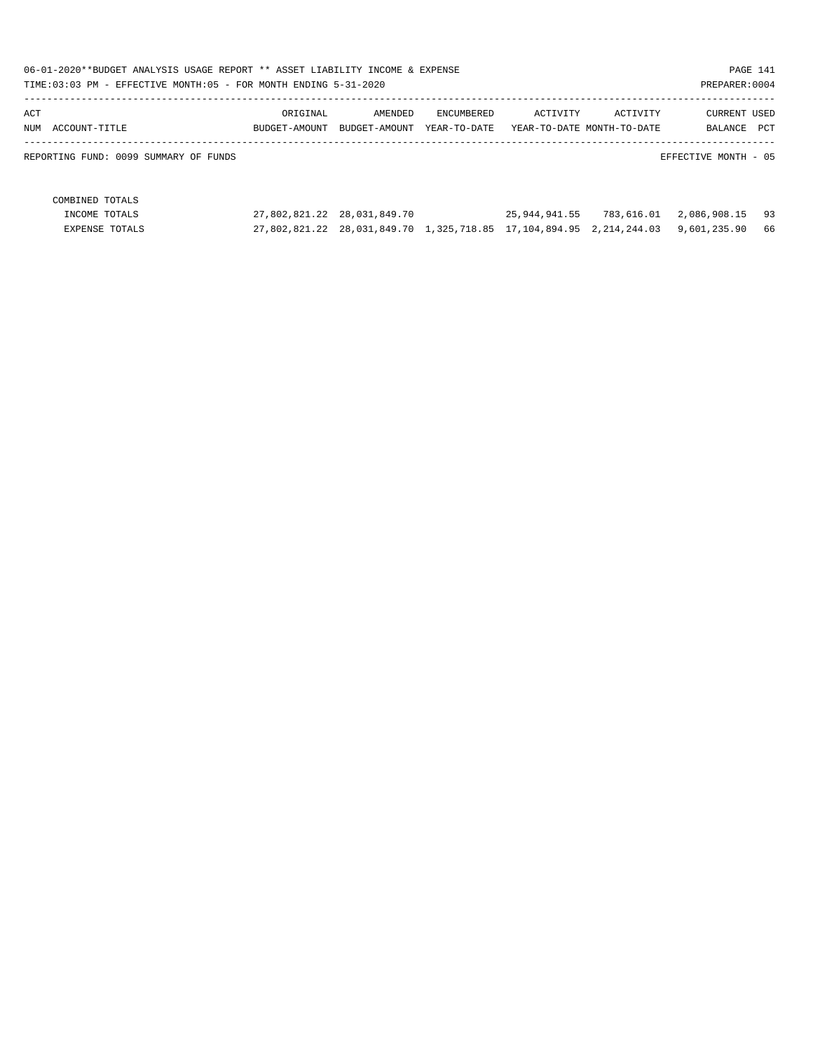06-01-2020**BUDGET ANALYSIS USAGE REPORT ** ASSET LIABILITY INCOME & EXPENSE

TIME:03:03 PM - EFFECTIVE MONTH:05 - FOR MONTH ENDING 5-31-2020

PREPARER:0004

| ACT NUM ACCOUNT-TITLE | ORIGINAL BUDGET-AMOUNT | AMENDED BUDGET-AMOUNT | ENCUMBERED YEAR-TO-DATE | ACTIVITY YEAR-TO-DATE | ACTIVITY MONTH-TO-DATE | CURRENT BALANCE | USED PCT |
|---|---|---|---|---|---|---|---|
| REPORTING FUND: 0099 SUMMARY OF FUNDS | | | | | | EFFECTIVE MONTH - 05 | |
| COMBINED TOTALS | | | | | | | |
| INCOME TOTALS | 27,802,821.22 | 28,031,849.70 | | 25,944,941.55 | 783,616.01 | 2,086,908.15 | 93 |
| EXPENSE TOTALS | 27,802,821.22 | 28,031,849.70 | 1,325,718.85 | 17,104,894.95 | 2,214,244.03 | 9,601,235.90 | 66 |